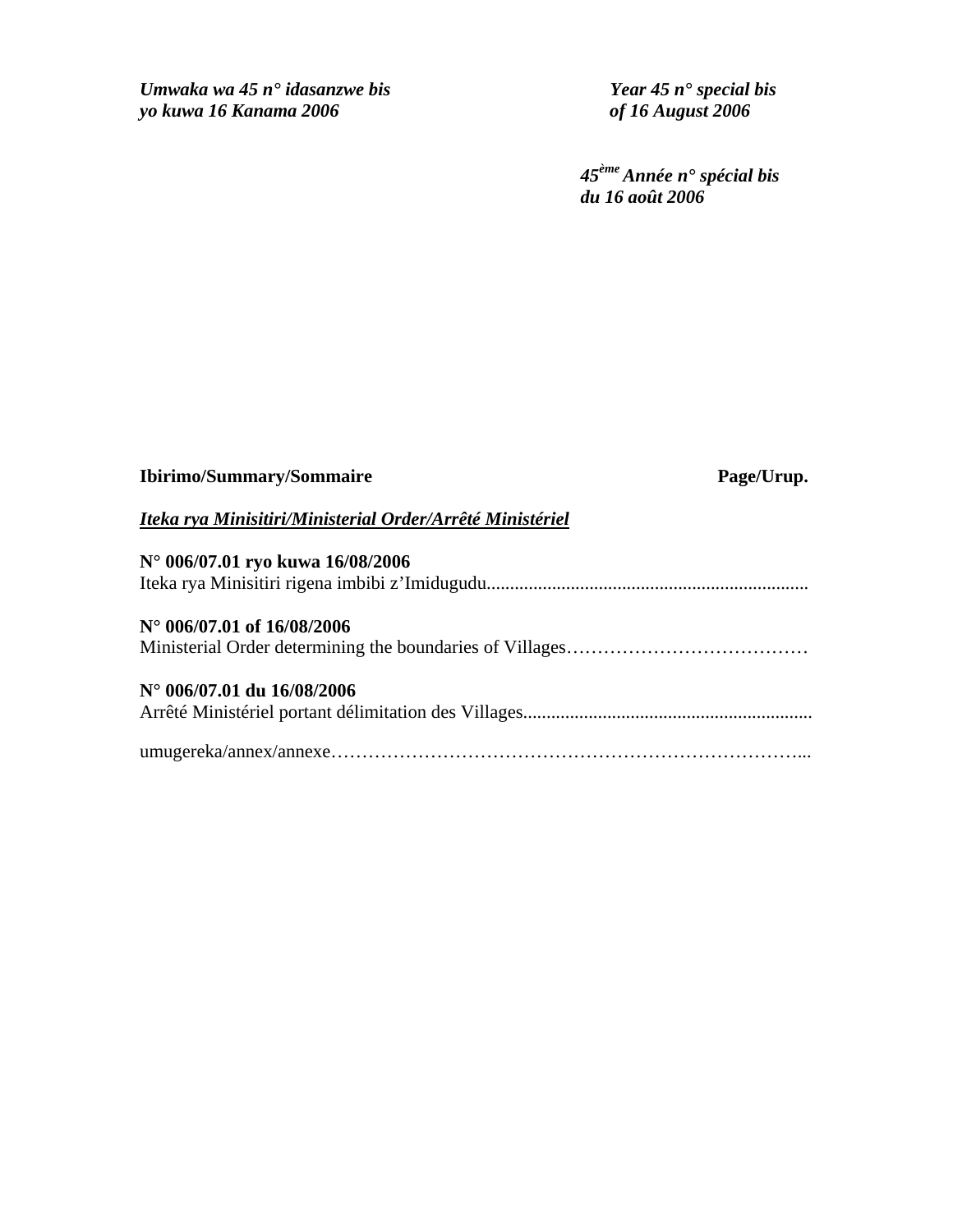*Umwaka wa 45 n° idasanzwe bis*
*yo kuwa 16 Kanama 2006*

*Year 45 n° special bis*
*of 16 August 2006*

*45ème Année n° spécial bis*
*du 16 août 2006*

**Ibirimo/Summary/Sommaire** **Page/Urup.**

***Iteka rya Minisitiri/Ministerial Order/Arrêté Ministériel***

**N° 006/07.01 ryo kuwa 16/08/2006**
Iteka rya Minisitiri rigena imbibi z'Imidugudu....................................................................

**N° 006/07.01 of 16/08/2006**
Ministerial Order determining the boundaries of Villages…………………………………

**N° 006/07.01 du 16/08/2006**
Arrêté Ministériel portant délimitation des Villages.............................................................

umugereka/annex/annexe…………………………………………………………………...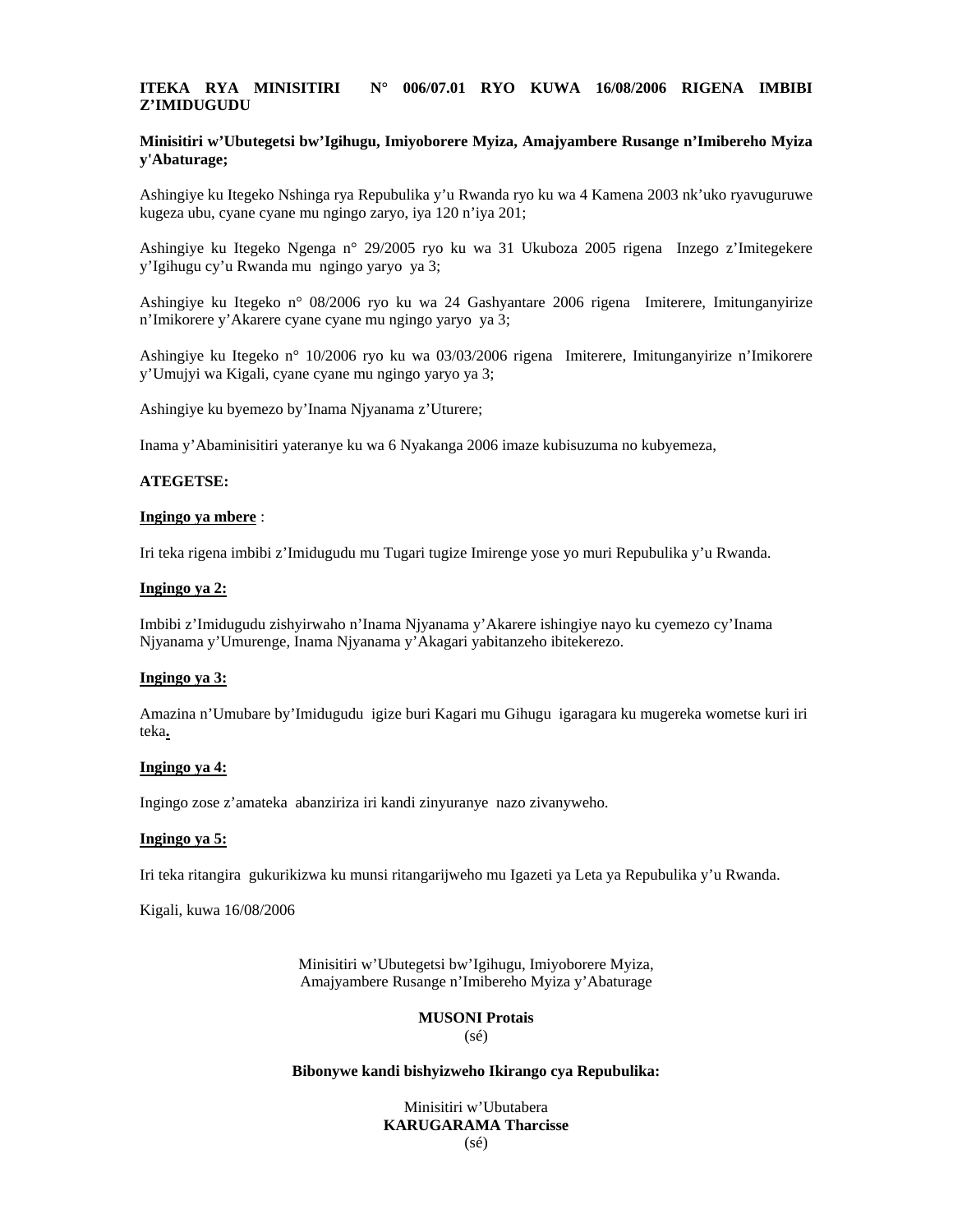**ITEKA RYA MINISITIRI N° 006/07.01 RYO KUWA 16/08/2006 RIGENA IMBIBI Z'IMIDUGUDU**

**Minisitiri w'Ubutegetsi bw'Igihugu, Imiyoborere Myiza, Amajyambere Rusange n'Imibereho Myiza y'Abaturage;**

Ashingiye ku Itegeko Nshinga rya Repubulika y'u Rwanda ryo ku wa 4 Kamena 2003 nk'uko ryavuguruwe kugeza ubu, cyane cyane mu ngingo zaryo, iya 120 n'iya 201;

Ashingiye ku Itegeko Ngenga n° 29/2005 ryo ku wa 31 Ukuboza 2005 rigena Inzego z'Imitegekere y'Igihugu cy'u Rwanda mu ngingo yaryo ya 3;

Ashingiye ku Itegeko n° 08/2006 ryo ku wa 24 Gashyantare 2006 rigena Imiterere, Imitunganyirize n'Imikorere y'Akarere cyane cyane mu ngingo yaryo ya 3;

Ashingiye ku Itegeko n° 10/2006 ryo ku wa 03/03/2006 rigena Imiterere, Imitunganyirize n'Imikorere y'Umujyi wa Kigali, cyane cyane mu ngingo yaryo ya 3;

Ashingiye ku byemezo by'Inama Njyanama z'Uturere;

Inama y'Abaminisitiri yateranye ku wa 6 Nyakanga 2006 imaze kubisuzuma no kubyemeza,

**ATEGETSE:**

**Ingingo ya mbere** :

Iri teka rigena imbibi z'Imidugudu mu Tugari tugize Imirenge yose yo muri Repubulika y'u Rwanda.

**Ingingo ya 2:**

Imbibi z'Imidugudu zishyirwaho n'Inama Njyanama y'Akarere ishingiye nayo ku cyemezo cy'Inama Njyanama y'Umurenge, Inama Njyanama y'Akagari yabitanzeho ibitekerezo.

**Ingingo ya 3:**

Amazina n'Umubare by'Imidugudu igize buri Kagari mu Gihugu igaragara ku mugereka wometse kuri iri teka.

**Ingingo ya 4:**

Ingingo zose z'amateka abanziriza iri kandi zinyuranye nazo zivanyweho.

**Ingingo ya 5:**

Iri teka ritangira gukurikizwa ku munsi ritangarijweho mu Igazeti ya Leta ya Repubulika y'u Rwanda.

Kigali, kuwa 16/08/2006

Minisitiri w'Ubutegetsi bw'Igihugu, Imiyoborere Myiza,
Amajyambere Rusange n'Imibereho Myiza y'Abaturage

**MUSONI Protais**
(sé)

**Bibonywe kandi bishyizweho Ikirango cya Repubulika:**

Minisitiri w'Ubutabera
**KARUGARAMA Tharcisse**
(sé)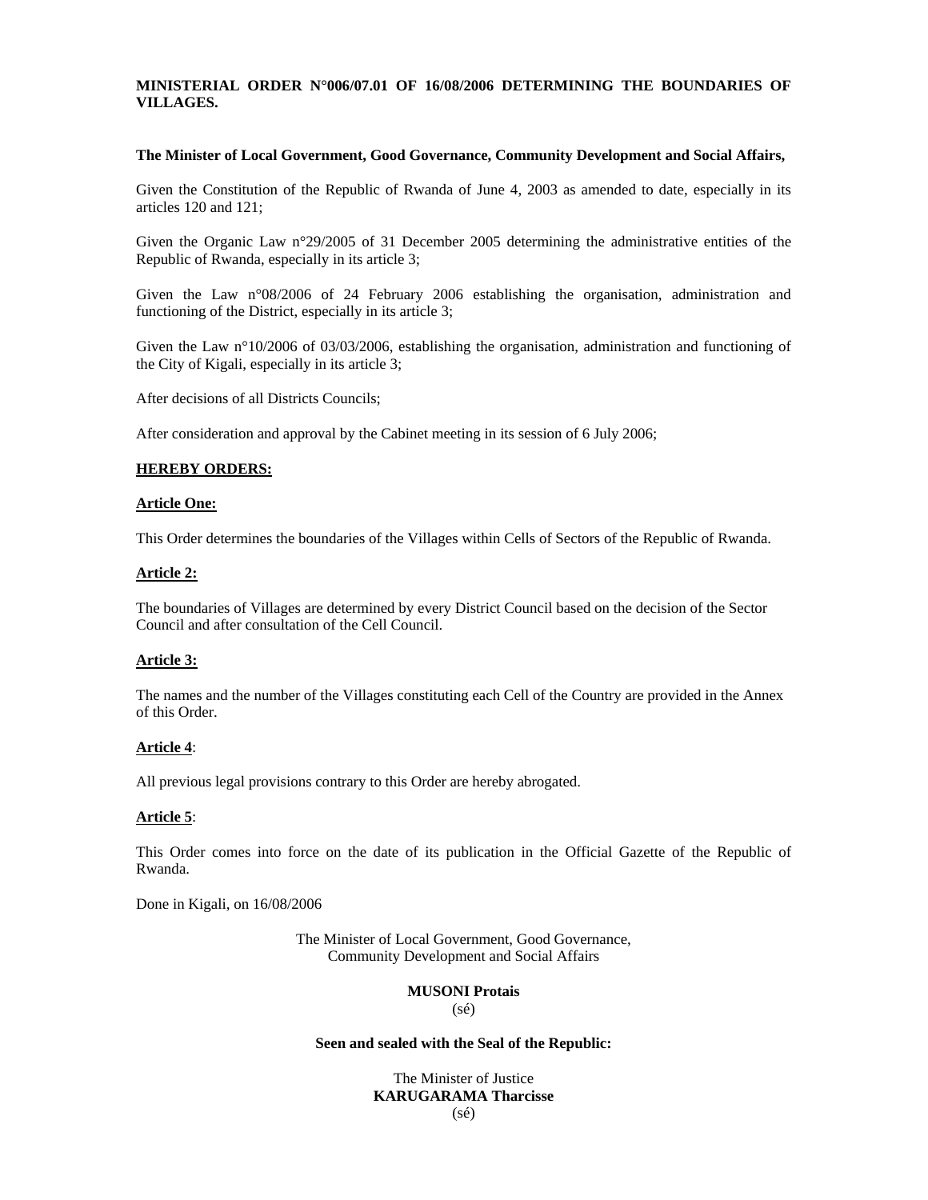**MINISTERIAL ORDER N°006/07.01 OF 16/08/2006 DETERMINING THE BOUNDARIES OF VILLAGES.**

**The Minister of Local Government, Good Governance, Community Development and Social Affairs,**

Given the Constitution of the Republic of Rwanda of June 4, 2003 as amended to date, especially in its articles 120 and 121;

Given the Organic Law n°29/2005 of 31 December 2005 determining the administrative entities of the Republic of Rwanda, especially in its article 3;

Given the Law n°08/2006 of 24 February 2006 establishing the organisation, administration and functioning of the District, especially in its article 3;

Given the Law n°10/2006 of 03/03/2006, establishing the organisation, administration and functioning of the City of Kigali, especially in its article 3;

After decisions of all Districts Councils;

After consideration and approval by the Cabinet meeting in its session of 6 July 2006;

**HEREBY ORDERS:**

**Article One:**

This Order determines the boundaries of the Villages within Cells of Sectors of the Republic of Rwanda.

**Article 2:**

The boundaries of Villages are determined by every District Council based on the decision of the Sector Council and after consultation of the Cell Council.

**Article 3:**

The names and the number of the Villages constituting each Cell of the Country are provided in the Annex of this Order.

**Article 4**:

All previous legal provisions contrary to this Order are hereby abrogated.

**Article 5**:

This Order comes into force on the date of its publication in the Official Gazette of the Republic of Rwanda.

Done in Kigali, on 16/08/2006

The Minister of Local Government, Good Governance,
Community Development and Social Affairs

**MUSONI Protais**
(sé)

**Seen and sealed with the Seal of the Republic:**

The Minister of Justice
**KARUGARAMA Tharcisse**
(sé)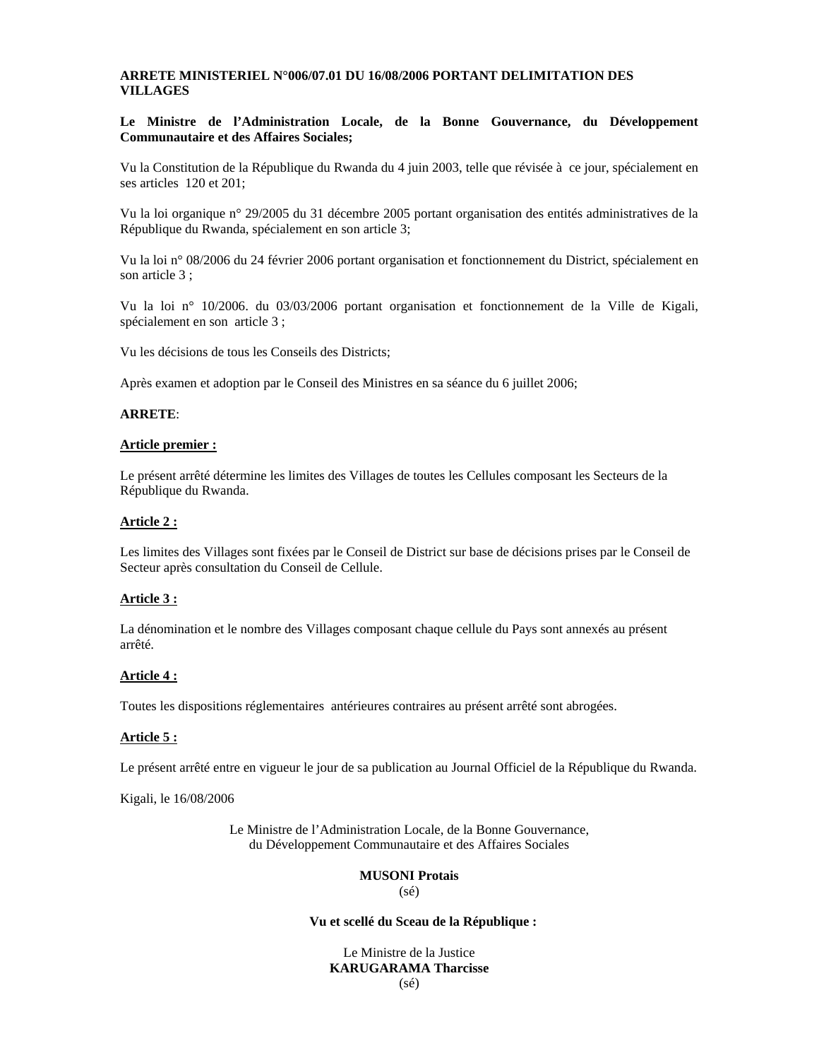**ARRETE MINISTERIEL N°006/07.01 DU 16/08/2006 PORTANT DELIMITATION DES VILLAGES**

**Le Ministre de l'Administration Locale, de la Bonne Gouvernance, du Développement Communautaire et des Affaires Sociales;**

Vu la Constitution de la République du Rwanda du 4 juin 2003, telle que révisée à ce jour, spécialement en ses articles 120 et 201;

Vu la loi organique n° 29/2005 du 31 décembre 2005 portant organisation des entités administratives de la République du Rwanda, spécialement en son article 3;

Vu la loi n° 08/2006 du 24 février 2006 portant organisation et fonctionnement du District, spécialement en son article 3 ;

Vu la loi n° 10/2006. du 03/03/2006 portant organisation et fonctionnement de la Ville de Kigali, spécialement en son article 3 ;

Vu les décisions de tous les Conseils des Districts;

Après examen et adoption par le Conseil des Ministres en sa séance du 6 juillet 2006;

**ARRETE**:

**Article premier :**

Le présent arrêté détermine les limites des Villages de toutes les Cellules composant les Secteurs de la République du Rwanda.

**Article 2 :**

Les limites des Villages sont fixées par le Conseil de District sur base de décisions prises par le Conseil de Secteur après consultation du Conseil de Cellule.

**Article 3 :**

La dénomination et le nombre des Villages composant chaque cellule du Pays sont annexés au présent arrêté.

**Article 4 :**

Toutes les dispositions réglementaires antérieures contraires au présent arrêté sont abrogées.

**Article 5 :**

Le présent arrêté entre en vigueur le jour de sa publication au Journal Officiel de la République du Rwanda.

Kigali, le 16/08/2006

Le Ministre de l'Administration Locale, de la Bonne Gouvernance, du Développement Communautaire et des Affaires Sociales

**MUSONI Protais**
(sé)

**Vu et scellé du Sceau de la République :**

Le Ministre de la Justice
**KARUGARAMA Tharcisse**
(sé)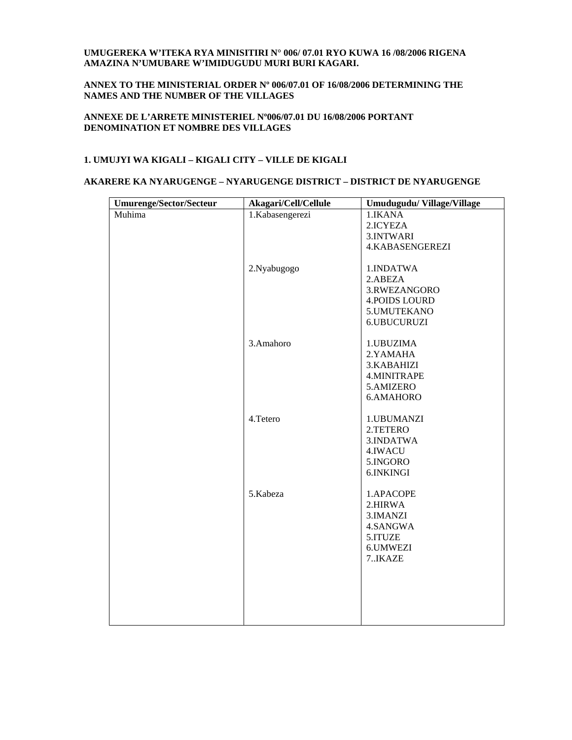**UMUGEREKA W'ITEKA RYA MINISITIRI N° 006/ 07.01 RYO KUWA 16 /08/2006 RIGENA AMAZINA N'UMUBARE W'IMIDUGUDU MURI BURI KAGARI.**

**ANNEX TO THE MINISTERIAL ORDER Nº 006/07.01 OF 16/08/2006 DETERMINING THE NAMES AND THE NUMBER OF THE VILLAGES**

**ANNEXE DE L'ARRETE MINISTERIEL Nº006/07.01 DU 16/08/2006 PORTANT DENOMINATION ET NOMBRE DES VILLAGES**

**1. UMUJYI WA KIGALI – KIGALI CITY – VILLE DE KIGALI**

**AKARERE KA NYARUGENGE – NYARUGENGE DISTRICT – DISTRICT DE NYARUGENGE**

| Umurenge/Sector/Secteur | Akagari/Cell/Cellule | Umudugudu/ Village/Village |
|---|---|---|
| Muhima | 1.Kabasengerezi | 1.IKANA<br>2.ICYEZA<br>3.INTWARI<br>4.KABASENGEREZI |
| | 2.Nyabugogo | 1.INDATWA<br>2.ABEZA<br>3.RWEZANGORO<br>4.POIDS LOURD<br>5.UMUTEKANO<br>6.UBUCURUZI |
| | 3.Amahoro | 1.UBUZIMA<br>2.YAMAHA<br>3.KABAHIZI<br>4.MINITRAPE<br>5.AMIZERO<br>6.AMAHORO |
| | 4.Tetero | 1.UBUMANZI<br>2.TETERO<br>3.INDATWA<br>4.IWACU<br>5.INGORO<br>6.INKINGI |
| | 5.Kabeza | 1.APACOPE<br>2.HIRWA<br>3.IMANZI<br>4.SANGWA<br>5.ITUZE<br>6.UMWEZI<br>7..IKAZE |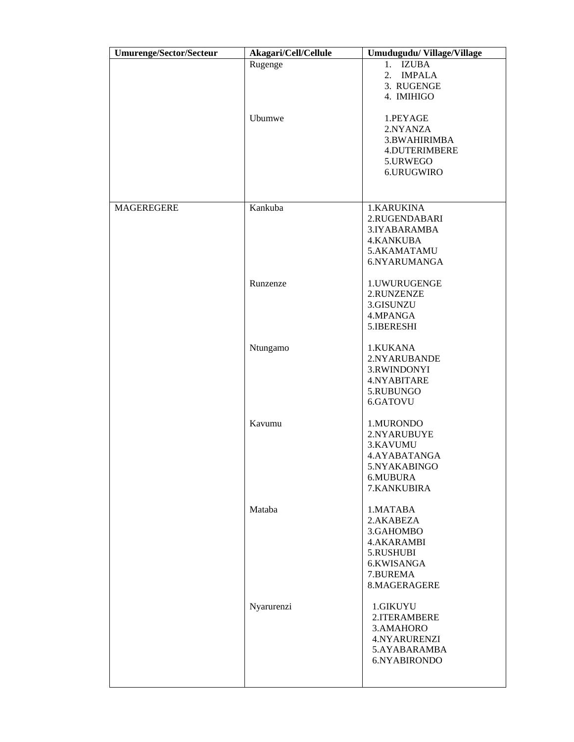| Umurenge/Sector/Secteur | Akagari/Cell/Cellule | Umudugudu/ Village/Village |
|---|---|---|
| | Rugenge | 1. IZUBA<br>2. IMPALA<br>3. RUGENGE<br>4. IMIHIGO |
| | Ubumwe | 1.PEYAGE<br>2.NYANZA<br>3.BWAHIRIMBA<br>4.DUTERIMBERE<br>5.URWEGO<br>6.URUGWIRO |
| MAGEREGERE | Kankuba | 1.KARUKINA<br>2.RUGENDABARI<br>3.IYABARAMBA<br>4.KANKUBA<br>5.AKAMATAMU<br>6.NYARUMANGA |
| | Runzenze | 1.UWURUGENGE<br>2.RUNZENZE<br>3.GISUNZU<br>4.MPANGA<br>5.IBERESHI |
| | Ntungamo | 1.KUKANA<br>2.NYARUBANDE<br>3.RWINDONYI<br>4.NYABITARE<br>5.RUBUNGO<br>6.GATOVU |
| | Kavumu | 1.MURONDO<br>2.NYARUBUYE<br>3.KAVUMU<br>4.AYABATANGA<br>5.NYAKABINGO<br>6.MUBURA<br>7.KANKUBIRA |
| | Mataba | 1.MATABA<br>2.AKABEZA<br>3.GAHOMBO<br>4.AKARAMBI<br>5.RUSHUBI<br>6.KWISANGA<br>7.BUREMA<br>8.MAGERAGERE |
| | Nyarurenzi | 1.GIKUYU<br>2.ITERAMBERE<br>3.AMAHORO<br>4.NYARURENZI<br>5.AYABARAMBA<br>6.NYABIRONDO |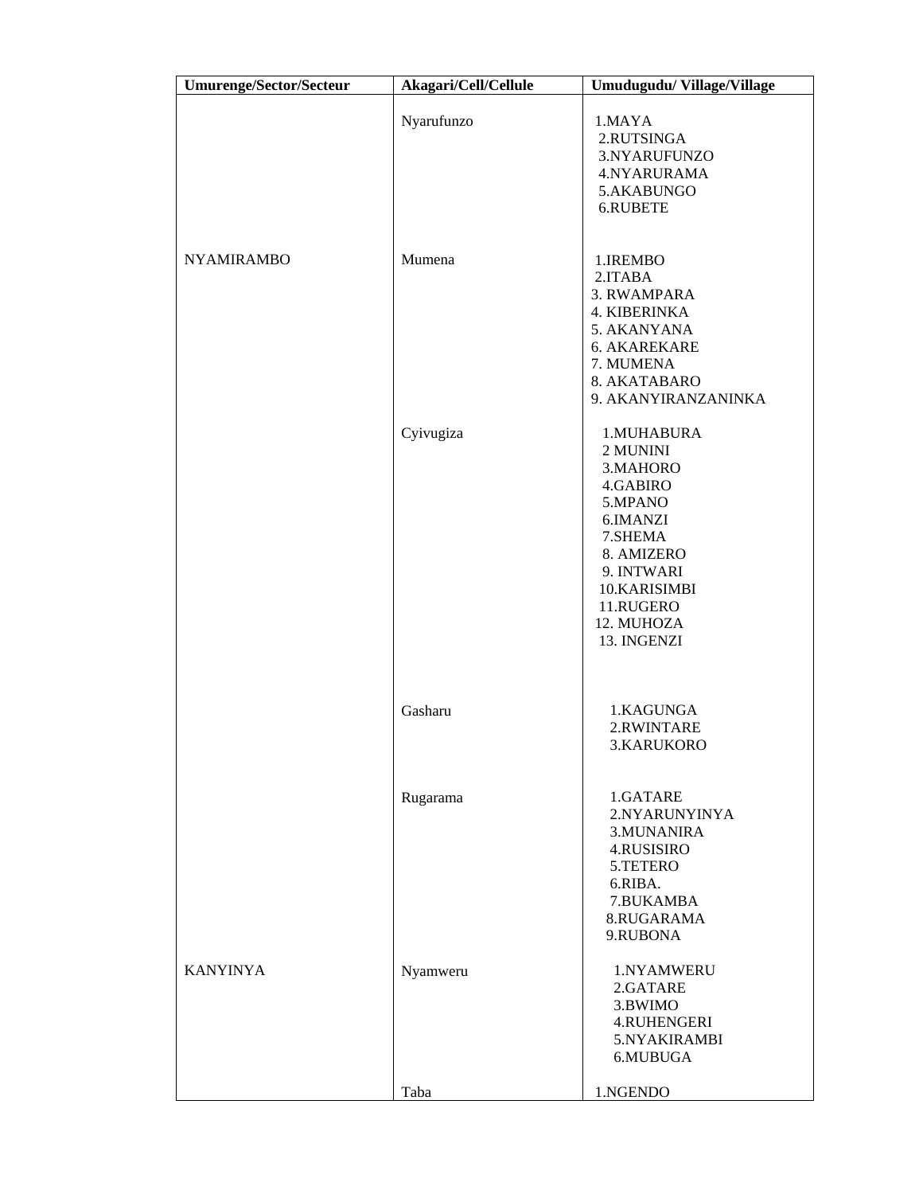| Umurenge/Sector/Secteur | Akagari/Cell/Cellule | Umudugudu/ Village/Village |
|---|---|---|
| NYAMIRAMBO | Nyarufunzo | 1.MAYA<br>2.RUTSINGA<br>3.NYARUFUNZO<br>4.NYARURAMA<br>5.AKABUNGO<br>6.RUBETE |
| | Mumena | 1.IREMBO<br>2.ITABA<br>3. RWAMPARA<br>4. KIBERINKA<br>5. AKANYANA<br>6. AKAREKARE<br>7. MUMENA<br>8. AKATABARO<br>9. AKANYIRANZANINKA |
| | Cyivugiza | 1.MUHABURA<br>2 MUNINI<br>3.MAHORO<br>4.GABIRO<br>5.MPANO<br>6.IMANZI<br>7.SHEMA<br>8. AMIZERO<br>9. INTWARI<br>10.KARISIMBI<br>11.RUGERO<br>12. MUHOZA<br>13. INGENZI |
| | Gasharu | 1.KAGUNGA<br>2.RWINTARE<br>3.KARUKORO |
| | Rugarama | 1.GATARE<br>2.NYARUNYINYA<br>3.MUNANIRA<br>4.RUSISIRO<br>5.TETERO<br>6.RIBA.<br>7.BUKAMBA<br>8.RUGARAMA<br>9.RUBONA |
| KANYINYA | Nyamweru | 1.NYAMWERU<br>2.GATARE<br>3.BWIMO<br>4.RUHENGERI<br>5.NYAKIRAMBI<br>6.MUBUGA |
| | Taba | 1.NGENDO |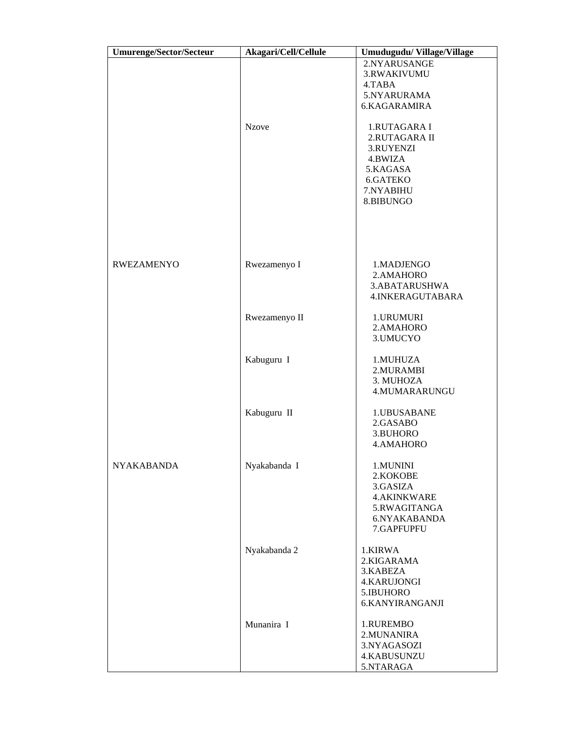| Umurenge/Sector/Secteur | Akagari/Cell/Cellule | Umudugudu/ Village/Village |
| --- | --- | --- |
| | | 2.NYARUSANGE<br>3.RWAKIVUMU<br>4.TABA<br>5.NYARURAMA<br>6.KAGARAMIRA |
| | Nzove | 1.RUTAGARA I<br>2.RUTAGARA II<br>3.RUYENZI<br>4.BWIZA<br>5.KAGASA<br>6.GATEKO<br>7.NYABIHU<br>8.BIBUNGO |
| RWEZAMENYO | Rwezamenyo I | 1.MADJENGO<br>2.AMAHORO<br>3.ABATARUSHWA<br>4.INKERAGUTABARA |
| | Rwezamenyo II | 1.URUMURI<br>2.AMAHORO<br>3.UMUCYO |
| | Kabuguru I | 1.MUHUZA<br>2.MURAMBI<br>3. MUHOZA<br>4.MUMARARUNGU |
| | Kabuguru II | 1.UBUSABANE<br>2.GASABO<br>3.BUHORO<br>4.AMAHORO |
| NYAKABANDA | Nyakabanda I | 1.MUNINI<br>2.KOKOBE<br>3.GASIZA<br>4.AKINKWARE<br>5.RWAGITANGA<br>6.NYAKABANDA<br>7.GAPFUPFU |
| | Nyakabanda 2 | 1.KIRWA<br>2.KIGARAMA<br>3.KABEZA<br>4.KARUJONGI<br>5.IBUHORO<br>6.KANYIRANGANJI |
| | Munanira I | 1.RUREMBO<br>2.MUNANIRA<br>3.NYAGASOZI<br>4.KABUSUNZU<br>5.NTARAGA |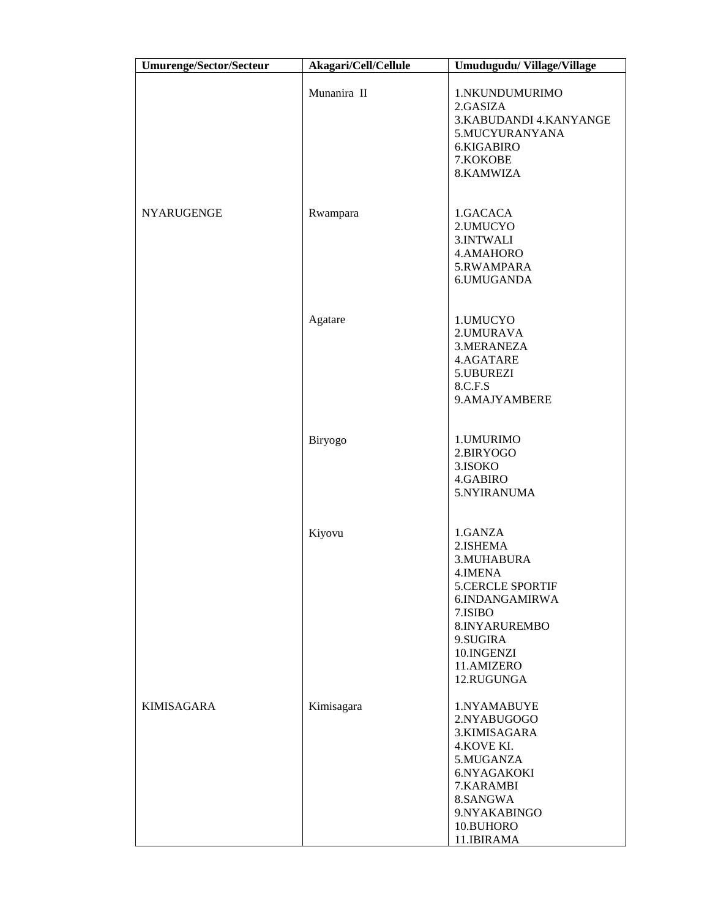| Umurenge/Sector/Secteur | Akagari/Cell/Cellule | Umudugudu/ Village/Village |
|---|---|---|
| | Munanira II | 1.NKUNDUMURIMO<br>2.GASIZA<br>3.KABUDANDI 4.KANYANGE<br>5.MUCYURANYANA<br>6.KIGABIRO<br>7.KOKOBE<br>8.KAMWIZA |
| NYARUGENGE | Rwampara | 1.GACACA<br>2.UMUCYO<br>3.INTWALI<br>4.AMAHORO<br>5.RWAMPARA<br>6.UMUGANDA |
| | Agatare | 1.UMUCYO<br>2.UMURAVA<br>3.MERANEZA<br>4.AGATARE<br>5.UBUREZI<br>8.C.F.S<br>9.AMAJYAMBERE |
| | Biryogo | 1.UMURIMO<br>2.BIRYOGO<br>3.ISOKO<br>4.GABIRO<br>5.NYIRANUMA |
| | Kiyovu | 1.GANZA<br>2.ISHEMA<br>3.MUHABURA<br>4.IMENA<br>5.CERCLE SPORTIF<br>6.INDANGAMIRWA<br>7.ISIBO<br>8.INYARUREMBO<br>9.SUGIRA<br>10.INGENZI<br>11.AMIZERO<br>12.RUGUNGA |
| KIMISAGARA | Kimisagara | 1.NYAMABUYE<br>2.NYABUGOGO<br>3.KIMISAGARA<br>4.KOVE KI.<br>5.MUGANZA<br>6.NYAGAKOKI<br>7.KARAMBI<br>8.SANGWA<br>9.NYAKABINGO<br>10.BUHORO<br>11.IBIRAMA |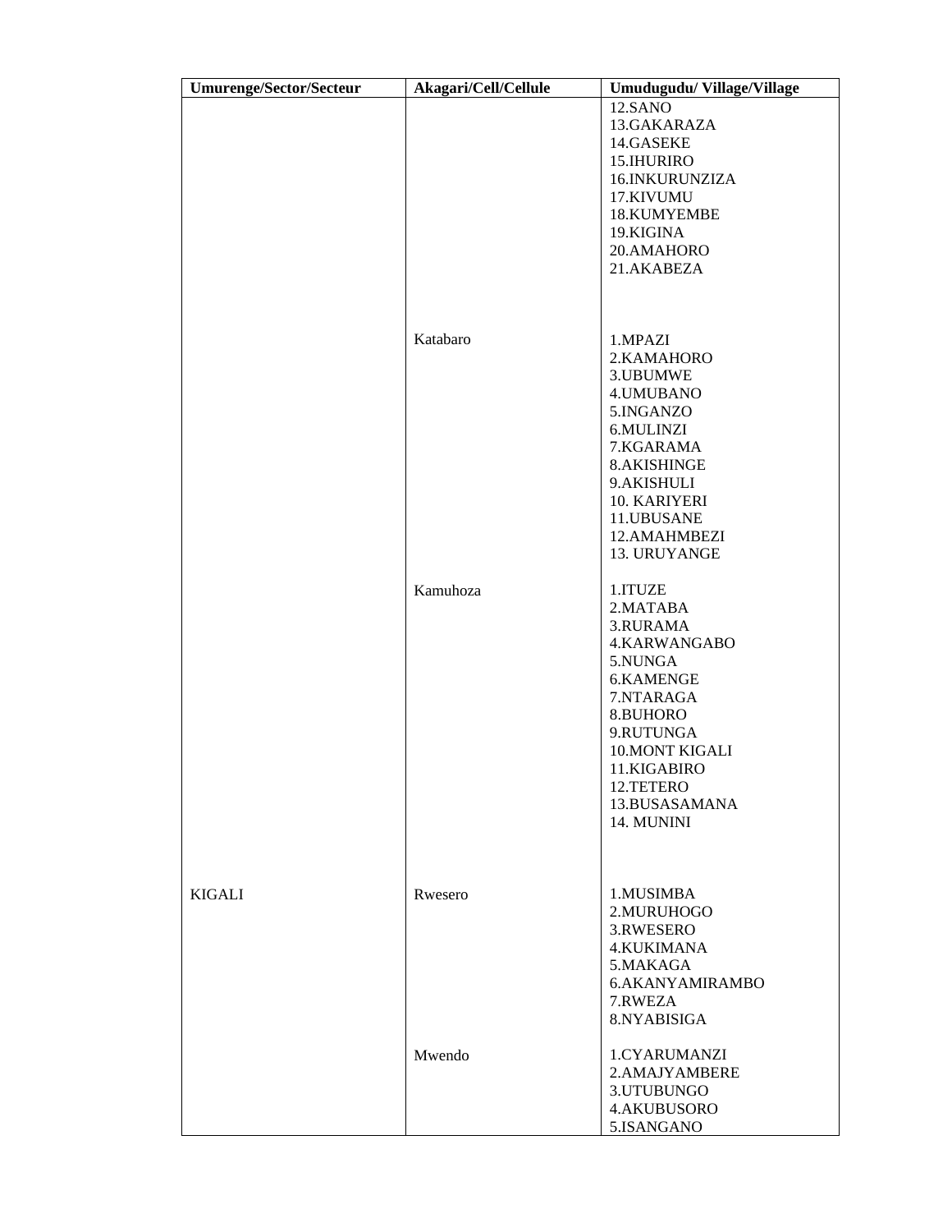| Umurenge/Sector/Secteur | Akagari/Cell/Cellule | Umudugudu/ Village/Village |
|---|---|---|
| | | 12.SANO<br>13.GAKARAZA<br>14.GASEKE<br>15.IHURIRO<br>16.INKURUNZIZA<br>17.KIVUMU<br>18.KUMYEMBE<br>19.KIGINA<br>20.AMAHORO<br>21.AKABEZA |
| | Katabaro | 1.MPAZI<br>2.KAMAHORO<br>3.UBUMWE<br>4.UMUBANO<br>5.INGANZO<br>6.MULINZI<br>7.KGARAMA<br>8.AKISHINGE<br>9.AKISHULI<br>10. KARIYERI<br>11.UBUSANE<br>12.AMAHMBEZI<br>13. URUYANGE |
| | Kamuhoza | 1.ITUZE<br>2.MATABA<br>3.RURAMA<br>4.KARWANGABO<br>5.NUNGA<br>6.KAMENGE<br>7.NTARAGA<br>8.BUHORO<br>9.RUTUNGA<br>10.MONT KIGALI<br>11.KIGABIRO<br>12.TETERO<br>13.BUSASAMANA<br>14. MUNINI |
| KIGALI | Rwesero | 1.MUSIMBA<br>2.MURUHOGO<br>3.RWESERO<br>4.KUKIMANA<br>5.MAKAGA<br>6.AKANYAMIRAMBO<br>7.RWEZA<br>8.NYABISIGA |
| | Mwendo | 1.CYARUMANZI<br>2.AMAJYAMBERE<br>3.UTUBUNGO<br>4.AKUBUSORO<br>5.ISANGANO |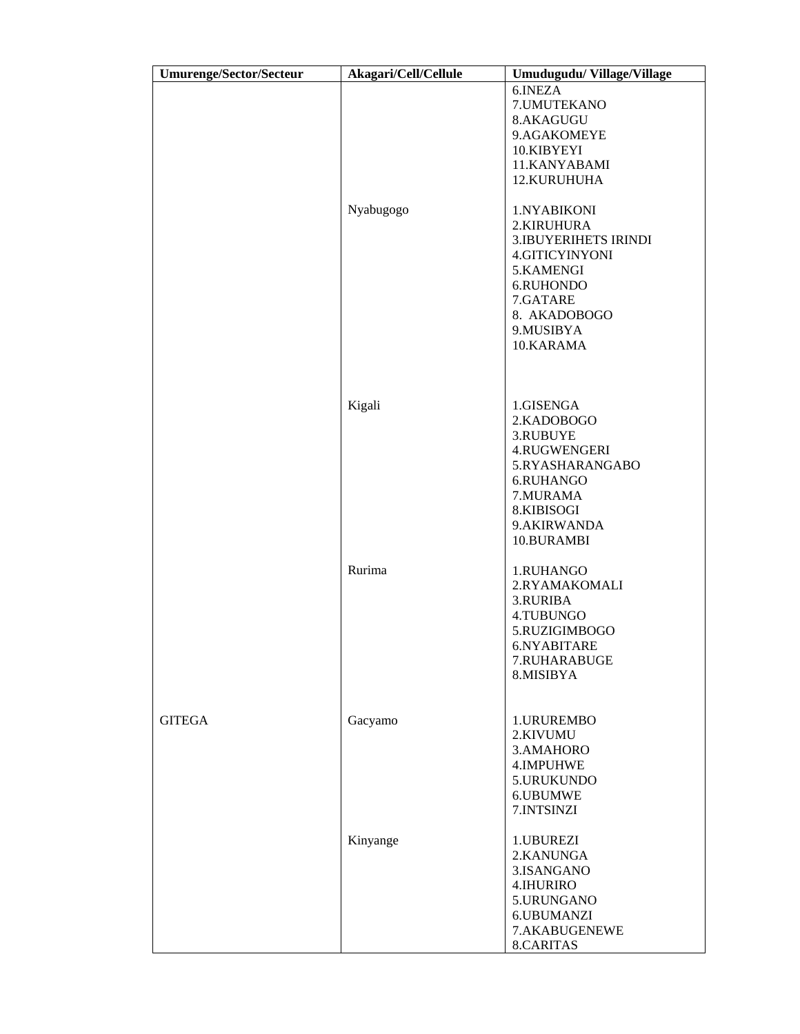| Umurenge/Sector/Secteur | Akagari/Cell/Cellule | Umudugudu/ Village/Village |
|---|---|---|
| | | 6.INEZA<br>7.UMUTEKANO<br>8.AKAGUGU<br>9.AGAKOMEYE<br>10.KIBYEYI<br>11.KANYABAMI<br>12.KURUHUHA |
| | Nyabugogo | 1.NYABIKONI<br>2.KIRUHURA<br>3.IBUYERIHETS IRINDI<br>4.GITICYINYONI<br>5.KAMENGI<br>6.RUHONDO<br>7.GATARE<br>8. AKADOBOGO<br>9.MUSIBYA<br>10.KARAMA |
| | Kigali | 1.GISENGA<br>2.KADOBOGO<br>3.RUBUYE<br>4.RUGWENGERI<br>5.RYASHARANGABO<br>6.RUHANGO<br>7.MURAMA<br>8.KIBISOGI<br>9.AKIRWANDA<br>10.BURAMBI |
| | Rurima | 1.RUHANGO<br>2.RYAMAKOMALI<br>3.RURIBA<br>4.TUBUNGO<br>5.RUZIGIMBOGO<br>6.NYABITARE<br>7.RUHARABUGE<br>8.MISIBYA |
| GITEGA | Gacyamo | 1.URUREMBO<br>2.KIVUMU<br>3.AMAHORO<br>4.IMPUHWE<br>5.URUKUNDO<br>6.UBUMWE<br>7.INTSINZI |
| | Kinyange | 1.UBUREZI<br>2.KANUNGA<br>3.ISANGANO<br>4.IHURIRO<br>5.URUNGANO<br>6.UBUMANZI<br>7.AKABUGENEWE<br>8.CARITAS |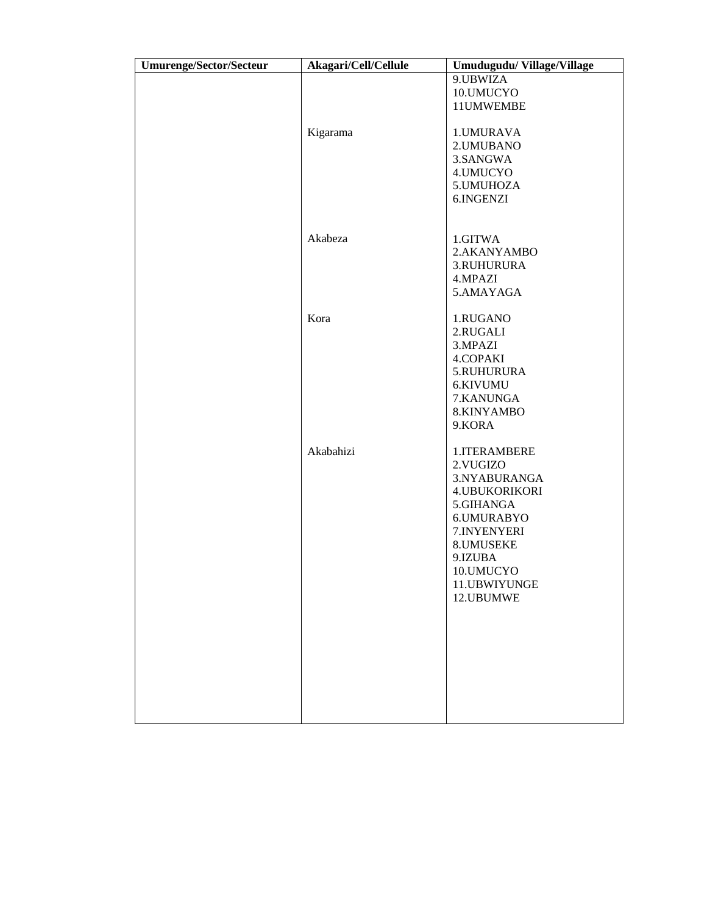| Umurenge/Sector/Secteur | Akagari/Cell/Cellule | Umudugudu/ Village/Village |
|---|---|---|
| | | 9.UBWIZA<br>10.UMUCYO<br>11UMWEMBE |
| | Kigarama | 1.UMURAVA<br>2.UMUBANO<br>3.SANGWA<br>4.UMUCYO<br>5.UMUHOZA<br>6.INGENZI |
| | Akabeza | 1.GITWA<br>2.AKANYAMBO<br>3.RUHURURA<br>4.MPAZI<br>5.AMAYAGA |
| | Kora | 1.RUGANO<br>2.RUGALI<br>3.MPAZI<br>4.COPAKI<br>5.RUHURURA<br>6.KIVUMU<br>7.KANUNGA<br>8.KINYAMBO<br>9.KORA |
| | Akabahizi | 1.ITERAMBERE<br>2.VUGIZO<br>3.NYABURANGA<br>4.UBUKORIKORI<br>5.GIHANGA<br>6.UMURABYO<br>7.INYENYERI<br>8.UMUSEKE<br>9.IZUBA<br>10.UMUCYO<br>11.UBWIYUNGE<br>12.UBUMWE |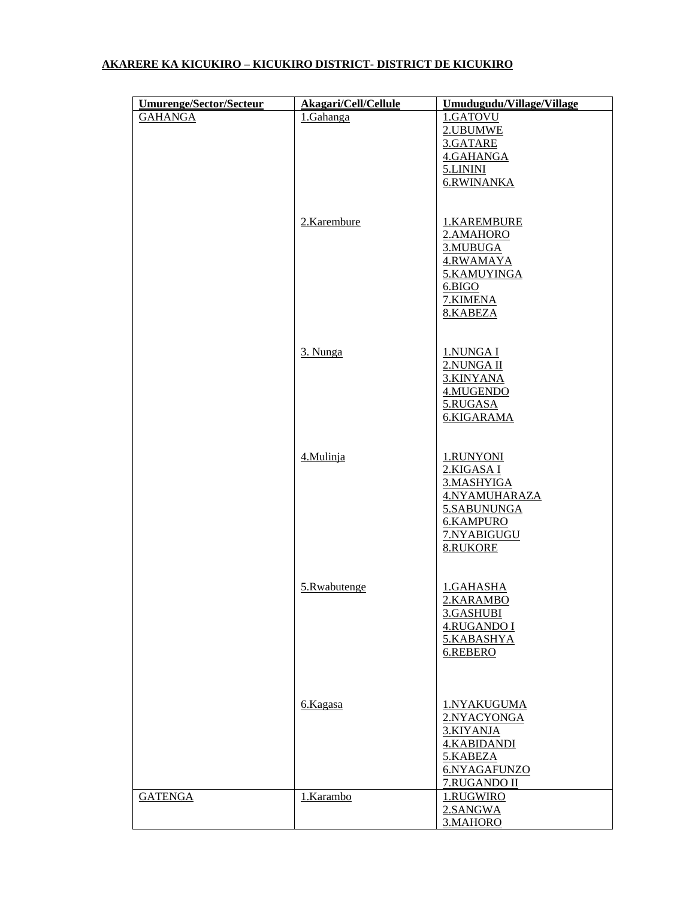**AKARERE KA KICUKIRO – KICUKIRO DISTRICT- DISTRICT DE KICUKIRO**

| Umurenge/Sector/Secteur | Akagari/Cell/Cellule | Umudugudu/Village/Village |
|---|---|---|
| GAHANGA | 1.Gahanga | 1.GATOVU<br>2.UBUMWE<br>3.GATARE<br>4.GAHANGA<br>5.LININI<br>6.RWINANKA |
| | 2.Karembure | 1.KAREMBURE<br>2.AMAHORO<br>3.MUBUGA<br>4.RWAMAYA<br>5.KAMUYINGA<br>6.BIGO<br>7.KIMENA<br>8.KABEZA |
| | 3. Nunga | 1.NUNGA I<br>2.NUNGA II<br>3.KINYANA<br>4.MUGENDO<br>5.RUGASA<br>6.KIGARAMA |
| | 4.Mulinja | 1.RUNYONI<br>2.KIGASA I<br>3.MASHYIGA<br>4.NYAMUHARAZA<br>5.SABUNUNGA<br>6.KAMPURO<br>7.NYABIGUGU<br>8.RUKORE |
| | 5.Rwabutenge | 1.GAHASHA<br>2.KARAMBO<br>3.GASHUBI<br>4.RUGANDO I<br>5.KABASHYA<br>6.REBERO |
| | 6.Kagasa | 1.NYAKUGUMA<br>2.NYACYONGA<br>3.KIYANJA<br>4.KABIDANDI<br>5.KABEZA<br>6.NYAGAFUNZO<br>7.RUGANDO II |
| GATENGA | 1.Karambo | 1.RUGWIRO<br>2.SANGWA<br>3.MAHORO |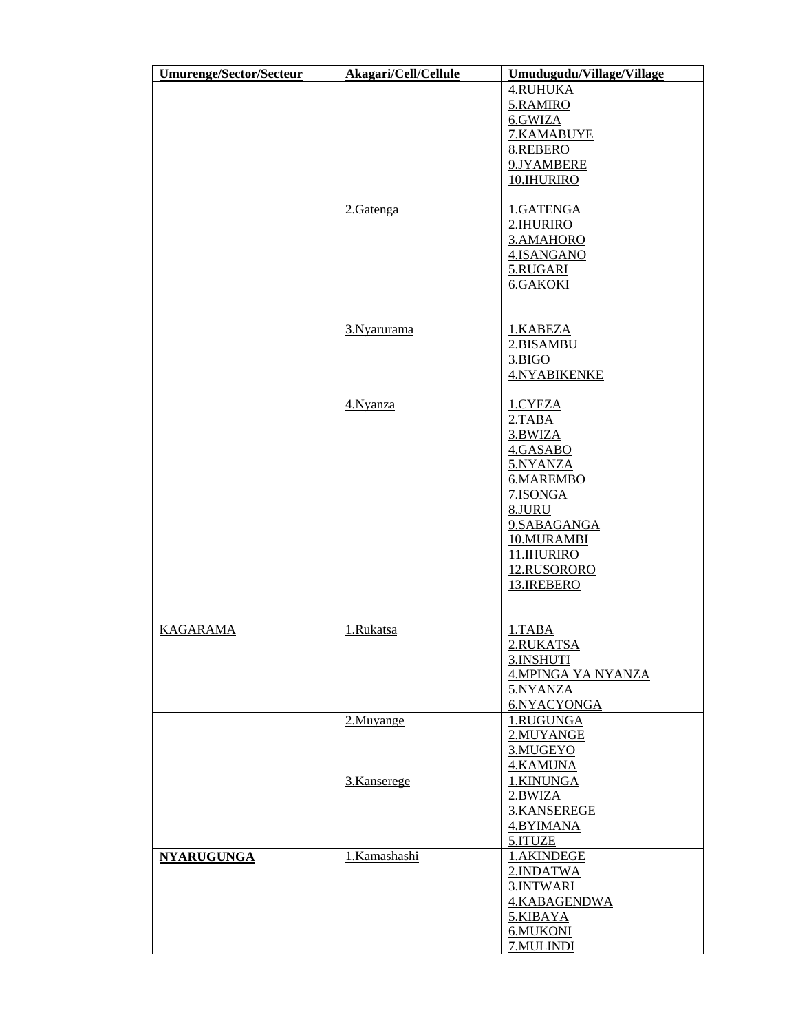| Umurenge/Sector/Secteur | Akagari/Cell/Cellule | Umudugudu/Village/Village |
|---|---|---|
| | | 4.RUHUKA<br>5.RAMIRO<br>6.GWIZA<br>7.KAMABUYE<br>8.REBERO<br>9.JYAMBERE<br>10.IHURIRO |
| | 2.Gatenga | 1.GATENGA<br>2.IHURIRO<br>3.AMAHORO<br>4.ISANGANO<br>5.RUGARI<br>6.GAKOKI |
| | 3.Nyarurama | 1.KABEZA<br>2.BISAMBU<br>3.BIGO<br>4.NYABIKENKE |
| | 4.Nyanza | 1.CYEZA<br>2.TABA<br>3.BWIZA<br>4.GASABO<br>5.NYANZA<br>6.MAREMBO<br>7.ISONGA<br>8.JURU<br>9.SABAGANGA<br>10.MURAMBI<br>11.IHURIRO<br>12.RUSORORO<br>13.IREBERO |
| KAGARAMA | 1.Rukatsa | 1.TABA<br>2.RUKATSA<br>3.INSHUTI<br>4.MPINGA YA NYANZA<br>5.NYANZA<br>6.NYACYONGA |
| | 2.Muyange | 1.RUGUNGA<br>2.MUYANGE<br>3.MUGEYO<br>4.KAMUNA |
| | 3.Kanserege | 1.KINUNGA<br>2.BWIZA<br>3.KANSEREGE<br>4.BYIMANA<br>5.ITUZE |
| **NYARUGUNGA** | 1.Kamashashi | 1.AKINDEGE<br>2.INDATWA<br>3.INTWARI<br>4.KABAGENDWA<br>5.KIBAYA<br>6.MUKONI<br>7.MULINDI |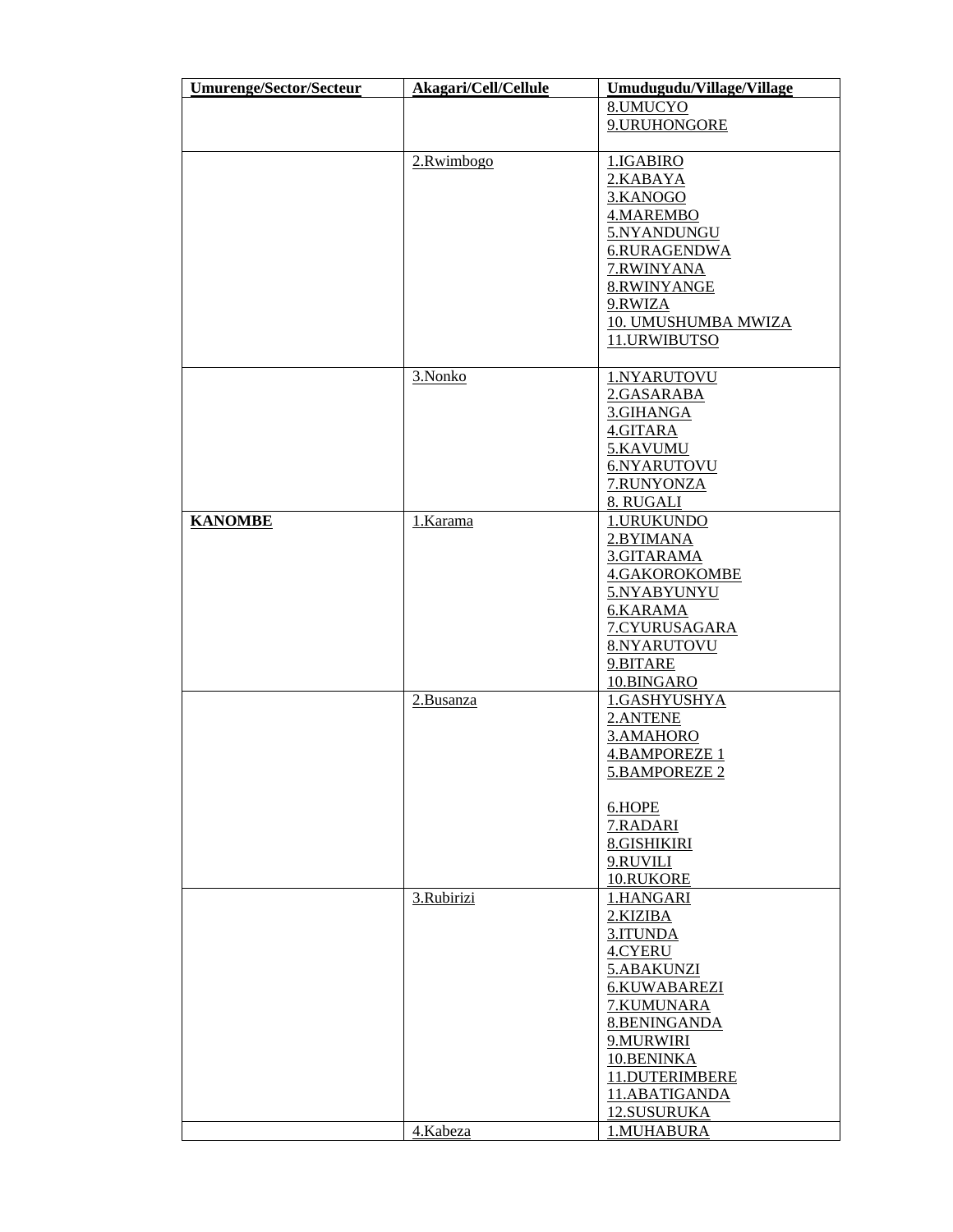| Umurenge/Sector/Secteur | Akagari/Cell/Cellule | Umudugudu/Village/Village |
|---|---|---|
| | | 8.UMUCYO<br>9.URUHONGORE |
| | 2.Rwimbogo | 1.IGABIRO<br>2.KABAYA<br>3.KANOGO<br>4.MAREMBO<br>5.NYANDUNGU<br>6.RURAGENDWA<br>7.RWINYANA<br>8.RWINYANGE<br>9.RWIZA<br>10. UMUSHUMBA MWIZA<br>11.URWIBUTSO |
| | 3.Nonko | 1.NYARUTOVU<br>2.GASARABA<br>3.GIHANGA<br>4.GITARA<br>5.KAVUMU<br>6.NYARUTOVU<br>7.RUNYONZA<br>8. RUGALI |
| **KANOMBE** | 1.Karama | 1.URUKUNDO<br>2.BYIMANA<br>3.GITARAMA<br>4.GAKOROKOMBE<br>5.NYABYUNYU<br>6.KARAMA<br>7.CYURUSAGARA<br>8.NYARUTOVU<br>9.BITARE<br>10.BINGARO |
| | 2.Busanza | 1.GASHYUSHYA<br>2.ANTENE<br>3.AMAHORO<br>4.BAMPOREZE 1<br>5.BAMPOREZE 2<br>6.HOPE<br>7.RADARI<br>8.GISHIKIRI<br>9.RUVILI<br>10.RUKORE |
| | 3.Rubirizi | 1.HANGARI<br>2.KIZIBA<br>3.ITUNDA<br>4.CYERU<br>5.ABAKUNZI<br>6.KUWABAREZI<br>7.KUMUNARA<br>8.BENINGANDA<br>9.MURWIRI<br>10.BENINKA<br>11.DUTERIMBERE<br>11.ABATIGANDA<br>12.SUSURUKA |
| | 4.Kabeza | 1.MUHABURA |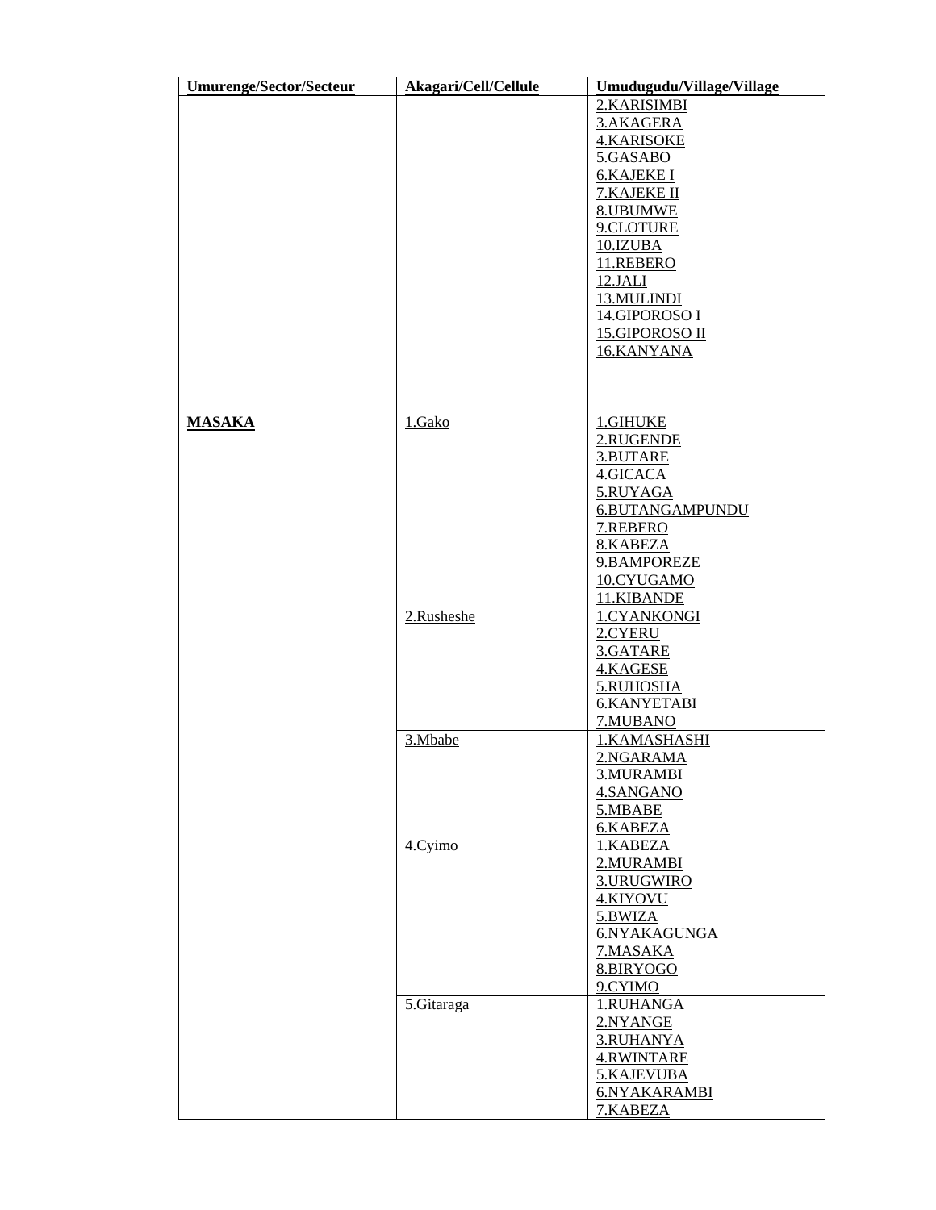| Umurenge/Sector/Secteur | Akagari/Cell/Cellule | Umudugudu/Village/Village |
|---|---|---|
| | | 2.KARISIMBI<br>3.AKAGERA<br>4.KARISOKE<br>5.GASABO<br>6.KAJEKE I<br>7.KAJEKE II<br>8.UBUMWE<br>9.CLOTURE<br>10.IZUBA<br>11.REBERO<br>12.JALI<br>13.MULINDI<br>14.GIPOROSO I<br>15.GIPOROSO II<br>16.KANYANA |
| **MASAKA** | 1.Gako | 1.GIHUKE<br>2.RUGENDE<br>3.BUTARE<br>4.GICACA<br>5.RUYAGA<br>6.BUTANGAMPUNDU<br>7.REBERO<br>8.KABEZA<br>9.BAMPOREZE<br>10.CYUGAMO<br>11.KIBANDE |
| | 2.Rusheshe | 1.CYANKONGI<br>2.CYERU<br>3.GATARE<br>4.KAGESE<br>5.RUHOSHA<br>6.KANYETABI<br>7.MUBANO |
| | 3.Mbabe | 1.KAMASHASHI<br>2.NGARAMA<br>3.MURAMBI<br>4.SANGANO<br>5.MBABE<br>6.KABEZA |
| | 4.Cyimo | 1.KABEZA<br>2.MURAMBI<br>3.URUGWIRO<br>4.KIYOVU<br>5.BWIZA<br>6.NYAKAGUNGA<br>7.MASAKA<br>8.BIRYOGO<br>9.CYIMO |
| | 5.Gitaraga | 1.RUHANGA<br>2.NYANGE<br>3.RUHANYA<br>4.RWINTARE<br>5.KAJEVUBA<br>6.NYAKARAMBI<br>7.KABEZA |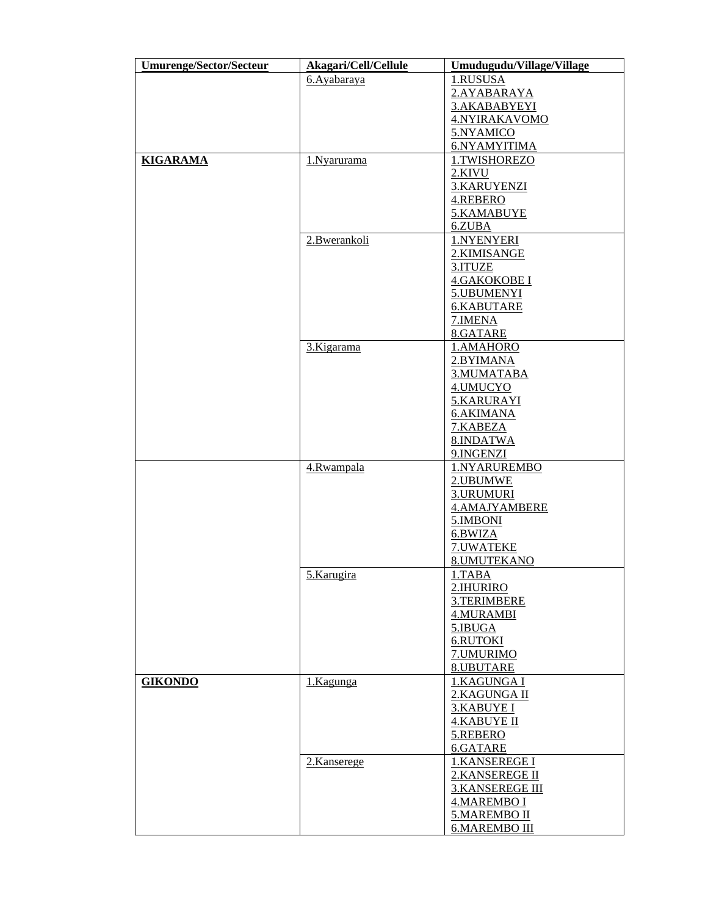| Umurenge/Sector/Secteur | Akagari/Cell/Cellule | Umudugudu/Village/Village |
|---|---|---|
| | 6.Ayabaraya | 1.RUSUSA<br>2.AYABARAYA<br>3.AKABABYEYI<br>4.NYIRAKAVOMO<br>5.NYAMICO<br>6.NYAMYITIMA |
| **KIGARAMA** | 1.Nyarurama | 1.TWISHOREZO<br>2.KIVU<br>3.KARUYENZI<br>4.REBERO<br>5.KAMABUYE<br>6.ZUBA |
| | 2.Bwerankoli | 1.NYENYERI<br>2.KIMISANGE<br>3.ITUZE<br>4.GAKOKOBE I<br>5.UBUMENYI<br>6.KABUTARE<br>7.IMENA<br>8.GATARE |
| | 3.Kigarama | 1.AMAHORO<br>2.BYIMANA<br>3.MUMATABA<br>4.UMUCYO<br>5.KARURAYI<br>6.AKIMANA<br>7.KABEZA<br>8.INDATWA<br>9.INGENZI |
| | 4.Rwampala | 1.NYARUREMBO<br>2.UBUMWE<br>3.URUMURI<br>4.AMAJYAMBERE<br>5.IMBONI<br>6.BWIZA<br>7.UWATEKE<br>8.UMUTEKANO |
| | 5.Karugira | 1.TABA<br>2.IHURIRO<br>3.TERIMBERE<br>4.MURAMBI<br>5.IBUGA<br>6.RUTOKI<br>7.UMURIMO<br>8.UBUTARE |
| **GIKONDO** | 1.Kagunga | 1.KAGUNGA I<br>2.KAGUNGA II<br>3.KABUYE I<br>4.KABUYE II<br>5.REBERO<br>6.GATARE |
| | 2.Kanserege | 1.KANSEREGE I<br>2.KANSEREGE II<br>3.KANSEREGE III<br>4.MAREMBO I<br>5.MAREMBO II<br>6.MAREMBO III |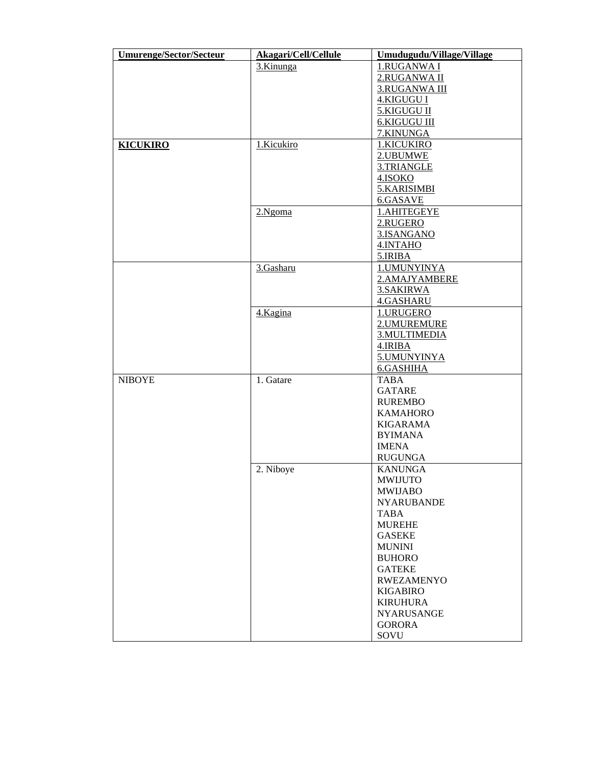| Umurenge/Sector/Secteur | Akagari/Cell/Cellule | Umudugudu/Village/Village |
|---|---|---|
| | 3.Kinunga | 1.RUGANWA I<br>2.RUGANWA II<br>3.RUGANWA III<br>4.KIGUGU I<br>5.KIGUGU II<br>6.KIGUGU III<br>7.KINUNGA |
| **KICUKIRO** | 1.Kicukiro | 1.KICUKIRO<br>2.UBUMWE<br>3.TRIANGLE<br>4.ISOKO<br>5.KARISIMBI<br>6.GASAVE |
| | 2.Ngoma | 1.AHITEGEYE<br>2.RUGERO<br>3.ISANGANO<br>4.INTAHO<br>5.IRIBA |
| | 3.Gasharu | 1.UMUNYINYA<br>2.AMAJYAMBERE<br>3.SAKIRWA<br>4.GASHARU |
| | 4.Kagina | 1.URUGERO<br>2.UMUREMURE<br>3.MULTIMEDIA<br>4.IRIBA<br>5.UMUNYINYA<br>6.GASHIHA |
| NIBOYE | 1. Gatare | TABA<br>GATARE<br>RUREMBO<br>KAMAHORO<br>KIGARAMA<br>BYIMANA<br>IMENA<br>RUGUNGA |
| | 2. Niboye | KANUNGA<br>MWIJUTO<br>MWIJABO<br>NYARUBANDE<br>TABA<br>MUREHE<br>GASEKE<br>MUNINI<br>BUHORO<br>GATEKE<br>RWEZAMENYO<br>KIGABIRO<br>KIRUHURA<br>NYARUSANGE<br>GORORA<br>SOVU |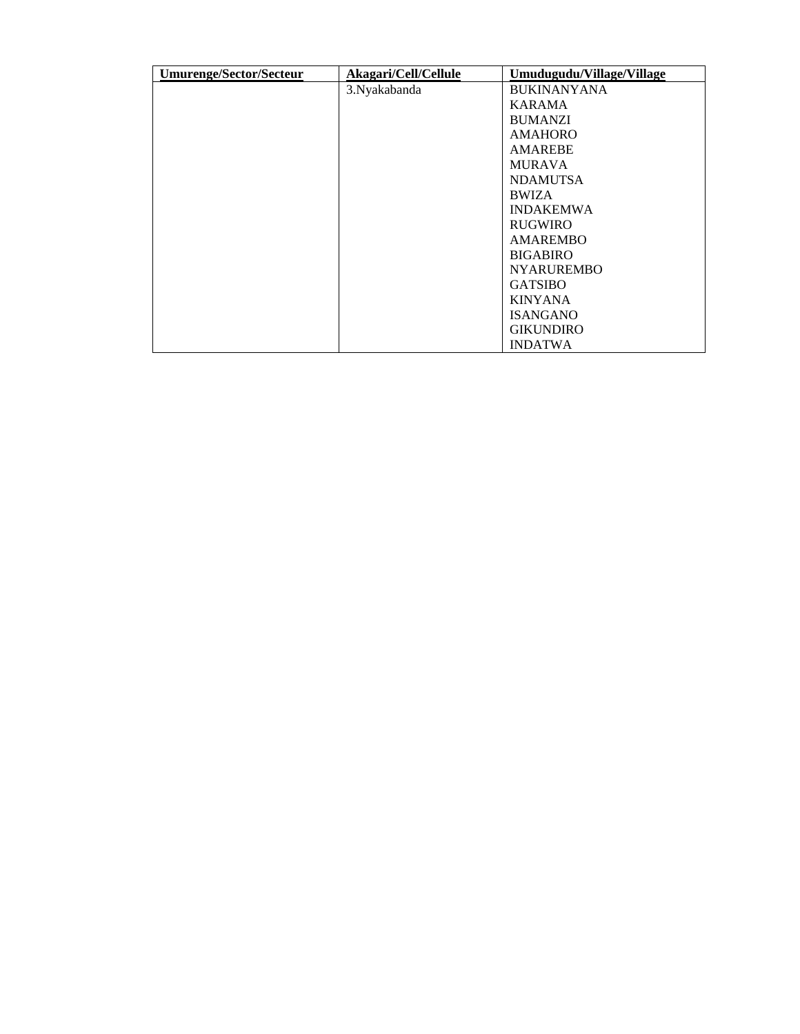| **Umurenge/Sector/Secteur** | **Akagari/Cell/Cellule** | **Umudugudu/Village/Village** |
|---|---|---|
| | 3.Nyakabanda | BUKINANYANA |
| | | KARAMA |
| | | BUMANZI |
| | | AMAHORO |
| | | AMAREBE |
| | | MURAVA |
| | | NDAMUTSA |
| | | BWIZA |
| | | INDAKEMWA |
| | | RUGWIRO |
| | | AMAREMBO |
| | | BIGABIRO |
| | | NYARUREMBO |
| | | GATSIBO |
| | | KINYANA |
| | | ISANGANO |
| | | GIKUNDIRO |
| | | INDATWA |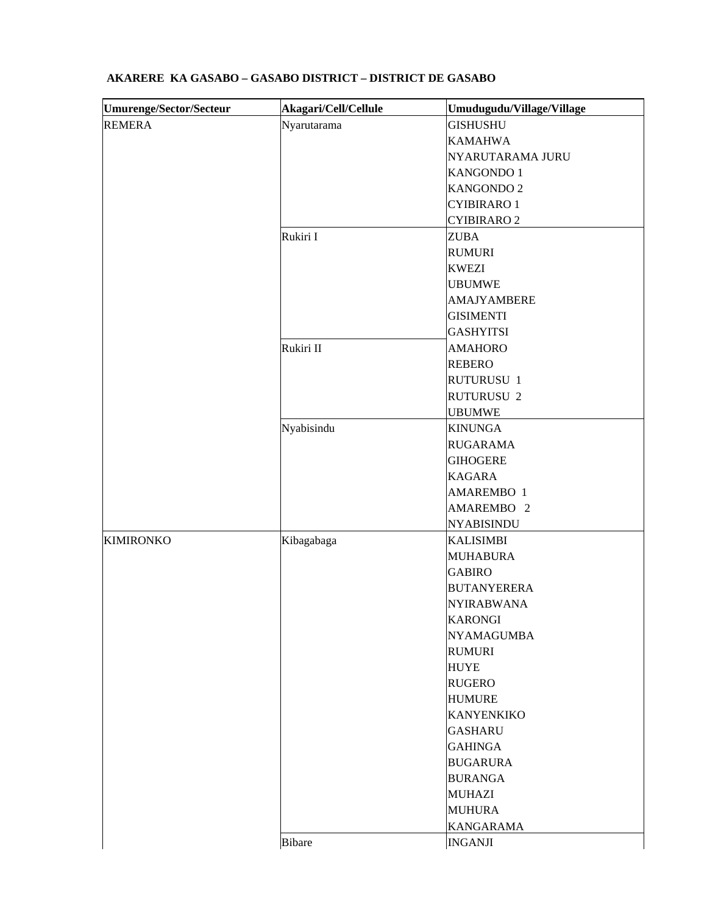**AKARERE KA GASABO – GASABO DISTRICT – DISTRICT DE GASABO**

| Umurenge/Sector/Secteur | Akagari/Cell/Cellule | Umudugudu/Village/Village |
|---|---|---|
| REMERA | Nyarutarama | GISHUSHU |
| | | KAMAHWA |
| | | NYARUTARAMA JURU |
| | | KANGONDO 1 |
| | | KANGONDO 2 |
| | | CYIBIRARO 1 |
| | | CYIBIRARO 2 |
| | Rukiri I | ZUBA |
| | | RUMURI |
| | | KWEZI |
| | | UBUMWE |
| | | AMAJYAMBERE |
| | | GISIMENTI |
| | | GASHYITSI |
| | Rukiri II | AMAHORO |
| | | REBERO |
| | | RUTURUSU 1 |
| | | RUTURUSU 2 |
| | | UBUMWE |
| | Nyabisindu | KINUNGA |
| | | RUGARAMA |
| | | GIHOGERE |
| | | KAGARA |
| | | AMAREMBO 1 |
| | | AMAREMBO 2 |
| | | NYABISINDU |
| KIMIRONKO | Kibagabaga | KALISIMBI |
| | | MUHABURA |
| | | GABIRO |
| | | BUTANYERERA |
| | | NYIRABWANA |
| | | KARONGI |
| | | NYAMAGUMBA |
| | | RUMURI |
| | | HUYE |
| | | RUGERO |
| | | HUMURE |
| | | KANYENKIKO |
| | | GASHARU |
| | | GAHINGA |
| | | BUGARURA |
| | | BURANGA |
| | | MUHAZI |
| | | MUHURA |
| | | KANGARAMA |
| | Bibare | INGANJI |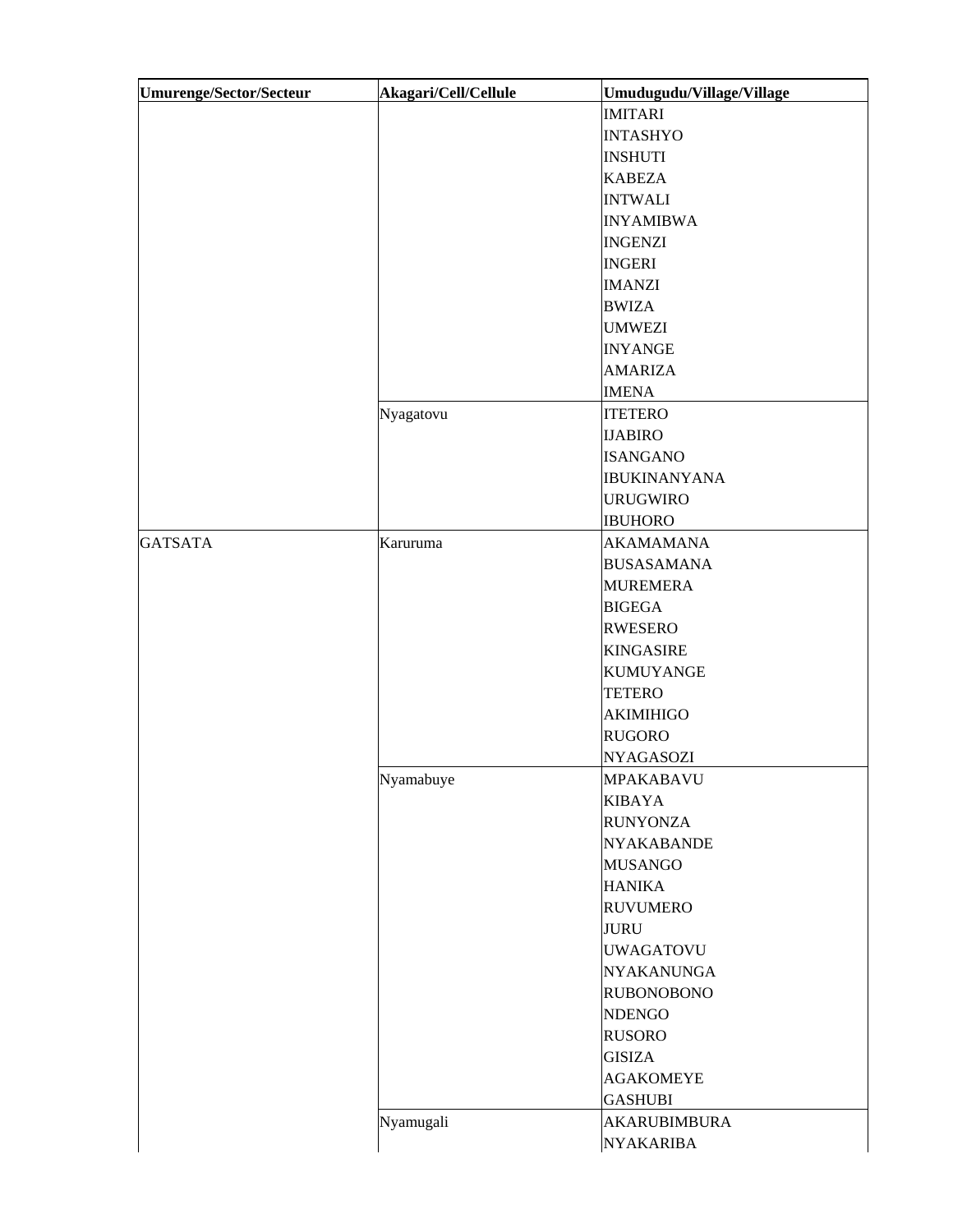| Umurenge/Sector/Secteur | Akagari/Cell/Cellule | Umudugudu/Village/Village |
| --- | --- | --- |
| | | IMITARI |
| | | INTASHYO |
| | | INSHUTI |
| | | KABEZA |
| | | INTWALI |
| | | INYAMIBWA |
| | | INGENZI |
| | | INGERI |
| | | IMANZI |
| | | BWIZA |
| | | UMWEZI |
| | | INYANGE |
| | | AMARIZA |
| | | IMENA |
| | Nyagatovu | ITETERO |
| | | IJABIRO |
| | | ISANGANO |
| | | IBUKINANYANA |
| | | URUGWIRO |
| | | IBUHORO |
| GATSATA | Karuruma | AKAMAMANA |
| | | BUSASAMANA |
| | | MUREMERA |
| | | BIGEGA |
| | | RWESERO |
| | | KINGASIRE |
| | | KUMUYANGE |
| | | TETERO |
| | | AKIMIHIGO |
| | | RUGORO |
| | | NYAGASOZI |
| | Nyamabuye | MPAKABAVU |
| | | KIBAYA |
| | | RUNYONZA |
| | | NYAKABANDE |
| | | MUSANGO |
| | | HANIKA |
| | | RUVUMERO |
| | | JURU |
| | | UWAGATOVU |
| | | NYAKANUNGA |
| | | RUBONOBONO |
| | | NDENGO |
| | | RUSORO |
| | | GISIZA |
| | | AGAKOMEYE |
| | | GASHUBI |
| | Nyamugali | AKARUBIMBURA |
| | | NYAKARIBA |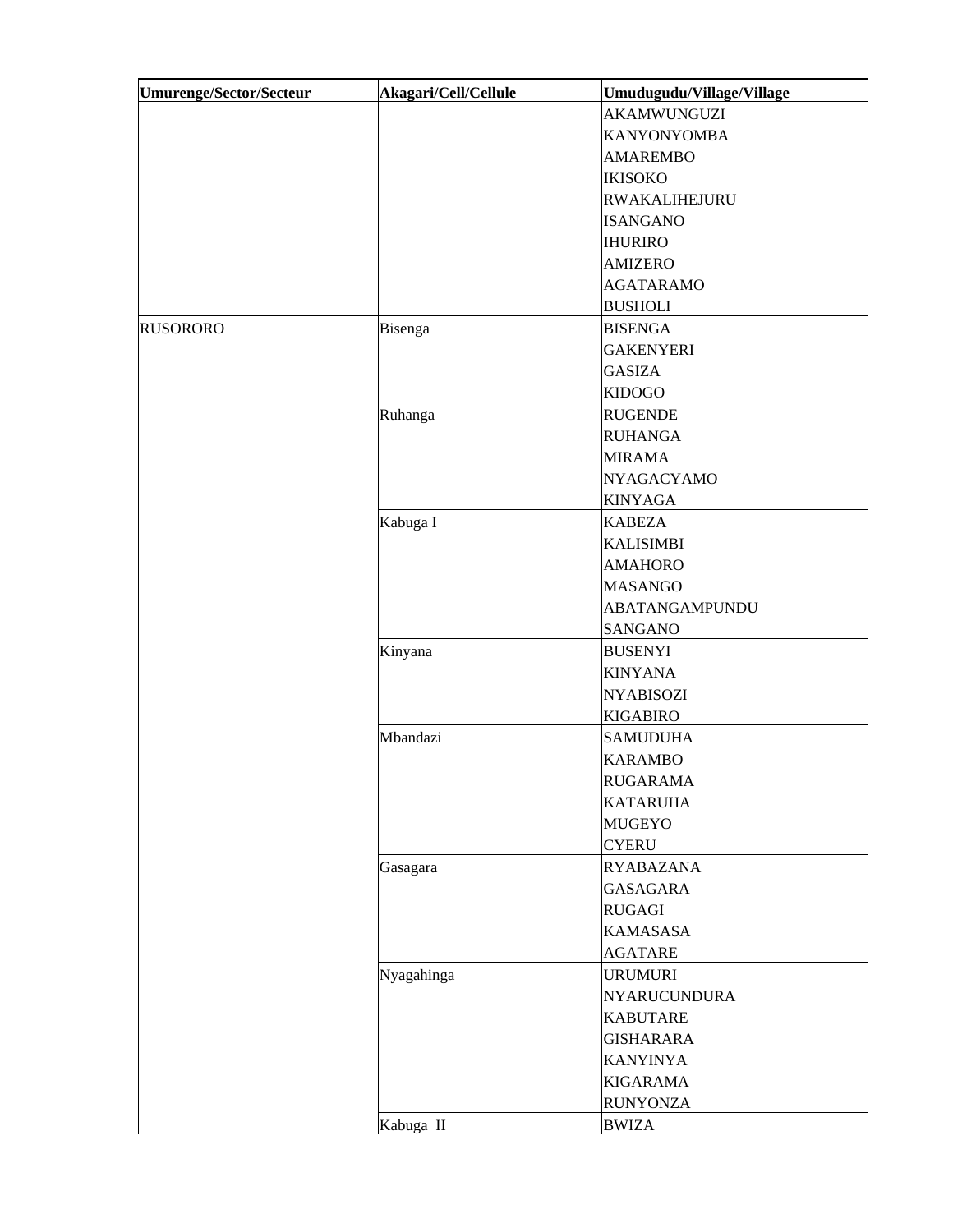| Umurenge/Sector/Secteur | Akagari/Cell/Cellule | Umudugudu/Village/Village |
|---|---|---|
| | | AKAMWUNGUZI |
| | | KANYONYOMBA |
| | | AMAREMBO |
| | | IKISOKO |
| | | RWAKALIHEJURU |
| | | ISANGANO |
| | | IHURIRO |
| | | AMIZERO |
| | | AGATARAMO |
| | | BUSHOLI |
| RUSORORO | Bisenga | BISENGA |
| | | GAKENYERI |
| | | GASIZA |
| | | KIDOGO |
| | Ruhanga | RUGENDE |
| | | RUHANGA |
| | | MIRAMA |
| | | NYAGACYAMO |
| | | KINYAGA |
| | Kabuga I | KABEZA |
| | | KALISIMBI |
| | | AMAHORO |
| | | MASANGO |
| | | ABATANGAMPUNDU |
| | | SANGANO |
| | Kinyana | BUSENYI |
| | | KINYANA |
| | | NYABISOZI |
| | | KIGABIRO |
| | Mbandazi | SAMUDUHA |
| | | KARAMBO |
| | | RUGARAMA |
| | | KATARUHA |
| | | MUGEYO |
| | | CYERU |
| | Gasagara | RYABAZANA |
| | | GASAGARA |
| | | RUGAGI |
| | | KAMASASA |
| | | AGATARE |
| | Nyagahinga | URUMURI |
| | | NYARUCUNDURA |
| | | KABUTARE |
| | | GISHARARA |
| | | KANYINYA |
| | | KIGARAMA |
| | | RUNYONZA |
| | Kabuga II | BWIZA |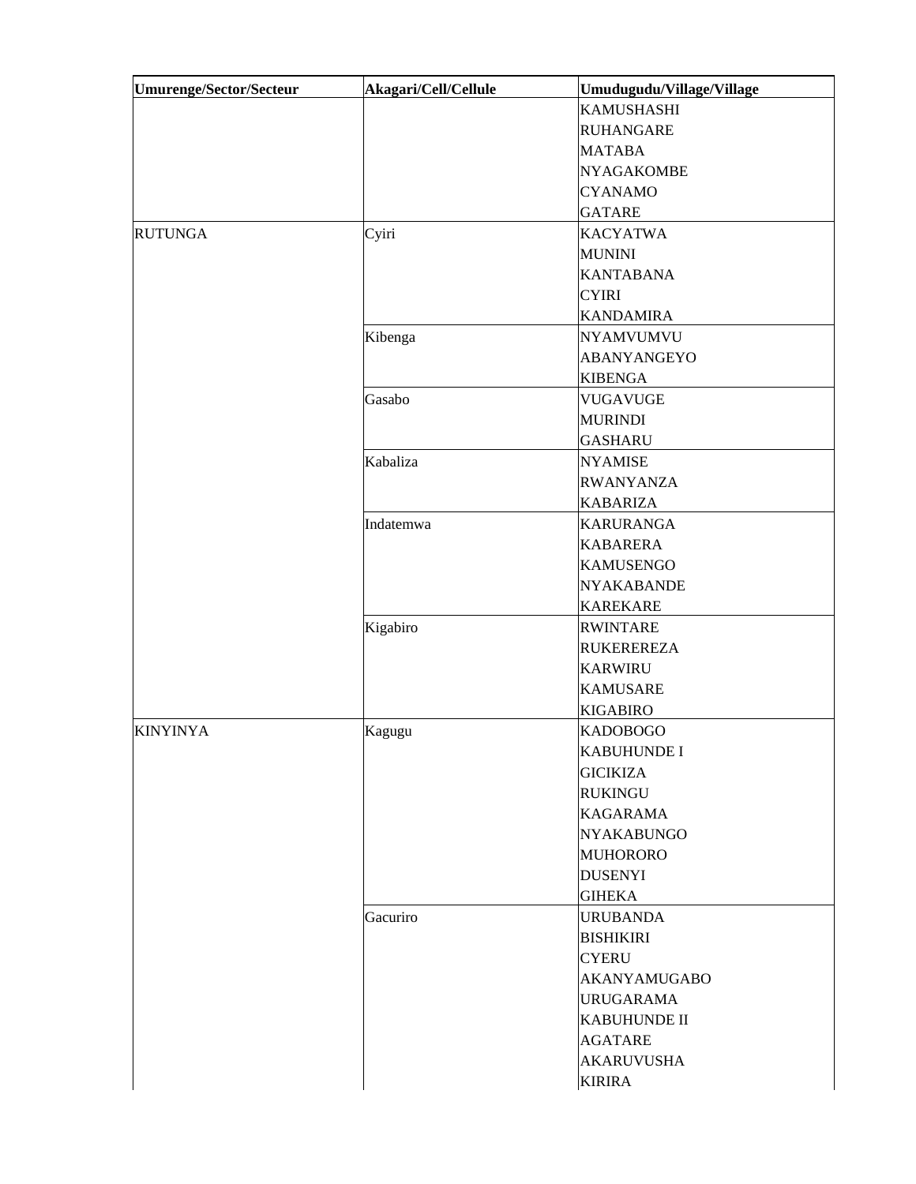| Umurenge/Sector/Secteur | Akagari/Cell/Cellule | Umudugudu/Village/Village |
|---|---|---|
| | | KAMUSHASHI |
| | | RUHANGARE |
| | | MATABA |
| | | NYAGAKOMBE |
| | | CYANAMO |
| | | GATARE |
| RUTUNGA | Cyiri | KACYATWA |
| | | MUNINI |
| | | KANTABANA |
| | | CYIRI |
| | | KANDAMIRA |
| | Kibenga | NYAMVUMVU |
| | | ABANYANGEYO |
| | | KIBENGA |
| | Gasabo | VUGAVUGE |
| | | MURINDI |
| | | GASHARU |
| | Kabaliza | NYAMISE |
| | | RWANYANZA |
| | | KABARIZA |
| | Indatemwa | KARURANGA |
| | | KABARERA |
| | | KAMUSENGO |
| | | NYAKABANDE |
| | | KAREKARE |
| | Kigabiro | RWINTARE |
| | | RUKEREREZA |
| | | KARWIRU |
| | | KAMUSARE |
| | | KIGABIRO |
| KINYINYA | Kagugu | KADOBOGO |
| | | KABUHUNDE I |
| | | GICIKIZA |
| | | RUKINGU |
| | | KAGARAMA |
| | | NYAKABUNGO |
| | | MUHORORO |
| | | DUSENYI |
| | | GIHEKA |
| | Gacuriro | URUBANDA |
| | | BISHIKIRI |
| | | CYERU |
| | | AKANYAMUGABO |
| | | URUGARAMA |
| | | KABUHUNDE II |
| | | AGATARE |
| | | AKARUVUSHA |
| | | KIRIRA |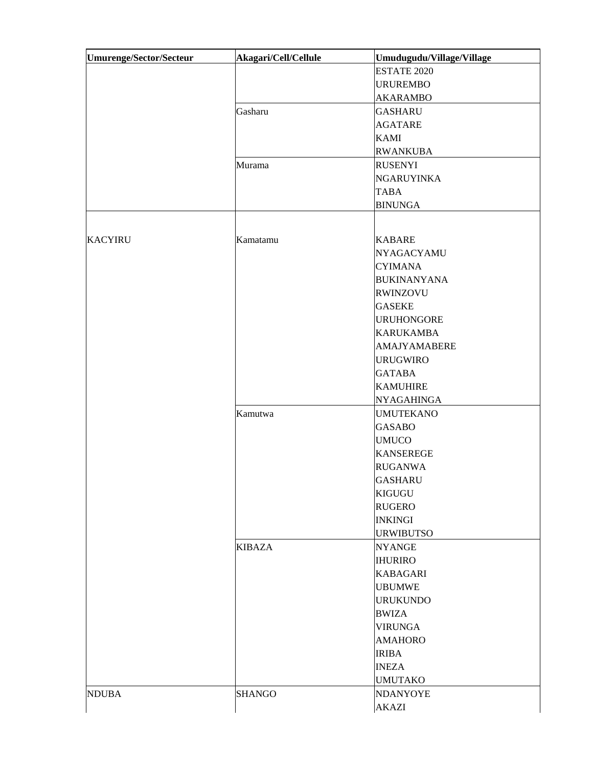| Umurenge/Sector/Secteur | Akagari/Cell/Cellule | Umudugudu/Village/Village |
|---|---|---|
| | | ESTATE 2020 |
| | | URUREMBO |
| | | AKARAMBO |
| | Gasharu | GASHARU |
| | | AGATARE |
| | | KAMI |
| | | RWANKUBA |
| | Murama | RUSENYI |
| | | NGARUYINKA |
| | | TABA |
| | | BINUNGA |
| KACYIRU | Kamatamu | KABARE |
| | | NYAGACYAMU |
| | | CYIMANA |
| | | BUKINANYANA |
| | | RWINZOVU |
| | | GASEKE |
| | | URUHONGORE |
| | | KARUKAMBA |
| | | AMAJYAMABERE |
| | | URUGWIRO |
| | | GATABA |
| | | KAMUHIRE |
| | | NYAGAHINGA |
| | Kamutwa | UMUTEKANO |
| | | GASABO |
| | | UMUCO |
| | | KANSEREGE |
| | | RUGANWA |
| | | GASHARU |
| | | KIGUGU |
| | | RUGERO |
| | | INKINGI |
| | | URWIBUTSO |
| | KIBAZA | NYANGE |
| | | IHURIRO |
| | | KABAGARI |
| | | UBUMWE |
| | | URUKUNDO |
| | | BWIZA |
| | | VIRUNGA |
| | | AMAHORO |
| | | IRIBA |
| | | INEZA |
| | | UMUTAKO |
| NDUBA | SHANGO | NDANYOYE |
| | | AKAZI |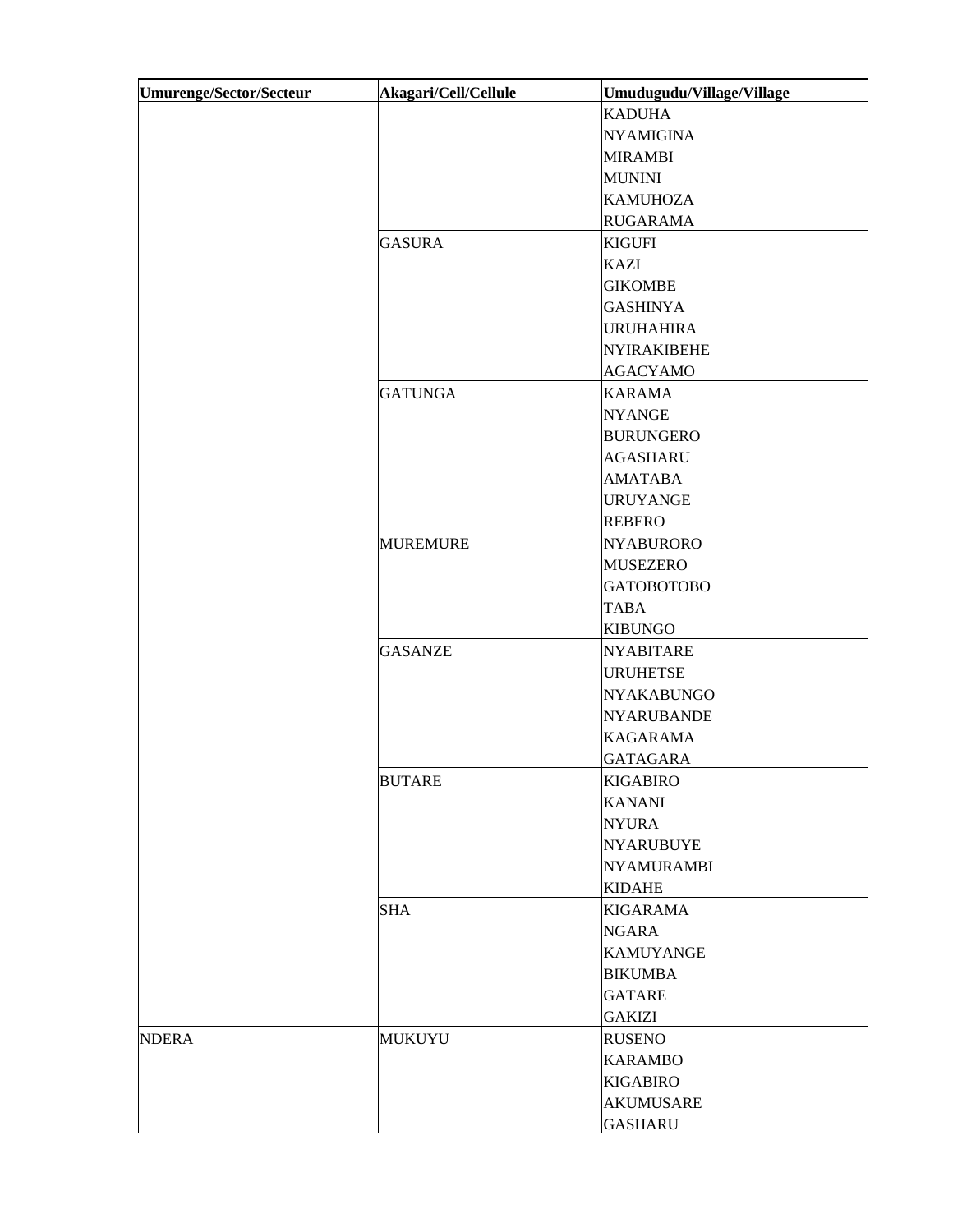| Umurenge/Sector/Secteur | Akagari/Cell/Cellule | Umudugudu/Village/Village |
|---|---|---|
| | | KADUHA |
| | | NYAMIGINA |
| | | MIRAMBI |
| | | MUNINI |
| | | KAMUHOZA |
| | | RUGARAMA |
| | GASURA | KIGUFI |
| | | KAZI |
| | | GIKOMBE |
| | | GASHINYA |
| | | URUHAHIRA |
| | | NYIRAKIBEHE |
| | | AGACYAMO |
| | GATUNGA | KARAMA |
| | | NYANGE |
| | | BURUNGERO |
| | | AGASHARU |
| | | AMATABA |
| | | URUYANGE |
| | | REBERO |
| | MUREMURE | NYABURORO |
| | | MUSEZERO |
| | | GATOBOTOBO |
| | | TABA |
| | | KIBUNGO |
| | GASANZE | NYABITARE |
| | | URUHETSE |
| | | NYAKABUNGO |
| | | NYARUBANDE |
| | | KAGARAMA |
| | | GATAGARA |
| | BUTARE | KIGABIRO |
| | | KANANI |
| | | NYURA |
| | | NYARUBUYE |
| | | NYAMURAMBI |
| | | KIDAHE |
| | SHA | KIGARAMA |
| | | NGARA |
| | | KAMUYANGE |
| | | BIKUMBA |
| | | GATARE |
| | | GAKIZI |
| NDERA | MUKUYU | RUSENO |
| | | KARAMBO |
| | | KIGABIRO |
| | | AKUMUSARE |
| | | GASHARU |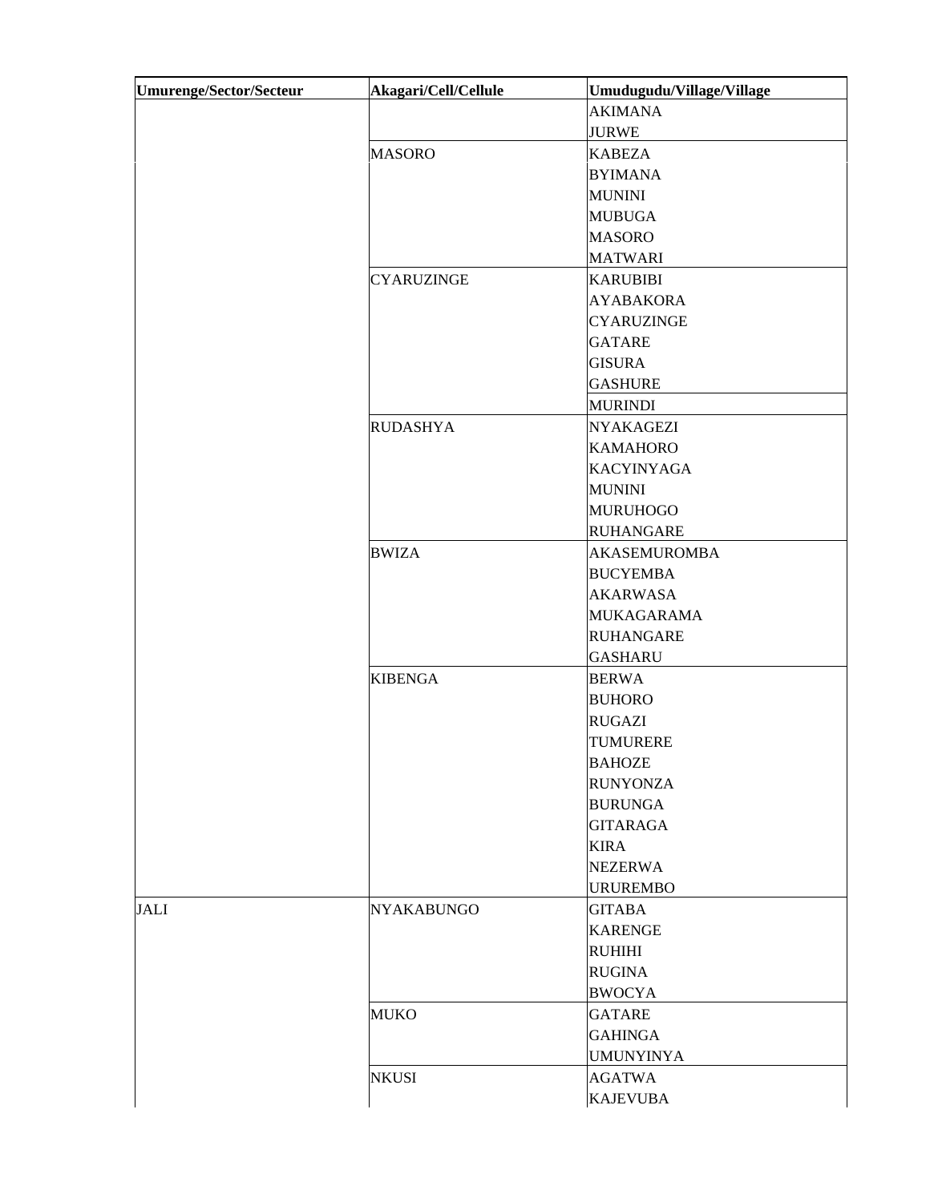| Umurenge/Sector/Secteur | Akagari/Cell/Cellule | Umudugudu/Village/Village |
|---|---|---|
| | | AKIMANA |
| | | JURWE |
| | MASORO | KABEZA |
| | | BYIMANA |
| | | MUNINI |
| | | MUBUGA |
| | | MASORO |
| | | MATWARI |
| | CYARUZINGE | KARUBIBI |
| | | AYABAKORA |
| | | CYARUZINGE |
| | | GATARE |
| | | GISURA |
| | | GASHURE |
| | | MURINDI |
| | RUDASHYA | NYAKAGEZI |
| | | KAMAHORO |
| | | KACYINYAGA |
| | | MUNINI |
| | | MURUHOGO |
| | | RUHANGARE |
| | BWIZA | AKASEMUROMBA |
| | | BUCYEMBA |
| | | AKARWASA |
| | | MUKAGARAMA |
| | | RUHANGARE |
| | | GASHARU |
| | KIBENGA | BERWA |
| | | BUHORO |
| | | RUGAZI |
| | | TUMURERE |
| | | BAHOZE |
| | | RUNYONZA |
| | | BURUNGA |
| | | GITARAGA |
| | | KIRA |
| | | NEZERWA |
| | | URUREMBO |
| JALI | NYAKABUNGO | GITABA |
| | | KARENGE |
| | | RUHIHI |
| | | RUGINA |
| | | BWOCYA |
| | MUKO | GATARE |
| | | GAHINGA |
| | | UMUNYINYA |
| | NKUSI | AGATWA |
| | | KAJEVUBA |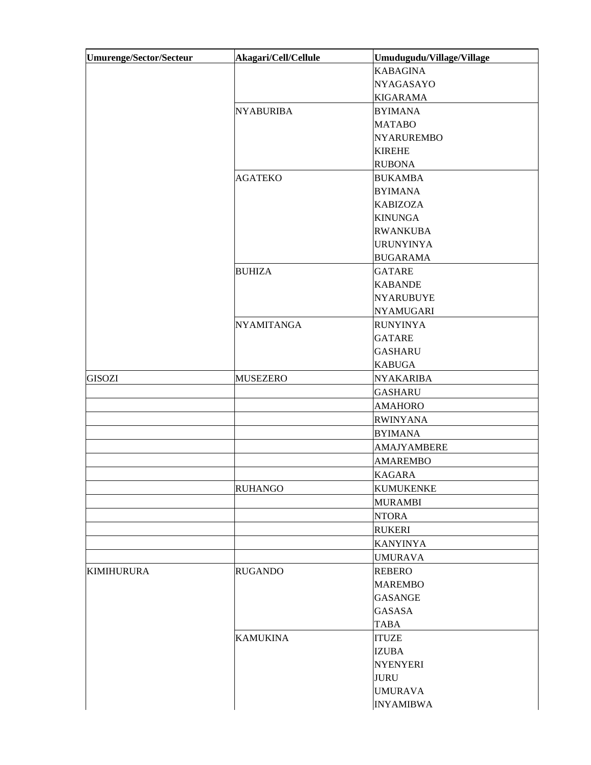| Umurenge/Sector/Secteur | Akagari/Cell/Cellule | Umudugudu/Village/Village |
|---|---|---|
| | | KABAGINA |
| | | NYAGASAYO |
| | | KIGARAMA |
| | NYABURIBA | BYIMANA |
| | | MATABO |
| | | NYARUREMBO |
| | | KIREHE |
| | | RUBONA |
| | AGATEKO | BUKAMBA |
| | | BYIMANA |
| | | KABIZOZA |
| | | KINUNGA |
| | | RWANKUBA |
| | | URUNYINYA |
| | | BUGARAMA |
| | BUHIZA | GATARE |
| | | KABANDE |
| | | NYARUBUYE |
| | | NYAMUGARI |
| | NYAMITANGA | RUNYINYA |
| | | GATARE |
| | | GASHARU |
| | | KABUGA |
| GISOZI | MUSEZERO | NYAKARIBA |
| | | GASHARU |
| | | AMAHORO |
| | | RWINYANA |
| | | BYIMANA |
| | | AMAJYAMBERE |
| | | AMAREMBO |
| | | KAGARA |
| | RUHANGO | KUMUKENKE |
| | | MURAMBI |
| | | NTORA |
| | | RUKERI |
| | | KANYINYA |
| | | UMURAVA |
| KIMIHURURA | RUGANDO | REBERO |
| | | MAREMBO |
| | | GASANGE |
| | | GASASA |
| | | TABA |
| | KAMUKINA | ITUZE |
| | | IZUBA |
| | | NYENYERI |
| | | JURU |
| | | UMURAVA |
| | | INYAMIBWA |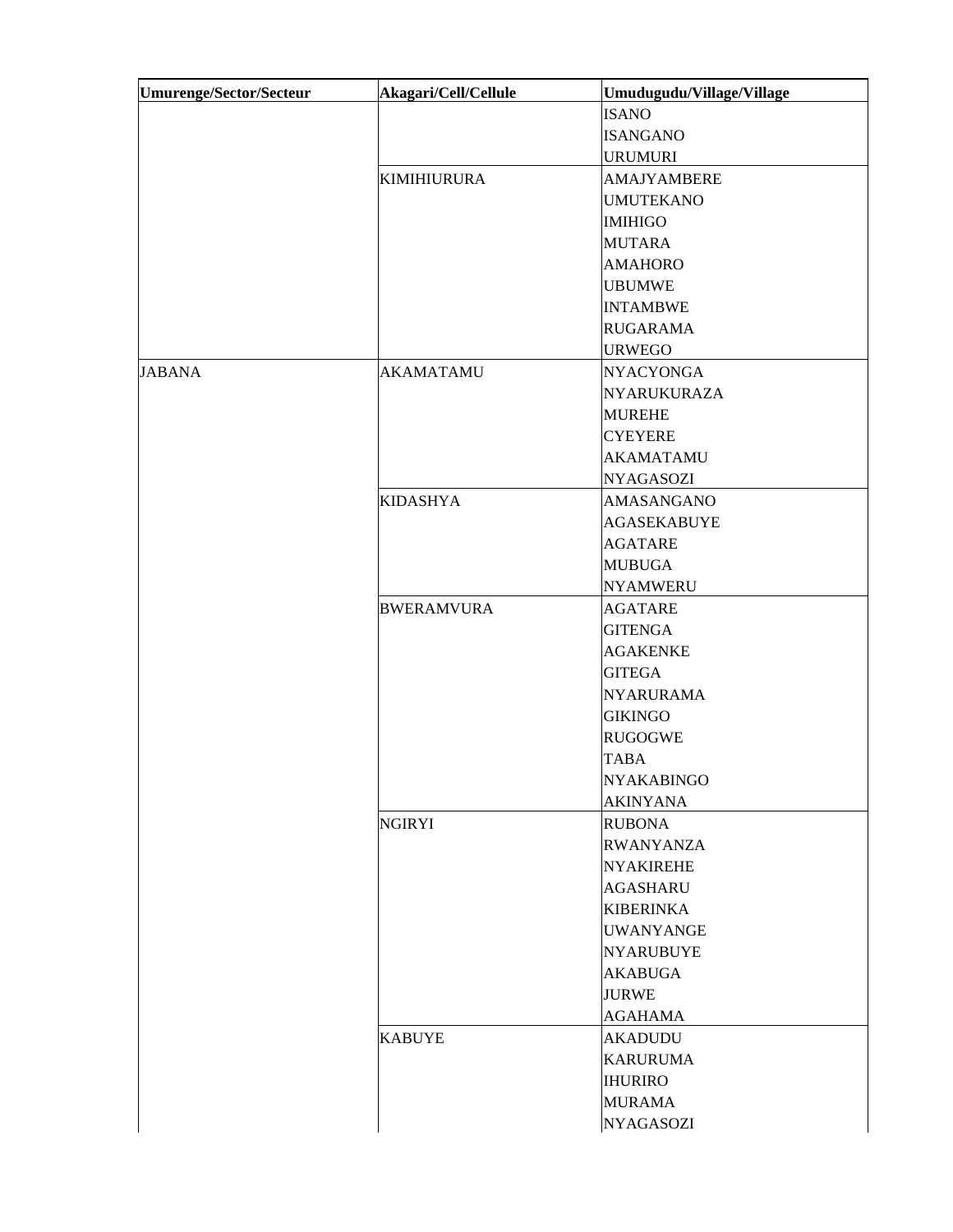| Umurenge/Sector/Secteur | Akagari/Cell/Cellule | Umudugudu/Village/Village |
|---|---|---|
| | | ISANO |
| | | ISANGANO |
| | | URUMURI |
| | KIMIHIURURA | AMAJYAMBERE |
| | | UMUTEKANO |
| | | IMIHIGO |
| | | MUTARA |
| | | AMAHORO |
| | | UBUMWE |
| | | INTAMBWE |
| | | RUGARAMA |
| | | URWEGO |
| JABANA | AKAMATAMU | NYACYONGA |
| | | NYARUKURAZA |
| | | MUREHE |
| | | CYEYERE |
| | | AKAMATAMU |
| | | NYAGASOZI |
| | KIDASHYA | AMASANGANO |
| | | AGASEKABUYE |
| | | AGATARE |
| | | MUBUGA |
| | | NYAMWERU |
| | BWERAMVURA | AGATARE |
| | | GITENGA |
| | | AGAKENKE |
| | | GITEGA |
| | | NYARURAMA |
| | | GIKINGO |
| | | RUGOGWE |
| | | TABA |
| | | NYAKABINGO |
| | | AKINYANA |
| | NGIRYI | RUBONA |
| | | RWANYANZA |
| | | NYAKIREHE |
| | | AGASHARU |
| | | KIBERINKA |
| | | UWANYANGE |
| | | NYARUBUYE |
| | | AKABUGA |
| | | JURWE |
| | | AGAHAMA |
| | KABUYE | AKADUDU |
| | | KARURUMA |
| | | IHURIRO |
| | | MURAMA |
| | | NYAGASOZI |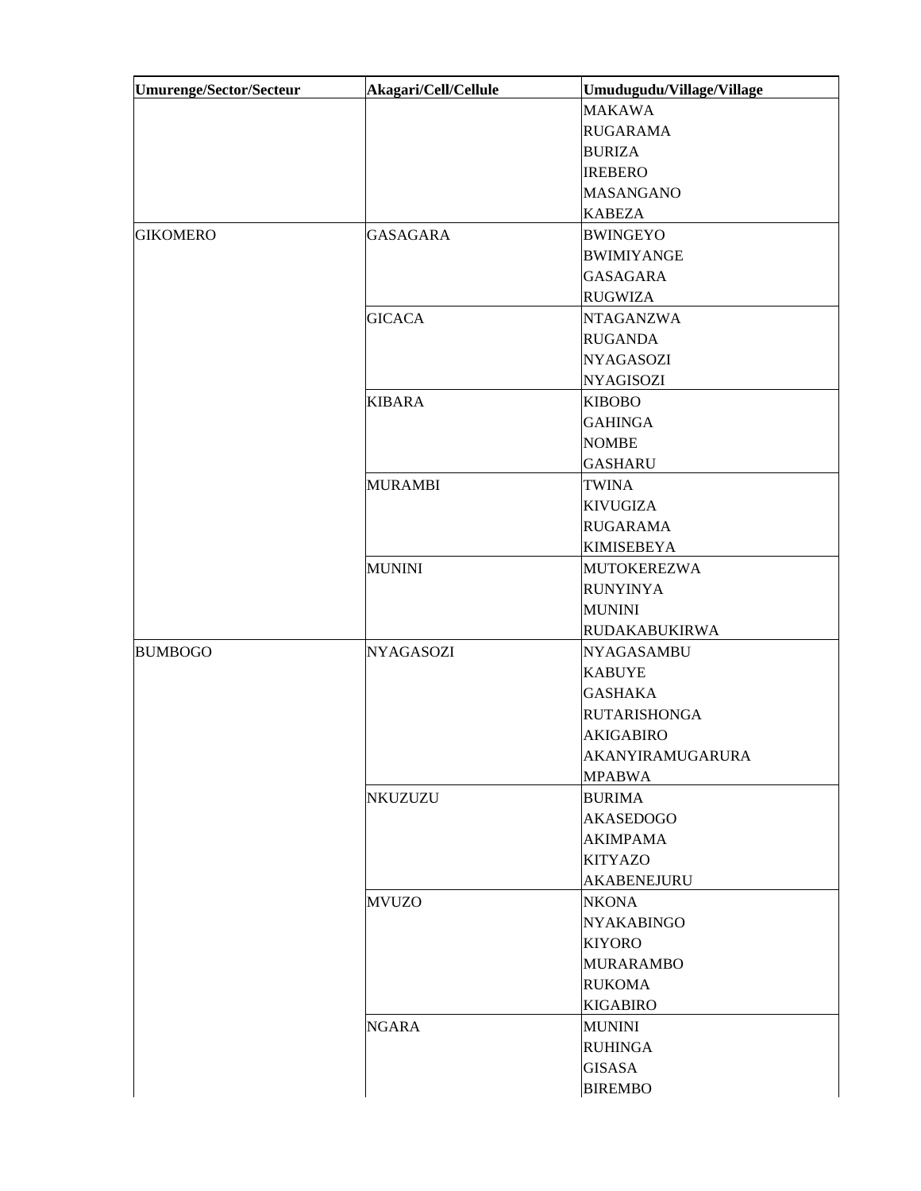| Umurenge/Sector/Secteur | Akagari/Cell/Cellule | Umudugudu/Village/Village |
|---|---|---|
| | | MAKAWA |
| | | RUGARAMA |
| | | BURIZA |
| | | IREBERO |
| | | MASANGANO |
| | | KABEZA |
| GIKOMERO | GASAGARA | BWINGEYO |
| | | BWIMIYANGE |
| | | GASAGARA |
| | | RUGWIZA |
| | GICACA | NTAGANZWA |
| | | RUGANDA |
| | | NYAGASOZI |
| | | NYAGISOZI |
| | KIBARA | KIBOBO |
| | | GAHINGA |
| | | NOMBE |
| | | GASHARU |
| | MURAMBI | TWINA |
| | | KIVUGIZA |
| | | RUGARAMA |
| | | KIMISEBEYA |
| | MUNINI | MUTOKEREZWA |
| | | RUNYINYA |
| | | MUNINI |
| | | RUDAKABUKIRWA |
| BUMBOGO | NYAGASOZI | NYAGASAMBU |
| | | KABUYE |
| | | GASHAKA |
| | | RUTARISHONGA |
| | | AKIGABIRO |
| | | AKANYIRAMUGARURA |
| | | MPABWA |
| | NKUZUZU | BURIMA |
| | | AKASEDOGO |
| | | AKIMPAMA |
| | | KITYAZO |
| | | AKABENEJURU |
| | MVUZO | NKONA |
| | | NYAKABINGO |
| | | KIYORO |
| | | MURARAMBO |
| | | RUKOMA |
| | | KIGABIRO |
| | NGARA | MUNINI |
| | | RUHINGA |
| | | GISASA |
| | | BIREMBO |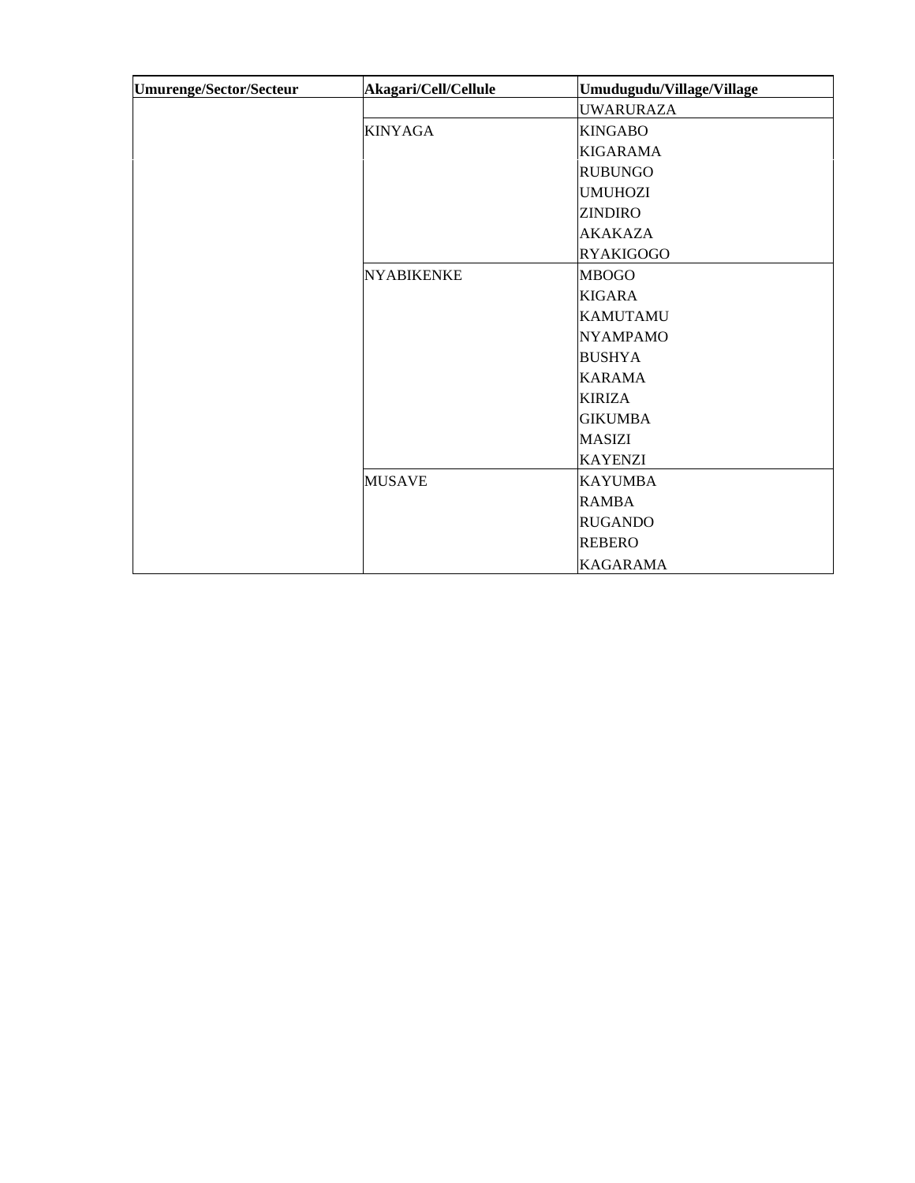| Umurenge/Sector/Secteur | Akagari/Cell/Cellule | Umudugudu/Village/Village |
|---|---|---|
| | | UWARURAZA |
| | KINYAGA | KINGABO |
| | | KIGARAMA |
| | | RUBUNGO |
| | | UMUHOZI |
| | | ZINDIRO |
| | | AKAKAZA |
| | | RYAKIGOGO |
| | NYABIKENKE | MBOGO |
| | | KIGARA |
| | | KAMUTAMU |
| | | NYAMPAMO |
| | | BUSHYA |
| | | KARAMA |
| | | KIRIZA |
| | | GIKUMBA |
| | | MASIZI |
| | | KAYENZI |
| | MUSAVE | KAYUMBA |
| | | RAMBA |
| | | RUGANDO |
| | | REBERO |
| | | KAGARAMA |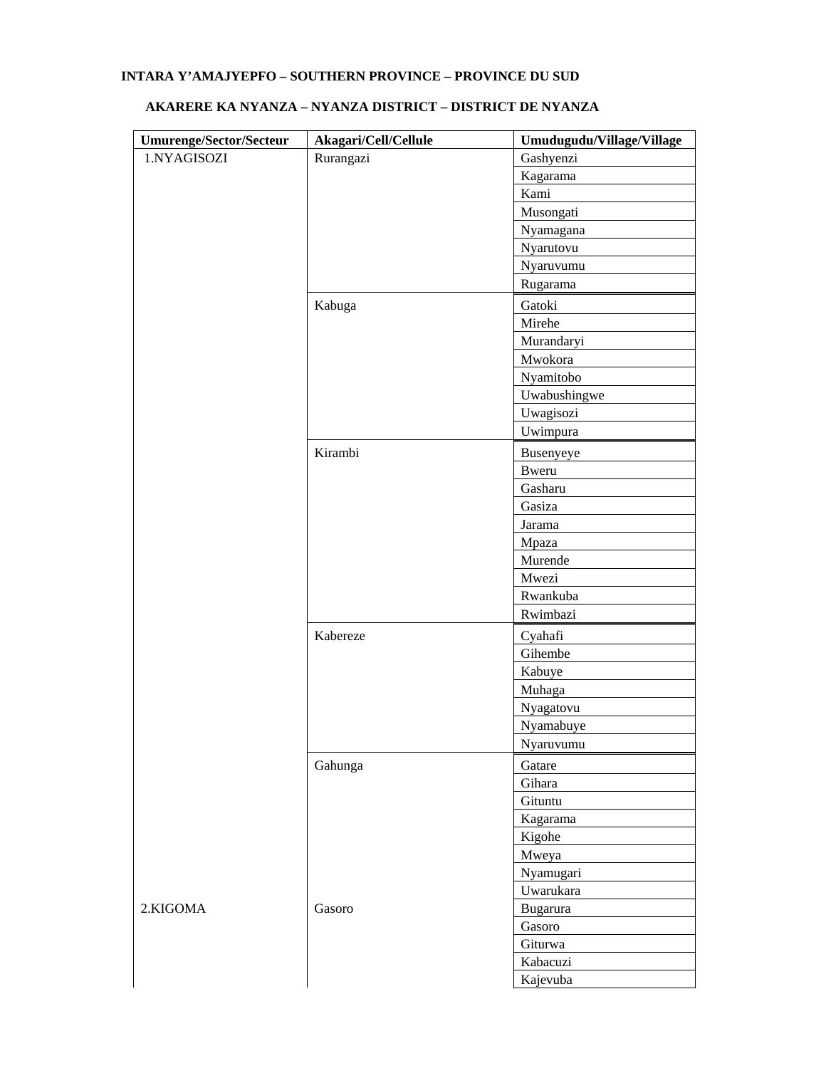**INTARA Y'AMAJYEPFO – SOUTHERN PROVINCE – PROVINCE DU SUD**

**AKARERE KA NYANZA – NYANZA DISTRICT – DISTRICT DE NYANZA**

| Umurenge/Sector/Secteur | Akagari/Cell/Cellule | Umudugudu/Village/Village |
|---|---|---|
| 1.NYAGISOZI | Rurangazi | Gashyenzi |
| | | Kagarama |
| | | Kami |
| | | Musongati |
| | | Nyamagana |
| | | Nyarutovu |
| | | Nyaruvumu |
| | | Rugarama |
| | Kabuga | Gatoki |
| | | Mirehe |
| | | Murandaryi |
| | | Mwokora |
| | | Nyamitobo |
| | | Uwabushingwe |
| | | Uwagisozi |
| | | Uwimpura |
| | Kirambi | Busenyeye |
| | | Bweru |
| | | Gasharu |
| | | Gasiza |
| | | Jarama |
| | | Mpaza |
| | | Murende |
| | | Mwezi |
| | | Rwankuba |
| | | Rwimbazi |
| | Kabereze | Cyahafi |
| | | Gihembe |
| | | Kabuye |
| | | Muhaga |
| | | Nyagatovu |
| | | Nyamabuye |
| | | Nyaruvumu |
| | Gahunga | Gatare |
| | | Gihara |
| | | Gituntu |
| | | Kagarama |
| | | Kigohe |
| | | Mweya |
| | | Nyamugari |
| | | Uwarukara |
| 2.KIGOMA | Gasoro | Bugarura |
| | | Gasoro |
| | | Giturwa |
| | | Kabacuzi |
| | | Kajevuba |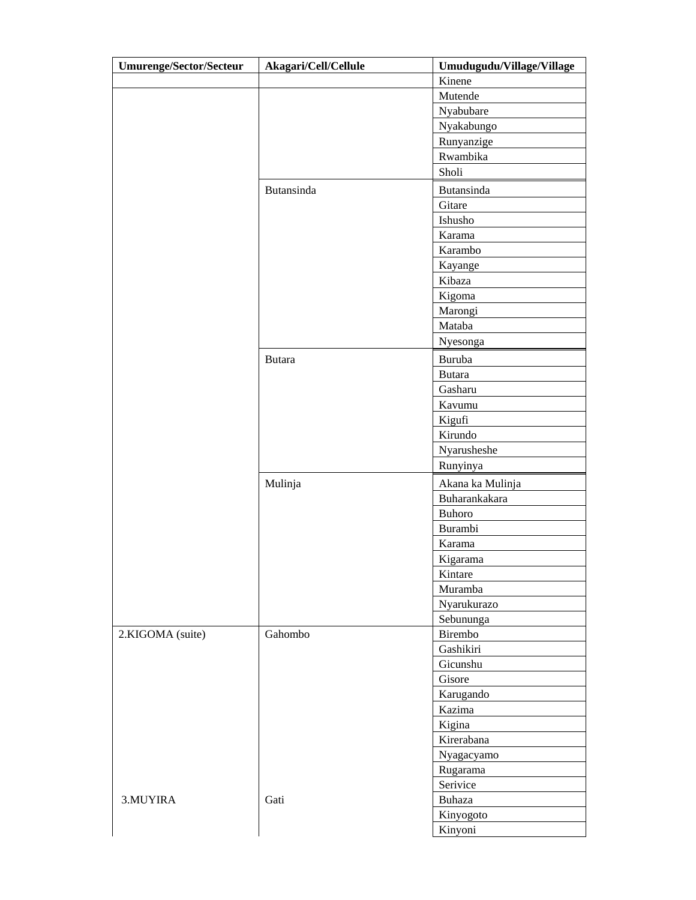| Umurenge/Sector/Secteur | Akagari/Cell/Cellule | Umudugudu/Village/Village |
|---|---|---|
| | | Kinene |
| | | Mutende |
| | | Nyabubare |
| | | Nyakabungo |
| | | Runyanzige |
| | | Rwambika |
| | | Sholi |
| | Butansinda | Butansinda |
| | | Gitare |
| | | Ishusho |
| | | Karama |
| | | Karambo |
| | | Kayange |
| | | Kibaza |
| | | Kigoma |
| | | Marongi |
| | | Mataba |
| | | Nyesonga |
| | Butara | Buruba |
| | | Butara |
| | | Gasharu |
| | | Kavumu |
| | | Kigufi |
| | | Kirundo |
| | | Nyarusheshe |
| | | Runyinya |
| | Mulinja | Akana ka Mulinja |
| | | Buharankakara |
| | | Buhoro |
| | | Burambi |
| | | Karama |
| | | Kigarama |
| | | Kintare |
| | | Muramba |
| | | Nyarukurazo |
| | | Sebununga |
| 2.KIGOMA (suite) | Gahombo | Birembo |
| | | Gashikiri |
| | | Gicunshu |
| | | Gisore |
| | | Karugando |
| | | Kazima |
| | | Kigina |
| | | Kirerabana |
| | | Nyagacyamo |
| | | Rugarama |
| | | Serivice |
| 3.MUYIRA | Gati | Buhaza |
| | | Kinyogoto |
| | | Kinyoni |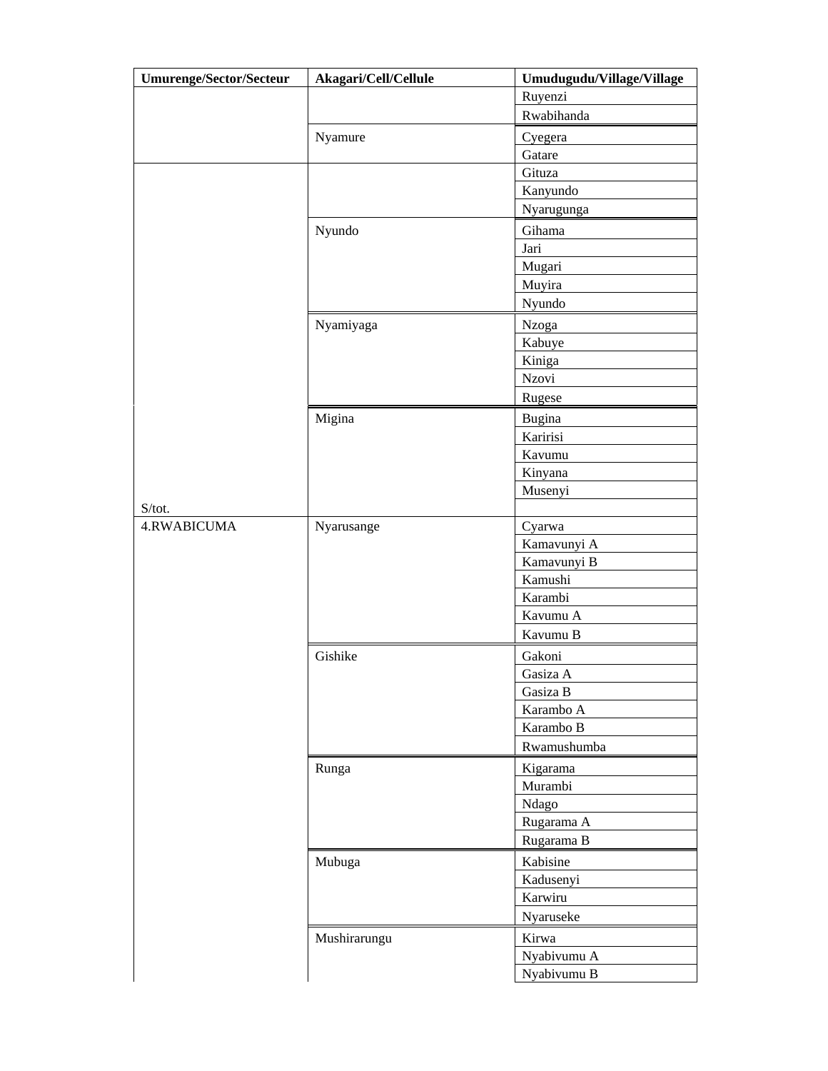| Umurenge/Sector/Secteur | Akagari/Cell/Cellule | Umudugudu/Village/Village |
| --- | --- | --- |
| | | Ruyenzi |
| | | Rwabihanda |
| | Nyamure | Cyegera |
| | | Gatare |
| | | Gituza |
| | | Kanyundo |
| | | Nyarugunga |
| | Nyundo | Gihama |
| | | Jari |
| | | Mugari |
| | | Muyira |
| | | Nyundo |
| | Nyamiyaga | Nzoga |
| | | Kabuye |
| | | Kiniga |
| | | Nzovi |
| | | Rugese |
| | Migina | Bugina |
| | | Karirisi |
| | | Kavumu |
| | | Kinyana |
| | | Musenyi |
| S/tot. | | |
| 4.RWABICUMA | Nyarusange | Cyarwa |
| | | Kamavunyi A |
| | | Kamavunyi B |
| | | Kamushi |
| | | Karambi |
| | | Kavumu A |
| | | Kavumu B |
| | Gishike | Gakoni |
| | | Gasiza A |
| | | Gasiza B |
| | | Karambo A |
| | | Karambo B |
| | | Rwamushumba |
| | Runga | Kigarama |
| | | Murambi |
| | | Ndago |
| | | Rugarama A |
| | | Rugarama B |
| | Mubuga | Kabisine |
| | | Kadusenyi |
| | | Karwiru |
| | | Nyaruseke |
| | Mushirarungu | Kirwa |
| | | Nyabivumu A |
| | | Nyabivumu B |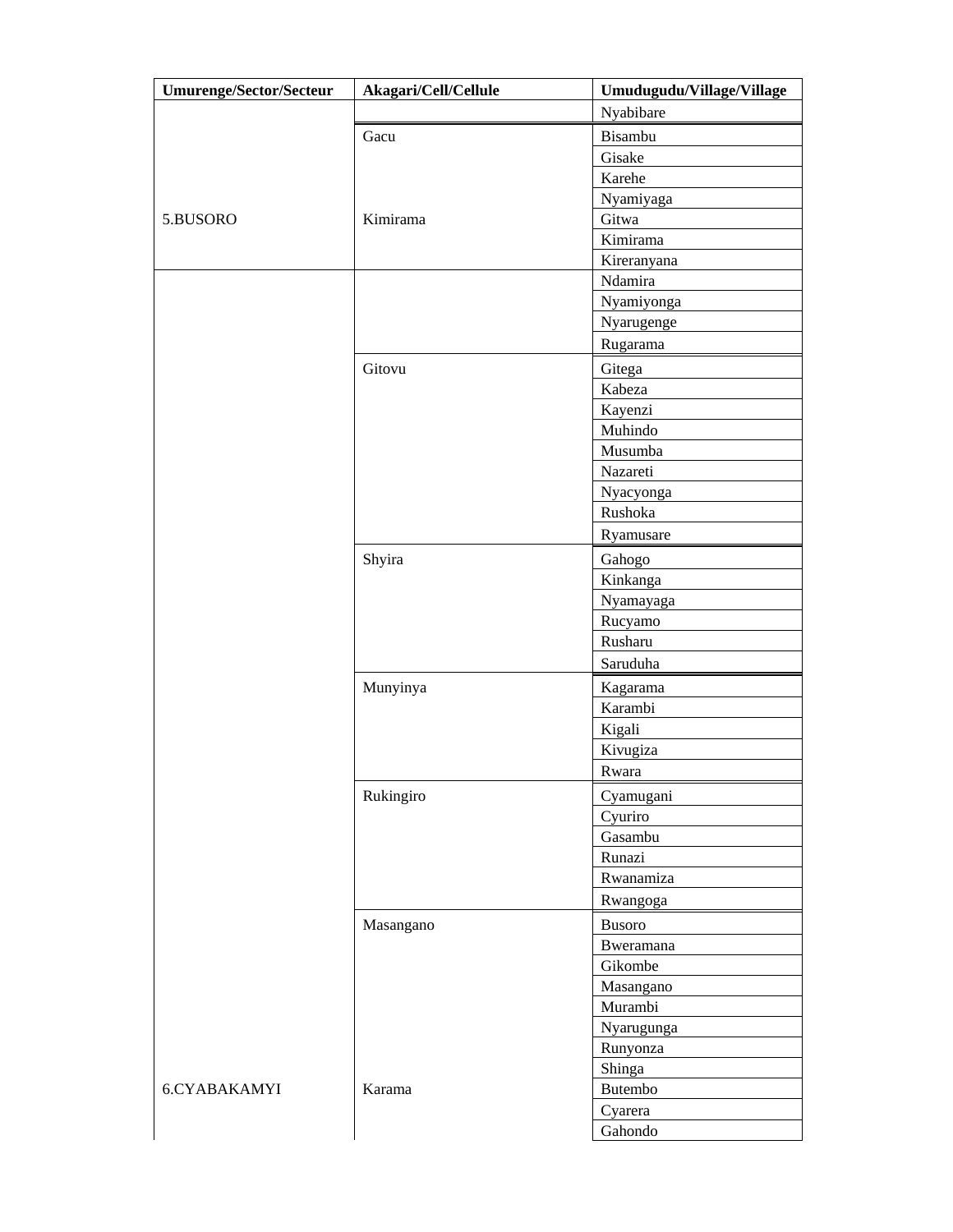| Umurenge/Sector/Secteur | Akagari/Cell/Cellule | Umudugudu/Village/Village |
|---|---|---|
| | | Nyabibare |
| 5.BUSORO | Gacu | Bisambu |
| | | Gisake |
| | | Karehe |
| | | Nyamiyaga |
| | Kimirama | Gitwa |
| | | Kimirama |
| | | Kireranyana |
| | | Ndamira |
| | | Nyamiyonga |
| | | Nyarugenge |
| | | Rugarama |
| | Gitovu | Gitega |
| | | Kabeza |
| | | Kayenzi |
| | | Muhindo |
| | | Musumba |
| | | Nazareti |
| | | Nyacyonga |
| | | Rushoka |
| | | Ryamusare |
| | Shyira | Gahogo |
| | | Kinkanga |
| | | Nyamayaga |
| | | Rucyamo |
| | | Rusharu |
| | | Saruduha |
| | Munyinya | Kagarama |
| | | Karambi |
| | | Kigali |
| | | Kivugiza |
| | | Rwara |
| | Rukingiro | Cyamugani |
| | | Cyuriro |
| | | Gasambu |
| | | Runazi |
| | | Rwanamiza |
| | | Rwangoga |
| | Masangano | Busoro |
| | | Bweramana |
| | | Gikombe |
| | | Masangano |
| | | Murambi |
| | | Nyarugunga |
| | | Runyonza |
| | | Shinga |
| 6.CYABAKAMYI | Karama | Butembo |
| | | Cyarera |
| | | Gahondo |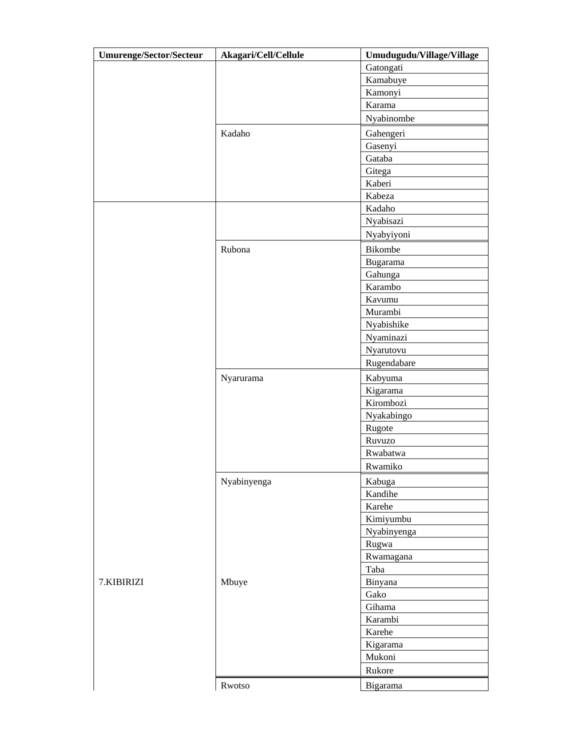| Umurenge/Sector/Secteur | Akagari/Cell/Cellule | Umudugudu/Village/Village |
|---|---|---|
| | | Gatongati |
| | | Kamabuye |
| | | Kamonyi |
| | | Karama |
| | | Nyabinombe |
| | Kadaho | Gahengeri |
| | | Gasenyi |
| | | Gataba |
| | | Gitega |
| | | Kaberi |
| | | Kabeza |
| 7.KIBIRIZI | | Kadaho |
| | | Nyabisazi |
| | | Nyabyiyoni |
| | Rubona | Bikombe |
| | | Bugarama |
| | | Gahunga |
| | | Karambo |
| | | Kavumu |
| | | Murambi |
| | | Nyabishike |
| | | Nyaminazi |
| | | Nyarutovu |
| | | Rugendabare |
| | Nyarurama | Kabyuma |
| | | Kigarama |
| | | Kirombozi |
| | | Nyakabingo |
| | | Rugote |
| | | Ruvuzo |
| | | Rwabatwa |
| | | Rwamiko |
| | Nyabinyenga | Kabuga |
| | | Kandihe |
| | | Karehe |
| | | Kimiyumbu |
| | | Nyabinyenga |
| | | Rugwa |
| | | Rwamagana |
| | | Taba |
| | Mbuye | Binyana |
| | | Gako |
| | | Gihama |
| | | Karambi |
| | | Karehe |
| | | Kigarama |
| | | Mukoni |
| | | Rukore |
| | Rwotso | Bigarama |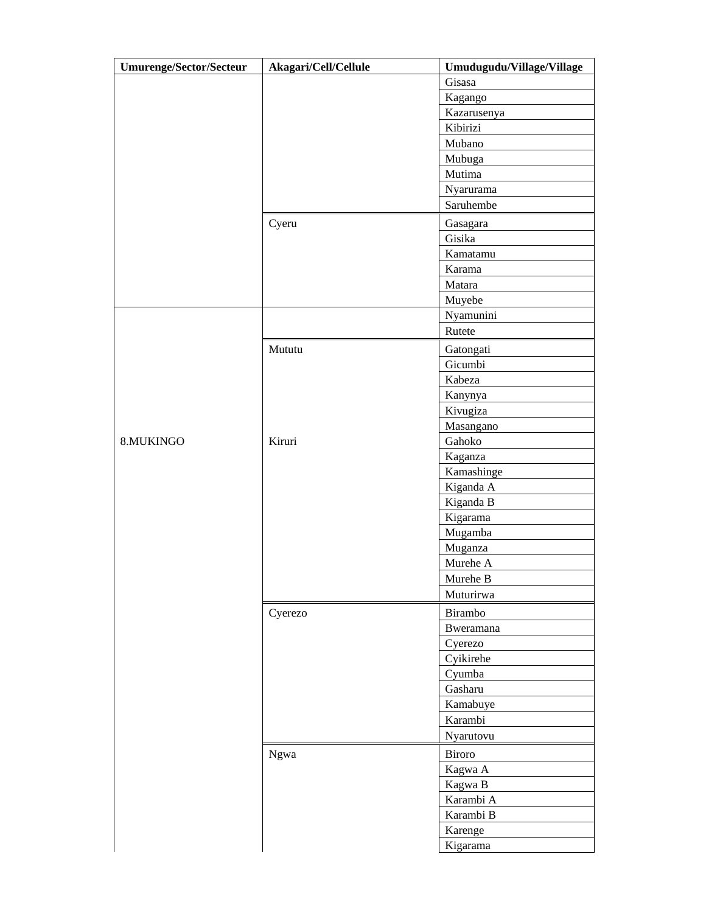| Umurenge/Sector/Secteur | Akagari/Cell/Cellule | Umudugudu/Village/Village |
|---|---|---|
| | | Gisasa |
| | | Kagango |
| | | Kazarusenya |
| | | Kibirizi |
| | | Mubano |
| | | Mubuga |
| | | Mutima |
| | | Nyarurama |
| | | Saruhembe |
| | Cyeru | Gasagara |
| | | Gisika |
| | | Kamatamu |
| | | Karama |
| | | Matara |
| | | Muyebe |
| 8.MUKINGO | | Nyamunini |
| | | Rutete |
| | Mututu | Gatongati |
| | | Gicumbi |
| | | Kabeza |
| | | Kanynya |
| | | Kivugiza |
| | | Masangano |
| | Kiruri | Gahoko |
| | | Kaganza |
| | | Kamashinge |
| | | Kiganda A |
| | | Kiganda B |
| | | Kigarama |
| | | Mugamba |
| | | Muganza |
| | | Murehe A |
| | | Murehe B |
| | | Muturirwa |
| | Cyerezo | Birambo |
| | | Bweramana |
| | | Cyerezo |
| | | Cyikirehe |
| | | Cyumba |
| | | Gasharu |
| | | Kamabuye |
| | | Karambi |
| | | Nyarutovu |
| | Ngwa | Biroro |
| | | Kagwa A |
| | | Kagwa B |
| | | Karambi A |
| | | Karambi B |
| | | Karenge |
| | | Kigarama |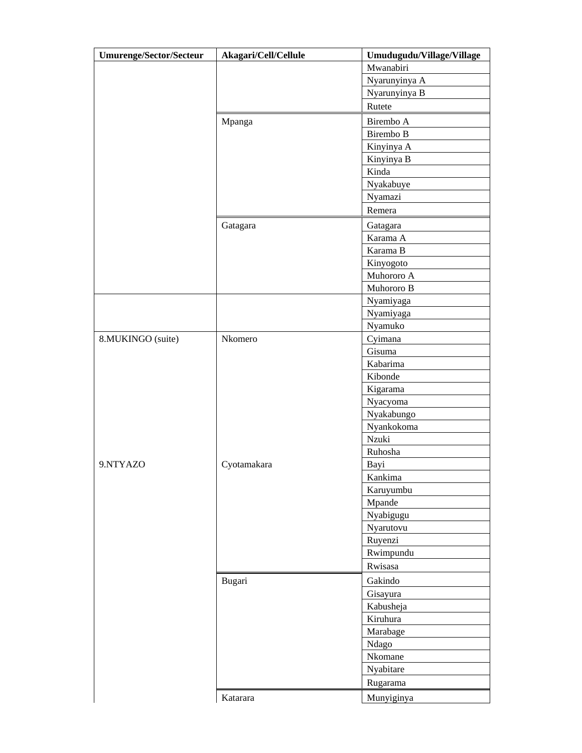| Umurenge/Sector/Secteur | Akagari/Cell/Cellule | Umudugudu/Village/Village |
|---|---|---|
| | | Mwanabiri |
| | | Nyarunyinya A |
| | | Nyarunyinya B |
| | | Rutete |
| | Mpanga | Birembo A |
| | | Birembo B |
| | | Kinyinya A |
| | | Kinyinya B |
| | | Kinda |
| | | Nyakabuye |
| | | Nyamazi |
| | | Remera |
| | Gatagara | Gatagara |
| | | Karama A |
| | | Karama B |
| | | Kinyogoto |
| | | Muhororo A |
| | | Muhororo B |
| | | Nyamiyaga |
| | | Nyamiyaga |
| | | Nyamuko |
| 8.MUKINGO (suite) | Nkomero | Cyimana |
| | | Gisuma |
| | | Kabarima |
| | | Kibonde |
| | | Kigarama |
| | | Nyacyoma |
| | | Nyakabungo |
| | | Nyankokoma |
| | | Nzuki |
| | | Ruhosha |
| 9.NTYAZO | Cyotamakara | Bayi |
| | | Kankima |
| | | Karuyumbu |
| | | Mpande |
| | | Nyabigugu |
| | | Nyarutovu |
| | | Ruyenzi |
| | | Rwimpundu |
| | | Rwisasa |
| | Bugari | Gakindo |
| | | Gisayura |
| | | Kabusheja |
| | | Kiruhura |
| | | Marabage |
| | | Ndago |
| | | Nkomane |
| | | Nyabitare |
| | | Rugarama |
| | Katarara | Munyiginya |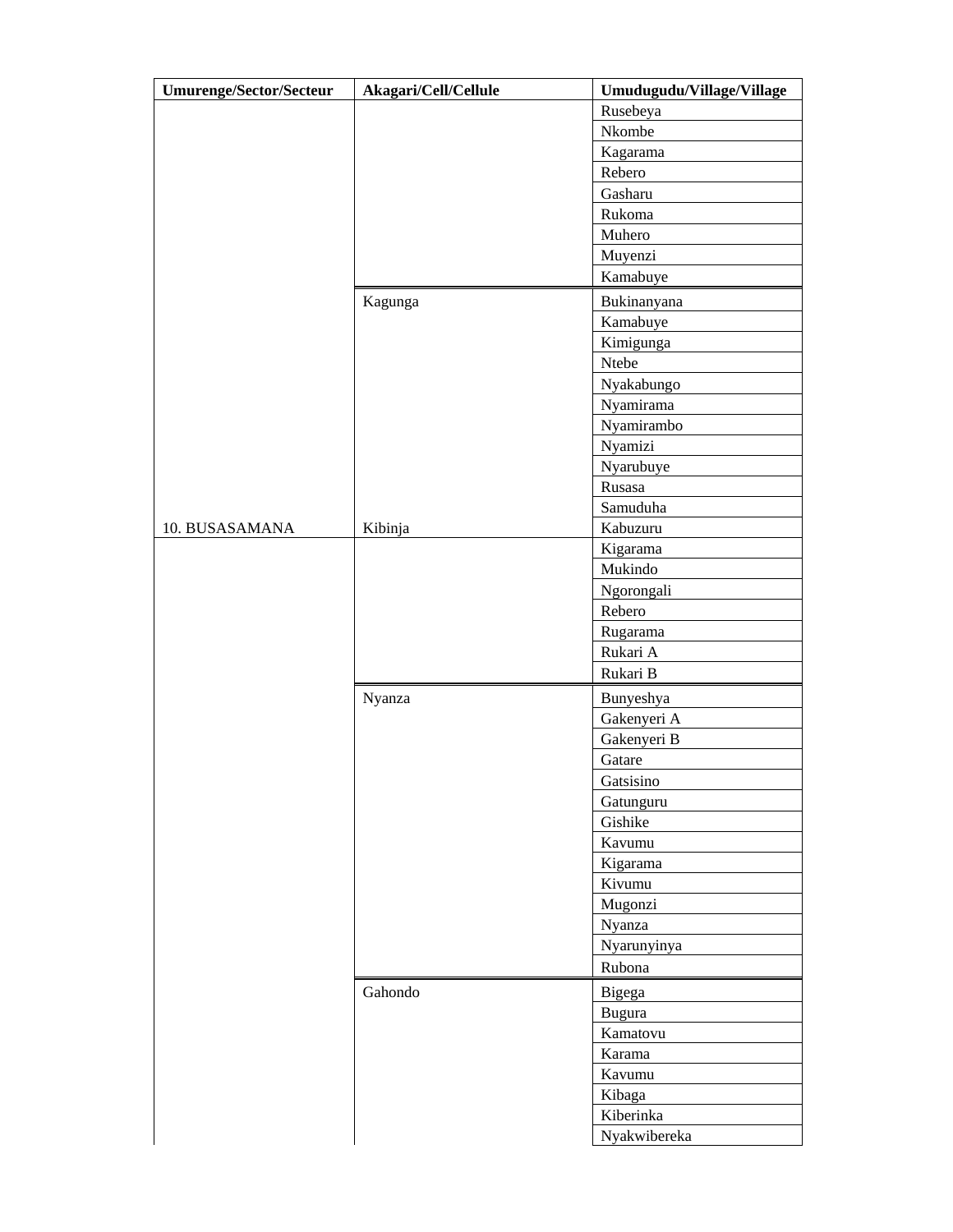| Umurenge/Sector/Secteur | Akagari/Cell/Cellule | Umudugudu/Village/Village |
| --- | --- | --- |
| | | Rusebeya |
| | | Nkombe |
| | | Kagarama |
| | | Rebero |
| | | Gasharu |
| | | Rukoma |
| | | Muhero |
| | | Muyenzi |
| | | Kamabuye |
| | Kagunga | Bukinanyana |
| | | Kamabuye |
| | | Kimigunga |
| | | Ntebe |
| | | Nyakabungo |
| | | Nyamirama |
| | | Nyamirambo |
| | | Nyamizi |
| | | Nyarubuye |
| | | Rusasa |
| | | Samuduha |
| 10. BUSASAMANA | Kibinja | Kabuzuru |
| | | Kigarama |
| | | Mukindo |
| | | Ngorongali |
| | | Rebero |
| | | Rugarama |
| | | Rukari A |
| | | Rukari B |
| | Nyanza | Bunyeshya |
| | | Gakenyeri A |
| | | Gakenyeri B |
| | | Gatare |
| | | Gatsisino |
| | | Gatunguru |
| | | Gishike |
| | | Kavumu |
| | | Kigarama |
| | | Kivumu |
| | | Mugonzi |
| | | Nyanza |
| | | Nyarunyinya |
| | | Rubona |
| | Gahondo | Bigega |
| | | Bugura |
| | | Kamatovu |
| | | Karama |
| | | Kavumu |
| | | Kibaga |
| | | Kiberinka |
| | | Nyakwibereka |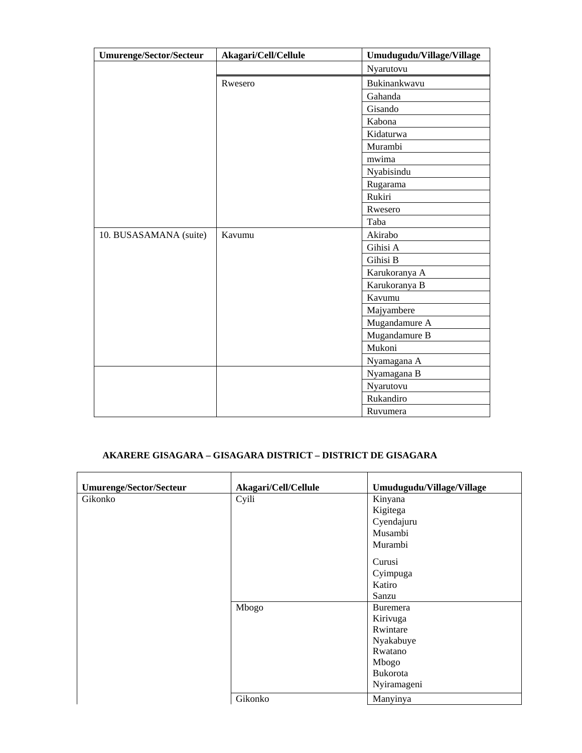| Umurenge/Sector/Secteur | Akagari/Cell/Cellule | Umudugudu/Village/Village |
|---|---|---|
| | | Nyarutovu |
| | Rwesero | Bukinankwavu |
| | | Gahanda |
| | | Gisando |
| | | Kabona |
| | | Kidaturwa |
| | | Murambi |
| | | mwima |
| | | Nyabisindu |
| | | Rugarama |
| | | Rukiri |
| | | Rwesero |
| | | Taba |
| 10. BUSASAMANA (suite) | Kavumu | Akirabo |
| | | Gihisi A |
| | | Gihisi B |
| | | Karukoranya A |
| | | Karukoranya B |
| | | Kavumu |
| | | Majyambere |
| | | Mugandamure A |
| | | Mugandamure B |
| | | Mukoni |
| | | Nyamagana A |
| | | Nyamagana B |
| | | Nyarutovu |
| | | Rukandiro |
| | | Ruvumera |

**AKARERE GISAGARA – GISAGARA DISTRICT – DISTRICT DE GISAGARA**

| Umurenge/Sector/Secteur | Akagari/Cell/Cellule | Umudugudu/Village/Village |
|---|---|---|
| Gikonko | Cyili | Kinyana |
| | | Kigitega |
| | | Cyendajuru |
| | | Musambi |
| | | Murambi |
| | | Curusi |
| | | Cyimpuga |
| | | Katiro |
| | | Sanzu |
| | Mbogo | Buremera |
| | | Kirivuga |
| | | Rwintare |
| | | Nyakabuye |
| | | Rwatano |
| | | Mbogo |
| | | Bukorota |
| | | Nyiramageni |
| | Gikonko | Manyinya |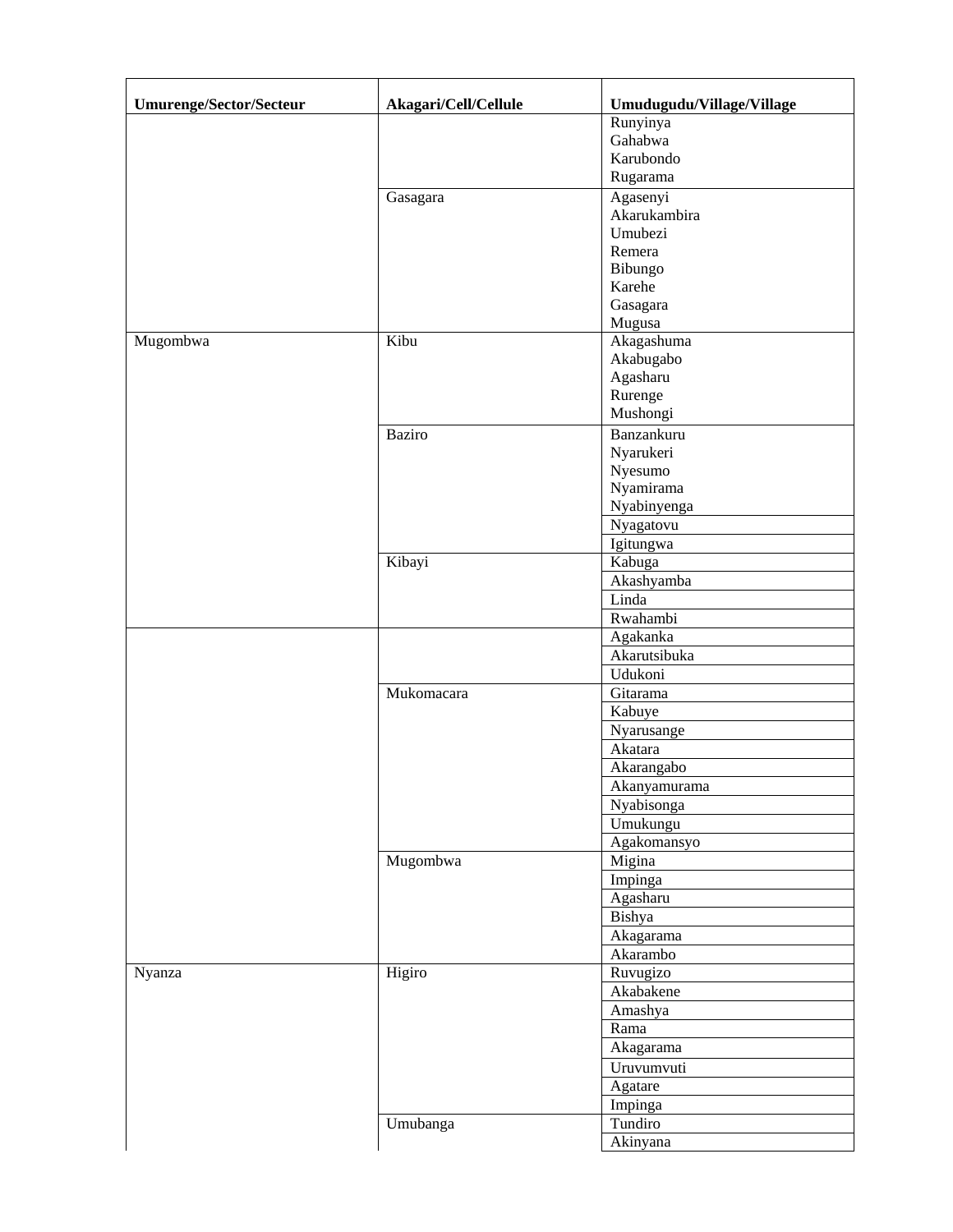| Umurenge/Sector/Secteur | Akagari/Cell/Cellule | Umudugudu/Village/Village |
|---|---|---|
| | | Runyinya |
| | | Gahabwa |
| | | Karubondo |
| | | Rugarama |
| | Gasagara | Agasenyi |
| | | Akarukambira |
| | | Umubezi |
| | | Remera |
| | | Bibungo |
| | | Karehe |
| | | Gasagara |
| | | Mugusa |
| Mugombwa | Kibu | Akagashuma |
| | | Akabugabo |
| | | Agasharu |
| | | Rurenge |
| | | Mushongi |
| | Baziro | Banzankuru |
| | | Nyarukeri |
| | | Nyesumo |
| | | Nyamirama |
| | | Nyabinyenga |
| | | Nyagatovu |
| | | Igitungwa |
| | Kibayi | Kabuga |
| | | Akashyamba |
| | | Linda |
| | | Rwahambi |
| | | Agakanka |
| | | Akarutsibuka |
| | | Udukoni |
| | Mukomacara | Gitarama |
| | | Kabuye |
| | | Nyarusange |
| | | Akatara |
| | | Akarangabo |
| | | Akanyamurama |
| | | Nyabisonga |
| | | Umukungu |
| | | Agakomansyo |
| | Mugombwa | Migina |
| | | Impinga |
| | | Agasharu |
| | | Bishya |
| | | Akagarama |
| | | Akarambo |
| Nyanza | Higiro | Ruvugizo |
| | | Akabakene |
| | | Amashya |
| | | Rama |
| | | Akagarama |
| | | Uruvumvuti |
| | | Agatare |
| | | Impinga |
| | Umubanga | Tundiro |
| | | Akinyana |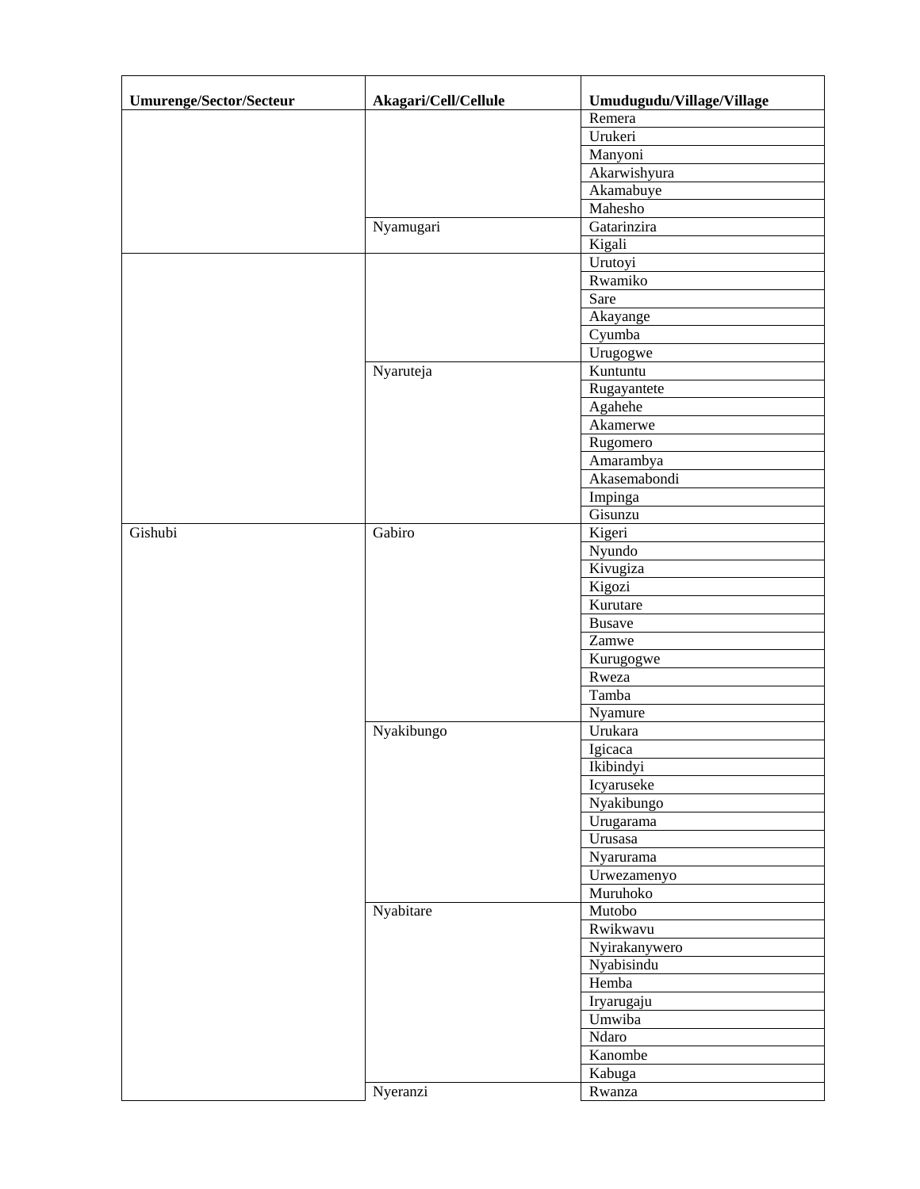| Umurenge/Sector/Secteur | Akagari/Cell/Cellule | Umudugudu/Village/Village |
|---|---|---|
| | | Remera |
| | | Urukeri |
| | | Manyoni |
| | | Akarwishyura |
| | | Akamabuye |
| | | Mahesho |
| | Nyamugari | Gatarinzira |
| | | Kigali |
| | | Urutoyi |
| | | Rwamiko |
| | | Sare |
| | | Akayange |
| | | Cyumba |
| | | Urugogwe |
| | Nyaruteja | Kuntuntu |
| | | Rugayantete |
| | | Agahehe |
| | | Akamerwe |
| | | Rugomero |
| | | Amarambya |
| | | Akasemabondi |
| | | Impinga |
| | | Gisunzu |
| Gishubi | Gabiro | Kigeri |
| | | Nyundo |
| | | Kivugiza |
| | | Kigozi |
| | | Kurutare |
| | | Busave |
| | | Zamwe |
| | | Kurugogwe |
| | | Rweza |
| | | Tamba |
| | | Nyamure |
| | Nyakibungo | Urukara |
| | | Igicaca |
| | | Ikibindyi |
| | | Icyaruseke |
| | | Nyakibungo |
| | | Urugarama |
| | | Urusasa |
| | | Nyarurama |
| | | Urwezamenyo |
| | | Muruhoko |
| | Nyabitare | Mutobo |
| | | Rwikwavu |
| | | Nyirakanywero |
| | | Nyabisindu |
| | | Hemba |
| | | Iryarugaju |
| | | Umwiba |
| | | Ndaro |
| | | Kanombe |
| | | Kabuga |
| | Nyeranzi | Rwanza |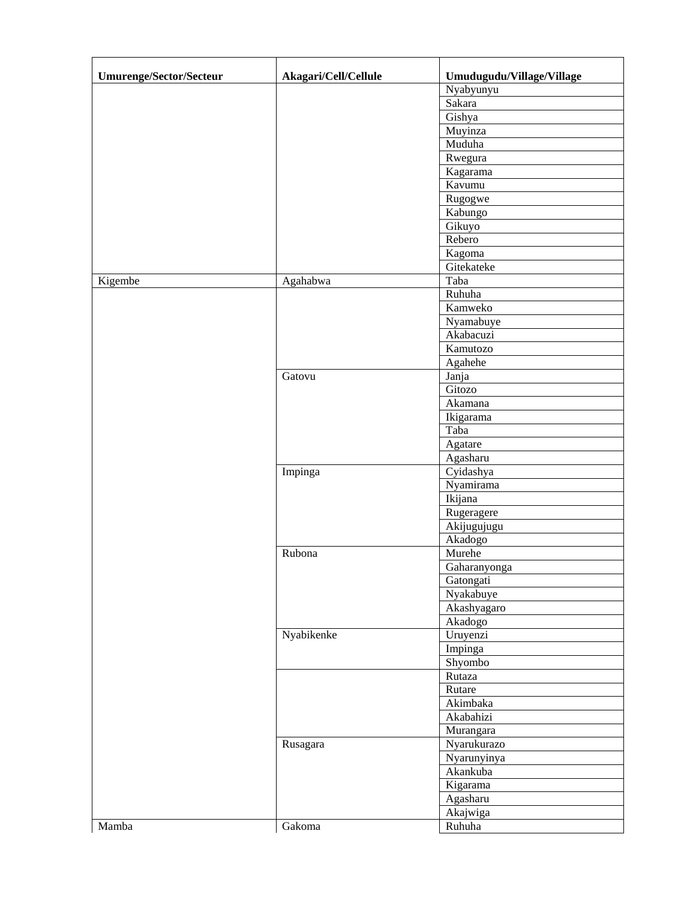| Umurenge/Sector/Secteur | Akagari/Cell/Cellule | Umudugudu/Village/Village |
|---|---|---|
| | | Nyabyunyu |
| | | Sakara |
| | | Gishya |
| | | Muyinza |
| | | Muduha |
| | | Rwegura |
| | | Kagarama |
| | | Kavumu |
| | | Rugogwe |
| | | Kabungo |
| | | Gikuyo |
| | | Rebero |
| | | Kagoma |
| | | Gitekateke |
| Kigembe | Agahabwa | Taba |
| | | Ruhuha |
| | | Kamweko |
| | | Nyamabuye |
| | | Akabacuzi |
| | | Kamutozo |
| | | Agahehe |
| | Gatovu | Janja |
| | | Gitozo |
| | | Akamana |
| | | Ikigarama |
| | | Taba |
| | | Agatare |
| | | Agasharu |
| | Impinga | Cyidashya |
| | | Nyamirama |
| | | Ikijana |
| | | Rugeragere |
| | | Akijugujugu |
| | | Akadogo |
| | Rubona | Murehe |
| | | Gaharanyonga |
| | | Gatongati |
| | | Nyakabuye |
| | | Akashyagaro |
| | | Akadogo |
| | Nyabikenke | Uruyenzi |
| | | Impinga |
| | | Shyombo |
| | | Rutaza |
| | | Rutare |
| | | Akimbaka |
| | | Akabahizi |
| | | Murangara |
| | Rusagara | Nyarukurazo |
| | | Nyarunyinya |
| | | Akankuba |
| | | Kigarama |
| | | Agasharu |
| | | Akajwiga |
| Mamba | Gakoma | Ruhuha |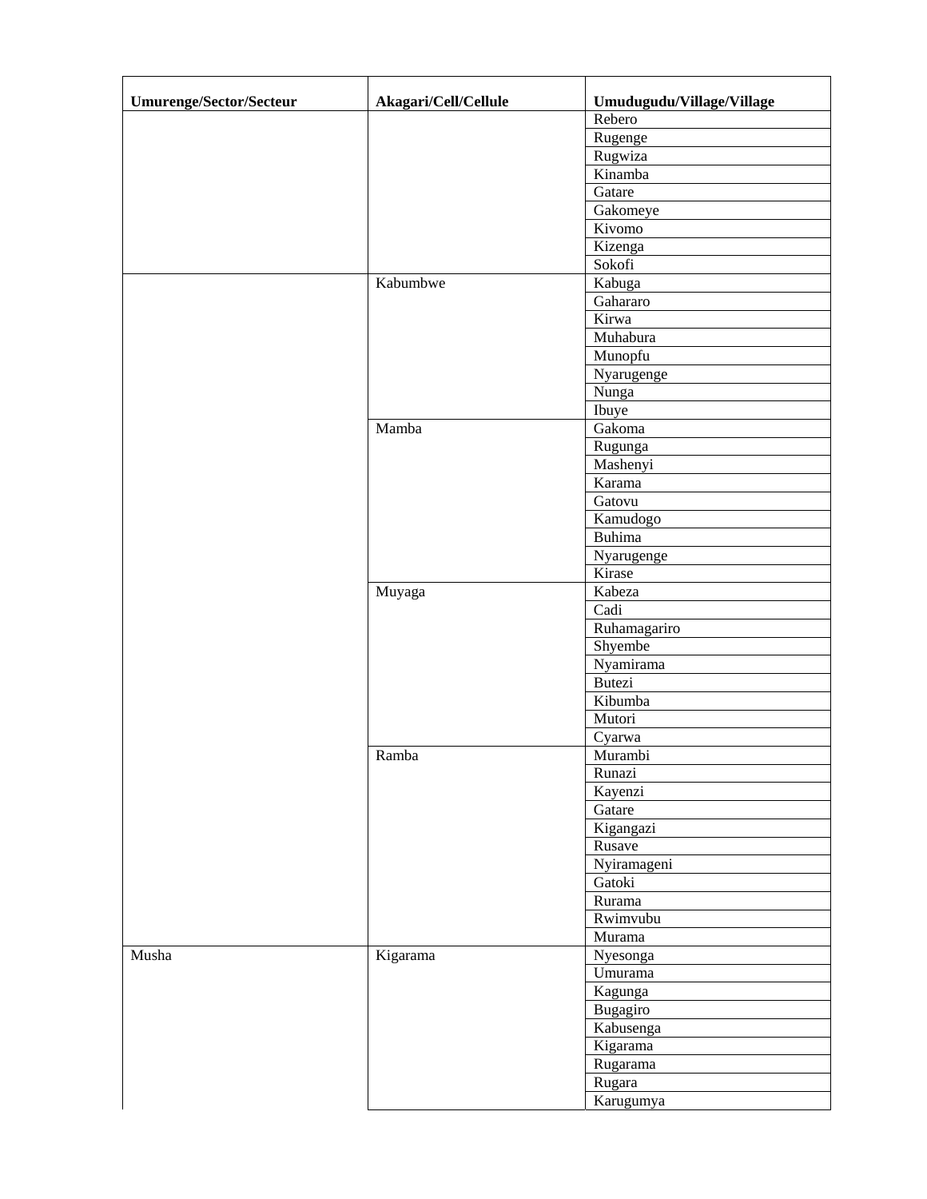| Umurenge/Sector/Secteur | Akagari/Cell/Cellule | Umudugudu/Village/Village |
|---|---|---|
| | | Rebero |
| | | Rugenge |
| | | Rugwiza |
| | | Kinamba |
| | | Gatare |
| | | Gakomeye |
| | | Kivomo |
| | | Kizenga |
| | | Sokofi |
| | Kabumbwe | Kabuga |
| | | Gahararo |
| | | Kirwa |
| | | Muhabura |
| | | Munopfu |
| | | Nyarugenge |
| | | Nunga |
| | | Ibuye |
| | Mamba | Gakoma |
| | | Rugunga |
| | | Mashenyi |
| | | Karama |
| | | Gatovu |
| | | Kamudogo |
| | | Buhima |
| | | Nyarugenge |
| | | Kirase |
| | Muyaga | Kabeza |
| | | Cadi |
| | | Ruhamagariro |
| | | Shyembe |
| | | Nyamirama |
| | | Butezi |
| | | Kibumba |
| | | Mutori |
| | | Cyarwa |
| | Ramba | Murambi |
| | | Runazi |
| | | Kayenzi |
| | | Gatare |
| | | Kigangazi |
| | | Rusave |
| | | Nyiramageni |
| | | Gatoki |
| | | Rurama |
| | | Rwimvubu |
| | | Murama |
| Musha | Kigarama | Nyesonga |
| | | Umurama |
| | | Kagunga |
| | | Bugagiro |
| | | Kabusenga |
| | | Kigarama |
| | | Rugarama |
| | | Rugara |
| | | Karugumya |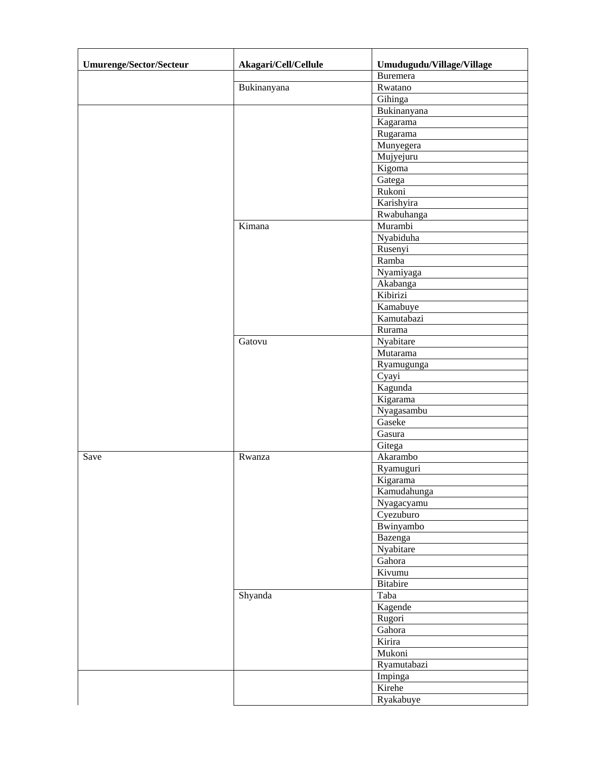| Umurenge/Sector/Secteur | Akagari/Cell/Cellule | Umudugudu/Village/Village |
|---|---|---|
| | | Buremera |
| | Bukinanyana | Rwatano |
| | | Gihinga |
| | | Bukinanyana |
| | | Kagarama |
| | | Rugarama |
| | | Munyegera |
| | | Mujyejuru |
| | | Kigoma |
| | | Gatega |
| | | Rukoni |
| | | Karishyira |
| | | Rwabuhanga |
| | Kimana | Murambi |
| | | Nyabiduha |
| | | Rusenyi |
| | | Ramba |
| | | Nyamiyaga |
| | | Akabanga |
| | | Kibirizi |
| | | Kamabuye |
| | | Kamutabazi |
| | | Rurama |
| | Gatovu | Nyabitare |
| | | Mutarama |
| | | Ryamugunga |
| | | Cyayi |
| | | Kagunda |
| | | Kigarama |
| | | Nyagasambu |
| | | Gaseke |
| | | Gasura |
| | | Gitega |
| Save | Rwanza | Akarambo |
| | | Ryamuguri |
| | | Kigarama |
| | | Kamudahunga |
| | | Nyagacyamu |
| | | Cyezuburo |
| | | Bwinyambo |
| | | Bazenga |
| | | Nyabitare |
| | | Gahora |
| | | Kivumu |
| | | Bitabire |
| | Shyanda | Taba |
| | | Kagende |
| | | Rugori |
| | | Gahora |
| | | Kirira |
| | | Mukoni |
| | | Ryamutabazi |
| | | Impinga |
| | | Kirehe |
| | | Ryakabuye |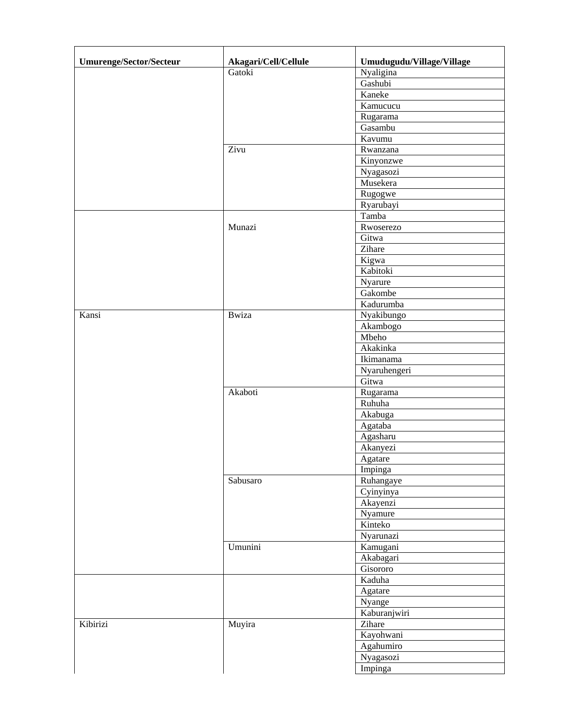| Umurenge/Sector/Secteur | Akagari/Cell/Cellule | Umudugudu/Village/Village |
|---|---|---|
| | Gatoki | Nyaligina |
| | | Gashubi |
| | | Kaneke |
| | | Kamucucu |
| | | Rugarama |
| | | Gasambu |
| | | Kavumu |
| | Zivu | Rwanzana |
| | | Kinyonzwe |
| | | Nyagasozi |
| | | Musekera |
| | | Rugogwe |
| | | Ryarubayi |
| | Munazi | Tamba |
| | | Rwoserezo |
| | | Gitwa |
| | | Zihare |
| | | Kigwa |
| | | Kabitoki |
| | | Nyarure |
| | | Gakombe |
| | | Kadurumba |
| Kansi | Bwiza | Nyakibungo |
| | | Akambogo |
| | | Mbeho |
| | | Akakinka |
| | | Ikimanama |
| | | Nyaruhengeri |
| | | Gitwa |
| | Akaboti | Rugarama |
| | | Ruhuha |
| | | Akabuga |
| | | Agataba |
| | | Agasharu |
| | | Akanyezi |
| | | Agatare |
| | | Impinga |
| | Sabusaro | Ruhangaye |
| | | Cyinyinya |
| | | Akayenzi |
| | | Nyamure |
| | | Kinteko |
| | | Nyarunazi |
| | Umunini | Kamugani |
| | | Akabagari |
| | | Gisororo |
| | | Kaduha |
| | | Agatare |
| | | Nyange |
| | | Kaburanjwiri |
| Kibirizi | Muyira | Zihare |
| | | Kayohwani |
| | | Agahumiro |
| | | Nyagasozi |
| | | Impinga |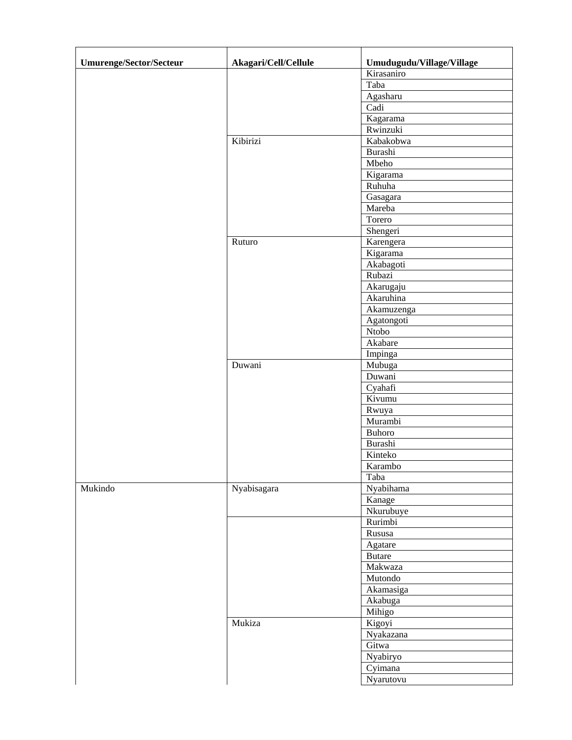| Umurenge/Sector/Secteur | Akagari/Cell/Cellule | Umudugudu/Village/Village |
|---|---|---|
| | | Kirasaniro |
| | | Taba |
| | | Agasharu |
| | | Cadi |
| | | Kagarama |
| | | Rwinzuki |
| | Kibirizi | Kabakobwa |
| | | Burashi |
| | | Mbeho |
| | | Kigarama |
| | | Ruhuha |
| | | Gasagara |
| | | Mareba |
| | | Torero |
| | | Shengeri |
| | Ruturo | Karengera |
| | | Kigarama |
| | | Akabagoti |
| | | Rubazi |
| | | Akarugaju |
| | | Akaruhina |
| | | Akamuzenga |
| | | Agatongoti |
| | | Ntobo |
| | | Akabare |
| | | Impinga |
| | Duwani | Mubuga |
| | | Duwani |
| | | Cyahafi |
| | | Kivumu |
| | | Rwuya |
| | | Murambi |
| | | Buhoro |
| | | Burashi |
| | | Kinteko |
| | | Karambo |
| | | Taba |
| Mukindo | Nyabisagara | Nyabihama |
| | | Kanage |
| | | Nkurubuye |
| | | Rurimbi |
| | | Rususa |
| | | Agatare |
| | | Butare |
| | | Makwaza |
| | | Mutondo |
| | | Akamasiga |
| | | Akabuga |
| | | Mihigo |
| | Mukiza | Kigoyi |
| | | Nyakazana |
| | | Gitwa |
| | | Nyabiryo |
| | | Cyimana |
| | | Nyarutovu |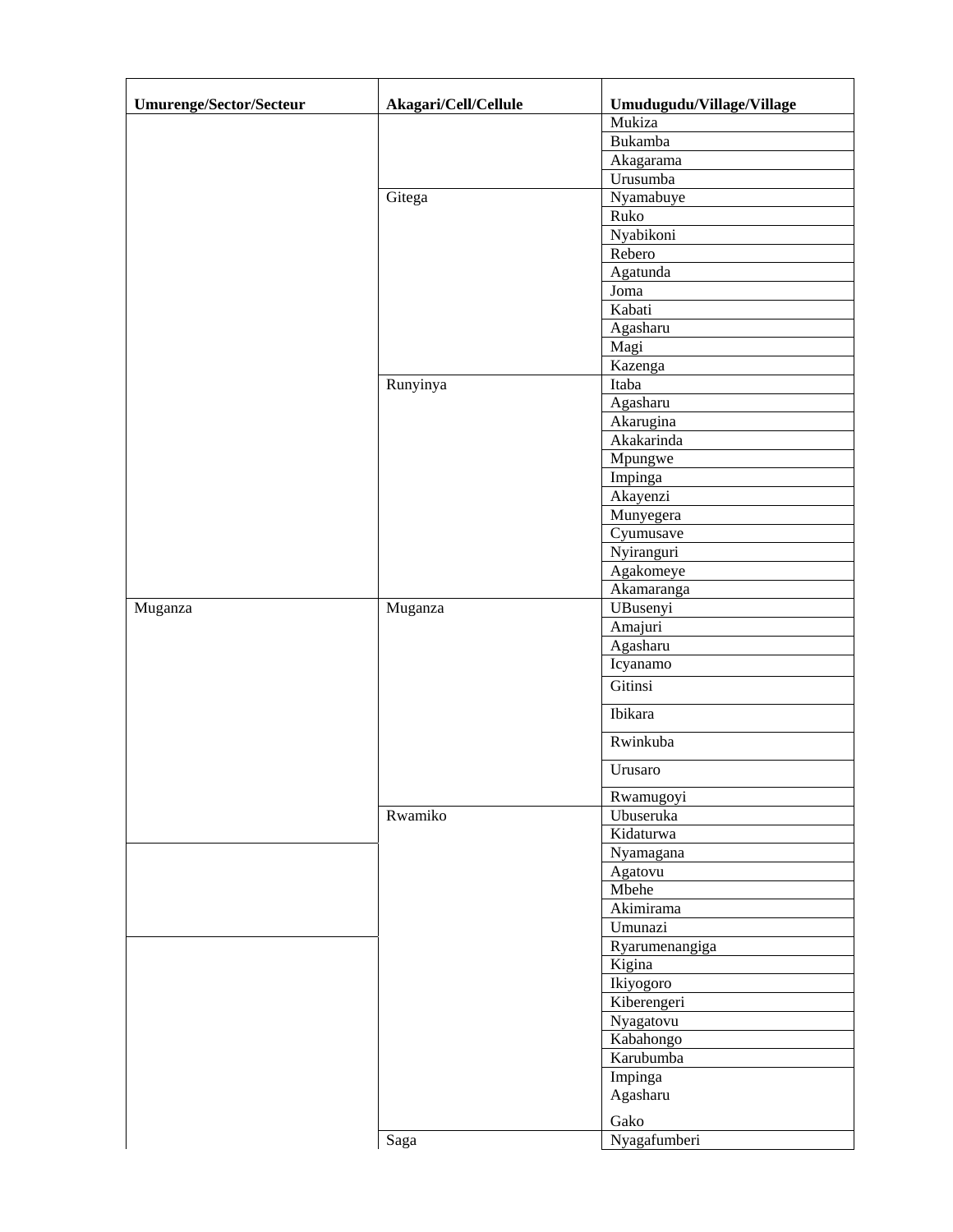| Umurenge/Sector/Secteur | Akagari/Cell/Cellule | Umudugudu/Village/Village |
|---|---|---|
| | | Mukiza |
| | | Bukamba |
| | | Akagarama |
| | | Urusumba |
| | Gitega | Nyamabuye |
| | | Ruko |
| | | Nyabikoni |
| | | Rebero |
| | | Agatunda |
| | | Joma |
| | | Kabati |
| | | Agasharu |
| | | Magi |
| | | Kazenga |
| | Runyinya | Itaba |
| | | Agasharu |
| | | Akarugina |
| | | Akakarinda |
| | | Mpungwe |
| | | Impinga |
| | | Akayenzi |
| | | Munyegera |
| | | Cyumusave |
| | | Nyiranguri |
| | | Agakomeye |
| | | Akamaranga |
| Muganza | Muganza | UBusenyi |
| | | Amajuri |
| | | Agasharu |
| | | Icyanamo |
| | | Gitinsi |
| | | Ibikara |
| | | Rwinkuba |
| | | Urusaro |
| | | Rwamugoyi |
| | Rwamiko | Ubuseruka |
| | | Kidaturwa |
| | | Nyamagana |
| | | Agatovu |
| | | Mbehe |
| | | Akimirama |
| | | Umunazi |
| | | Ryarumenangiga |
| | | Kigina |
| | | Ikiyogoro |
| | | Kiberengeri |
| | | Nyagatovu |
| | | Kabahongo |
| | | Karubumba |
| | | Impinga<br>Agasharu<br>Gako |
| | Saga | Nyagafumberi |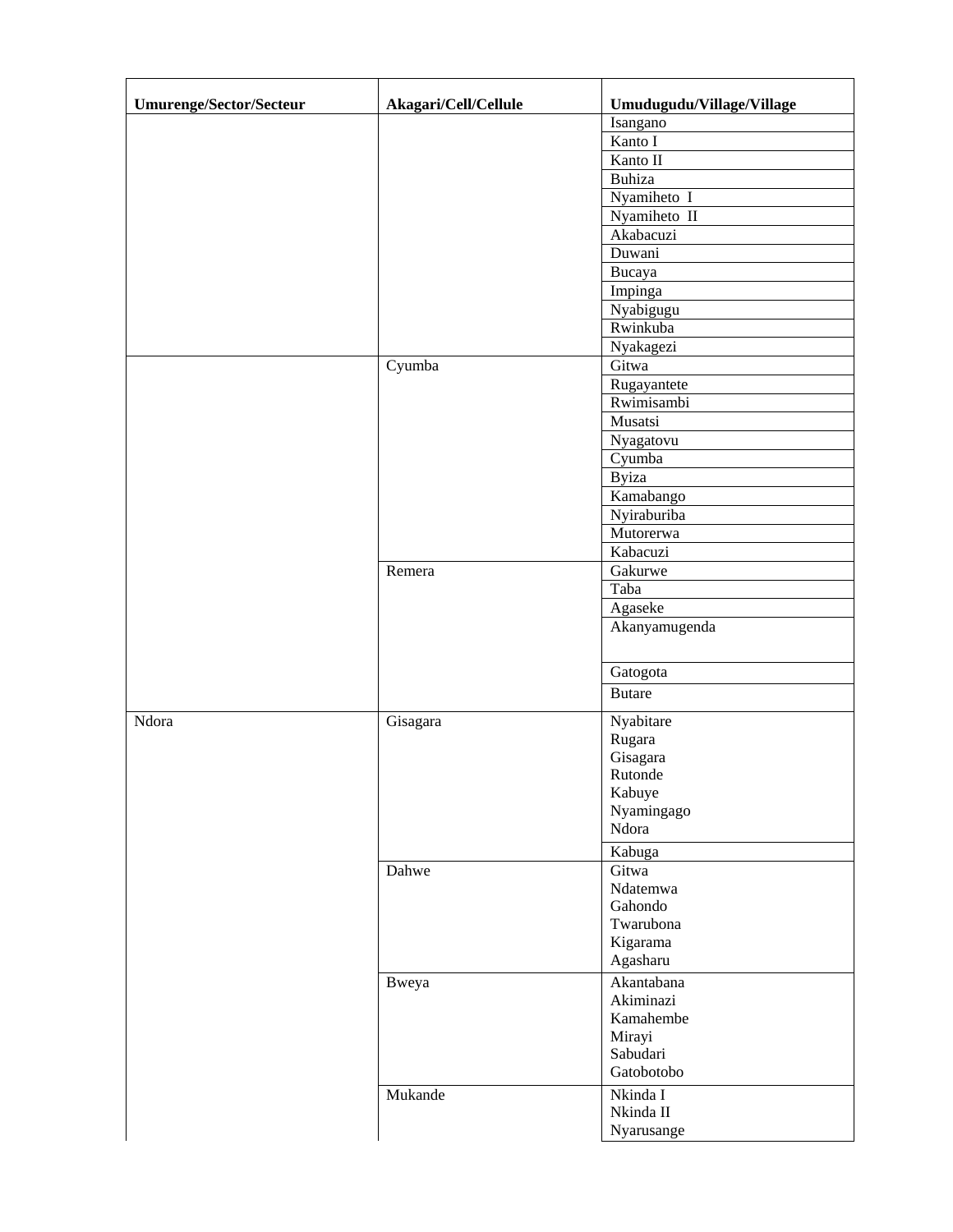| Umurenge/Sector/Secteur | Akagari/Cell/Cellule | Umudugudu/Village/Village |
|---|---|---|
| | | Isangano |
| | | Kanto I |
| | | Kanto II |
| | | Buhiza |
| | | Nyamiheto  I |
| | | Nyamiheto  II |
| | | Akabacuzi |
| | | Duwani |
| | | Bucaya |
| | | Impinga |
| | | Nyabigugu |
| | | Rwinkuba |
| | | Nyakagezi |
| | Cyumba | Gitwa |
| | | Rugayantete |
| | | Rwimisambi |
| | | Musatsi |
| | | Nyagatovu |
| | | Cyumba |
| | | Byiza |
| | | Kamabango |
| | | Nyiraburiba |
| | | Mutorerwa |
| | | Kabacuzi |
| | Remera | Gakurwe |
| | | Taba |
| | | Agaseke |
| | | Akanyamugenda |
| | | Gatogota |
| | | Butare |
| Ndora | Gisagara | Nyabitare |
| | | Rugara |
| | | Gisagara |
| | | Rutonde |
| | | Kabuye |
| | | Nyamingago |
| | | Ndora |
| | | Kabuga |
| | Dahwe | Gitwa |
| | | Ndatemwa |
| | | Gahondo |
| | | Twarubona |
| | | Kigarama |
| | | Agasharu |
| | Bweya | Akantabana |
| | | Akiminazi |
| | | Kamahembe |
| | | Mirayi |
| | | Sabudari |
| | | Gatobotobo |
| | Mukande | Nkinda I |
| | | Nkinda II |
| | | Nyarusange |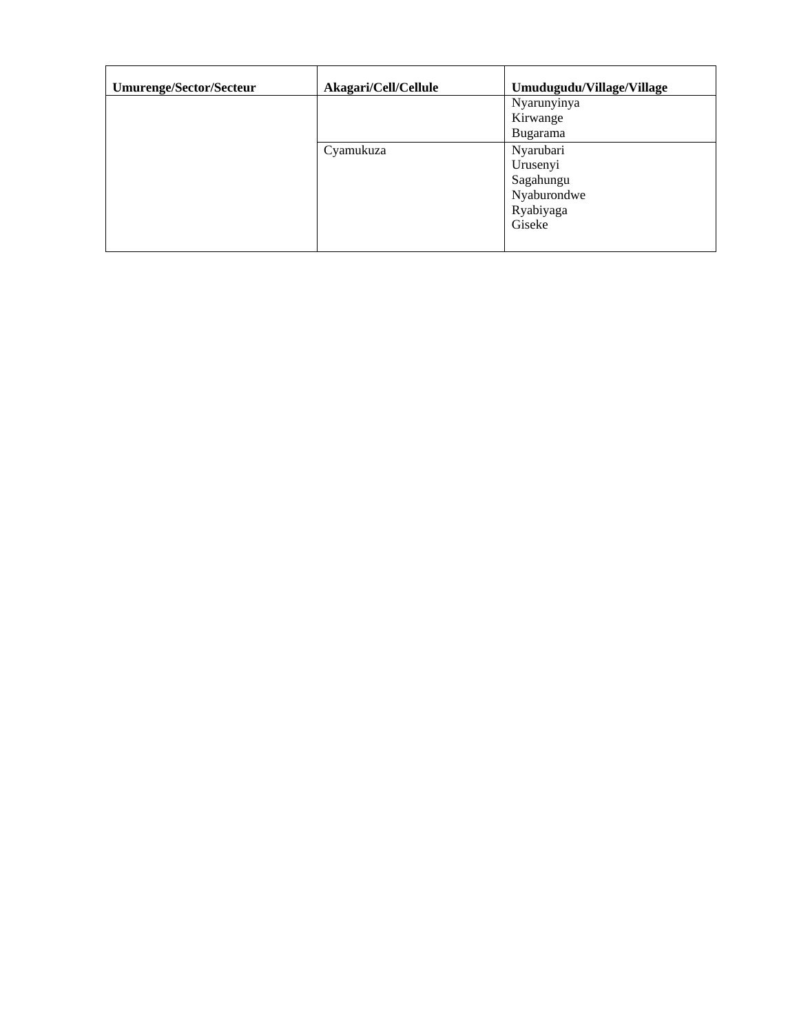| Umurenge/Sector/Secteur | Akagari/Cell/Cellule | Umudugudu/Village/Village |
|---|---|---|
| | | Nyarunyinya<br>Kirwange<br>Bugarama |
| | Cyamukuza | Nyarubari<br>Urusenyi<br>Sagahungu<br>Nyaburondwe<br>Ryabiyaga<br>Giseke |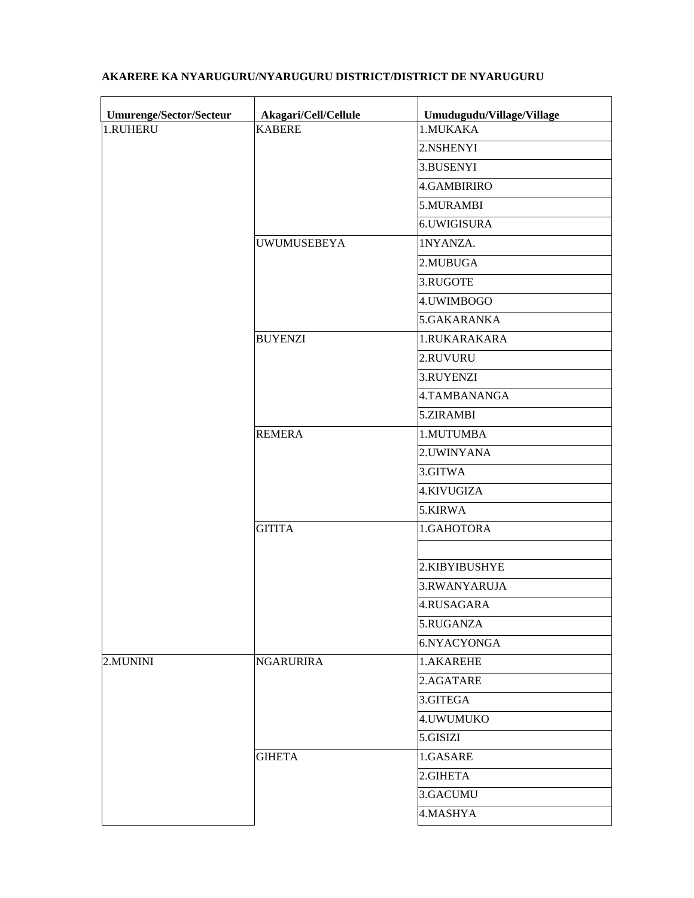**AKARERE KA NYARUGURU/NYARUGURU DISTRICT/DISTRICT DE NYARUGURU**

| Umurenge/Sector/Secteur | Akagari/Cell/Cellule | Umudugudu/Village/Village |
|---|---|---|
| 1.RUHERU | KABERE | 1.MUKAKA |
| | | 2.NSHENYI |
| | | 3.BUSENYI |
| | | 4.GAMBIRIRO |
| | | 5.MURAMBI |
| | | 6.UWIGISURA |
| | UWUMUSEBEYA | 1NYANZA. |
| | | 2.MUBUGA |
| | | 3.RUGOTE |
| | | 4.UWIMBOGO |
| | | 5.GAKARANKA |
| | BUYENZI | 1.RUKARAKARA |
| | | 2.RUVURU |
| | | 3.RUYENZI |
| | | 4.TAMBANANGA |
| | | 5.ZIRAMBI |
| | REMERA | 1.MUTUMBA |
| | | 2.UWINYANA |
| | | 3.GITWA |
| | | 4.KIVUGIZA |
| | | 5.KIRWA |
| | GITITA | 1.GAHOTORA |
| | | |
| | | 2.KIBYIBUSHYE |
| | | 3.RWANYARUJA |
| | | 4.RUSAGARA |
| | | 5.RUGANZA |
| | | 6.NYACYONGA |
| 2.MUNINI | NGARURIRA | 1.AKAREHE |
| | | 2.AGATARE |
| | | 3.GITEGA |
| | | 4.UWUMUKO |
| | | 5.GISIZI |
| | GIHETA | 1.GASARE |
| | | 2.GIHETA |
| | | 3.GACUMU |
| | | 4.MASHYA |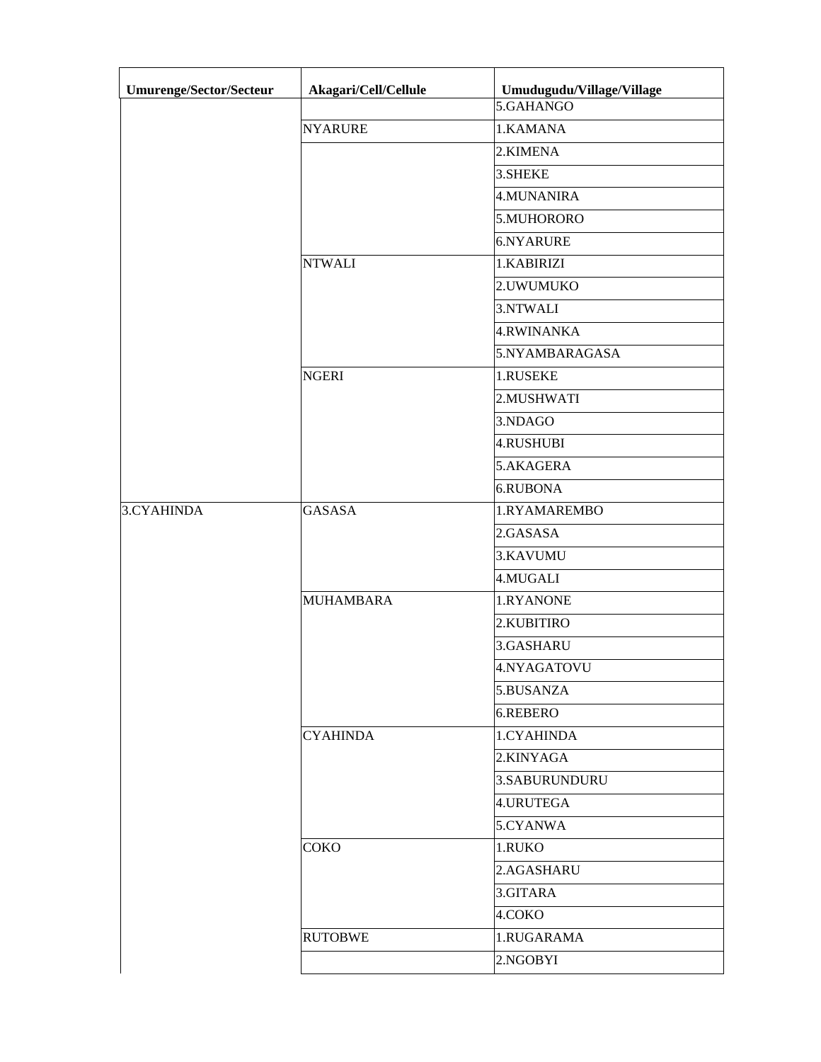| Umurenge/Sector/Secteur | Akagari/Cell/Cellule | Umudugudu/Village/Village |
| --- | --- | --- |
| | | 5.GAHANGO |
| | NYARURE | 1.KAMANA |
| | | 2.KIMENA |
| | | 3.SHEKE |
| | | 4.MUNANIRA |
| | | 5.MUHORORO |
| | | 6.NYARURE |
| | NTWALI | 1.KABIRIZI |
| | | 2.UWUMUKO |
| | | 3.NTWALI |
| | | 4.RWINANKA |
| | | 5.NYAMBARAGASA |
| | NGERI | 1.RUSEKE |
| | | 2.MUSHWATI |
| | | 3.NDAGO |
| | | 4.RUSHUBI |
| | | 5.AKAGERA |
| | | 6.RUBONA |
| 3.CYAHINDA | GASASA | 1.RYAMAREMBO |
| | | 2.GASASA |
| | | 3.KAVUMU |
| | | 4.MUGALI |
| | MUHAMBARA | 1.RYANONE |
| | | 2.KUBITIRO |
| | | 3.GASHARU |
| | | 4.NYAGATOVU |
| | | 5.BUSANZA |
| | | 6.REBERO |
| | CYAHINDA | 1.CYAHINDA |
| | | 2.KINYAGA |
| | | 3.SABURUNDURU |
| | | 4.URUTEGA |
| | | 5.CYANWA |
| | COKO | 1.RUKO |
| | | 2.AGASHARU |
| | | 3.GITARA |
| | | 4.COKO |
| | RUTOBWE | 1.RUGARAMA |
| | | 2.NGOBYI |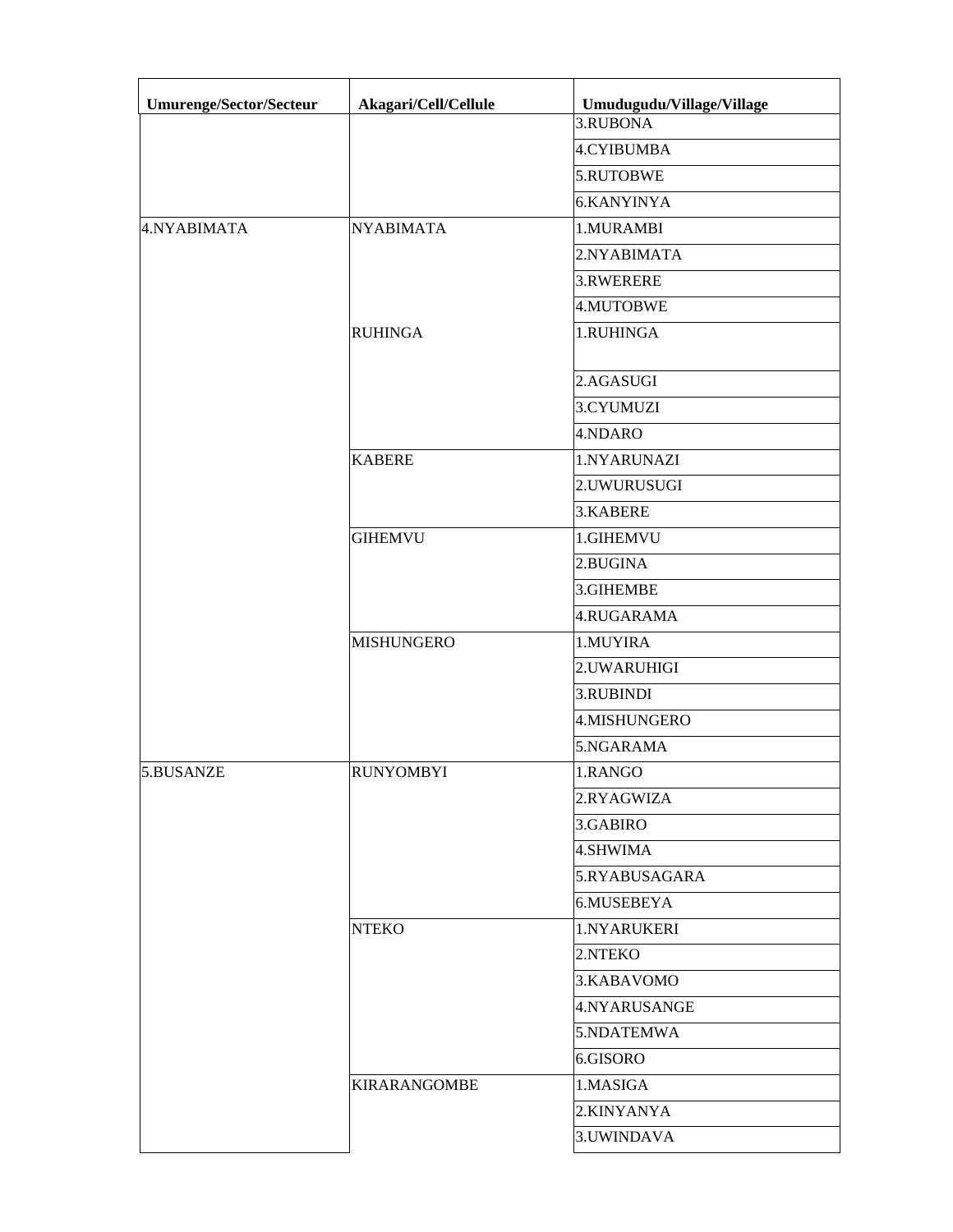| Umurenge/Sector/Secteur | Akagari/Cell/Cellule | Umudugudu/Village/Village |
| --- | --- | --- |
| | | 3.RUBONA |
| | | 4.CYIBUMBA |
| | | 5.RUTOBWE |
| | | 6.KANYINYA |
| 4.NYABIMATA | NYABIMATA | 1.MURAMBI |
| | | 2.NYABIMATA |
| | | 3.RWERERE |
| | | 4.MUTOBWE |
| | RUHINGA | 1.RUHINGA |
| | | 2.AGASUGI |
| | | 3.CYUMUZI |
| | | 4.NDARO |
| | KABERE | 1.NYARUNAZI |
| | | 2.UWURUSUGI |
| | | 3.KABERE |
| | GIHEMVU | 1.GIHEMVU |
| | | 2.BUGINA |
| | | 3.GIHEMBE |
| | | 4.RUGARAMA |
| | MISHUNGERO | 1.MUYIRA |
| | | 2.UWARUHIGI |
| | | 3.RUBINDI |
| | | 4.MISHUNGERO |
| | | 5.NGARAMA |
| 5.BUSANZE | RUNYOMBYI | 1.RANGO |
| | | 2.RYAGWIZA |
| | | 3.GABIRO |
| | | 4.SHWIMA |
| | | 5.RYABUSAGARA |
| | | 6.MUSEBEYA |
| | NTEKO | 1.NYARUKERI |
| | | 2.NTEKO |
| | | 3.KABAVOMO |
| | | 4.NYARUSANGE |
| | | 5.NDATEMWA |
| | | 6.GISORO |
| | KIRARANGOMBE | 1.MASIGA |
| | | 2.KINYANYA |
| | | 3.UWINDAVA |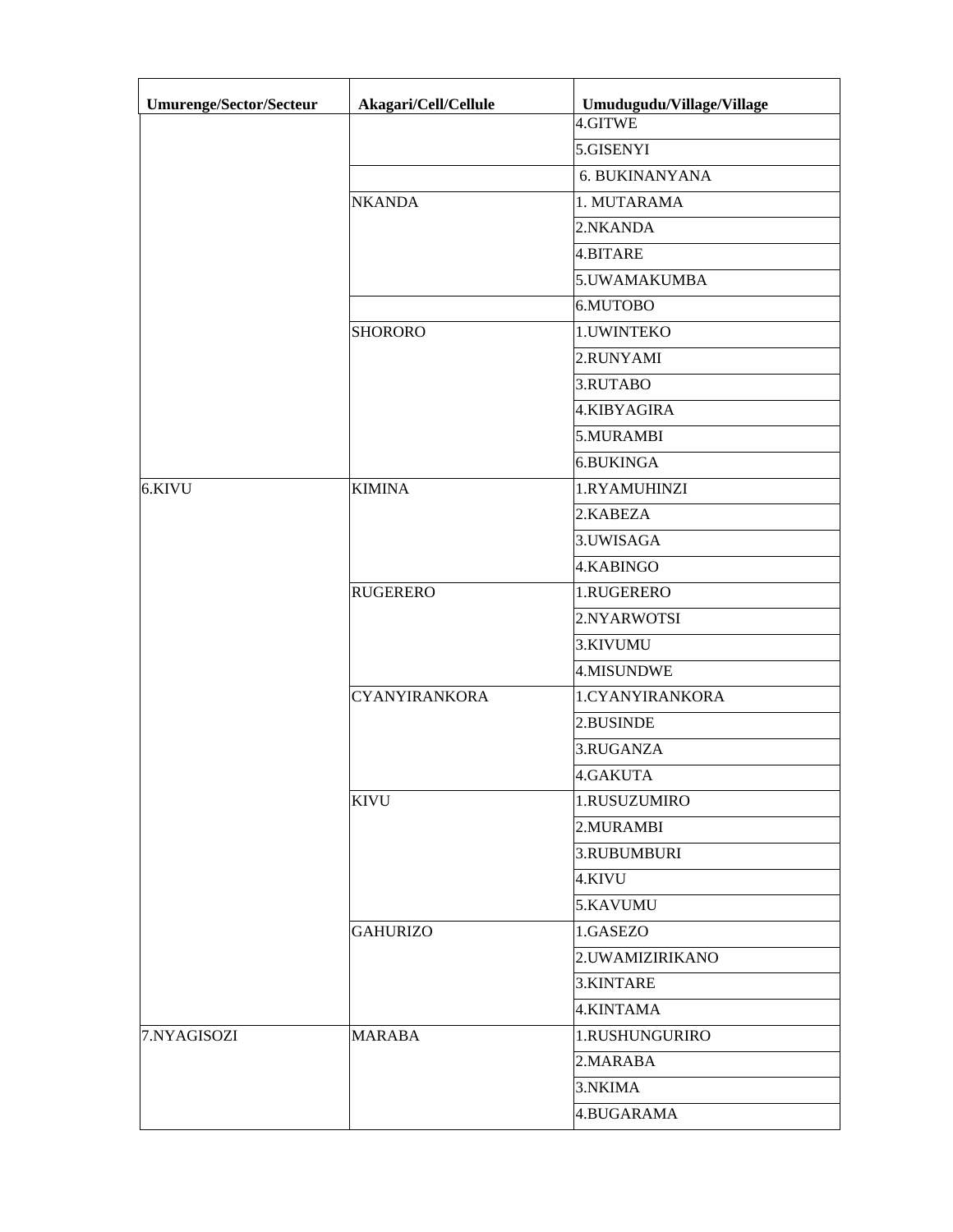| Umurenge/Sector/Secteur | Akagari/Cell/Cellule | Umudugudu/Village/Village |
|---|---|---|
| | | 4.GITWE |
| | | 5.GISENYI |
| | | 6. BUKINANYANA |
| | NKANDA | 1. MUTARAMA |
| | | 2.NKANDA |
| | | 4.BITARE |
| | | 5.UWAMAKUMBA |
| | | 6.MUTOBO |
| | SHORORO | 1.UWINTEKO |
| | | 2.RUNYAMI |
| | | 3.RUTABO |
| | | 4.KIBYAGIRA |
| | | 5.MURAMBI |
| | | 6.BUKINGA |
| 6.KIVU | KIMINA | 1.RYAMUHINZI |
| | | 2.KABEZA |
| | | 3.UWISAGA |
| | | 4.KABINGO |
| | RUGERERO | 1.RUGERERO |
| | | 2.NYARWOTSI |
| | | 3.KIVUMU |
| | | 4.MISUNDWE |
| | CYANYIRANKORA | 1.CYANYIRANKORA |
| | | 2.BUSINDE |
| | | 3.RUGANZA |
| | | 4.GAKUTA |
| | KIVU | 1.RUSUZUMIRO |
| | | 2.MURAMBI |
| | | 3.RUBUMBURI |
| | | 4.KIVU |
| | | 5.KAVUMU |
| | GAHURIZO | 1.GASEZO |
| | | 2.UWAMIZIRIKANO |
| | | 3.KINTARE |
| | | 4.KINTAMA |
| 7.NYAGISOZI | MARABA | 1.RUSHUNGURIRO |
| | | 2.MARABA |
| | | 3.NKIMA |
| | | 4.BUGARAMA |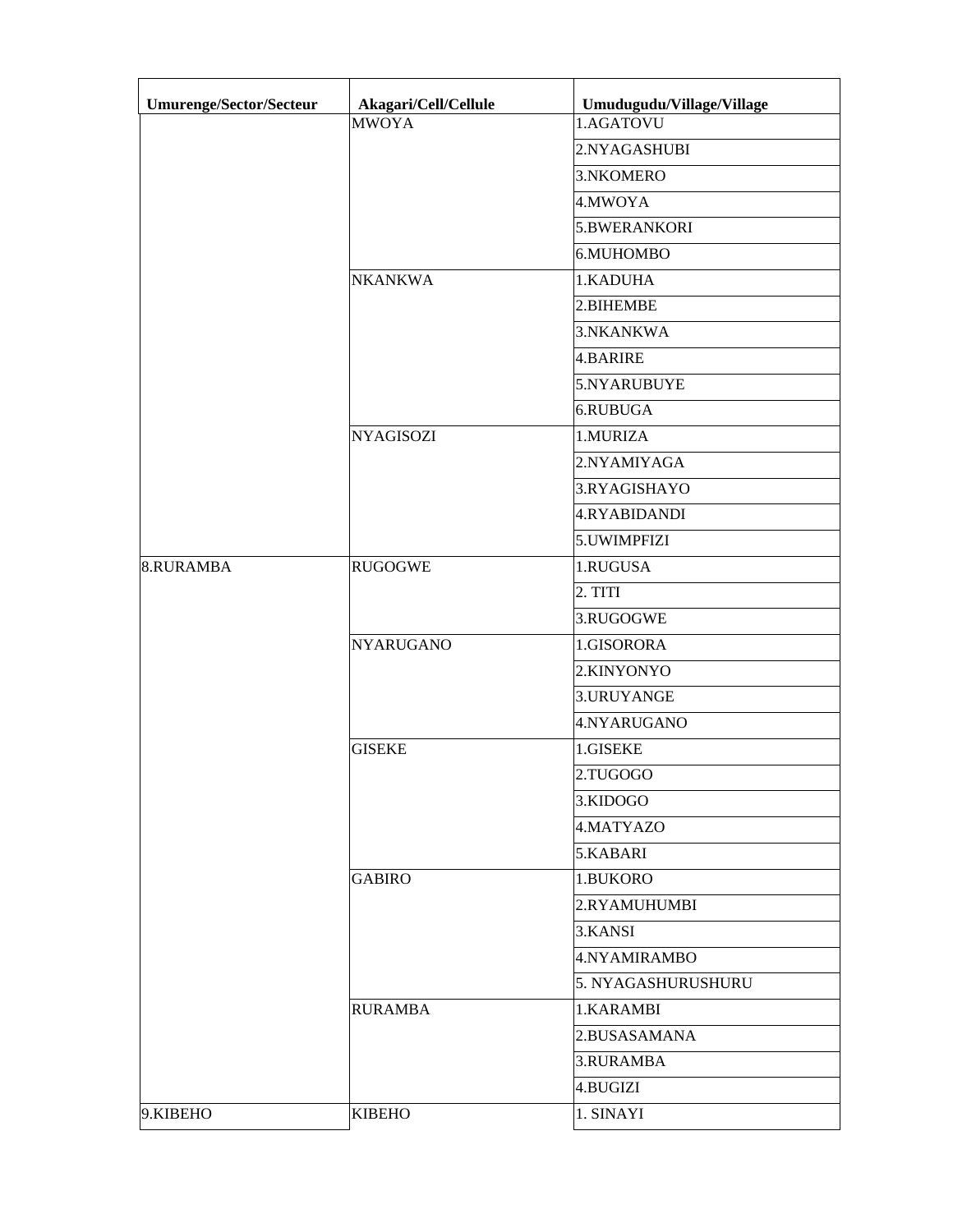| Umurenge/Sector/Secteur | Akagari/Cell/Cellule | Umudugudu/Village/Village |
|---|---|---|
| | MWOYA | 1.AGATOVU |
| | | 2.NYAGASHUBI |
| | | 3.NKOMERO |
| | | 4.MWOYA |
| | | 5.BWERANKORI |
| | | 6.MUHOMBO |
| | NKANKWA | 1.KADUHA |
| | | 2.BIHEMBE |
| | | 3.NKANKWA |
| | | 4.BARIRE |
| | | 5.NYARUBUYE |
| | | 6.RUBUGA |
| | NYAGISOZI | 1.MURIZA |
| | | 2.NYAMIYAGA |
| | | 3.RYAGISHAYO |
| | | 4.RYABIDANDI |
| | | 5.UWIMPFIZI |
| 8.RURAMBA | RUGOGWE | 1.RUGUSA |
| | | 2. TITI |
| | | 3.RUGOGWE |
| | NYARUGANO | 1.GISORORA |
| | | 2.KINYONYO |
| | | 3.URUYANGE |
| | | 4.NYARUGANO |
| | GISEKE | 1.GISEKE |
| | | 2.TUGOGO |
| | | 3.KIDOGO |
| | | 4.MATYAZO |
| | | 5.KABARI |
| | GABIRO | 1.BUKORO |
| | | 2.RYAMUHUMBI |
| | | 3.KANSI |
| | | 4.NYAMIRAMBO |
| | | 5. NYAGASHURUSHURU |
| | RURAMBA | 1.KARAMBI |
| | | 2.BUSASAMANA |
| | | 3.RURAMBA |
| | | 4.BUGIZI |
| 9.KIBEHO | KIBEHO | 1. SINAYI |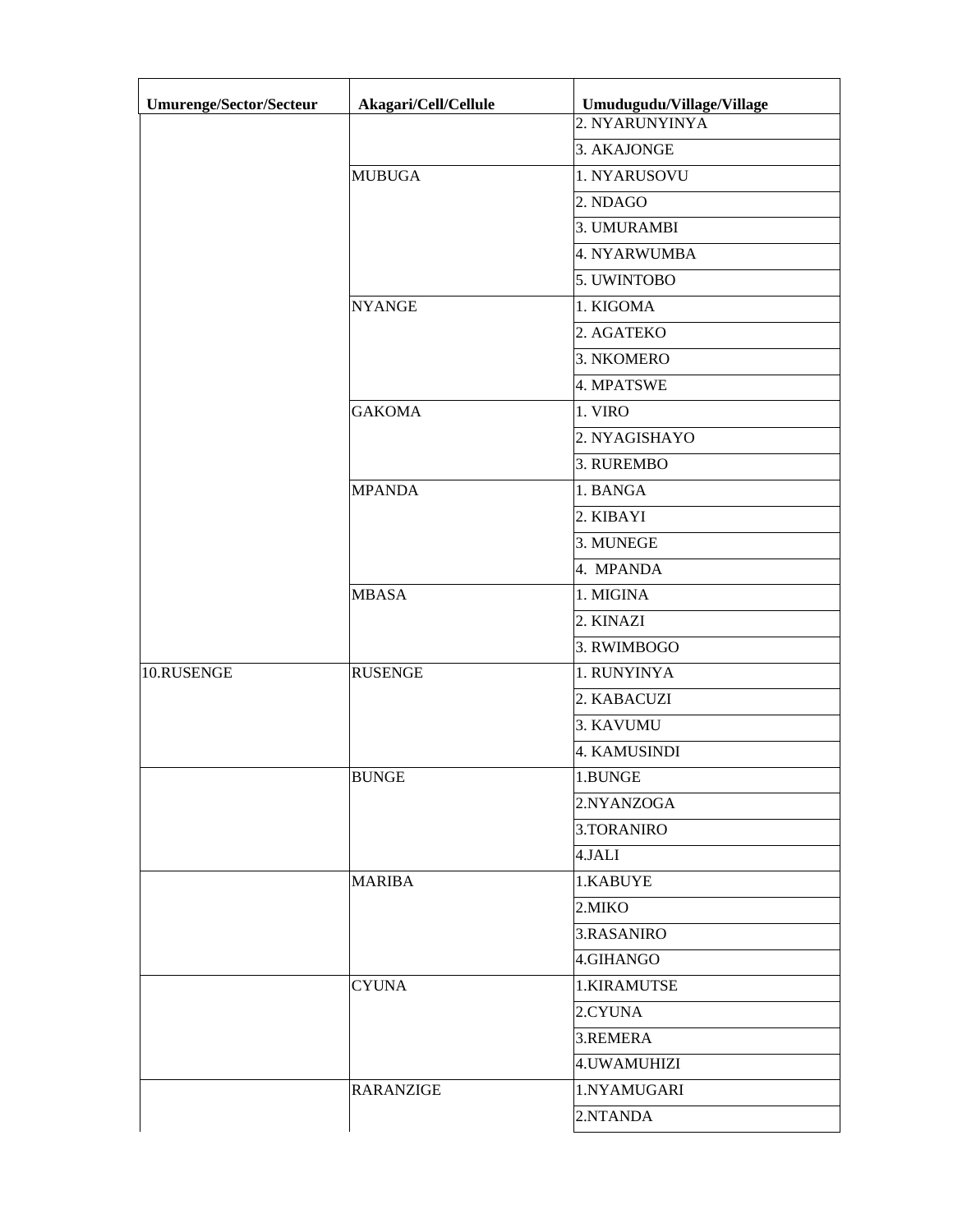| Umurenge/Sector/Secteur | Akagari/Cell/Cellule | Umudugudu/Village/Village |
|---|---|---|
| | | 2. NYARUNYINYA |
| | | 3. AKAJONGE |
| | MUBUGA | 1. NYARUSOVU |
| | | 2. NDAGO |
| | | 3. UMURAMBI |
| | | 4. NYARWUMBA |
| | | 5. UWINTOBO |
| | NYANGE | 1. KIGOMA |
| | | 2. AGATEKO |
| | | 3. NKOMERO |
| | | 4. MPATSWE |
| | GAKOMA | 1. VIRO |
| | | 2. NYAGISHAYO |
| | | 3. RUREMBO |
| | MPANDA | 1. BANGA |
| | | 2. KIBAYI |
| | | 3. MUNEGE |
| | | 4. MPANDA |
| | MBASA | 1. MIGINA |
| | | 2. KINAZI |
| | | 3. RWIMBOGO |
| 10.RUSENGE | RUSENGE | 1. RUNYINYA |
| | | 2. KABACUZI |
| | | 3. KAVUMU |
| | | 4. KAMUSINDI |
| | BUNGE | 1.BUNGE |
| | | 2.NYANZOGA |
| | | 3.TORANIRO |
| | | 4.JALI |
| | MARIBA | 1.KABUYE |
| | | 2.MIKO |
| | | 3.RASANIRO |
| | | 4.GIHANGO |
| | CYUNA | 1.KIRAMUTSE |
| | | 2.CYUNA |
| | | 3.REMERA |
| | | 4.UWAMUHIZI |
| | RARANZIGE | 1.NYAMUGARI |
| | | 2.NTANDA |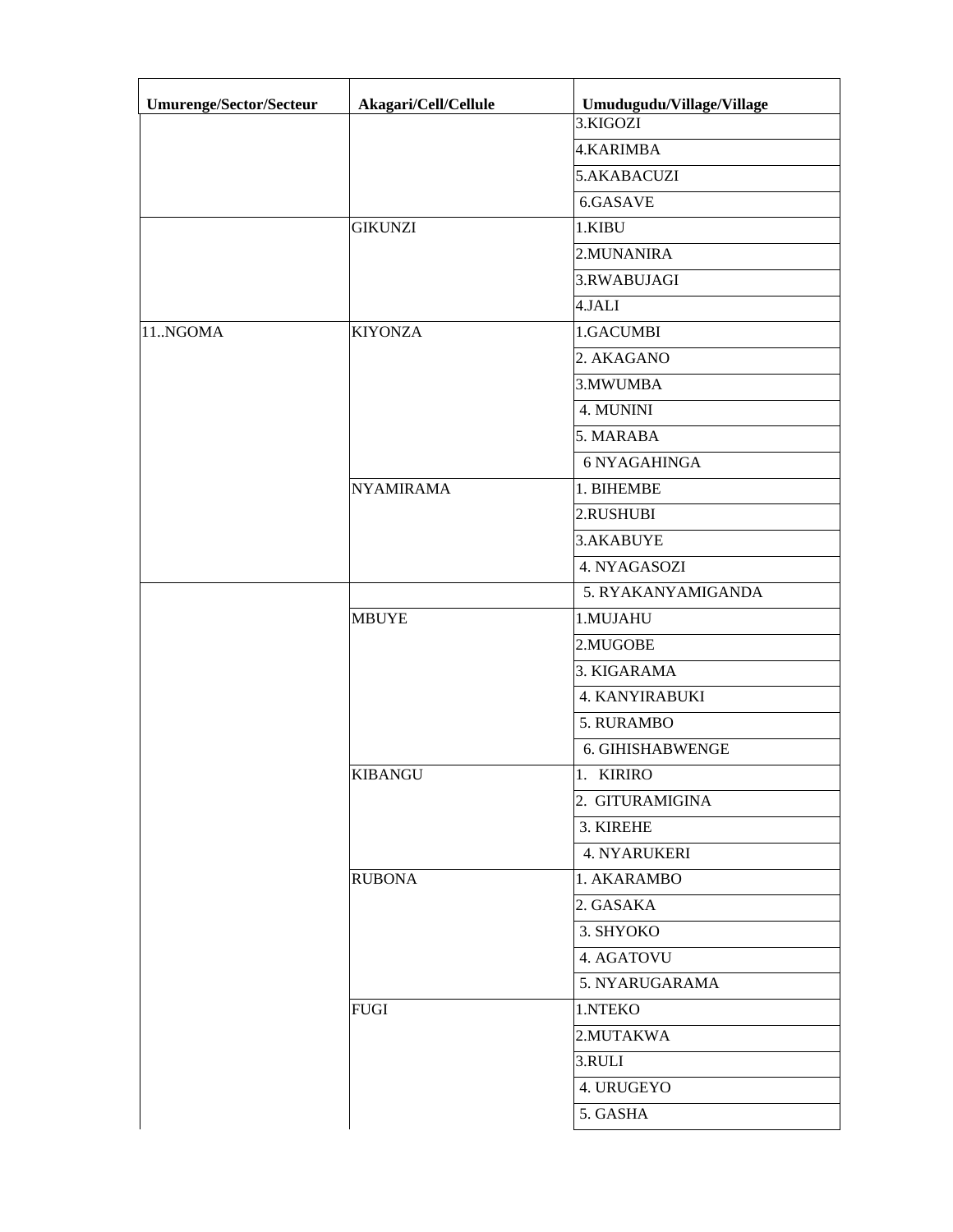| Umurenge/Sector/Secteur | Akagari/Cell/Cellule | Umudugudu/Village/Village |
|---|---|---|
| | | 3.KIGOZI |
| | | 4.KARIMBA |
| | | 5.AKABACUZI |
| | | 6.GASAVE |
| | GIKUNZI | 1.KIBU |
| | | 2.MUNANIRA |
| | | 3.RWABUJAGI |
| | | 4.JALI |
| 11..NGOMA | KIYONZA | 1.GACUMBI |
| | | 2. AKAGANO |
| | | 3.MWUMBA |
| | | 4. MUNINI |
| | | 5. MARABA |
| | | 6 NYAGAHINGA |
| | NYAMIRAMA | 1. BIHEMBE |
| | | 2.RUSHUBI |
| | | 3.AKABUYE |
| | | 4. NYAGASOZI |
| | | 5. RYAKANYAMIGANDA |
| | MBUYE | 1.MUJAHU |
| | | 2.MUGOBE |
| | | 3. KIGARAMA |
| | | 4. KANYIRABUKI |
| | | 5. RURAMBO |
| | | 6. GIHISHABWENGE |
| | KIBANGU | 1. KIRIRO |
| | | 2. GITURAMIGINA |
| | | 3. KIREHE |
| | | 4. NYARUKERI |
| | RUBONA | 1. AKARAMBO |
| | | 2. GASAKA |
| | | 3. SHYOKO |
| | | 4. AGATOVU |
| | | 5. NYARUGARAMA |
| | FUGI | 1.NTEKO |
| | | 2.MUTAKWA |
| | | 3.RULI |
| | | 4. URUGEYO |
| | | 5. GASHA |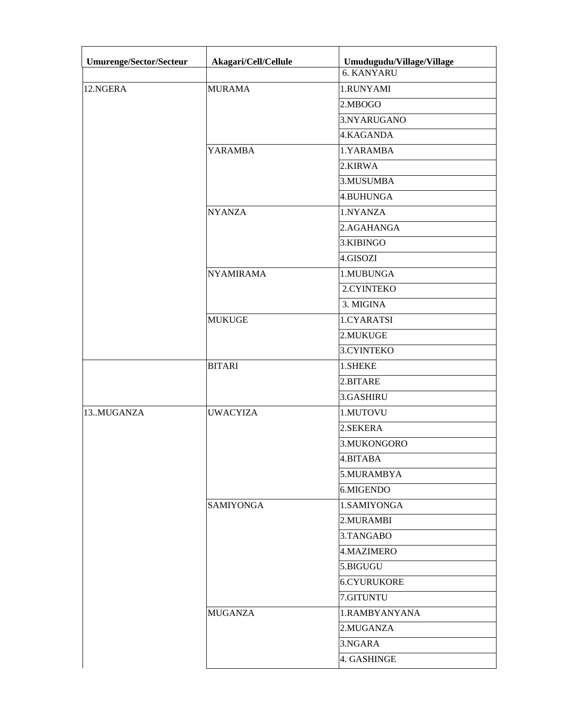| Umurenge/Sector/Secteur | Akagari/Cell/Cellule | Umudugudu/Village/Village |
| --- | --- | --- |
| | | 6. KANYARU |
| 12.NGERA | MURAMA | 1.RUNYAMI |
| | | 2.MBOGO |
| | | 3.NYARUGANO |
| | | 4.KAGANDA |
| | YARAMBA | 1.YARAMBA |
| | | 2.KIRWA |
| | | 3.MUSUMBA |
| | | 4.BUHUNGA |
| | NYANZA | 1.NYANZA |
| | | 2.AGAHANGA |
| | | 3.KIBINGO |
| | | 4.GISOZI |
| | NYAMIRAMA | 1.MUBUNGA |
| | | 2.CYINTEKO |
| | | 3. MIGINA |
| | MUKUGE | 1.CYARATSI |
| | | 2.MUKUGE |
| | | 3.CYINTEKO |
| | BITARI | 1.SHEKE |
| | | 2.BITARE |
| | | 3.GASHIRU |
| 13..MUGANZA | UWACYIZA | 1.MUTOVU |
| | | 2.SEKERA |
| | | 3.MUKONGORO |
| | | 4.BITABA |
| | | 5.MURAMBYA |
| | | 6.MIGENDO |
| | SAMIYONGA | 1.SAMIYONGA |
| | | 2.MURAMBI |
| | | 3.TANGABO |
| | | 4.MAZIMERO |
| | | 5.BIGUGU |
| | | 6.CYURUKORE |
| | | 7.GITUNTU |
| | MUGANZA | 1.RAMBYANYANA |
| | | 2.MUGANZA |
| | | 3.NGARA |
| | | 4. GASHINGE |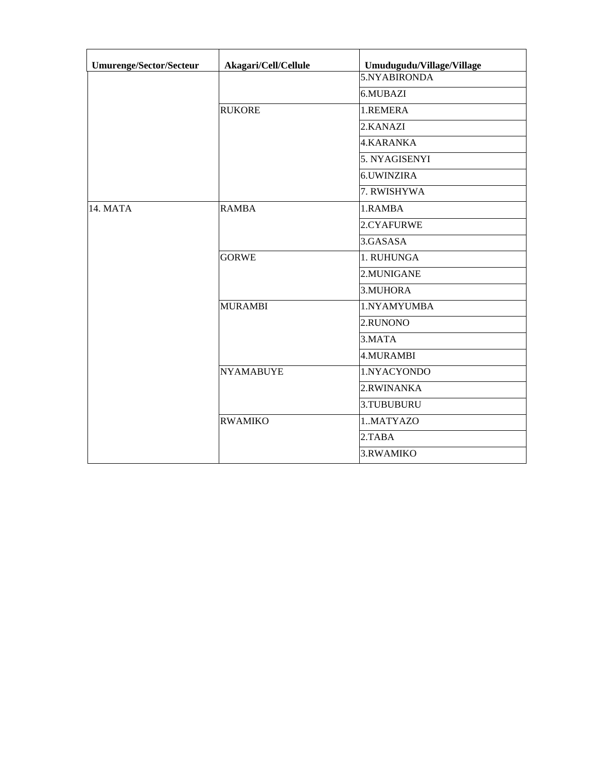| Umurenge/Sector/Secteur | Akagari/Cell/Cellule | Umudugudu/Village/Village |
|---|---|---|
| | | 5.NYABIRONDA |
| | | 6.MUBAZI |
| | RUKORE | 1.REMERA |
| | | 2.KANAZI |
| | | 4.KARANKA |
| | | 5. NYAGISENYI |
| | | 6.UWINZIRA |
| | | 7. RWISHYWA |
| 14. MATA | RAMBA | 1.RAMBA |
| | | 2.CYAFURWE |
| | | 3.GASASA |
| | GORWE | 1. RUHUNGA |
| | | 2.MUNIGANE |
| | | 3.MUHORA |
| | MURAMBI | 1.NYAMYUMBA |
| | | 2.RUNONO |
| | | 3.MATA |
| | | 4.MURAMBI |
| | NYAMABUYE | 1.NYACYONDO |
| | | 2.RWINANKA |
| | | 3.TUBUBURU |
| | RWAMIKO | 1..MATYAZO |
| | | 2.TABA |
| | | 3.RWAMIKO |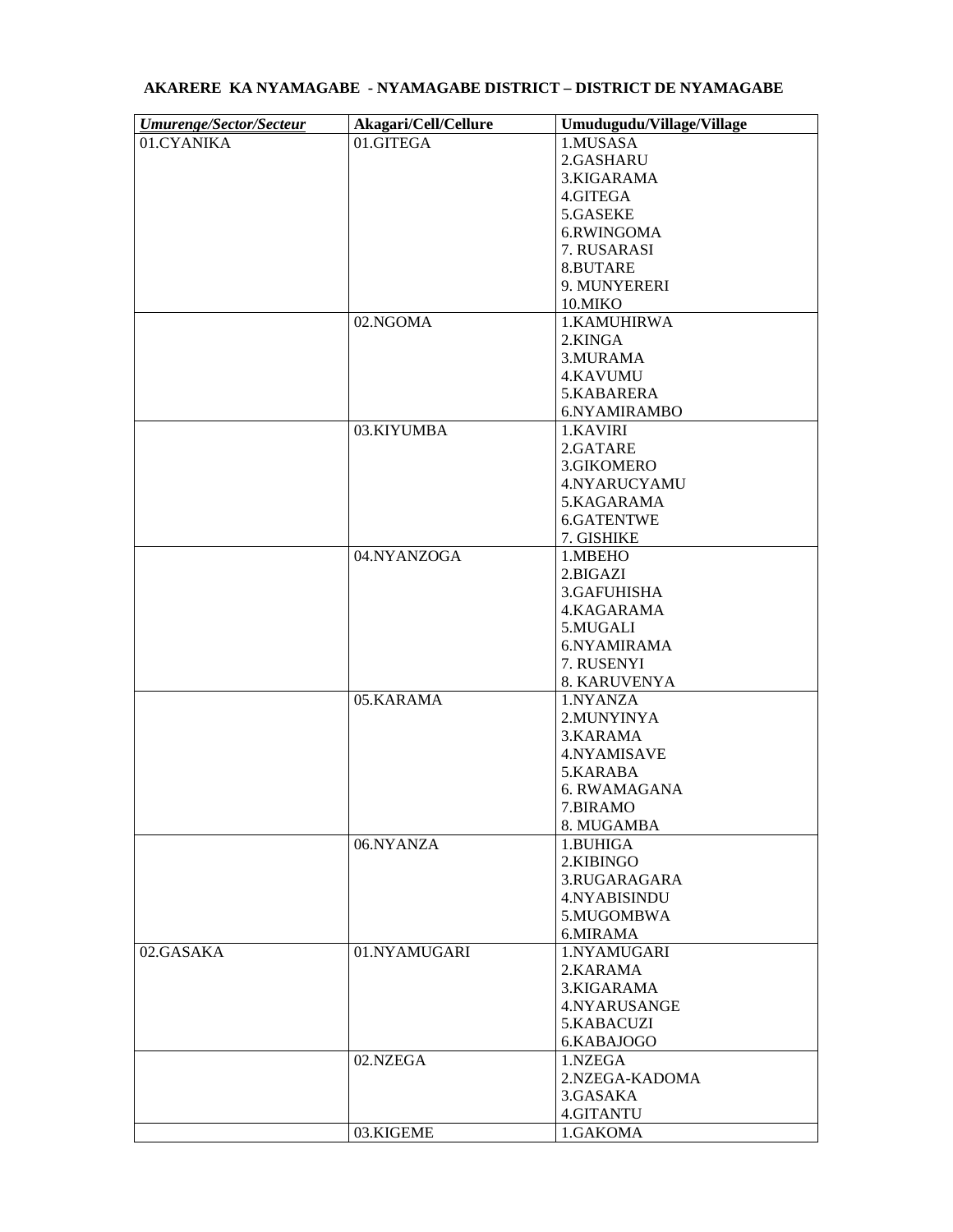**AKARERE KA NYAMAGABE - NYAMAGABE DISTRICT – DISTRICT DE NYAMAGABE**

| ***Umurenge/Sector/Secteur*** | **Akagari/Cell/Cellure** | **Umudugudu/Village/Village** |
|---|---|---|
| 01.CYANIKA | 01.GITEGA | 1.MUSASA<br>2.GASHARU<br>3.KIGARAMA<br>4.GITEGA<br>5.GASEKE<br>6.RWINGOMA<br>7. RUSARASI<br>8.BUTARE<br>9. MUNYERERI<br>10.MIKO |
| | 02.NGOMA | 1.KAMUHIRWA<br>2.KINGA<br>3.MURAMA<br>4.KAVUMU<br>5.KABARERA<br>6.NYAMIRAMBO |
| | 03.KIYUMBA | 1.KAVIRI<br>2.GATARE<br>3.GIKOMERO<br>4.NYARUCYAMU<br>5.KAGARAMA<br>6.GATENTWE<br>7. GISHIKE |
| | 04.NYANZOGA | 1.MBEHO<br>2.BIGAZI<br>3.GAFUHISHA<br>4.KAGARAMA<br>5.MUGALI<br>6.NYAMIRAMA<br>7. RUSENYI<br>8. KARUVENYA |
| | 05.KARAMA | 1.NYANZA<br>2.MUNYINYA<br>3.KARAMA<br>4.NYAMISAVE<br>5.KARABA<br>6. RWAMAGANA<br>7.BIRAMO<br>8. MUGAMBA |
| | 06.NYANZA | 1.BUHIGA<br>2.KIBINGO<br>3.RUGARAGARA<br>4.NYABISINDU<br>5.MUGOMBWA<br>6.MIRAMA |
| 02.GASAKA | 01.NYAMUGARI | 1.NYAMUGARI<br>2.KARAMA<br>3.KIGARAMA<br>4.NYARUSANGE<br>5.KABACUZI<br>6.KABAJOGO |
| | 02.NZEGA | 1.NZEGA<br>2.NZEGA-KADOMA<br>3.GASAKA<br>4.GITANTU |
| | 03.KIGEME | 1.GAKOMA |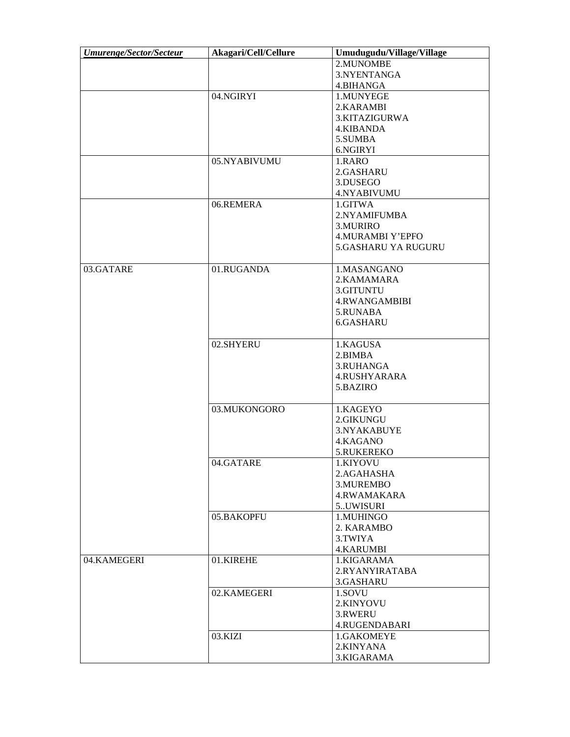| ***Umurenge/Sector/Secteur*** | **Akagari/Cell/Cellure** | **Umudugudu/Village/Village** |
|---|---|---|
| | | 2.MUNOMBE<br>3.NYENTANGA<br>4.BIHANGA |
| | 04.NGIRYI | 1.MUNYEGE<br>2.KARAMBI<br>3.KITAZIGURWA<br>4.KIBANDA<br>5.SUMBA<br>6.NGIRYI |
| | 05.NYABIVUMU | 1.RARO<br>2.GASHARU<br>3.DUSEGO<br>4.NYABIVUMU |
| | 06.REMERA | 1.GITWA<br>2.NYAMIFUMBA<br>3.MURIRO<br>4.MURAMBI Y'EPFO<br>5.GASHARU YA RUGURU |
| 03.GATARE | 01.RUGANDA | 1.MASANGANO<br>2.KAMAMARA<br>3.GITUNTU<br>4.RWANGAMBIBI<br>5.RUNABA<br>6.GASHARU |
| | 02.SHYERU | 1.KAGUSA<br>2.BIMBA<br>3.RUHANGA<br>4.RUSHYARARA<br>5.BAZIRO |
| | 03.MUKONGORO | 1.KAGEYO<br>2.GIKUNGU<br>3.NYAKABUYE<br>4.KAGANO<br>5.RUKEREKO |
| | 04.GATARE | 1.KIYOVU<br>2.AGAHASHA<br>3.MUREMBO<br>4.RWAMAKARA<br>5..UWISURI |
| | 05.BAKOPFU | 1.MUHINGO<br>2. KARAMBO<br>3.TWIYA<br>4.KARUMBI |
| 04.KAMEGERI | 01.KIREHE | 1.KIGARAMA<br>2.RYANYIRATABA<br>3.GASHARU |
| | 02.KAMEGERI | 1.SOVU<br>2.KINYOVU<br>3.RWERU<br>4.RUGENDABARI |
| | 03.KIZI | 1.GAKOMEYE<br>2.KINYANA<br>3.KIGARAMA |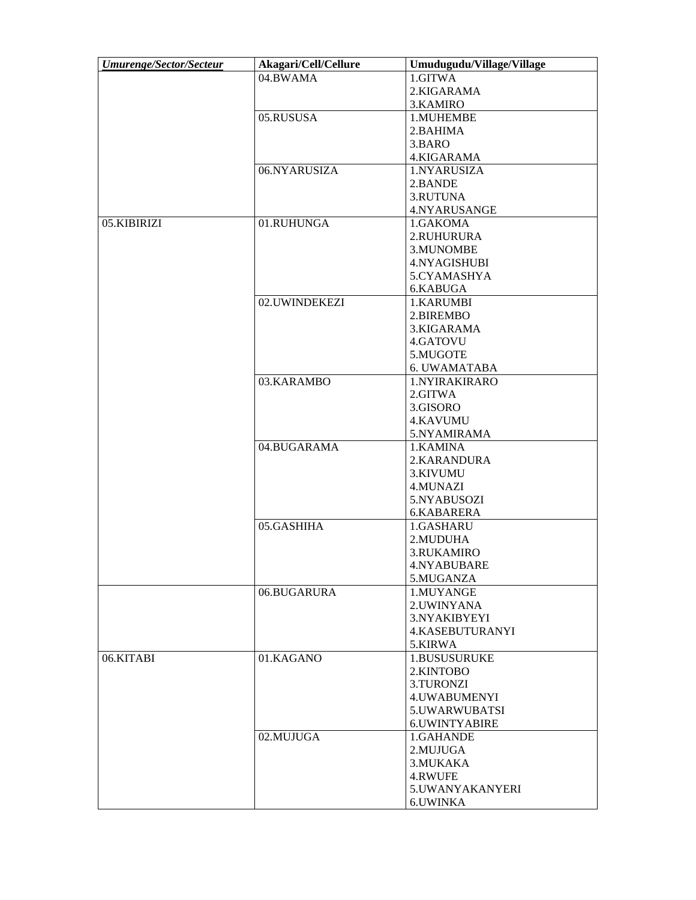| ***Umurenge/Sector/Secteur*** | **Akagari/Cell/Cellure** | **Umudugudu/Village/Village** |
|---|---|---|
| | 04.BWAMA | 1.GITWA<br>2.KIGARAMA<br>3.KAMIRO |
| | 05.RUSUSA | 1.MUHEMBE<br>2.BAHIMA<br>3.BARO<br>4.KIGARAMA |
| | 06.NYARUSIZA | 1.NYARUSIZA<br>2.BANDE<br>3.RUTUNA<br>4.NYARUSANGE |
| 05.KIBIRIZI | 01.RUHUNGA | 1.GAKOMA<br>2.RUHURURA<br>3.MUNOMBE<br>4.NYAGISHUBI<br>5.CYAMASHYA<br>6.KABUGA |
| | 02.UWINDEKEZI | 1.KARUMBI<br>2.BIREMBO<br>3.KIGARAMA<br>4.GATOVU<br>5.MUGOTE<br>6. UWAMATABA |
| | 03.KARAMBO | 1.NYIRAKIRARO<br>2.GITWA<br>3.GISORO<br>4.KAVUMU<br>5.NYAMIRAMA |
| | 04.BUGARAMA | 1.KAMINA<br>2.KARANDURA<br>3.KIVUMU<br>4.MUNAZI<br>5.NYABUSOZI<br>6.KABARERA |
| | 05.GASHIHA | 1.GASHARU<br>2.MUDUHA<br>3.RUKAMIRO<br>4.NYABUBARE<br>5.MUGANZA |
| | 06.BUGARURA | 1.MUYANGE<br>2.UWINYANA<br>3.NYAKIBYEYI<br>4.KASEBUTURANYI<br>5.KIRWA |
| 06.KITABI | 01.KAGANO | 1.BUSUSURUKE<br>2.KINTOBO<br>3.TURONZI<br>4.UWABUMENYI<br>5.UWARWUBATSI<br>6.UWINTYABIRE |
| | 02.MUJUGA | 1.GAHANDE<br>2.MUJUGA<br>3.MUKAKA<br>4.RWUFE<br>5.UWANYAKANYERI<br>6.UWINKA |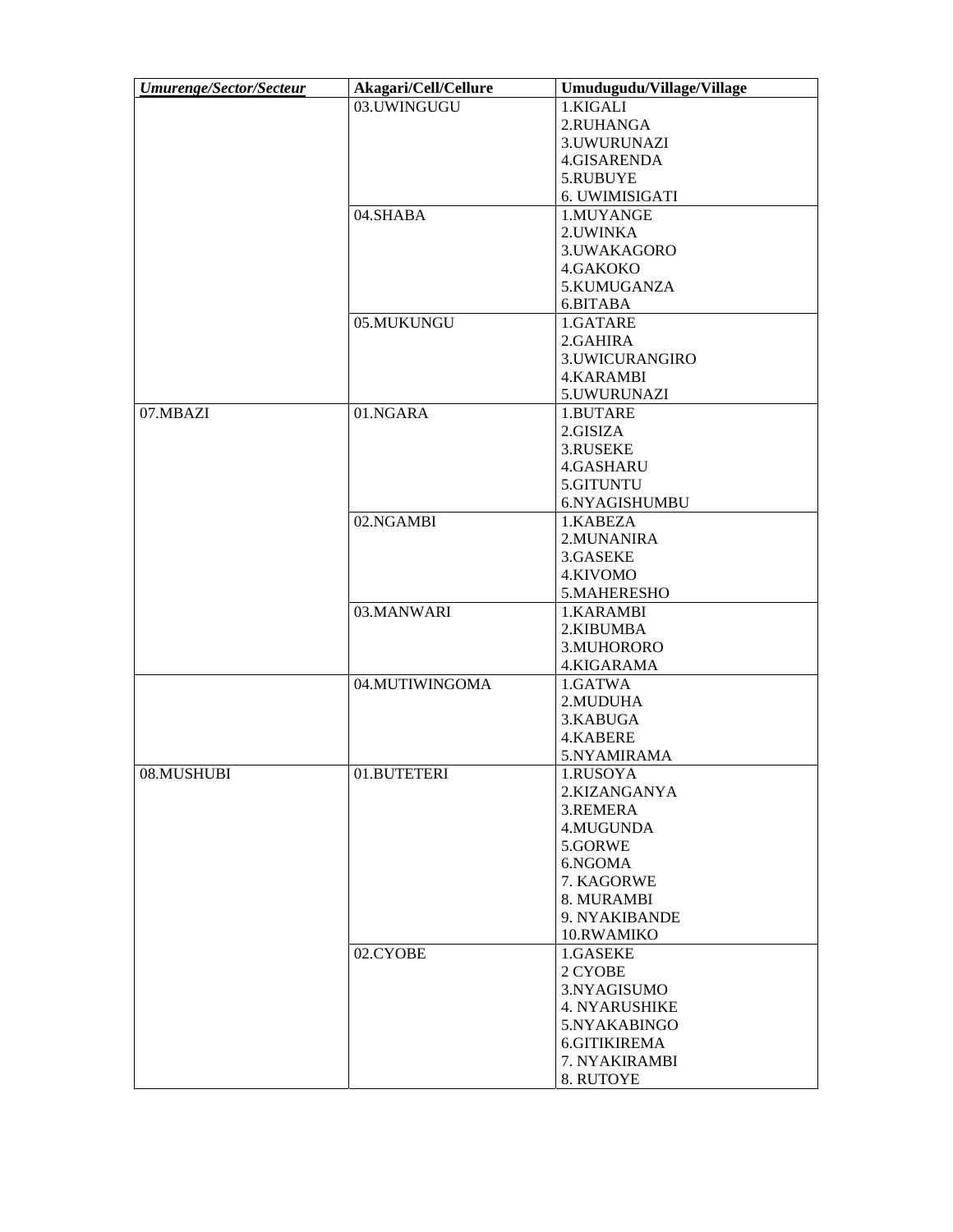| ***Umurenge/Sector/Secteur*** | **Akagari/Cell/Cellure** | **Umudugudu/Village/Village** |
|---|---|---|
| | 03.UWINGUGU | 1.KIGALI<br>2.RUHANGA<br>3.UWURUNAZI<br>4.GISARENDA<br>5.RUBUYE<br>6. UWIMISIGATI |
| | 04.SHABA | 1.MUYANGE<br>2.UWINKA<br>3.UWAKAGORO<br>4.GAKOKO<br>5.KUMUGANZA<br>6.BITABA |
| | 05.MUKUNGU | 1.GATARE<br>2.GAHIRA<br>3.UWICURANGIRO<br>4.KARAMBI<br>5.UWURUNAZI |
| 07.MBAZI | 01.NGARA | 1.BUTARE<br>2.GISIZA<br>3.RUSEKE<br>4.GASHARU<br>5.GITUNTU<br>6.NYAGISHUMBU |
| | 02.NGAMBI | 1.KABEZA<br>2.MUNANIRA<br>3.GASEKE<br>4.KIVOMO<br>5.MAHERESHO |
| | 03.MANWARI | 1.KARAMBI<br>2.KIBUMBA<br>3.MUHORORO<br>4.KIGARAMA |
| | 04.MUTIWINGOMA | 1.GATWA<br>2.MUDUHA<br>3.KABUGA<br>4.KABERE<br>5.NYAMIRAMA |
| 08.MUSHUBI | 01.BUTETERI | 1.RUSOYA<br>2.KIZANGANYA<br>3.REMERA<br>4.MUGUNDA<br>5.GORWE<br>6.NGOMA<br>7. KAGORWE<br>8. MURAMBI<br>9. NYAKIBANDE<br>10.RWAMIKO |
| | 02.CYOBE | 1.GASEKE<br>2 CYOBE<br>3.NYAGISUMO<br>4. NYARUSHIKE<br>5.NYAKABINGO<br>6.GITIKIREMA<br>7. NYAKIRAMBI<br>8. RUTOYE |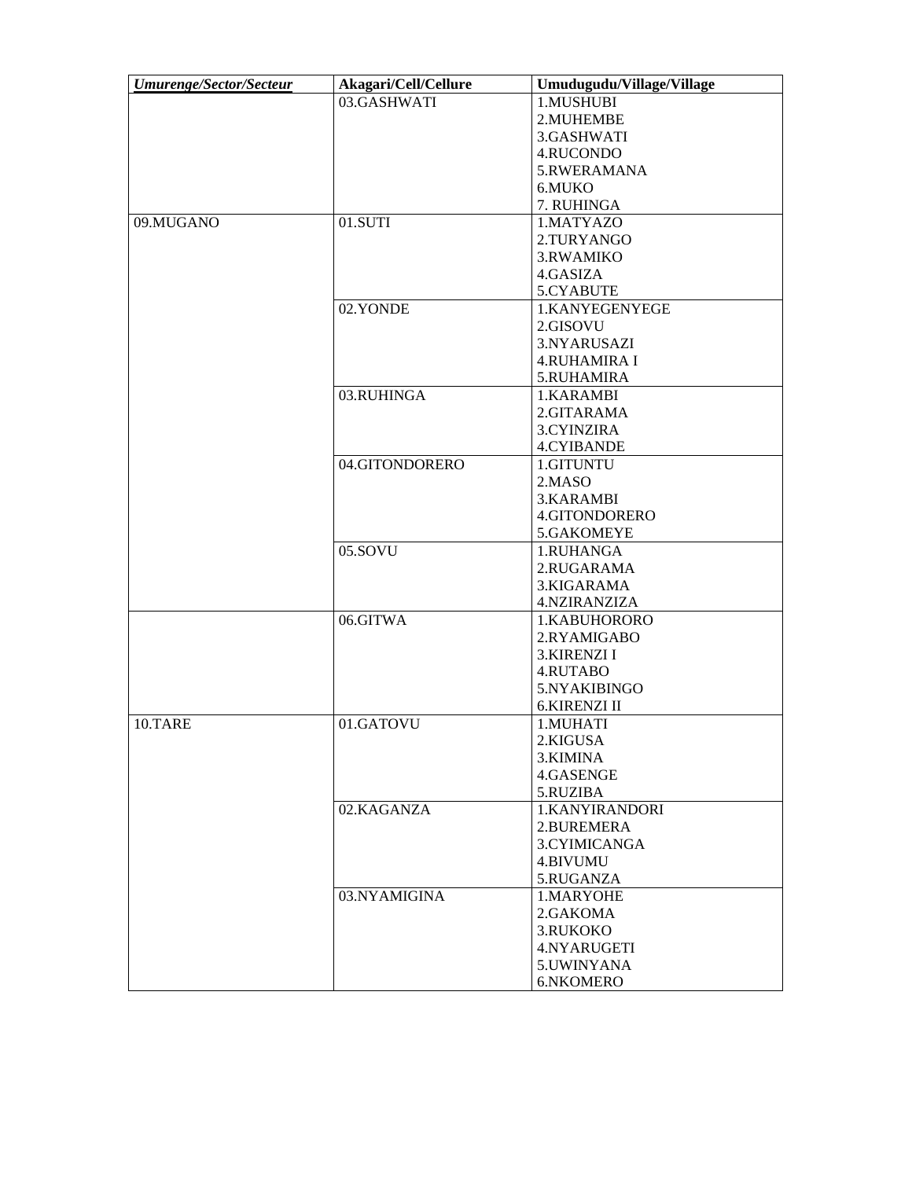| ***Umurenge/Sector/Secteur*** | **Akagari/Cell/Cellure** | **Umudugudu/Village/Village** |
| --- | --- | --- |
| | 03.GASHWATI | 1.MUSHUBI<br>2.MUHEMBE<br>3.GASHWATI<br>4.RUCONDO<br>5.RWERAMANA<br>6.MUKO<br>7. RUHINGA |
| 09.MUGANO | 01.SUTI | 1.MATYAZO<br>2.TURYANGO<br>3.RWAMIKO<br>4.GASIZA<br>5.CYABUTE |
| | 02.YONDE | 1.KANYEGENYEGE<br>2.GISOVU<br>3.NYARUSAZI<br>4.RUHAMIRA I<br>5.RUHAMIRA |
| | 03.RUHINGA | 1.KARAMBI<br>2.GITARAMA<br>3.CYINZIRA<br>4.CYIBANDE |
| | 04.GITONDORERO | 1.GITUNTU<br>2.MASO<br>3.KARAMBI<br>4.GITONDORERO<br>5.GAKOMEYE |
| | 05.SOVU | 1.RUHANGA<br>2.RUGARAMA<br>3.KIGARAMA<br>4.NZIRANZIZA |
| | 06.GITWA | 1.KABUHORORO<br>2.RYAMIGABO<br>3.KIRENZI I<br>4.RUTABO<br>5.NYAKIBINGO<br>6.KIRENZI II |
| 10.TARE | 01.GATOVU | 1.MUHATI<br>2.KIGUSA<br>3.KIMINA<br>4.GASENGE<br>5.RUZIBA |
| | 02.KAGANZA | 1.KANYIRANDORI<br>2.BUREMERA<br>3.CYIMICANGA<br>4.BIVUMU<br>5.RUGANZA |
| | 03.NYAMIGINA | 1.MARYOHE<br>2.GAKOMA<br>3.RUKOKO<br>4.NYARUGETI<br>5.UWINYANA<br>6.NKOMERO |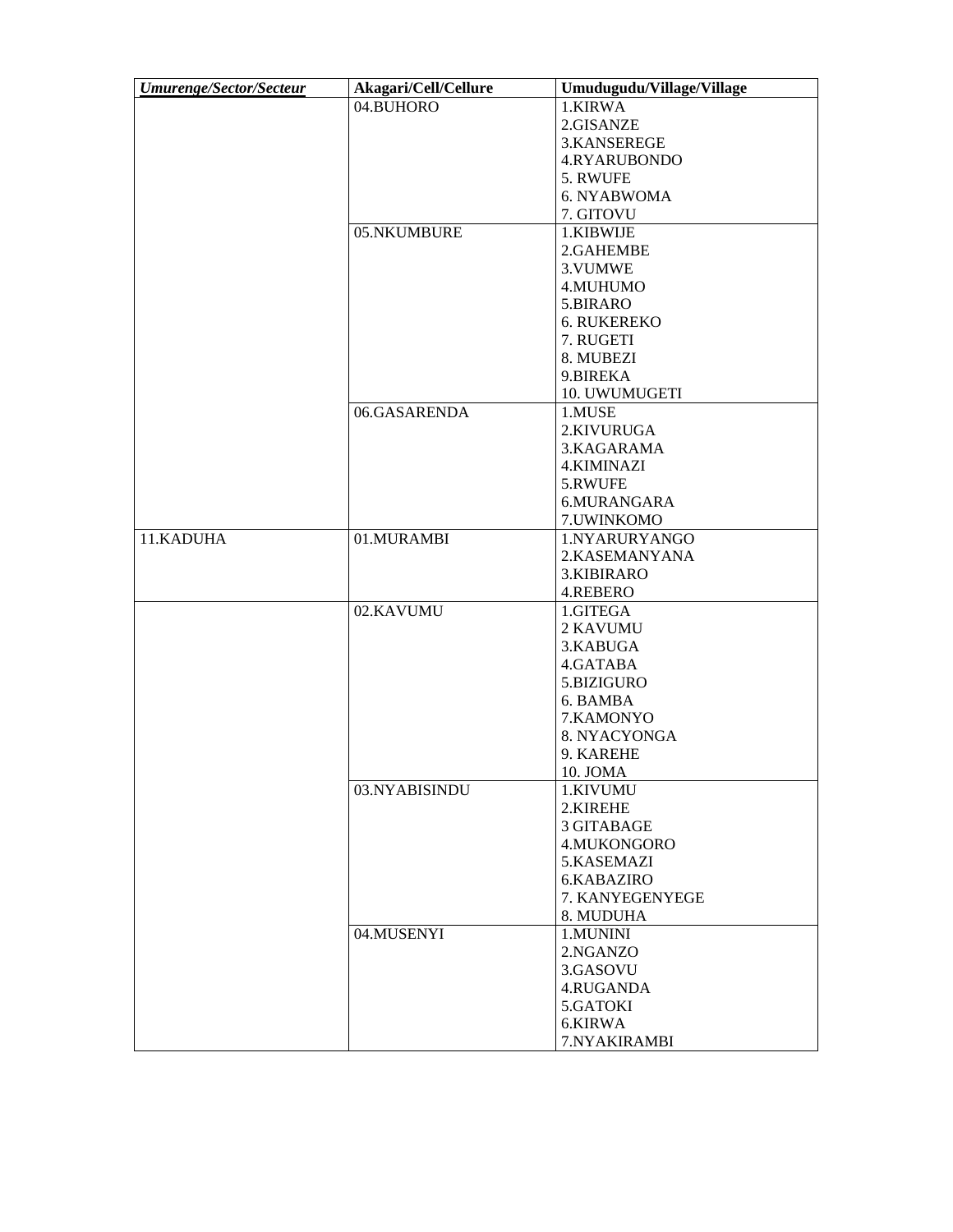| ***Umurenge/Sector/Secteur*** | **Akagari/Cell/Cellure** | **Umudugudu/Village/Village** |
|---|---|---|
| | 04.BUHORO | 1.KIRWA<br>2.GISANZE<br>3.KANSEREGE<br>4.RYARUBONDO<br>5. RWUFE<br>6. NYABWOMA<br>7. GITOVU |
| | 05.NKUMBURE | 1.KIBWIJE<br>2.GAHEMBE<br>3.VUMWE<br>4.MUHUMO<br>5.BIRARO<br>6. RUKEREKO<br>7. RUGETI<br>8. MUBEZI<br>9.BIREKA<br>10. UWUMUGETI |
| | 06.GASARENDA | 1.MUSE<br>2.KIVURUGA<br>3.KAGARAMA<br>4.KIMINAZI<br>5.RWUFE<br>6.MURANGARA<br>7.UWINKOMO |
| 11.KADUHA | 01.MURAMBI | 1.NYARURYANGO<br>2.KASEMANYANA<br>3.KIBIRARO<br>4.REBERO |
| | 02.KAVUMU | 1.GITEGA<br>2 KAVUMU<br>3.KABUGA<br>4.GATABA<br>5.BIZIGURO<br>6. BAMBA<br>7.KAMONYO<br>8. NYACYONGA<br>9. KAREHE<br>10. JOMA |
| | 03.NYABISINDU | 1.KIVUMU<br>2.KIREHE<br>3 GITABAGE<br>4.MUKONGORO<br>5.KASEMAZI<br>6.KABAZIRO<br>7. KANYEGENYEGE<br>8. MUDUHA |
| | 04.MUSENYI | 1.MUNINI<br>2.NGANZO<br>3.GASOVU<br>4.RUGANDA<br>5.GATOKI<br>6.KIRWA<br>7.NYAKIRAMBI |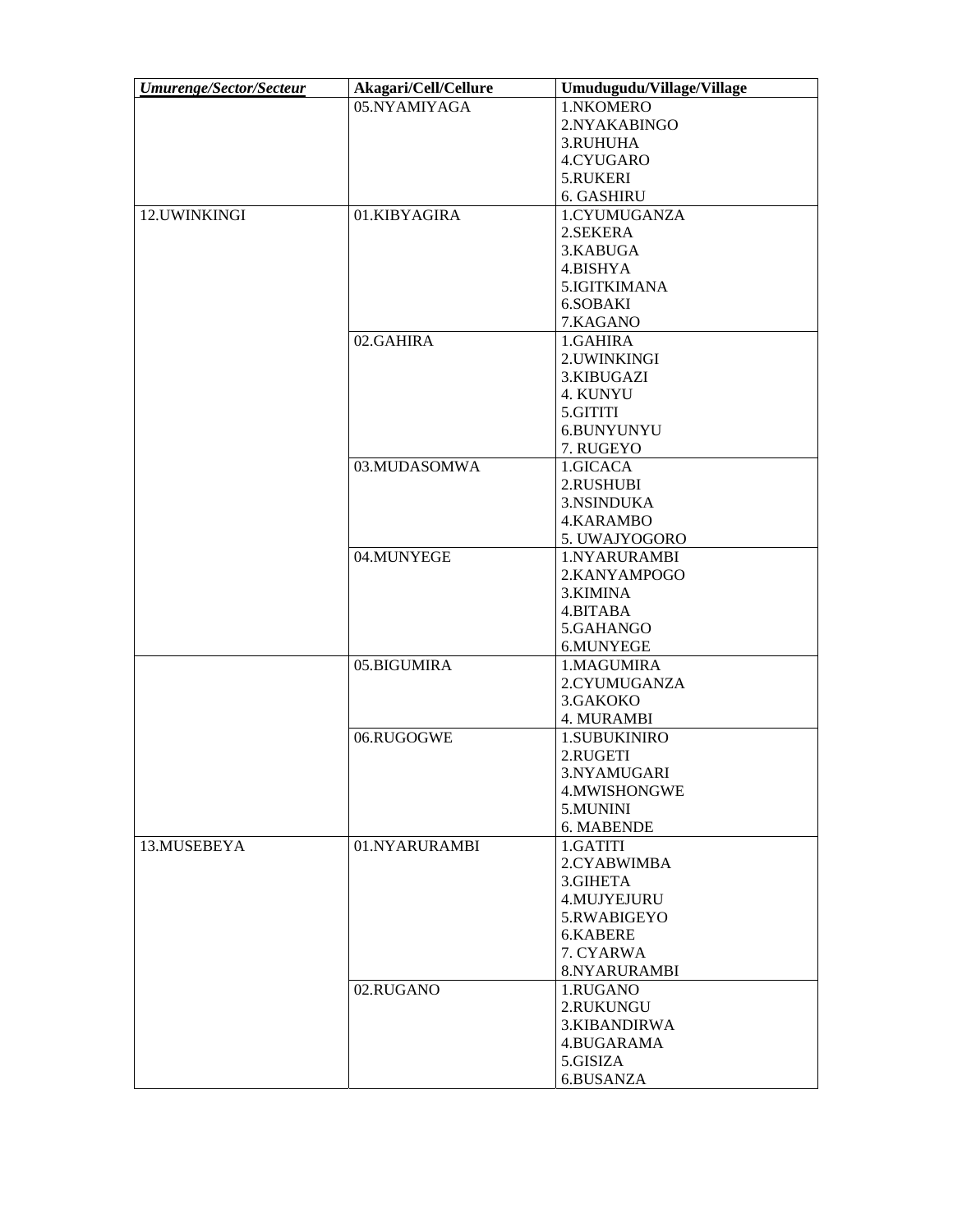| *Umurenge/Sector/Secteur* | **Akagari/Cell/Cellure** | **Umudugudu/Village/Village** |
|---|---|---|
| | 05.NYAMIYAGA | 1.NKOMERO<br>2.NYAKABINGO<br>3.RUHUHA<br>4.CYUGARO<br>5.RUKERI<br>6. GASHIRU |
| 12.UWINKINGI | 01.KIBYAGIRA | 1.CYUMUGANZA<br>2.SEKERA<br>3.KABUGA<br>4.BISHYA<br>5.IGITKIMANA<br>6.SOBAKI<br>7.KAGANO |
| | 02.GAHIRA | 1.GAHIRA<br>2.UWINKINGI<br>3.KIBUGAZI<br>4. KUNYU<br>5.GITITI<br>6.BUNYUNYU<br>7. RUGEYO |
| | 03.MUDASOMWA | 1.GICACA<br>2.RUSHUBI<br>3.NSINDUKA<br>4.KARAMBO<br>5. UWAJYOGORO |
| | 04.MUNYEGE | 1.NYARURAMBI<br>2.KANYAMPOGO<br>3.KIMINA<br>4.BITABA<br>5.GAHANGO<br>6.MUNYEGE |
| | 05.BIGUMIRA | 1.MAGUMIRA<br>2.CYUMUGANZA<br>3.GAKOKO<br>4. MURAMBI |
| | 06.RUGOGWE | 1.SUBUKINIRO<br>2.RUGETI<br>3.NYAMUGARI<br>4.MWISHONGWE<br>5.MUNINI<br>6. MABENDE |
| 13.MUSEBEYA | 01.NYARURAMBI | 1.GATITI<br>2.CYABWIMBA<br>3.GIHETA<br>4.MUJYEJURU<br>5.RWABIGEYO<br>6.KABERE<br>7. CYARWA<br>8.NYARURAMBI |
| | 02.RUGANO | 1.RUGANO<br>2.RUKUNGU<br>3.KIBANDIRWA<br>4.BUGARAMA<br>5.GISIZA<br>6.BUSANZA |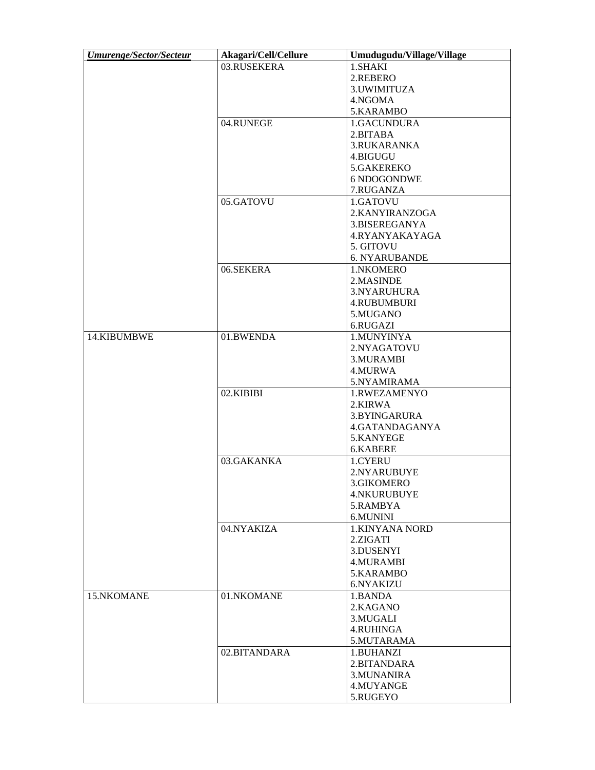| *Umurenge/Sector/Secteur* | **Akagari/Cell/Cellure** | **Umudugudu/Village/Village** |
|---|---|---|
| | 03.RUSEKERA | 1.SHAKI<br>2.REBERO<br>3.UWIMITUZA<br>4.NGOMA<br>5.KARAMBO |
| | 04.RUNEGE | 1.GACUNDURA<br>2.BITABA<br>3.RUKARANKA<br>4.BIGUGU<br>5.GAKEREKO<br>6 NDOGONDWE<br>7.RUGANZA |
| | 05.GATOVU | 1.GATOVU<br>2.KANYIRANZOGA<br>3.BISEREGANYA<br>4.RYANYAKAYAGA<br>5. GITOVU<br>6. NYARUBANDE |
| | 06.SEKERA | 1.NKOMERO<br>2.MASINDE<br>3.NYARUHURA<br>4.RUBUMBURI<br>5.MUGANO<br>6.RUGAZI |
| 14.KIBUMBWE | 01.BWENDA | 1.MUNYINYA<br>2.NYAGATOVU<br>3.MURAMBI<br>4.MURWA<br>5.NYAMIRAMA |
| | 02.KIBIBI | 1.RWEZAMENYO<br>2.KIRWA<br>3.BYINGARURA<br>4.GATANDAGANYA<br>5.KANYEGE<br>6.KABERE |
| | 03.GAKANKA | 1.CYERU<br>2.NYARUBUYE<br>3.GIKOMERO<br>4.NKURUBUYE<br>5.RAMBYA<br>6.MUNINI |
| | 04.NYAKIZA | 1.KINYANA NORD<br>2.ZIGATI<br>3.DUSENYI<br>4.MURAMBI<br>5.KARAMBO<br>6.NYAKIZU |
| 15.NKOMANE | 01.NKOMANE | 1.BANDA<br>2.KAGANO<br>3.MUGALI<br>4.RUHINGA<br>5.MUTARAMA |
| | 02.BITANDARA | 1.BUHANZI<br>2.BITANDARA<br>3.MUNANIRA<br>4.MUYANGE<br>5.RUGEYO |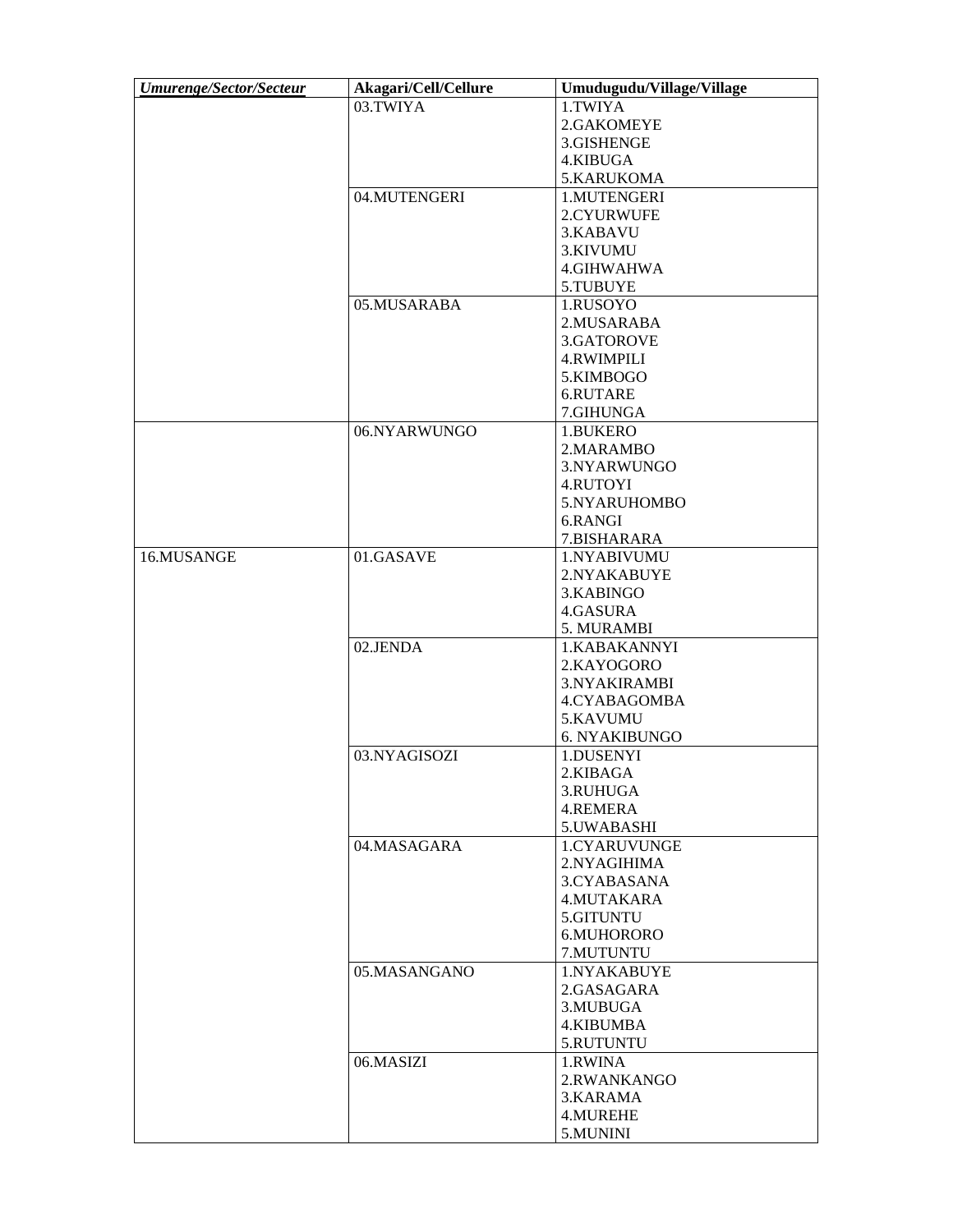| *Umurenge/Sector/Secteur* | **Akagari/Cell/Cellure** | **Umudugudu/Village/Village** |
|---|---|---|
| | 03.TWIYA | 1.TWIYA<br>2.GAKOMEYE<br>3.GISHENGE<br>4.KIBUGA<br>5.KARUKOMA |
| | 04.MUTENGERI | 1.MUTENGERI<br>2.CYURWUFE<br>3.KABAVU<br>3.KIVUMU<br>4.GIHWAHWA<br>5.TUBUYE |
| | 05.MUSARABA | 1.RUSOYO<br>2.MUSARABA<br>3.GATOROVE<br>4.RWIMPILI<br>5.KIMBOGO<br>6.RUTARE<br>7.GIHUNGA |
| | 06.NYARWUNGO | 1.BUKERO<br>2.MARAMBO<br>3.NYARWUNGO<br>4.RUTOYI<br>5.NYARUHOMBO<br>6.RANGI<br>7.BISHARARA |
| 16.MUSANGE | 01.GASAVE | 1.NYABIVUMU<br>2.NYAKABUYE<br>3.KABINGO<br>4.GASURA<br>5. MURAMBI |
| | 02.JENDA | 1.KABAKANNYI<br>2.KAYOGORO<br>3.NYAKIRAMBI<br>4.CYABAGOMBA<br>5.KAVUMU<br>6. NYAKIBUNGO |
| | 03.NYAGISOZI | 1.DUSENYI<br>2.KIBAGA<br>3.RUHUGA<br>4.REMERA<br>5.UWABASHI |
| | 04.MASAGARA | 1.CYARUVUNGE<br>2.NYAGIHIMA<br>3.CYABASANA<br>4.MUTAKARA<br>5.GITUNTU<br>6.MUHORORO<br>7.MUTUNTU |
| | 05.MASANGANO | 1.NYAKABUYE<br>2.GASAGARA<br>3.MUBUGA<br>4.KIBUMBA<br>5.RUTUNTU |
| | 06.MASIZI | 1.RWINA<br>2.RWANKANGO<br>3.KARAMA<br>4.MUREHE<br>5.MUNINI |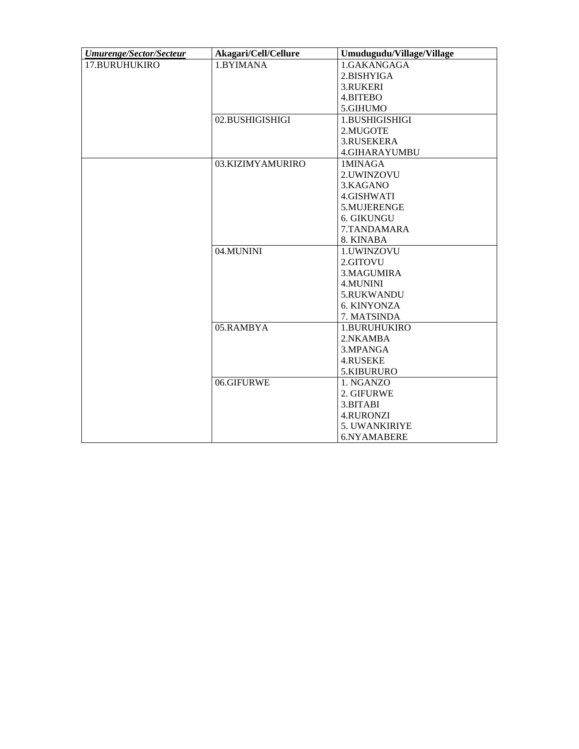| ***Umurenge/Sector/Secteur*** | **Akagari/Cell/Cellure** | **Umudugudu/Village/Village** |
|---|---|---|
| 17.BURUHUKIRO | 1.BYIMANA | 1.GAKANGAGA<br>2.BISHYIGA<br>3.RUKERI<br>4.BITEBO<br>5.GIHUMO |
| | 02.BUSHIGISHIGI | 1.BUSHIGISHIGI<br>2.MUGOTE<br>3.RUSEKERA<br>4.GIHARAYUMBU |
| | 03.KIZIMYAMURIRO | 1MINAGA<br>2.UWINZOVU<br>3.KAGANO<br>4.GISHWATI<br>5.MUJERENGE<br>6. GIKUNGU<br>7.TANDAMARA<br>8. KINABA |
| | 04.MUNINI | 1.UWINZOVU<br>2.GITOVU<br>3.MAGUMIRA<br>4.MUNINI<br>5.RUKWANDU<br>6. KINYONZA<br>7. MATSINDA |
| | 05.RAMBYA | 1.BURUHUKIRO<br>2.NKAMBA<br>3.MPANGA<br>4.RUSEKE<br>5.KIBURURO |
| | 06.GIFURWE | 1. NGANZO<br>2. GIFURWE<br>3.BITABI<br>4.RURONZI<br>5. UWANKIRIYE<br>6.NYAMABERE |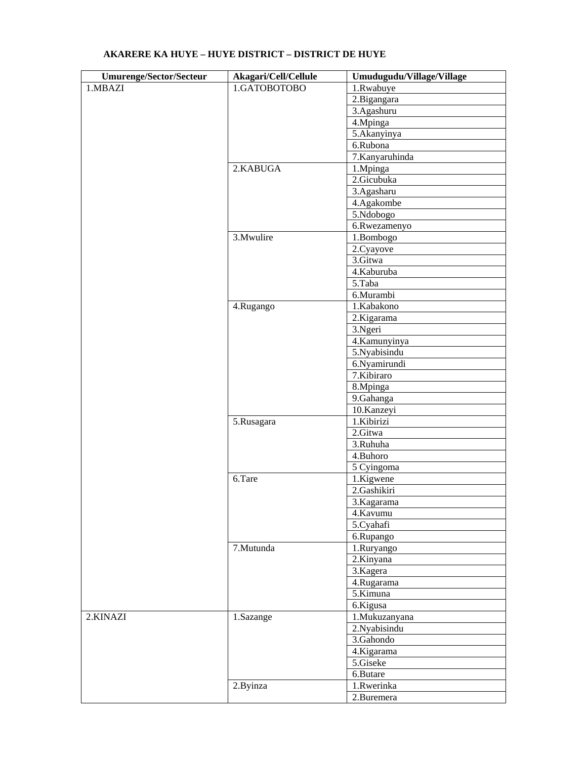**AKARERE KA HUYE – HUYE DISTRICT – DISTRICT DE HUYE**

| Umurenge/Sector/Secteur | Akagari/Cell/Cellule | Umudugudu/Village/Village |
|---|---|---|
| 1.MBAZI | 1.GATOBOTOBO | 1.Rwabuye |
| | | 2.Bigangara |
| | | 3.Agashuru |
| | | 4.Mpinga |
| | | 5.Akanyinya |
| | | 6.Rubona |
| | | 7.Kanyaruhinda |
| | 2.KABUGA | 1.Mpinga |
| | | 2.Gicubuka |
| | | 3.Agasharu |
| | | 4.Agakombe |
| | | 5.Ndobogo |
| | | 6.Rwezamenyo |
| | 3.Mwulire | 1.Bombogo |
| | | 2.Cyayove |
| | | 3.Gitwa |
| | | 4.Kaburuba |
| | | 5.Taba |
| | | 6.Murambi |
| | 4.Rugango | 1.Kabakono |
| | | 2.Kigarama |
| | | 3.Ngeri |
| | | 4.Kamunyinya |
| | | 5.Nyabisindu |
| | | 6.Nyamirundi |
| | | 7.Kibiraro |
| | | 8.Mpinga |
| | | 9.Gahanga |
| | | 10.Kanzeyi |
| | 5.Rusagara | 1.Kibirizi |
| | | 2.Gitwa |
| | | 3.Ruhuha |
| | | 4.Buhoro |
| | | 5 Cyingoma |
| | 6.Tare | 1.Kigwene |
| | | 2.Gashikiri |
| | | 3.Kagarama |
| | | 4.Kavumu |
| | | 5.Cyahafi |
| | | 6.Rupango |
| | 7.Mutunda | 1.Ruryango |
| | | 2.Kinyana |
| | | 3.Kagera |
| | | 4.Rugarama |
| | | 5.Kimuna |
| | | 6.Kigusa |
| 2.KINAZI | 1.Sazange | 1.Mukuzanyana |
| | | 2.Nyabisindu |
| | | 3.Gahondo |
| | | 4.Kigarama |
| | | 5.Giseke |
| | | 6.Butare |
| | 2.Byinza | 1.Rwerinka |
| | | 2.Buremera |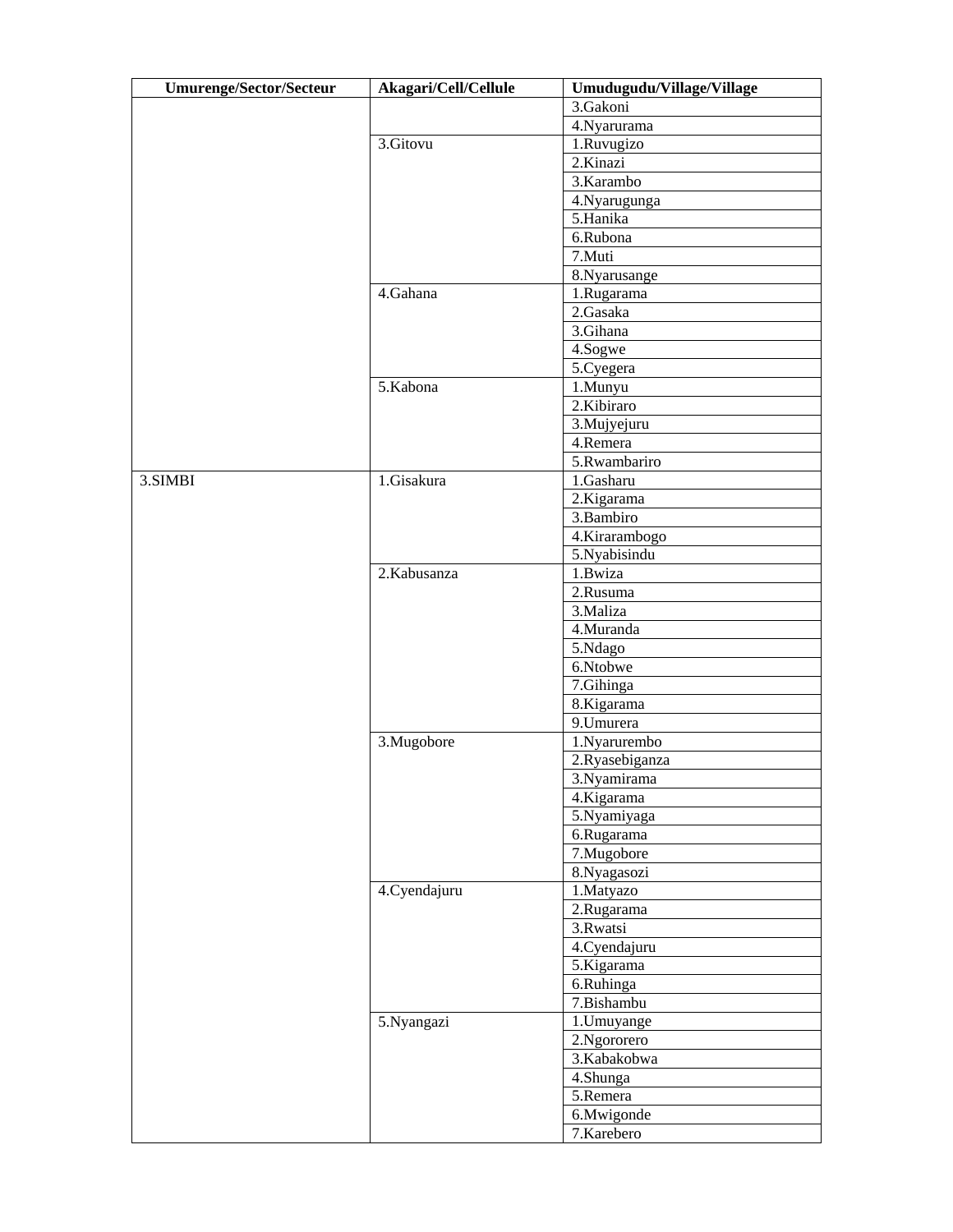| Umurenge/Sector/Secteur | Akagari/Cell/Cellule | Umudugudu/Village/Village |
|---|---|---|
| | | 3.Gakoni |
| | | 4.Nyarurama |
| | 3.Gitovu | 1.Ruvugizo |
| | | 2.Kinazi |
| | | 3.Karambo |
| | | 4.Nyarugunga |
| | | 5.Hanika |
| | | 6.Rubona |
| | | 7.Muti |
| | | 8.Nyarusange |
| | 4.Gahana | 1.Rugarama |
| | | 2.Gasaka |
| | | 3.Gihana |
| | | 4.Sogwe |
| | | 5.Cyegera |
| | 5.Kabona | 1.Munyu |
| | | 2.Kibiraro |
| | | 3.Mujyejuru |
| | | 4.Remera |
| | | 5.Rwambariro |
| 3.SIMBI | 1.Gisakura | 1.Gasharu |
| | | 2.Kigarama |
| | | 3.Bambiro |
| | | 4.Kirarambogo |
| | | 5.Nyabisindu |
| | 2.Kabusanza | 1.Bwiza |
| | | 2.Rusuma |
| | | 3.Maliza |
| | | 4.Muranda |
| | | 5.Ndago |
| | | 6.Ntobwe |
| | | 7.Gihinga |
| | | 8.Kigarama |
| | | 9.Umurera |
| | 3.Mugobore | 1.Nyarurembo |
| | | 2.Ryasebiganza |
| | | 3.Nyamirama |
| | | 4.Kigarama |
| | | 5.Nyamiyaga |
| | | 6.Rugarama |
| | | 7.Mugobore |
| | | 8.Nyagasozi |
| | 4.Cyendajuru | 1.Matyazo |
| | | 2.Rugarama |
| | | 3.Rwatsi |
| | | 4.Cyendajuru |
| | | 5.Kigarama |
| | | 6.Ruhinga |
| | | 7.Bishambu |
| | 5.Nyangazi | 1.Umuyange |
| | | 2.Ngororero |
| | | 3.Kabakobwa |
| | | 4.Shunga |
| | | 5.Remera |
| | | 6.Mwigonde |
| | | 7.Karebero |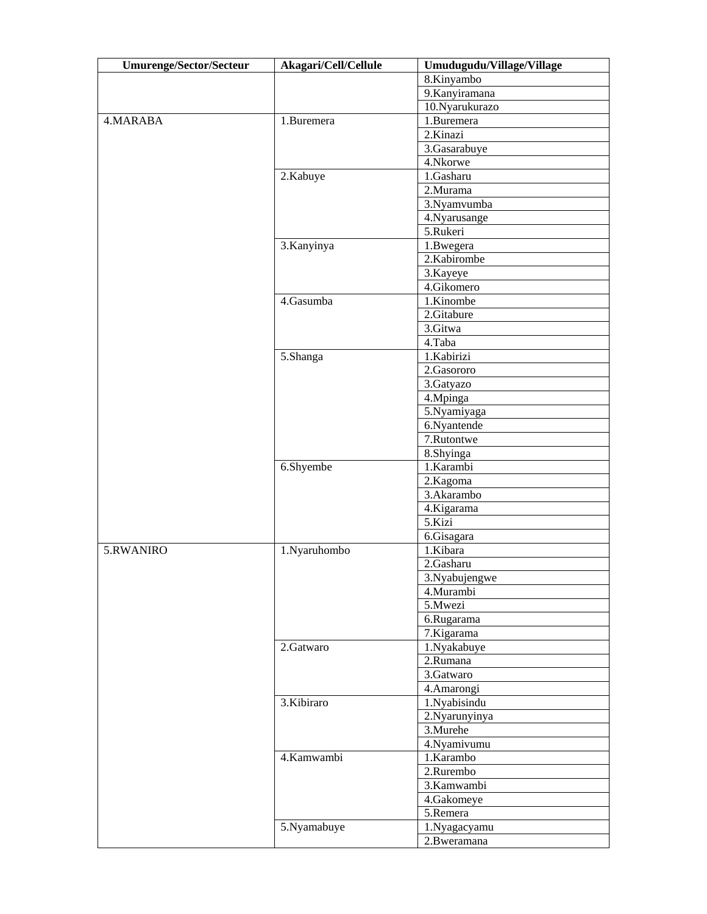| Umurenge/Sector/Secteur | Akagari/Cell/Cellule | Umudugudu/Village/Village |
|---|---|---|
| | | 8.Kinyambo |
| | | 9.Kanyiramana |
| | | 10.Nyarukurazo |
| 4.MARABA | 1.Buremera | 1.Buremera |
| | | 2.Kinazi |
| | | 3.Gasarabuye |
| | | 4.Nkorwe |
| | 2.Kabuye | 1.Gasharu |
| | | 2.Murama |
| | | 3.Nyamvumba |
| | | 4.Nyarusange |
| | | 5.Rukeri |
| | 3.Kanyinya | 1.Bwegera |
| | | 2.Kabirombe |
| | | 3.Kayeye |
| | | 4.Gikomero |
| | 4.Gasumba | 1.Kinombe |
| | | 2.Gitabure |
| | | 3.Gitwa |
| | | 4.Taba |
| | 5.Shanga | 1.Kabirizi |
| | | 2.Gasororo |
| | | 3.Gatyazo |
| | | 4.Mpinga |
| | | 5.Nyamiyaga |
| | | 6.Nyantende |
| | | 7.Rutontwe |
| | | 8.Shyinga |
| | 6.Shyembe | 1.Karambi |
| | | 2.Kagoma |
| | | 3.Akarambo |
| | | 4.Kigarama |
| | | 5.Kizi |
| | | 6.Gisagara |
| 5.RWANIRO | 1.Nyaruhombo | 1.Kibara |
| | | 2.Gasharu |
| | | 3.Nyabujengwe |
| | | 4.Murambi |
| | | 5.Mwezi |
| | | 6.Rugarama |
| | | 7.Kigarama |
| | 2.Gatwaro | 1.Nyakabuye |
| | | 2.Rumana |
| | | 3.Gatwaro |
| | | 4.Amarongi |
| | 3.Kibiraro | 1.Nyabisindu |
| | | 2.Nyarunyinya |
| | | 3.Murehe |
| | | 4.Nyamivumu |
| | 4.Kamwambi | 1.Karambo |
| | | 2.Rurembo |
| | | 3.Kamwambi |
| | | 4.Gakomeye |
| | | 5.Remera |
| | 5.Nyamabuye | 1.Nyagacyamu |
| | | 2.Bweramana |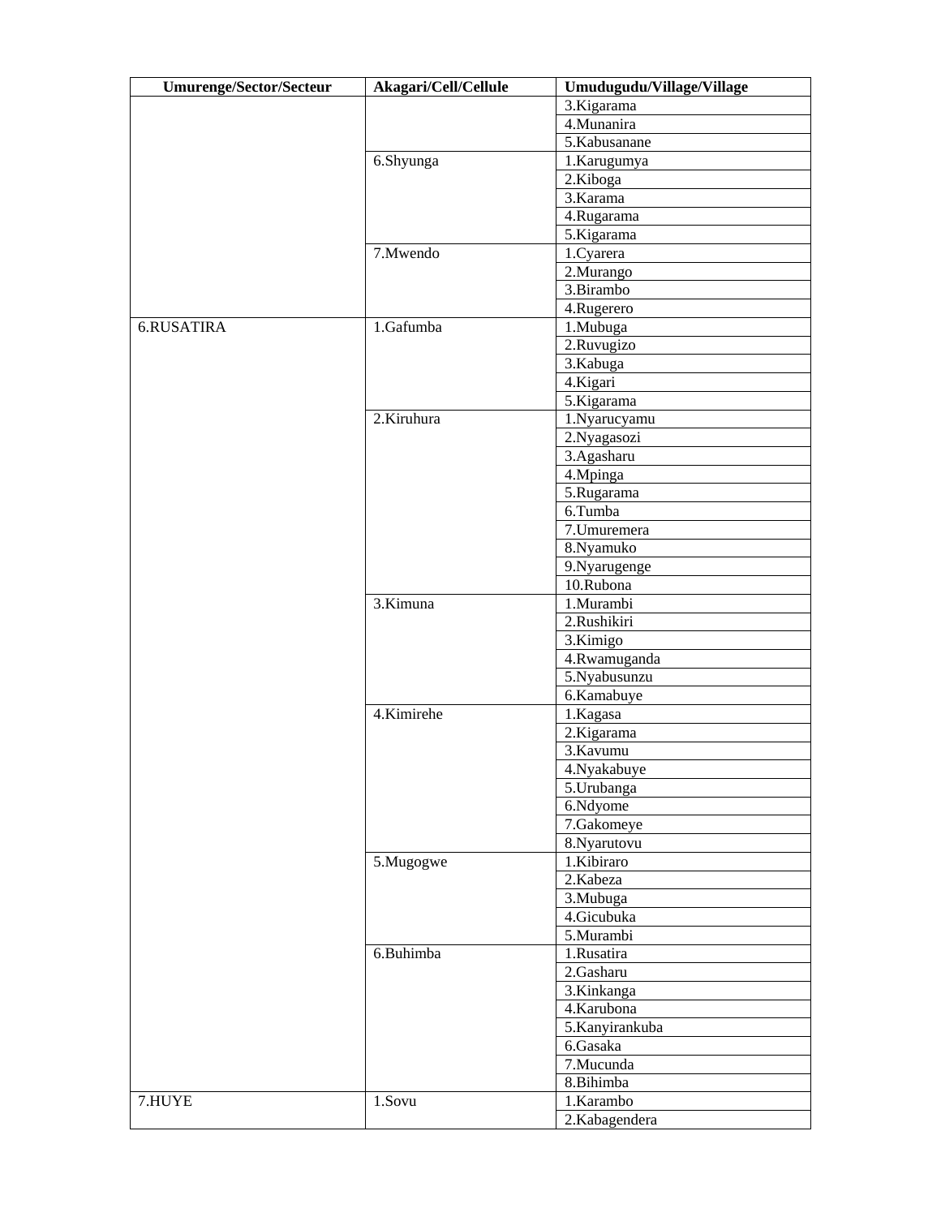| Umurenge/Sector/Secteur | Akagari/Cell/Cellule | Umudugudu/Village/Village |
|---|---|---|
| | | 3.Kigarama |
| | | 4.Munanira |
| | | 5.Kabusanane |
| | 6.Shyunga | 1.Karugumya |
| | | 2.Kiboga |
| | | 3.Karama |
| | | 4.Rugarama |
| | | 5.Kigarama |
| | 7.Mwendo | 1.Cyarera |
| | | 2.Murango |
| | | 3.Birambo |
| | | 4.Rugerero |
| 6.RUSATIRA | 1.Gafumba | 1.Mubuga |
| | | 2.Ruvugizo |
| | | 3.Kabuga |
| | | 4.Kigari |
| | | 5.Kigarama |
| | 2.Kiruhura | 1.Nyarucyamu |
| | | 2.Nyagasozi |
| | | 3.Agasharu |
| | | 4.Mpinga |
| | | 5.Rugarama |
| | | 6.Tumba |
| | | 7.Umuremera |
| | | 8.Nyamuko |
| | | 9.Nyarugenge |
| | | 10.Rubona |
| | 3.Kimuna | 1.Murambi |
| | | 2.Rushikiri |
| | | 3.Kimigo |
| | | 4.Rwamuganda |
| | | 5.Nyabusunzu |
| | | 6.Kamabuye |
| | 4.Kimirehe | 1.Kagasa |
| | | 2.Kigarama |
| | | 3.Kavumu |
| | | 4.Nyakabuye |
| | | 5.Urubanga |
| | | 6.Ndyome |
| | | 7.Gakomeye |
| | | 8.Nyarutovu |
| | 5.Mugogwe | 1.Kibiraro |
| | | 2.Kabeza |
| | | 3.Mubuga |
| | | 4.Gicubuka |
| | | 5.Murambi |
| | 6.Buhimba | 1.Rusatira |
| | | 2.Gasharu |
| | | 3.Kinkanga |
| | | 4.Karubona |
| | | 5.Kanyirankuba |
| | | 6.Gasaka |
| | | 7.Mucunda |
| | | 8.Bihimba |
| 7.HUYE | 1.Sovu | 1.Karambo |
| | | 2.Kabagendera |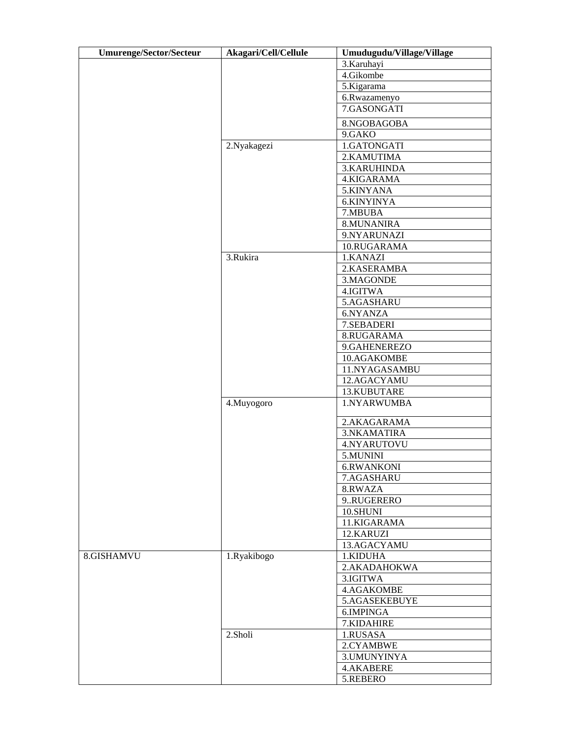| Umurenge/Sector/Secteur | Akagari/Cell/Cellule | Umudugudu/Village/Village |
|---|---|---|
| | | 3.Karuhayi |
| | | 4.Gikombe |
| | | 5.Kigarama |
| | | 6.Rwazamenyo |
| | | 7.GASONGATI |
| | | 8.NGOBAGOBA |
| | | 9.GAKO |
| | 2.Nyakagezi | 1.GATONGATI |
| | | 2.KAMUTIMA |
| | | 3.KARUHINDA |
| | | 4.KIGARAMA |
| | | 5.KINYANA |
| | | 6.KINYINYA |
| | | 7.MBUBA |
| | | 8.MUNANIRA |
| | | 9.NYARUNAZI |
| | | 10.RUGARAMA |
| | 3.Rukira | 1.KANAZI |
| | | 2.KASERAMBA |
| | | 3.MAGONDE |
| | | 4.IGITWA |
| | | 5.AGASHARU |
| | | 6.NYANZA |
| | | 7.SEBADERI |
| | | 8.RUGARAMA |
| | | 9.GAHENEREZO |
| | | 10.AGAKOMBE |
| | | 11.NYAGASAMBU |
| | | 12.AGACYAMU |
| | | 13.KUBUTARE |
| | 4.Muyogoro | 1.NYARWUMBA |
| | | 2.AKAGARAMA |
| | | 3.NKAMATIRA |
| | | 4.NYARUTOVU |
| | | 5.MUNINI |
| | | 6.RWANKONI |
| | | 7.AGASHARU |
| | | 8.RWAZA |
| | | 9..RUGERERO |
| | | 10.SHUNI |
| | | 11.KIGARAMA |
| | | 12.KARUZI |
| | | 13.AGACYAMU |
| 8.GISHAMVU | 1.Ryakibogo | 1.KIDUHA |
| | | 2.AKADAHOKWA |
| | | 3.IGITWA |
| | | 4.AGAKOMBE |
| | | 5.AGASEKEBUYE |
| | | 6.IMPINGA |
| | | 7.KIDAHIRE |
| | 2.Sholi | 1.RUSASA |
| | | 2.CYAMBWE |
| | | 3.UMUNYINYA |
| | | 4.AKABERE |
| | | 5.REBERO |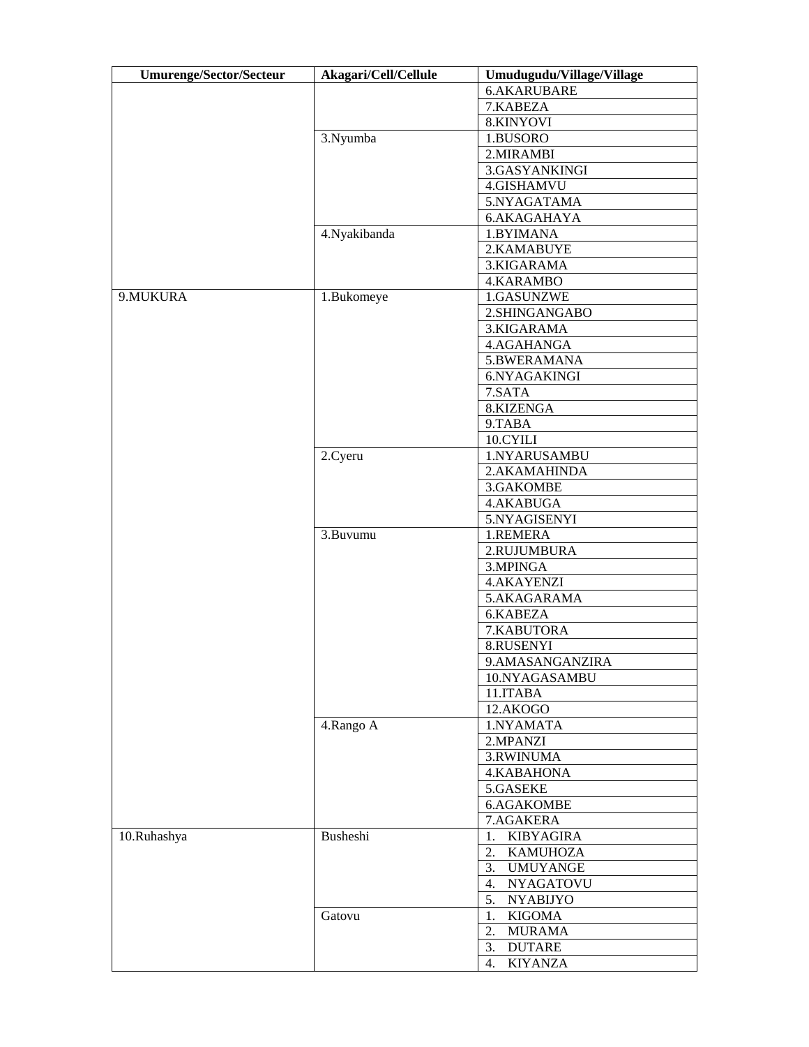| Umurenge/Sector/Secteur | Akagari/Cell/Cellule | Umudugudu/Village/Village |
|---|---|---|
| | | 6.AKARUBARE |
| | | 7.KABEZA |
| | | 8.KINYOVI |
| | 3.Nyumba | 1.BUSORO |
| | | 2.MIRAMBI |
| | | 3.GASYANKINGI |
| | | 4.GISHAMVU |
| | | 5.NYAGATAMA |
| | | 6.AKAGAHAYA |
| | 4.Nyakibanda | 1.BYIMANA |
| | | 2.KAMABUYE |
| | | 3.KIGARAMA |
| | | 4.KARAMBO |
| 9.MUKURA | 1.Bukomeye | 1.GASUNZWE |
| | | 2.SHINGANGABO |
| | | 3.KIGARAMA |
| | | 4.AGAHANGA |
| | | 5.BWERAMANA |
| | | 6.NYAGAKINGI |
| | | 7.SATA |
| | | 8.KIZENGA |
| | | 9.TABA |
| | | 10.CYILI |
| | 2.Cyeru | 1.NYARUSAMBU |
| | | 2.AKAMAHINDA |
| | | 3.GAKOMBE |
| | | 4.AKABUGA |
| | | 5.NYAGISENYI |
| | 3.Buvumu | 1.REMERA |
| | | 2.RUJUMBURA |
| | | 3.MPINGA |
| | | 4.AKAYENZI |
| | | 5.AKAGARAMA |
| | | 6.KABEZA |
| | | 7.KABUTORA |
| | | 8.RUSENYI |
| | | 9.AMASANGANZIRA |
| | | 10.NYAGASAMBU |
| | | 11.ITABA |
| | | 12.AKOGO |
| | 4.Rango A | 1.NYAMATA |
| | | 2.MPANZI |
| | | 3.RWINUMA |
| | | 4.KABAHONA |
| | | 5.GASEKE |
| | | 6.AGAKOMBE |
| | | 7.AGAKERA |
| 10.Ruhashya | Busheshi | 1. KIBYAGIRA |
| | | 2. KAMUHOZA |
| | | 3. UMUYANGE |
| | | 4. NYAGATOVU |
| | | 5. NYABIJYO |
| | Gatovu | 1. KIGOMA |
| | | 2. MURAMA |
| | | 3. DUTARE |
| | | 4. KIYANZA |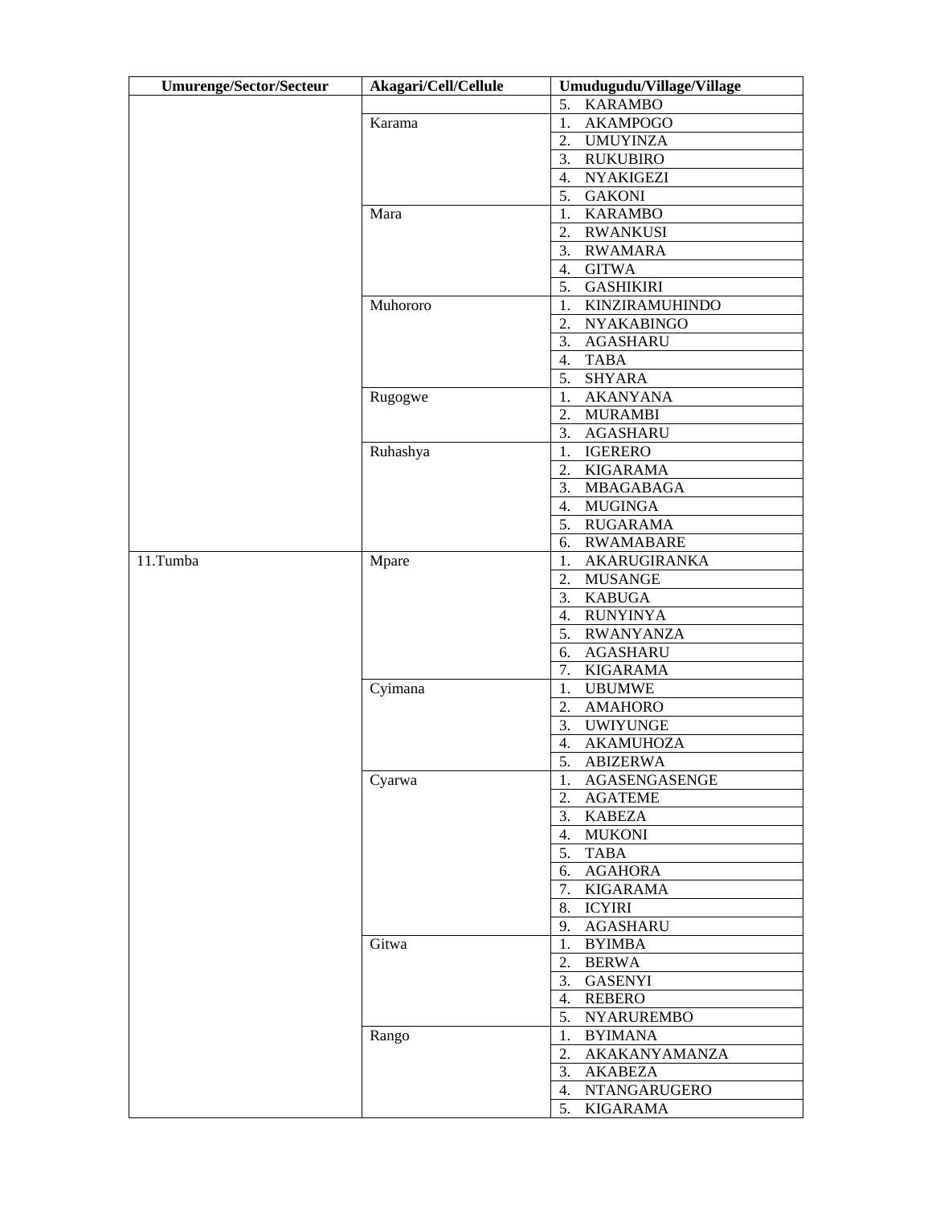| Umurenge/Sector/Secteur | Akagari/Cell/Cellule | Umudugudu/Village/Village |
|---|---|---|
| | | 5. KARAMBO |
| | Karama | 1. AKAMPOGO |
| | | 2. UMUYINZA |
| | | 3. RUKUBIRO |
| | | 4. NYAKIGEZI |
| | | 5. GAKONI |
| | Mara | 1. KARAMBO |
| | | 2. RWANKUSI |
| | | 3. RWAMARA |
| | | 4. GITWA |
| | | 5. GASHIKIRI |
| | Muhororo | 1. KINZIRAMUHINDO |
| | | 2. NYAKABINGO |
| | | 3. AGASHARU |
| | | 4. TABA |
| | | 5. SHYARA |
| | Rugogwe | 1. AKANYANA |
| | | 2. MURAMBI |
| | | 3. AGASHARU |
| | Ruhashya | 1. IGERERO |
| | | 2. KIGARAMA |
| | | 3. MBAGABAGA |
| | | 4. MUGINGA |
| | | 5. RUGARAMA |
| | | 6. RWAMABARE |
| 11.Tumba | Mpare | 1. AKARUGIRANKA |
| | | 2. MUSANGE |
| | | 3. KABUGA |
| | | 4. RUNYINYA |
| | | 5. RWANYANZA |
| | | 6. AGASHARU |
| | | 7. KIGARAMA |
| | Cyimana | 1. UBUMWE |
| | | 2. AMAHORO |
| | | 3. UWIYUNGE |
| | | 4. AKAMUHOZA |
| | | 5. ABIZERWA |
| | Cyarwa | 1. AGASENGASENGE |
| | | 2. AGATEME |
| | | 3. KABEZA |
| | | 4. MUKONI |
| | | 5. TABA |
| | | 6. AGAHORA |
| | | 7. KIGARAMA |
| | | 8. ICYIRI |
| | | 9. AGASHARU |
| | Gitwa | 1. BYIMBA |
| | | 2. BERWA |
| | | 3. GASENYI |
| | | 4. REBERO |
| | | 5. NYARUREMBO |
| | Rango | 1. BYIMANA |
| | | 2. AKAKANYAMANZA |
| | | 3. AKABEZA |
| | | 4. NTANGARUGERO |
| | | 5. KIGARAMA |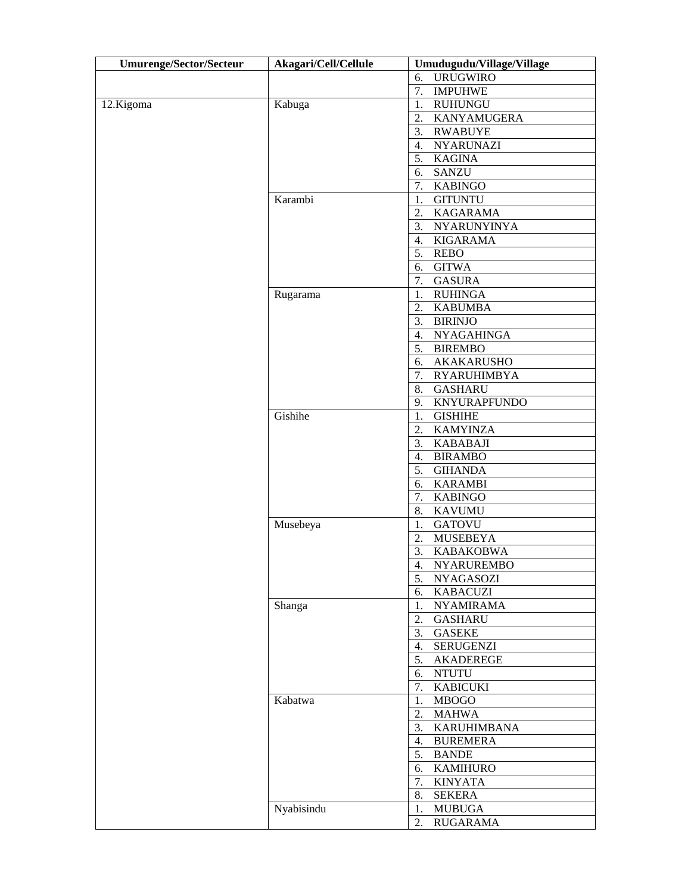| Umurenge/Sector/Secteur | Akagari/Cell/Cellule | Umudugudu/Village/Village |
|---|---|---|
| | | 6. URUGWIRO |
| | | 7. IMPUHWE |
| 12.Kigoma | Kabuga | 1. RUHUNGU |
| | | 2. KANYAMUGERA |
| | | 3. RWABUYE |
| | | 4. NYARUNAZI |
| | | 5. KAGINA |
| | | 6. SANZU |
| | | 7. KABINGO |
| | Karambi | 1. GITUNTU |
| | | 2. KAGARAMA |
| | | 3. NYARUNYINYA |
| | | 4. KIGARAMA |
| | | 5. REBO |
| | | 6. GITWA |
| | | 7. GASURA |
| | Rugarama | 1. RUHINGA |
| | | 2. KABUMBA |
| | | 3. BIRINJO |
| | | 4. NYAGAHINGA |
| | | 5. BIREMBO |
| | | 6. AKAKARUSHO |
| | | 7. RYARUHIMBYA |
| | | 8. GASHARU |
| | | 9. KNYURAPFUNDO |
| | Gishihe | 1. GISHIHE |
| | | 2. KAMYINZA |
| | | 3. KABABAJI |
| | | 4. BIRAMBO |
| | | 5. GIHANDA |
| | | 6. KARAMBI |
| | | 7. KABINGO |
| | | 8. KAVUMU |
| | Musebeya | 1. GATOVU |
| | | 2. MUSEBEYA |
| | | 3. KABAKOBWA |
| | | 4. NYARUREMBO |
| | | 5. NYAGASOZI |
| | | 6. KABACUZI |
| | Shanga | 1. NYAMIRAMA |
| | | 2. GASHARU |
| | | 3. GASEKE |
| | | 4. SERUGENZI |
| | | 5. AKADEREGE |
| | | 6. NTUTU |
| | | 7. KABICUKI |
| | Kabatwa | 1. MBOGO |
| | | 2. MAHWA |
| | | 3. KARUHIMBANA |
| | | 4. BUREMERA |
| | | 5. BANDE |
| | | 6. KAMIHURO |
| | | 7. KINYATA |
| | | 8. SEKERA |
| | Nyabisindu | 1. MUBUGA |
| | | 2. RUGARAMA |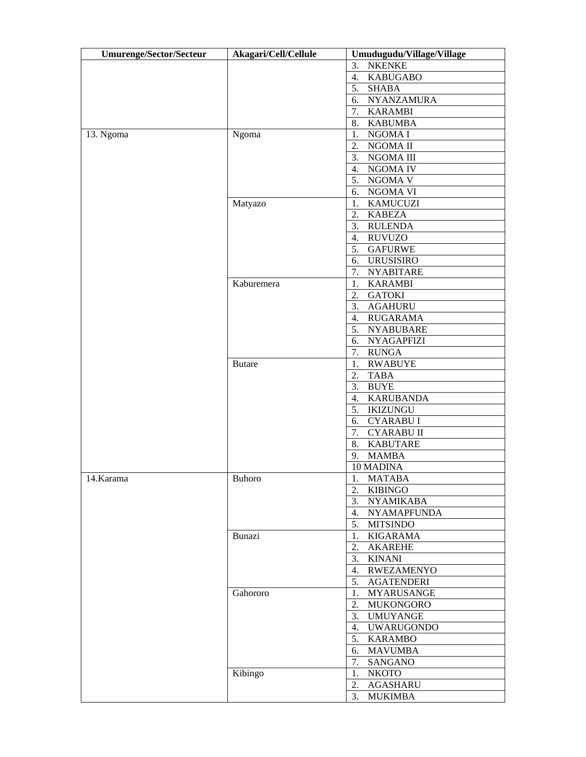| Umurenge/Sector/Secteur | Akagari/Cell/Cellule | Umudugudu/Village/Village |
|---|---|---|
| | | 3. NKENKE |
| | | 4. KABUGABO |
| | | 5. SHABA |
| | | 6. NYANZAMURA |
| | | 7. KARAMBI |
| | | 8. KABUMBA |
| 13. Ngoma | Ngoma | 1. NGOMA I |
| | | 2. NGOMA II |
| | | 3. NGOMA III |
| | | 4. NGOMA IV |
| | | 5. NGOMA V |
| | | 6. NGOMA VI |
| | Matyazo | 1. KAMUCUZI |
| | | 2. KABEZA |
| | | 3. RULENDA |
| | | 4. RUVUZO |
| | | 5. GAFURWE |
| | | 6. URUSISIRO |
| | | 7. NYABITARE |
| | Kaburemera | 1. KARAMBI |
| | | 2. GATOKI |
| | | 3. AGAHURU |
| | | 4. RUGARAMA |
| | | 5. NYABUBARE |
| | | 6. NYAGAPFIZI |
| | | 7. RUNGA |
| | Butare | 1. RWABUYE |
| | | 2. TABA |
| | | 3. BUYE |
| | | 4. KARUBANDA |
| | | 5. IKIZUNGU |
| | | 6. CYARABU I |
| | | 7. CYARABU II |
| | | 8. KABUTARE |
| | | 9. MAMBA |
| | | 10 MADINA |
| 14.Karama | Buhoro | 1. MATABA |
| | | 2. KIBINGO |
| | | 3. NYAMIKABA |
| | | 4. NYAMAPFUNDA |
| | | 5. MITSINDO |
| | Bunazi | 1. KIGARAMA |
| | | 2. AKAREHE |
| | | 3. KINANI |
| | | 4. RWEZAMENYO |
| | | 5. AGATENDERI |
| | Gahororo | 1. MYARUSANGE |
| | | 2. MUKONGORO |
| | | 3. UMUYANGE |
| | | 4. UWARUGONDO |
| | | 5. KARAMBO |
| | | 6. MAVUMBA |
| | | 7. SANGANO |
| | Kibingo | 1. NKOTO |
| | | 2. AGASHARU |
| | | 3. MUKIMBA |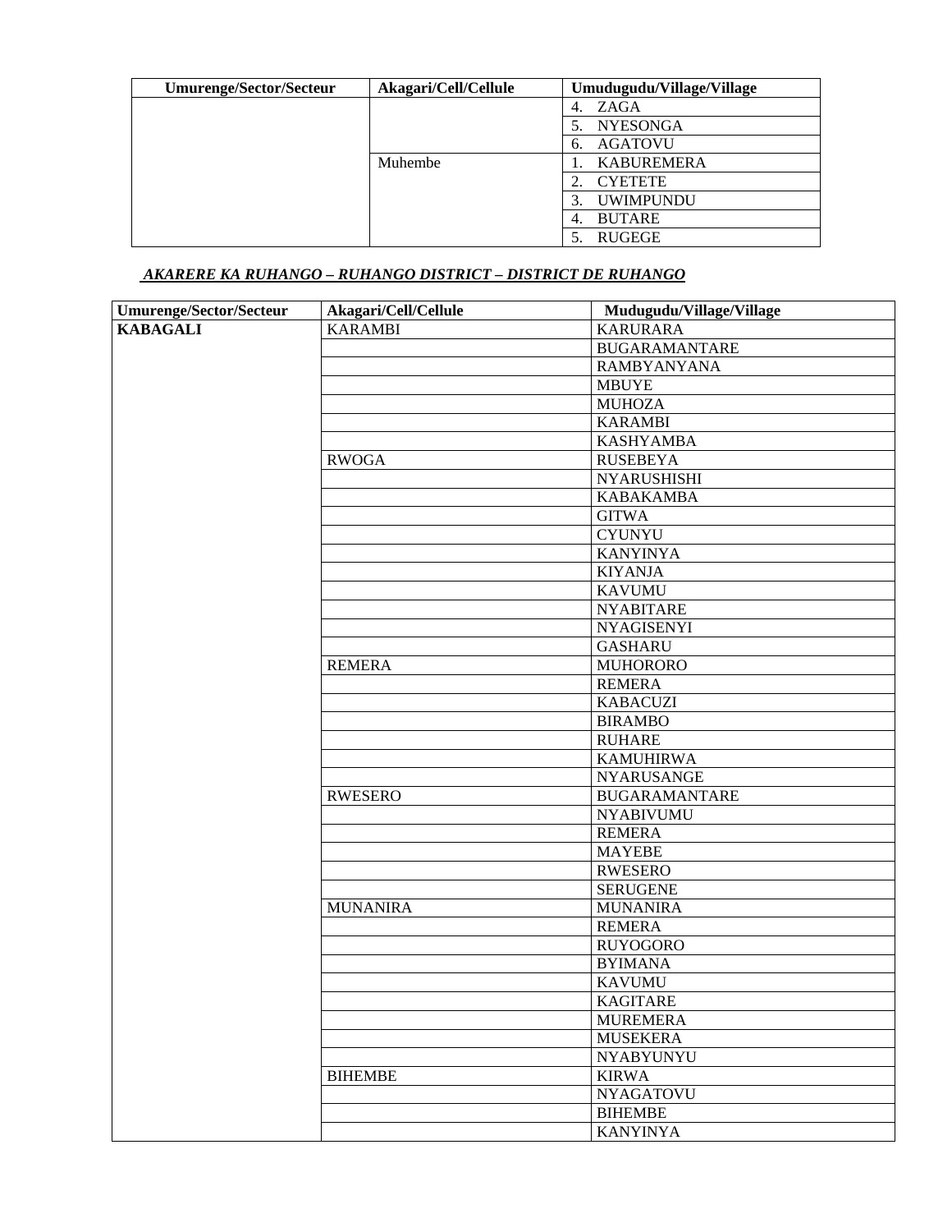| Umurenge/Sector/Secteur | Akagari/Cell/Cellule | Umudugudu/Village/Village |
|---|---|---|
| | | 4. ZAGA |
| | | 5. NYESONGA |
| | | 6. AGATOVU |
| | Muhembe | 1. KABUREMERA |
| | | 2. CYETETE |
| | | 3. UWIMPUNDU |
| | | 4. BUTARE |
| | | 5. RUGEGE |

***<u>AKARERE KA RUHANGO – RUHANGO DISTRICT – DISTRICT DE RUHANGO</u>***

| Umurenge/Sector/Secteur | Akagari/Cell/Cellule | Mudugudu/Village/Village |
|---|---|---|
| **KABAGALI** | KARAMBI | KARURARA |
| | | BUGARAMANTARE |
| | | RAMBYANYANA |
| | | MBUYE |
| | | MUHOZA |
| | | KARAMBI |
| | | KASHYAMBA |
| | RWOGA | RUSEBEYA |
| | | NYARUSHISHI |
| | | KABAKAMBA |
| | | GITWA |
| | | CYUNYU |
| | | KANYINYA |
| | | KIYANJA |
| | | KAVUMU |
| | | NYABITARE |
| | | NYAGISENYI |
| | | GASHARU |
| | REMERA | MUHORORO |
| | | REMERA |
| | | KABACUZI |
| | | BIRAMBO |
| | | RUHARE |
| | | KAMUHIRWA |
| | | NYARUSANGE |
| | RWESERO | BUGARAMANTARE |
| | | NYABIVUMU |
| | | REMERA |
| | | MAYEBE |
| | | RWESERO |
| | | SERUGENE |
| | MUNANIRA | MUNANIRA |
| | | REMERA |
| | | RUYOGORO |
| | | BYIMANA |
| | | KAVUMU |
| | | KAGITARE |
| | | MUREMERA |
| | | MUSEKERA |
| | | NYABYUNYU |
| | BIHEMBE | KIRWA |
| | | NYAGATOVU |
| | | BIHEMBE |
| | | KANYINYA |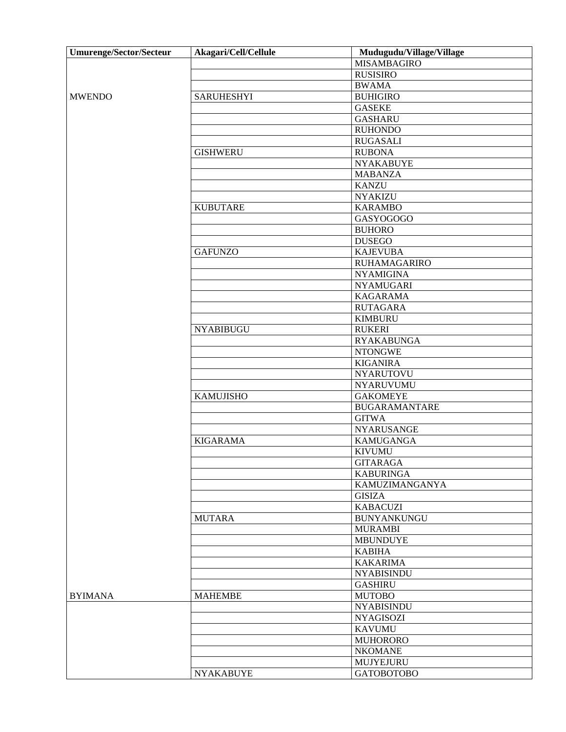| Umurenge/Sector/Secteur | Akagari/Cell/Cellule | Mudugudu/Village/Village |
|---|---|---|
| | | MISAMBAGIRO |
| | | RUSISIRO |
| | | BWAMA |
| MWENDO | SARUHESHYI | BUHIGIRO |
| | | GASEKE |
| | | GASHARU |
| | | RUHONDO |
| | | RUGASALI |
| | GISHWERU | RUBONA |
| | | NYAKABUYE |
| | | MABANZA |
| | | KANZU |
| | | NYAKIZU |
| | KUBUTARE | KARAMBO |
| | | GASYOGOGO |
| | | BUHORO |
| | | DUSEGO |
| | GAFUNZO | KAJEVUBA |
| | | RUHAMAGARIRO |
| | | NYAMIGINA |
| | | NYAMUGARI |
| | | KAGARAMA |
| | | RUTAGARA |
| | | KIMBURU |
| | NYABIBUGU | RUKERI |
| | | RYAKABUNGA |
| | | NTONGWE |
| | | KIGANIRA |
| | | NYARUTOVU |
| | | NYARUVUMU |
| | KAMUJISHO | GAKOMEYE |
| | | BUGARAMANTARE |
| | | GITWA |
| | | NYARUSANGE |
| | KIGARAMA | KAMUGANGA |
| | | KIVUMU |
| | | GITARAGA |
| | | KABURINGA |
| | | KAMUZIMANGANYA |
| | | GISIZA |
| | | KABACUZI |
| | MUTARA | BUNYANKUNGU |
| | | MURAMBI |
| | | MBUNDUYE |
| | | KABIHA |
| | | KAKARIMA |
| | | NYABISINDU |
| | | GASHIRU |
| BYIMANA | MAHEMBE | MUTOBO |
| | | NYABISINDU |
| | | NYAGISOZI |
| | | KAVUMU |
| | | MUHORORO |
| | | NKOMANE |
| | | MUJYEJURU |
| | NYAKABUYE | GATOBOTOBO |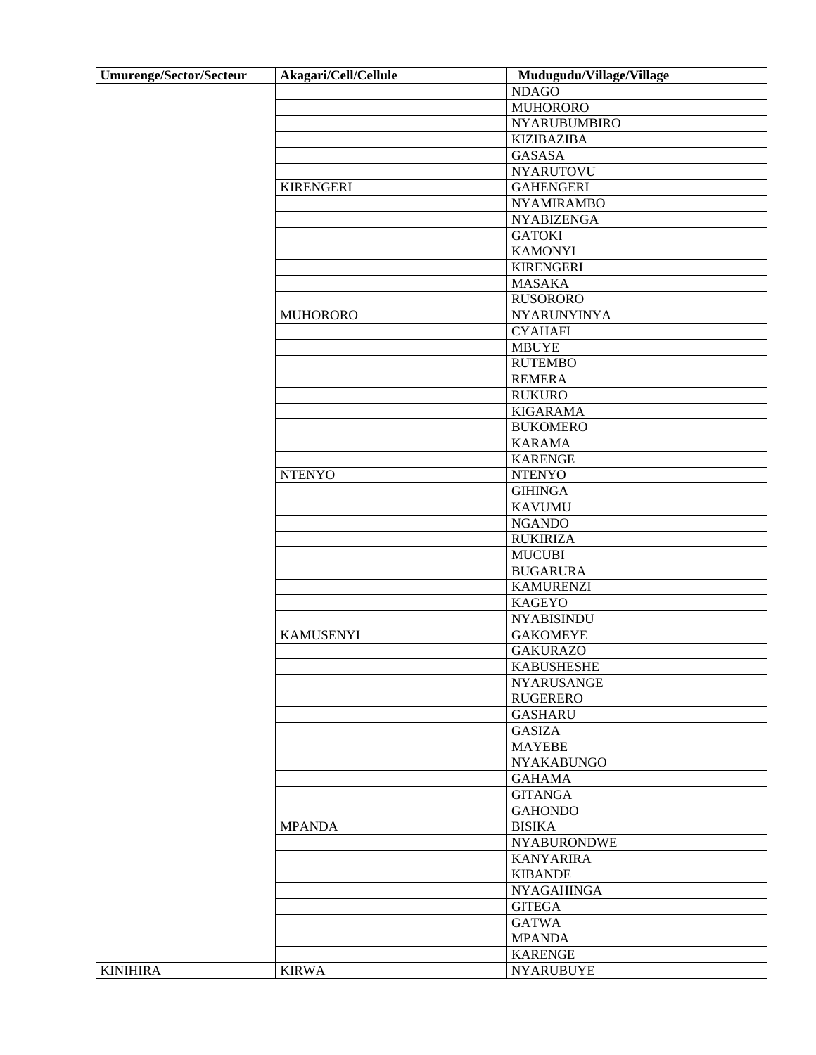| Umurenge/Sector/Secteur | Akagari/Cell/Cellule | Mudugudu/Village/Village |
|---|---|---|
| | | NDAGO |
| | | MUHORORO |
| | | NYARUBUMBIRO |
| | | KIZIBAZIBA |
| | | GASASA |
| | | NYARUTOVU |
| | KIRENGERI | GAHENGERI |
| | | NYAMIRAMBO |
| | | NYABIZENGA |
| | | GATOKI |
| | | KAMONYI |
| | | KIRENGERI |
| | | MASAKA |
| | | RUSORORO |
| | MUHORORO | NYARUNYINYA |
| | | CYAHAFI |
| | | MBUYE |
| | | RUTEMBO |
| | | REMERA |
| | | RUKURO |
| | | KIGARAMA |
| | | BUKOMERO |
| | | KARAMA |
| | | KARENGE |
| | NTENYO | NTENYO |
| | | GIHINGA |
| | | KAVUMU |
| | | NGANDO |
| | | RUKIRIZA |
| | | MUCUBI |
| | | BUGARURA |
| | | KAMURENZI |
| | | KAGEYO |
| | | NYABISINDU |
| | KAMUSENYI | GAKOMEYE |
| | | GAKURAZO |
| | | KABUSHESHE |
| | | NYARUSANGE |
| | | RUGERERO |
| | | GASHARU |
| | | GASIZA |
| | | MAYEBE |
| | | NYAKABUNGO |
| | | GAHAMA |
| | | GITANGA |
| | | GAHONDO |
| | MPANDA | BISIKA |
| | | NYABURONDWE |
| | | KANYARIRA |
| | | KIBANDE |
| | | NYAGAHINGA |
| | | GITEGA |
| | | GATWA |
| | | MPANDA |
| | | KARENGE |
| KINIHIRA | KIRWA | NYARUBUYE |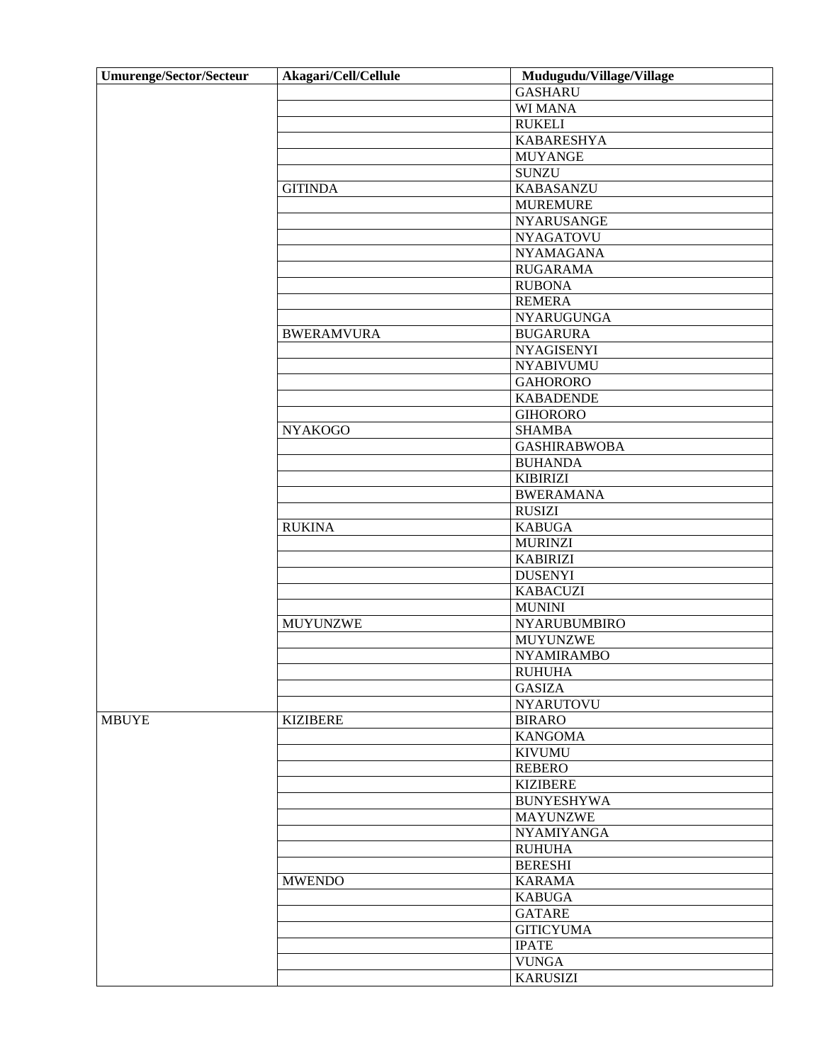| Umurenge/Sector/Secteur | Akagari/Cell/Cellule | Mudugudu/Village/Village |
|---|---|---|
| | | GASHARU |
| | | WI MANA |
| | | RUKELI |
| | | KABARESHYA |
| | | MUYANGE |
| | | SUNZU |
| | GITINDA | KABASANZU |
| | | MUREMURE |
| | | NYARUSANGE |
| | | NYAGATOVU |
| | | NYAMAGANA |
| | | RUGARAMA |
| | | RUBONA |
| | | REMERA |
| | | NYARUGUNGA |
| | BWERAMVURA | BUGARURA |
| | | NYAGISENYI |
| | | NYABIVUMU |
| | | GAHORORO |
| | | KABADENDE |
| | | GIHORORO |
| | NYAKOGO | SHAMBA |
| | | GASHIRABWOBA |
| | | BUHANDA |
| | | KIBIRIZI |
| | | BWERAMANA |
| | | RUSIZI |
| | RUKINA | KABUGA |
| | | MURINZI |
| | | KABIRIZI |
| | | DUSENYI |
| | | KABACUZI |
| | | MUNINI |
| | MUYUNZWE | NYARUBUMBIRO |
| | | MUYUNZWE |
| | | NYAMIRAMBO |
| | | RUHUHA |
| | | GASIZA |
| | | NYARUTOVU |
| MBUYE | KIZIBERE | BIRARO |
| | | KANGOMA |
| | | KIVUMU |
| | | REBERO |
| | | KIZIBERE |
| | | BUNYESHYWA |
| | | MAYUNZWE |
| | | NYAMIYANGA |
| | | RUHUHA |
| | | BERESHI |
| | MWENDO | KARAMA |
| | | KABUGA |
| | | GATARE |
| | | GITICYUMA |
| | | IPATE |
| | | VUNGA |
| | | KARUSIZI |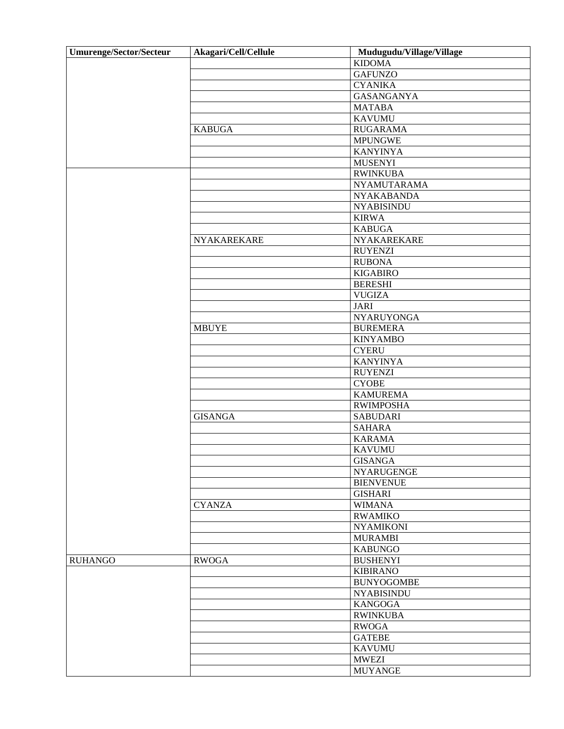| Umurenge/Sector/Secteur | Akagari/Cell/Cellule | Mudugudu/Village/Village |
|---|---|---|
| | | KIDOMA |
| | | GAFUNZO |
| | | CYANIKA |
| | | GASANGANYA |
| | | MATABA |
| | | KAVUMU |
| | KABUGA | RUGARAMA |
| | | MPUNGWE |
| | | KANYINYA |
| | | MUSENYI |
| | | RWINKUBA |
| | | NYAMUTARAMA |
| | | NYAKABANDA |
| | | NYABISINDU |
| | | KIRWA |
| | | KABUGA |
| | NYAKAREKARE | NYAKAREKARE |
| | | RUYENZI |
| | | RUBONA |
| | | KIGABIRO |
| | | BERESHI |
| | | VUGIZA |
| | | JARI |
| | | NYARUYONGA |
| | MBUYE | BUREMERA |
| | | KINYAMBO |
| | | CYERU |
| | | KANYINYA |
| | | RUYENZI |
| | | CYOBE |
| | | KAMUREMA |
| | | RWIMPOSHA |
| | GISANGA | SABUDARI |
| | | SAHARA |
| | | KARAMA |
| | | KAVUMU |
| | | GISANGA |
| | | NYARUGENGE |
| | | BIENVENUE |
| | | GISHARI |
| | CYANZA | WIMANA |
| | | RWAMIKO |
| | | NYAMIKONI |
| | | MURAMBI |
| | | KABUNGO |
| RUHANGO | RWOGA | BUSHENYI |
| | | KIBIRANO |
| | | BUNYOGOMBE |
| | | NYABISINDU |
| | | KANGOGA |
| | | RWINKUBA |
| | | RWOGA |
| | | GATEBE |
| | | KAVUMU |
| | | MWEZI |
| | | MUYANGE |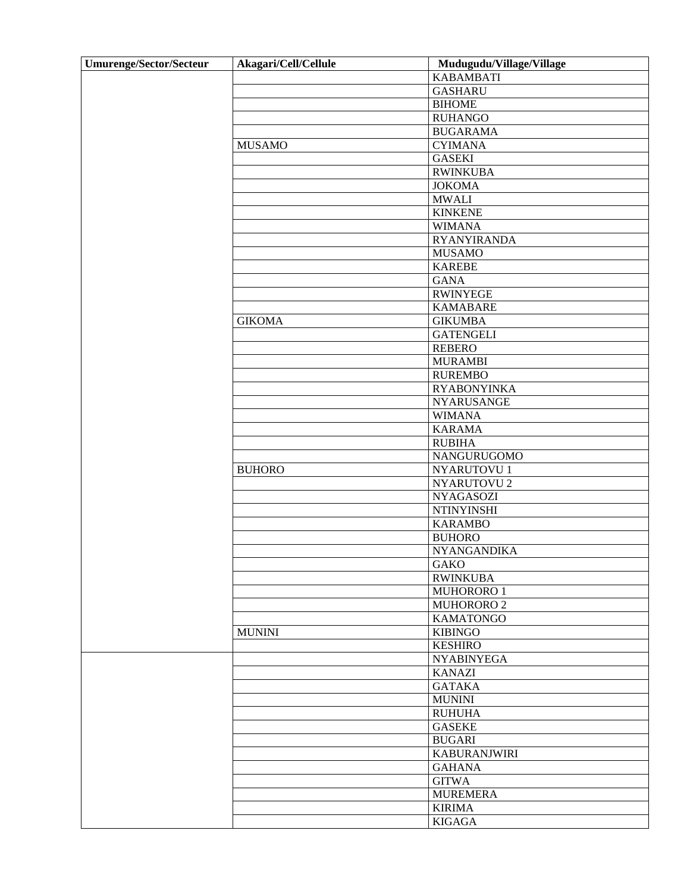| Umurenge/Sector/Secteur | Akagari/Cell/Cellule | Mudugudu/Village/Village |
|---|---|---|
| | | KABAMBATI |
| | | GASHARU |
| | | BIHOME |
| | | RUHANGO |
| | | BUGARAMA |
| | MUSAMO | CYIMANA |
| | | GASEKI |
| | | RWINKUBA |
| | | JOKOMA |
| | | MWALI |
| | | KINKENE |
| | | WIMANA |
| | | RYANYIRANDA |
| | | MUSAMO |
| | | KAREBE |
| | | GANA |
| | | RWINYEGE |
| | | KAMABARE |
| | GIKOMA | GIKUMBA |
| | | GATENGELI |
| | | REBERO |
| | | MURAMBI |
| | | RUREMBO |
| | | RYABONYINKA |
| | | NYARUSANGE |
| | | WIMANA |
| | | KARAMA |
| | | RUBIHA |
| | | NANGURUGOMO |
| | BUHORO | NYARUTOVU 1 |
| | | NYARUTOVU 2 |
| | | NYAGASOZI |
| | | NTINYINSHI |
| | | KARAMBO |
| | | BUHORO |
| | | NYANGANDIKA |
| | | GAKO |
| | | RWINKUBA |
| | | MUHORORO 1 |
| | | MUHORORO 2 |
| | | KAMATONGO |
| | MUNINI | KIBINGO |
| | | KESHIRO |
| | | NYABINYEGA |
| | | KANAZI |
| | | GATAKA |
| | | MUNINI |
| | | RUHUHA |
| | | GASEKE |
| | | BUGARI |
| | | KABURANJWIRI |
| | | GAHANA |
| | | GITWA |
| | | MUREMERA |
| | | KIRIMA |
| | | KIGAGA |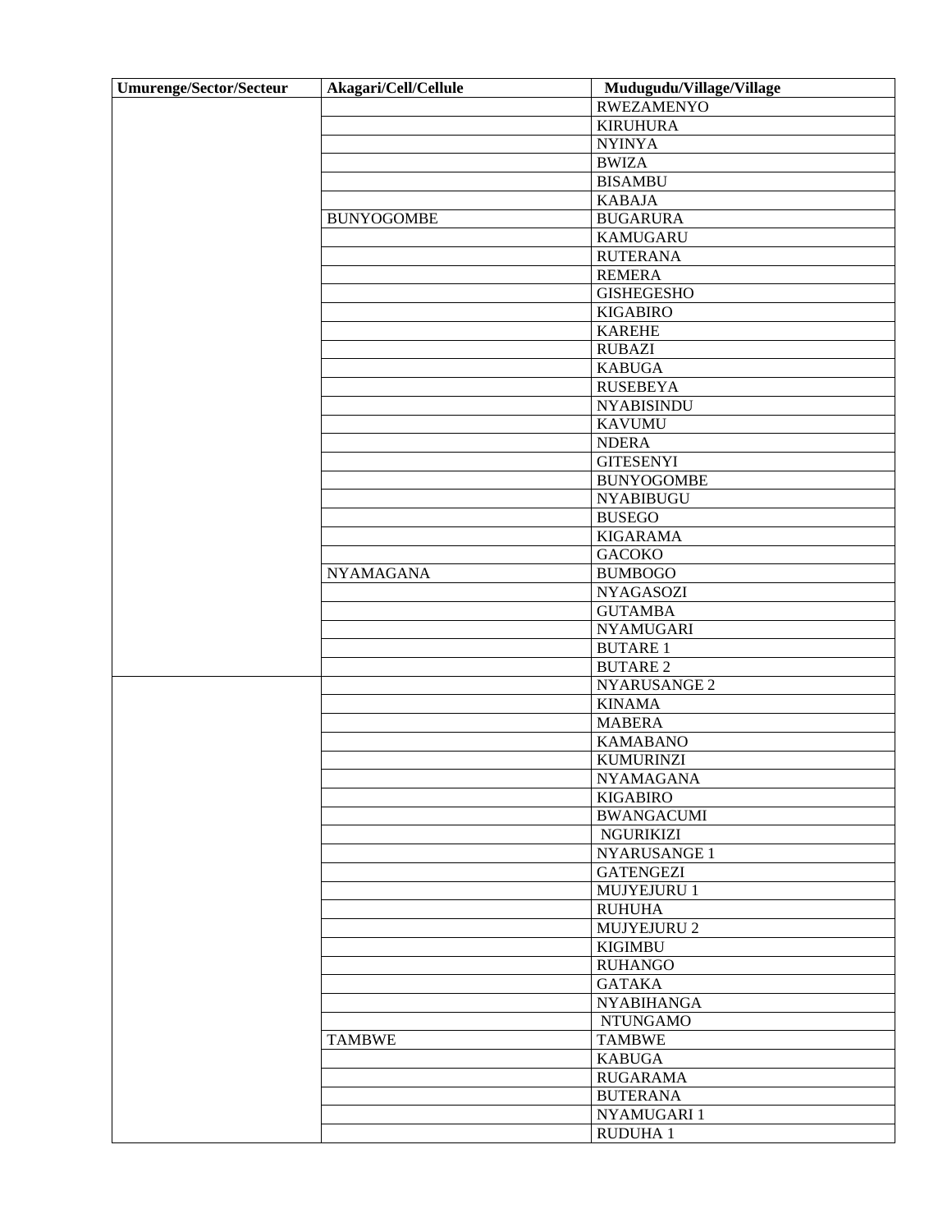| Umurenge/Sector/Secteur | Akagari/Cell/Cellule | Mudugudu/Village/Village |
|---|---|---|
| | | RWEZAMENYO |
| | | KIRUHURA |
| | | NYINYA |
| | | BWIZA |
| | | BISAMBU |
| | | KABAJA |
| | BUNYOGOMBE | BUGARURA |
| | | KAMUGARU |
| | | RUTERANA |
| | | REMERA |
| | | GISHEGESHO |
| | | KIGABIRO |
| | | KAREHE |
| | | RUBAZI |
| | | KABUGA |
| | | RUSEBEYA |
| | | NYABISINDU |
| | | KAVUMU |
| | | NDERA |
| | | GITESENYI |
| | | BUNYOGOMBE |
| | | NYABIBUGU |
| | | BUSEGO |
| | | KIGARAMA |
| | | GACOKO |
| | NYAMAGANA | BUMBOGO |
| | | NYAGASOZI |
| | | GUTAMBA |
| | | NYAMUGARI |
| | | BUTARE 1 |
| | | BUTARE 2 |
| | | NYARUSANGE 2 |
| | | KINAMA |
| | | MABERA |
| | | KAMABANO |
| | | KUMURINZI |
| | | NYAMAGANA |
| | | KIGABIRO |
| | | BWANGACUMI |
| | | NGURIKIZI |
| | | NYARUSANGE 1 |
| | | GATENGEZI |
| | | MUJYEJURU 1 |
| | | RUHUHA |
| | | MUJYEJURU 2 |
| | | KIGIMBU |
| | | RUHANGO |
| | | GATAKA |
| | | NYABIHANGA |
| | | NTUNGAMO |
| | TAMBWE | TAMBWE |
| | | KABUGA |
| | | RUGARAMA |
| | | BUTERANA |
| | | NYAMUGARI 1 |
| | | RUDUHA 1 |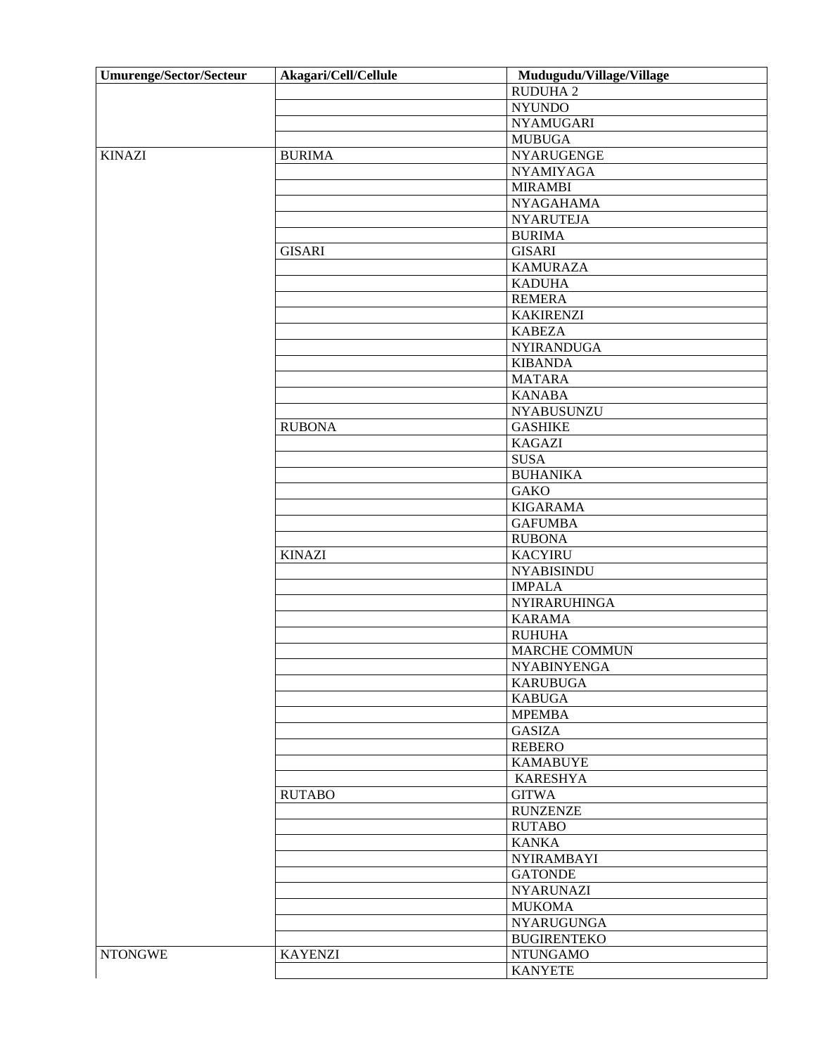| Umurenge/Sector/Secteur | Akagari/Cell/Cellule | Mudugudu/Village/Village |
|---|---|---|
| | | RUDUHA 2 |
| | | NYUNDO |
| | | NYAMUGARI |
| | | MUBUGA |
| KINAZI | BURIMA | NYARUGENGE |
| | | NYAMIYAGA |
| | | MIRAMBI |
| | | NYAGAHAMA |
| | | NYARUTEJA |
| | | BURIMA |
| | GISARI | GISARI |
| | | KAMURAZA |
| | | KADUHA |
| | | REMERA |
| | | KAKIRENZI |
| | | KABEZA |
| | | NYIRANDUGA |
| | | KIBANDA |
| | | MATARA |
| | | KANABA |
| | | NYABUSUNZU |
| | RUBONA | GASHIKE |
| | | KAGAZI |
| | | SUSA |
| | | BUHANIKA |
| | | GAKO |
| | | KIGARAMA |
| | | GAFUMBA |
| | | RUBONA |
| | KINAZI | KACYIRU |
| | | NYABISINDU |
| | | IMPALA |
| | | NYIRARUHINGA |
| | | KARAMA |
| | | RUHUHA |
| | | MARCHE COMMUN |
| | | NYABINYENGA |
| | | KARUBUGA |
| | | KABUGA |
| | | MPEMBA |
| | | GASIZA |
| | | REBERO |
| | | KAMABUYE |
| | | KARESHYA |
| | RUTABO | GITWA |
| | | RUNZENZE |
| | | RUTABO |
| | | KANKA |
| | | NYIRAMBAYI |
| | | GATONDE |
| | | NYARUNAZI |
| | | MUKOMA |
| | | NYARUGUNGA |
| | | BUGIRENTEKO |
| NTONGWE | KAYENZI | NTUNGAMO |
| | | KANYETE |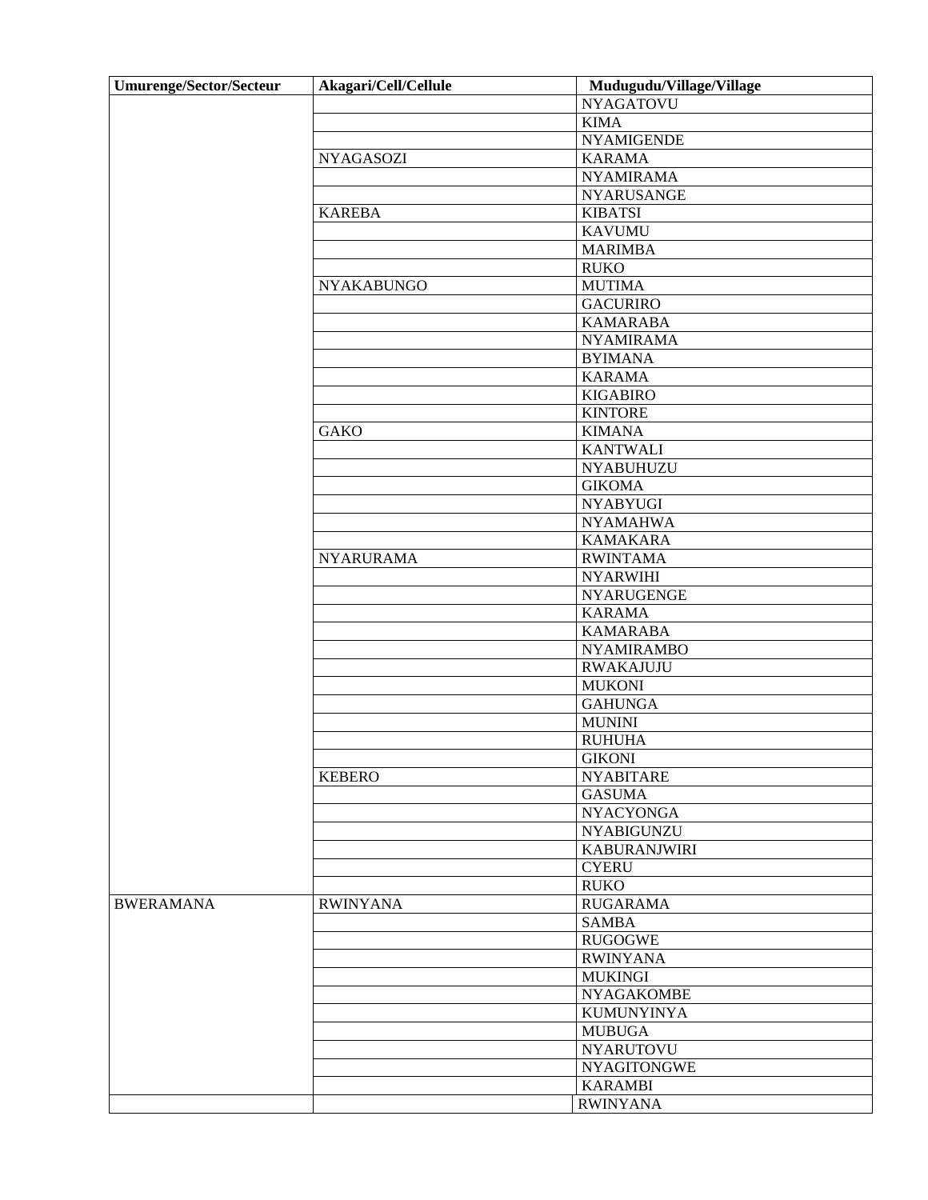| Umurenge/Sector/Secteur | Akagari/Cell/Cellule | Mudugudu/Village/Village |
| --- | --- | --- |
| | | NYAGATOVU |
| | | KIMA |
| | | NYAMIGENDE |
| | NYAGASOZI | KARAMA |
| | | NYAMIRAMA |
| | | NYARUSANGE |
| | KAREBA | KIBATSI |
| | | KAVUMU |
| | | MARIMBA |
| | | RUKO |
| | NYAKABUNGO | MUTIMA |
| | | GACURIRO |
| | | KAMARABA |
| | | NYAMIRAMA |
| | | BYIMANA |
| | | KARAMA |
| | | KIGABIRO |
| | | KINTORE |
| | GAKO | KIMANA |
| | | KANTWALI |
| | | NYABUHUZU |
| | | GIKOMA |
| | | NYABYUGI |
| | | NYAMAHWA |
| | | KAMAKARA |
| | NYARURAMA | RWINTAMA |
| | | NYARWIHI |
| | | NYARUGENGE |
| | | KARAMA |
| | | KAMARABA |
| | | NYAMIRAMBO |
| | | RWAKAJUJU |
| | | MUKONI |
| | | GAHUNGA |
| | | MUNINI |
| | | RUHUHA |
| | | GIKONI |
| | KEBERO | NYABITARE |
| | | GASUMA |
| | | NYACYONGA |
| | | NYABIGUNZU |
| | | KABURANJWIRI |
| | | CYERU |
| | | RUKO |
| BWERAMANA | RWINYANA | RUGARAMA |
| | | SAMBA |
| | | RUGOGWE |
| | | RWINYANA |
| | | MUKINGI |
| | | NYAGAKOMBE |
| | | KUMUNYINYA |
| | | MUBUGA |
| | | NYARUTOVU |
| | | NYAGITONGWE |
| | | KARAMBI |
| | | RWINYANA |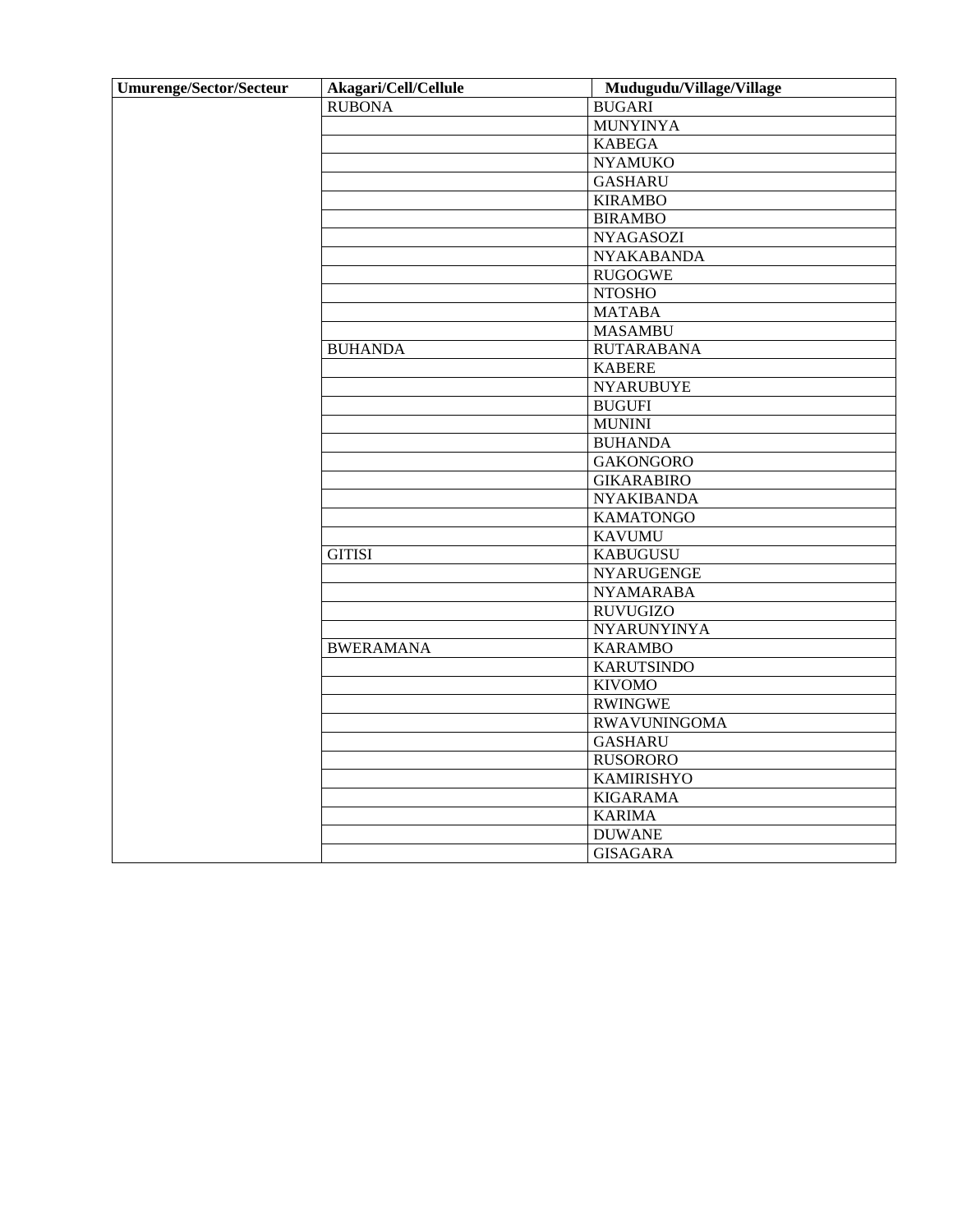| Umurenge/Sector/Secteur | Akagari/Cell/Cellule | Mudugudu/Village/Village |
|---|---|---|
| | RUBONA | BUGARI |
| | | MUNYINYA |
| | | KABEGA |
| | | NYAMUKO |
| | | GASHARU |
| | | KIRAMBO |
| | | BIRAMBO |
| | | NYAGASOZI |
| | | NYAKABANDA |
| | | RUGOGWE |
| | | NTOSHO |
| | | MATABA |
| | | MASAMBU |
| | BUHANDA | RUTARABANA |
| | | KABERE |
| | | NYARUBUYE |
| | | BUGUFI |
| | | MUNINI |
| | | BUHANDA |
| | | GAKONGORO |
| | | GIKARABIRO |
| | | NYAKIBANDA |
| | | KAMATONGO |
| | | KAVUMU |
| | GITISI | KABUGUSU |
| | | NYARUGENGE |
| | | NYAMARABA |
| | | RUVUGIZO |
| | | NYARUNYINYA |
| | BWERAMANA | KARAMBO |
| | | KARUTSINDO |
| | | KIVOMO |
| | | RWINGWE |
| | | RWAVUNINGOMA |
| | | GASHARU |
| | | RUSORORO |
| | | KAMIRISHYO |
| | | KIGARAMA |
| | | KARIMA |
| | | DUWANE |
| | | GISAGARA |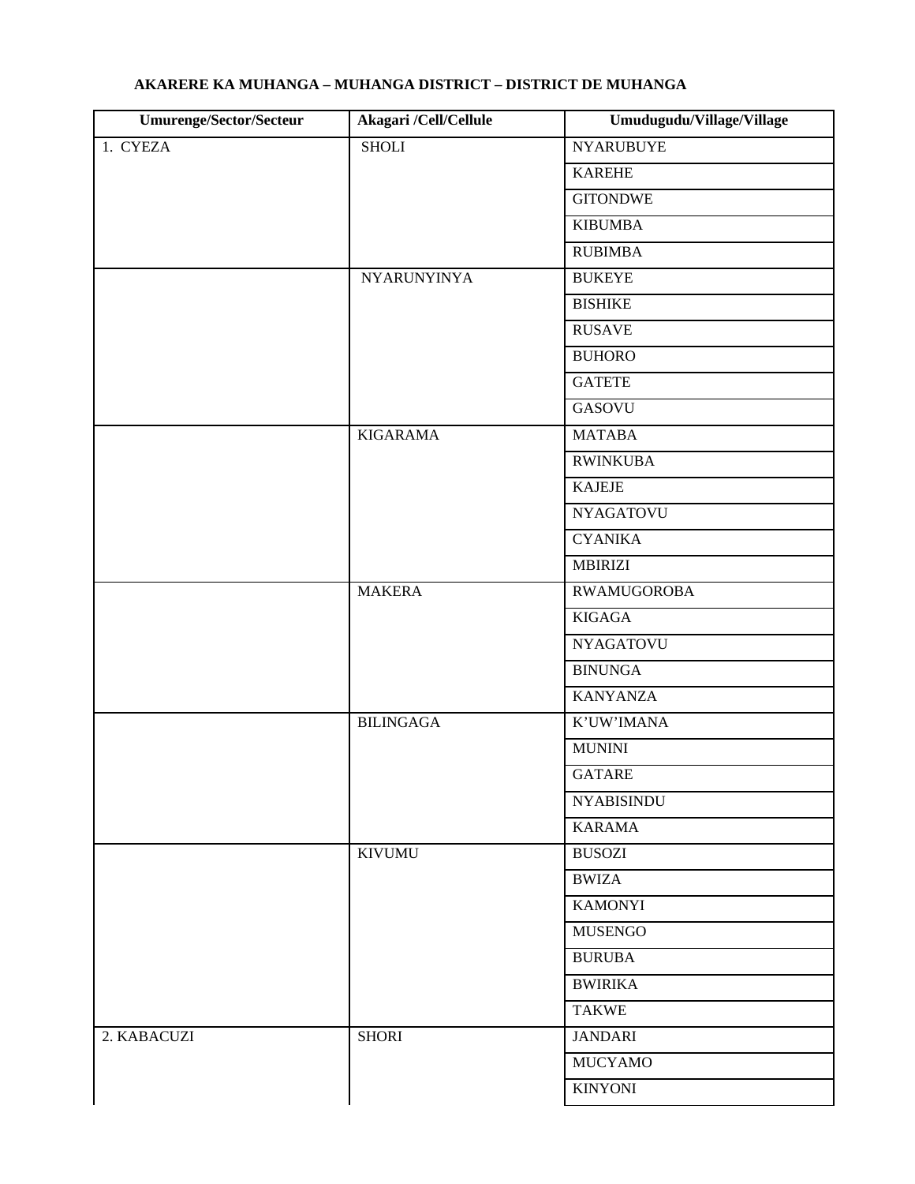**AKARERE KA MUHANGA – MUHANGA DISTRICT – DISTRICT DE MUHANGA**

| Umurenge/Sector/Secteur | Akagari /Cell/Cellule | Umudugudu/Village/Village |
|---|---|---|
| 1. CYEZA | SHOLI | NYARUBUYE |
| | | KAREHE |
| | | GITONDWE |
| | | KIBUMBA |
| | | RUBIMBA |
| | NYARUNYINYA | BUKEYE |
| | | BISHIKE |
| | | RUSAVE |
| | | BUHORO |
| | | GATETE |
| | | GASOVU |
| | KIGARAMA | MATABA |
| | | RWINKUBA |
| | | KAJEJE |
| | | NYAGATOVU |
| | | CYANIKA |
| | | MBIRIZI |
| | MAKERA | RWAMUGOROBA |
| | | KIGAGA |
| | | NYAGATOVU |
| | | BINUNGA |
| | | KANYANZA |
| | BILINGAGA | K'UW'IMANA |
| | | MUNINI |
| | | GATARE |
| | | NYABISINDU |
| | | KARAMA |
| | KIVUMU | BUSOZI |
| | | BWIZA |
| | | KAMONYI |
| | | MUSENGO |
| | | BURUBA |
| | | BWIRIKA |
| | | TAKWE |
| 2. KABACUZI | SHORI | JANDARI |
| | | MUCYAMO |
| | | KINYONI |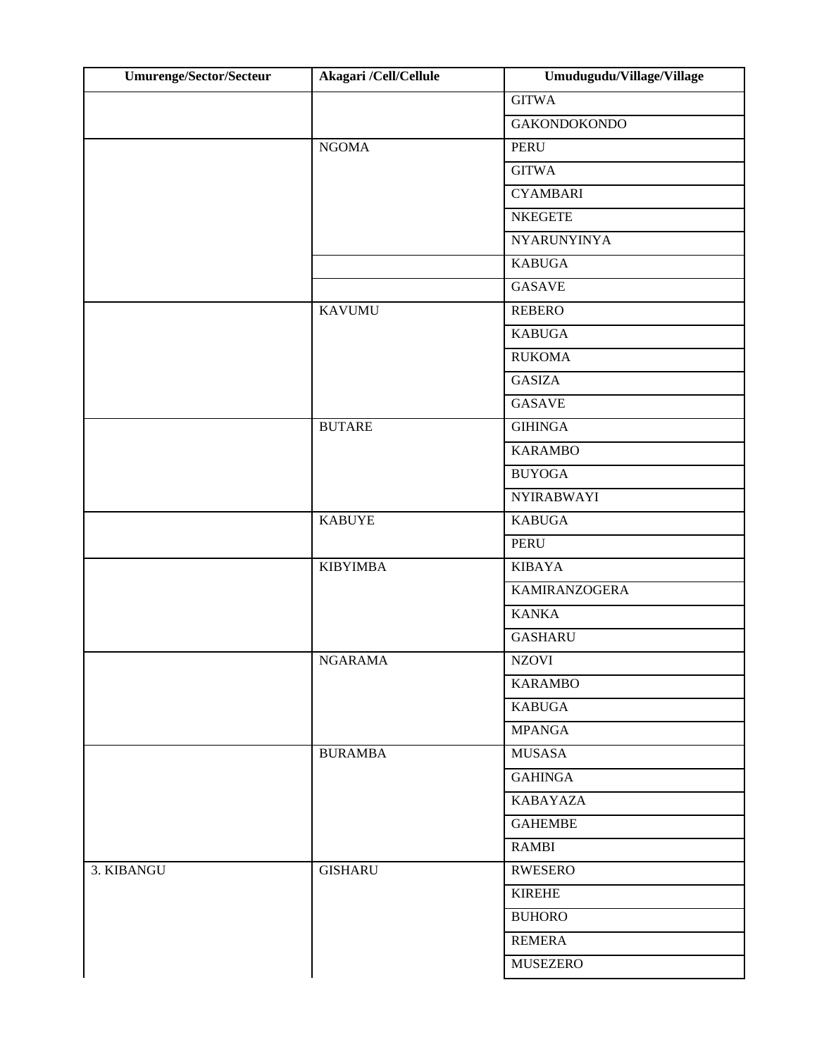| Umurenge/Sector/Secteur | Akagari /Cell/Cellule | Umudugudu/Village/Village |
|---|---|---|
| | | GITWA |
| | | GAKONDOKONDO |
| | NGOMA | PERU |
| | | GITWA |
| | | CYAMBARI |
| | | NKEGETE |
| | | NYARUNYINYA |
| | | KABUGA |
| | | GASAVE |
| | KAVUMU | REBERO |
| | | KABUGA |
| | | RUKOMA |
| | | GASIZA |
| | | GASAVE |
| | BUTARE | GIHINGA |
| | | KARAMBO |
| | | BUYOGA |
| | | NYIRABWAYI |
| | KABUYE | KABUGA |
| | | PERU |
| | KIBYIMBA | KIBAYA |
| | | KAMIRANZOGERA |
| | | KANKA |
| | | GASHARU |
| | NGARAMA | NZOVI |
| | | KARAMBO |
| | | KABUGA |
| | | MPANGA |
| | BURAMBA | MUSASA |
| | | GAHINGA |
| | | KABAYAZA |
| | | GAHEMBE |
| | | RAMBI |
| 3. KIBANGU | GISHARU | RWESERO |
| | | KIREHE |
| | | BUHORO |
| | | REMERA |
| | | MUSEZERO |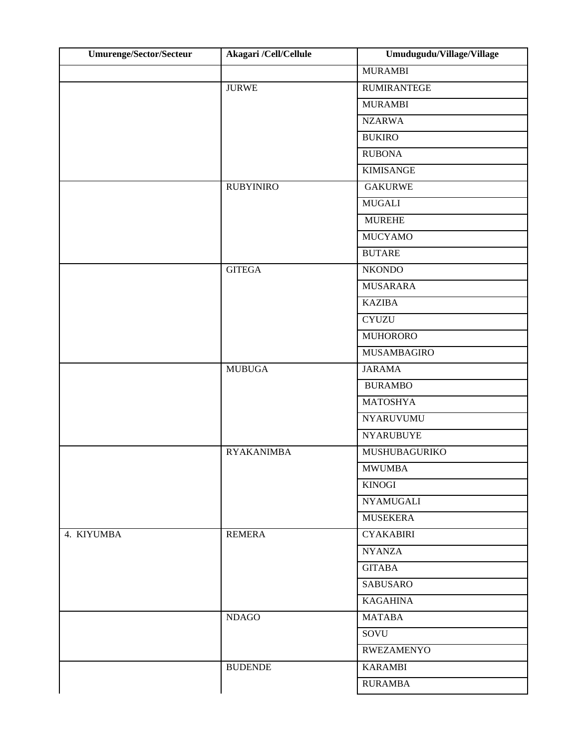| Umurenge/Sector/Secteur | Akagari /Cell/Cellule | Umudugudu/Village/Village |
|---|---|---|
| | | MURAMBI |
| | JURWE | RUMIRANTEGE |
| | | MURAMBI |
| | | NZARWA |
| | | BUKIRO |
| | | RUBONA |
| | | KIMISANGE |
| | RUBYINIRO | GAKURWE |
| | | MUGALI |
| | | MUREHE |
| | | MUCYAMO |
| | | BUTARE |
| | GITEGA | NKONDO |
| | | MUSARARA |
| | | KAZIBA |
| | | CYUZU |
| | | MUHORORO |
| | | MUSAMBAGIRO |
| | MUBUGA | JARAMA |
| | | BURAMBO |
| | | MATOSHYA |
| | | NYARUVUMU |
| | | NYARUBUYE |
| | RYAKANIMBA | MUSHUBAGURIKO |
| | | MWUMBA |
| | | KINOGI |
| | | NYAMUGALI |
| | | MUSEKERA |
| 4. KIYUMBA | REMERA | CYAKABIRI |
| | | NYANZA |
| | | GITABA |
| | | SABUSARO |
| | | KAGAHINA |
| | NDAGO | MATABA |
| | | SOVU |
| | | RWEZAMENYO |
| | BUDENDE | KARAMBI |
| | | RURAMBA |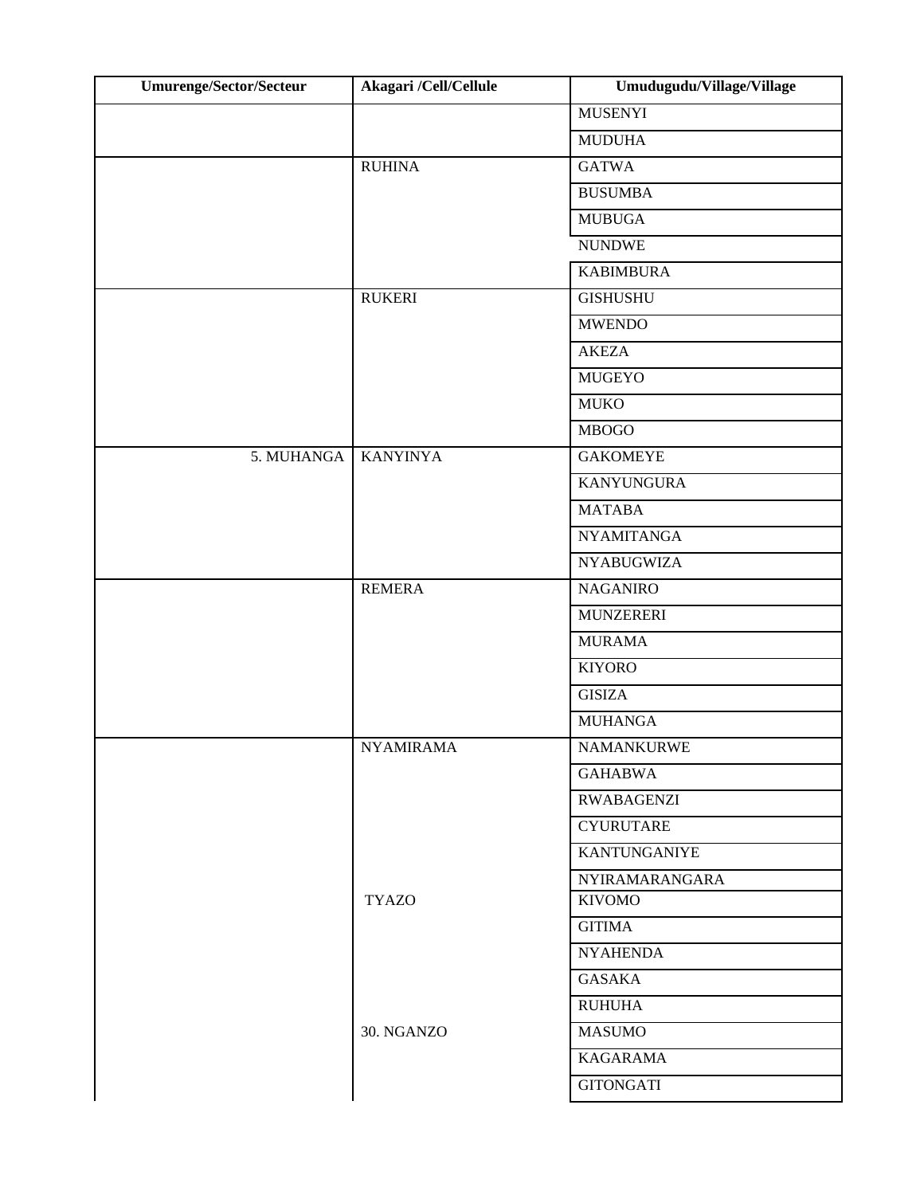| Umurenge/Sector/Secteur | Akagari /Cell/Cellule | Umudugudu/Village/Village |
|---|---|---|
| | | MUSENYI |
| | | MUDUHA |
| | RUHINA | GATWA |
| | | BUSUMBA |
| | | MUBUGA |
| | | NUNDWE |
| | | KABIMBURA |
| | RUKERI | GISHUSHU |
| | | MWENDO |
| | | AKEZA |
| | | MUGEYO |
| | | MUKO |
| | | MBOGO |
| 5. MUHANGA | KANYINYA | GAKOMEYE |
| | | KANYUNGURA |
| | | MATABA |
| | | NYAMITANGA |
| | | NYABUGWIZA |
| | REMERA | NAGANIRO |
| | | MUNZERERI |
| | | MURAMA |
| | | KIYORO |
| | | GISIZA |
| | | MUHANGA |
| | NYAMIRAMA | NAMANKURWE |
| | | GAHABWA |
| | | RWABAGENZI |
| | | CYURUTARE |
| | | KANTUNGANIYE |
| | | NYIRAMARANGARA |
| | TYAZO | KIVOMO |
| | | GITIMA |
| | | NYAHENDA |
| | | GASAKA |
| | | RUHUHA |
| | 30. NGANZO | MASUMO |
| | | KAGARAMA |
| | | GITONGATI |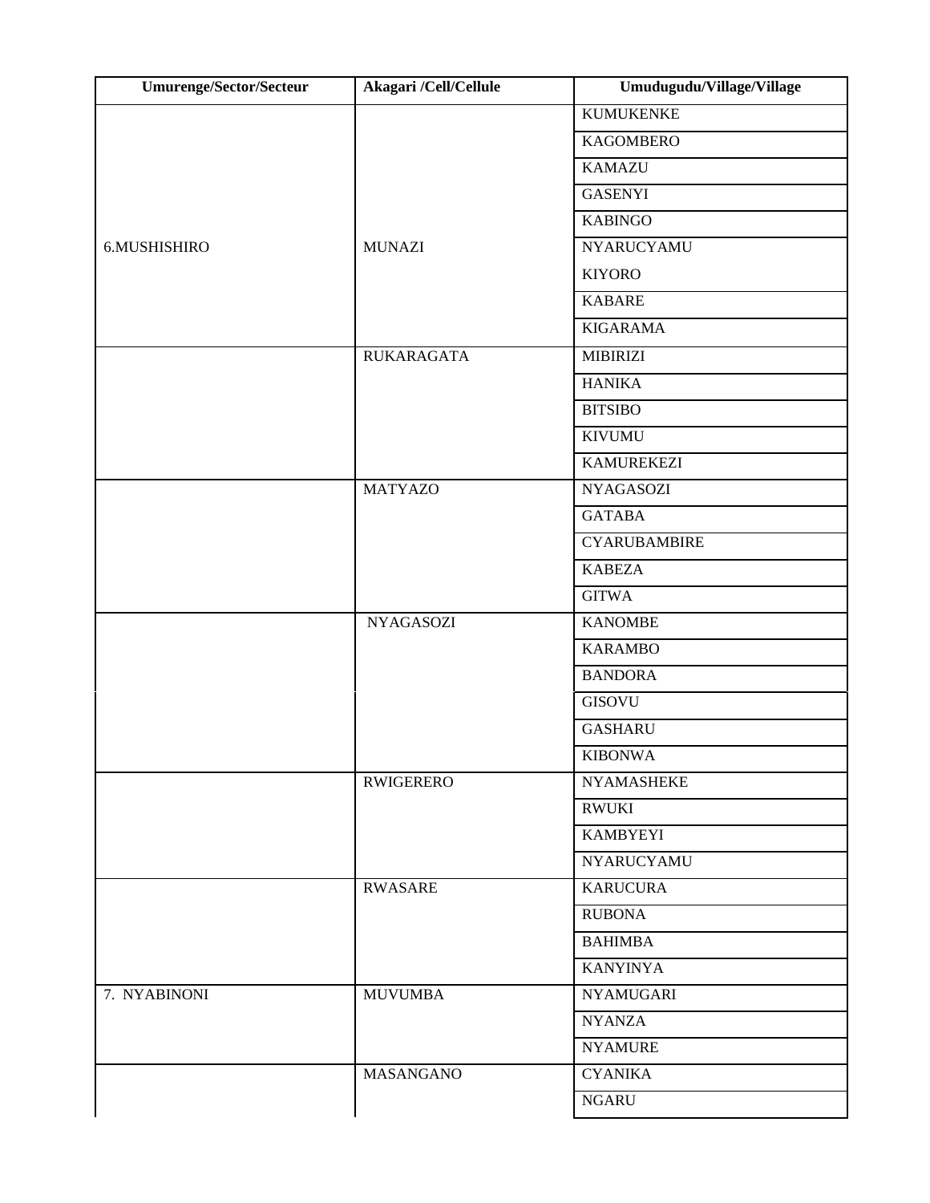| Umurenge/Sector/Secteur | Akagari /Cell/Cellule | Umudugudu/Village/Village |
|---|---|---|
| 6.MUSHISHIRO | MUNAZI | KUMUKENKE |
| | | KAGOMBERO |
| | | KAMAZU |
| | | GASENYI |
| | | KABINGO |
| | | NYARUCYAMU |
| | | KIYORO |
| | | KABARE |
| | | KIGARAMA |
| | RUKARAGATA | MIBIRIZI |
| | | HANIKA |
| | | BITSIBO |
| | | KIVUMU |
| | | KAMUREKEZI |
| | MATYAZO | NYAGASOZI |
| | | GATABA |
| | | CYARUBAMBIRE |
| | | KABEZA |
| | | GITWA |
| | NYAGASOZI | KANOMBE |
| | | KARAMBO |
| | | BANDORA |
| | | GISOVU |
| | | GASHARU |
| | | KIBONWA |
| | RWIGERERO | NYAMASHEKE |
| | | RWUKI |
| | | KAMBYEYI |
| | | NYARUCYAMU |
| | RWASARE | KARUCURA |
| | | RUBONA |
| | | BAHIMBA |
| | | KANYINYA |
| 7. NYABINONI | MUVUMBA | NYAMUGARI |
| | | NYANZA |
| | | NYAMURE |
| | MASANGANO | CYANIKA |
| | | NGARU |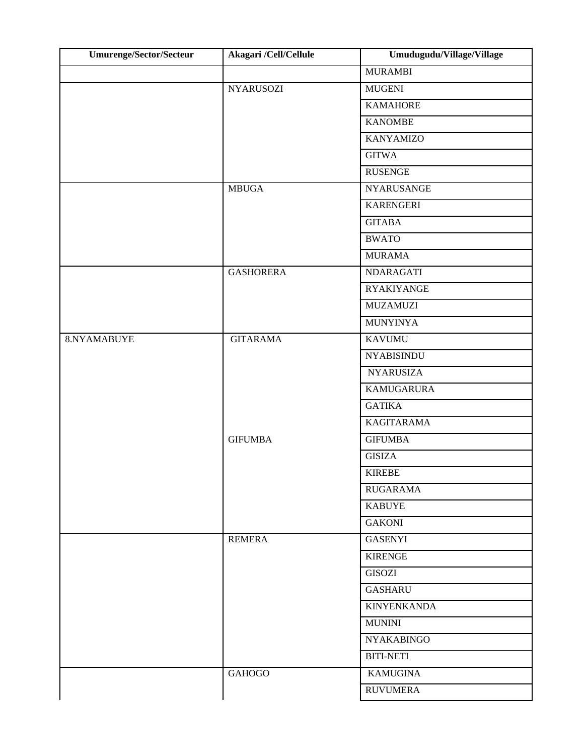| Umurenge/Sector/Secteur | Akagari /Cell/Cellule | Umudugudu/Village/Village |
|---|---|---|
| | | MURAMBI |
| | NYARUSOZI | MUGENI |
| | | KAMAHORE |
| | | KANOMBE |
| | | KANYAMIZO |
| | | GITWA |
| | | RUSENGE |
| | MBUGA | NYARUSANGE |
| | | KARENGERI |
| | | GITABA |
| | | BWATO |
| | | MURAMA |
| | GASHORERA | NDARAGATI |
| | | RYAKIYANGE |
| | | MUZAMUZI |
| | | MUNYINYA |
| 8.NYAMABUYE | GITARAMA | KAVUMU |
| | | NYABISINDU |
| | | NYARUSIZA |
| | | KAMUGARURA |
| | | GATIKA |
| | | KAGITARAMA |
| | GIFUMBA | GIFUMBA |
| | | GISIZA |
| | | KIREBE |
| | | RUGARAMA |
| | | KABUYE |
| | | GAKONI |
| | REMERA | GASENYI |
| | | KIRENGE |
| | | GISOZI |
| | | GASHARU |
| | | KINYENKANDA |
| | | MUNINI |
| | | NYAKABINGO |
| | | BITI-NETI |
| | GAHOGO | KAMUGINA |
| | | RUVUMERA |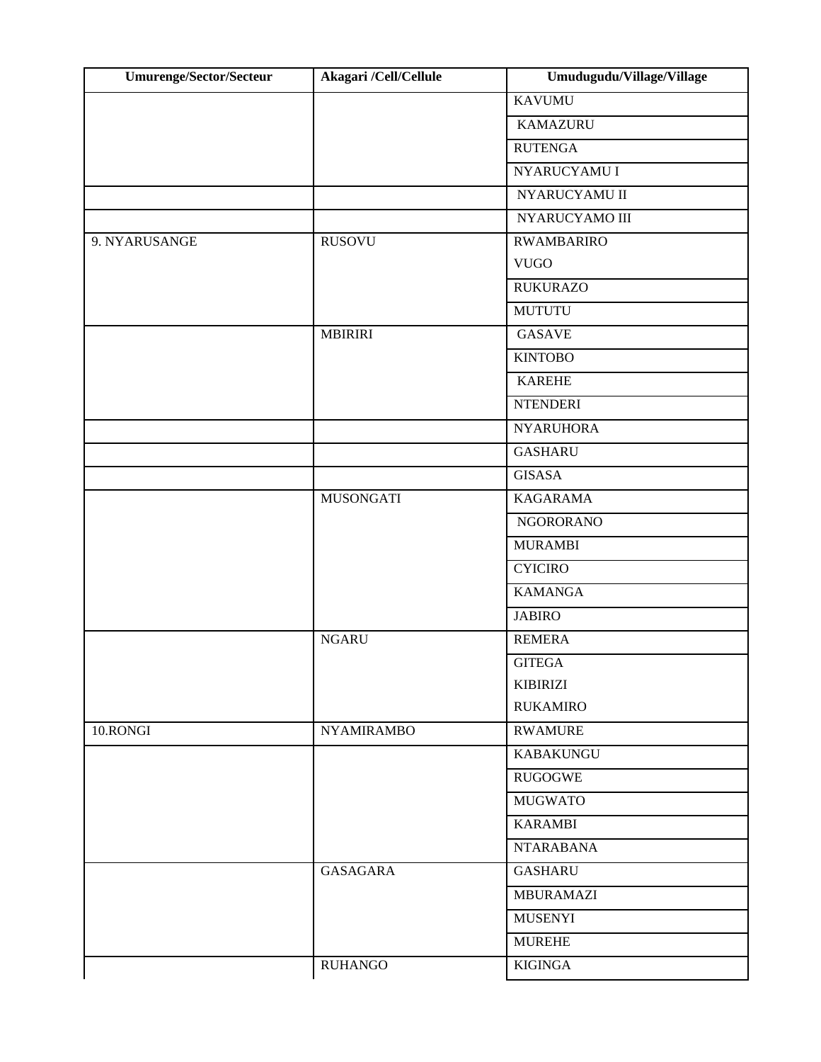| Umurenge/Sector/Secteur | Akagari /Cell/Cellule | Umudugudu/Village/Village |
| --- | --- | --- |
| | | KAVUMU |
| | | KAMAZURU |
| | | RUTENGA |
| | | NYARUCYAMU I |
| | | NYARUCYAMU II |
| | | NYARUCYAMO III |
| 9. NYARUSANGE | RUSOVU | RWAMBARIRO |
| | | VUGO |
| | | RUKURAZO |
| | | MUTUTU |
| | MBIRIRI | GASAVE |
| | | KINTOBO |
| | | KAREHE |
| | | NTENDERI |
| | | NYARUHORA |
| | | GASHARU |
| | | GISASA |
| | MUSONGATI | KAGARAMA |
| | | NGORORANO |
| | | MURAMBI |
| | | CYICIRO |
| | | KAMANGA |
| | | JABIRO |
| | NGARU | REMERA |
| | | GITEGA |
| | | KIBIRIZI |
| | | RUKAMIRO |
| 10.RONGI | NYAMIRAMBO | RWAMURE |
| | | KABAKUNGU |
| | | RUGOGWE |
| | | MUGWATO |
| | | KARAMBI |
| | | NTARABANA |
| | GASAGARA | GASHARU |
| | | MBURAMAZI |
| | | MUSENYI |
| | | MUREHE |
| | RUHANGO | KIGINGA |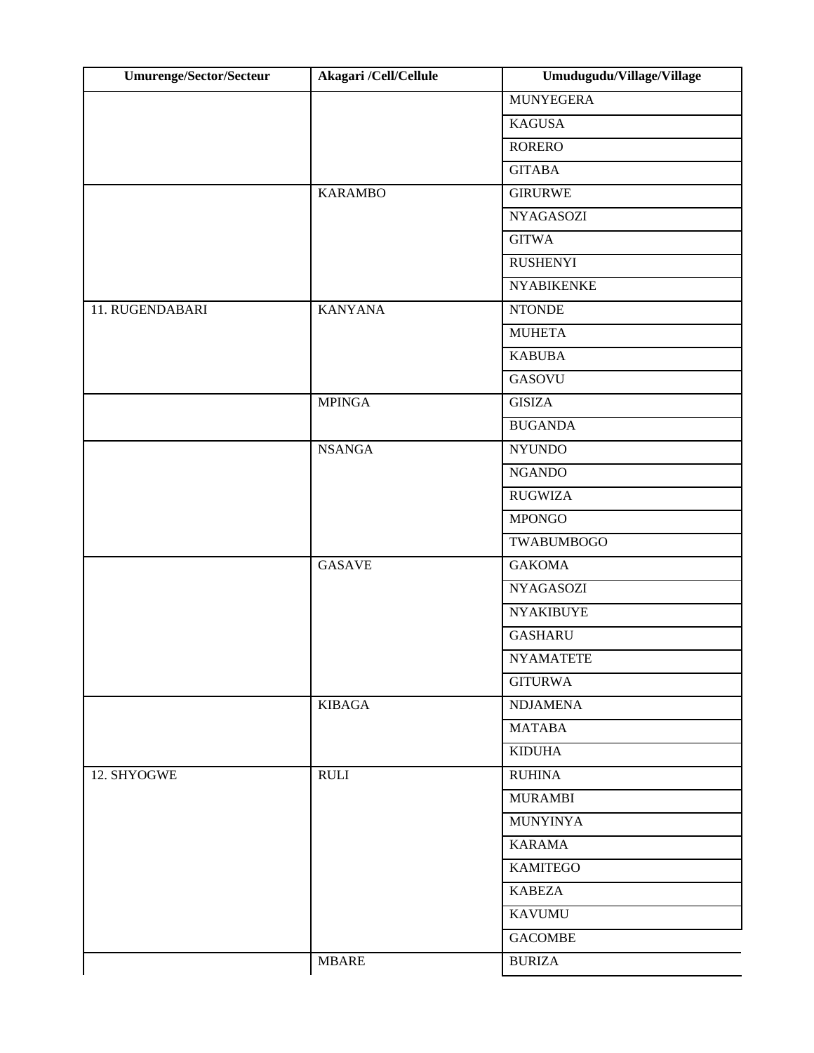| Umurenge/Sector/Secteur | Akagari /Cell/Cellule | Umudugudu/Village/Village |
|---|---|---|
| | | MUNYEGERA |
| | | KAGUSA |
| | | RORERO |
| | | GITABA |
| | KARAMBO | GIRURWE |
| | | NYAGASOZI |
| | | GITWA |
| | | RUSHENYI |
| | | NYABIKENKE |
| 11. RUGENDABARI | KANYANA | NTONDE |
| | | MUHETA |
| | | KABUBA |
| | | GASOVU |
| | MPINGA | GISIZA |
| | | BUGANDA |
| | NSANGA | NYUNDO |
| | | NGANDO |
| | | RUGWIZA |
| | | MPONGO |
| | | TWABUMBOGO |
| | GASAVE | GAKOMA |
| | | NYAGASOZI |
| | | NYAKIBUYE |
| | | GASHARU |
| | | NYAMATETE |
| | | GITURWA |
| | KIBAGA | NDJAMENA |
| | | MATABA |
| | | KIDUHA |
| 12. SHYOGWE | RULI | RUHINA |
| | | MURAMBI |
| | | MUNYINYA |
| | | KARAMA |
| | | KAMITEGO |
| | | KABEZA |
| | | KAVUMU |
| | | GACOMBE |
| | MBARE | BURIZA |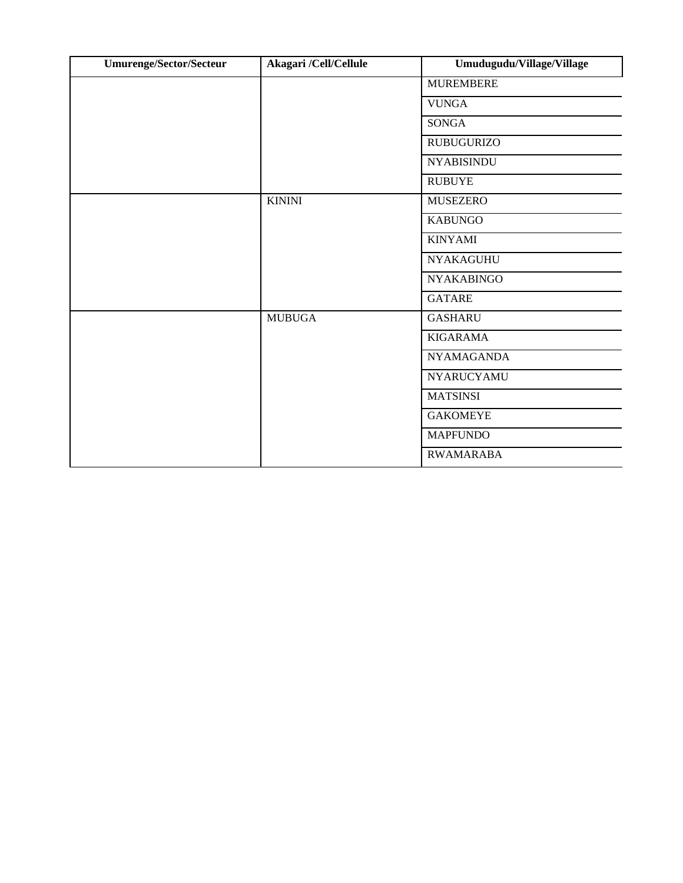| Umurenge/Sector/Secteur | Akagari /Cell/Cellule | Umudugudu/Village/Village |
| --- | --- | --- |
| | | MUREMBERE |
| | | VUNGA |
| | | SONGA |
| | | RUBUGURIZO |
| | | NYABISINDU |
| | | RUBUYE |
| | KININI | MUSEZERO |
| | | KABUNGO |
| | | KINYAMI |
| | | NYAKAGUHU |
| | | NYAKABINGO |
| | | GATARE |
| | MUBUGA | GASHARU |
| | | KIGARAMA |
| | | NYAMAGANDA |
| | | NYARUCYAMU |
| | | MATSINSI |
| | | GAKOMEYE |
| | | MAPFUNDO |
| | | RWAMARABA |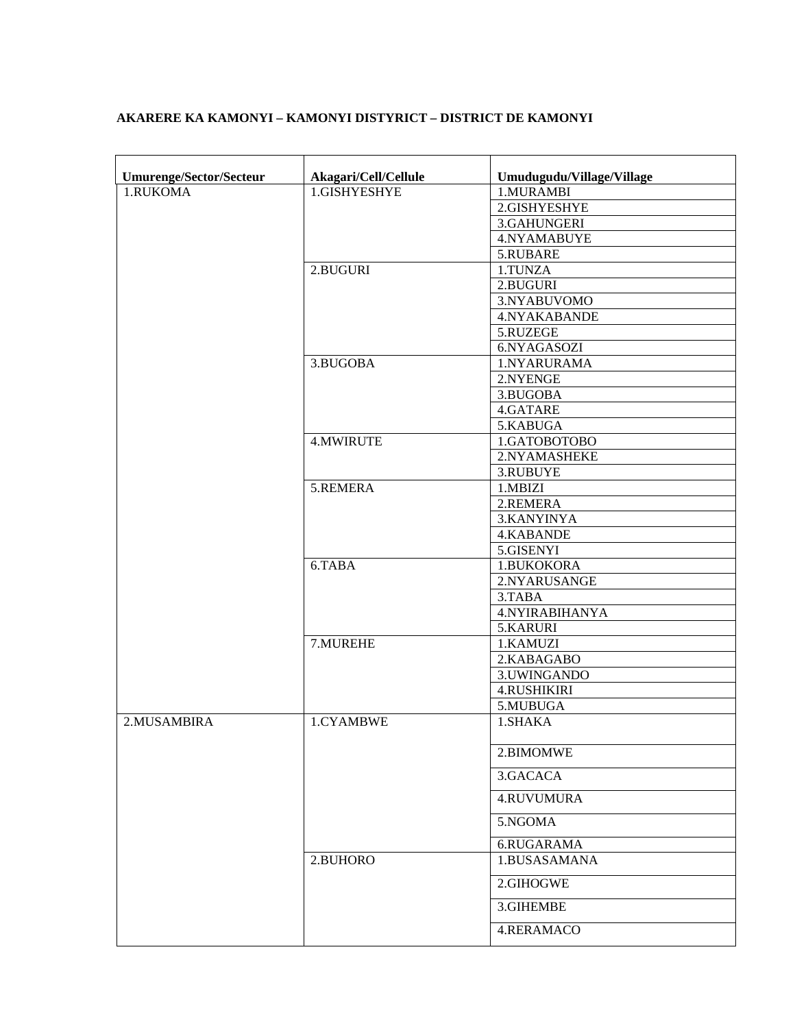**AKARERE KA KAMONYI – KAMONYI DISTYRICT – DISTRICT DE KAMONYI**

| Umurenge/Sector/Secteur | Akagari/Cell/Cellule | Umudugudu/Village/Village |
|---|---|---|
| 1.RUKOMA | 1.GISHYESHYE | 1.MURAMBI |
| | | 2.GISHYESHYE |
| | | 3.GAHUNGERI |
| | | 4.NYAMABUYE |
| | | 5.RUBARE |
| | 2.BUGURI | 1.TUNZA |
| | | 2.BUGURI |
| | | 3.NYABUVOMO |
| | | 4.NYAKABANDE |
| | | 5.RUZEGE |
| | | 6.NYAGASOZI |
| | 3.BUGOBA | 1.NYARURAMA |
| | | 2.NYENGE |
| | | 3.BUGOBA |
| | | 4.GATARE |
| | | 5.KABUGA |
| | 4.MWIRUTE | 1.GATOBOTOBO |
| | | 2.NYAMASHEKE |
| | | 3.RUBUYE |
| | 5.REMERA | 1.MBIZI |
| | | 2.REMERA |
| | | 3.KANYINYA |
| | | 4.KABANDE |
| | | 5.GISENYI |
| | 6.TABA | 1.BUKOKORA |
| | | 2.NYARUSANGE |
| | | 3.TABA |
| | | 4.NYIRABIHANYA |
| | | 5.KARURI |
| | 7.MUREHE | 1.KAMUZI |
| | | 2.KABAGABO |
| | | 3.UWINGANDO |
| | | 4.RUSHIKIRI |
| | | 5.MUBUGA |
| 2.MUSAMBIRA | 1.CYAMBWE | 1.SHAKA |
| | | 2.BIMOMWE |
| | | 3.GACACA |
| | | 4.RUVUMURA |
| | | 5.NGOMA |
| | | 6.RUGARAMA |
| | 2.BUHORO | 1.BUSASAMANA |
| | | 2.GIHOGWE |
| | | 3.GIHEMBE |
| | | 4.RERAMACO |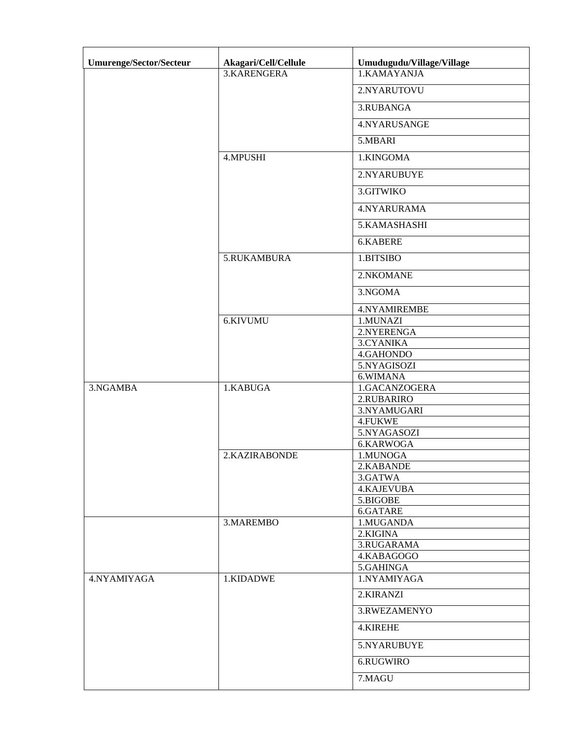| Umurenge/Sector/Secteur | Akagari/Cell/Cellule | Umudugudu/Village/Village |
|---|---|---|
| | 3.KARENGERA | 1.KAMAYANJA |
| | | 2.NYARUTOVU |
| | | 3.RUBANGA |
| | | 4.NYARUSANGE |
| | | 5.MBARI |
| | 4.MPUSHI | 1.KINGOMA |
| | | 2.NYARUBUYE |
| | | 3.GITWIKO |
| | | 4.NYARURAMA |
| | | 5.KAMASHASHI |
| | | 6.KABERE |
| | 5.RUKAMBURA | 1.BITSIBO |
| | | 2.NKOMANE |
| | | 3.NGOMA |
| | | 4.NYAMIREMBE |
| | 6.KIVUMU | 1.MUNAZI |
| | | 2.NYERENGA |
| | | 3.CYANIKA |
| | | 4.GAHONDO |
| | | 5.NYAGISOZI |
| | | 6.WIMANA |
| 3.NGAMBA | 1.KABUGA | 1.GACANZOGERA |
| | | 2.RUBARIRO |
| | | 3.NYAMUGARI |
| | | 4.FUKWE |
| | | 5.NYAGASOZI |
| | | 6.KARWOGA |
| | 2.KAZIRABONDE | 1.MUNOGA |
| | | 2.KABANDE |
| | | 3.GATWA |
| | | 4.KAJEVUBA |
| | | 5.BIGOBE |
| | | 6.GATARE |
| | 3.MAREMBO | 1.MUGANDA |
| | | 2.KIGINA |
| | | 3.RUGARAMA |
| | | 4.KABAGOGO |
| | | 5.GAHINGA |
| 4.NYAMIYAGA | 1.KIDADWE | 1.NYAMIYAGA |
| | | 2.KIRANZI |
| | | 3.RWEZAMENYO |
| | | 4.KIREHE |
| | | 5.NYARUBUYE |
| | | 6.RUGWIRO |
| | | 7.MAGU |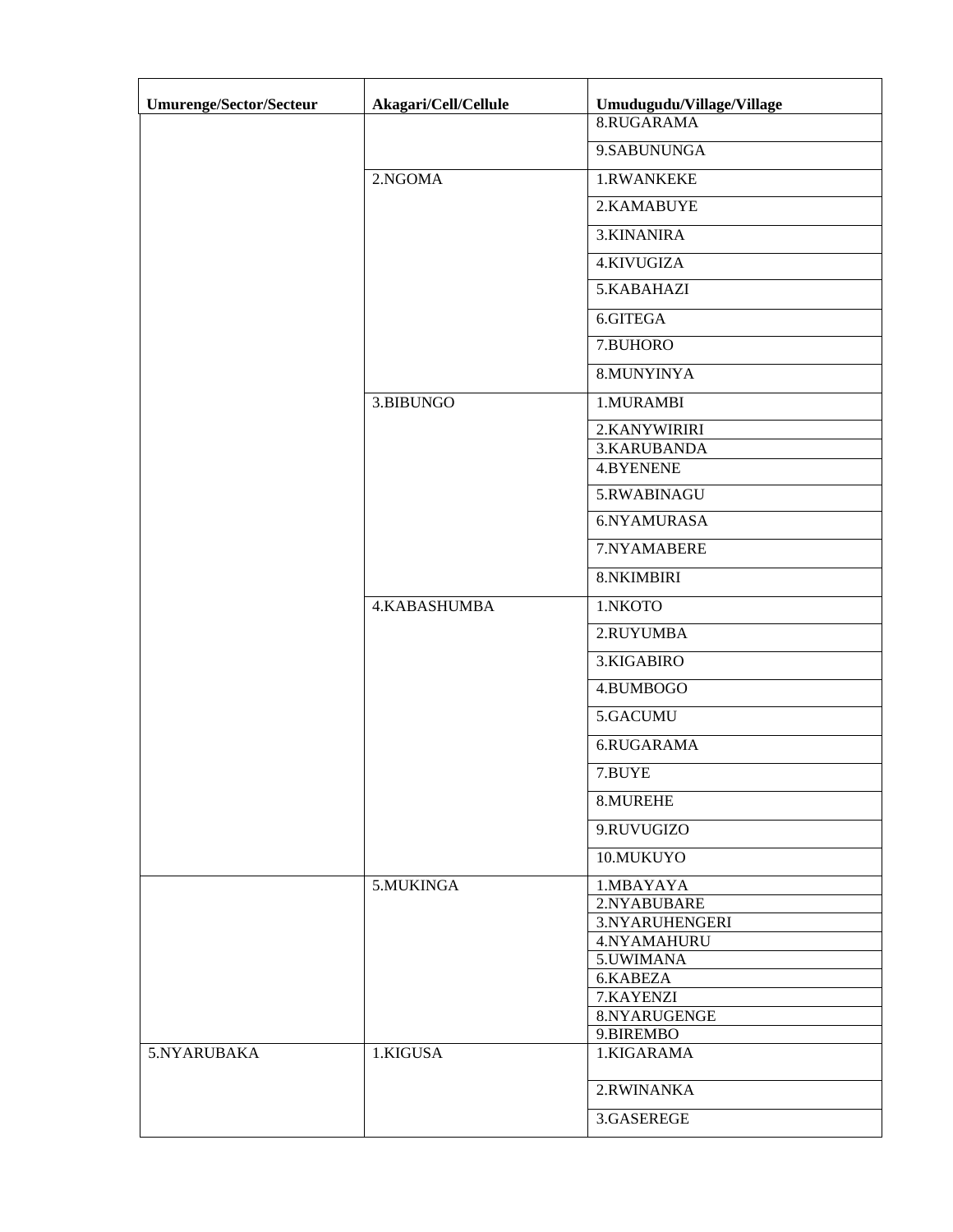| Umurenge/Sector/Secteur | Akagari/Cell/Cellule | Umudugudu/Village/Village |
| --- | --- | --- |
| | | 8.RUGARAMA |
| | | 9.SABUNUNGA |
| | 2.NGOMA | 1.RWANKEKE |
| | | 2.KAMABUYE |
| | | 3.KINANIRA |
| | | 4.KIVUGIZA |
| | | 5.KABAHAZI |
| | | 6.GITEGA |
| | | 7.BUHORO |
| | | 8.MUNYINYA |
| | 3.BIBUNGO | 1.MURAMBI |
| | | 2.KANYWIRIRI |
| | | 3.KARUBANDA |
| | | 4.BYENENE |
| | | 5.RWABINAGU |
| | | 6.NYAMURASA |
| | | 7.NYAMABERE |
| | | 8.NKIMBIRI |
| | 4.KABASHUMBA | 1.NKOTO |
| | | 2.RUYUMBA |
| | | 3.KIGABIRO |
| | | 4.BUMBOGO |
| | | 5.GACUMU |
| | | 6.RUGARAMA |
| | | 7.BUYE |
| | | 8.MUREHE |
| | | 9.RUVUGIZO |
| | | 10.MUKUYO |
| | 5.MUKINGA | 1.MBAYAYA |
| | | 2.NYABUBARE |
| | | 3.NYARUHENGERI |
| | | 4.NYAMAHURU |
| | | 5.UWIMANA |
| | | 6.KABEZA |
| | | 7.KAYENZI |
| | | 8.NYARUGENGE |
| | | 9.BIREMBO |
| 5.NYARUBAKA | 1.KIGUSA | 1.KIGARAMA |
| | | 2.RWINANKA |
| | | 3.GASEREGE |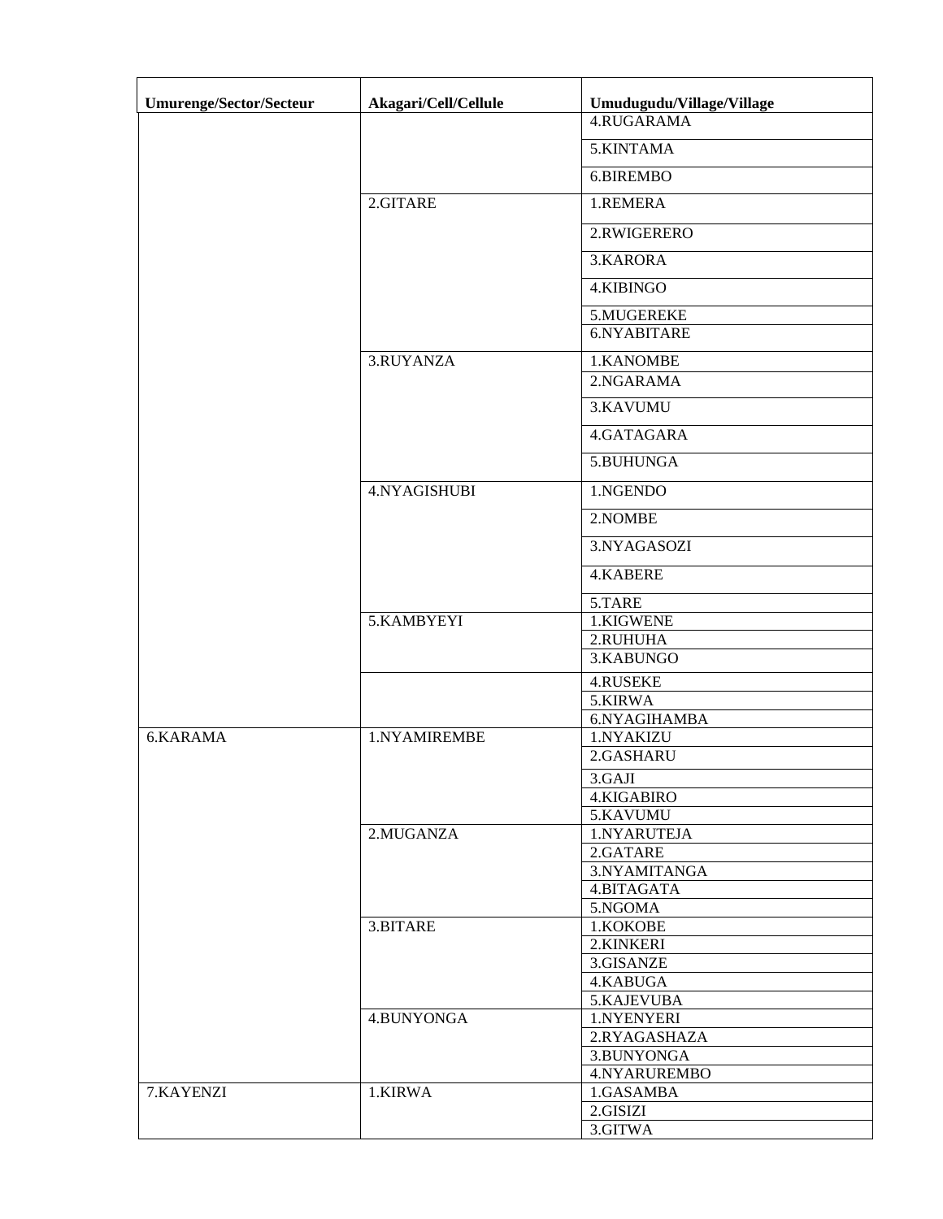| Umurenge/Sector/Secteur | Akagari/Cell/Cellule | Umudugudu/Village/Village |
| --- | --- | --- |
| | | 4.RUGARAMA |
| | | 5.KINTAMA |
| | | 6.BIREMBO |
| | 2.GITARE | 1.REMERA |
| | | 2.RWIGERERO |
| | | 3.KARORA |
| | | 4.KIBINGO |
| | | 5.MUGEREKE |
| | | 6.NYABITARE |
| | 3.RUYANZA | 1.KANOMBE |
| | | 2.NGARAMA |
| | | 3.KAVUMU |
| | | 4.GATAGARA |
| | | 5.BUHUNGA |
| | 4.NYAGISHUBI | 1.NGENDO |
| | | 2.NOMBE |
| | | 3.NYAGASOZI |
| | | 4.KABERE |
| | | 5.TARE |
| | 5.KAMBYEYI | 1.KIGWENE |
| | | 2.RUHUHA |
| | | 3.KABUNGO |
| | | 4.RUSEKE |
| | | 5.KIRWA |
| | | 6.NYAGIHAMBA |
| 6.KARAMA | 1.NYAMIREMBE | 1.NYAKIZU |
| | | 2.GASHARU |
| | | 3.GAJI |
| | | 4.KIGABIRO |
| | | 5.KAVUMU |
| | 2.MUGANZA | 1.NYARUTEJA |
| | | 2.GATARE |
| | | 3.NYAMITANGA |
| | | 4.BITAGATA |
| | | 5.NGOMA |
| | 3.BITARE | 1.KOKOBE |
| | | 2.KINKERI |
| | | 3.GISANZE |
| | | 4.KABUGA |
| | | 5.KAJEVUBA |
| | 4.BUNYONGA | 1.NYENYERI |
| | | 2.RYAGASHAZA |
| | | 3.BUNYONGA |
| | | 4.NYARUREMBO |
| 7.KAYENZI | 1.KIRWA | 1.GASAMBA |
| | | 2.GISIZI |
| | | 3.GITWA |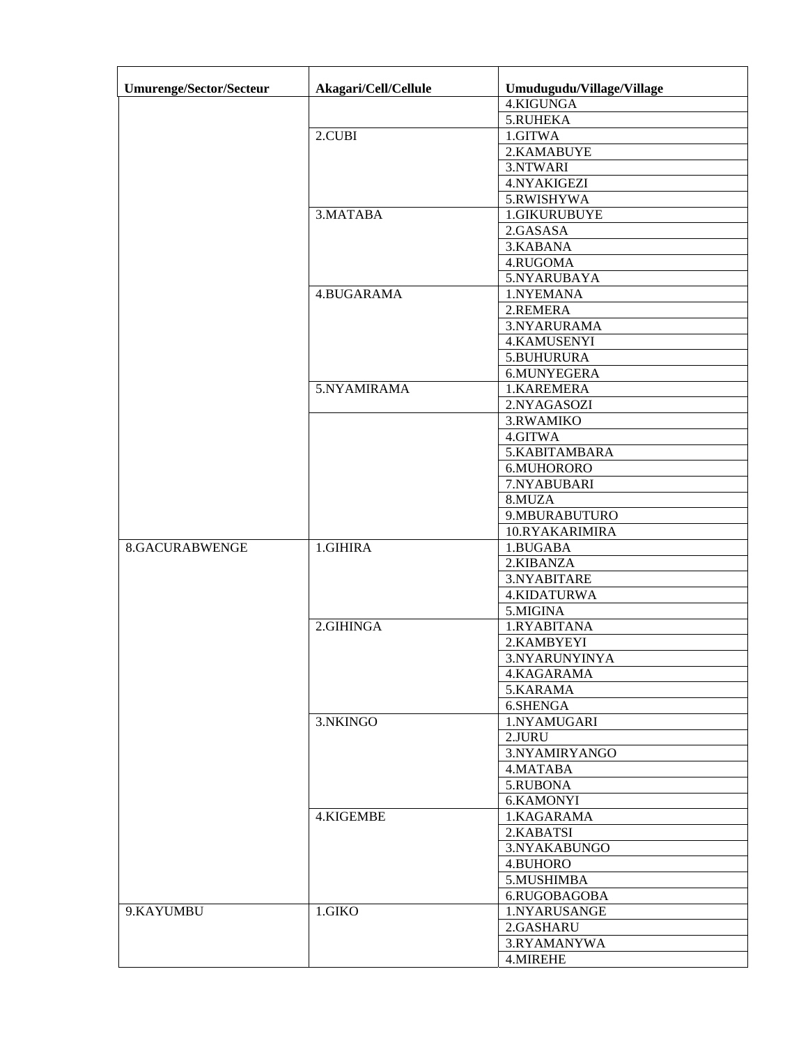| Umurenge/Sector/Secteur | Akagari/Cell/Cellule | Umudugudu/Village/Village |
| --- | --- | --- |
| | | 4.KIGUNGA |
| | | 5.RUHEKA |
| | 2.CUBI | 1.GITWA |
| | | 2.KAMABUYE |
| | | 3.NTWARI |
| | | 4.NYAKIGEZI |
| | | 5.RWISHYWA |
| | 3.MATABA | 1.GIKURUBUYE |
| | | 2.GASASA |
| | | 3.KABANA |
| | | 4.RUGOMA |
| | | 5.NYARUBAYA |
| | 4.BUGARAMA | 1.NYEMANA |
| | | 2.REMERA |
| | | 3.NYARURAMA |
| | | 4.KAMUSENYI |
| | | 5.BUHURURA |
| | | 6.MUNYEGERA |
| | 5.NYAMIRAMA | 1.KAREMERA |
| | | 2.NYAGASOZI |
| | | 3.RWAMIKO |
| | | 4.GITWA |
| | | 5.KABITAMBARA |
| | | 6.MUHORORO |
| | | 7.NYABUBARI |
| | | 8.MUZA |
| | | 9.MBURABUTURO |
| | | 10.RYAKARIMIRA |
| 8.GACURABWENGE | 1.GIHIRA | 1.BUGABA |
| | | 2.KIBANZA |
| | | 3.NYABITARE |
| | | 4.KIDATURWA |
| | | 5.MIGINA |
| | 2.GIHINGA | 1.RYABITANA |
| | | 2.KAMBYEYI |
| | | 3.NYARUNYINYA |
| | | 4.KAGARAMA |
| | | 5.KARAMA |
| | | 6.SHENGA |
| | 3.NKINGO | 1.NYAMUGARI |
| | | 2.JURU |
| | | 3.NYAMIRYANGO |
| | | 4.MATABA |
| | | 5.RUBONA |
| | | 6.KAMONYI |
| | 4.KIGEMBE | 1.KAGARAMA |
| | | 2.KABATSI |
| | | 3.NYAKABUNGO |
| | | 4.BUHORO |
| | | 5.MUSHIMBA |
| | | 6.RUGOBAGOBA |
| 9.KAYUMBU | 1.GIKO | 1.NYARUSANGE |
| | | 2.GASHARU |
| | | 3.RYAMANYWA |
| | | 4.MIREHE |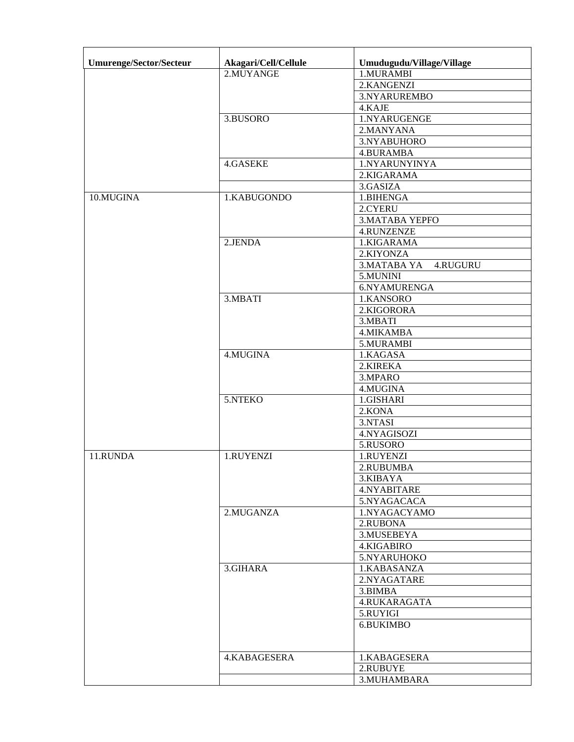| Umurenge/Sector/Secteur | Akagari/Cell/Cellule | Umudugudu/Village/Village |
|---|---|---|
| | 2.MUYANGE | 1.MURAMBI |
| | | 2.KANGENZI |
| | | 3.NYARUREMBO |
| | | 4.KAJE |
| | 3.BUSORO | 1.NYARUGENGE |
| | | 2.MANYANA |
| | | 3.NYABUHORO |
| | | 4.BURAMBA |
| | 4.GASEKE | 1.NYARUNYINYA |
| | | 2.KIGARAMA |
| | | 3.GASIZA |
| 10.MUGINA | 1.KABUGONDO | 1.BIHENGA |
| | | 2.CYERU |
| | | 3.MATABA YEPFO |
| | | 4.RUNZENZE |
| | 2.JENDA | 1.KIGARAMA |
| | | 2.KIYONZA |
| | | 3.MATABA YA 4.RUGURU |
| | | 5.MUNINI |
| | | 6.NYAMURENGA |
| | 3.MBATI | 1.KANSORO |
| | | 2.KIGORORA |
| | | 3.MBATI |
| | | 4.MIKAMBA |
| | | 5.MURAMBI |
| | 4.MUGINA | 1.KAGASA |
| | | 2.KIREKA |
| | | 3.MPARO |
| | | 4.MUGINA |
| | 5.NTEKO | 1.GISHARI |
| | | 2.KONA |
| | | 3.NTASI |
| | | 4.NYAGISOZI |
| | | 5.RUSORO |
| 11.RUNDA | 1.RUYENZI | 1.RUYENZI |
| | | 2.RUBUMBA |
| | | 3.KIBAYA |
| | | 4.NYABITARE |
| | | 5.NYAGACACA |
| | 2.MUGANZA | 1.NYAGACYAMO |
| | | 2.RUBONA |
| | | 3.MUSEBEYA |
| | | 4.KIGABIRO |
| | | 5.NYARUHOKO |
| | 3.GIHARA | 1.KABASANZA |
| | | 2.NYAGATARE |
| | | 3.BIMBA |
| | | 4.RUKARAGATA |
| | | 5.RUYIGI |
| | | 6.BUKIMBO |
| | 4.KABAGESERA | 1.KABAGESERA |
| | | 2.RUBUYE |
| | | 3.MUHAMBARA |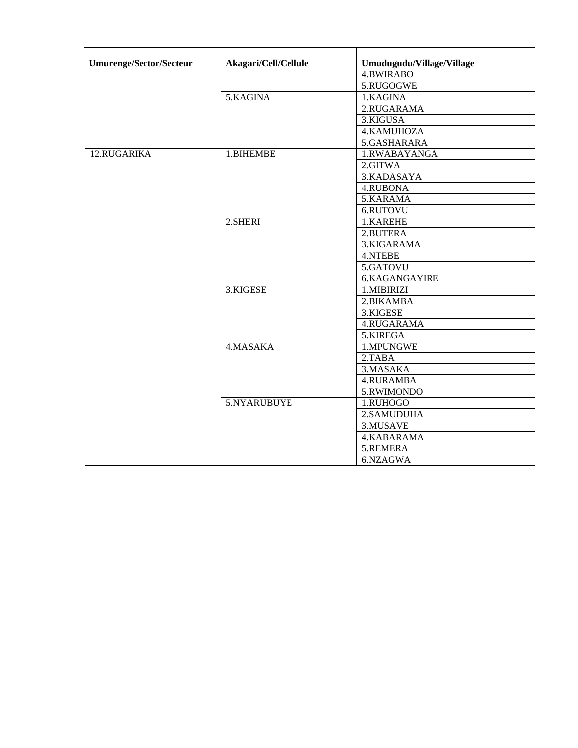| Umurenge/Sector/Secteur | Akagari/Cell/Cellule | Umudugudu/Village/Village |
|---|---|---|
| | | 4.BWIRABO |
| | | 5.RUGOGWE |
| | 5.KAGINA | 1.KAGINA |
| | | 2.RUGARAMA |
| | | 3.KIGUSA |
| | | 4.KAMUHOZA |
| | | 5.GASHARARA |
| 12.RUGARIKA | 1.BIHEMBE | 1.RWABAYANGA |
| | | 2.GITWA |
| | | 3.KADASAYA |
| | | 4.RUBONA |
| | | 5.KARAMA |
| | | 6.RUTOVU |
| | 2.SHERI | 1.KAREHE |
| | | 2.BUTERA |
| | | 3.KIGARAMA |
| | | 4.NTEBE |
| | | 5.GATOVU |
| | | 6.KAGANGAYIRE |
| | 3.KIGESE | 1.MIBIRIZI |
| | | 2.BIKAMBA |
| | | 3.KIGESE |
| | | 4.RUGARAMA |
| | | 5.KIREGA |
| | 4.MASAKA | 1.MPUNGWE |
| | | 2.TABA |
| | | 3.MASAKA |
| | | 4.RURAMBA |
| | | 5.RWIMONDO |
| | 5.NYARUBUYE | 1.RUHOGO |
| | | 2.SAMUDUHA |
| | | 3.MUSAVE |
| | | 4.KABARAMA |
| | | 5.REMERA |
| | | 6.NZAGWA |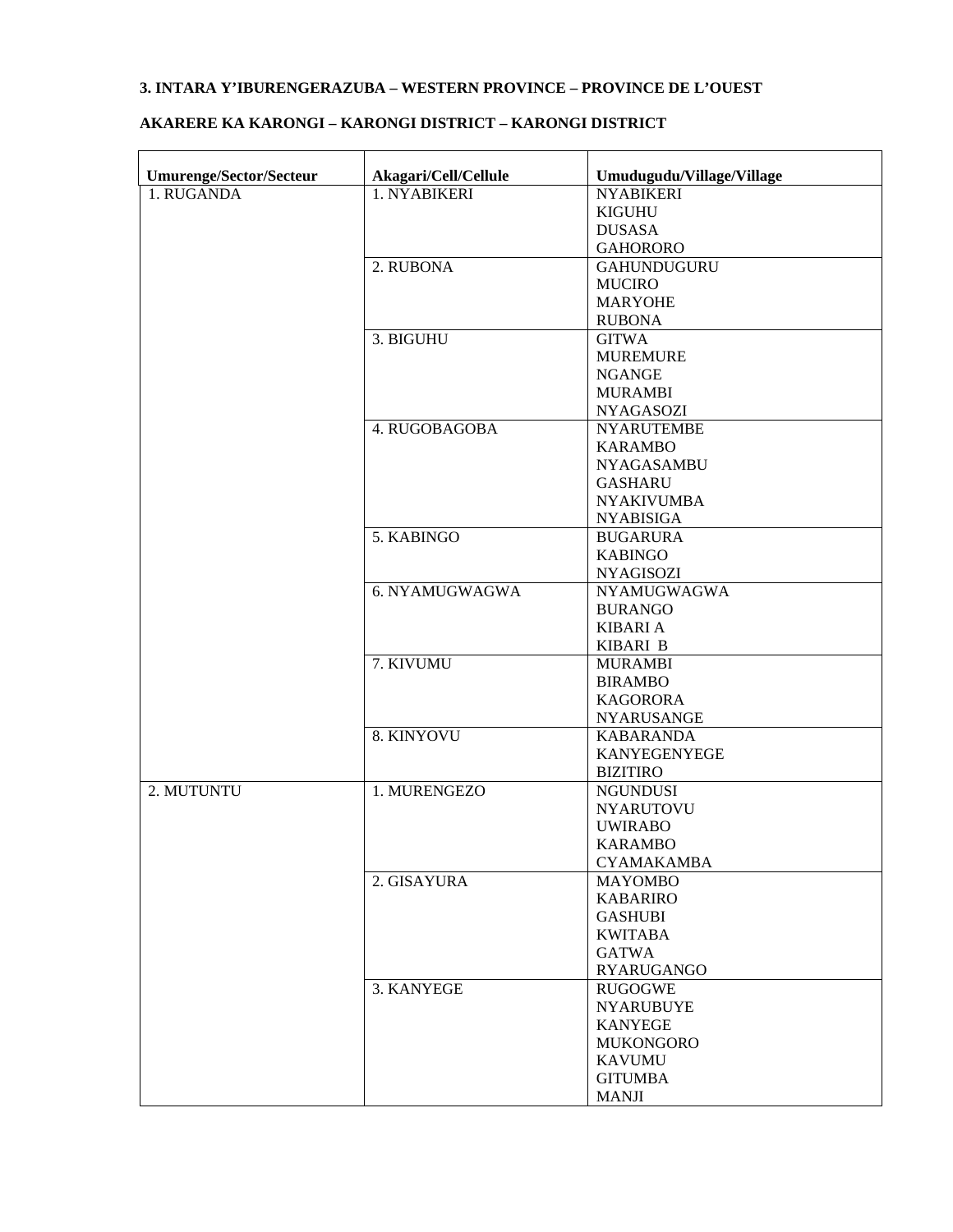**3. INTARA Y'IBURENGERAZUBA – WESTERN PROVINCE – PROVINCE DE L'OUEST**

**AKARERE KA KARONGI – KARONGI DISTRICT – KARONGI DISTRICT**

| Umurenge/Sector/Secteur | Akagari/Cell/Cellule | Umudugudu/Village/Village |
|---|---|---|
| 1. RUGANDA | 1. NYABIKERI | NYABIKERI<br>KIGUHU<br>DUSASA<br>GAHORORO |
| | 2. RUBONA | GAHUNDUGURU<br>MUCIRO<br>MARYOHE<br>RUBONA |
| | 3. BIGUHU | GITWA<br>MUREMURE<br>NGANGE<br>MURAMBI<br>NYAGASOZI |
| | 4. RUGOBAGOBA | NYARUTEMBE<br>KARAMBO<br>NYAGASAMBU<br>GASHARU<br>NYAKIVUMBA<br>NYABISIGA |
| | 5. KABINGO | BUGARURA<br>KABINGO<br>NYAGISOZI |
| | 6. NYAMUGWAGWA | NYAMUGWAGWA<br>BURANGO<br>KIBARI A<br>KIBARI B |
| | 7. KIVUMU | MURAMBI<br>BIRAMBO<br>KAGORORA<br>NYARUSANGE |
| | 8. KINYOVU | KABARANDA<br>KANYEGENYEGE<br>BIZITIRO |
| 2. MUTUNTU | 1. MURENGEZO | NGUNDUSI<br>NYARUTOVU<br>UWIRABO<br>KARAMBO<br>CYAMAKAMBA |
| | 2. GISAYURA | MAYOMBO<br>KABARIRO<br>GASHUBI<br>KWITABA<br>GATWA<br>RYARUGANGO |
| | 3. KANYEGE | RUGOGWE<br>NYARUBUYE<br>KANYEGE<br>MUKONGORO<br>KAVUMU<br>GITUMBA<br>MANJI |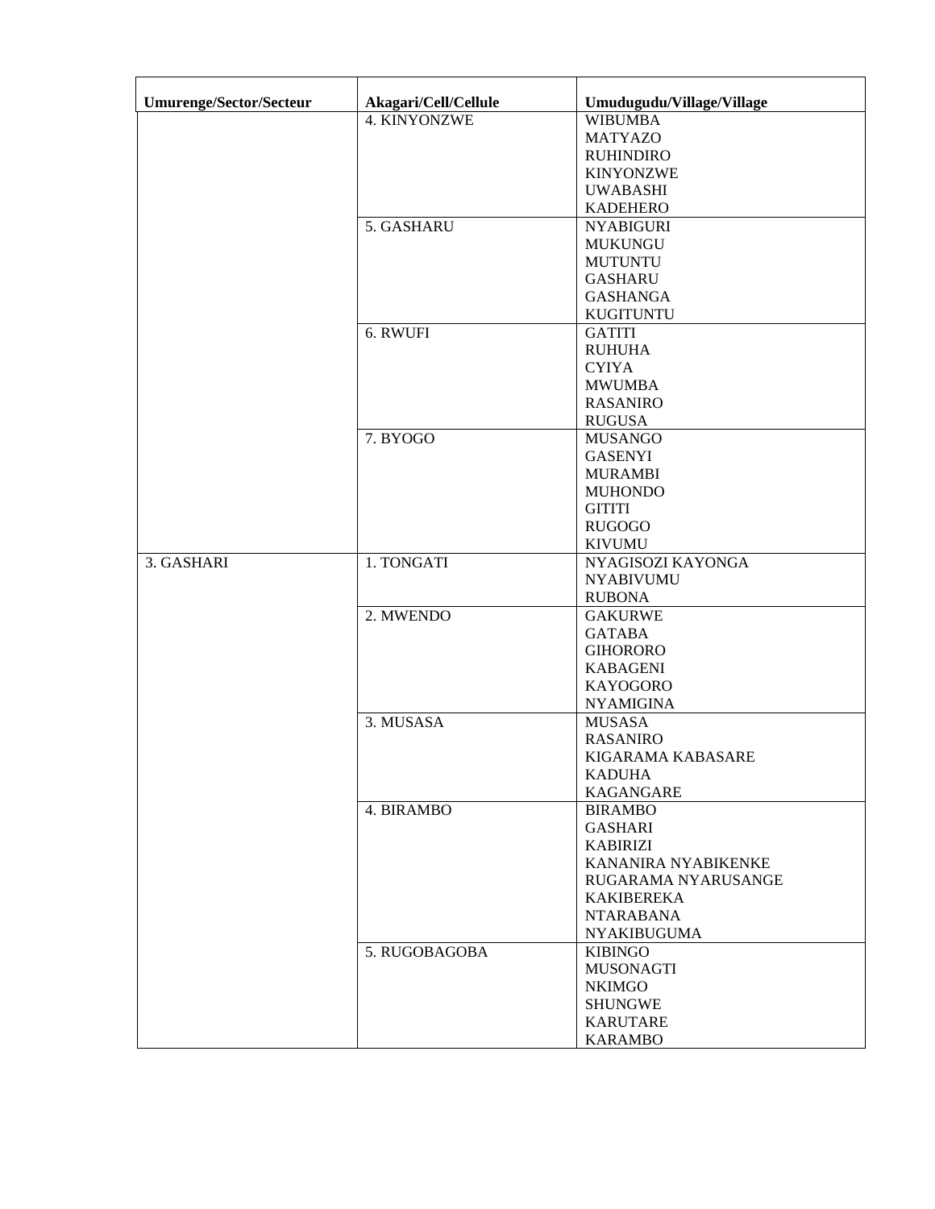| Umurenge/Sector/Secteur | Akagari/Cell/Cellule | Umudugudu/Village/Village |
| --- | --- | --- |
| | 4. KINYONZWE | WIBUMBA<br>MATYAZO<br>RUHINDIRO<br>KINYONZWE<br>UWABASHI<br>KADEHERO |
| | 5. GASHARU | NYABIGURI<br>MUKUNGU<br>MUTUNTU<br>GASHARU<br>GASHANGA<br>KUGITUNTU |
| | 6. RWUFI | GATITI<br>RUHUHA<br>CYIYA<br>MWUMBA<br>RASANIRO<br>RUGUSA |
| | 7. BYOGO | MUSANGO<br>GASENYI<br>MURAMBI<br>MUHONDO<br>GITITI<br>RUGOGO<br>KIVUMU |
| 3. GASHARI | 1. TONGATI | NYAGISOZI KAYONGA<br>NYABIVUMU<br>RUBONA |
| | 2. MWENDO | GAKURWE<br>GATABA<br>GIHORORO<br>KABAGENI<br>KAYOGORO<br>NYAMIGINA |
| | 3. MUSASA | MUSASA<br>RASANIRO<br>KIGARAMA KABASARE<br>KADUHA<br>KAGANGARE |
| | 4. BIRAMBO | BIRAMBO<br>GASHARI<br>KABIRIZI<br>KANANIRA NYABIKENKE<br>RUGARAMA NYARUSANGE<br>KAKIBEREKA<br>NTARABANA<br>NYAKIBUGUMA |
| | 5. RUGOBAGOBA | KIBINGO<br>MUSONAGTI<br>NKIMGO<br>SHUNGWE<br>KARUTARE<br>KARAMBO |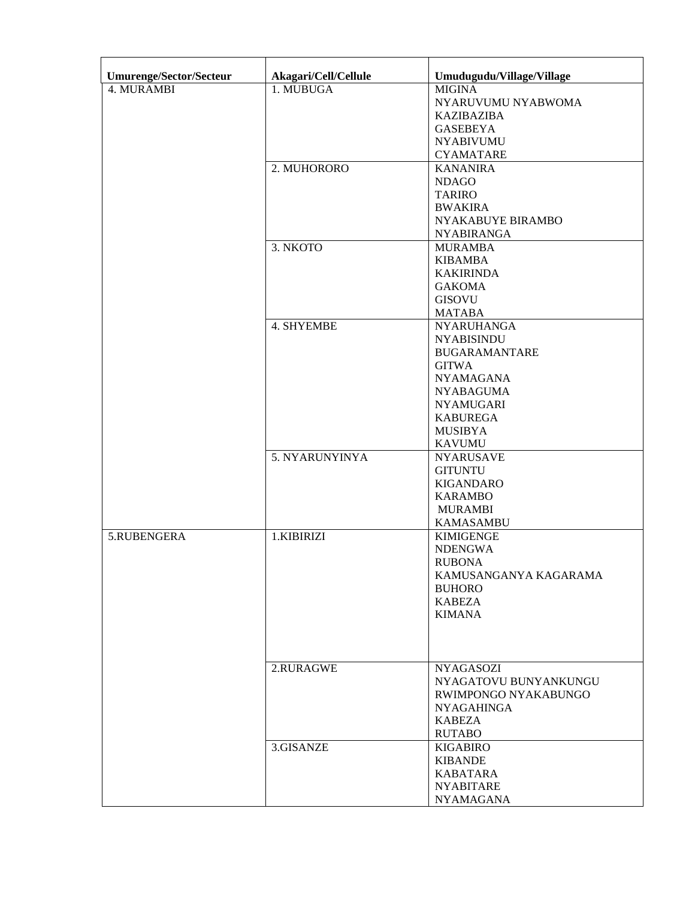| Umurenge/Sector/Secteur | Akagari/Cell/Cellule | Umudugudu/Village/Village |
|---|---|---|
| 4. MURAMBI | 1. MUBUGA | MIGINA<br>NYARUVUMU NYABWOMA<br>KAZIBAZIBA<br>GASEBEYA<br>NYABIVUMU<br>CYAMATARE |
| | 2. MUHORORO | KANANIRA<br>NDAGO<br>TARIRO<br>BWAKIRA<br>NYAKABUYE BIRAMBO<br>NYABIRANGA |
| | 3. NKOTO | MURAMBA<br>KIBAMBA<br>KAKIRINDA<br>GAKOMA<br>GISOVU<br>MATABA |
| | 4. SHYEMBE | NYARUHANGA<br>NYABISINDU<br>BUGARAMANTARE<br>GITWA<br>NYAMAGANA<br>NYABAGUMA<br>NYAMUGARI<br>KABUREGA<br>MUSIBYA<br>KAVUMU |
| | 5. NYARUNYINYA | NYARUSAVE<br>GITUNTU<br>KIGANDARO<br>KARAMBO<br>MURAMBI<br>KAMASAMBU |
| 5.RUBENGERA | 1.KIBIRIZI | KIMIGENGE<br>NDENGWA<br>RUBONA<br>KAMUSANGANYA KAGARAMA<br>BUHORO<br>KABEZA<br>KIMANA |
| | 2.RURAGWE | NYAGASOZI<br>NYAGATOVU BUNYANKUNGU<br>RWIMPONGO NYAKABUNGO<br>NYAGAHINGA<br>KABEZA<br>RUTABO |
| | 3.GISANZE | KIGABIRO<br>KIBANDE<br>KABATARA<br>NYABITARE<br>NYAMAGANA |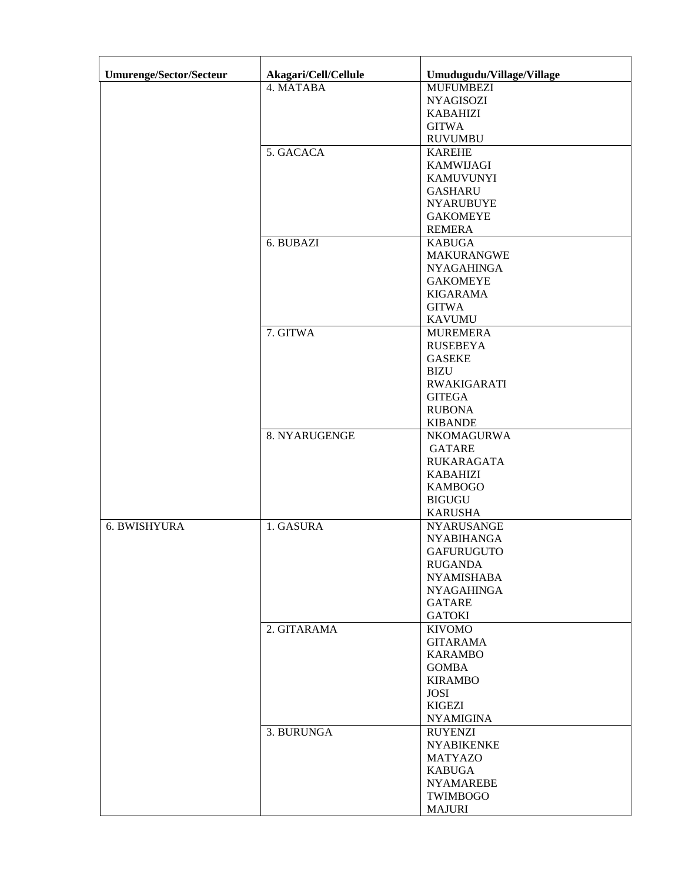| Umurenge/Sector/Secteur | Akagari/Cell/Cellule | Umudugudu/Village/Village |
|---|---|---|
| | 4. MATABA | MUFUMBEZI<br>NYAGISOZI<br>KABAHIZI<br>GITWA<br>RUVUMBU |
| | 5. GACACA | KAREHE<br>KAMWIJAGI<br>KAMUVUNYI<br>GASHARU<br>NYARUBUYE<br>GAKOMEYE<br>REMERA |
| | 6. BUBAZI | KABUGA<br>MAKURANGWE<br>NYAGAHINGA<br>GAKOMEYE<br>KIGARAMA<br>GITWA<br>KAVUMU |
| | 7. GITWA | MUREMERA<br>RUSEBEYA<br>GASEKE<br>BIZU<br>RWAKIGARATI<br>GITEGA<br>RUBONA<br>KIBANDE |
| | 8. NYARUGENGE | NKOMAGURWA<br>GATARE<br>RUKARAGATA<br>KABAHIZI<br>KAMBOGO<br>BIGUGU<br>KARUSHA |
| 6. BWISHYURA | 1. GASURA | NYARUSANGE<br>NYABIHANGA<br>GAFURUGUTO<br>RUGANDA<br>NYAMISHABA<br>NYAGAHINGA<br>GATARE<br>GATOKI |
| | 2. GITARAMA | KIVOMO<br>GITARAMA<br>KARAMBO<br>GOMBA<br>KIRAMBO<br>JOSI<br>KIGEZI<br>NYAMIGINA |
| | 3. BURUNGA | RUYENZI<br>NYABIKENKE<br>MATYAZO<br>KABUGA<br>NYAMAREBE<br>TWIMBOGO<br>MAJURI |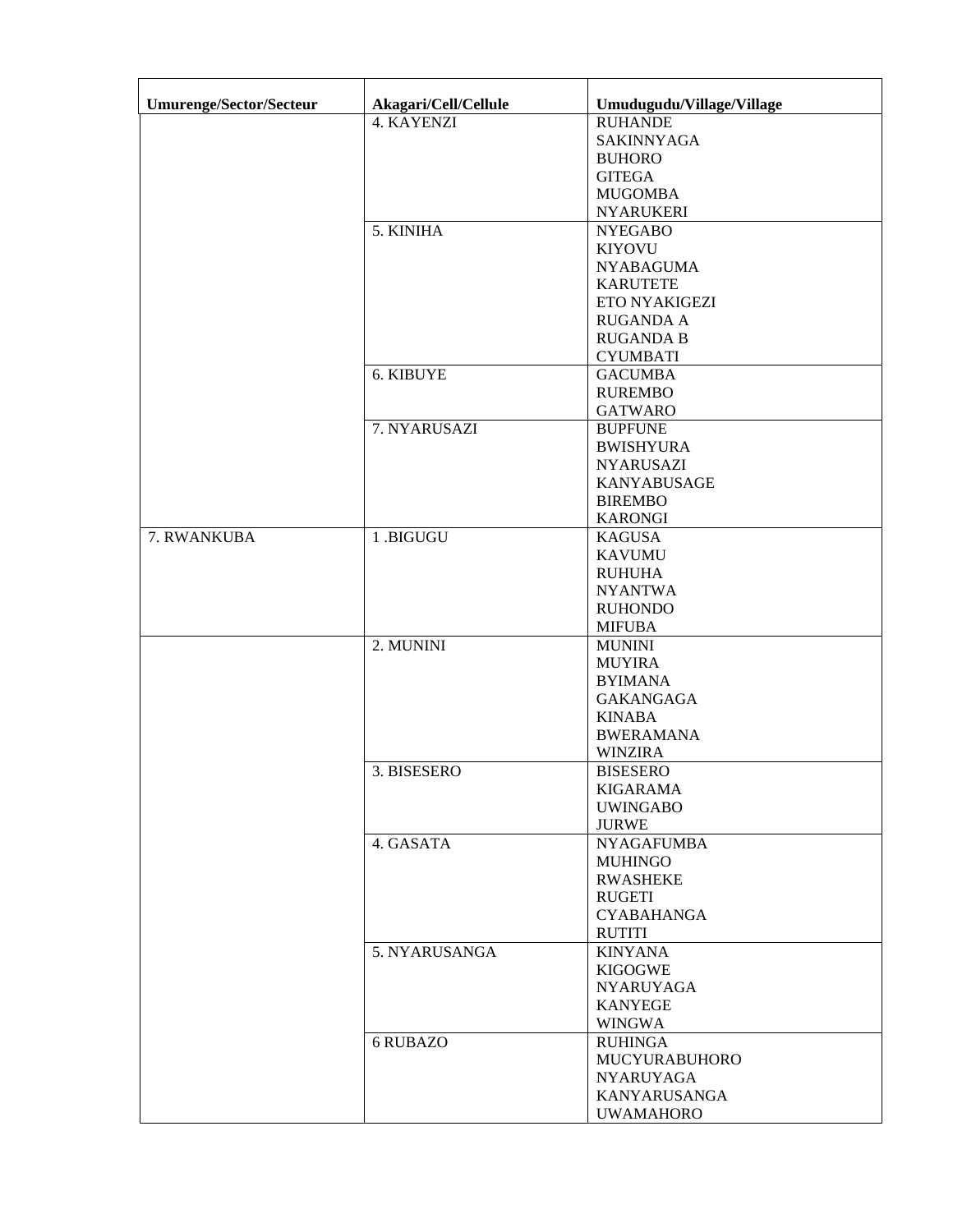| Umurenge/Sector/Secteur | Akagari/Cell/Cellule | Umudugudu/Village/Village |
|---|---|---|
| | 4. KAYENZI | RUHANDE<br>SAKINNYAGA<br>BUHORO<br>GITEGA<br>MUGOMBA<br>NYARUKERI |
| | 5. KINIHA | NYEGABO<br>KIYOVU<br>NYABAGUMA<br>KARUTETE<br>ETO NYAKIGEZI<br>RUGANDA A<br>RUGANDA B<br>CYUMBATI |
| | 6. KIBUYE | GACUMBA<br>RUREMBO<br>GATWARO |
| | 7. NYARUSAZI | BUPFUNE<br>BWISHYURA<br>NYARUSAZI<br>KANYABUSAGE<br>BIREMBO<br>KARONGI |
| 7. RWANKUBA | 1 .BIGUGU | KAGUSA<br>KAVUMU<br>RUHUHA<br>NYANTWA<br>RUHONDO<br>MIFUBA |
| | 2. MUNINI | MUNINI<br>MUYIRA<br>BYIMANA<br>GAKANGAGA<br>KINABA<br>BWERAMANA<br>WINZIRA |
| | 3. BISESERO | BISESERO<br>KIGARAMA<br>UWINGABO<br>JURWE |
| | 4. GASATA | NYAGAFUMBA<br>MUHINGO<br>RWASHEKE<br>RUGETI<br>CYABAHANGA<br>RUTITI |
| | 5. NYARUSANGA | KINYANA<br>KIGOGWE<br>NYARUYAGA<br>KANYEGE<br>WINGWA |
| | 6 RUBAZO | RUHINGA<br>MUCYURABUHORO<br>NYARUYAGA<br>KANYARUSANGA<br>UWAMAHORO |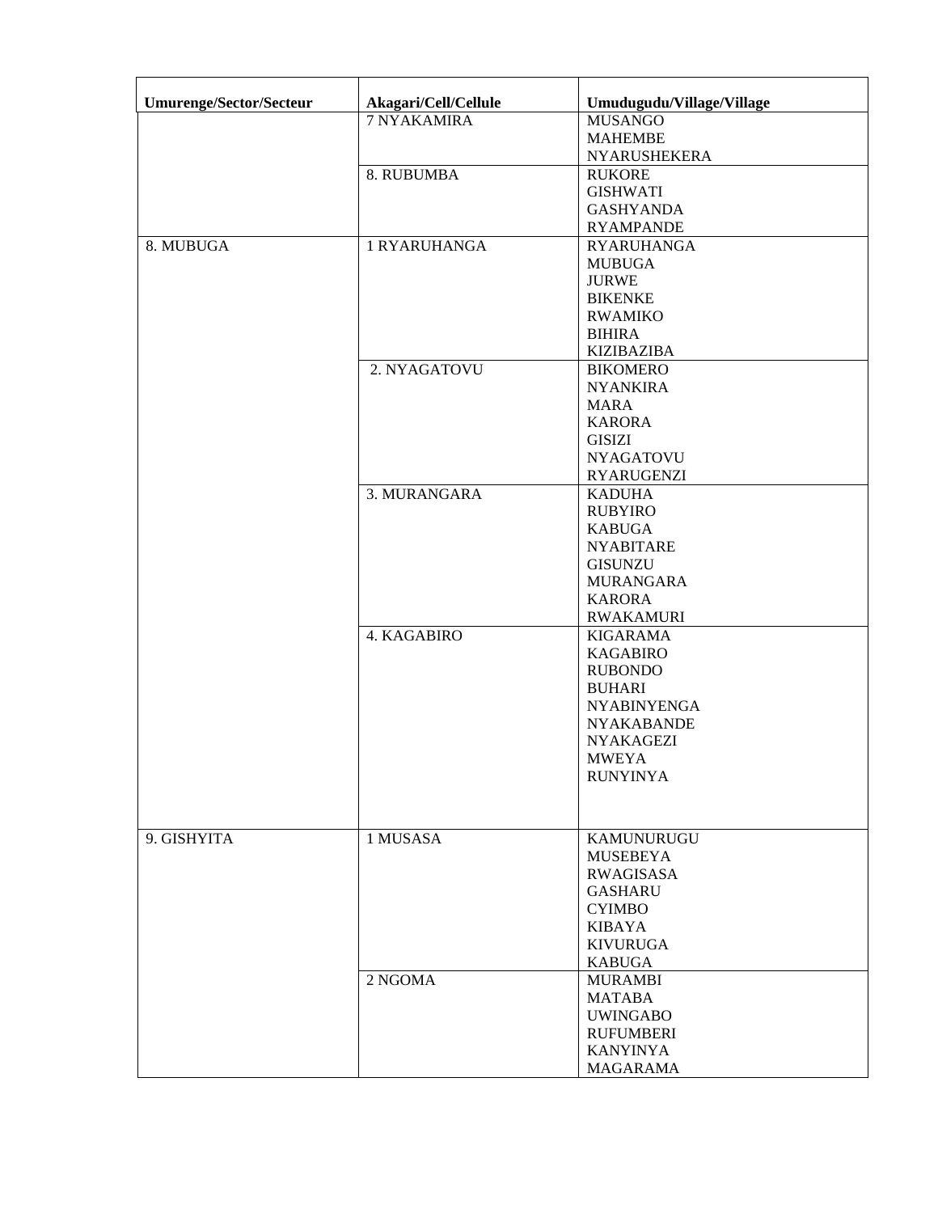| Umurenge/Sector/Secteur | Akagari/Cell/Cellule | Umudugudu/Village/Village |
|---|---|---|
| | 7 NYAKAMIRA | MUSANGO<br>MAHEMBE<br>NYARUSHEKERA |
| | 8. RUBUMBA | RUKORE<br>GISHWATI<br>GASHYANDA<br>RYAMPANDE |
| 8. MUBUGA | 1 RYARUHANGA | RYARUHANGA<br>MUBUGA<br>JURWE<br>BIKENKE<br>RWAMIKO<br>BIHIRA<br>KIZIBAZIBA |
| | 2. NYAGATOVU | BIKOMERO<br>NYANKIRA<br>MARA<br>KARORA<br>GISIZI<br>NYAGATOVU<br>RYARUGENZI |
| | 3. MURANGARA | KADUHA<br>RUBYIRO<br>KABUGA<br>NYABITARE<br>GISUNZU<br>MURANGARA<br>KARORA<br>RWAKAMURI |
| | 4. KAGABIRO | KIGARAMA<br>KAGABIRO<br>RUBONDO<br>BUHARI<br>NYABINYENGA<br>NYAKABANDE<br>NYAKAGEZI<br>MWEYA<br>RUNYINYA |
| 9. GISHYITA | 1 MUSASA | KAMUNURUGU<br>MUSEBEYA<br>RWAGISASA<br>GASHARU<br>CYIMBO<br>KIBAYA<br>KIVURUGA<br>KABUGA |
| | 2 NGOMA | MURAMBI<br>MATABA<br>UWINGABO<br>RUFUMBERI<br>KANYINYA<br>MAGARAMA |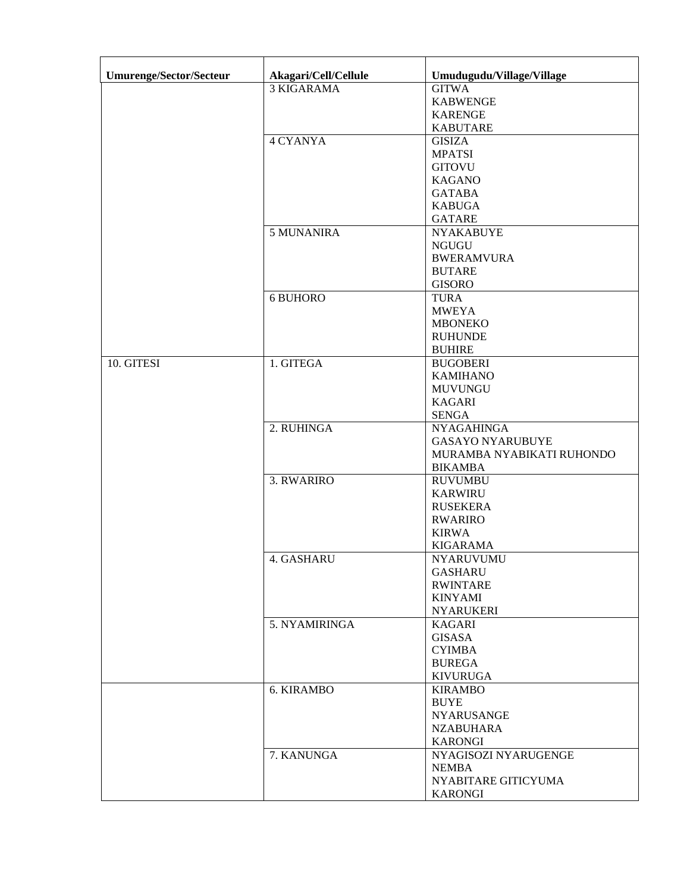| Umurenge/Sector/Secteur | Akagari/Cell/Cellule | Umudugudu/Village/Village |
|---|---|---|
| | 3 KIGARAMA | GITWA<br>KABWENGE<br>KARENGE<br>KABUTARE |
| | 4 CYANYA | GISIZA<br>MPATSI<br>GITOVU<br>KAGANO<br>GATABA<br>KABUGA<br>GATARE |
| | 5 MUNANIRA | NYAKABUYE<br>NGUGU<br>BWERAMVURA<br>BUTARE<br>GISORO |
| | 6 BUHORO | TURA<br>MWEYA<br>MBONEKO<br>RUHUNDE<br>BUHIRE |
| 10. GITESI | 1. GITEGA | BUGOBERI<br>KAMIHANO<br>MUVUNGU<br>KAGARI<br>SENGA |
| | 2. RUHINGA | NYAGAHINGA<br>GASAYO NYARUBUYE<br>MURAMBA NYABIKATI RUHONDO<br>BIKAMBA |
| | 3. RWARIRO | RUVUMBU<br>KARWIRU<br>RUSEKERA<br>RWARIRO<br>KIRWA<br>KIGARAMA |
| | 4. GASHARU | NYARUVUMU<br>GASHARU<br>RWINTARE<br>KINYAMI<br>NYARUKERI |
| | 5. NYAMIRINGA | KAGARI<br>GISASA<br>CYIMBA<br>BUREGA<br>KIVURUGA |
| | 6. KIRAMBO | KIRAMBO<br>BUYE<br>NYARUSANGE<br>NZABUHARA<br>KARONGI |
| | 7. KANUNGA | NYAGISOZI NYARUGENGE<br>NEMBA<br>NYABITARE GITICYUMA<br>KARONGI |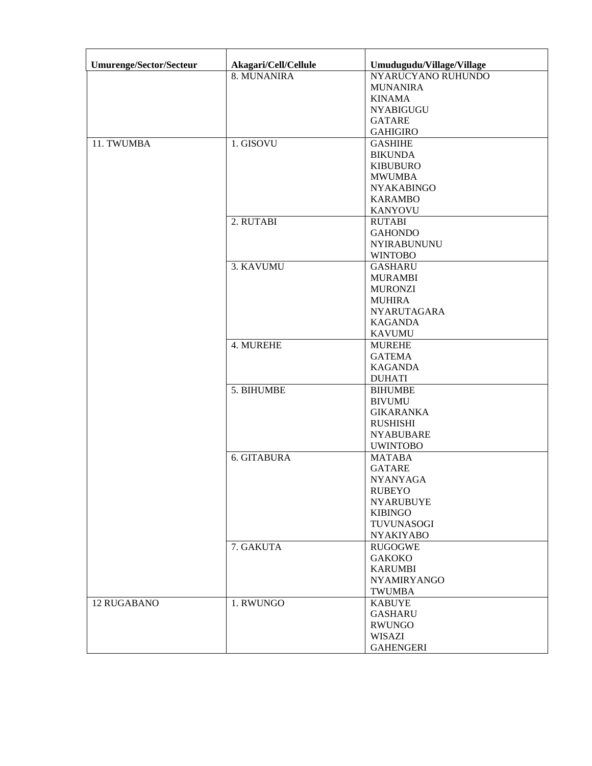| Umurenge/Sector/Secteur | Akagari/Cell/Cellule | Umudugudu/Village/Village |
|---|---|---|
| | 8. MUNANIRA | NYARUCYANO RUHUNDO<br>MUNANIRA<br>KINAMA<br>NYABIGUGU<br>GATARE<br>GAHIGIRO |
| 11. TWUMBA | 1. GISOVU | GASHIHE<br>BIKUNDA<br>KIBUBURO<br>MWUMBA<br>NYAKABINGO<br>KARAMBO<br>KANYOVU |
| | 2. RUTABI | RUTABI<br>GAHONDO<br>NYIRABUNUNU<br>WINTOBO |
| | 3. KAVUMU | GASHARU<br>MURAMBI<br>MURONZI<br>MUHIRA<br>NYARUTAGARA<br>KAGANDA<br>KAVUMU |
| | 4. MUREHE | MUREHE<br>GATEMA<br>KAGANDA<br>DUHATI |
| | 5. BIHUMBE | BIHUMBE<br>BIVUMU<br>GIKARANKA<br>RUSHISHI<br>NYABUBARE<br>UWINTOBO |
| | 6. GITABURA | MATABA<br>GATARE<br>NYANYAGA<br>RUBEYO<br>NYARUBUYE<br>KIBINGO<br>TUVUNASOGI<br>NYAKIYABO |
| | 7. GAKUTA | RUGOGWE<br>GAKOKO<br>KARUMBI<br>NYAMIRYANGO<br>TWUMBA |
| 12 RUGABANO | 1. RWUNGO | KABUYE<br>GASHARU<br>RWUNGO<br>WISAZI<br>GAHENGERI |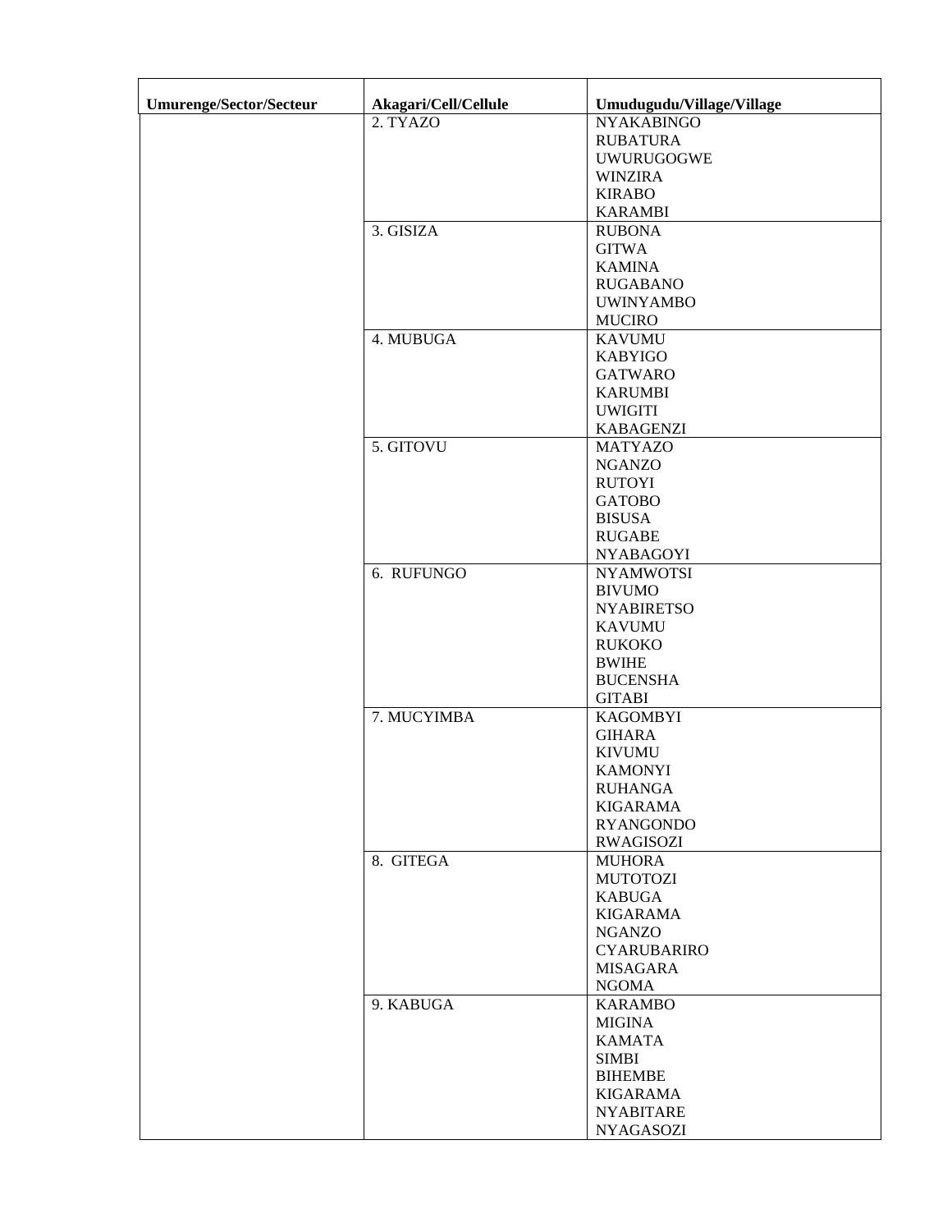| Umurenge/Sector/Secteur | Akagari/Cell/Cellule | Umudugudu/Village/Village |
|---|---|---|
| | 2. TYAZO | NYAKABINGO<br>RUBATURA<br>UWURUGOGWE<br>WINZIRA<br>KIRABO<br>KARAMBI |
| | 3. GISIZA | RUBONA<br>GITWA<br>KAMINA<br>RUGABANO<br>UWINYAMBO<br>MUCIRO |
| | 4. MUBUGA | KAVUMU<br>KABYIGO<br>GATWARO<br>KARUMBI<br>UWIGITI<br>KABAGENZI |
| | 5. GITOVU | MATYAZO<br>NGANZO<br>RUTOYI<br>GATOBO<br>BISUSA<br>RUGABE<br>NYABAGOYI |
| | 6. RUFUNGO | NYAMWOTSI<br>BIVUMO<br>NYABIRETSO<br>KAVUMU<br>RUKOKO<br>BWIHE<br>BUCENSHA<br>GITABI |
| | 7. MUCYIMBA | KAGOMBYI<br>GIHARA<br>KIVUMU<br>KAMONYI<br>RUHANGA<br>KIGARAMA<br>RYANGONDO<br>RWAGISOZI |
| | 8. GITEGA | MUHORA<br>MUTOTOZI<br>KABUGA<br>KIGARAMA<br>NGANZO<br>CYARUBARIRO<br>MISAGARA<br>NGOMA |
| | 9. KABUGA | KARAMBO<br>MIGINA<br>KAMATA<br>SIMBI<br>BIHEMBE<br>KIGARAMA<br>NYABITARE<br>NYAGASOZI |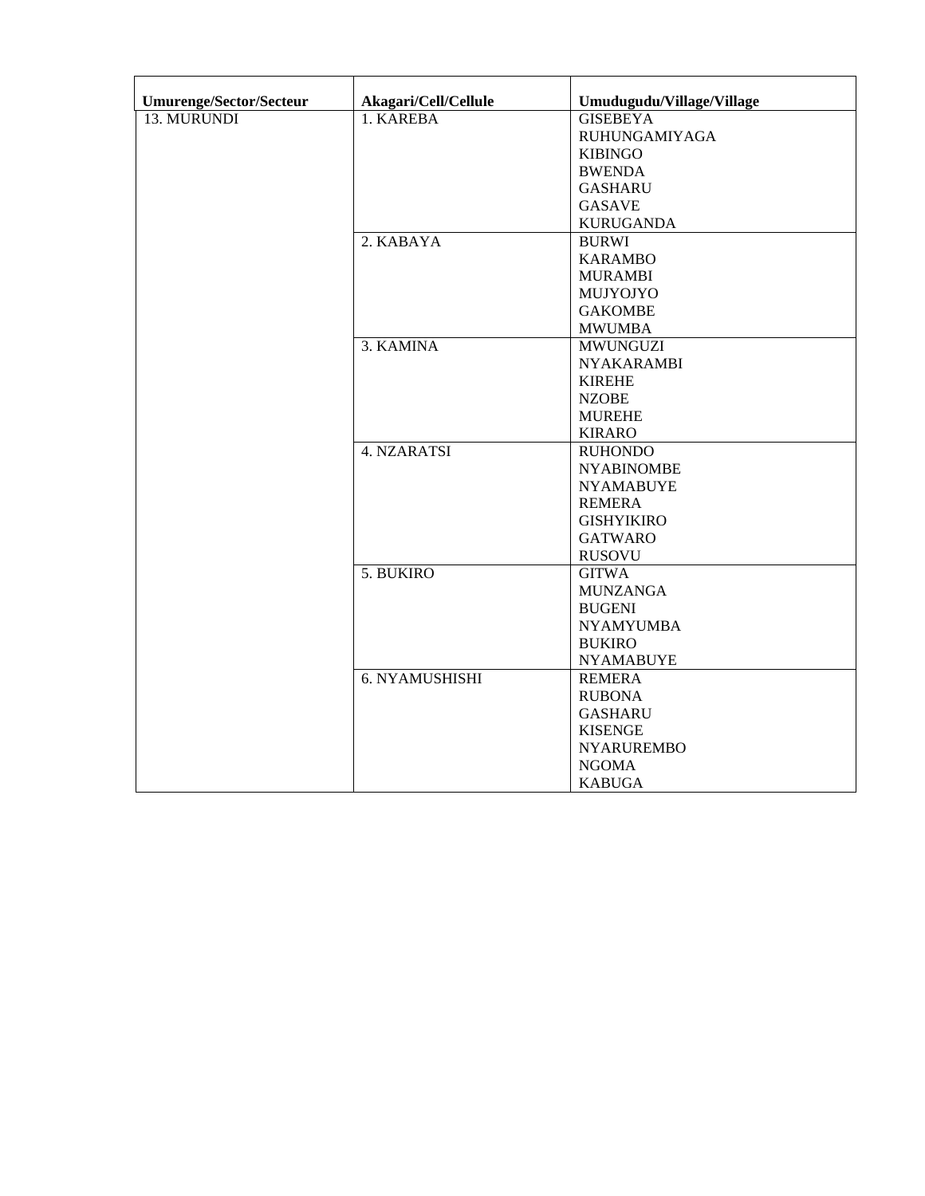| Umurenge/Sector/Secteur | Akagari/Cell/Cellule | Umudugudu/Village/Village |
| --- | --- | --- |
| 13. MURUNDI | 1. KAREBA | GISEBEYA<br>RUHUNGAMIYAGA<br>KIBINGO<br>BWENDA<br>GASHARU<br>GASAVE<br>KURUGANDA |
| | 2. KABAYA | BURWI<br>KARAMBO<br>MURAMBI<br>MUJYOJYO<br>GAKOMBE<br>MWUMBA |
| | 3. KAMINA | MWUNGUZI<br>NYAKARAMBI<br>KIREHE<br>NZOBE<br>MUREHE<br>KIRARO |
| | 4. NZARATSI | RUHONDO<br>NYABINOMBE<br>NYAMABUYE<br>REMERA<br>GISHYIKIRO<br>GATWARO<br>RUSOVU |
| | 5. BUKIRO | GITWA<br>MUNZANGA<br>BUGENI<br>NYAMYUMBA<br>BUKIRO<br>NYAMABUYE |
| | 6. NYAMUSHISHI | REMERA<br>RUBONA<br>GASHARU<br>KISENGE<br>NYARUREMBO<br>NGOMA<br>KABUGA |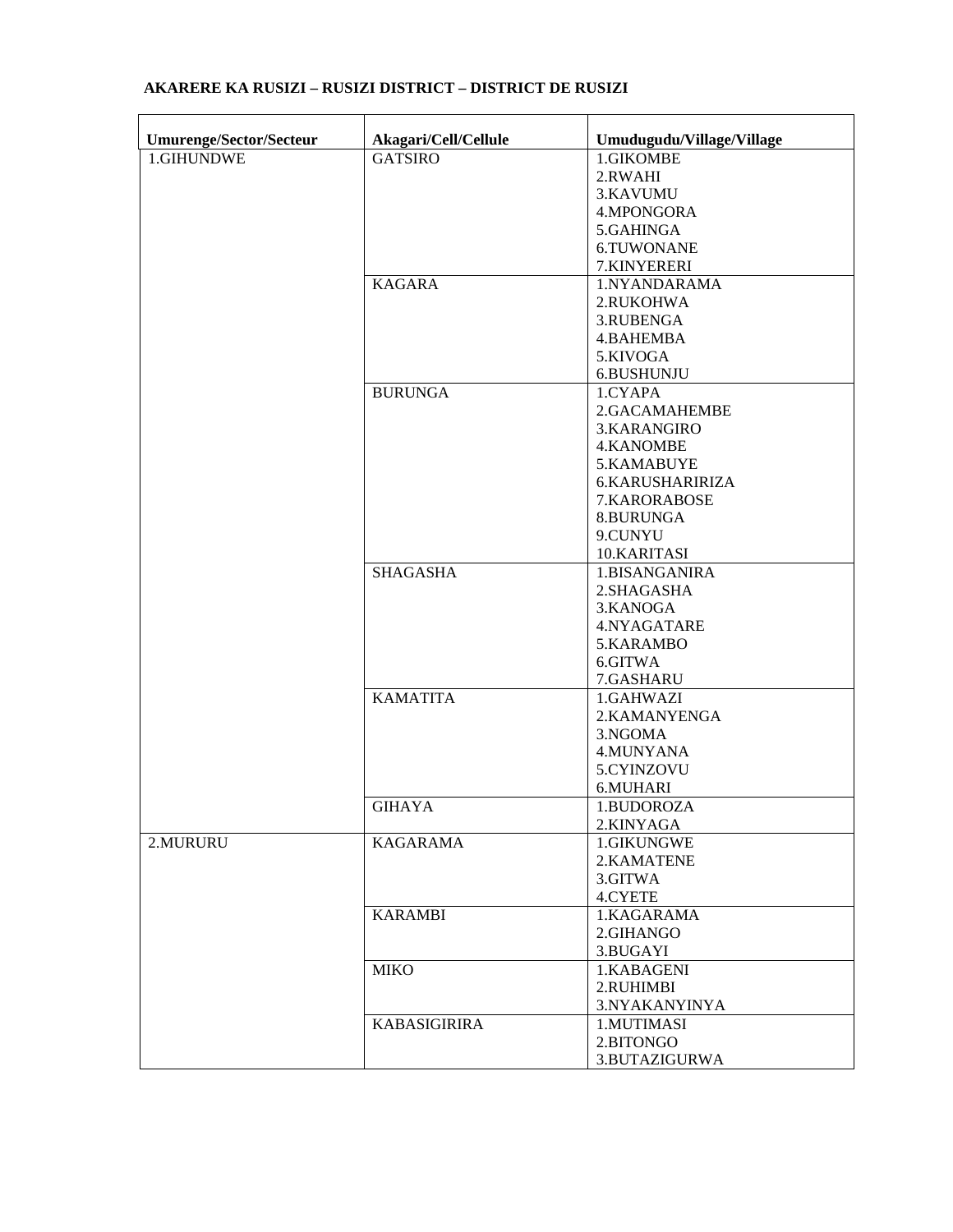**AKARERE KA RUSIZI – RUSIZI DISTRICT – DISTRICT DE RUSIZI**

| Umurenge/Sector/Secteur | Akagari/Cell/Cellule | Umudugudu/Village/Village |
|---|---|---|
| 1.GIHUNDWE | GATSIRO | 1.GIKOMBE<br>2.RWAHI<br>3.KAVUMU<br>4.MPONGORA<br>5.GAHINGA<br>6.TUWONANE<br>7.KINYERERI |
| | KAGARA | 1.NYANDARAMA<br>2.RUKOHWA<br>3.RUBENGA<br>4.BAHEMBA<br>5.KIVOGA<br>6.BUSHUNJU |
| | BURUNGA | 1.CYAPA<br>2.GACAMAHEMBE<br>3.KARANGIRO<br>4.KANOMBE<br>5.KAMABUYE<br>6.KARUSHARIRIZA<br>7.KARORABOSE<br>8.BURUNGA<br>9.CUNYU<br>10.KARITASI |
| | SHAGASHA | 1.BISANGANIRA<br>2.SHAGASHA<br>3.KANOGA<br>4.NYAGATARE<br>5.KARAMBO<br>6.GITWA<br>7.GASHARU |
| | KAMATITA | 1.GAHWAZI<br>2.KAMANYENGA<br>3.NGOMA<br>4.MUNYANA<br>5.CYINZOVU<br>6.MUHARI |
| | GIHAYA | 1.BUDOROZA<br>2.KINYAGA |
| 2.MURURU | KAGARAMA | 1.GIKUNGWE<br>2.KAMATENE<br>3.GITWA<br>4.CYETE |
| | KARAMBI | 1.KAGARAMA<br>2.GIHANGO<br>3.BUGAYI |
| | MIKO | 1.KABAGENI<br>2.RUHIMBI<br>3.NYAKANYINYA |
| | KABASIGIRIRA | 1.MUTIMASI<br>2.BITONGO<br>3.BUTAZIGURWA |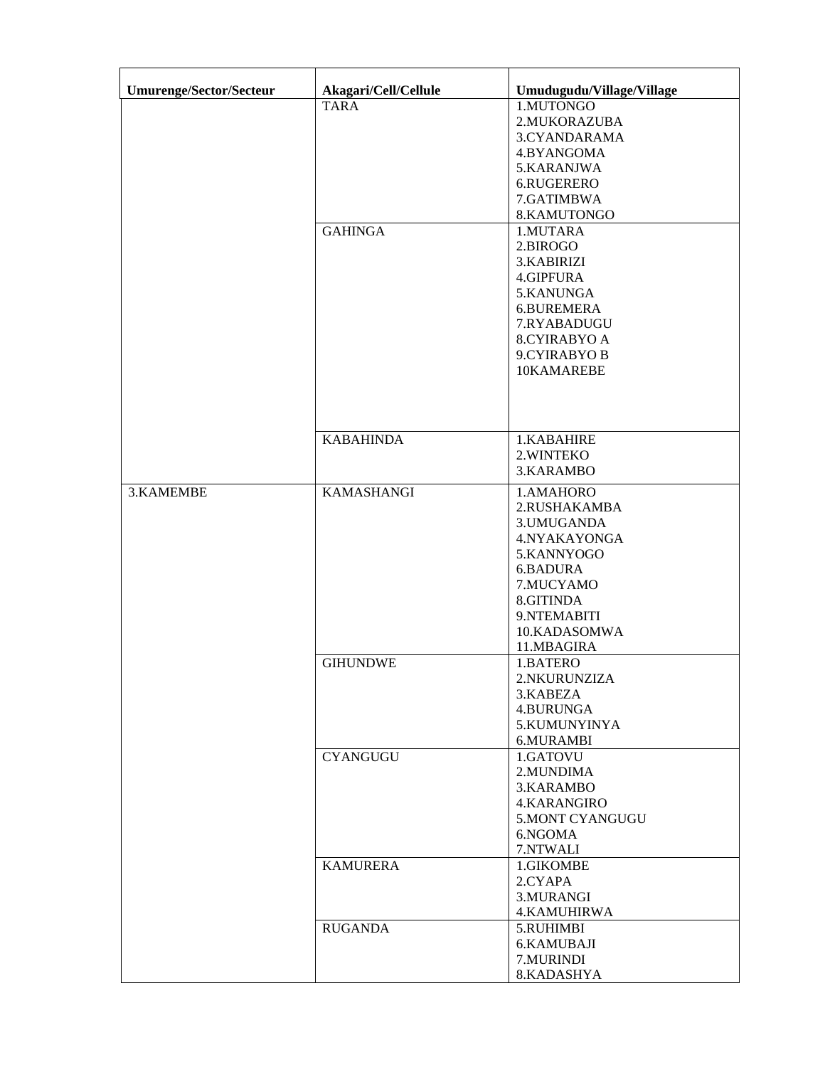| Umurenge/Sector/Secteur | Akagari/Cell/Cellule | Umudugudu/Village/Village |
|---|---|---|
| | TARA | 1.MUTONGO<br>2.MUKORAZUBA<br>3.CYANDARAMA<br>4.BYANGOMA<br>5.KARANJWA<br>6.RUGERERO<br>7.GATIMBWA<br>8.KAMUTONGO |
| | GAHINGA | 1.MUTARA<br>2.BIROGO<br>3.KABIRIZI<br>4.GIPFURA<br>5.KANUNGA<br>6.BUREMERA<br>7.RYABADUGU<br>8.CYIRABYO A<br>9.CYIRABYO B<br>10KAMAREBE |
| | KABAHINDA | 1.KABAHIRE<br>2.WINTEKO<br>3.KARAMBO |
| 3.KAMEMBE | KAMASHANGI | 1.AMAHORO<br>2.RUSHAKAMBA<br>3.UMUGANDA<br>4.NYAKAYONGA<br>5.KANNYOGO<br>6.BADURA<br>7.MUCYAMO<br>8.GITINDA<br>9.NTEMABITI<br>10.KADASOMWA<br>11.MBAGIRA |
| | GIHUNDWE | 1.BATERO<br>2.NKURUNZIZA<br>3.KABEZA<br>4.BURUNGA<br>5.KUMUNYINYA<br>6.MURAMBI |
| | CYANGUGU | 1.GATOVU<br>2.MUNDIMA<br>3.KARAMBO<br>4.KARANGIRO<br>5.MONT CYANGUGU<br>6.NGOMA<br>7.NTWALI |
| | KAMURERA | 1.GIKOMBE<br>2.CYAPA<br>3.MURANGI<br>4.KAMUHIRWA |
| | RUGANDA | 5.RUHIMBI<br>6.KAMUBAJI<br>7.MURINDI<br>8.KADASHYA |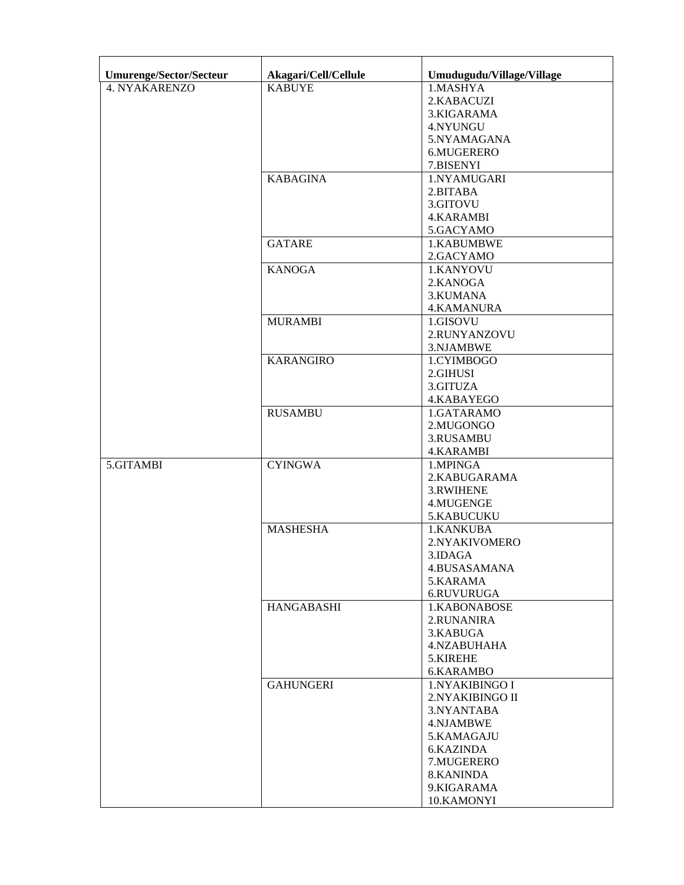| Umurenge/Sector/Secteur | Akagari/Cell/Cellule | Umudugudu/Village/Village |
|---|---|---|
| 4. NYAKARENZO | KABUYE | 1.MASHYA<br>2.KABACUZI<br>3.KIGARAMA<br>4.NYUNGU<br>5.NYAMAGANA<br>6.MUGERERO<br>7.BISENYI |
| | KABAGINA | 1.NYAMUGARI<br>2.BITABA<br>3.GITOVU<br>4.KARAMBI<br>5.GACYAMO |
| | GATARE | 1.KABUMBWE<br>2.GACYAMO |
| | KANOGA | 1.KANYOVU<br>2.KANOGA<br>3.KUMANA<br>4.KAMANURA |
| | MURAMBI | 1.GISOVU<br>2.RUNYANZOVU<br>3.NJAMBWE |
| | KARANGIRO | 1.CYIMBOGO<br>2.GIHUSI<br>3.GITUZA<br>4.KABAYEGO |
| | RUSAMBU | 1.GATARAMO<br>2.MUGONGO<br>3.RUSAMBU<br>4.KARAMBI |
| 5.GITAMBI | CYINGWA | 1.MPINGA<br>2.KABUGARAMA<br>3.RWIHENE<br>4.MUGENGE<br>5.KABUCUKU |
| | MASHESHA | 1.KANKUBA<br>2.NYAKIVOMERO<br>3.IDAGA<br>4.BUSASAMANA<br>5.KARAMA<br>6.RUVURUGA |
| | HANGABASHI | 1.KABONABOSE<br>2.RUNANIRA<br>3.KABUGA<br>4.NZABUHAHA<br>5.KIREHE<br>6.KARAMBO |
| | GAHUNGERI | 1.NYAKIBINGO I<br>2.NYAKIBINGO II<br>3.NYANTABA<br>4.NJAMBWE<br>5.KAMAGAJU<br>6.KAZINDA<br>7.MUGERERO<br>8.KANINDA<br>9.KIGARAMA<br>10.KAMONYI |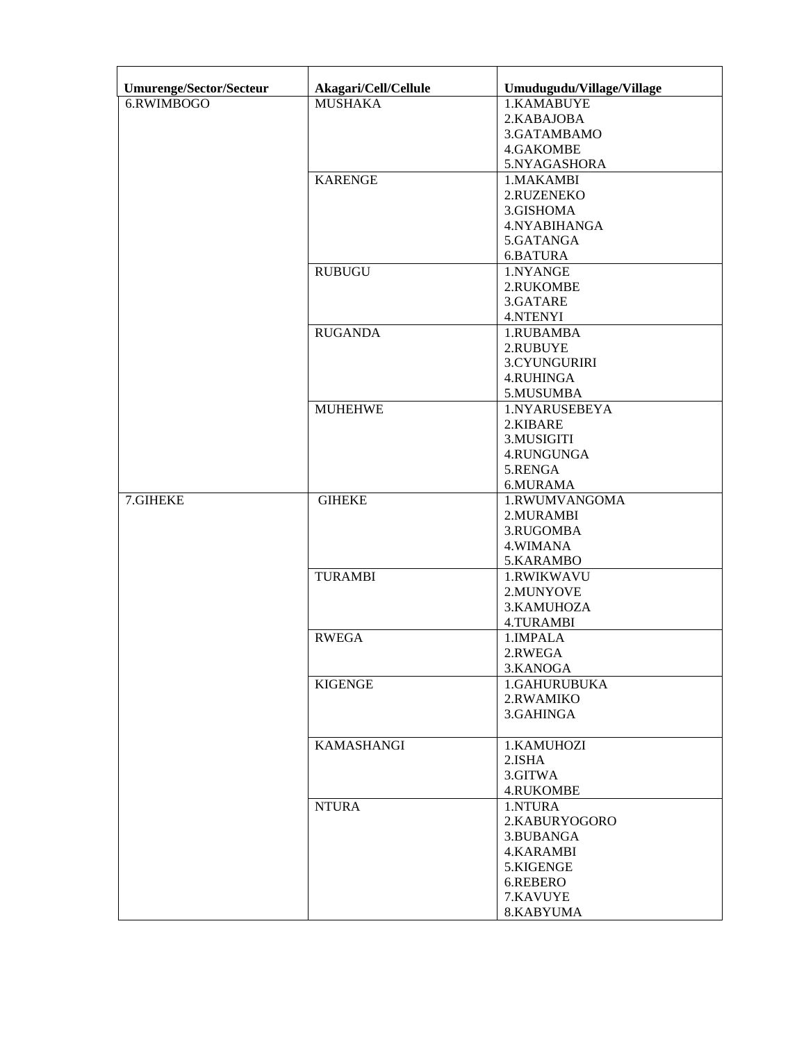| Umurenge/Sector/Secteur | Akagari/Cell/Cellule | Umudugudu/Village/Village |
|---|---|---|
| 6.RWIMBOGO | MUSHAKA | 1.KAMABUYE<br>2.KABAJOBA<br>3.GATAMBAMO<br>4.GAKOMBE<br>5.NYAGASHORA |
| | KARENGE | 1.MAKAMBI<br>2.RUZENEKO<br>3.GISHOMA<br>4.NYABIHANGA<br>5.GATANGA<br>6.BATURA |
| | RUBUGU | 1.NYANGE<br>2.RUKOMBE<br>3.GATARE<br>4.NTENYI |
| | RUGANDA | 1.RUBAMBA<br>2.RUBUYE<br>3.CYUNGURIRI<br>4.RUHINGA<br>5.MUSUMBA |
| | MUHEHWE | 1.NYARUSEBEYA<br>2.KIBARE<br>3.MUSIGITI<br>4.RUNGUNGA<br>5.RENGA<br>6.MURAMA |
| 7.GIHEKE | GIHEKE | 1.RWUMVANGOMA<br>2.MURAMBI<br>3.RUGOMBA<br>4.WIMANA<br>5.KARAMBO |
| | TURAMBI | 1.RWIKWAVU<br>2.MUNYOVE<br>3.KAMUHOZA<br>4.TURAMBI |
| | RWEGA | 1.IMPALA<br>2.RWEGA<br>3.KANOGA |
| | KIGENGE | 1.GAHURUBUKA<br>2.RWAMIKO<br>3.GAHINGA |
| | KAMASHANGI | 1.KAMUHOZI<br>2.ISHA<br>3.GITWA<br>4.RUKOMBE |
| | NTURA | 1.NTURA<br>2.KABURYOGORO<br>3.BUBANGA<br>4.KARAMBI<br>5.KIGENGE<br>6.REBERO<br>7.KAVUYE<br>8.KABYUMA |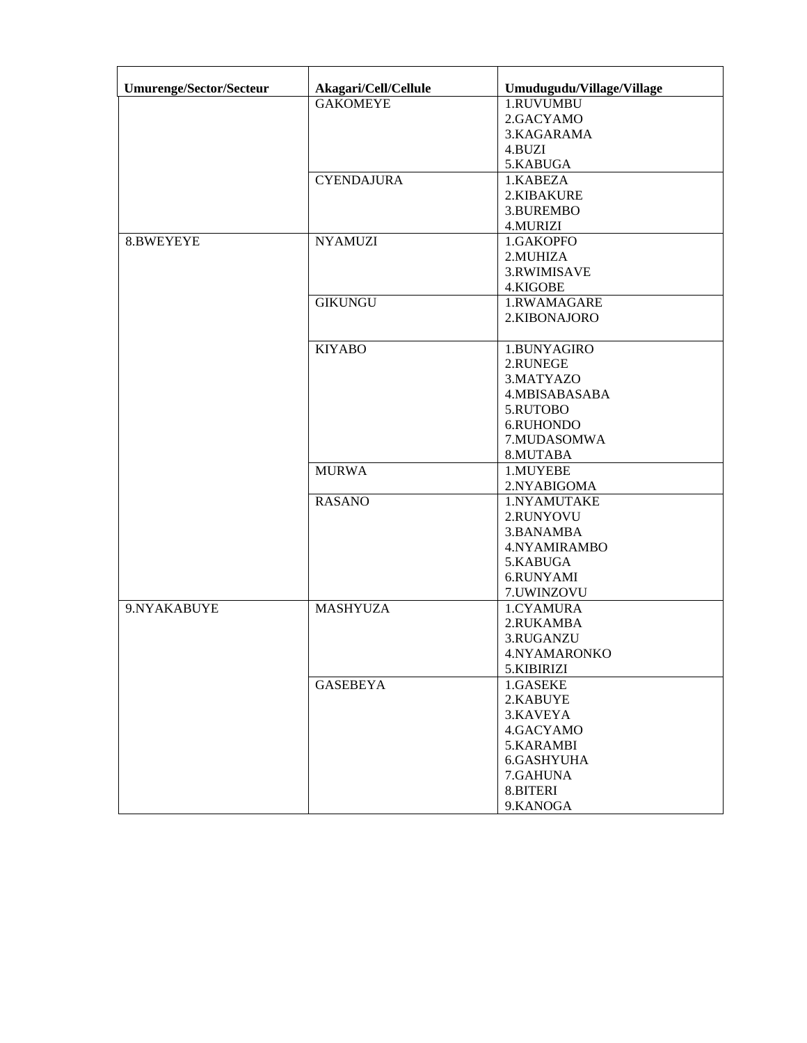| Umurenge/Sector/Secteur | Akagari/Cell/Cellule | Umudugudu/Village/Village |
| --- | --- | --- |
| | GAKOMEYE | 1.RUVUMBU<br>2.GACYAMO<br>3.KAGARAMA<br>4.BUZI<br>5.KABUGA |
| | CYENDAJURA | 1.KABEZA<br>2.KIBAKURE<br>3.BUREMBO<br>4.MURIZI |
| 8.BWEYEYE | NYAMUZI | 1.GAKOPFO<br>2.MUHIZA<br>3.RWIMISAVE<br>4.KIGOBE |
| | GIKUNGU | 1.RWAMAGARE<br>2.KIBONAJORO |
| | KIYABO | 1.BUNYAGIRO<br>2.RUNEGE<br>3.MATYAZO<br>4.MBISABASABA<br>5.RUTOBO<br>6.RUHONDO<br>7.MUDASOMWA<br>8.MUTABA |
| | MURWA | 1.MUYEBE<br>2.NYABIGOMA |
| | RASANO | 1.NYAMUTAKE<br>2.RUNYOVU<br>3.BANAMBA<br>4.NYAMIRAMBO<br>5.KABUGA<br>6.RUNYAMI<br>7.UWINZOVU |
| 9.NYAKABUYE | MASHYUZA | 1.CYAMURA<br>2.RUKAMBA<br>3.RUGANZU<br>4.NYAMARONKO<br>5.KIBIRIZI |
| | GASEBEYA | 1.GASEKE<br>2.KABUYE<br>3.KAVEYA<br>4.GACYAMO<br>5.KARAMBI<br>6.GASHYUHA<br>7.GAHUNA<br>8.BITERI<br>9.KANOGA |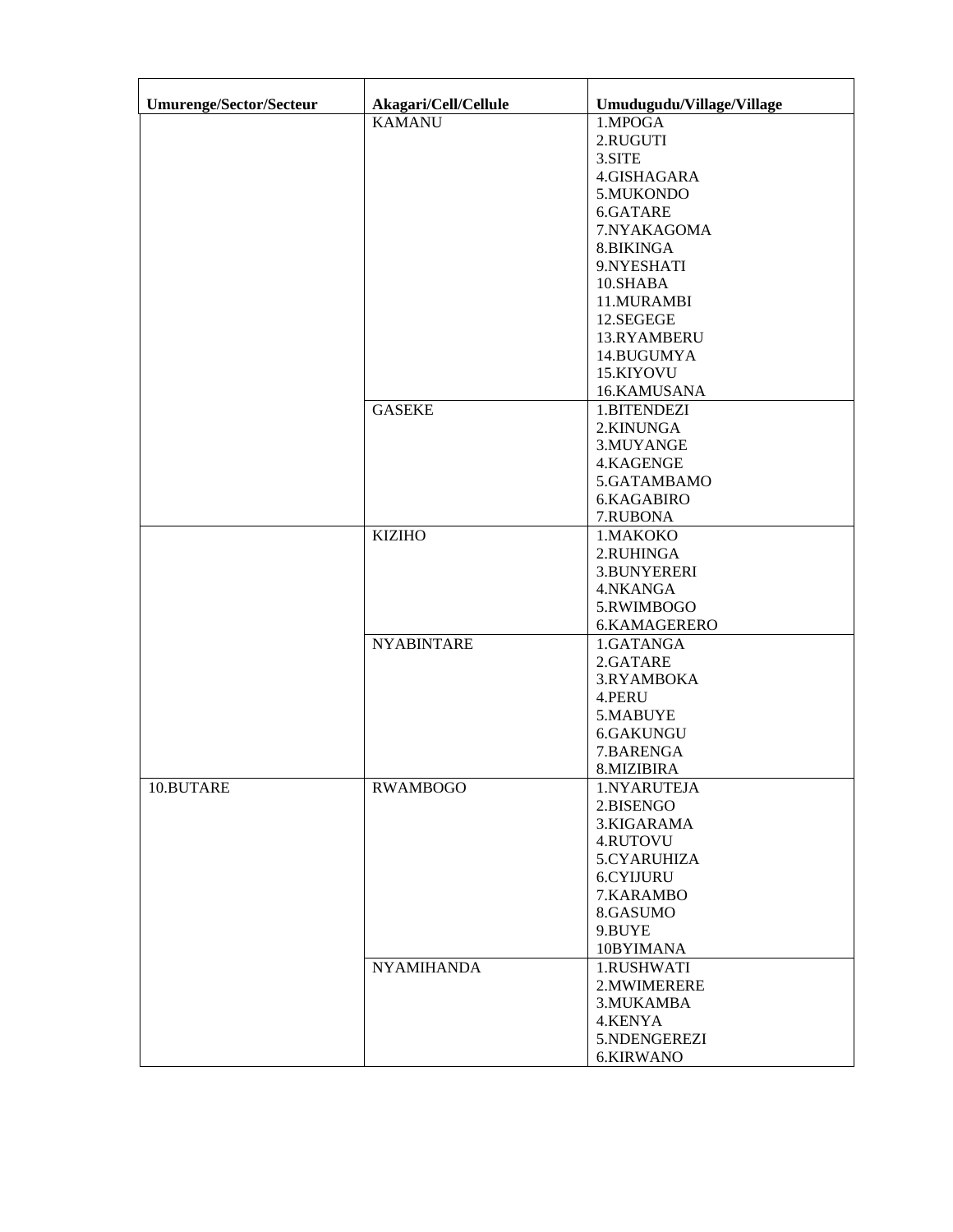| Umurenge/Sector/Secteur | Akagari/Cell/Cellule | Umudugudu/Village/Village |
|---|---|---|
| | KAMANU | 1.MPOGA<br>2.RUGUTI<br>3.SITE<br>4.GISHAGARA<br>5.MUKONDO<br>6.GATARE<br>7.NYAKAGOMA<br>8.BIKINGA<br>9.NYESHATI<br>10.SHABA<br>11.MURAMBI<br>12.SEGEGE<br>13.RYAMBERU<br>14.BUGUMYA<br>15.KIYOVU<br>16.KAMUSANA |
| | GASEKE | 1.BITENDEZI<br>2.KINUNGA<br>3.MUYANGE<br>4.KAGENGE<br>5.GATAMBAMO<br>6.KAGABIRO<br>7.RUBONA |
| | KIZIHO | 1.MAKOKO<br>2.RUHINGA<br>3.BUNYERERI<br>4.NKANGA<br>5.RWIMBOGO<br>6.KAMAGERERO |
| | NYABINTARE | 1.GATANGA<br>2.GATARE<br>3.RYAMBOKA<br>4.PERU<br>5.MABUYE<br>6.GAKUNGU<br>7.BARENGA<br>8.MIZIBIRA |
| 10.BUTARE | RWAMBOGO | 1.NYARUTEJA<br>2.BISENGO<br>3.KIGARAMA<br>4.RUTOVU<br>5.CYARUHIZA<br>6.CYIJURU<br>7.KARAMBO<br>8.GASUMO<br>9.BUYE<br>10BYIMANA |
| | NYAMIHANDA | 1.RUSHWATI<br>2.MWIMERERE<br>3.MUKAMBA<br>4.KENYA<br>5.NDENGEREZI<br>6.KIRWANO |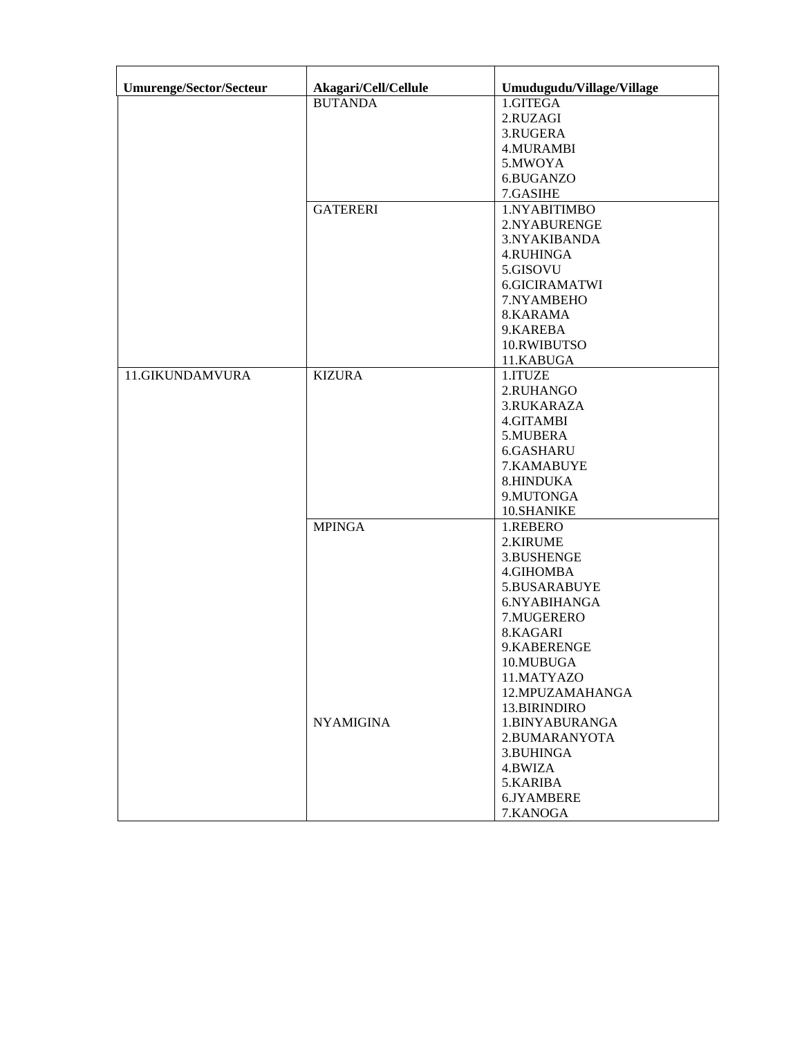| Umurenge/Sector/Secteur | Akagari/Cell/Cellule | Umudugudu/Village/Village |
|---|---|---|
| | BUTANDA | 1.GITEGA<br>2.RUZAGI<br>3.RUGERA<br>4.MURAMBI<br>5.MWOYA<br>6.BUGANZO<br>7.GASIHE |
| | GATERERI | 1.NYABITIMBO<br>2.NYABURENGE<br>3.NYAKIBANDA<br>4.RUHINGA<br>5.GISOVU<br>6.GICIRAMATWI<br>7.NYAMBEHO<br>8.KARAMA<br>9.KAREBA<br>10.RWIBUTSO<br>11.KABUGA |
| 11.GIKUNDAMVURA | KIZURA | 1.ITUZE<br>2.RUHANGO<br>3.RUKARAZA<br>4.GITAMBI<br>5.MUBERA<br>6.GASHARU<br>7.KAMABUYE<br>8.HINDUKA<br>9.MUTONGA<br>10.SHANIKE |
| | MPINGA | 1.REBERO<br>2.KIRUME<br>3.BUSHENGE<br>4.GIHOMBA<br>5.BUSARABUYE<br>6.NYABIHANGA<br>7.MUGERERO<br>8.KAGARI<br>9.KABERENGE<br>10.MUBUGA<br>11.MATYAZO<br>12.MPUZAMAHANGA<br>13.BIRINDIRO |
| | NYAMIGINA | 1.BINYABURANGA<br>2.BUMARANYOTA<br>3.BUHINGA<br>4.BWIZA<br>5.KARIBA<br>6.JYAMBERE<br>7.KANOGA |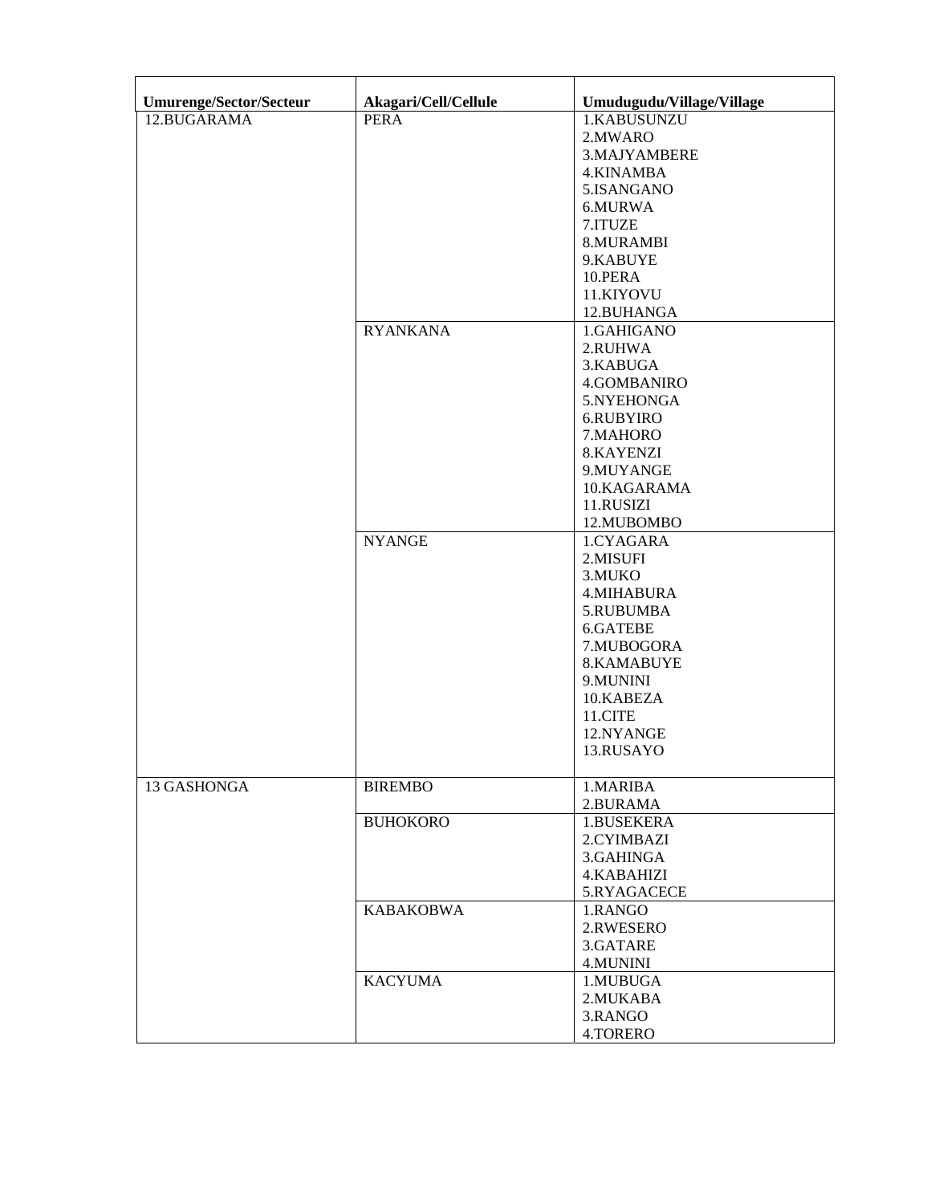| Umurenge/Sector/Secteur | Akagari/Cell/Cellule | Umudugudu/Village/Village |
|---|---|---|
| 12.BUGARAMA | PERA | 1.KABUSUNZU<br>2.MWARO<br>3.MAJYAMBERE<br>4.KINAMBA<br>5.ISANGANO<br>6.MURWA<br>7.ITUZE<br>8.MURAMBI<br>9.KABUYE<br>10.PERA<br>11.KIYOVU<br>12.BUHANGA |
| | RYANKANA | 1.GAHIGANO<br>2.RUHWA<br>3.KABUGA<br>4.GOMBANIRO<br>5.NYEHONGA<br>6.RUBYIRO<br>7.MAHORO<br>8.KAYENZI<br>9.MUYANGE<br>10.KAGARAMA<br>11.RUSIZI<br>12.MUBOMBO |
| | NYANGE | 1.CYAGARA<br>2.MISUFI<br>3.MUKO<br>4.MIHABURA<br>5.RUBUMBA<br>6.GATEBE<br>7.MUBOGORA<br>8.KAMABUYE<br>9.MUNINI<br>10.KABEZA<br>11.CITE<br>12.NYANGE<br>13.RUSAYO |
| 13 GASHONGA | BIREMBO | 1.MARIBA<br>2.BURAMA |
| | BUHOKORO | 1.BUSEKERA<br>2.CYIMBAZI<br>3.GAHINGA<br>4.KABAHIZI<br>5.RYAGACECE |
| | KABAKOBWA | 1.RANGO<br>2.RWESERO<br>3.GATARE<br>4.MUNINI |
| | KACYUMA | 1.MUBUGA<br>2.MUKABA<br>3.RANGO<br>4.TORERO |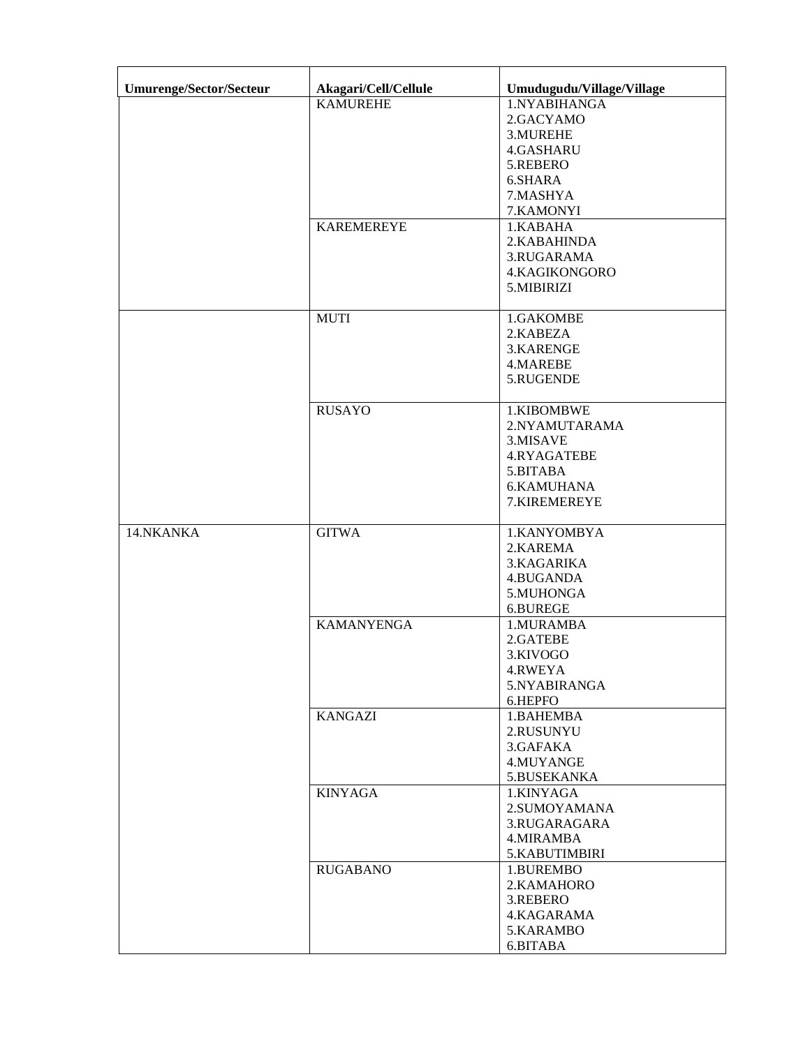| Umurenge/Sector/Secteur | Akagari/Cell/Cellule | Umudugudu/Village/Village |
|---|---|---|
| | KAMUREHE | 1.NYABIHANGA<br>2.GACYAMO<br>3.MUREHE<br>4.GASHARU<br>5.REBERO<br>6.SHARA<br>7.MASHYA<br>7.KAMONYI |
| | KAREMEREYE | 1.KABAHA<br>2.KABAHINDA<br>3.RUGARAMA<br>4.KAGIKONGORO<br>5.MIBIRIZI |
| | MUTI | 1.GAKOMBE<br>2.KABEZA<br>3.KARENGE<br>4.MAREBE<br>5.RUGENDE |
| | RUSAYO | 1.KIBOMBWE<br>2.NYAMUTARAMA<br>3.MISAVE<br>4.RYAGATEBE<br>5.BITABA<br>6.KAMUHANA<br>7.KIREMEREYE |
| 14.NKANKA | GITWA | 1.KANYOMBYA<br>2.KAREMA<br>3.KAGARIKA<br>4.BUGANDA<br>5.MUHONGA<br>6.BUREGE |
| | KAMANYENGA | 1.MURAMBA<br>2.GATEBE<br>3.KIVOGO<br>4.RWEYA<br>5.NYABIRANGA<br>6.HEPFO |
| | KANGAZI | 1.BAHEMBA<br>2.RUSUNYU<br>3.GAFAKA<br>4.MUYANGE<br>5.BUSEKANKA |
| | KINYAGA | 1.KINYAGA<br>2.SUMOYAMANA<br>3.RUGARAGARA<br>4.MIRAMBA<br>5.KABUTIMBIRI |
| | RUGABANO | 1.BUREMBO<br>2.KAMAHORO<br>3.REBERO<br>4.KAGARAMA<br>5.KARAMBO<br>6.BITABA |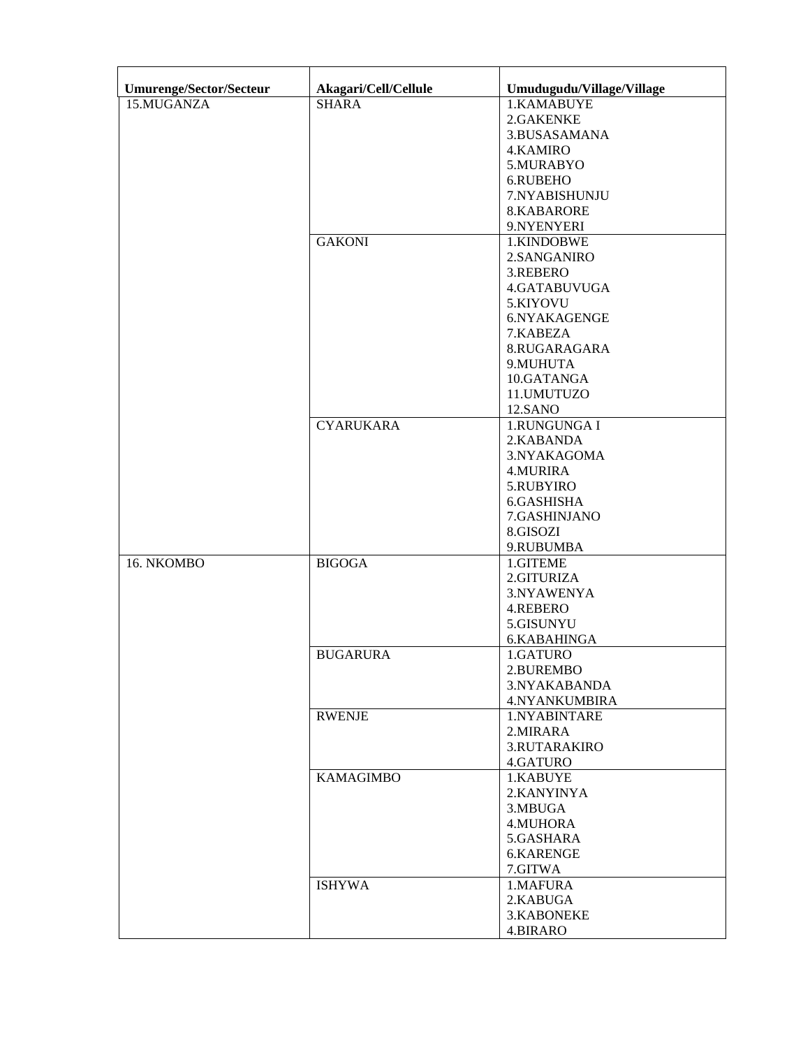| Umurenge/Sector/Secteur | Akagari/Cell/Cellule | Umudugudu/Village/Village |
|---|---|---|
| 15.MUGANZA | SHARA | 1.KAMABUYE<br>2.GAKENKE<br>3.BUSASAMANA<br>4.KAMIRO<br>5.MURABYO<br>6.RUBEHO<br>7.NYABISHUNJU<br>8.KABARORE<br>9.NYENYERI |
| | GAKONI | 1.KINDOBWE<br>2.SANGANIRO<br>3.REBERO<br>4.GATABUVUGA<br>5.KIYOVU<br>6.NYAKAGENGE<br>7.KABEZA<br>8.RUGARAGARA<br>9.MUHUTA<br>10.GATANGA<br>11.UMUTUZO<br>12.SANO |
| | CYARUKARA | 1.RUNGUNGA I<br>2.KABANDA<br>3.NYAKAGOMA<br>4.MURIRA<br>5.RUBYIRO<br>6.GASHISHA<br>7.GASHINJANO<br>8.GISOZI<br>9.RUBUMBA |
| 16. NKOMBO | BIGOGA | 1.GITEME<br>2.GITURIZA<br>3.NYAWENYA<br>4.REBERO<br>5.GISUNYU<br>6.KABAHINGA |
| | BUGARURA | 1.GATURO<br>2.BUREMBO<br>3.NYAKABANDA<br>4.NYANKUMBIRA |
| | RWENJE | 1.NYABINTARE<br>2.MIRARA<br>3.RUTARAKIRO<br>4.GATURO |
| | KAMAGIMBO | 1.KABUYE<br>2.KANYINYA<br>3.MBUGA<br>4.MUHORA<br>5.GASHARA<br>6.KARENGE<br>7.GITWA |
| | ISHYWA | 1.MAFURA<br>2.KABUGA<br>3.KABONEKE<br>4.BIRARO |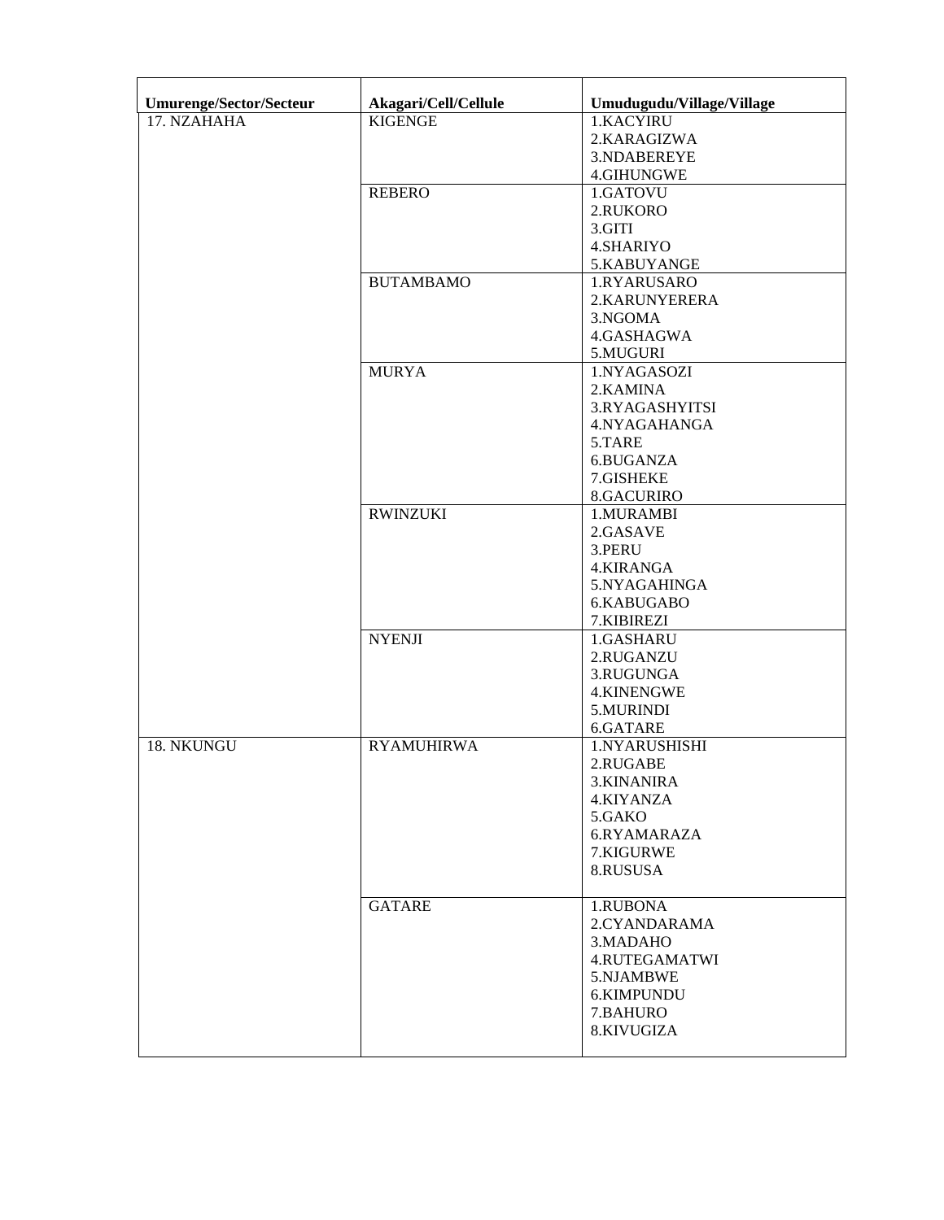| Umurenge/Sector/Secteur | Akagari/Cell/Cellule | Umudugudu/Village/Village |
|---|---|---|
| 17. NZAHAHA | KIGENGE | 1.KACYIRU<br>2.KARAGIZWA<br>3.NDABEREYE<br>4.GIHUNGWE |
| | REBERO | 1.GATOVU<br>2.RUKORO<br>3.GITI<br>4.SHARIYO<br>5.KABUYANGE |
| | BUTAMBAMO | 1.RYARUSARO<br>2.KARUNYERERA<br>3.NGOMA<br>4.GASHAGWA<br>5.MUGURI |
| | MURYA | 1.NYAGASOZI<br>2.KAMINA<br>3.RYAGASHYITSI<br>4.NYAGAHANGA<br>5.TARE<br>6.BUGANZA<br>7.GISHEKE<br>8.GACURIRO |
| | RWINZUKI | 1.MURAMBI<br>2.GASAVE<br>3.PERU<br>4.KIRANGA<br>5.NYAGAHINGA<br>6.KABUGABO<br>7.KIBIREZI |
| | NYENJI | 1.GASHARU<br>2.RUGANZU<br>3.RUGUNGA<br>4.KINENGWE<br>5.MURINDI<br>6.GATARE |
| 18. NKUNGU | RYAMUHIRWA | 1.NYARUSHISHI<br>2.RUGABE<br>3.KINANIRA<br>4.KIYANZA<br>5.GAKO<br>6.RYAMARAZA<br>7.KIGURWE<br>8.RUSUSA |
| | GATARE | 1.RUBONA<br>2.CYANDARAMA<br>3.MADAHO<br>4.RUTEGAMATWI<br>5.NJAMBWE<br>6.KIMPUNDU<br>7.BAHURO<br>8.KIVUGIZA |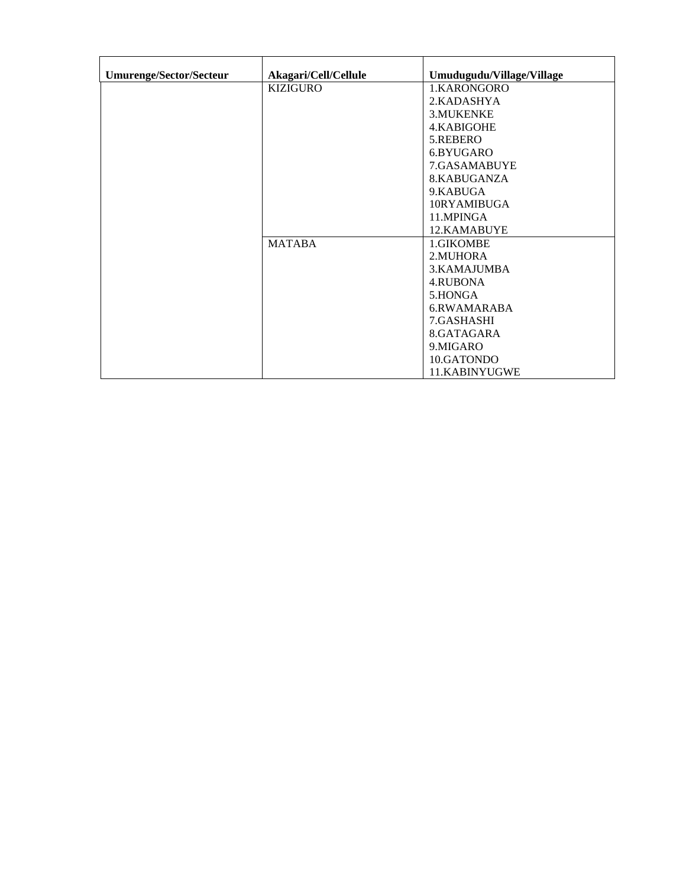| Umurenge/Sector/Secteur | Akagari/Cell/Cellule | Umudugudu/Village/Village |
|---|---|---|
| | KIZIGURO | 1.KARONGORO<br>2.KADASHYA<br>3.MUKENKE<br>4.KABIGOHE<br>5.REBERO<br>6.BYUGARO<br>7.GASAMABUYE<br>8.KABUGANZA<br>9.KABUGA<br>10RYAMIBUGA<br>11.MPINGA<br>12.KAMABUYE |
| | MATABA | 1.GIKOMBE<br>2.MUHORA<br>3.KAMAJUMBA<br>4.RUBONA<br>5.HONGA<br>6.RWAMARABA<br>7.GASHASHI<br>8.GATAGARA<br>9.MIGARO<br>10.GATONDO<br>11.KABINYUGWE |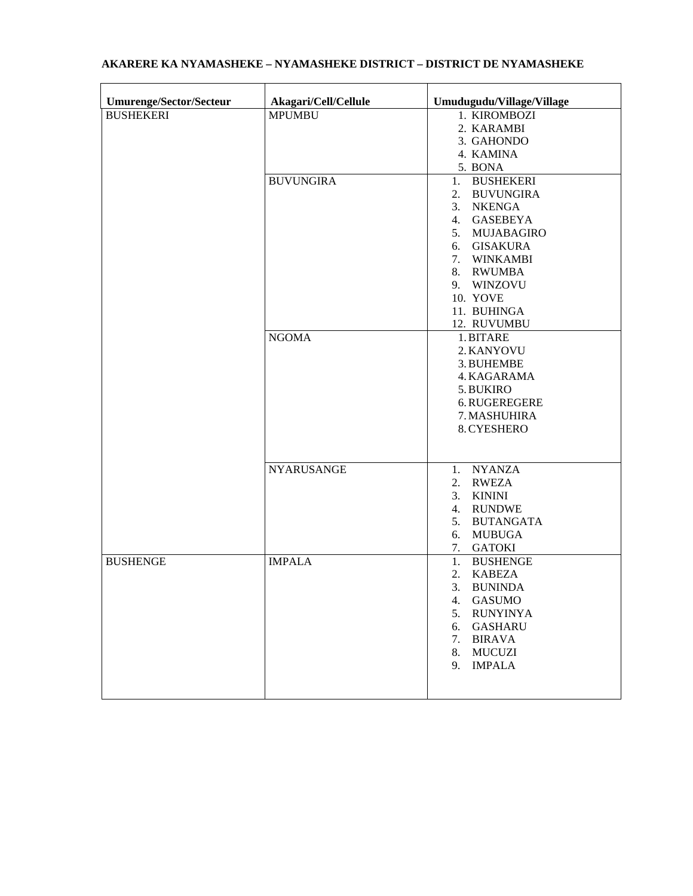**AKARERE KA NYAMASHEKE – NYAMASHEKE DISTRICT – DISTRICT DE NYAMASHEKE**

| Umurenge/Sector/Secteur | Akagari/Cell/Cellule | Umudugudu/Village/Village |
|---|---|---|
| BUSHEKERI | MPUMBU | 1. KIROMBOZI<br>2. KARAMBI<br>3. GAHONDO<br>4. KAMINA<br>5. BONA |
| | BUVUNGIRA | 1. BUSHEKERI<br>2. BUVUNGIRA<br>3. NKENGA<br>4. GASEBEYA<br>5. MUJABAGIRO<br>6. GISAKURA<br>7. WINKAMBI<br>8. RWUMBA<br>9. WINZOVU<br>10. YOVE<br>11. BUHINGA<br>12. RUVUMBU |
| | NGOMA | 1. BITARE<br>2. KANYOVU<br>3. BUHEMBE<br>4. KAGARAMA<br>5. BUKIRO<br>6. RUGEREGERE<br>7. MASHUHIRA<br>8. CYESHERO |
| | NYARUSANGE | 1. NYANZA<br>2. RWEZA<br>3. KININI<br>4. RUNDWE<br>5. BUTANGATA<br>6. MUBUGA<br>7. GATOKI |
| BUSHENGE | IMPALA | 1. BUSHENGE<br>2. KABEZA<br>3. BUNINDA<br>4. GASUMO<br>5. RUNYINYA<br>6. GASHARU<br>7. BIRAVA<br>8. MUCUZI<br>9. IMPALA |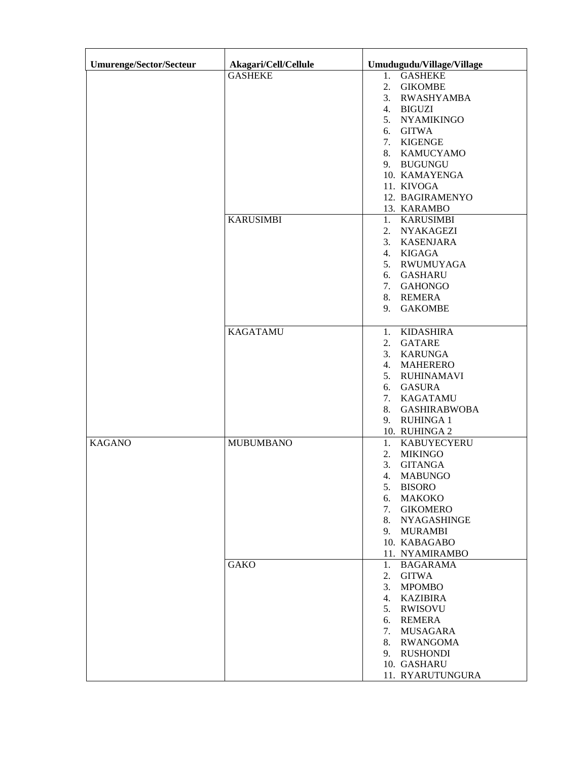| Umurenge/Sector/Secteur | Akagari/Cell/Cellule | Umudugudu/Village/Village |
|---|---|---|
| | GASHEKE | 1. GASHEKE<br>2. GIKOMBE<br>3. RWASHYAMBA<br>4. BIGUZI<br>5. NYAMIKINGO<br>6. GITWA<br>7. KIGENGE<br>8. KAMUCYAMO<br>9. BUGUNGU<br>10. KAMAYENGA<br>11. KIVOGA<br>12. BAGIRAMENYO<br>13. KARAMBO |
| | KARUSIMBI | 1. KARUSIMBI<br>2. NYAKAGEZI<br>3. KASENJARA<br>4. KIGAGA<br>5. RWUMUYAGA<br>6. GASHARU<br>7. GAHONGO<br>8. REMERA<br>9. GAKOMBE |
| | KAGATAMU | 1. KIDASHIRA<br>2. GATARE<br>3. KARUNGA<br>4. MAHERERO<br>5. RUHINAMAVI<br>6. GASURA<br>7. KAGATAMU<br>8. GASHIRABWOBA<br>9. RUHINGA 1<br>10. RUHINGA 2 |
| KAGANO | MUBUMBANO | 1. KABUYECYERU<br>2. MIKINGO<br>3. GITANGA<br>4. MABUNGO<br>5. BISORO<br>6. MAKOKO<br>7. GIKOMERO<br>8. NYAGASHINGE<br>9. MURAMBI<br>10. KABAGABO<br>11. NYAMIRAMBO |
| | GAKO | 1. BAGARAMA<br>2. GITWA<br>3. MPOMBO<br>4. KAZIBIRA<br>5. RWISOVU<br>6. REMERA<br>7. MUSAGARA<br>8. RWANGOMA<br>9. RUSHONDI<br>10. GASHARU<br>11. RYARUTUNGURA |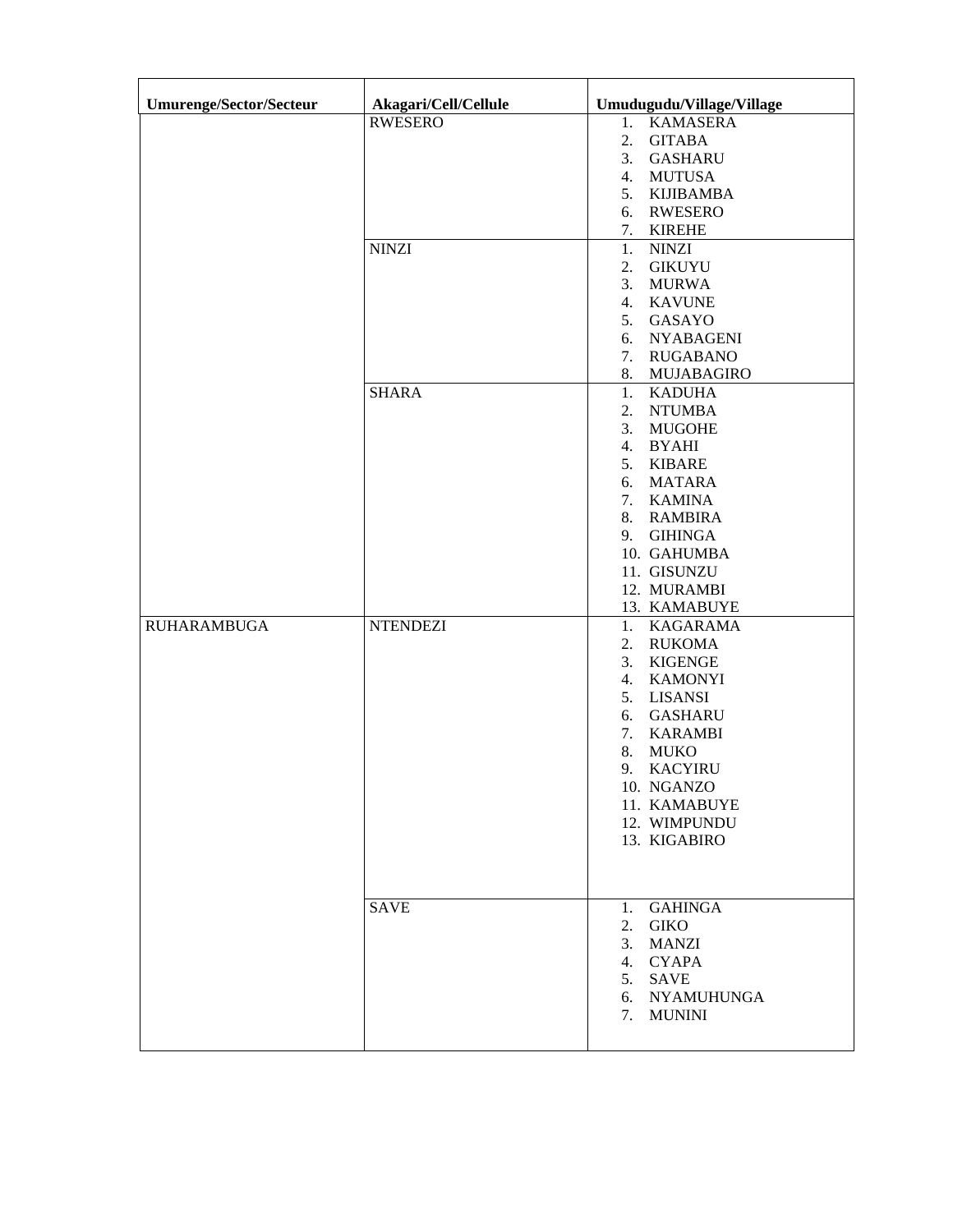| **Umurenge/Sector/Secteur** | **Akagari/Cell/Cellule** | **Umudugudu/Village/Village** |
|---|---|---|
| | RWESERO | 1. KAMASERA<br>2. GITABA<br>3. GASHARU<br>4. MUTUSA<br>5. KIJIBAMBA<br>6. RWESERO<br>7. KIREHE |
| | NINZI | 1. NINZI<br>2. GIKUYU<br>3. MURWA<br>4. KAVUNE<br>5. GASAYO<br>6. NYABAGENI<br>7. RUGABANO<br>8. MUJABAGIRO |
| | SHARA | 1. KADUHA<br>2. NTUMBA<br>3. MUGOHE<br>4. BYAHI<br>5. KIBARE<br>6. MATARA<br>7. KAMINA<br>8. RAMBIRA<br>9. GIHINGA<br>10. GAHUMBA<br>11. GISUNZU<br>12. MURAMBI<br>13. KAMABUYE |
| RUHARAMBUGA | NTENDEZI | 1. KAGARAMA<br>2. RUKOMA<br>3. KIGENGE<br>4. KAMONYI<br>5. LISANSI<br>6. GASHARU<br>7. KARAMBI<br>8. MUKO<br>9. KACYIRU<br>10. NGANZO<br>11. KAMABUYE<br>12. WIMPUNDU<br>13. KIGABIRO |
| | SAVE | 1. GAHINGA<br>2. GIKO<br>3. MANZI<br>4. CYAPA<br>5. SAVE<br>6. NYAMUHUNGA<br>7. MUNINI |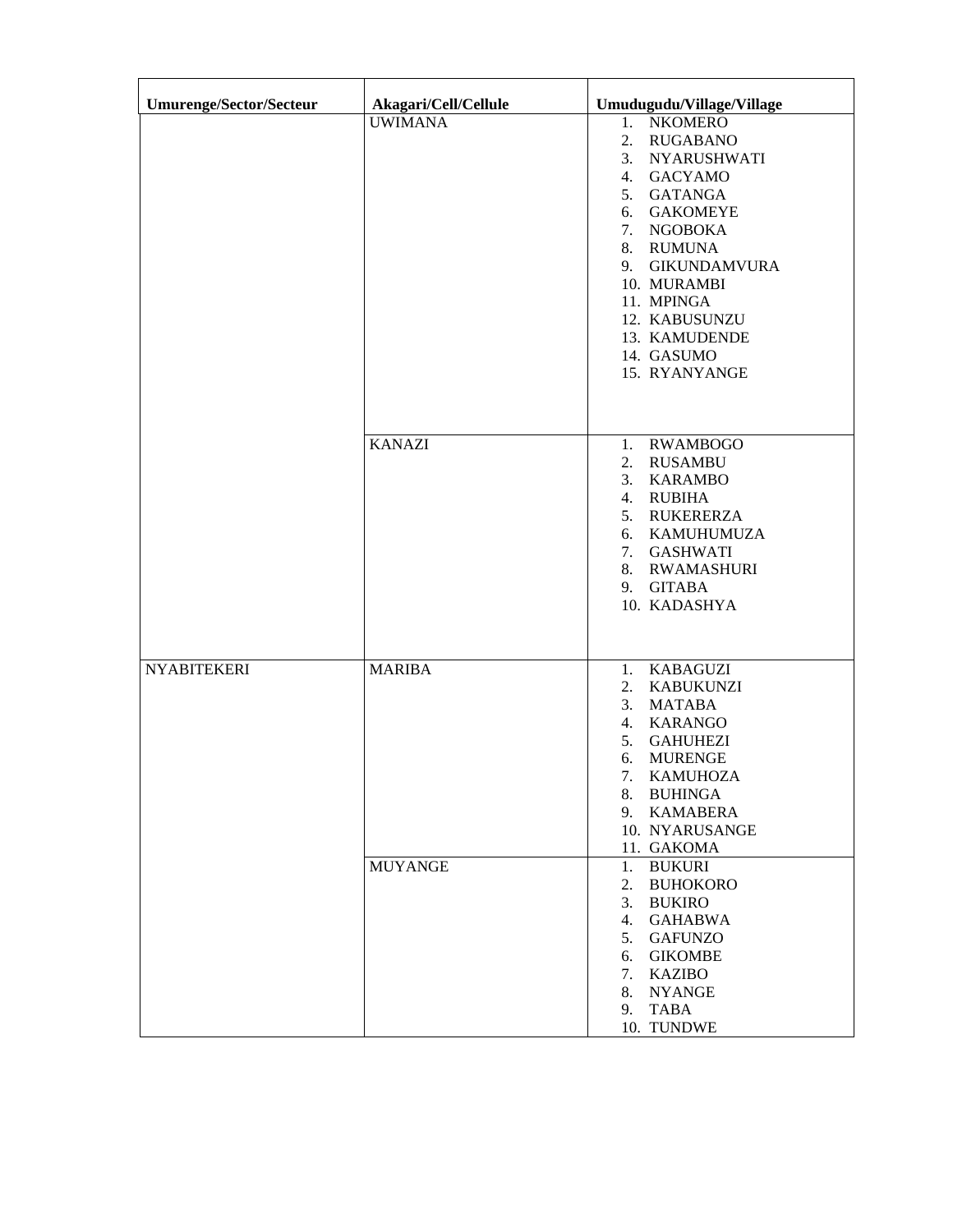| Umurenge/Sector/Secteur | Akagari/Cell/Cellule | Umudugudu/Village/Village |
|---|---|---|
| | UWIMANA | 1. NKOMERO<br>2. RUGABANO<br>3. NYARUSHWATI<br>4. GACYAMO<br>5. GATANGA<br>6. GAKOMEYE<br>7. NGOBOKA<br>8. RUMUNA<br>9. GIKUNDAMVURA<br>10. MURAMBI<br>11. MPINGA<br>12. KABUSUNZU<br>13. KAMUDENDE<br>14. GASUMO<br>15. RYANYANGE |
| | KANAZI | 1. RWAMBOGO<br>2. RUSAMBU<br>3. KARAMBO<br>4. RUBIHA<br>5. RUKERERZA<br>6. KAMUHUMUZA<br>7. GASHWATI<br>8. RWAMASHURI<br>9. GITABA<br>10. KADASHYA |
| NYABITEKERI | MARIBA | 1. KABAGUZI<br>2. KABUKUNZI<br>3. MATABA<br>4. KARANGO<br>5. GAHUHEZI<br>6. MURENGE<br>7. KAMUHOZA<br>8. BUHINGA<br>9. KAMABERA<br>10. NYARUSANGE<br>11. GAKOMA |
| | MUYANGE | 1. BUKURI<br>2. BUHOKORO<br>3. BUKIRO<br>4. GAHABWA<br>5. GAFUNZO<br>6. GIKOMBE<br>7. KAZIBO<br>8. NYANGE<br>9. TABA<br>10. TUNDWE |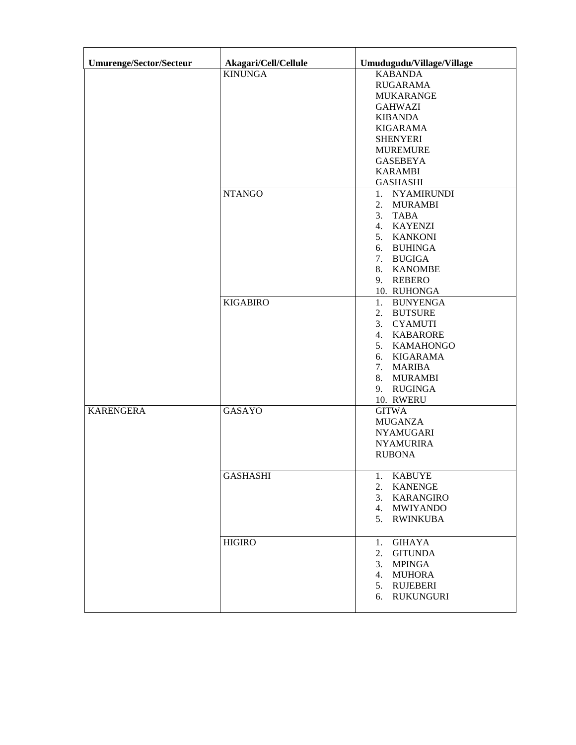| Umurenge/Sector/Secteur | Akagari/Cell/Cellule | Umudugudu/Village/Village |
|---|---|---|
| | KINUNGA | KABANDA<br>RUGARAMA<br>MUKARANGE<br>GAHWAZI<br>KIBANDA<br>KIGARAMA<br>SHENYERI<br>MUREMURE<br>GASEBEYA<br>KARAMBI<br>GASHASHI |
| | NTANGO | 1. NYAMIRUNDI<br>2. MURAMBI<br>3. TABA<br>4. KAYENZI<br>5. KANKONI<br>6. BUHINGA<br>7. BUGIGA<br>8. KANOMBE<br>9. REBERO<br>10. RUHONGA |
| | KIGABIRO | 1. BUNYENGA<br>2. BUTSURE<br>3. CYAMUTI<br>4. KABARORE<br>5. KAMAHONGO<br>6. KIGARAMA<br>7. MARIBA<br>8. MURAMBI<br>9. RUGINGA<br>10. RWERU |
| KARENGERA | GASAYO | GITWA<br>MUGANZA<br>NYAMUGARI<br>NYAMURIRA<br>RUBONA |
| | GASHASHI | 1. KABUYE<br>2. KANENGE<br>3. KARANGIRO<br>4. MWIYANDO<br>5. RWINKUBA |
| | HIGIRO | 1. GIHAYA<br>2. GITUNDA<br>3. MPINGA<br>4. MUHORA<br>5. RUJEBERI<br>6. RUKUNGURI |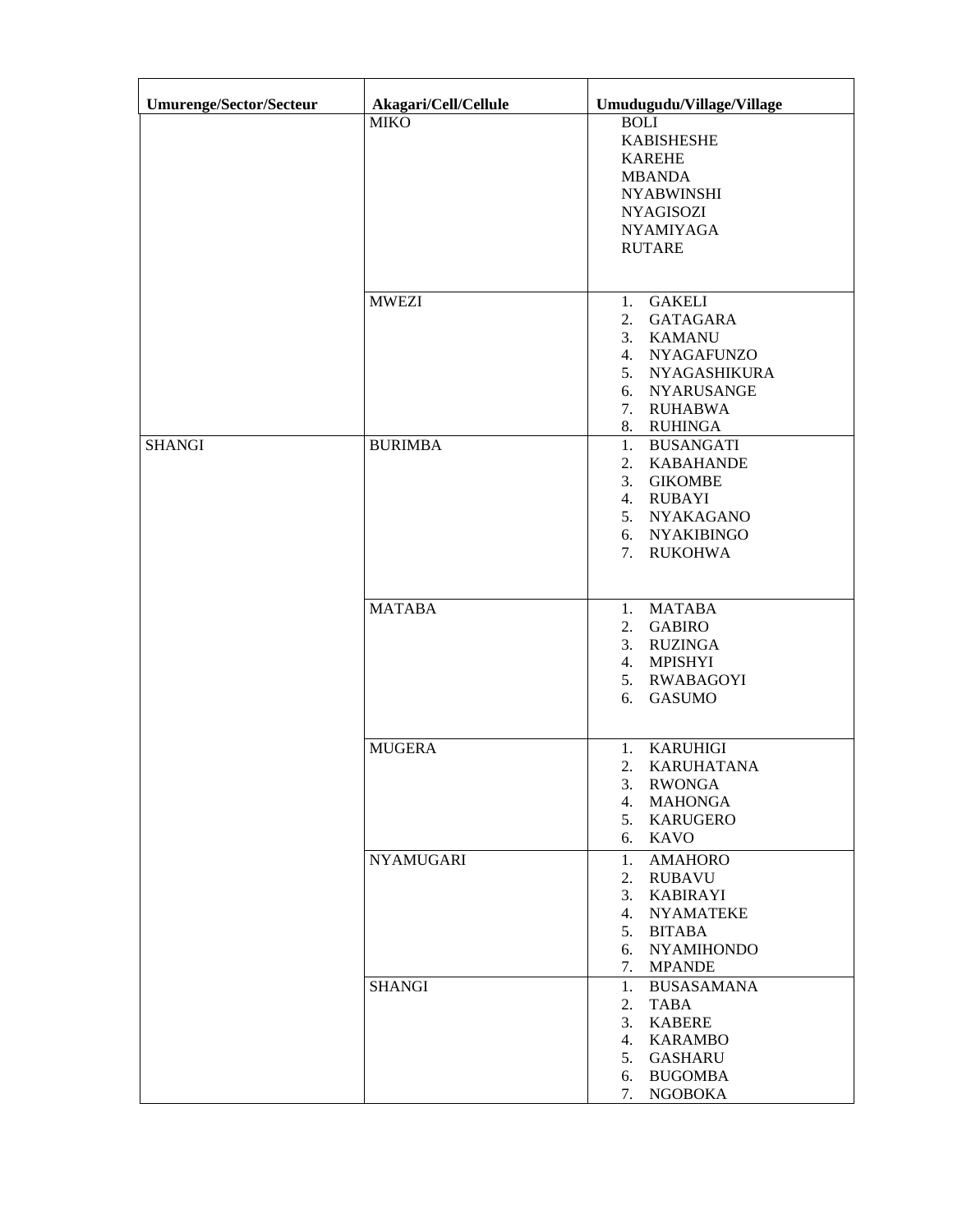| Umurenge/Sector/Secteur | Akagari/Cell/Cellule | Umudugudu/Village/Village |
|---|---|---|
| | MIKO | BOLI<br>KABISHESHE<br>KAREHE<br>MBANDA<br>NYABWINSHI<br>NYAGISOZI<br>NYAMIYAGA<br>RUTARE |
| | MWEZI | 1. GAKELI<br>2. GATAGARA<br>3. KAMANU<br>4. NYAGAFUNZO<br>5. NYAGASHIKURA<br>6. NYARUSANGE<br>7. RUHABWA<br>8. RUHINGA |
| SHANGI | BURIMBA | 1. BUSANGATI<br>2. KABAHANDE<br>3. GIKOMBE<br>4. RUBAYI<br>5. NYAKAGANO<br>6. NYAKIBINGO<br>7. RUKOHWA |
| | MATABA | 1. MATABA<br>2. GABIRO<br>3. RUZINGA<br>4. MPISHYI<br>5. RWABAGOYI<br>6. GASUMO |
| | MUGERA | 1. KARUHIGI<br>2. KARUHATANA<br>3. RWONGA<br>4. MAHONGA<br>5. KARUGERO<br>6. KAVO |
| | NYAMUGARI | 1. AMAHORO<br>2. RUBAVU<br>3. KABIRAYI<br>4. NYAMATEKE<br>5. BITABA<br>6. NYAMIHONDO<br>7. MPANDE |
| | SHANGI | 1. BUSASAMANA<br>2. TABA<br>3. KABERE<br>4. KARAMBO<br>5. GASHARU<br>6. BUGOMBA<br>7. NGOBOKA |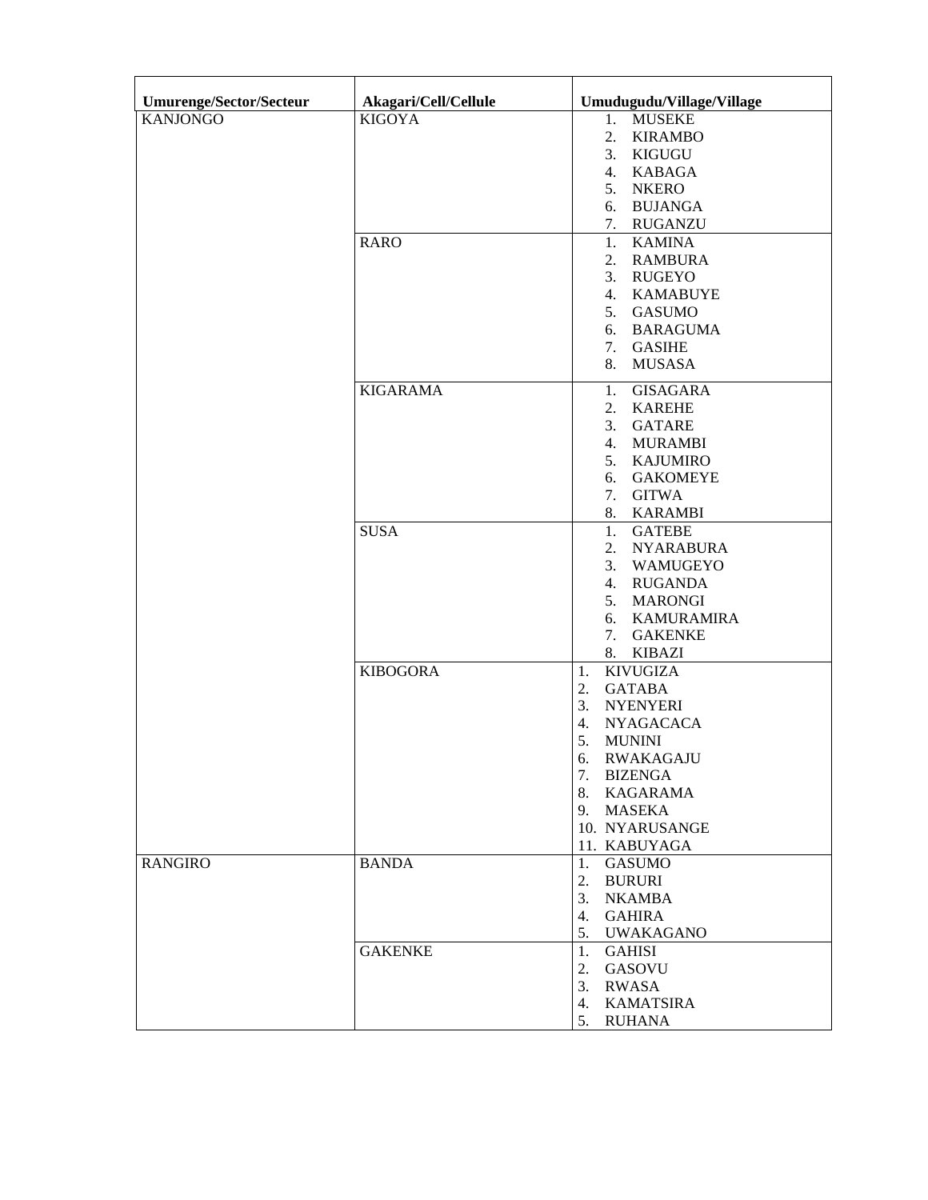| Umurenge/Sector/Secteur | Akagari/Cell/Cellule | Umudugudu/Village/Village |
|---|---|---|
| KANJONGO | KIGOYA | 1. MUSEKE<br>2. KIRAMBO<br>3. KIGUGU<br>4. KABAGA<br>5. NKERO<br>6. BUJANGA<br>7. RUGANZU |
| | RARO | 1. KAMINA<br>2. RAMBURA<br>3. RUGEYO<br>4. KAMABUYE<br>5. GASUMO<br>6. BARAGUMA<br>7. GASIHE<br>8. MUSASA |
| | KIGARAMA | 1. GISAGARA<br>2. KAREHE<br>3. GATARE<br>4. MURAMBI<br>5. KAJUMIRO<br>6. GAKOMEYE<br>7. GITWA<br>8. KARAMBI |
| | SUSA | 1. GATEBE<br>2. NYARABURA<br>3. WAMUGEYO<br>4. RUGANDA<br>5. MARONGI<br>6. KAMURAMIRA<br>7. GAKENKE<br>8. KIBAZI |
| | KIBOGORA | 1. KIVUGIZA<br>2. GATABA<br>3. NYENYERI<br>4. NYAGACACA<br>5. MUNINI<br>6. RWAKAGAJU<br>7. BIZENGA<br>8. KAGARAMA<br>9. MASEKA<br>10. NYARUSANGE<br>11. KABUYAGA |
| RANGIRO | BANDA | 1. GASUMO<br>2. BURURI<br>3. NKAMBA<br>4. GAHIRA<br>5. UWAKAGANO |
| | GAKENKE | 1. GAHISI<br>2. GASOVU<br>3. RWASA<br>4. KAMATSIRA<br>5. RUHANA |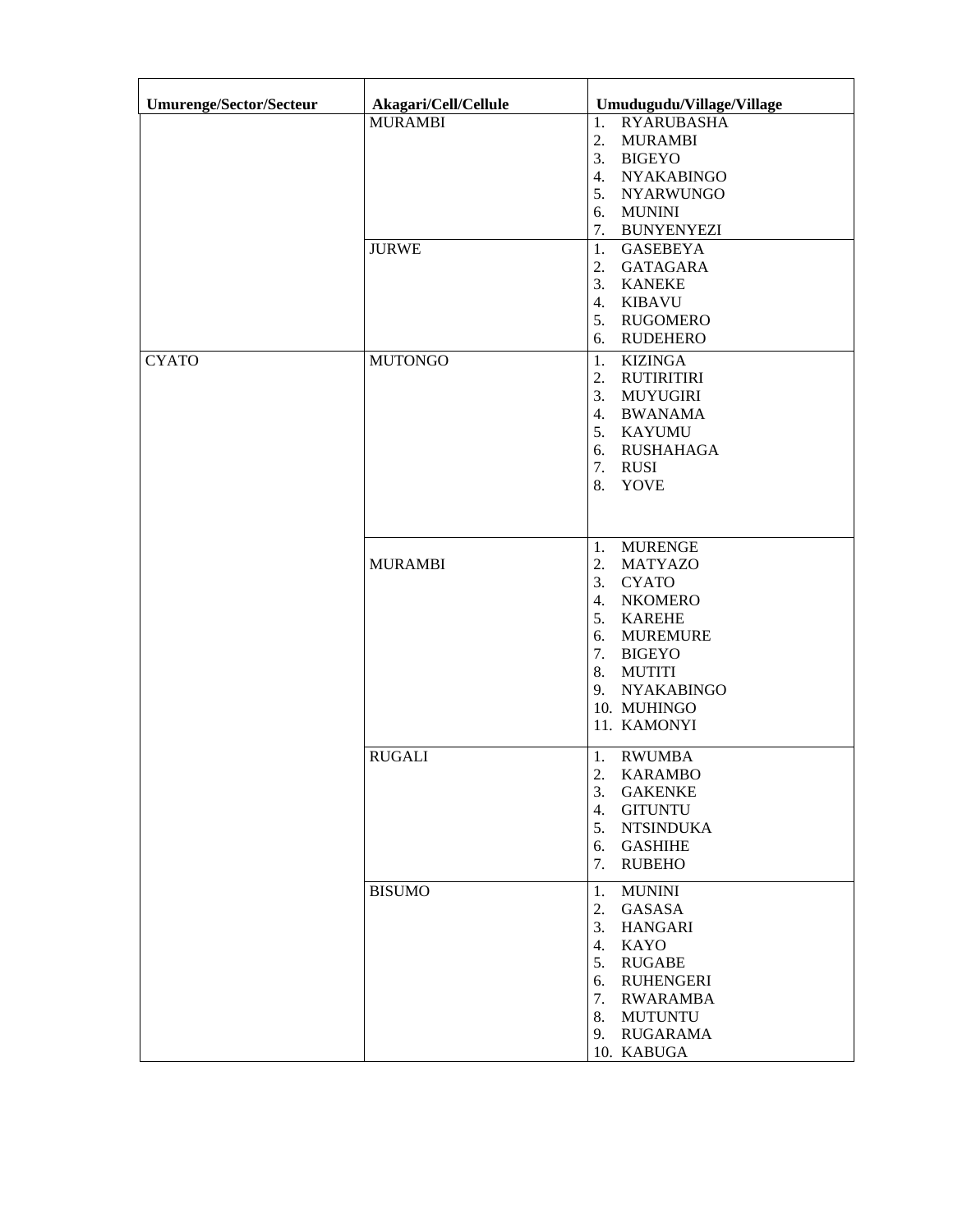| Umurenge/Sector/Secteur | Akagari/Cell/Cellule | Umudugudu/Village/Village |
|---|---|---|
| | MURAMBI | 1. RYARUBASHA<br>2. MURAMBI<br>3. BIGEYO<br>4. NYAKABINGO<br>5. NYARWUNGO<br>6. MUNINI<br>7. BUNYENYEZI |
| | JURWE | 1. GASEBEYA<br>2. GATAGARA<br>3. KANEKE<br>4. KIBAVU<br>5. RUGOMERO<br>6. RUDEHERO |
| CYATO | MUTONGO | 1. KIZINGA<br>2. RUTIRITIRI<br>3. MUYUGIRI<br>4. BWANAMA<br>5. KAYUMU<br>6. RUSHAHAGA<br>7. RUSI<br>8. YOVE |
| | MURAMBI | 1. MURENGE<br>2. MATYAZO<br>3. CYATO<br>4. NKOMERO<br>5. KAREHE<br>6. MUREMURE<br>7. BIGEYO<br>8. MUTITI<br>9. NYAKABINGO<br>10. MUHINGO<br>11. KAMONYI |
| | RUGALI | 1. RWUMBA<br>2. KARAMBO<br>3. GAKENKE<br>4. GITUNTU<br>5. NTSINDUKA<br>6. GASHIHE<br>7. RUBEHO |
| | BISUMO | 1. MUNINI<br>2. GASASA<br>3. HANGARI<br>4. KAYO<br>5. RUGABE<br>6. RUHENGERI<br>7. RWARAMBA<br>8. MUTUNTU<br>9. RUGARAMA<br>10. KABUGA |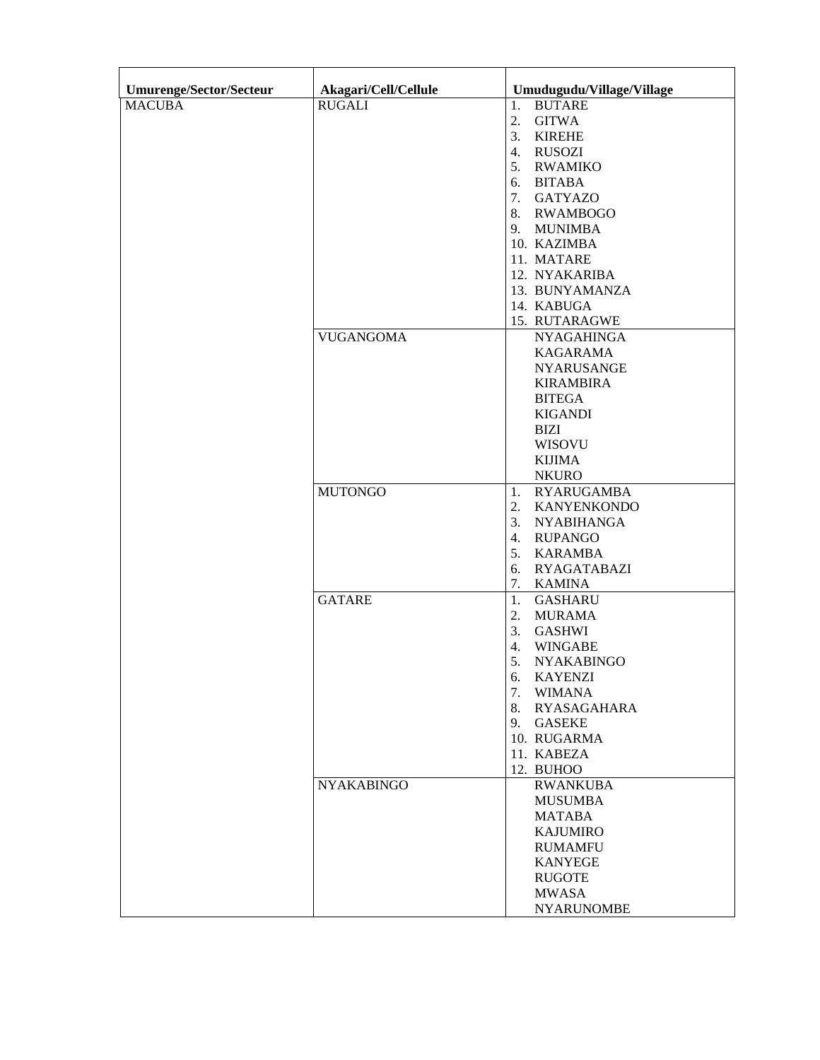| Umurenge/Sector/Secteur | Akagari/Cell/Cellule | Umudugudu/Village/Village |
|---|---|---|
| MACUBA | RUGALI | 1. BUTARE<br>2. GITWA<br>3. KIREHE<br>4. RUSOZI<br>5. RWAMIKO<br>6. BITABA<br>7. GATYAZO<br>8. RWAMBOGO<br>9. MUNIMBA<br>10. KAZIMBA<br>11. MATARE<br>12. NYAKARIBA<br>13. BUNYAMANZA<br>14. KABUGA<br>15. RUTARAGWE |
| | VUGANGOMA | NYAGAHINGA<br>KAGARAMA<br>NYARUSANGE<br>KIRAMBIRA<br>BITEGA<br>KIGANDI<br>BIZI<br>WISOVU<br>KIJIMA<br>NKURO |
| | MUTONGO | 1. RYARUGAMBA<br>2. KANYENKONDO<br>3. NYABIHANGA<br>4. RUPANGO<br>5. KARAMBA<br>6. RYAGATABAZI<br>7. KAMINA |
| | GATARE | 1. GASHARU<br>2. MURAMA<br>3. GASHWI<br>4. WINGABE<br>5. NYAKABINGO<br>6. KAYENZI<br>7. WIMANA<br>8. RYASAGAHARA<br>9. GASEKE<br>10. RUGARMA<br>11. KABEZA<br>12. BUHOO |
| | NYAKABINGO | RWANKUBA<br>MUSUMBA<br>MATABA<br>KAJUMIRO<br>RUMAMFU<br>KANYEGE<br>RUGOTE<br>MWASA<br>NYARUNOMBE |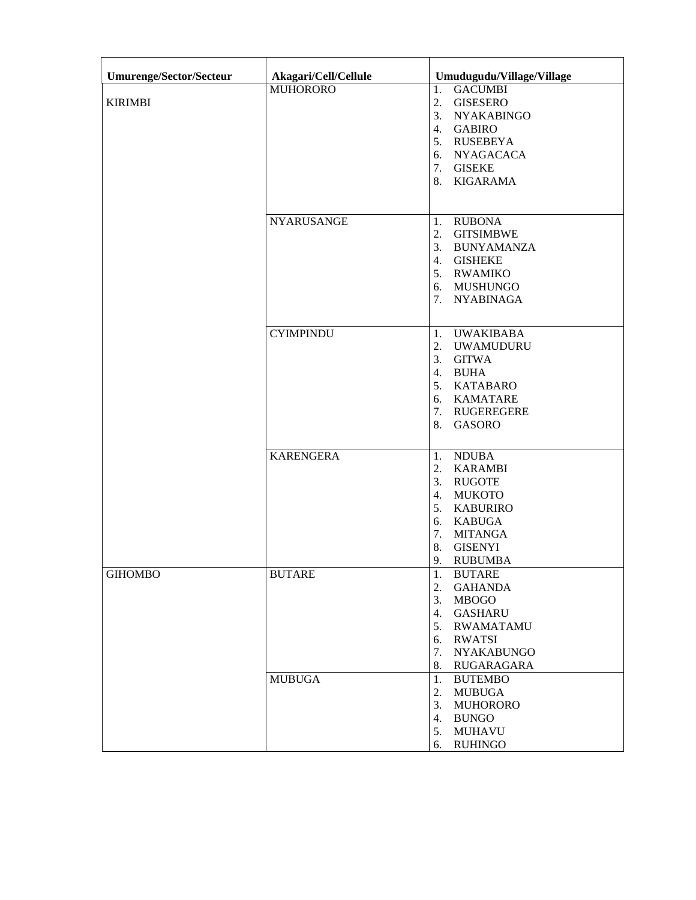| Umurenge/Sector/Secteur | Akagari/Cell/Cellule | Umudugudu/Village/Village |
| --- | --- | --- |
| KIRIMBI | MUHORORO | 1. GACUMBI<br>2. GISESERO<br>3. NYAKABINGO<br>4. GABIRO<br>5. RUSEBEYA<br>6. NYAGACACA<br>7. GISEKE<br>8. KIGARAMA |
| | NYARUSANGE | 1. RUBONA<br>2. GITSIMBWE<br>3. BUNYAMANZA<br>4. GISHEKE<br>5. RWAMIKO<br>6. MUSHUNGO<br>7. NYABINAGA |
| | CYIMPINDU | 1. UWAKIBABA<br>2. UWAMUDURU<br>3. GITWA<br>4. BUHA<br>5. KATABARO<br>6. KAMATARE<br>7. RUGEREGERE<br>8. GASORO |
| | KARENGERA | 1. NDUBA<br>2. KARAMBI<br>3. RUGOTE<br>4. MUKOTO<br>5. KABURIRO<br>6. KABUGA<br>7. MITANGA<br>8. GISENYI<br>9. RUBUMBA |
| GIHOMBO | BUTARE | 1. BUTARE<br>2. GAHANDA<br>3. MBOGO<br>4. GASHARU<br>5. RWAMATAMU<br>6. RWATSI<br>7. NYAKABUNGO<br>8. RUGARAGARA |
| | MUBUGA | 1. BUTEMBO<br>2. MUBUGA<br>3. MUHORORO<br>4. BUNGO<br>5. MUHAVU<br>6. RUHINGO |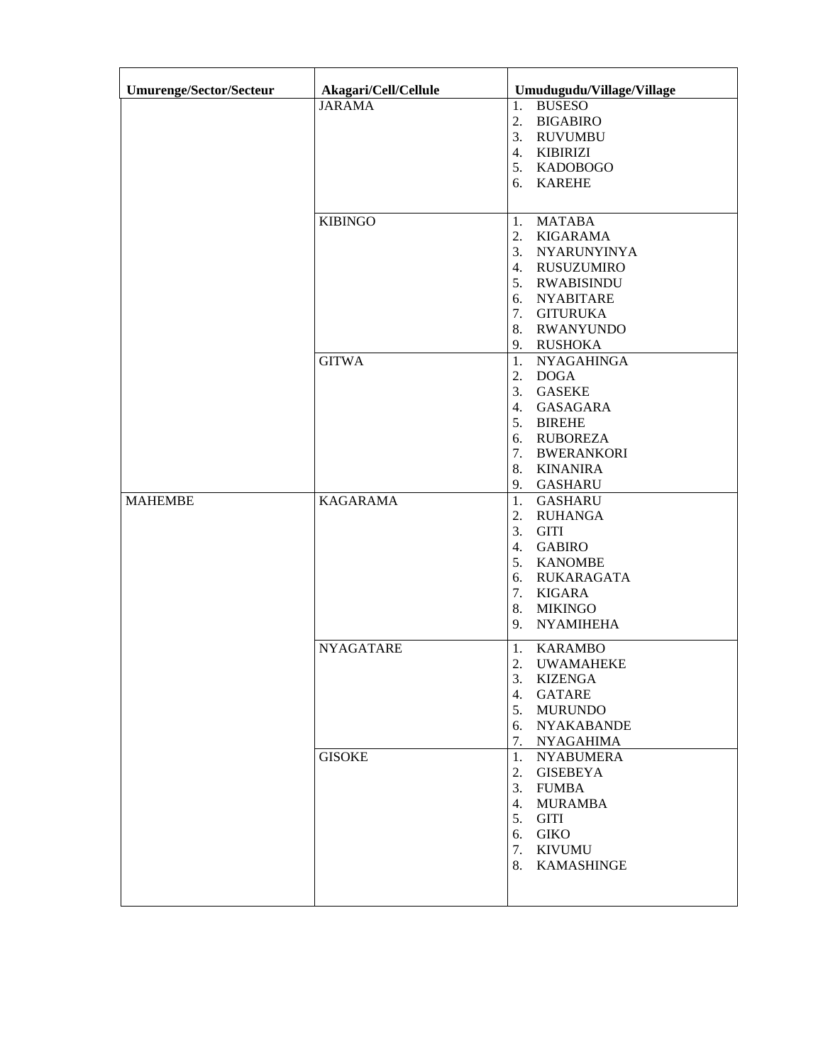| Umurenge/Sector/Secteur | Akagari/Cell/Cellule | Umudugudu/Village/Village |
|---|---|---|
| | JARAMA | 1. BUSESO<br>2. BIGABIRO<br>3. RUVUMBU<br>4. KIBIRIZI<br>5. KADOBOGO<br>6. KAREHE |
| | KIBINGO | 1. MATABA<br>2. KIGARAMA<br>3. NYARUNYINYA<br>4. RUSUZUMIRO<br>5. RWABISINDU<br>6. NYABITARE<br>7. GITURUKA<br>8. RWANYUNDO<br>9. RUSHOKA |
| | GITWA | 1. NYAGAHINGA<br>2. DOGA<br>3. GASEKE<br>4. GASAGARA<br>5. BIREHE<br>6. RUBOREZA<br>7. BWERANKORI<br>8. KINANIRA<br>9. GASHARU |
| MAHEMBE | KAGARAMA | 1. GASHARU<br>2. RUHANGA<br>3. GITI<br>4. GABIRO<br>5. KANOMBE<br>6. RUKARAGATA<br>7. KIGARA<br>8. MIKINGO<br>9. NYAMIHEHA |
| | NYAGATARE | 1. KARAMBO<br>2. UWAMAHEKE<br>3. KIZENGA<br>4. GATARE<br>5. MURUNDO<br>6. NYAKABANDE<br>7. NYAGAHIMA |
| | GISOKE | 1. NYABUMERA<br>2. GISEBEYA<br>3. FUMBA<br>4. MURAMBA<br>5. GITI<br>6. GIKO<br>7. KIVUMU<br>8. KAMASHINGE |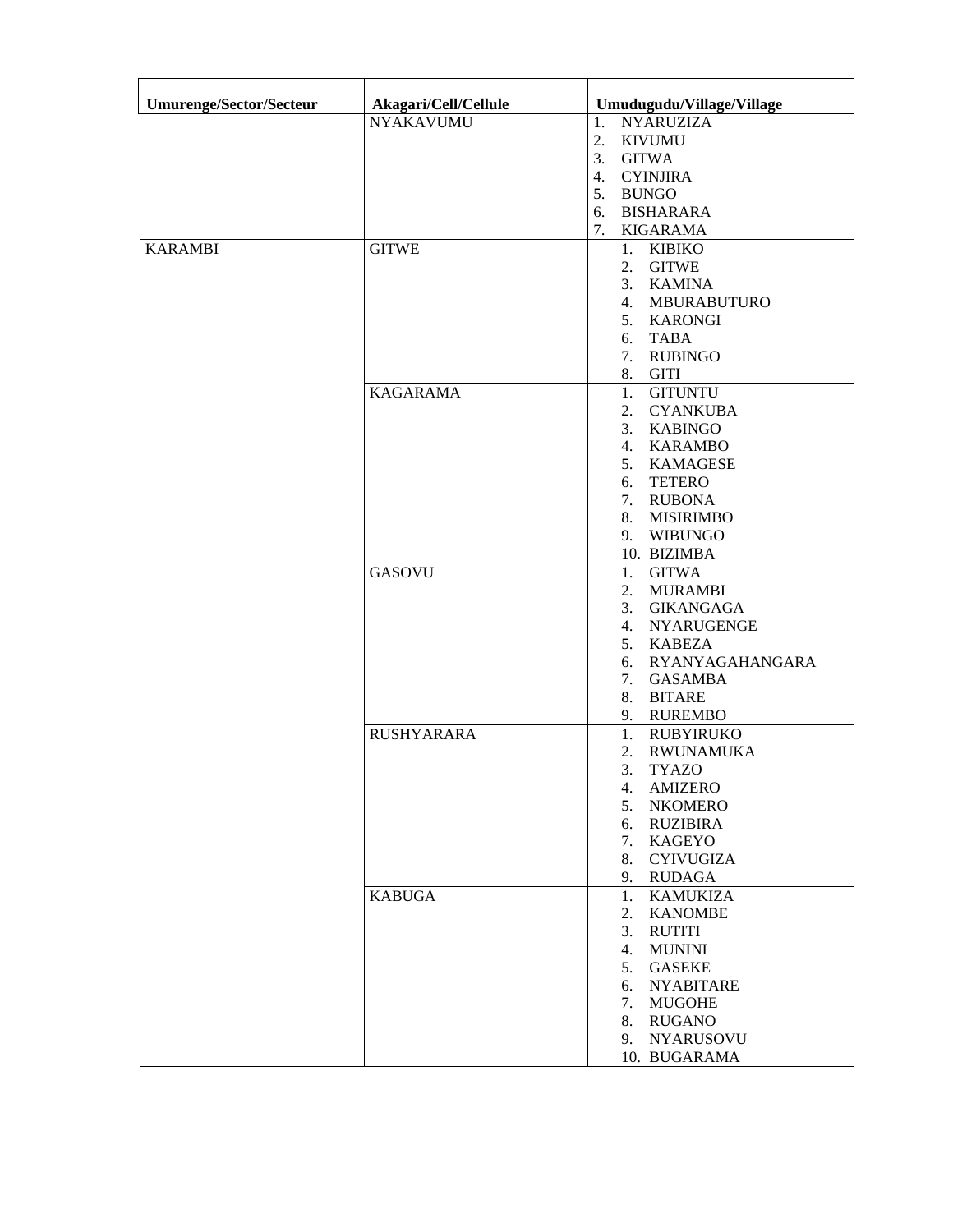| Umurenge/Sector/Secteur | Akagari/Cell/Cellule | Umudugudu/Village/Village |
|---|---|---|
| | NYAKAVUMU | 1. NYARUZIZA<br>2. KIVUMU<br>3. GITWA<br>4. CYINJIRA<br>5. BUNGO<br>6. BISHARARA<br>7. KIGARAMA |
| KARAMBI | GITWE | 1. KIBIKO<br>2. GITWE<br>3. KAMINA<br>4. MBURABUTURO<br>5. KARONGI<br>6. TABA<br>7. RUBINGO<br>8. GITI |
| | KAGARAMA | 1. GITUNTU<br>2. CYANKUBA<br>3. KABINGO<br>4. KARAMBO<br>5. KAMAGESE<br>6. TETERO<br>7. RUBONA<br>8. MISIRIMBO<br>9. WIBUNGO<br>10. BIZIMBA |
| | GASOVU | 1. GITWA<br>2. MURAMBI<br>3. GIKANGAGA<br>4. NYARUGENGE<br>5. KABEZA<br>6. RYANYAGAHANGARA<br>7. GASAMBA<br>8. BITARE<br>9. RUREMBO |
| | RUSHYARARA | 1. RUBYIRUKO<br>2. RWUNAMUKA<br>3. TYAZO<br>4. AMIZERO<br>5. NKOMERO<br>6. RUZIBIRA<br>7. KAGEYO<br>8. CYIVUGIZA<br>9. RUDAGA |
| | KABUGA | 1. KAMUKIZA<br>2. KANOMBE<br>3. RUTITI<br>4. MUNINI<br>5. GASEKE<br>6. NYABITARE<br>7. MUGOHE<br>8. RUGANO<br>9. NYARUSOVU<br>10. BUGARAMA |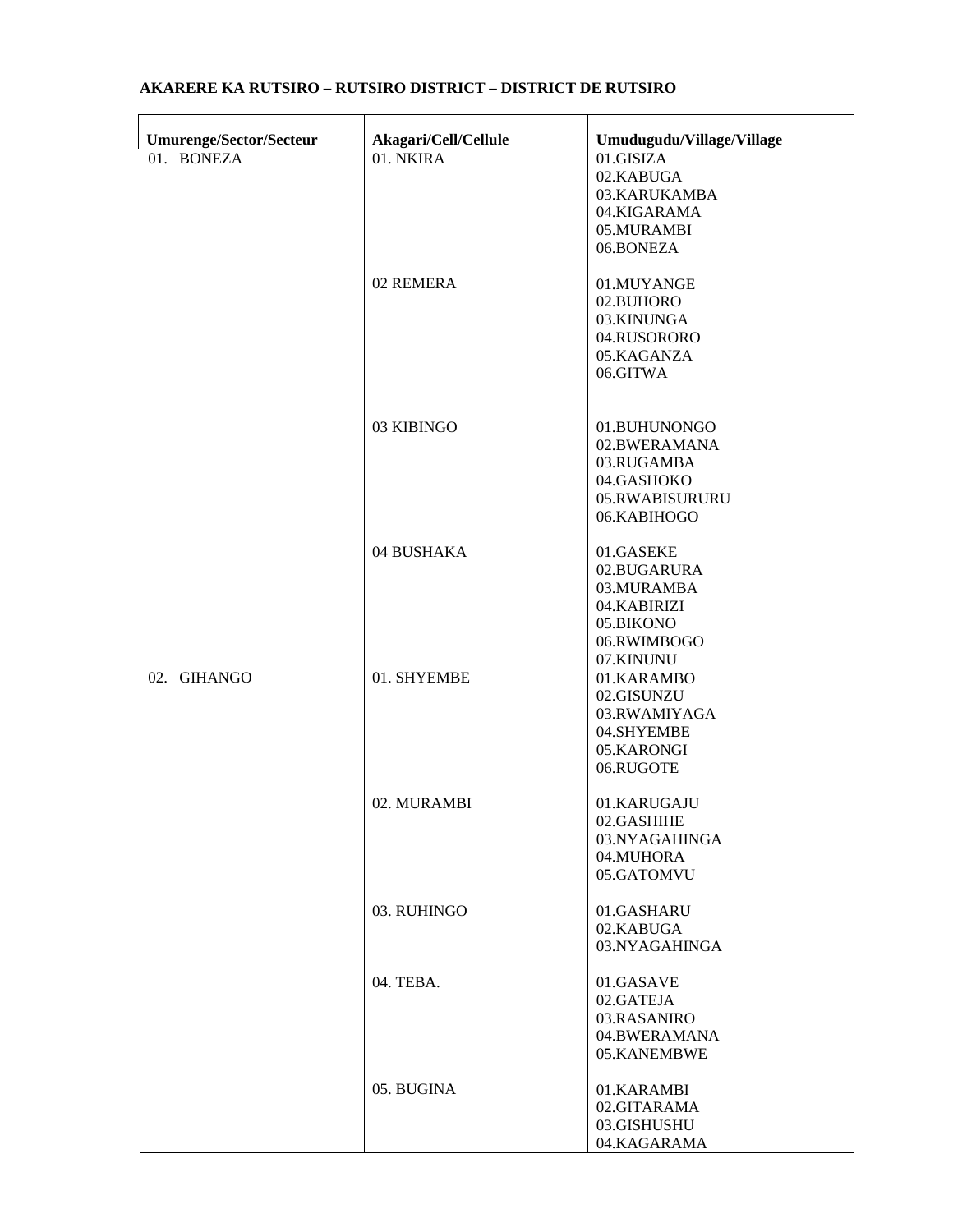**AKARERE KA RUTSIRO – RUTSIRO DISTRICT – DISTRICT DE RUTSIRO**

| Umurenge/Sector/Secteur | Akagari/Cell/Cellule | Umudugudu/Village/Village |
|---|---|---|
| 01. BONEZA | 01. NKIRA | 01.GISIZA<br>02.KABUGA<br>03.KARUKAMBA<br>04.KIGARAMA<br>05.MURAMBI<br>06.BONEZA |
| | 02 REMERA | 01.MUYANGE<br>02.BUHORO<br>03.KINUNGA<br>04.RUSORORO<br>05.KAGANZA<br>06.GITWA |
| | 03 KIBINGO | 01.BUHUNONGO<br>02.BWERAMANA<br>03.RUGAMBA<br>04.GASHOKO<br>05.RWABISURURU<br>06.KABIHOGO |
| | 04 BUSHAKA | 01.GASEKE<br>02.BUGARURA<br>03.MURAMBA<br>04.KABIRIZI<br>05.BIKONO<br>06.RWIMBOGO<br>07.KINUNU |
| 02. GIHANGO | 01. SHYEMBE | 01.KARAMBO<br>02.GISUNZU<br>03.RWAMIYAGA<br>04.SHYEMBE<br>05.KARONGI<br>06.RUGOTE |
| | 02. MURAMBI | 01.KARUGAJU<br>02.GASHIHE<br>03.NYAGAHINGA<br>04.MUHORA<br>05.GATOMVU |
| | 03. RUHINGO | 01.GASHARU<br>02.KABUGA<br>03.NYAGAHINGA |
| | 04. TEBA. | 01.GASAVE<br>02.GATEJA<br>03.RASANIRO<br>04.BWERAMANA<br>05.KANEMBWE |
| | 05. BUGINA | 01.KARAMBI<br>02.GITARAMA<br>03.GISHUSHU<br>04.KAGARAMA |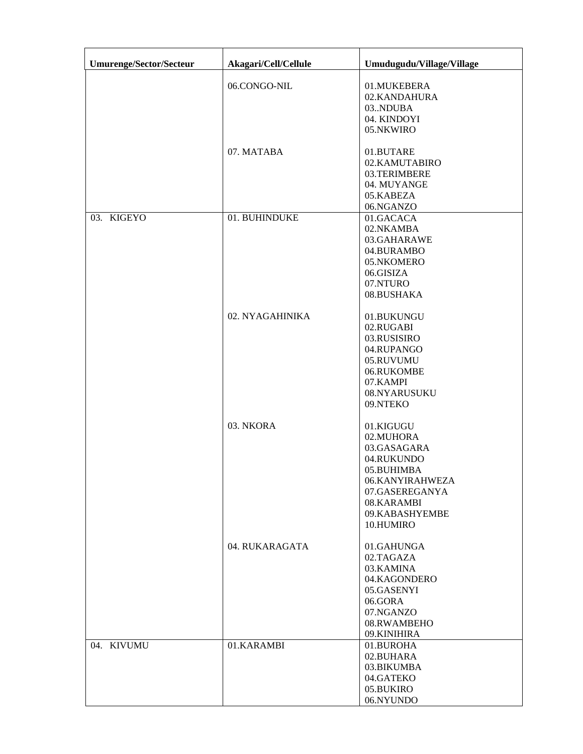| Umurenge/Sector/Secteur | Akagari/Cell/Cellule | Umudugudu/Village/Village |
|---|---|---|
| | 06.CONGO-NIL | 01.MUKEBERA<br>02.KANDAHURA<br>03..NDUBA<br>04. KINDOYI<br>05.NKWIRO |
| | 07. MATABA | 01.BUTARE<br>02.KAMUTABIRO<br>03.TERIMBERE<br>04. MUYANGE<br>05.KABEZA<br>06.NGANZO |
| 03. KIGEYO | 01. BUHINDUKE | 01.GACACA<br>02.NKAMBA<br>03.GAHARAWE<br>04.BURAMBO<br>05.NKOMERO<br>06.GISIZA<br>07.NTURO<br>08.BUSHAKA |
| | 02. NYAGAHINIKA | 01.BUKUNGU<br>02.RUGABI<br>03.RUSISIRO<br>04.RUPANGO<br>05.RUVUMU<br>06.RUKOMBE<br>07.KAMPI<br>08.NYARUSUKU<br>09.NTEKO |
| | 03. NKORA | 01.KIGUGU<br>02.MUHORA<br>03.GASAGARA<br>04.RUKUNDO<br>05.BUHIMBA<br>06.KANYIRAHWEZA<br>07.GASEREGANYA<br>08.KARAMBI<br>09.KABASHYEMBE<br>10.HUMIRO |
| | 04. RUKARAGATA | 01.GAHUNGA<br>02.TAGAZA<br>03.KAMINA<br>04.KAGONDERO<br>05.GASENYI<br>06.GORA<br>07.NGANZO<br>08.RWAMBEHO<br>09.KINIHIRA |
| 04. KIVUMU | 01.KARAMBI | 01.BUROHA<br>02.BUHARA<br>03.BIKUMBA<br>04.GATEKO<br>05.BUKIRO<br>06.NYUNDO |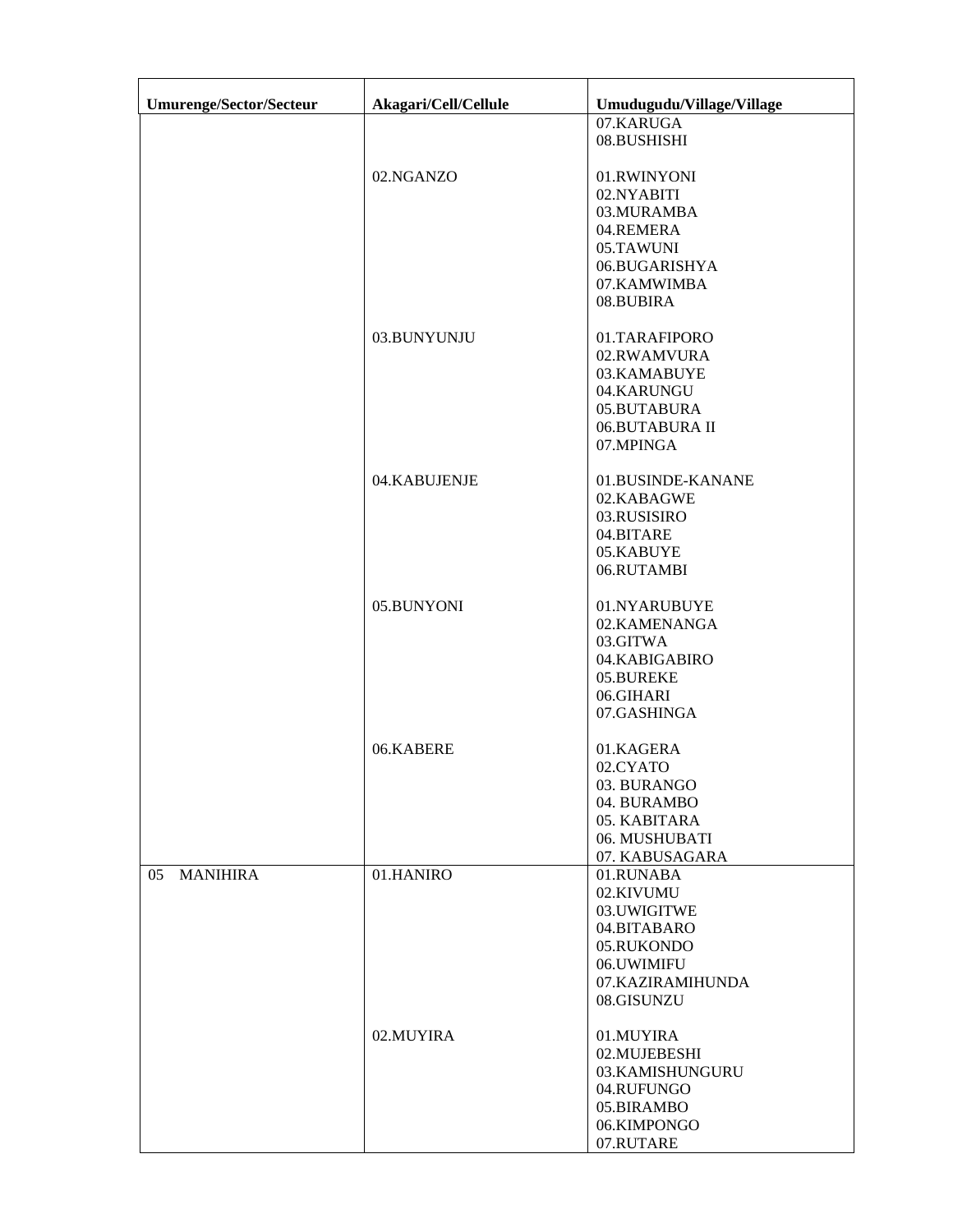| Umurenge/Sector/Secteur | Akagari/Cell/Cellule | Umudugudu/Village/Village |
|---|---|---|
| | | 07.KARUGA |
| | | 08.BUSHISHI |
| | 02.NGANZO | 01.RWINYONI |
| | | 02.NYABITI |
| | | 03.MURAMBA |
| | | 04.REMERA |
| | | 05.TAWUNI |
| | | 06.BUGARISHYA |
| | | 07.KAMWIMBA |
| | | 08.BUBIRA |
| | 03.BUNYUNJU | 01.TARAFIPORO |
| | | 02.RWAMVURA |
| | | 03.KAMABUYE |
| | | 04.KARUNGU |
| | | 05.BUTABURA |
| | | 06.BUTABURA II |
| | | 07.MPINGA |
| | 04.KABUJENJE | 01.BUSINDE-KANANE |
| | | 02.KABAGWE |
| | | 03.RUSISIRO |
| | | 04.BITARE |
| | | 05.KABUYE |
| | | 06.RUTAMBI |
| | 05.BUNYONI | 01.NYARUBUYE |
| | | 02.KAMENANGA |
| | | 03.GITWA |
| | | 04.KABIGABIRO |
| | | 05.BUREKE |
| | | 06.GIHARI |
| | | 07.GASHINGA |
| | 06.KABERE | 01.KAGERA |
| | | 02.CYATO |
| | | 03. BURANGO |
| | | 04. BURAMBO |
| | | 05. KABITARA |
| | | 06. MUSHUBATI |
| | | 07. KABUSAGARA |
| 05 MANIHIRA | 01.HANIRO | 01.RUNABA |
| | | 02.KIVUMU |
| | | 03.UWIGITWE |
| | | 04.BITABARO |
| | | 05.RUKONDO |
| | | 06.UWIMIFU |
| | | 07.KAZIRAMIHUNDA |
| | | 08.GISUNZU |
| | 02.MUYIRA | 01.MUYIRA |
| | | 02.MUJEBESHI |
| | | 03.KAMISHUNGURU |
| | | 04.RUFUNGO |
| | | 05.BIRAMBO |
| | | 06.KIMPONGO |
| | | 07.RUTARE |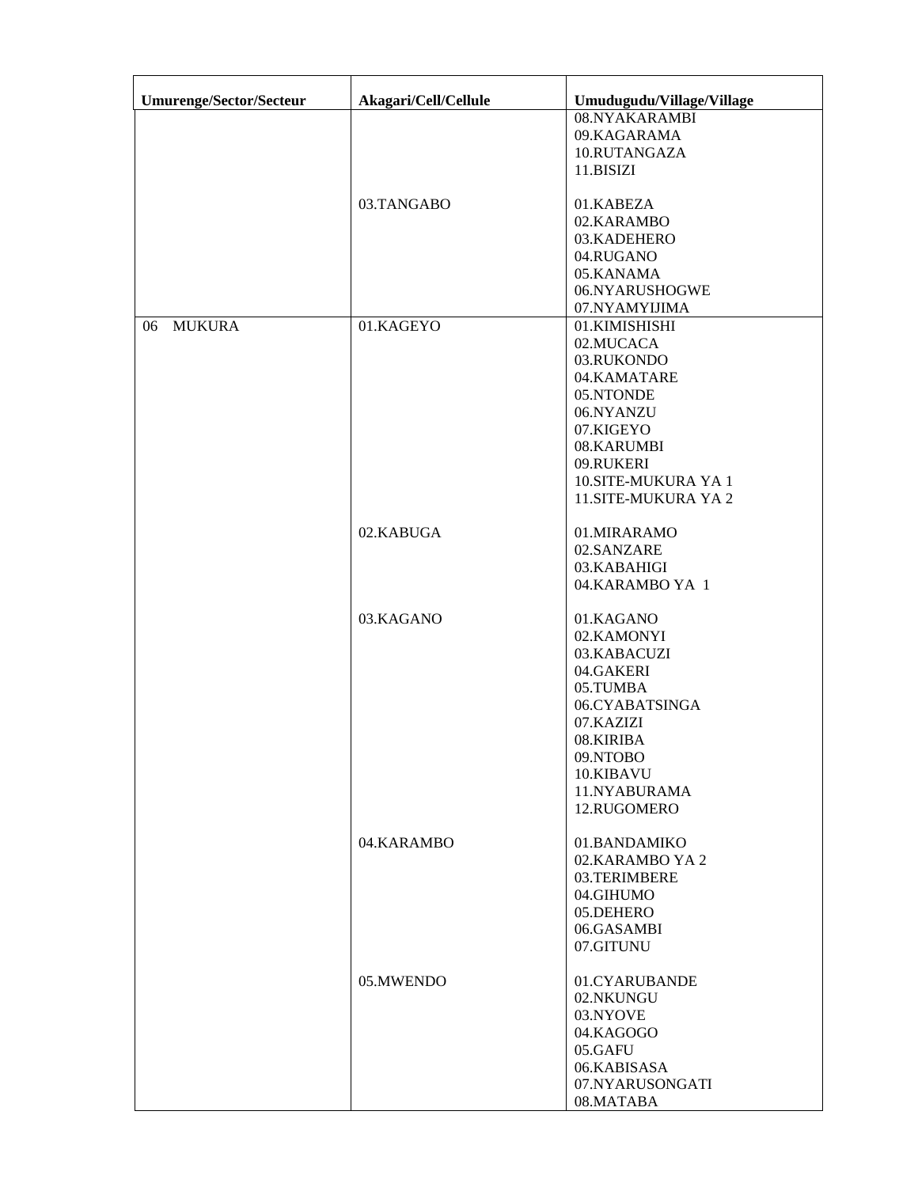| Umurenge/Sector/Secteur | Akagari/Cell/Cellule | Umudugudu/Village/Village |
|---|---|---|
| | | 08.NYAKARAMBI<br>09.KAGARAMA<br>10.RUTANGAZA<br>11.BISIZI |
| | 03.TANGABO | 01.KABEZA<br>02.KARAMBO<br>03.KADEHERO<br>04.RUGANO<br>05.KANAMA<br>06.NYARUSHOGWE<br>07.NYAMYIJIMA |
| 06 MUKURA | 01.KAGEYO | 01.KIMISHISHI<br>02.MUCACA<br>03.RUKONDO<br>04.KAMATARE<br>05.NTONDE<br>06.NYANZU<br>07.KIGEYO<br>08.KARUMBI<br>09.RUKERI<br>10.SITE-MUKURA YA 1<br>11.SITE-MUKURA YA 2 |
| | 02.KABUGA | 01.MIRARAMO<br>02.SANZARE<br>03.KABAHIGI<br>04.KARAMBO YA 1 |
| | 03.KAGANO | 01.KAGANO<br>02.KAMONYI<br>03.KABACUZI<br>04.GAKERI<br>05.TUMBA<br>06.CYABATSINGA<br>07.KAZIZI<br>08.KIRIBA<br>09.NTOBO<br>10.KIBAVU<br>11.NYABURAMA<br>12.RUGOMERO |
| | 04.KARAMBO | 01.BANDAMIKO<br>02.KARAMBO YA 2<br>03.TERIMBERE<br>04.GIHUMO<br>05.DEHERO<br>06.GASAMBI<br>07.GITUNU |
| | 05.MWENDO | 01.CYARUBANDE<br>02.NKUNGU<br>03.NYOVE<br>04.KAGOGO<br>05.GAFU<br>06.KABISASA<br>07.NYARUSONGATI<br>08.MATABA |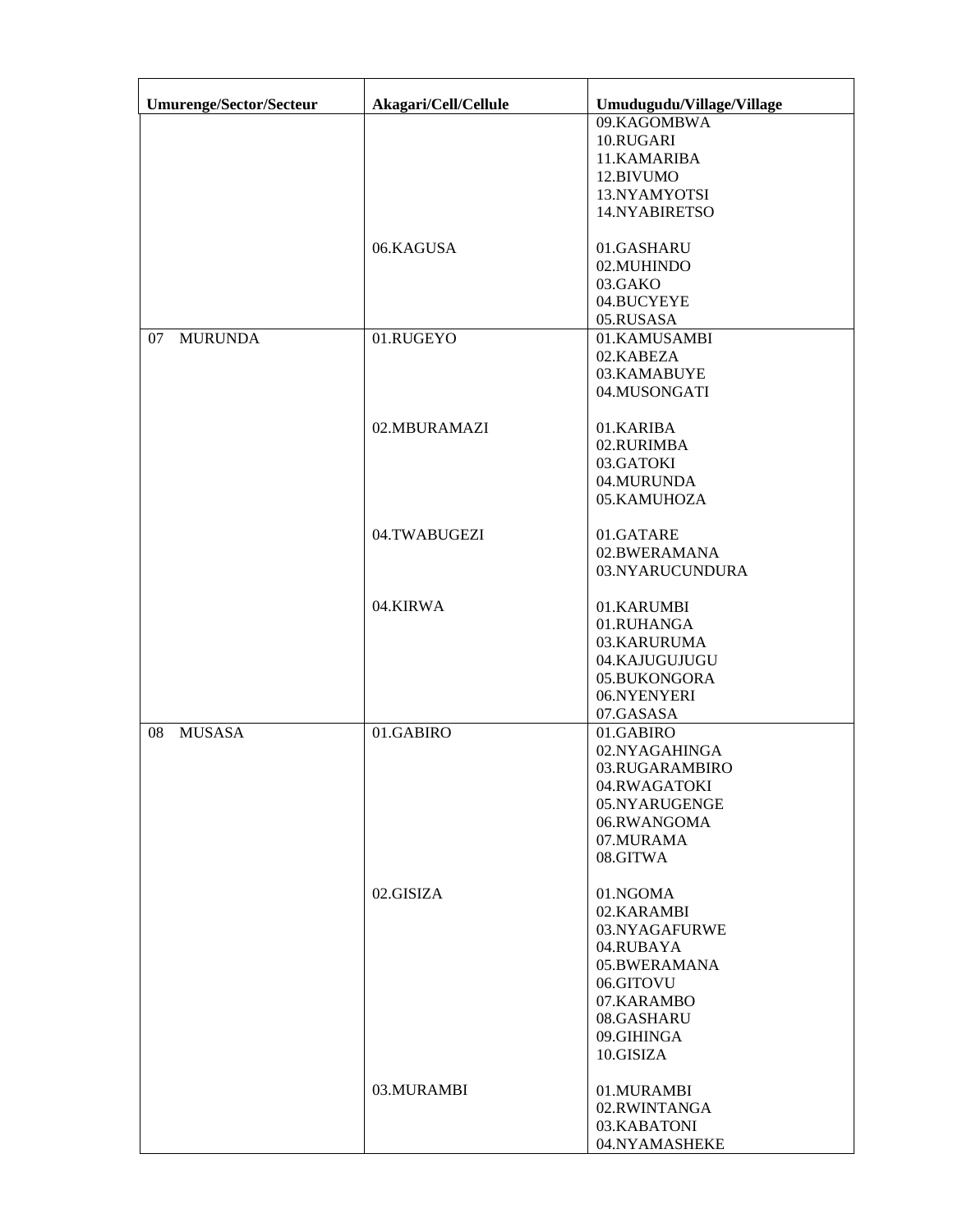| Umurenge/Sector/Secteur | Akagari/Cell/Cellule | Umudugudu/Village/Village |
| --- | --- | --- |
| | | 09.KAGOMBWA<br>10.RUGARI<br>11.KAMARIBA<br>12.BIVUMO<br>13.NYAMYOTSI<br>14.NYABIRETSO |
| | 06.KAGUSA | 01.GASHARU<br>02.MUHINDO<br>03.GAKO<br>04.BUCYEYE<br>05.RUSASA |
| 07 MURUNDA | 01.RUGEYO | 01.KAMUSAMBI<br>02.KABEZA<br>03.KAMABUYE<br>04.MUSONGATI |
| | 02.MBURAMAZI | 01.KARIBA<br>02.RURIMBA<br>03.GATOKI<br>04.MURUNDA<br>05.KAMUHOZA |
| | 04.TWABUGEZI | 01.GATARE<br>02.BWERAMANA<br>03.NYARUCUNDURA |
| | 04.KIRWA | 01.KARUMBI<br>01.RUHANGA<br>03.KARURUMA<br>04.KAJUGUJUGU<br>05.BUKONGORA<br>06.NYENYERI<br>07.GASASA |
| 08 MUSASA | 01.GABIRO | 01.GABIRO<br>02.NYAGAHINGA<br>03.RUGARAMBIRO<br>04.RWAGATOKI<br>05.NYARUGENGE<br>06.RWANGOMA<br>07.MURAMA<br>08.GITWA |
| | 02.GISIZA | 01.NGOMA<br>02.KARAMBI<br>03.NYAGAFURWE<br>04.RUBAYA<br>05.BWERAMANA<br>06.GITOVU<br>07.KARAMBO<br>08.GASHARU<br>09.GIHINGA<br>10.GISIZA |
| | 03.MURAMBI | 01.MURAMBI<br>02.RWINTANGA<br>03.KABATONI<br>04.NYAMASHEKE |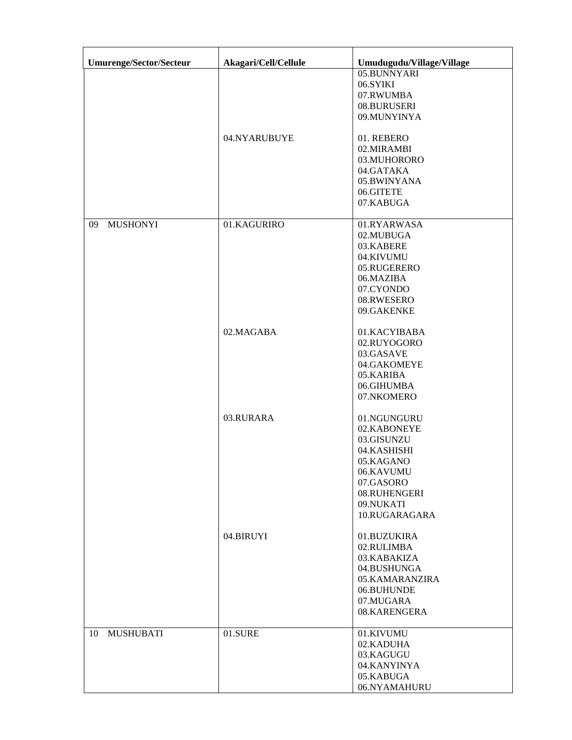| Umurenge/Sector/Secteur | Akagari/Cell/Cellule | Umudugudu/Village/Village |
|---|---|---|
| | | 05.BUNNYARI<br>06.SYIKI<br>07.RWUMBA<br>08.BURUSERI<br>09.MUNYINYA |
| | 04.NYARUBUYE | 01. REBERO<br>02.MIRAMBI<br>03.MUHORORO<br>04.GATAKA<br>05.BWINYANA<br>06.GITETE<br>07.KABUGA |
| 09 MUSHONYI | 01.KAGURIRO | 01.RYARWASA<br>02.MUBUGA<br>03.KABERE<br>04.KIVUMU<br>05.RUGERERO<br>06.MAZIBA<br>07.CYONDO<br>08.RWESERO<br>09.GAKENKE |
| | 02.MAGABA | 01.KACYIBABA<br>02.RUYOGORO<br>03.GASAVE<br>04.GAKOMEYE<br>05.KARIBA<br>06.GIHUMBA<br>07.NKOMERO |
| | 03.RURARA | 01.NGUNGURU<br>02.KABONEYE<br>03.GISUNZU<br>04.KASHISHI<br>05.KAGANO<br>06.KAVUMU<br>07.GASORO<br>08.RUHENGERI<br>09.NUKATI<br>10.RUGARAGARA |
| | 04.BIRUYI | 01.BUZUKIRA<br>02.RULIMBA<br>03.KABAKIZA<br>04.BUSHUNGA<br>05.KAMARANZIRA<br>06.BUHUNDE<br>07.MUGARA<br>08.KARENGERA |
| 10 MUSHUBATI | 01.SURE | 01.KIVUMU<br>02.KADUHA<br>03.KAGUGU<br>04.KANYINYA<br>05.KABUGA<br>06.NYAMAHURU |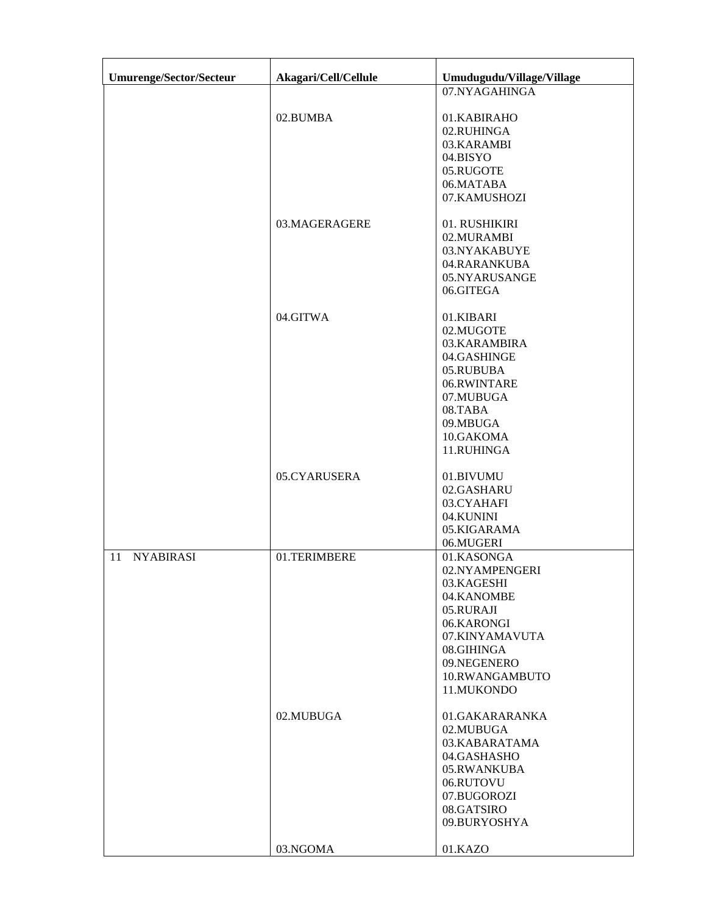| Umurenge/Sector/Secteur | Akagari/Cell/Cellule | Umudugudu/Village/Village |
|---|---|---|
| | | 07.NYAGAHINGA |
| | 02.BUMBA | 01.KABIRAHO<br>02.RUHINGA<br>03.KARAMBI<br>04.BISYO<br>05.RUGOTE<br>06.MATABA<br>07.KAMUSHOZI |
| | 03.MAGERAGERE | 01. RUSHIKIRI<br>02.MURAMBI<br>03.NYAKABUYE<br>04.RARANKUBA<br>05.NYARUSANGE<br>06.GITEGA |
| | 04.GITWA | 01.KIBARI<br>02.MUGOTE<br>03.KARAMBIRA<br>04.GASHINGE<br>05.RUBUBA<br>06.RWINTARE<br>07.MUBUGA<br>08.TABA<br>09.MBUGA<br>10.GAKOMA<br>11.RUHINGA |
| | 05.CYARUSERA | 01.BIVUMU<br>02.GASHARU<br>03.CYAHAFI<br>04.KUNINI<br>05.KIGARAMA<br>06.MUGERI |
| 11 NYABIRASI | 01.TERIMBERE | 01.KASONGA<br>02.NYAMPENGERI<br>03.KAGESHI<br>04.KANOMBE<br>05.RURAJI<br>06.KARONGI<br>07.KINYAMAVUTA<br>08.GIHINGA<br>09.NEGENERO<br>10.RWANGAMBUTO<br>11.MUKONDO |
| | 02.MUBUGA | 01.GAKARARANKA<br>02.MUBUGA<br>03.KABARATAMA<br>04.GASHASHO<br>05.RWANKUBA<br>06.RUTOVU<br>07.BUGOROZI<br>08.GATSIRO<br>09.BURYOSHYA |
| | 03.NGOMA | 01.KAZO |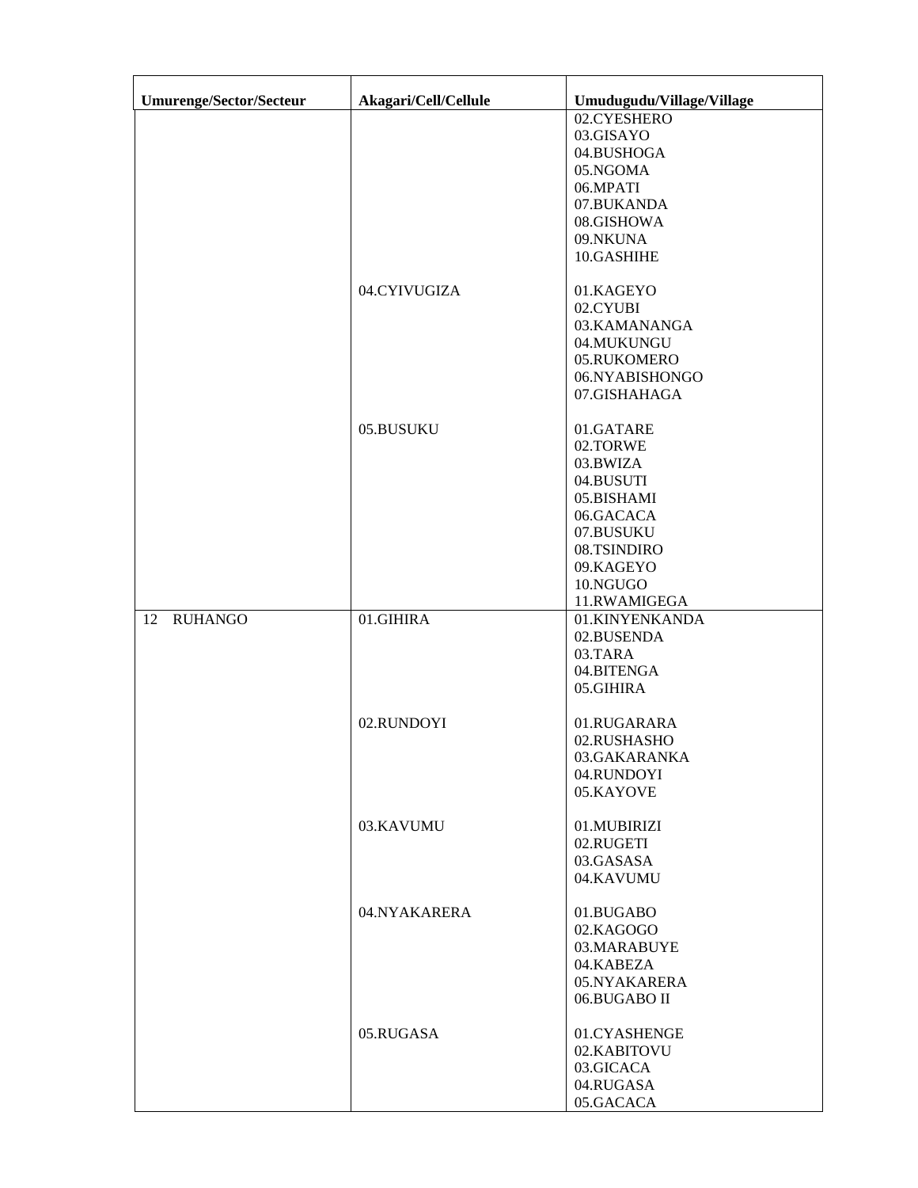| Umurenge/Sector/Secteur | Akagari/Cell/Cellule | Umudugudu/Village/Village |
|---|---|---|
| | | 02.CYESHERO<br>03.GISAYO<br>04.BUSHOGA<br>05.NGOMA<br>06.MPATI<br>07.BUKANDA<br>08.GISHOWA<br>09.NKUNA<br>10.GASHIHE |
| | 04.CYIVUGIZA | 01.KAGEYO<br>02.CYUBI<br>03.KAMANANGA<br>04.MUKUNGU<br>05.RUKOMERO<br>06.NYABISHONGO<br>07.GISHAHAGA |
| | 05.BUSUKU | 01.GATARE<br>02.TORWE<br>03.BWIZA<br>04.BUSUTI<br>05.BISHAMI<br>06.GACACA<br>07.BUSUKU<br>08.TSINDIRO<br>09.KAGEYO<br>10.NGUGO<br>11.RWAMIGEGA |
| 12 RUHANGO | 01.GIHIRA | 01.KINYENKANDA<br>02.BUSENDA<br>03.TARA<br>04.BITENGA<br>05.GIHIRA |
| | 02.RUNDOYI | 01.RUGARARA<br>02.RUSHASHO<br>03.GAKARANKA<br>04.RUNDOYI<br>05.KAYOVE |
| | 03.KAVUMU | 01.MUBIRIZI<br>02.RUGETI<br>03.GASASA<br>04.KAVUMU |
| | 04.NYAKARERA | 01.BUGABO<br>02.KAGOGO<br>03.MARABUYE<br>04.KABEZA<br>05.NYAKARERA<br>06.BUGABO II |
| | 05.RUGASA | 01.CYASHENGE<br>02.KABITOVU<br>03.GICACA<br>04.RUGASA<br>05.GACACA |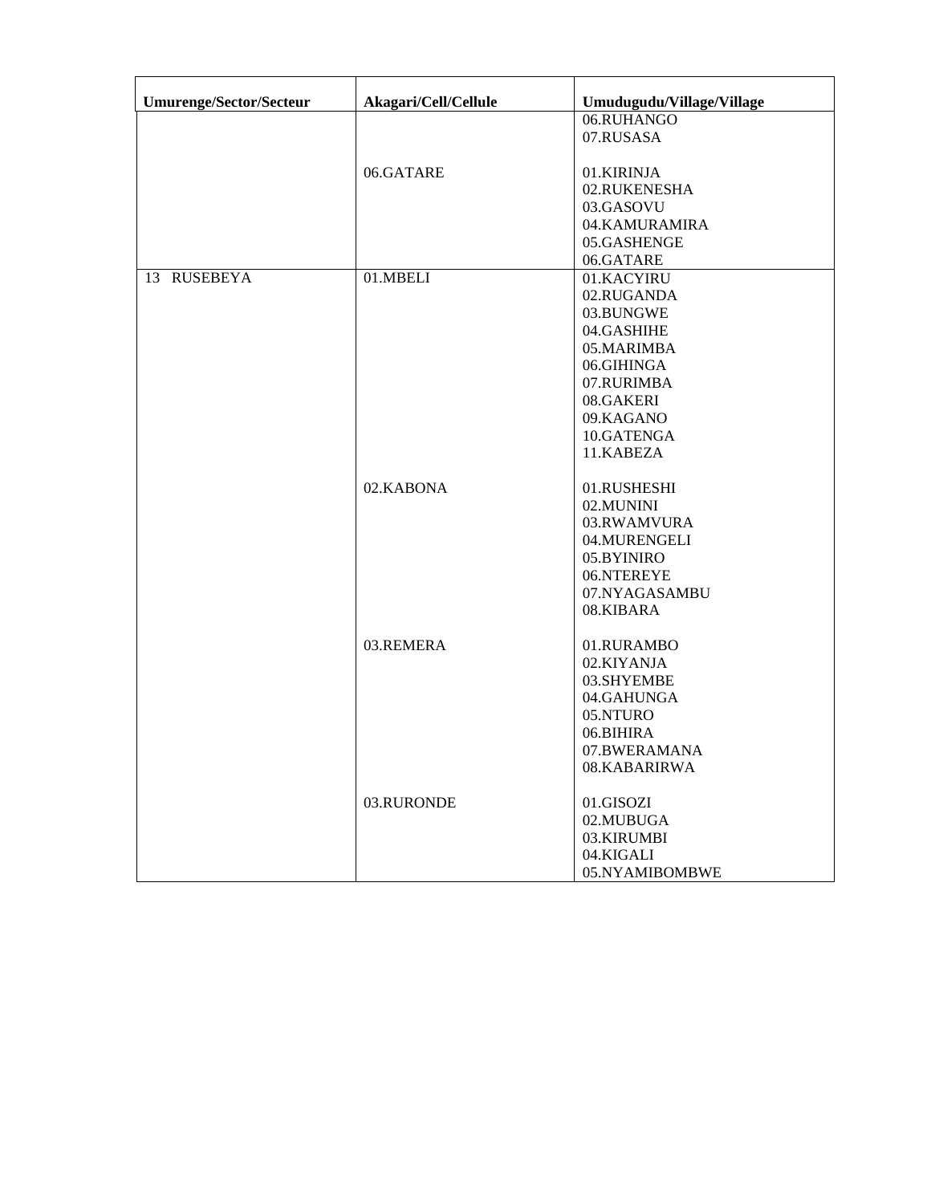| Umurenge/Sector/Secteur | Akagari/Cell/Cellule | Umudugudu/Village/Village |
| --- | --- | --- |
| | | 06.RUHANGO<br>07.RUSASA |
| | 06.GATARE | 01.KIRINJA<br>02.RUKENESHA<br>03.GASOVU<br>04.KAMURAMIRA<br>05.GASHENGE<br>06.GATARE |
| 13 RUSEBEYA | 01.MBELI | 01.KACYIRU<br>02.RUGANDA<br>03.BUNGWE<br>04.GASHIHE<br>05.MARIMBA<br>06.GIHINGA<br>07.RURIMBA<br>08.GAKERI<br>09.KAGANO<br>10.GATENGA<br>11.KABEZA |
| | 02.KABONA | 01.RUSHESHI<br>02.MUNINI<br>03.RWAMVURA<br>04.MURENGELI<br>05.BYINIRO<br>06.NTEREYE<br>07.NYAGASAMBU<br>08.KIBARA |
| | 03.REMERA | 01.RURAMBO<br>02.KIYANJA<br>03.SHYEMBE<br>04.GAHUNGA<br>05.NTURO<br>06.BIHIRA<br>07.BWERAMANA<br>08.KABARIRWA |
| | 03.RURONDE | 01.GISOZI<br>02.MUBUGA<br>03.KIRUMBI<br>04.KIGALI<br>05.NYAMIBOMBWE |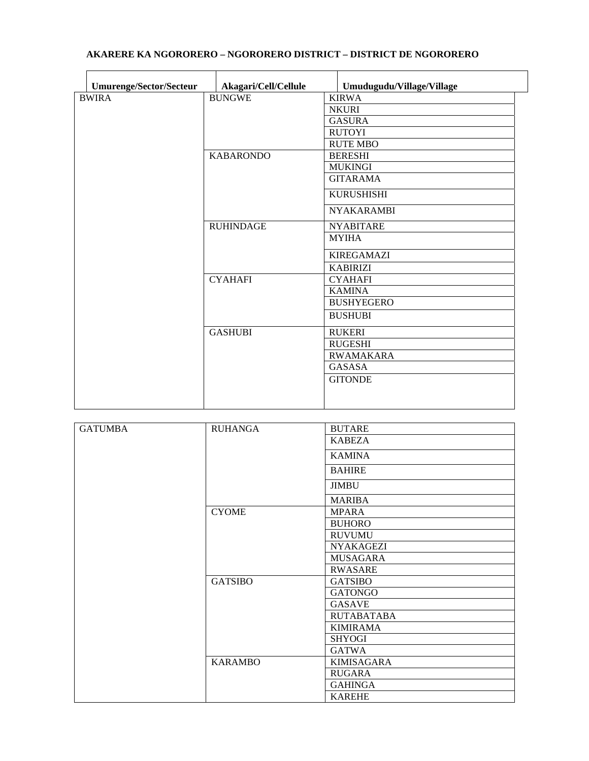**AKARERE KA NGORORERO – NGORORERO DISTRICT – DISTRICT DE NGORORERO**

| Umurenge/Sector/Secteur | Akagari/Cell/Cellule | Umudugudu/Village/Village |
|---|---|---|
| BWIRA | BUNGWE | KIRWA |
| | | NKURI |
| | | GASURA |
| | | RUTOYI |
| | | RUTE MBO |
| | KABARONDO | BERESHI |
| | | MUKINGI |
| | | GITARAMA |
| | | KURUSHISHI |
| | | NYAKARAMBI |
| | RUHINDAGE | NYABITARE |
| | | MYIHA |
| | | KIREGAMAZI |
| | | KABIRIZI |
| | CYAHAFI | CYAHAFI |
| | | KAMINA |
| | | BUSHYEGERO |
| | | BUSHUBI |
| | GASHUBI | RUKERI |
| | | RUGESHI |
| | | RWAMAKARA |
| | | GASASA |
| | | GITONDE |
| GATUMBA | RUHANGA | BUTARE |
| | | KABEZA |
| | | KAMINA |
| | | BAHIRE |
| | | JIMBU |
| | | MARIBA |
| | CYOME | MPARA |
| | | BUHORO |
| | | RUVUMU |
| | | NYAKAGEZI |
| | | MUSAGARA |
| | | RWASARE |
| | GATSIBO | GATSIBO |
| | | GATONGO |
| | | GASAVE |
| | | RUTABATABA |
| | | KIMIRAMA |
| | | SHYOGI |
| | | GATWA |
| | KARAMBO | KIMISAGARA |
| | | RUGARA |
| | | GAHINGA |
| | | KAREHE |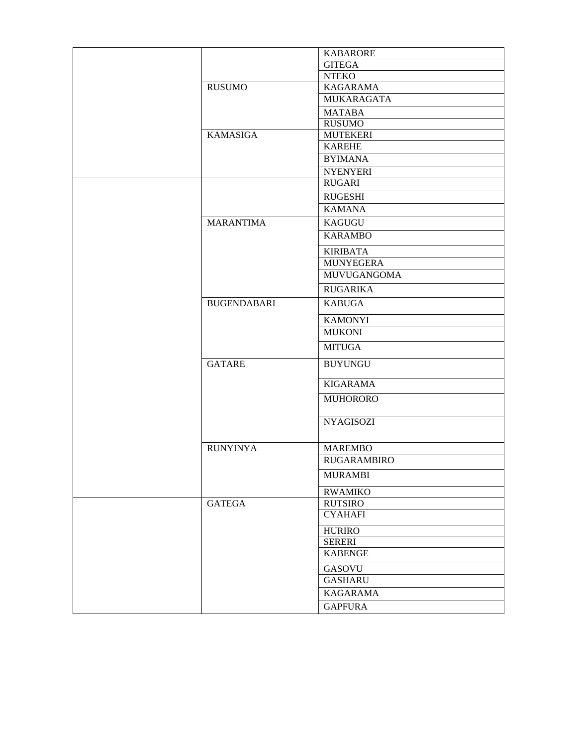| | | |
|---|---|---|
| | | KABARORE |
| | | GITEGA |
| | | NTEKO |
| | RUSUMO | KAGARAMA |
| | | MUKARAGATA |
| | | MATABA |
| | | RUSUMO |
| | KAMASIGA | MUTEKERI |
| | | KAREHE |
| | | BYIMANA |
| | | NYENYERI |
| | | RUGARI |
| | | RUGESHI |
| | | KAMANA |
| | MARANTIMA | KAGUGU |
| | | KARAMBO |
| | | KIRIBATA |
| | | MUNYEGERA |
| | | MUVUGANGOMA |
| | | RUGARIKA |
| | BUGENDABARI | KABUGA |
| | | KAMONYI |
| | | MUKONI |
| | | MITUGA |
| | GATARE | BUYUNGU |
| | | KIGARAMA |
| | | MUHORORO |
| | | NYAGISOZI |
| | RUNYINYA | MAREMBO |
| | | RUGARAMBIRO |
| | | MURAMBI |
| | | RWAMIKO |
| | GATEGA | RUTSIRO |
| | | CYAHAFI |
| | | HURIRO |
| | | SERERI |
| | | KABENGE |
| | | GASOVU |
| | | GASHARU |
| | | KAGARAMA |
| | | GAPFURA |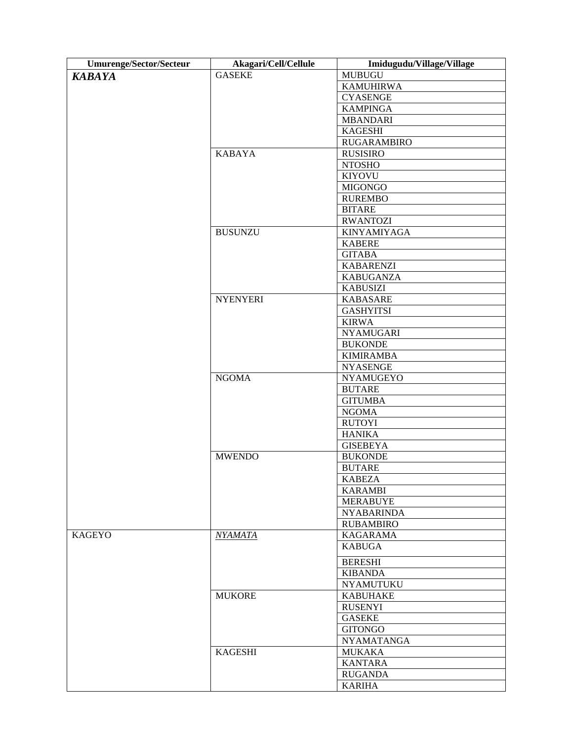| Umurenge/Sector/Secteur | Akagari/Cell/Cellule | Imidugudu/Village/Village |
|---|---|---|
| ***KABAYA*** | GASEKE | MUBUGU |
| | | KAMUHIRWA |
| | | CYASENGE |
| | | KAMPINGA |
| | | MBANDARI |
| | | KAGESHI |
| | | RUGARAMBIRO |
| | KABAYA | RUSISIRO |
| | | NTOSHO |
| | | KIYOVU |
| | | MIGONGO |
| | | RUREMBO |
| | | BITARE |
| | | RWANTOZI |
| | BUSUNZU | KINYAMIYAGA |
| | | KABERE |
| | | GITABA |
| | | KABARENZI |
| | | KABUGANZA |
| | | KABUSIZI |
| | NYENYERI | KABASARE |
| | | GASHYITSI |
| | | KIRWA |
| | | NYAMUGARI |
| | | BUKONDE |
| | | KIMIRAMBA |
| | | NYASENGE |
| | NGOMA | NYAMUGEYO |
| | | BUTARE |
| | | GITUMBA |
| | | NGOMA |
| | | RUTOYI |
| | | HANIKA |
| | | GISEBEYA |
| | MWENDO | BUKONDE |
| | | BUTARE |
| | | KABEZA |
| | | KARAMBI |
| | | MERABUYE |
| | | NYABARINDA |
| | | RUBAMBIRO |
| KAGEYO | *NYAMATA* | KAGARAMA |
| | | KABUGA |
| | | BERESHI |
| | | KIBANDA |
| | | NYAMUTUKU |
| | MUKORE | KABUHAKE |
| | | RUSENYI |
| | | GASEKE |
| | | GITONGO |
| | | NYAMATANGA |
| | KAGESHI | MUKAKA |
| | | KANTARA |
| | | RUGANDA |
| | | KARIHA |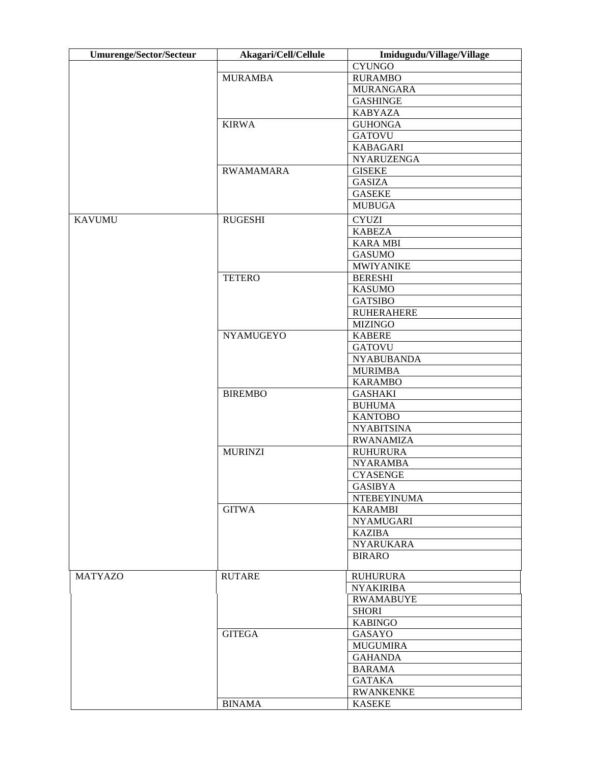| Umurenge/Sector/Secteur | Akagari/Cell/Cellule | Imidugudu/Village/Village |
|---|---|---|
| | | CYUNGO |
| | MURAMBA | RURAMBO |
| | | MURANGARA |
| | | GASHINGE |
| | | KABYAZA |
| | KIRWA | GUHONGA |
| | | GATOVU |
| | | KABAGARI |
| | | NYARUZENGA |
| | RWAMAMARA | GISEKE |
| | | GASIZA |
| | | GASEKE |
| | | MUBUGA |
| KAVUMU | RUGESHI | CYUZI |
| | | KABEZA |
| | | KARA MBI |
| | | GASUMO |
| | | MWIYANIKE |
| | TETERO | BERESHI |
| | | KASUMO |
| | | GATSIBO |
| | | RUHERAHERE |
| | | MIZINGO |
| | NYAMUGEYO | KABERE |
| | | GATOVU |
| | | NYABUBANDA |
| | | MURIMBA |
| | | KARAMBO |
| | BIREMBO | GASHAKI |
| | | BUHUMA |
| | | KANTOBO |
| | | NYABITSINA |
| | | RWANAMIZA |
| | MURINZI | RUHURURA |
| | | NYARAMBA |
| | | CYASENGE |
| | | GASIBYA |
| | | NTEBEYINUMA |
| | GITWA | KARAMBI |
| | | NYAMUGARI |
| | | KAZIBA |
| | | NYARUKARA |
| | | BIRARO |
| MATYAZO | RUTARE | RUHURURA |
| | | NYAKIRIBA |
| | | RWAMABUYE |
| | | SHORI |
| | | KABINGO |
| | GITEGA | GASAYO |
| | | MUGUMIRA |
| | | GAHANDA |
| | | BARAMA |
| | | GATAKA |
| | | RWANKENKE |
| | BINAMA | KASEKE |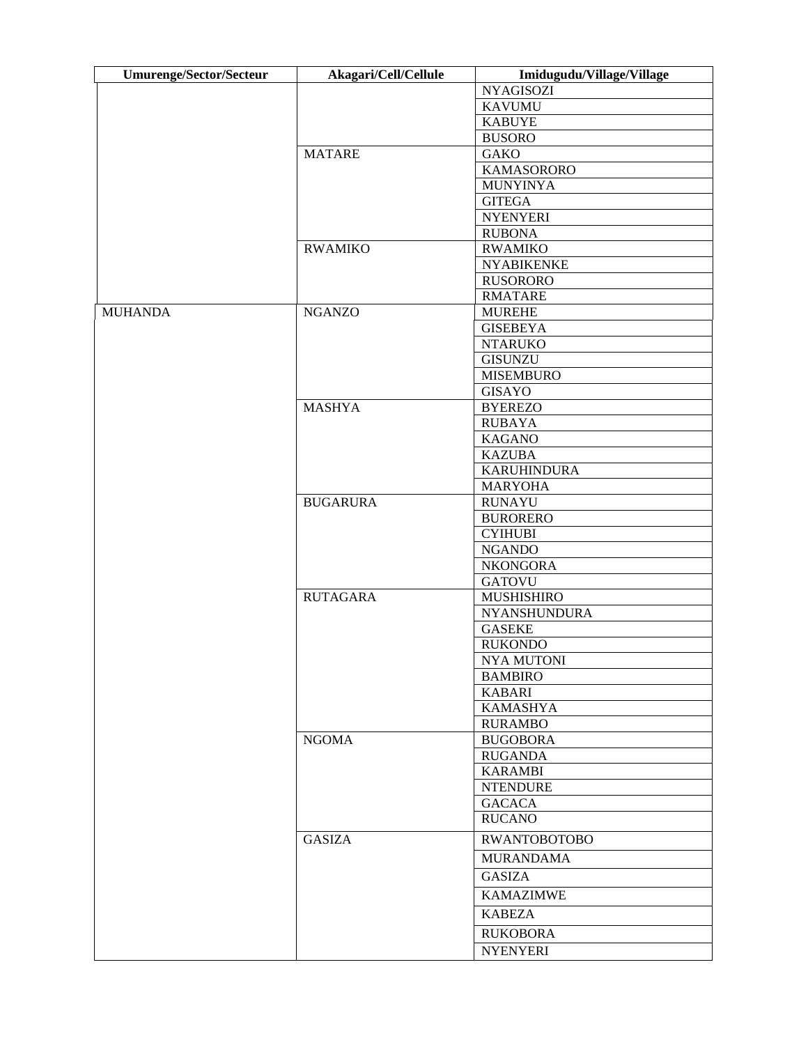| Umurenge/Sector/Secteur | Akagari/Cell/Cellule | Imidugudu/Village/Village |
| --- | --- | --- |
| | | NYAGISOZI |
| | | KAVUMU |
| | | KABUYE |
| | | BUSORO |
| | MATARE | GAKO |
| | | KAMASORORO |
| | | MUNYINYA |
| | | GITEGA |
| | | NYENYERI |
| | | RUBONA |
| | RWAMIKO | RWAMIKO |
| | | NYABIKENKE |
| | | RUSORORO |
| | | RMATARE |
| MUHANDA | NGANZO | MUREHE |
| | | GISEBEYA |
| | | NTARUKO |
| | | GISUNZU |
| | | MISEMBURO |
| | | GISAYO |
| | MASHYA | BYEREZO |
| | | RUBAYA |
| | | KAGANO |
| | | KAZUBA |
| | | KARUHINDURA |
| | | MARYOHA |
| | BUGARURA | RUNAYU |
| | | BURORERO |
| | | CYIHUBI |
| | | NGANDO |
| | | NKONGORA |
| | | GATOVU |
| | RUTAGARA | MUSHISHIRO |
| | | NYANSHUNDURA |
| | | GASEKE |
| | | RUKONDO |
| | | NYA MUTONI |
| | | BAMBIRO |
| | | KABARI |
| | | KAMASHYA |
| | | RURAMBO |
| | NGOMA | BUGOBORA |
| | | RUGANDA |
| | | KARAMBI |
| | | NTENDURE |
| | | GACACA |
| | | RUCANO |
| | GASIZA | RWANTOBOTOBO |
| | | MURANDAMA |
| | | GASIZA |
| | | KAMAZIMWE |
| | | KABEZA |
| | | RUKOBORA |
| | | NYENYERI |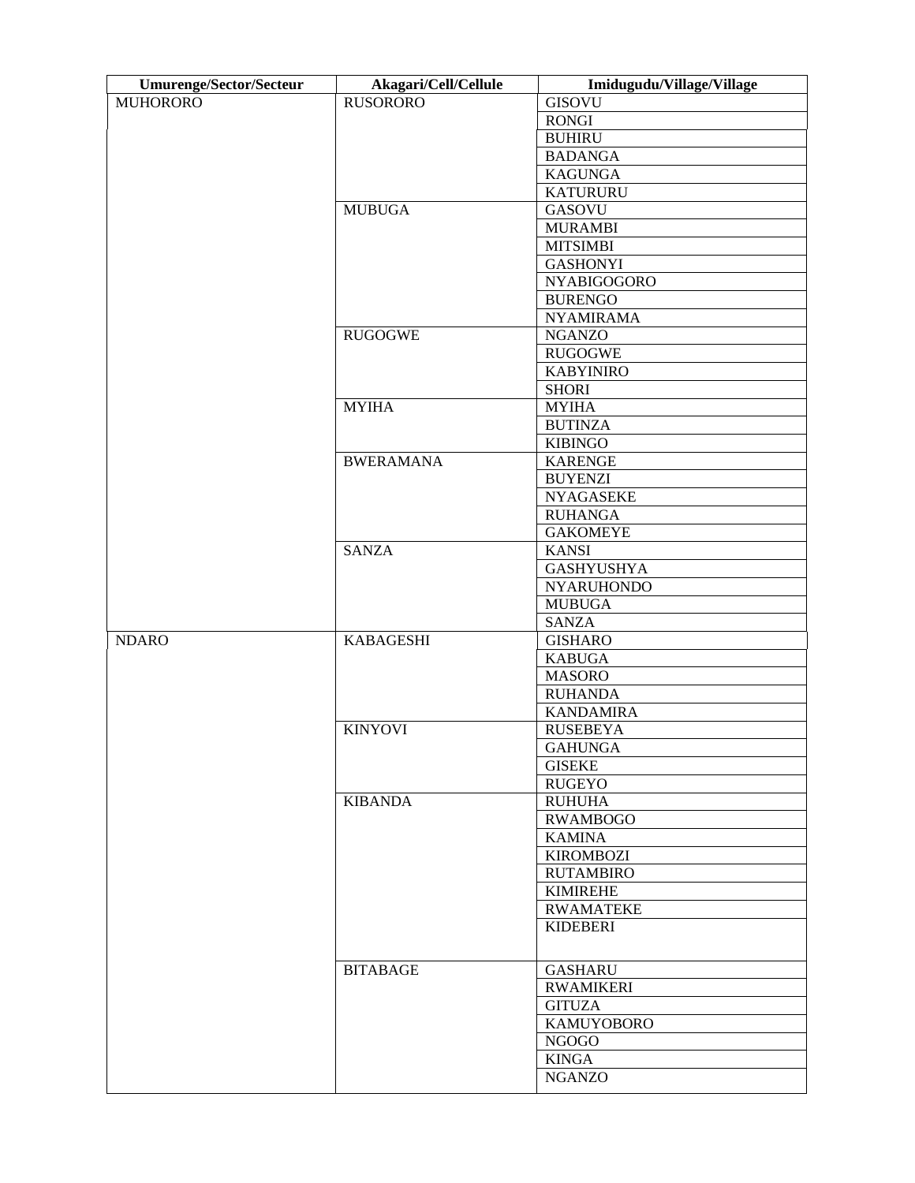| Umurenge/Sector/Secteur | Akagari/Cell/Cellule | Imidugudu/Village/Village |
|---|---|---|
| MUHORORO | RUSORORO | GISOVU |
| | | RONGI |
| | | BUHIRU |
| | | BADANGA |
| | | KAGUNGA |
| | | KATURURU |
| | MUBUGA | GASOVU |
| | | MURAMBI |
| | | MITSIMBI |
| | | GASHONYI |
| | | NYABIGOGORO |
| | | BURENGO |
| | | NYAMIRAMA |
| | RUGOGWE | NGANZO |
| | | RUGOGWE |
| | | KABYINIRO |
| | | SHORI |
| | MYIHA | MYIHA |
| | | BUTINZA |
| | | KIBINGO |
| | BWERAMANA | KARENGE |
| | | BUYENZI |
| | | NYAGASEKE |
| | | RUHANGA |
| | | GAKOMEYE |
| | SANZA | KANSI |
| | | GASHYUSHYA |
| | | NYARUHONDO |
| | | MUBUGA |
| | | SANZA |
| NDARO | KABAGESHI | GISHARO |
| | | KABUGA |
| | | MASORO |
| | | RUHANDA |
| | | KANDAMIRA |
| | KINYOVI | RUSEBEYA |
| | | GAHUNGA |
| | | GISEKE |
| | | RUGEYO |
| | KIBANDA | RUHUHA |
| | | RWAMBOGO |
| | | KAMINA |
| | | KIROMBOZI |
| | | RUTAMBIRO |
| | | KIMIREHE |
| | | RWAMATEKE |
| | | KIDEBERI |
| | BITABAGE | GASHARU |
| | | RWAMIKERI |
| | | GITUZA |
| | | KAMUYOBORO |
| | | NGOGO |
| | | KINGA |
| | | NGANZO |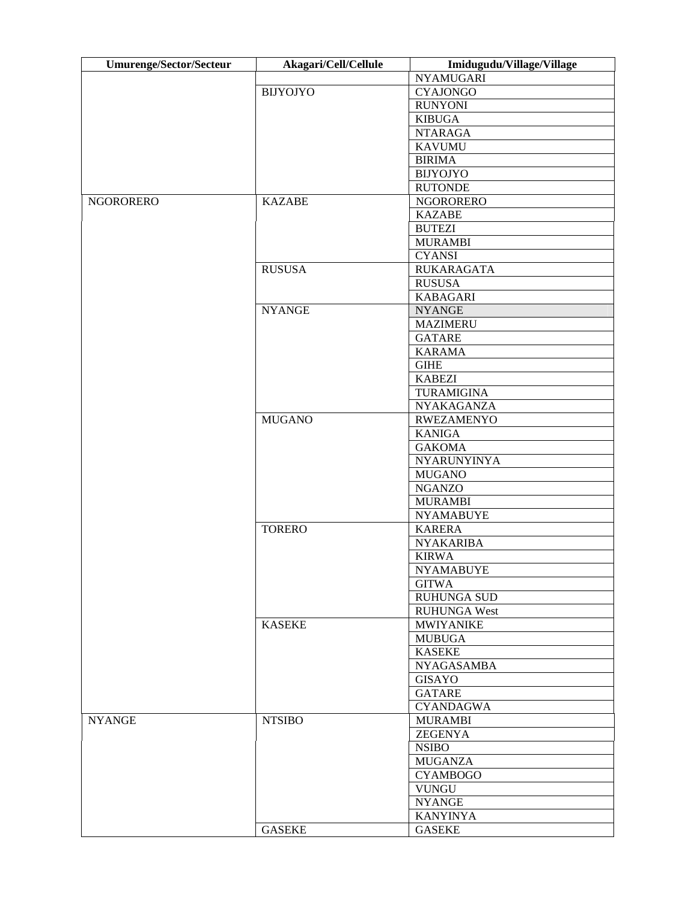| Umurenge/Sector/Secteur | Akagari/Cell/Cellule | Imidugudu/Village/Village |
|---|---|---|
| | | NYAMUGARI |
| | BIJYOJYO | CYAJONGO |
| | | RUNYONI |
| | | KIBUGA |
| | | NTARAGA |
| | | KAVUMU |
| | | BIRIMA |
| | | BIJYOJYO |
| | | RUTONDE |
| NGORORERO | KAZABE | NGORORERO |
| | | KAZABE |
| | | BUTEZI |
| | | MURAMBI |
| | | CYANSI |
| | RUSUSA | RUKARAGATA |
| | | RUSUSA |
| | | KABAGARI |
| | NYANGE | NYANGE |
| | | MAZIMERU |
| | | GATARE |
| | | KARAMA |
| | | GIHE |
| | | KABEZI |
| | | TURAMIGINA |
| | | NYAKAGANZA |
| | MUGANO | RWEZAMENYO |
| | | KANIGA |
| | | GAKOMA |
| | | NYARUNYINYA |
| | | MUGANO |
| | | NGANZO |
| | | MURAMBI |
| | | NYAMABUYE |
| | TORERO | KARERA |
| | | NYAKARIBA |
| | | KIRWA |
| | | NYAMABUYE |
| | | GITWA |
| | | RUHUNGA SUD |
| | | RUHUNGA West |
| | KASEKE | MWIYANIKE |
| | | MUBUGA |
| | | KASEKE |
| | | NYAGASAMBA |
| | | GISAYO |
| | | GATARE |
| | | CYANDAGWA |
| NYANGE | NTSIBO | MURAMBI |
| | | ZEGENYA |
| | | NSIBO |
| | | MUGANZA |
| | | CYAMBOGO |
| | | VUNGU |
| | | NYANGE |
| | | KANYINYA |
| | GASEKE | GASEKE |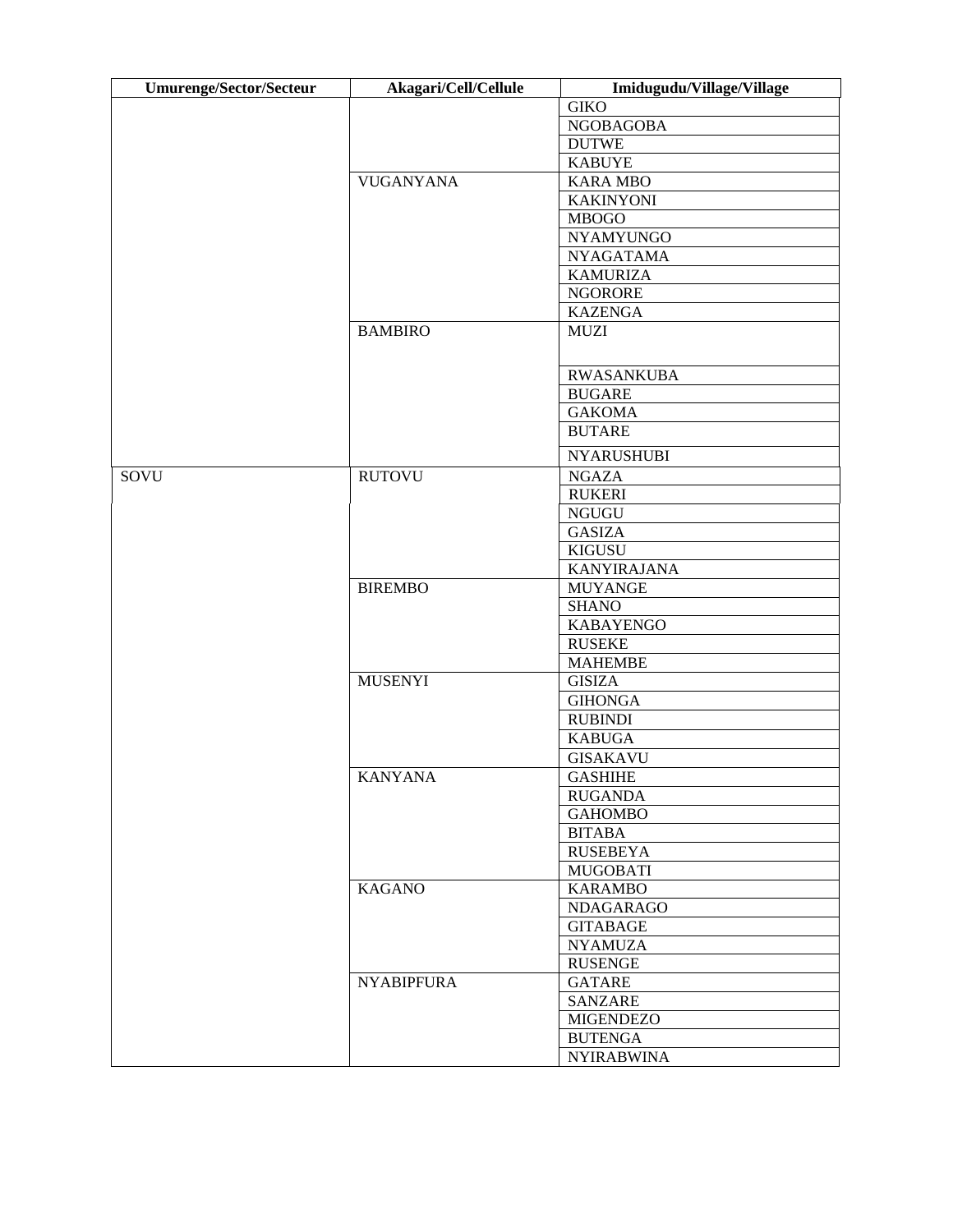| Umurenge/Sector/Secteur | Akagari/Cell/Cellule | Imidugudu/Village/Village |
|---|---|---|
| | | GIKO |
| | | NGOBAGOBA |
| | | DUTWE |
| | | KABUYE |
| | VUGANYANA | KARA MBO |
| | | KAKINYONI |
| | | MBOGO |
| | | NYAMYUNGO |
| | | NYAGATAMA |
| | | KAMURIZA |
| | | NGORORE |
| | | KAZENGA |
| | BAMBIRO | MUZI |
| | | RWASANKUBA |
| | | BUGARE |
| | | GAKOMA |
| | | BUTARE |
| | | NYARUSHUBI |
| SOVU | RUTOVU | NGAZA |
| | | RUKERI |
| | | NGUGU |
| | | GASIZA |
| | | KIGUSU |
| | | KANYIRAJANA |
| | BIREMBO | MUYANGE |
| | | SHANO |
| | | KABAYENGO |
| | | RUSEKE |
| | | MAHEMBE |
| | MUSENYI | GISIZA |
| | | GIHONGA |
| | | RUBINDI |
| | | KABUGA |
| | | GISAKAVU |
| | KANYANA | GASHIHE |
| | | RUGANDA |
| | | GAHOMBO |
| | | BITABA |
| | | RUSEBEYA |
| | | MUGOBATI |
| | KAGANO | KARAMBO |
| | | NDAGARAGO |
| | | GITABAGE |
| | | NYAMUZA |
| | | RUSENGE |
| | NYABIPFURA | GATARE |
| | | SANZARE |
| | | MIGENDEZO |
| | | BUTENGA |
| | | NYIRABWINA |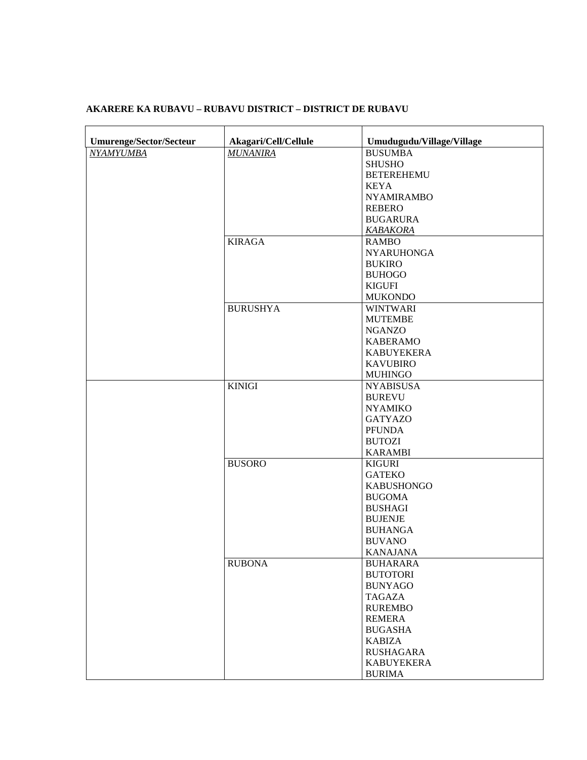**AKARERE KA RUBAVU – RUBAVU DISTRICT – DISTRICT DE RUBAVU**

| Umurenge/Sector/Secteur | Akagari/Cell/Cellule | Umudugudu/Village/Village |
|---|---|---|
| *NYAMYUMBA* | *MUNANIRA* | BUSUMBA<br>SHUSHO<br>BETEREHEMU<br>KEYA<br>NYAMIRAMBO<br>REBERO<br>BUGARURA<br>*KABAKORA* |
| | KIRAGA | RAMBO<br>NYARUHONGA<br>BUKIRO<br>BUHOGO<br>KIGUFI<br>MUKONDO |
| | BURUSHYA | WINTWARI<br>MUTEMBE<br>NGANZO<br>KABERAMO<br>KABUYEKERA<br>KAVUBIRO<br>MUHINGO |
| | KINIGI | NYABISUSA<br>BUREVU<br>NYAMIKO<br>GATYAZO<br>PFUNDA<br>BUTOZI<br>KARAMBI |
| | BUSORO | KIGURI<br>GATEKO<br>KABUSHONGO<br>BUGOMA<br>BUSHAGI<br>BUJENJE<br>BUHANGA<br>BUVANO<br>KANAJANA |
| | RUBONA | BUHARARA<br>BUTOTORI<br>BUNYAGO<br>TAGAZA<br>RUREMBO<br>REMERA<br>BUGASHA<br>KABIZA<br>RUSHAGARA<br>KABUYEKERA<br>BURIMA |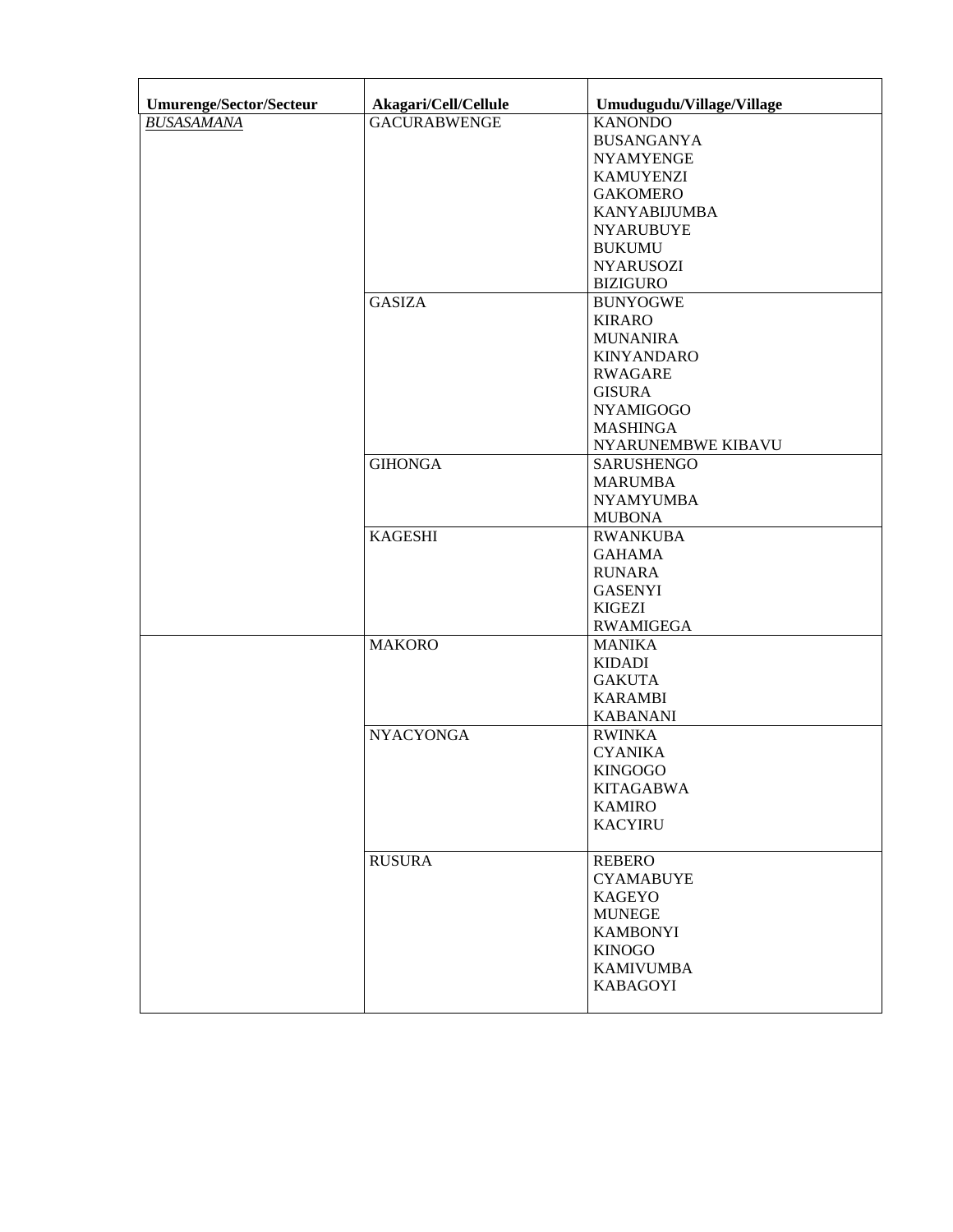| Umurenge/Sector/Secteur | Akagari/Cell/Cellule | Umudugudu/Village/Village |
|---|---|---|
| *BUSASAMANA* | GACURABWENGE | KANONDO<br>BUSANGANYA<br>NYAMYENGE<br>KAMUYENZI<br>GAKOMERO<br>KANYABIJUMBA<br>NYARUBUYE<br>BUKUMU<br>NYARUSOZI<br>BIZIGURO |
| | GASIZA | BUNYOGWE<br>KIRARO<br>MUNANIRA<br>KINYANDARO<br>RWAGARE<br>GISURA<br>NYAMIGOGO<br>MASHINGA<br>NYARUNEMBWE KIBAVU |
| | GIHONGA | SARUSHENGO<br>MARUMBA<br>NYAMYUMBA<br>MUBONA |
| | KAGESHI | RWANKUBA<br>GAHAMA<br>RUNARA<br>GASENYI<br>KIGEZI<br>RWAMIGEGA |
| | MAKORO | MANIKA<br>KIDADI<br>GAKUTA<br>KARAMBI<br>KABANANI |
| | NYACYONGA | RWINKA<br>CYANIKA<br>KINGOGO<br>KITAGABWA<br>KAMIRO<br>KACYIRU |
| | RUSURA | REBERO<br>CYAMABUYE<br>KAGEYO<br>MUNEGE<br>KAMBONYI<br>KINOGO<br>KAMIVUMBA<br>KABAGOYI |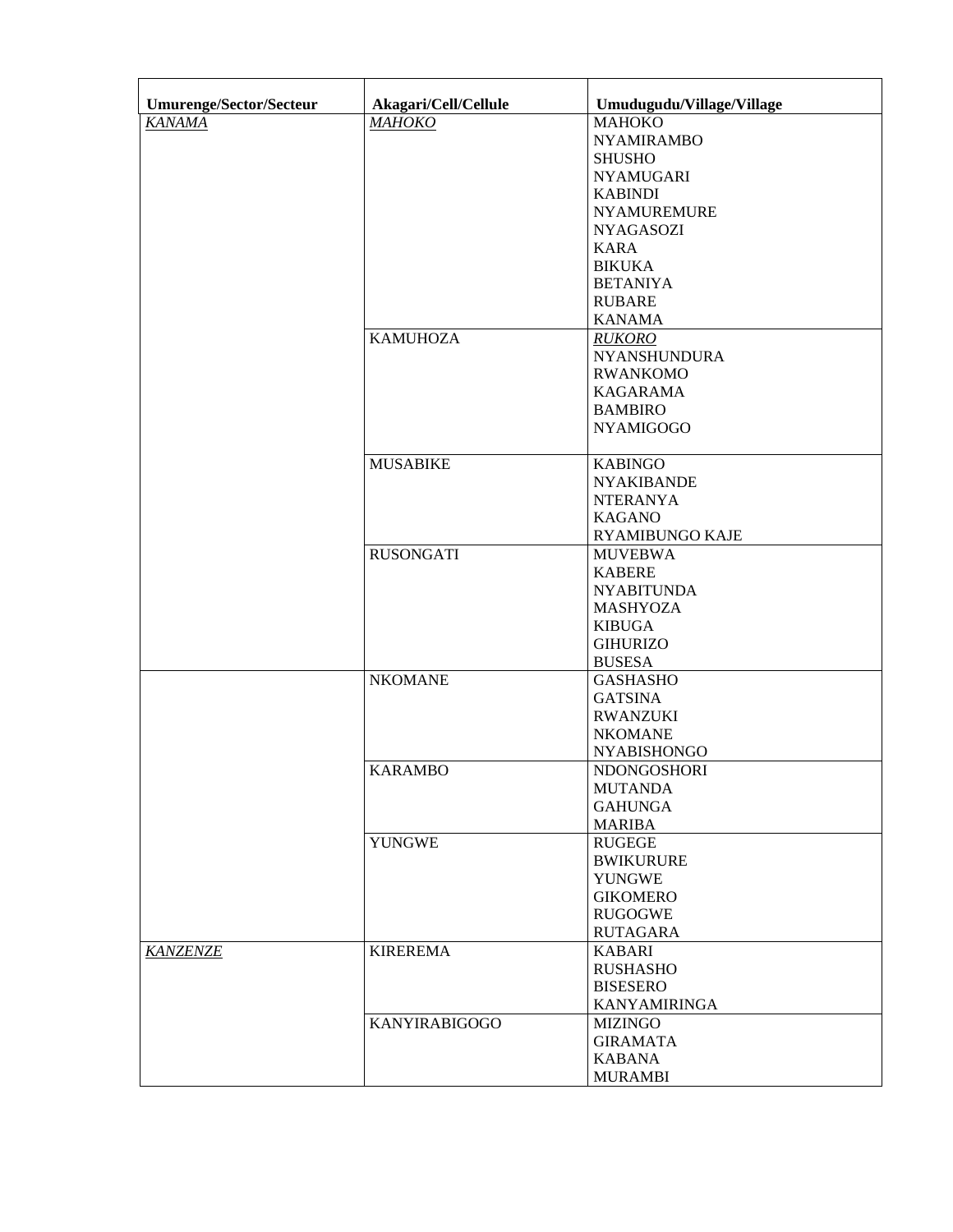| Umurenge/Sector/Secteur | Akagari/Cell/Cellule | Umudugudu/Village/Village |
|---|---|---|
| *KANAMA* | *MAHOKO* | MAHOKO<br>NYAMIRAMBO<br>SHUSHO<br>NYAMUGARI<br>KABINDI<br>NYAMUREMURE<br>NYAGASOZI<br>KARA<br>BIKUKA<br>BETANIYA<br>RUBARE<br>KANAMA |
| | KAMUHOZA | *RUKORO*<br>NYANSHUNDURA<br>RWANKOMO<br>KAGARAMA<br>BAMBIRO<br>NYAMIGOGO |
| | MUSABIKE | KABINGO<br>NYAKIBANDE<br>NTERANYA<br>KAGANO<br>RYAMIBUNGO KAJE |
| | RUSONGATI | MUVEBWA<br>KABERE<br>NYABITUNDA<br>MASHYOZA<br>KIBUGA<br>GIHURIZO<br>BUSESA |
| | NKOMANE | GASHASHO<br>GATSINA<br>RWANZUKI<br>NKOMANE<br>NYABISHONGO |
| | KARAMBO | NDONGOSHORI<br>MUTANDA<br>GAHUNGA<br>MARIBA |
| | YUNGWE | RUGEGE<br>BWIKURURE<br>YUNGWE<br>GIKOMERO<br>RUGOGWE<br>RUTAGARA |
| *KANZENZE* | KIREREMA | KABARI<br>RUSHASHO<br>BISESERO<br>KANYAMIRINGA |
| | KANYIRABIGOGO | MIZINGO<br>GIRAMATA<br>KABANA<br>MURAMBI |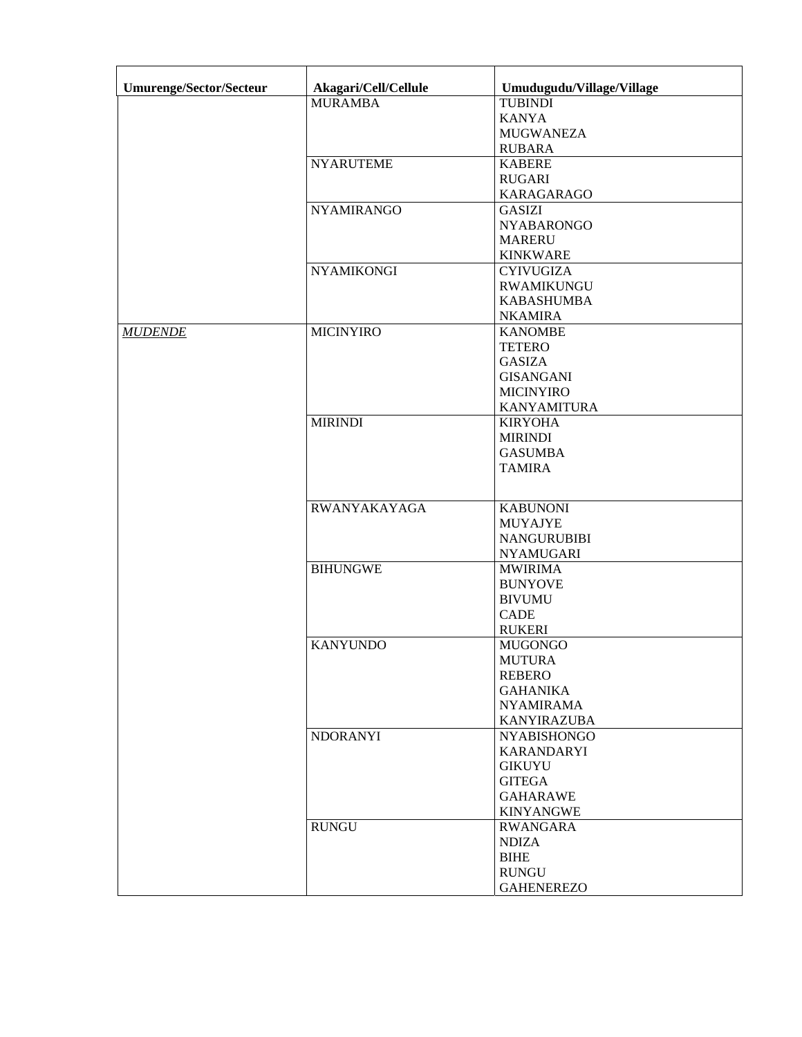| Umurenge/Sector/Secteur | Akagari/Cell/Cellule | Umudugudu/Village/Village |
|---|---|---|
| | MURAMBA | TUBINDI<br>KANYA<br>MUGWANEZA<br>RUBARA |
| | NYARUTEME | KABERE<br>RUGARI<br>KARAGARAGO |
| | NYAMIRANGO | GASIZI<br>NYABARONGO<br>MARERU<br>KINKWARE |
| | NYAMIKONGI | CYIVUGIZA<br>RWAMIKUNGU<br>KABASHUMBA<br>NKAMIRA |
| ***MUDENDE*** | MICINYIRO | KANOMBE<br>TETERO<br>GASIZA<br>GISANGANI<br>MICINYIRO<br>KANYAMITURA |
| | MIRINDI | KIRYOHA<br>MIRINDI<br>GASUMBA<br>TAMIRA |
| | RWANYAKAYAGA | KABUNONI<br>MUYAJYE<br>NANGURUBIBI<br>NYAMUGARI |
| | BIHUNGWE | MWIRIMA<br>BUNYOVE<br>BIVUMU<br>CADE<br>RUKERI |
| | KANYUNDO | MUGONGO<br>MUTURA<br>REBERO<br>GAHANIKA<br>NYAMIRAMA<br>KANYIRAZUBA |
| | NDORANYI | NYABISHONGO<br>KARANDARYI<br>GIKUYU<br>GITEGA<br>GAHARAWE<br>KINYANGWE |
| | RUNGU | RWANGARA<br>NDIZA<br>BIHE<br>RUNGU<br>GAHENEREZO |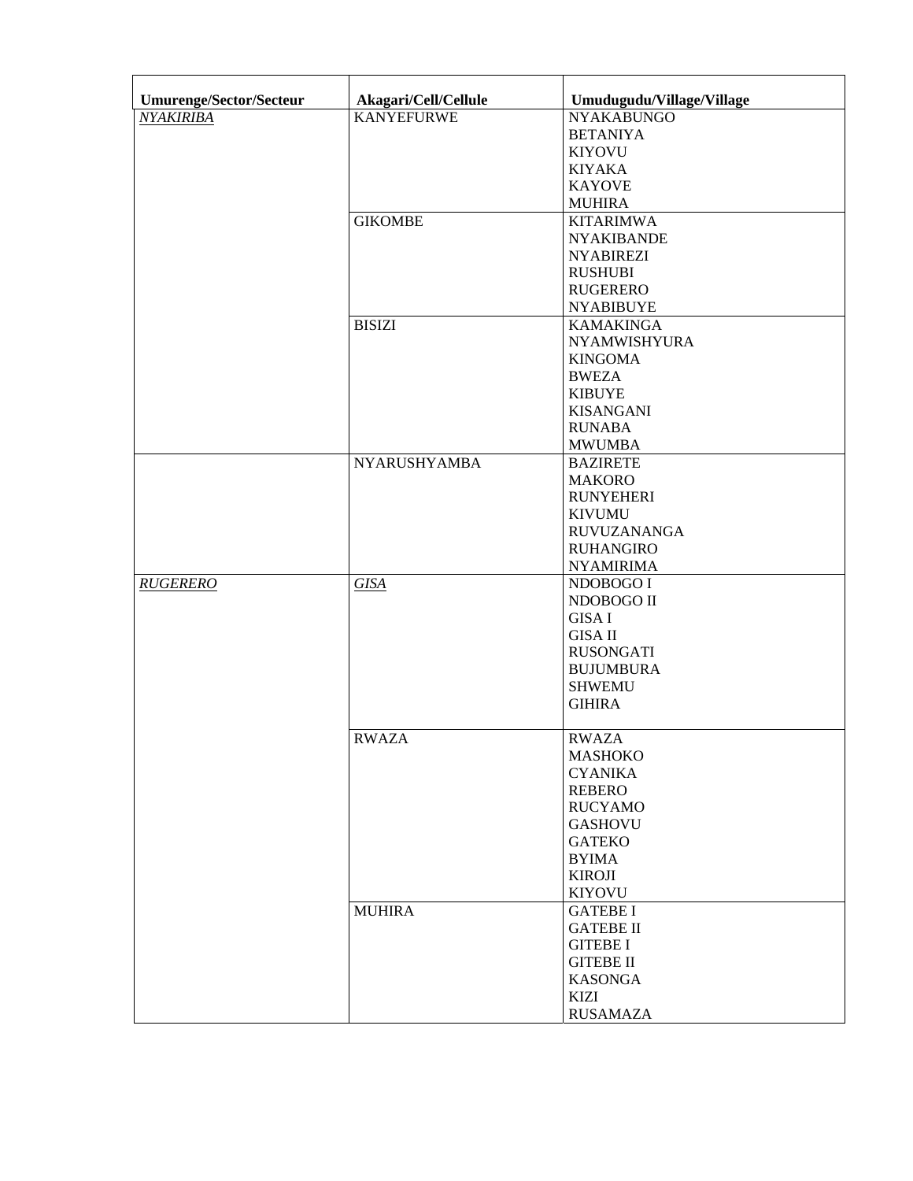| Umurenge/Sector/Secteur | Akagari/Cell/Cellule | Umudugudu/Village/Village |
|---|---|---|
| *NYAKIRIBA* | KANYEFURWE | NYAKABUNGO<br>BETANIYA<br>KIYOVU<br>KIYAKA<br>KAYOVE<br>MUHIRA |
| | GIKOMBE | KITARIMWA<br>NYAKIBANDE<br>NYABIREZI<br>RUSHUBI<br>RUGERERO<br>NYABIBUYE |
| | BISIZI | KAMAKINGA<br>NYAMWISHYURA<br>KINGOMA<br>BWEZA<br>KIBUYE<br>KISANGANI<br>RUNABA<br>MWUMBA |
| | NYARUSHYAMBA | BAZIRETE<br>MAKORO<br>RUNYEHERI<br>KIVUMU<br>RUVUZANANGA<br>RUHANGIRO<br>NYAMIRIMA |
| *RUGERERO* | *GISA* | NDOBOGO I<br>NDOBOGO II<br>GISA I<br>GISA II<br>RUSONGATI<br>BUJUMBURA<br>SHWEMU<br>GIHIRA |
| | RWAZA | RWAZA<br>MASHOKO<br>CYANIKA<br>REBERO<br>RUCYAMO<br>GASHOVU<br>GATEKO<br>BYIMA<br>KIROJI<br>KIYOVU |
| | MUHIRA | GATEBE I<br>GATEBE II<br>GITEBE I<br>GITEBE II<br>KASONGA<br>KIZI<br>RUSAMAZA |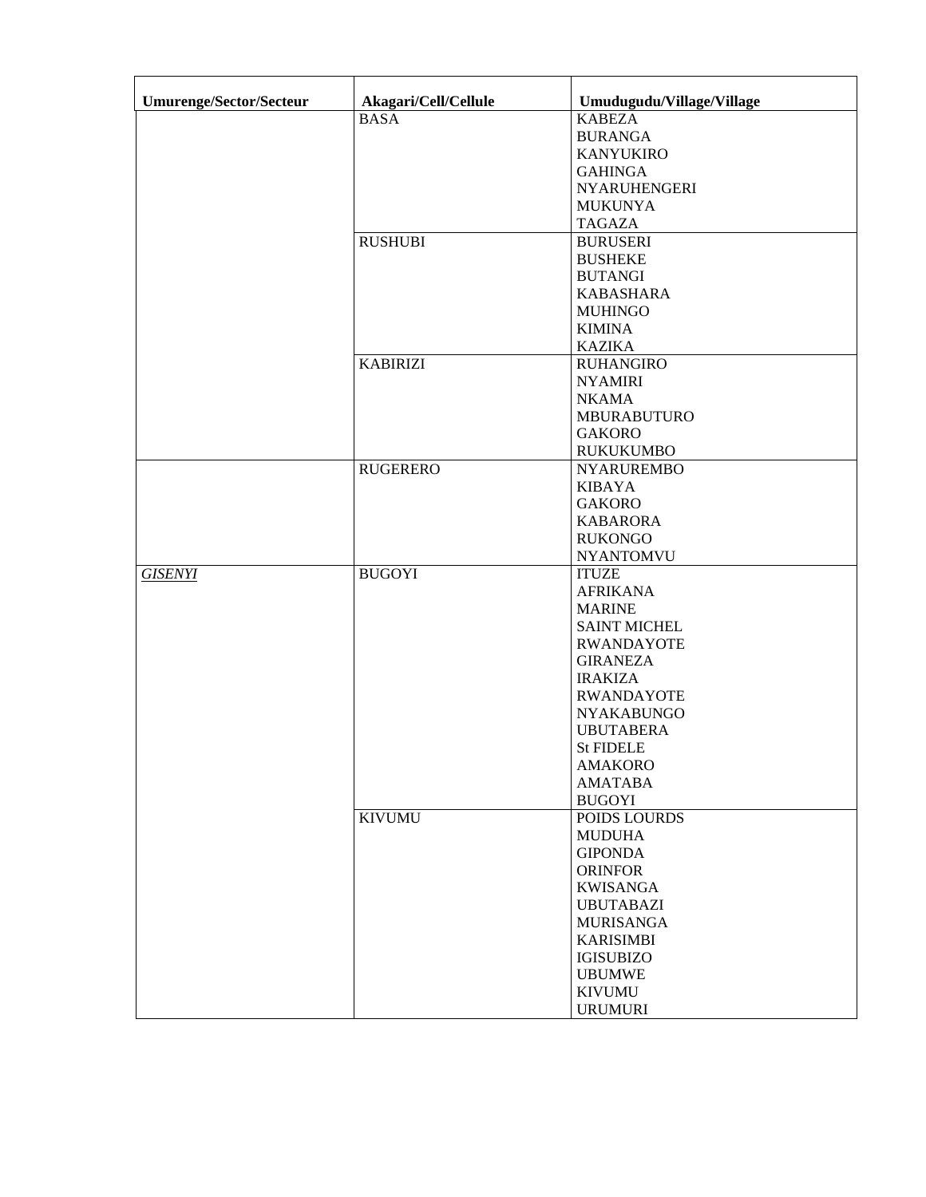| Umurenge/Sector/Secteur | Akagari/Cell/Cellule | Umudugudu/Village/Village |
|---|---|---|
| | BASA | KABEZA |
| | | BURANGA |
| | | KANYUKIRO |
| | | GAHINGA |
| | | NYARUHENGERI |
| | | MUKUNYA |
| | | TAGAZA |
| | RUSHUBI | BURUSERI |
| | | BUSHEKE |
| | | BUTANGI |
| | | KABASHARA |
| | | MUHINGO |
| | | KIMINA |
| | | KAZIKA |
| | KABIRIZI | RUHANGIRO |
| | | NYAMIRI |
| | | NKAMA |
| | | MBURABUTURO |
| | | GAKORO |
| | | RUKUKUMBO |
| | RUGERERO | NYARUREMBO |
| | | KIBAYA |
| | | GAKORO |
| | | KABARORA |
| | | RUKONGO |
| | | NYANTOMVU |
| ***GISENYI*** | BUGOYI | ITUZE |
| | | AFRIKANA |
| | | MARINE |
| | | SAINT MICHEL |
| | | RWANDAYOTE |
| | | GIRANEZA |
| | | IRAKIZA |
| | | RWANDAYOTE |
| | | NYAKABUNGO |
| | | UBUTABERA |
| | | St FIDELE |
| | | AMAKORO |
| | | AMATABA |
| | | BUGOYI |
| | KIVUMU | POIDS LOURDS |
| | | MUDUHA |
| | | GIPONDA |
| | | ORINFOR |
| | | KWISANGA |
| | | UBUTABAZI |
| | | MURISANGA |
| | | KARISIMBI |
| | | IGISUBIZO |
| | | UBUMWE |
| | | KIVUMU |
| | | URUMURI |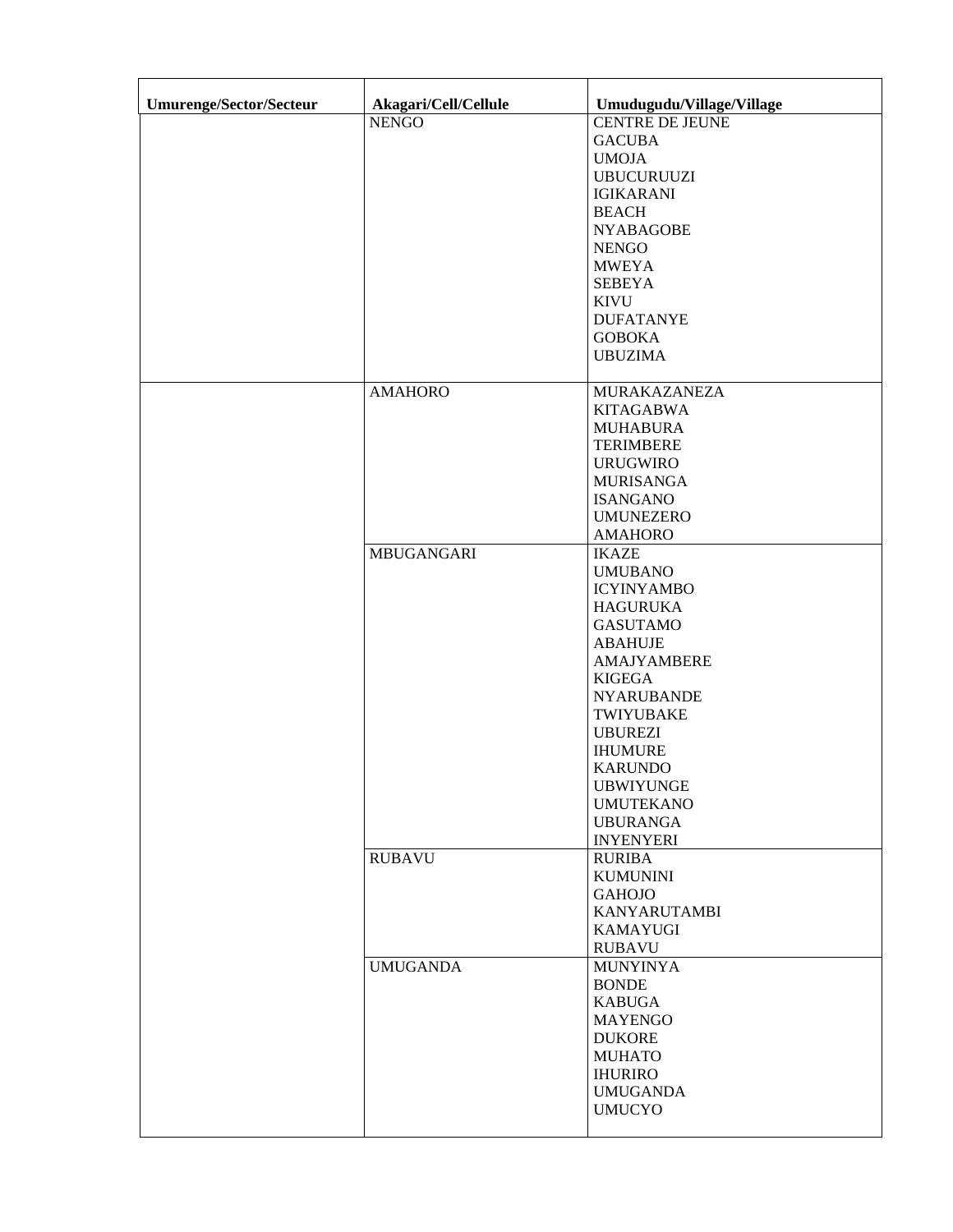| Umurenge/Sector/Secteur | Akagari/Cell/Cellule | Umudugudu/Village/Village |
|---|---|---|
| | NENGO | CENTRE DE JEUNE<br>GACUBA<br>UMOJA<br>UBUCURUUZI<br>IGIKARANI<br>BEACH<br>NYABAGOBE<br>NENGO<br>MWEYA<br>SEBEYA<br>KIVU<br>DUFATANYE<br>GOBOKA<br>UBUZIMA |
| | AMAHORO | MURAKAZANEZA<br>KITAGABWA<br>MUHABURA<br>TERIMBERE<br>URUGWIRO<br>MURISANGA<br>ISANGANO<br>UMUNEZERO<br>AMAHORO |
| | MBUGANGARI | IKAZE<br>UMUBANO<br>ICYINYAMBO<br>HAGURUKA<br>GASUTAMO<br>ABAHUJE<br>AMAJYAMBERE<br>KIGEGA<br>NYARUBANDE<br>TWIYUBAKE<br>UBUREZI<br>IHUMURE<br>KARUNDO<br>UBWIYUNGE<br>UMUTEKANO<br>UBURANGA<br>INYENYERI |
| | RUBAVU | RURIBA<br>KUMUNINI<br>GAHOJO<br>KANYARUTAMBI<br>KAMAYUGI<br>RUBAVU |
| | UMUGANDA | MUNYINYA<br>BONDE<br>KABUGA<br>MAYENGO<br>DUKORE<br>MUHATO<br>IHURIRO<br>UMUGANDA<br>UMUCYO |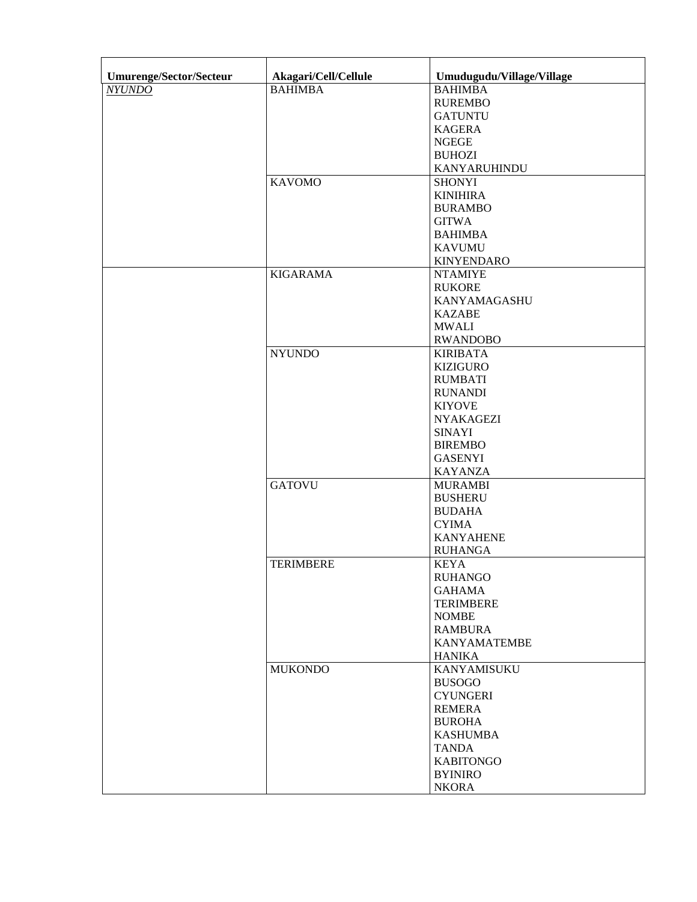| Umurenge/Sector/Secteur | Akagari/Cell/Cellule | Umudugudu/Village/Village |
|---|---|---|
| *NYUNDO* | BAHIMBA | BAHIMBA |
| | | RUREMBO |
| | | GATUNTU |
| | | KAGERA |
| | | NGEGE |
| | | BUHOZI |
| | | KANYARUHINDU |
| | KAVOMO | SHONYI |
| | | KINIHIRA |
| | | BURAMBO |
| | | GITWA |
| | | BAHIMBA |
| | | KAVUMU |
| | | KINYENDARO |
| | KIGARAMA | NTAMIYE |
| | | RUKORE |
| | | KANYAMAGASHU |
| | | KAZABE |
| | | MWALI |
| | | RWANDOBO |
| | NYUNDO | KIRIBATA |
| | | KIZIGURO |
| | | RUMBATI |
| | | RUNANDI |
| | | KIYOVE |
| | | NYAKAGEZI |
| | | SINAYI |
| | | BIREMBO |
| | | GASENYI |
| | | KAYANZA |
| | GATOVU | MURAMBI |
| | | BUSHERU |
| | | BUDAHA |
| | | CYIMA |
| | | KANYAHENE |
| | | RUHANGA |
| | TERIMBERE | KEYA |
| | | RUHANGO |
| | | GAHAMA |
| | | TERIMBERE |
| | | NOMBE |
| | | RAMBURA |
| | | KANYAMATEMBE |
| | | HANIKA |
| | MUKONDO | KANYAMISUKU |
| | | BUSOGO |
| | | CYUNGERI |
| | | REMERA |
| | | BUROHA |
| | | KASHUMBA |
| | | TANDA |
| | | KABITONGO |
| | | BYINIRO |
| | | NKORA |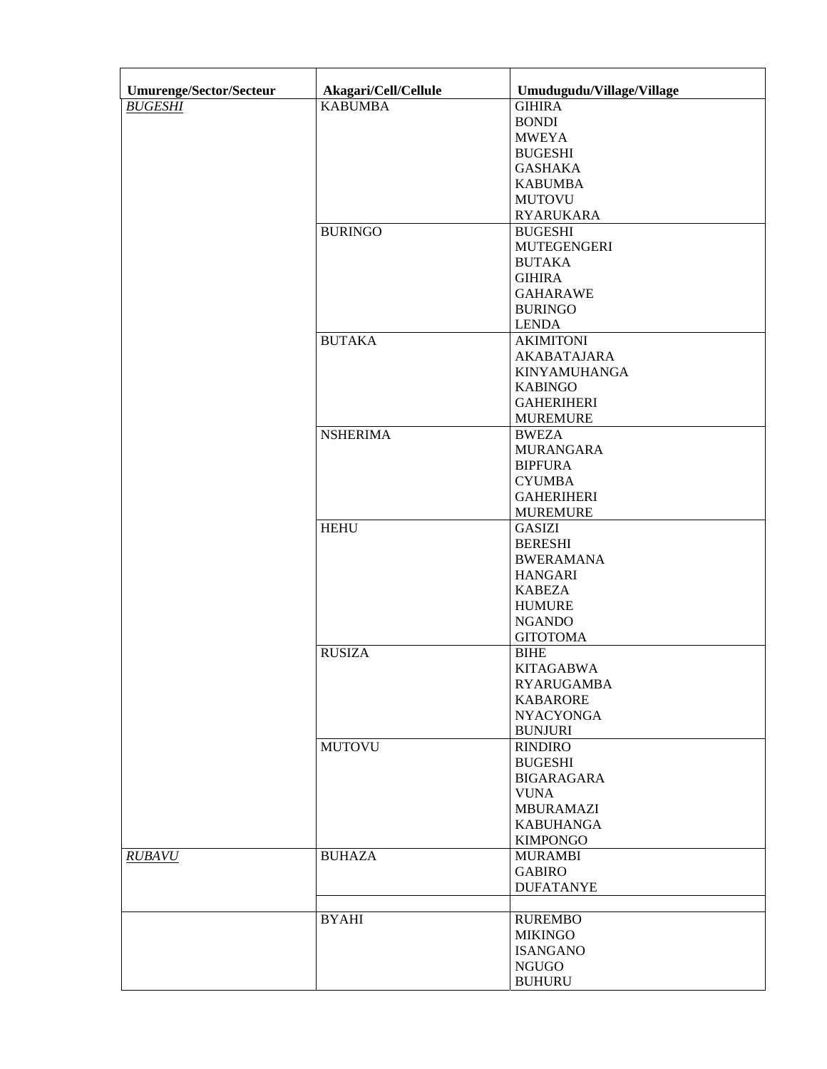| Umurenge/Sector/Secteur | Akagari/Cell/Cellule | Umudugudu/Village/Village |
|---|---|---|
| *BUGESHI* | KABUMBA | GIHIRA<br>BONDI<br>MWEYA<br>BUGESHI<br>GASHAKA<br>KABUMBA<br>MUTOVU<br>RYARUKARA |
| | BURINGO | BUGESHI<br>MUTEGENGERI<br>BUTAKA<br>GIHIRA<br>GAHARAWE<br>BURINGO<br>LENDA |
| | BUTAKA | AKIMITONI<br>AKABATAJARA<br>KINYAMUHANGA<br>KABINGO<br>GAHERIHERI<br>MUREMURE |
| | NSHERIMA | BWEZA<br>MURANGARA<br>BIPFURA<br>CYUMBA<br>GAHERIHERI<br>MUREMURE |
| | HEHU | GASIZI<br>BERESHI<br>BWERAMANA<br>HANGARI<br>KABEZA<br>HUMURE<br>NGANDO<br>GITOTOMA |
| | RUSIZA | BIHE<br>KITAGABWA<br>RYARUGAMBA<br>KABARORE<br>NYACYONGA<br>BUNJURI |
| | MUTOVU | RINDIRO<br>BUGESHI<br>BIGARAGARA<br>VUNA<br>MBURAMAZI<br>KABUHANGA<br>KIMPONGO |
| *RUBAVU* | BUHAZA | MURAMBI<br>GABIRO<br>DUFATANYE |
| | | |
| | BYAHI | RUREMBO<br>MIKINGO<br>ISANGANO<br>NGUGO<br>BUHURU |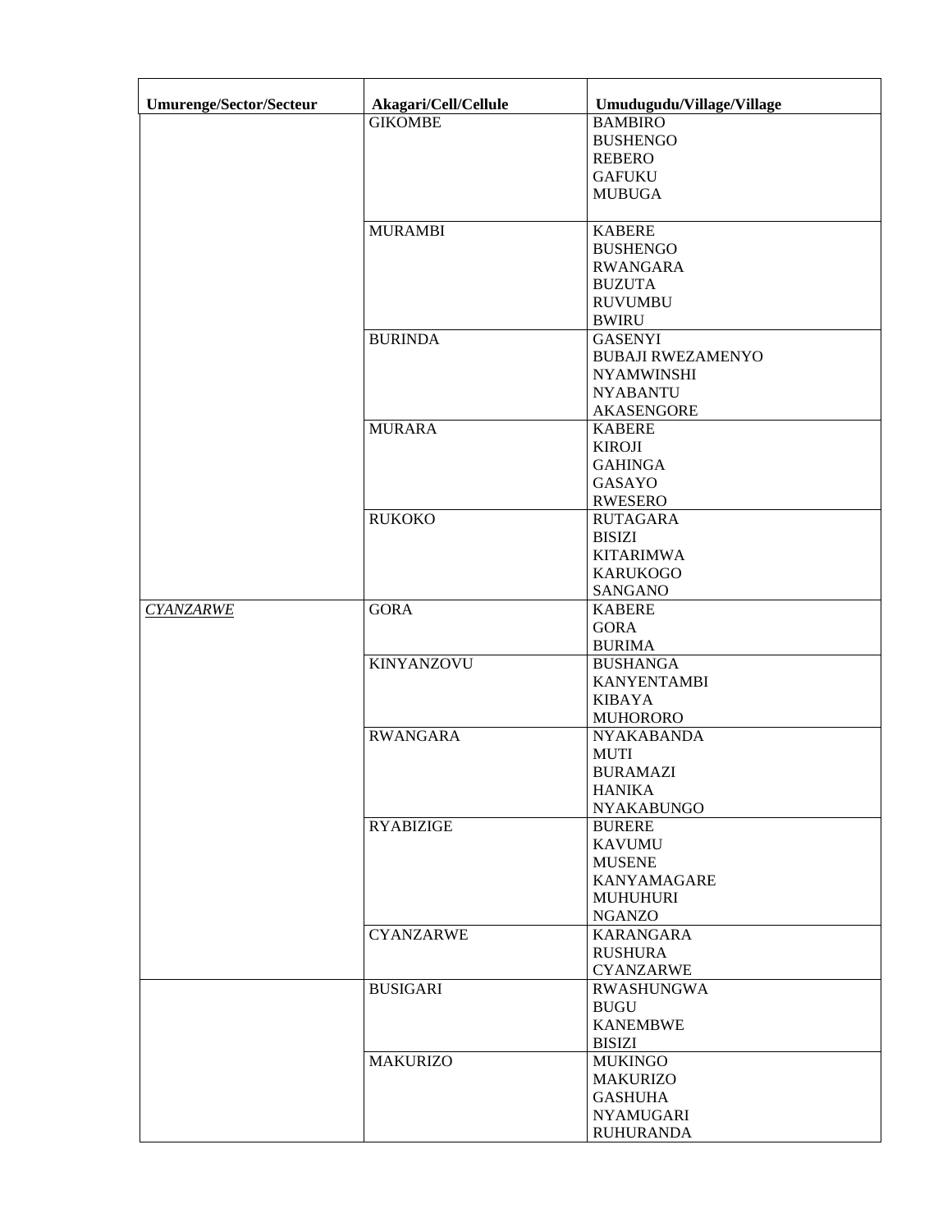| Umurenge/Sector/Secteur | Akagari/Cell/Cellule | Umudugudu/Village/Village |
|---|---|---|
| | GIKOMBE | BAMBIRO<br>BUSHENGO<br>REBERO<br>GAFUKU<br>MUBUGA |
| | MURAMBI | KABERE<br>BUSHENGO<br>RWANGARA<br>BUZUTA<br>RUVUMBU<br>BWIRU |
| | BURINDA | GASENYI<br>BUBAJI RWEZAMENYO<br>NYAMWINSHI<br>NYABANTU<br>AKASENGORE |
| | MURARA | KABERE<br>KIROJI<br>GAHINGA<br>GASAYO<br>RWESERO |
| | RUKOKO | RUTAGARA<br>BISIZI<br>KITARIMWA<br>KARUKOGO<br>SANGANO |
| *CYANZARWE* | GORA | KABERE<br>GORA<br>BURIMA |
| | KINYANZOVU | BUSHANGA<br>KANYENTAMBI<br>KIBAYA<br>MUHORORO |
| | RWANGARA | NYAKABANDA<br>MUTI<br>BURAMAZI<br>HANIKA<br>NYAKABUNGO |
| | RYABIZIGE | BURERE<br>KAVUMU<br>MUSENE<br>KANYAMAGARE<br>MUHUHURI<br>NGANZO |
| | CYANZARWE | KARANGARA<br>RUSHURA<br>CYANZARWE |
| | BUSIGARI | RWASHUNGWA<br>BUGU<br>KANEMBWE<br>BISIZI |
| | MAKURIZO | MUKINGO<br>MAKURIZO<br>GASHUHA<br>NYAMUGARI<br>RUHURANDA |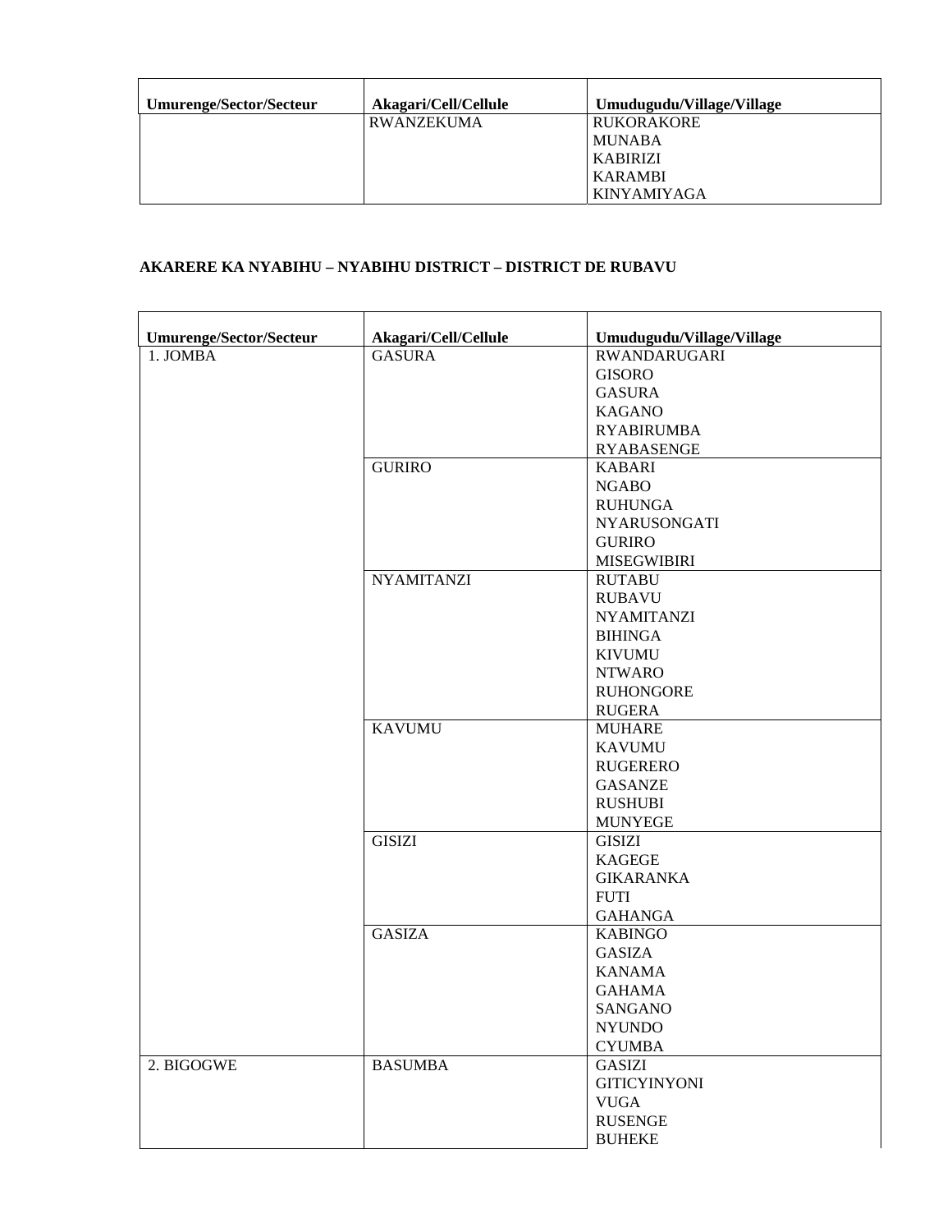| Umurenge/Sector/Secteur | Akagari/Cell/Cellule | Umudugudu/Village/Village |
|---|---|---|
| | RWANZEKUMA | RUKORAKORE |
| | | MUNABA |
| | | KABIRIZI |
| | | KARAMBI |
| | | KINYAMIYAGA |

**AKARERE KA NYABIHU – NYABIHU DISTRICT – DISTRICT DE RUBAVU**

| Umurenge/Sector/Secteur | Akagari/Cell/Cellule | Umudugudu/Village/Village |
|---|---|---|
| 1. JOMBA | GASURA | RWANDARUGARI |
| | | GISORO |
| | | GASURA |
| | | KAGANO |
| | | RYABIRUMBA |
| | | RYABASENGE |
| | GURIRO | KABARI |
| | | NGABO |
| | | RUHUNGA |
| | | NYARUSONGATI |
| | | GURIRO |
| | | MISEGWIBIRI |
| | NYAMITANZI | RUTABU |
| | | RUBAVU |
| | | NYAMITANZI |
| | | BIHINGA |
| | | KIVUMU |
| | | NTWARO |
| | | RUHONGORE |
| | | RUGERA |
| | KAVUMU | MUHARE |
| | | KAVUMU |
| | | RUGERERO |
| | | GASANZE |
| | | RUSHUBI |
| | | MUNYEGE |
| | GISIZI | GISIZI |
| | | KAGEGE |
| | | GIKARANKA |
| | | FUTI |
| | | GAHANGA |
| | GASIZA | KABINGO |
| | | GASIZA |
| | | KANAMA |
| | | GAHAMA |
| | | SANGANO |
| | | NYUNDO |
| | | CYUMBA |
| 2. BIGOGWE | BASUMBA | GASIZI |
| | | GITICYINYONI |
| | | VUGA |
| | | RUSENGE |
| | | BUHEKE |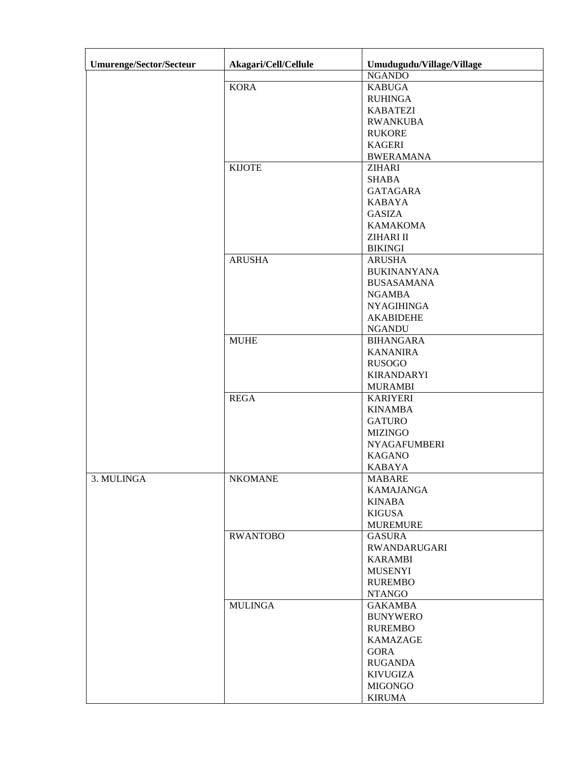| Umurenge/Sector/Secteur | Akagari/Cell/Cellule | Umudugudu/Village/Village |
|---|---|---|
| | | NGANDO |
| | KORA | KABUGA |
| | | RUHINGA |
| | | KABATEZI |
| | | RWANKUBA |
| | | RUKORE |
| | | KAGERI |
| | | BWERAMANA |
| | KIJOTE | ZIHARI |
| | | SHABA |
| | | GATAGARA |
| | | KABAYA |
| | | GASIZA |
| | | KAMAKOMA |
| | | ZIHARI II |
| | | BIKINGI |
| | ARUSHA | ARUSHA |
| | | BUKINANYANA |
| | | BUSASAMANA |
| | | NGAMBA |
| | | NYAGIHINGA |
| | | AKABIDEHE |
| | | NGANDU |
| | MUHE | BIHANGARA |
| | | KANANIRA |
| | | RUSOGO |
| | | KIRANDARYI |
| | | MURAMBI |
| | REGA | KARIYERI |
| | | KINAMBA |
| | | GATURO |
| | | MIZINGO |
| | | NYAGAFUMBERI |
| | | KAGANO |
| | | KABAYA |
| 3. MULINGA | NKOMANE | MABARE |
| | | KAMAJANGA |
| | | KINABA |
| | | KIGUSA |
| | | MUREMURE |
| | RWANTOBO | GASURA |
| | | RWANDARUGARI |
| | | KARAMBI |
| | | MUSENYI |
| | | RUREMBO |
| | | NTANGO |
| | MULINGA | GAKAMBA |
| | | BUNYWERO |
| | | RUREMBO |
| | | KAMAZAGE |
| | | GORA |
| | | RUGANDA |
| | | KIVUGIZA |
| | | MIGONGO |
| | | KIRUMA |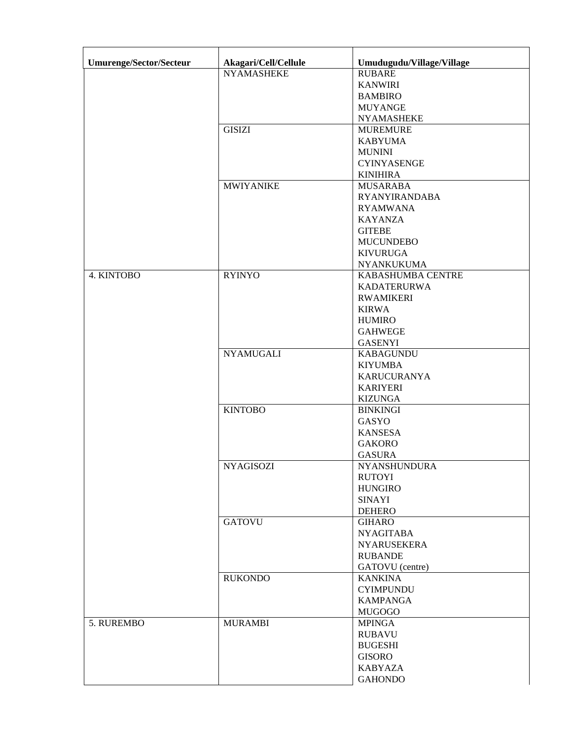| Umurenge/Sector/Secteur | Akagari/Cell/Cellule | Umudugudu/Village/Village |
|---|---|---|
| | NYAMASHEKE | RUBARE<br>KANWIRI<br>BAMBIRO<br>MUYANGE<br>NYAMASHEKE |
| | GISIZI | MUREMURE<br>KABYUMA<br>MUNINI<br>CYINYASENGE<br>KINIHIRA |
| | MWIYANIKE | MUSARABA<br>RYANYIRANDABA<br>RYAMWANA<br>KAYANZA<br>GITEBE<br>MUCUNDEBO<br>KIVURUGA<br>NYANKUKUMA |
| 4. KINTOBO | RYINYO | KABASHUMBA CENTRE<br>KADATERURWA<br>RWAMIKERI<br>KIRWA<br>HUMIRO<br>GAHWEGE<br>GASENYI |
| | NYAMUGALI | KABAGUNDU<br>KIYUMBA<br>KARUCURANYA<br>KARIYERI<br>KIZUNGA |
| | KINTOBO | BINKINGI<br>GASYO<br>KANSESA<br>GAKORO<br>GASURA |
| | NYAGISOZI | NYANSHUNDURA<br>RUTOYI<br>HUNGIRO<br>SINAYI<br>DEHERO |
| | GATOVU | GIHARO<br>NYAGITABA<br>NYARUSEKERA<br>RUBANDE<br>GATOVU (centre) |
| | RUKONDO | KANKINA<br>CYIMPUNDU<br>KAMPANGA<br>MUGOGO |
| 5. RUREMBO | MURAMBI | MPINGA<br>RUBAVU<br>BUGESHI<br>GISORO<br>KABYAZA<br>GAHONDO |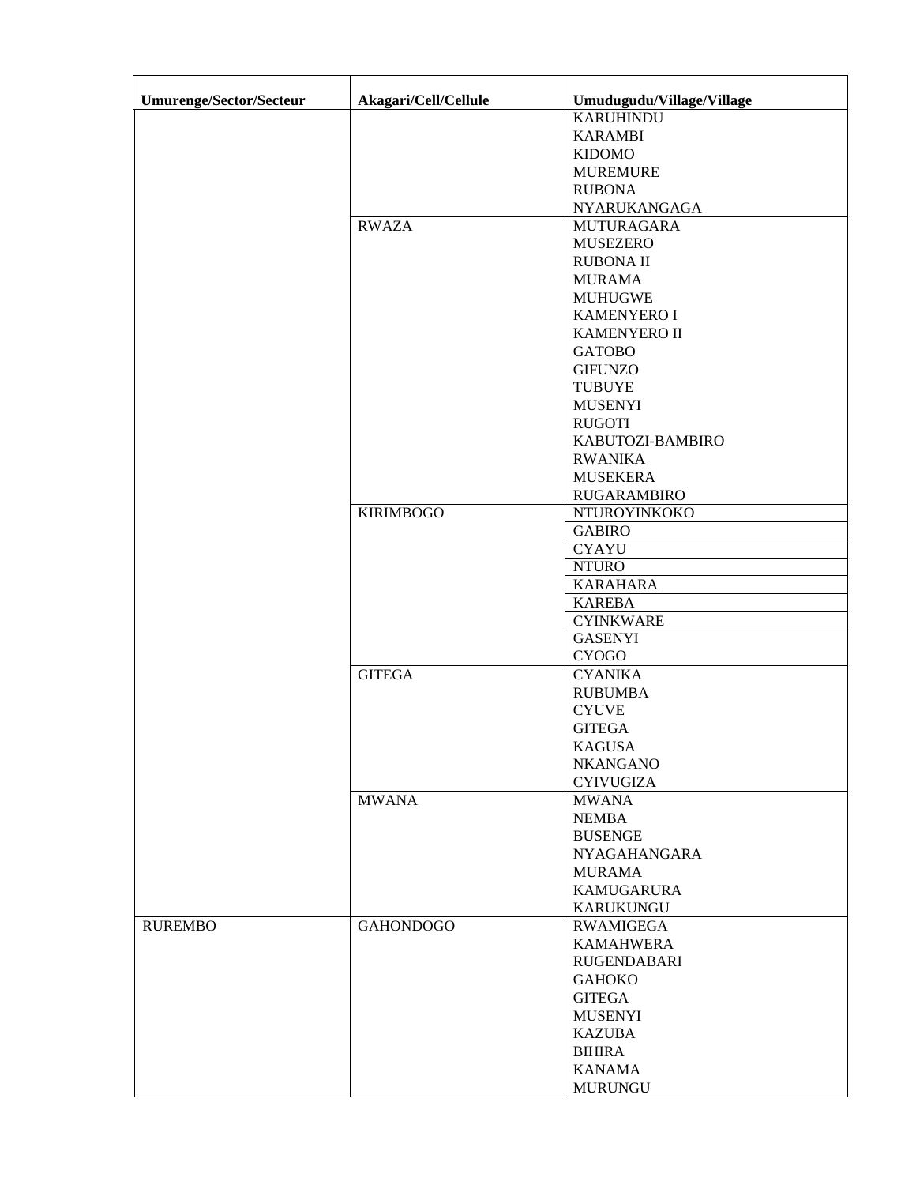| Umurenge/Sector/Secteur | Akagari/Cell/Cellule | Umudugudu/Village/Village |
|---|---|---|
| | | KARUHINDU |
| | | KARAMBI |
| | | KIDOMO |
| | | MUREMURE |
| | | RUBONA |
| | | NYARUKANGAGA |
| | RWAZA | MUTURAGARA |
| | | MUSEZERO |
| | | RUBONA II |
| | | MURAMA |
| | | MUHUGWE |
| | | KAMENYERO I |
| | | KAMENYERO II |
| | | GATOBO |
| | | GIFUNZO |
| | | TUBUYE |
| | | MUSENYI |
| | | RUGOTI |
| | | KABUTOZI-BAMBIRO |
| | | RWANIKA |
| | | MUSEKERA |
| | | RUGARAMBIRO |
| | KIRIMBOGO | NTUROYINKOKO |
| | | GABIRO |
| | | CYAYU |
| | | NTURO |
| | | KARAHARA |
| | | KAREBA |
| | | CYINKWARE |
| | | GASENYI |
| | | CYOGO |
| | GITEGA | CYANIKA |
| | | RUBUMBA |
| | | CYUVE |
| | | GITEGA |
| | | KAGUSA |
| | | NKANGANO |
| | | CYIVUGIZA |
| | MWANA | MWANA |
| | | NEMBA |
| | | BUSENGE |
| | | NYAGAHANGARA |
| | | MURAMA |
| | | KAMUGARURA |
| | | KARUKUNGU |
| RUREMBO | GAHONDOGO | RWAMIGEGA |
| | | KAMAHWERA |
| | | RUGENDABARI |
| | | GAHOKO |
| | | GITEGA |
| | | MUSENYI |
| | | KAZUBA |
| | | BIHIRA |
| | | KANAMA |
| | | MURUNGU |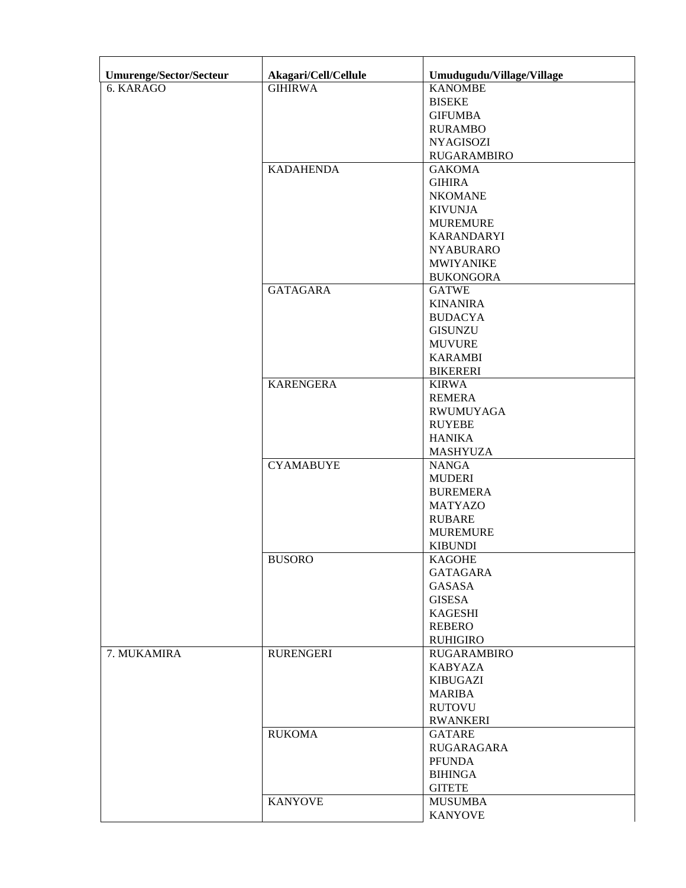| Umurenge/Sector/Secteur | Akagari/Cell/Cellule | Umudugudu/Village/Village |
|---|---|---|
| 6. KARAGO | GIHIRWA | KANOMBE |
| | | BISEKE |
| | | GIFUMBA |
| | | RURAMBO |
| | | NYAGISOZI |
| | | RUGARAMBIRO |
| | KADAHENDA | GAKOMA |
| | | GIHIRA |
| | | NKOMANE |
| | | KIVUNJA |
| | | MUREMURE |
| | | KARANDARYI |
| | | NYABURARO |
| | | MWIYANIKE |
| | | BUKONGORA |
| | GATAGARA | GATWE |
| | | KINANIRA |
| | | BUDACYA |
| | | GISUNZU |
| | | MUVURE |
| | | KARAMBI |
| | | BIKERERI |
| | KARENGERA | KIRWA |
| | | REMERA |
| | | RWUMUYAGA |
| | | RUYEBE |
| | | HANIKA |
| | | MASHYUZA |
| | CYAMABUYE | NANGA |
| | | MUDERI |
| | | BUREMERA |
| | | MATYAZO |
| | | RUBARE |
| | | MUREMURE |
| | | KIBUNDI |
| | BUSORO | KAGOHE |
| | | GATAGARA |
| | | GASASA |
| | | GISESA |
| | | KAGESHI |
| | | REBERO |
| | | RUHIGIRO |
| 7. MUKAMIRA | RURENGERI | RUGARAMBIRO |
| | | KABYAZA |
| | | KIBUGAZI |
| | | MARIBA |
| | | RUTOVU |
| | | RWANKERI |
| | RUKOMA | GATARE |
| | | RUGARAGARA |
| | | PFUNDA |
| | | BIHINGA |
| | | GITETE |
| | KANYOVE | MUSUMBA |
| | | KANYOVE |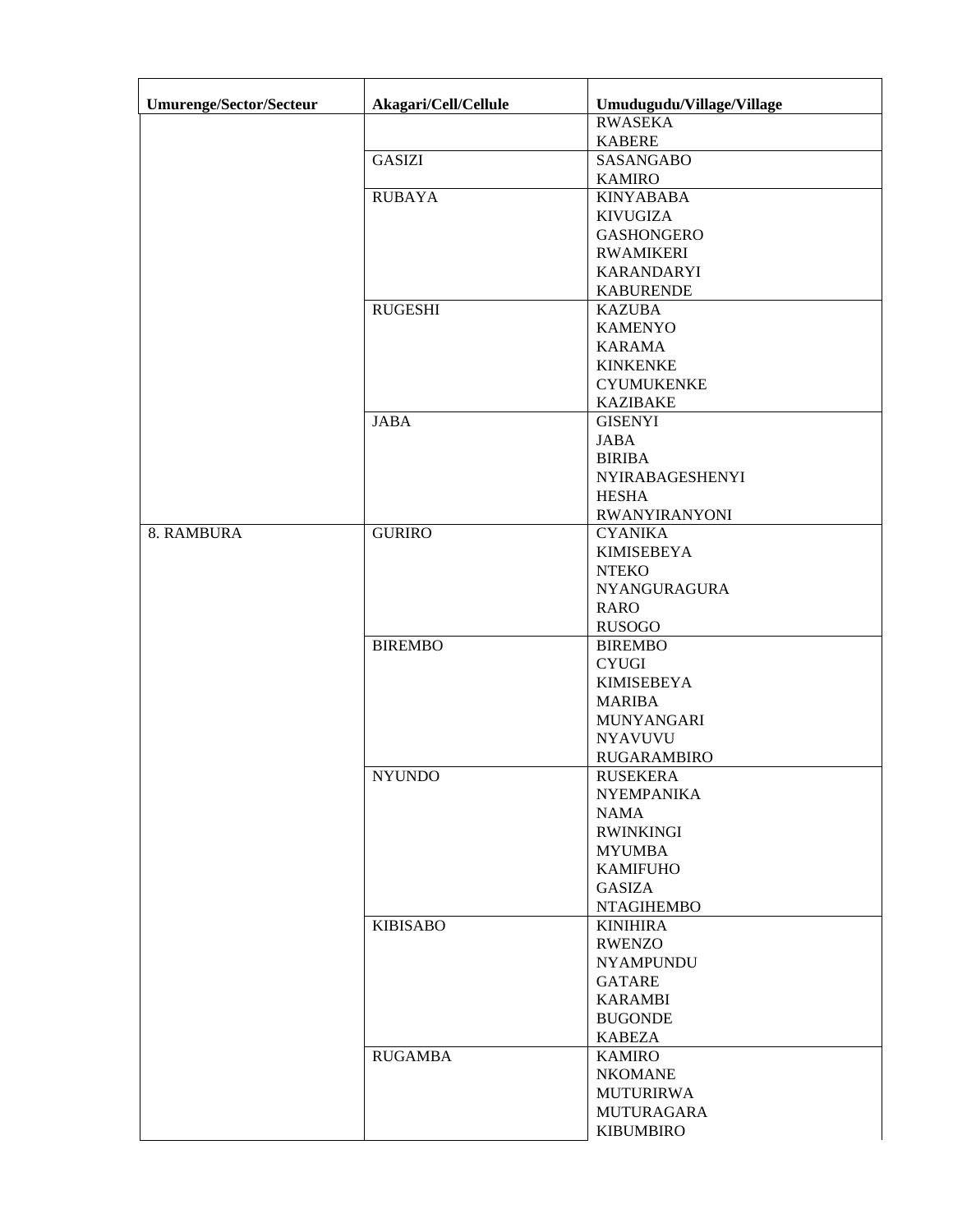| Umurenge/Sector/Secteur | Akagari/Cell/Cellule | Umudugudu/Village/Village |
|---|---|---|
| | | RWASEKA<br>KABERE |
| | GASIZI | SASANGABO<br>KAMIRO |
| | RUBAYA | KINYABABA<br>KIVUGIZA<br>GASHONGERO<br>RWAMIKERI<br>KARANDARYI<br>KABURENDE |
| | RUGESHI | KAZUBA<br>KAMENYO<br>KARAMA<br>KINKENKE<br>CYUMUKENKE<br>KAZIBAKE |
| | JABA | GISENYI<br>JABA<br>BIRIBA<br>NYIRABAGESHENYI<br>HESHA<br>RWANYIRANYONI |
| 8. RAMBURA | GURIRO | CYANIKA<br>KIMISEBEYA<br>NTEKO<br>NYANGURAGURA<br>RARO<br>RUSOGO |
| | BIREMBO | BIREMBO<br>CYUGI<br>KIMISEBEYA<br>MARIBA<br>MUNYANGARI<br>NYAVUVU<br>RUGARAMBIRO |
| | NYUNDO | RUSEKERA<br>NYEMPANIKA<br>NAMA<br>RWINKINGI<br>MYUMBA<br>KAMIFUHO<br>GASIZA<br>NTAGIHEMBO |
| | KIBISABO | KINIHIRA<br>RWENZO<br>NYAMPUNDU<br>GATARE<br>KARAMBI<br>BUGONDE<br>KABEZA |
| | RUGAMBA | KAMIRO<br>NKOMANE<br>MUTURIRWA<br>MUTURAGARA<br>KIBUMBIRO |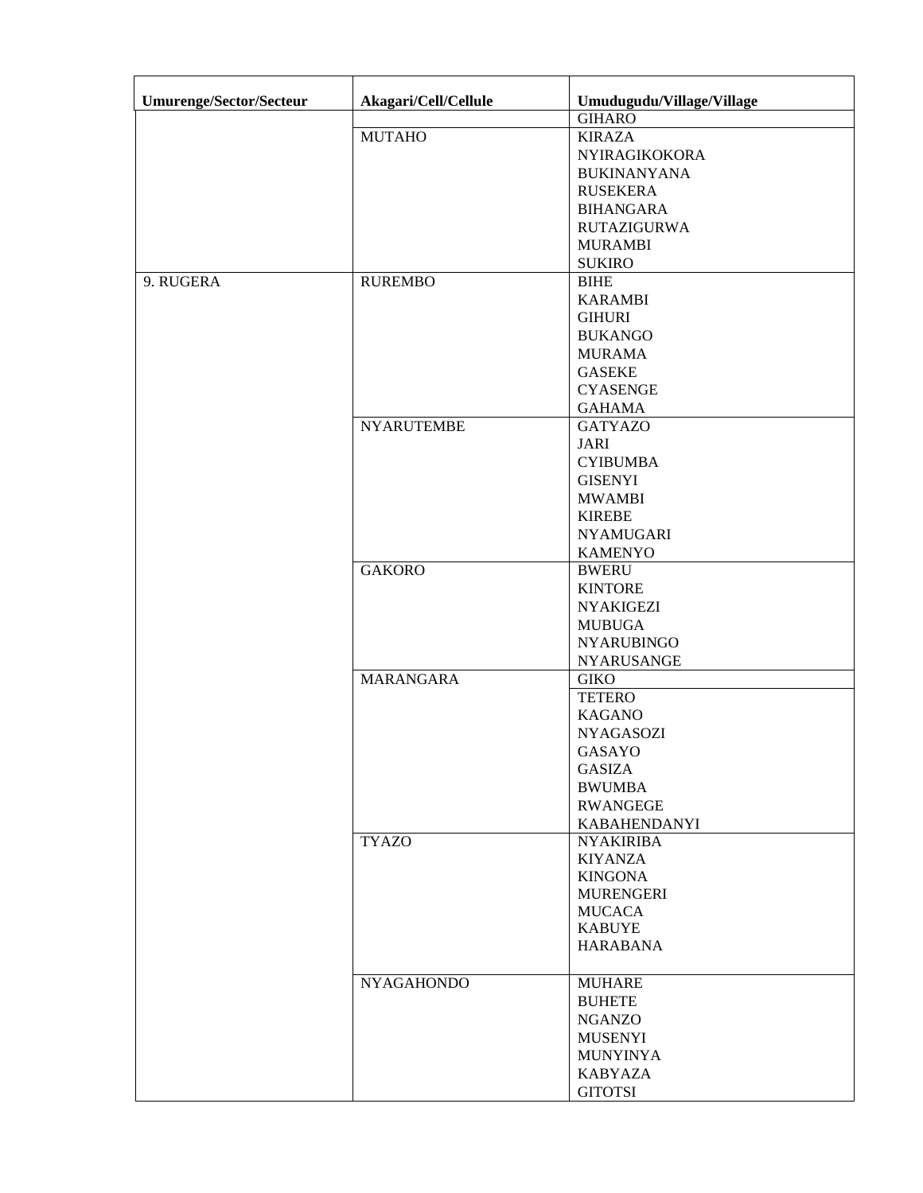| Umurenge/Sector/Secteur | Akagari/Cell/Cellule | Umudugudu/Village/Village |
|---|---|---|
| | | GIHARO |
| | MUTAHO | KIRAZA<br>NYIRAGIKOKORA<br>BUKINANYANA<br>RUSEKERA<br>BIHANGARA<br>RUTAZIGURWA<br>MURAMBI<br>SUKIRO |
| 9. RUGERA | RUREMBO | BIHE<br>KARAMBI<br>GIHURI<br>BUKANGO<br>MURAMA<br>GASEKE<br>CYASENGE<br>GAHAMA |
| | NYARUTEMBE | GATYAZO<br>JARI<br>CYIBUMBA<br>GISENYI<br>MWAMBI<br>KIREBE<br>NYAMUGARI<br>KAMENYO |
| | GAKORO | BWERU<br>KINTORE<br>NYAKIGEZI<br>MUBUGA<br>NYARUBINGO<br>NYARUSANGE |
| | MARANGARA | GIKO |
| | | TETERO<br>KAGANO<br>NYAGASOZI<br>GASAYO<br>GASIZA<br>BWUMBA<br>RWANGEGE<br>KABAHENDANYI |
| | TYAZO | NYAKIRIBA<br>KIYANZA<br>KINGONA<br>MURENGERI<br>MUCACA<br>KABUYE<br>HARABANA |
| | NYAGAHONDO | MUHARE<br>BUHETE<br>NGANZO<br>MUSENYI<br>MUNYINYA<br>KABYAZA<br>GITOTSI |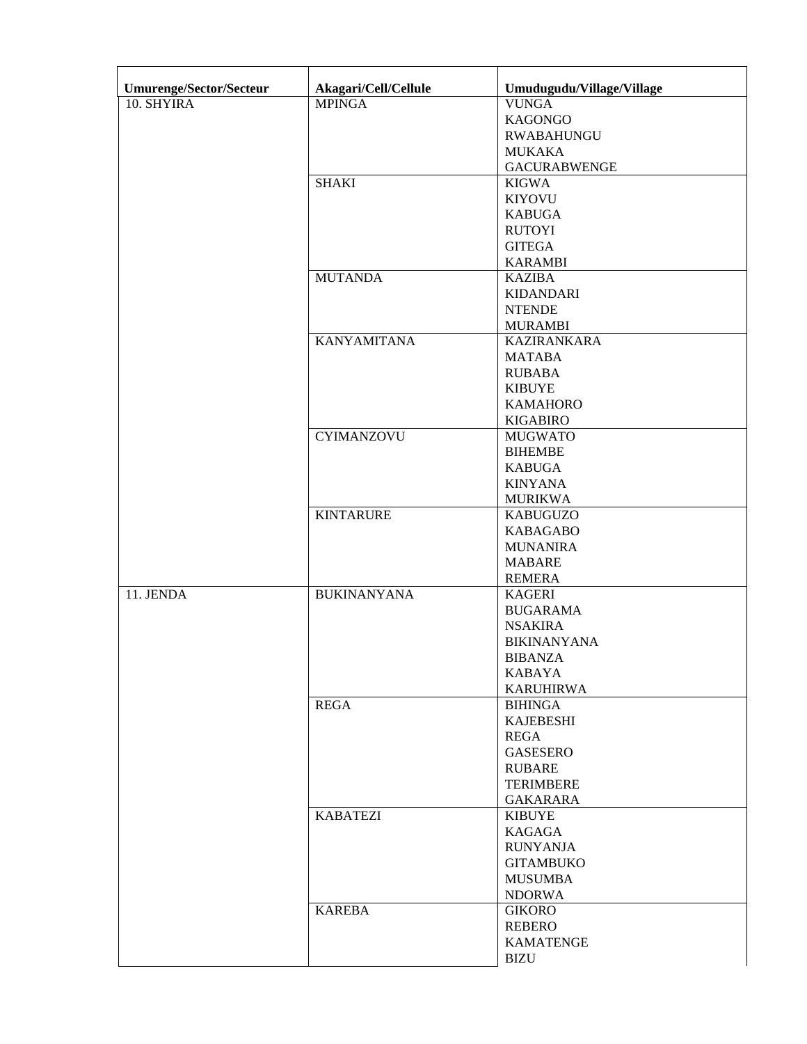| Umurenge/Sector/Secteur | Akagari/Cell/Cellule | Umudugudu/Village/Village |
|---|---|---|
| 10. SHYIRA | MPINGA | VUNGA |
| | | KAGONGO |
| | | RWABAHUNGU |
| | | MUKAKA |
| | | GACURABWENGE |
| | SHAKI | KIGWA |
| | | KIYOVU |
| | | KABUGA |
| | | RUTOYI |
| | | GITEGA |
| | | KARAMBI |
| | MUTANDA | KAZIBA |
| | | KIDANDARI |
| | | NTENDE |
| | | MURAMBI |
| | KANYAMITANA | KAZIRANKARA |
| | | MATABA |
| | | RUBABA |
| | | KIBUYE |
| | | KAMAHORO |
| | | KIGABIRO |
| | CYIMANZOVU | MUGWATO |
| | | BIHEMBE |
| | | KABUGA |
| | | KINYANA |
| | | MURIKWA |
| | KINTARURE | KABUGUZO |
| | | KABAGABO |
| | | MUNANIRA |
| | | MABARE |
| | | REMERA |
| 11. JENDA | BUKINANYANA | KAGERI |
| | | BUGARAMA |
| | | NSAKIRA |
| | | BIKINANYANA |
| | | BIBANZA |
| | | KABAYA |
| | | KARUHIRWA |
| | REGA | BIHINGA |
| | | KAJEBESHI |
| | | REGA |
| | | GASESERO |
| | | RUBARE |
| | | TERIMBERE |
| | | GAKARARA |
| | KABATEZI | KIBUYE |
| | | KAGAGA |
| | | RUNYANJA |
| | | GITAMBUKO |
| | | MUSUMBA |
| | | NDORWA |
| | KAREBA | GIKORO |
| | | REBERO |
| | | KAMATENGE |
| | | BIZU |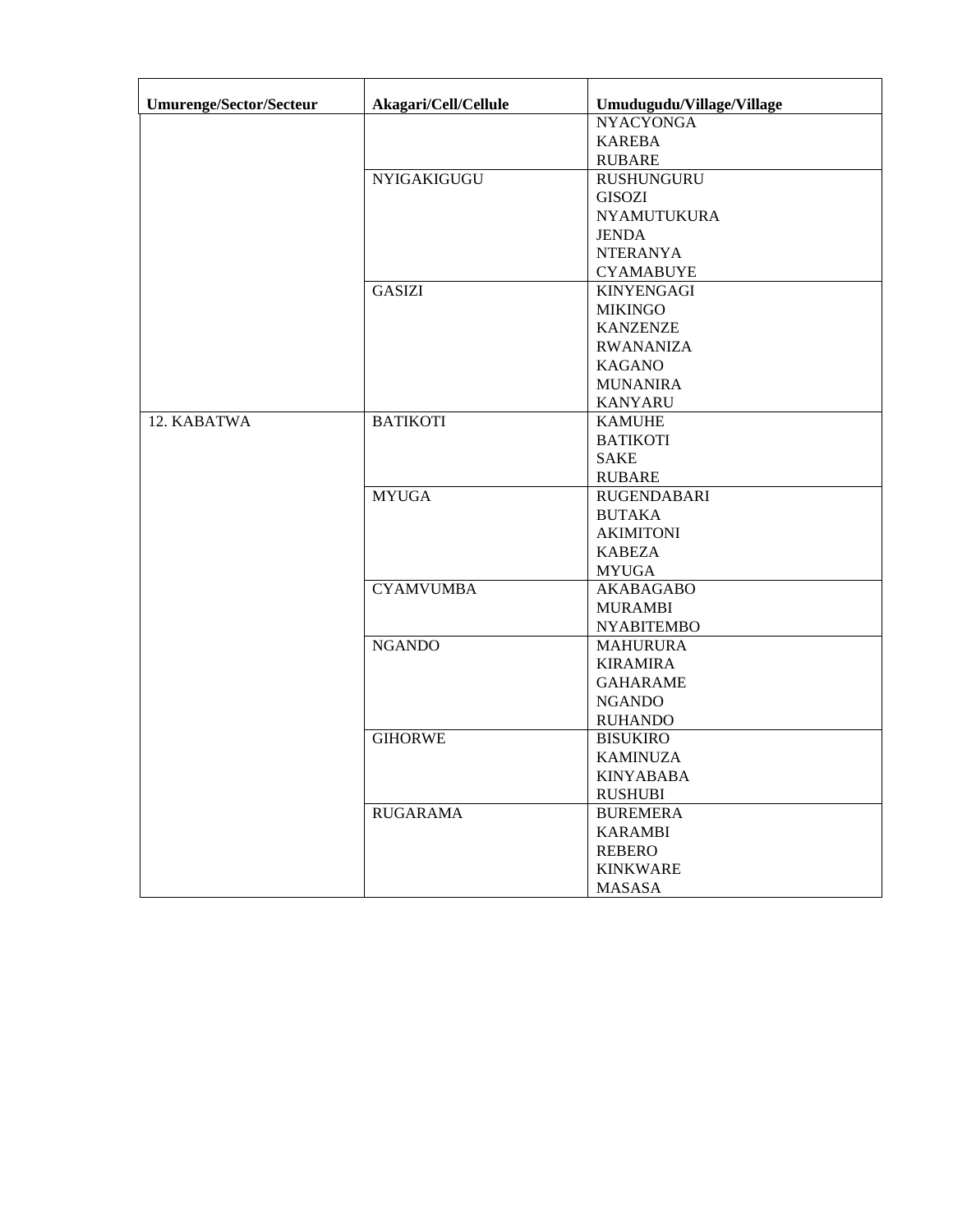| Umurenge/Sector/Secteur | Akagari/Cell/Cellule | Umudugudu/Village/Village |
|---|---|---|
| | | NYACYONGA |
| | | KAREBA |
| | | RUBARE |
| | NYIGAKIGUGU | RUSHUNGURU |
| | | GISOZI |
| | | NYAMUTUKURA |
| | | JENDA |
| | | NTERANYA |
| | | CYAMABUYE |
| | GASIZI | KINYENGAGI |
| | | MIKINGO |
| | | KANZENZE |
| | | RWANANIZA |
| | | KAGANO |
| | | MUNANIRA |
| | | KANYARU |
| 12. KABATWA | BATIKOTI | KAMUHE |
| | | BATIKOTI |
| | | SAKE |
| | | RUBARE |
| | MYUGA | RUGENDABARI |
| | | BUTAKA |
| | | AKIMITONI |
| | | KABEZA |
| | | MYUGA |
| | CYAMVUMBA | AKABAGABO |
| | | MURAMBI |
| | | NYABITEMBO |
| | NGANDO | MAHURURA |
| | | KIRAMIRA |
| | | GAHARAME |
| | | NGANDO |
| | | RUHANDO |
| | GIHORWE | BISUKIRO |
| | | KAMINUZA |
| | | KINYABABA |
| | | RUSHUBI |
| | RUGARAMA | BUREMERA |
| | | KARAMBI |
| | | REBERO |
| | | KINKWARE |
| | | MASASA |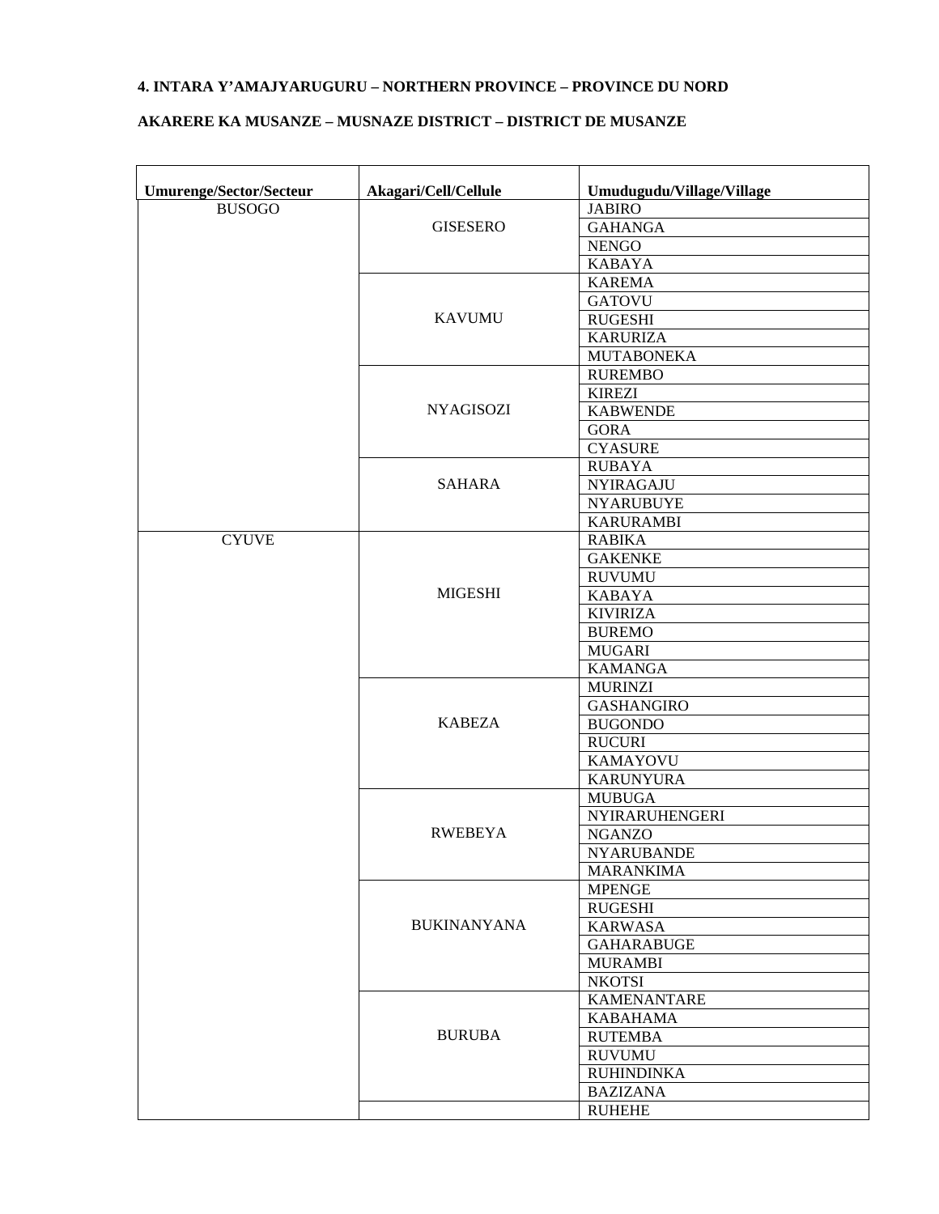**4. INTARA Y'AMAJYARUGURU – NORTHERN PROVINCE – PROVINCE DU NORD**

**AKARERE KA MUSANZE – MUSNAZE DISTRICT – DISTRICT DE MUSANZE**

| Umurenge/Sector/Secteur | Akagari/Cell/Cellule | Umudugudu/Village/Village |
|---|---|---|
| BUSOGO | GISESERO | JABIRO |
| | | GAHANGA |
| | | NENGO |
| | | KABAYA |
| | KAVUMU | KAREMA |
| | | GATOVU |
| | | RUGESHI |
| | | KARURIZA |
| | | MUTABONEKA |
| | NYAGISOZI | RUREMBO |
| | | KIREZI |
| | | KABWENDE |
| | | GORA |
| | | CYASURE |
| | SAHARA | RUBAYA |
| | | NYIRAGAJU |
| | | NYARUBUYE |
| | | KARURAMBI |
| CYUVE | MIGESHI | RABIKA |
| | | GAKENKE |
| | | RUVUMU |
| | | KABAYA |
| | | KIVIRIZA |
| | | BUREMO |
| | | MUGARI |
| | | KAMANGA |
| | KABEZA | MURINZI |
| | | GASHANGIRO |
| | | BUGONDO |
| | | RUCURI |
| | | KAMAYOVU |
| | | KARUNYURA |
| | RWEBEYA | MUBUGA |
| | | NYIRARUHENGERI |
| | | NGANZO |
| | | NYARUBANDE |
| | | MARANKIMA |
| | BUKINANYANA | MPENGE |
| | | RUGESHI |
| | | KARWASA |
| | | GAHARABUGE |
| | | MURAMBI |
| | | NKOTSI |
| | BURUBA | KAMENANTARE |
| | | KABAHAMA |
| | | RUTEMBA |
| | | RUVUMU |
| | | RUHINDINKA |
| | | BAZIZANA |
| | | RUHEHE |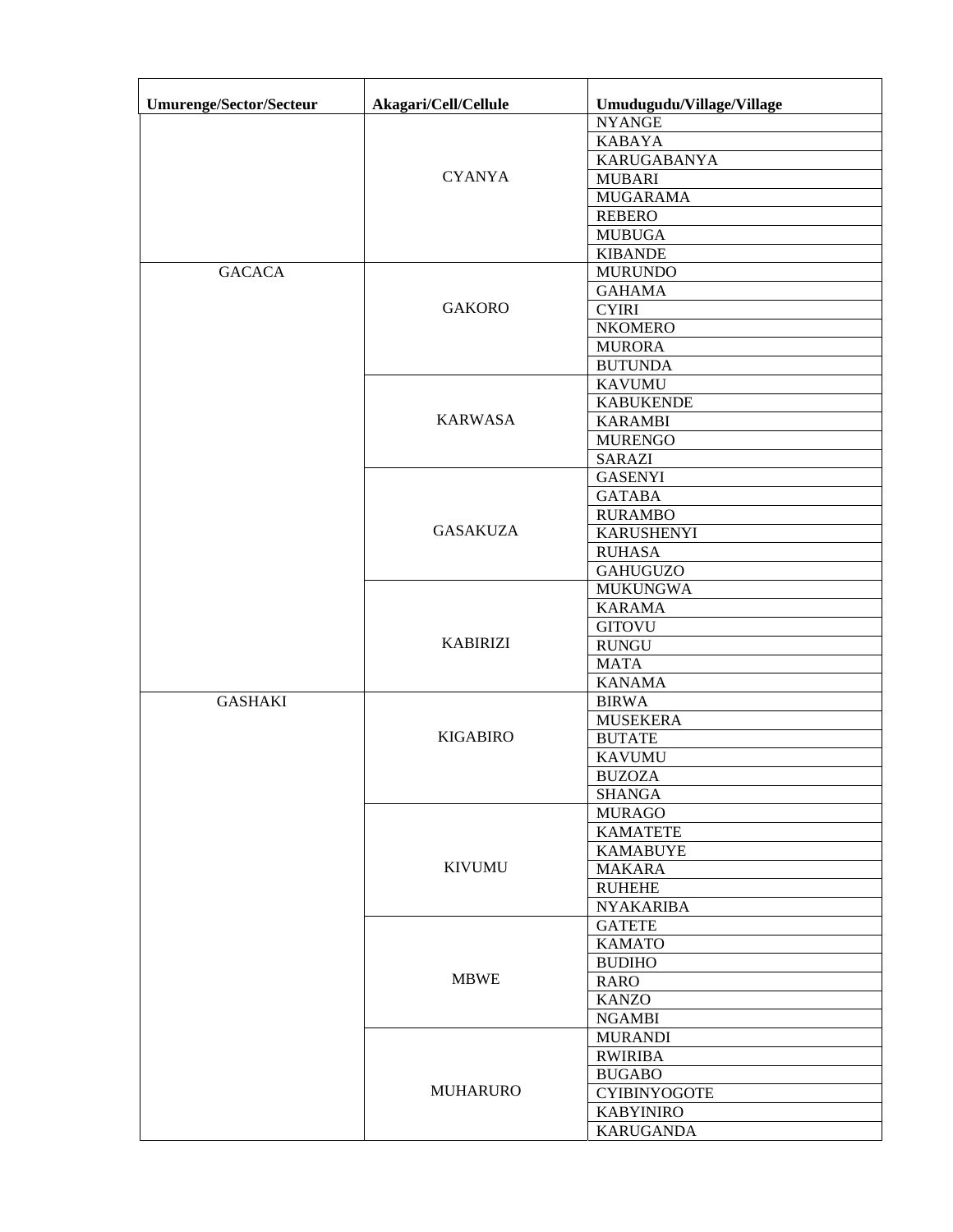| Umurenge/Sector/Secteur | Akagari/Cell/Cellule | Umudugudu/Village/Village |
|---|---|---|
| | CYANYA | NYANGE |
| | | KABAYA |
| | | KARUGABANYA |
| | | MUBARI |
| | | MUGARAMA |
| | | REBERO |
| | | MUBUGA |
| | | KIBANDE |
| GACACA | GAKORO | MURUNDO |
| | | GAHAMA |
| | | CYIRI |
| | | NKOMERO |
| | | MURORA |
| | | BUTUNDA |
| | KARWASA | KAVUMU |
| | | KABUKENDE |
| | | KARAMBI |
| | | MURENGO |
| | | SARAZI |
| | GASAKUZA | GASENYI |
| | | GATABA |
| | | RURAMBO |
| | | KARUSHENYI |
| | | RUHASA |
| | | GAHUGUZO |
| | KABIRIZI | MUKUNGWA |
| | | KARAMA |
| | | GITOVU |
| | | RUNGU |
| | | MATA |
| | | KANAMA |
| GASHAKI | KIGABIRO | BIRWA |
| | | MUSEKERA |
| | | BUTATE |
| | | KAVUMU |
| | | BUZOZA |
| | | SHANGA |
| | KIVUMU | MURAGO |
| | | KAMATETE |
| | | KAMABUYE |
| | | MAKARA |
| | | RUHEHE |
| | | NYAKARIBA |
| | MBWE | GATETE |
| | | KAMATO |
| | | BUDIHO |
| | | RARO |
| | | KANZO |
| | | NGAMBI |
| | MUHARURO | MURANDI |
| | | RWIRIBA |
| | | BUGABO |
| | | CYIBINYOGOTE |
| | | KABYINIRO |
| | | KARUGANDA |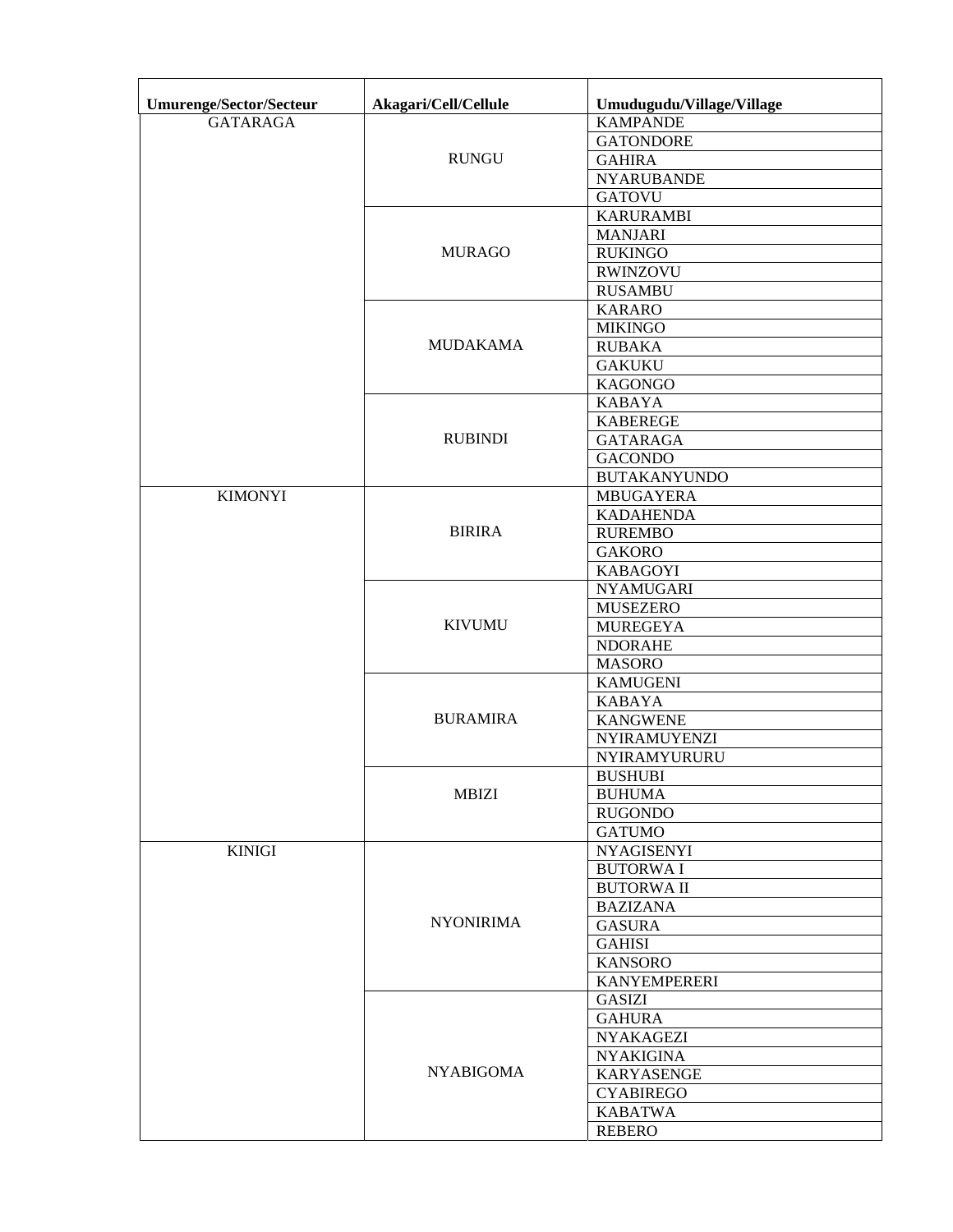| Umurenge/Sector/Secteur | Akagari/Cell/Cellule | Umudugudu/Village/Village |
|---|---|---|
| GATARAGA | RUNGU | KAMPANDE |
| | | GATONDORE |
| | | GAHIRA |
| | | NYARUBANDE |
| | | GATOVU |
| | MURAGO | KARURAMBI |
| | | MANJARI |
| | | RUKINGO |
| | | RWINZOVU |
| | | RUSAMBU |
| | MUDAKAMA | KARARO |
| | | MIKINGO |
| | | RUBAKA |
| | | GAKUKU |
| | | KAGONGO |
| | RUBINDI | KABAYA |
| | | KABEREGE |
| | | GATARAGA |
| | | GACONDO |
| | | BUTAKANYUNDO |
| KIMONYI | BIRIRA | MBUGAYERA |
| | | KADAHENDA |
| | | RUREMBO |
| | | GAKORO |
| | | KABAGOYI |
| | KIVUMU | NYAMUGARI |
| | | MUSEZERO |
| | | MUREGEYA |
| | | NDORAHE |
| | | MASORO |
| | BURAMIRA | KAMUGENI |
| | | KABAYA |
| | | KANGWENE |
| | | NYIRAMUYENZI |
| | | NYIRAMYURURU |
| | MBIZI | BUSHUBI |
| | | BUHUMA |
| | | RUGONDO |
| | | GATUMO |
| KINIGI | NYONIRIMA | NYAGISENYI |
| | | BUTORWA I |
| | | BUTORWA II |
| | | BAZIZANA |
| | | GASURA |
| | | GAHISI |
| | | KANSORO |
| | | KANYEMPERERI |
| | NYABIGOMA | GASIZI |
| | | GAHURA |
| | | NYAKAGEZI |
| | | NYAKIGINA |
| | | KARYASENGE |
| | | CYABIREGO |
| | | KABATWA |
| | | REBERO |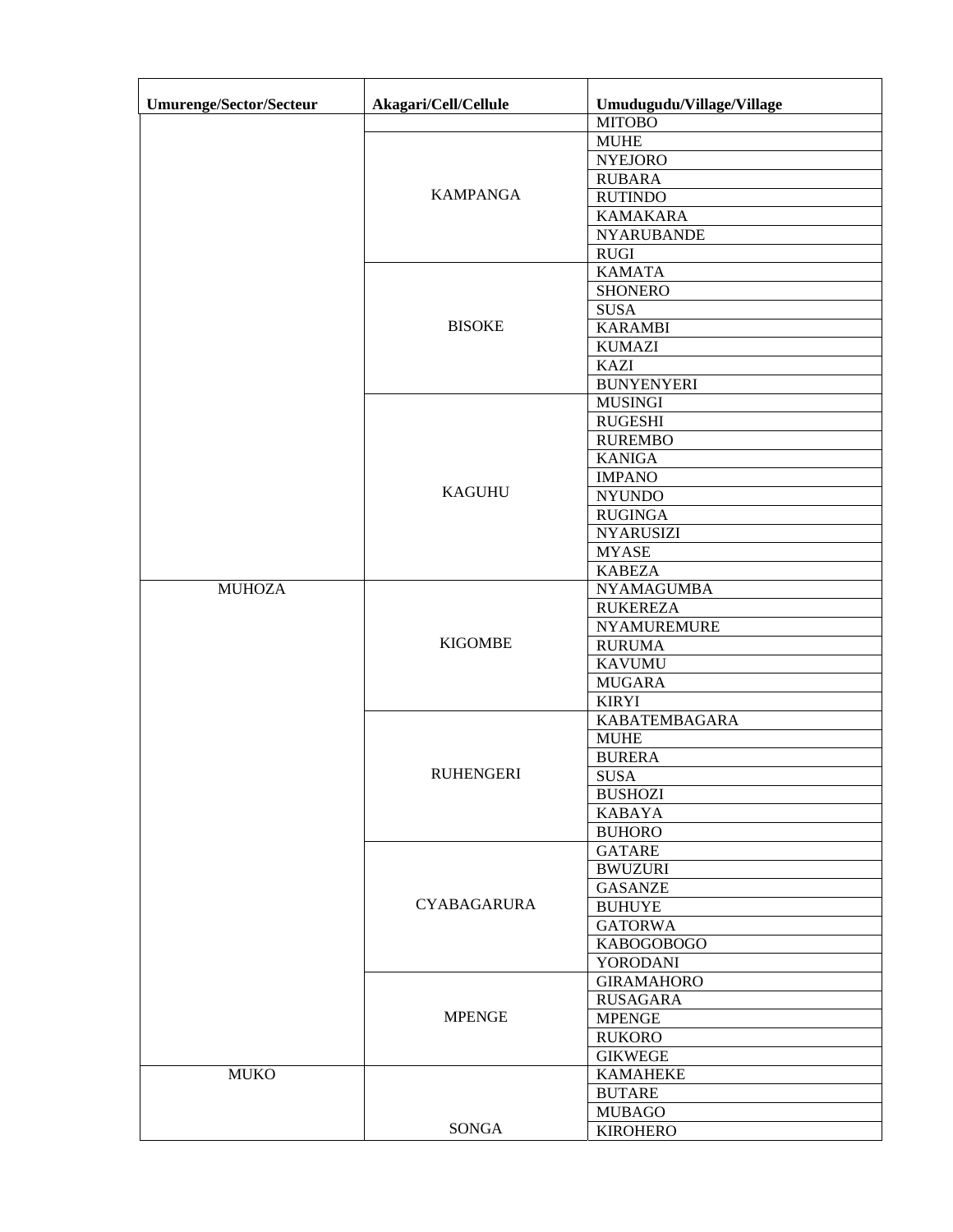| Umurenge/Sector/Secteur | Akagari/Cell/Cellule | Umudugudu/Village/Village |
|---|---|---|
| | | MITOBO |
| | KAMPANGA | MUHE |
| | | NYEJORO |
| | | RUBARA |
| | | RUTINDO |
| | | KAMAKARA |
| | | NYARUBANDE |
| | | RUGI |
| | BISOKE | KAMATA |
| | | SHONERO |
| | | SUSA |
| | | KARAMBI |
| | | KUMAZI |
| | | KAZI |
| | | BUNYENYERI |
| | KAGUHU | MUSINGI |
| | | RUGESHI |
| | | RUREMBO |
| | | KANIGA |
| | | IMPANO |
| | | NYUNDO |
| | | RUGINGA |
| | | NYARUSIZI |
| | | MYASE |
| | | KABEZA |
| MUHOZA | KIGOMBE | NYAMAGUMBA |
| | | RUKEREZA |
| | | NYAMUREMURE |
| | | RURUMA |
| | | KAVUMU |
| | | MUGARA |
| | | KIRYI |
| | RUHENGERI | KABATEMBAGARA |
| | | MUHE |
| | | BURERA |
| | | SUSA |
| | | BUSHOZI |
| | | KABAYA |
| | | BUHORO |
| | CYABAGARURA | GATARE |
| | | BWUZURI |
| | | GASANZE |
| | | BUHUYE |
| | | GATORWA |
| | | KABOGOBOGO |
| | | YORODANI |
| | MPENGE | GIRAMAHORO |
| | | RUSAGARA |
| | | MPENGE |
| | | RUKORO |
| | | GIKWEGE |
| MUKO | SONGA | KAMAHEKE |
| | | BUTARE |
| | | MUBAGO |
| | | KIROHERO |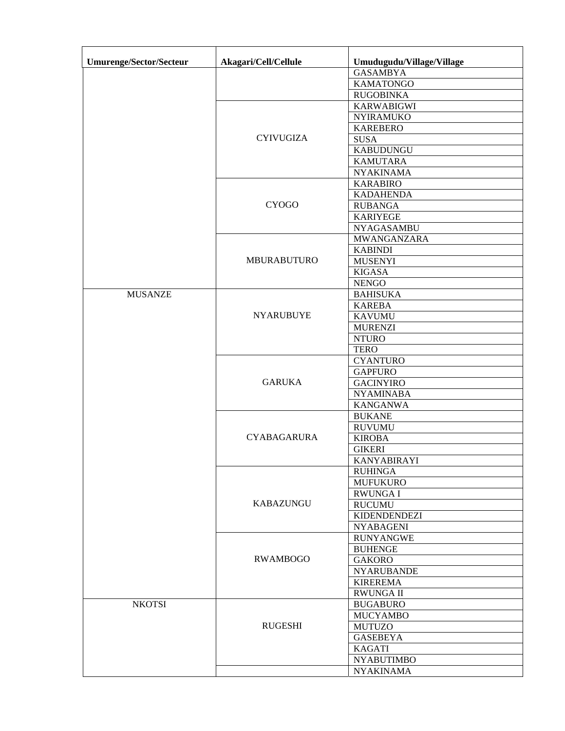| Umurenge/Sector/Secteur | Akagari/Cell/Cellule | Umudugudu/Village/Village |
|---|---|---|
| | | GASAMBYA |
| | | KAMATONGO |
| | | RUGOBINKA |
| | CYIVUGIZA | KARWABIGWI |
| | | NYIRAMUKO |
| | | KAREBERO |
| | | SUSA |
| | | KABUDUNGU |
| | | KAMUTARA |
| | | NYAKINAMA |
| | CYOGO | KARABIRO |
| | | KADAHENDA |
| | | RUBANGA |
| | | KARIYEGE |
| | | NYAGASAMBU |
| | MBURABUTURO | MWANGANZARA |
| | | KABINDI |
| | | MUSENYI |
| | | KIGASA |
| | | NENGO |
| MUSANZE | NYARUBUYE | BAHISUKA |
| | | KAREBA |
| | | KAVUMU |
| | | MURENZI |
| | | NTURO |
| | | TERO |
| | GARUKA | CYANTURO |
| | | GAPFURO |
| | | GACINYIRO |
| | | NYAMINABA |
| | | KANGANWA |
| | CYABAGARURA | BUKANE |
| | | RUVUMU |
| | | KIROBA |
| | | GIKERI |
| | | KANYABIRAYI |
| | KABAZUNGU | RUHINGA |
| | | MUFUKURO |
| | | RWUNGA I |
| | | RUCUMU |
| | | KIDENDENDEZI |
| | | NYABAGENI |
| | RWAMBOGO | RUNYANGWE |
| | | BUHENGE |
| | | GAKORO |
| | | NYARUBANDE |
| | | KIREREMA |
| | | RWUNGA II |
| NKOTSI | RUGESHI | BUGABURO |
| | | MUCYAMBO |
| | | MUTUZO |
| | | GASEBEYA |
| | | KAGATI |
| | | NYABUTIMBO |
| | | NYAKINAMA |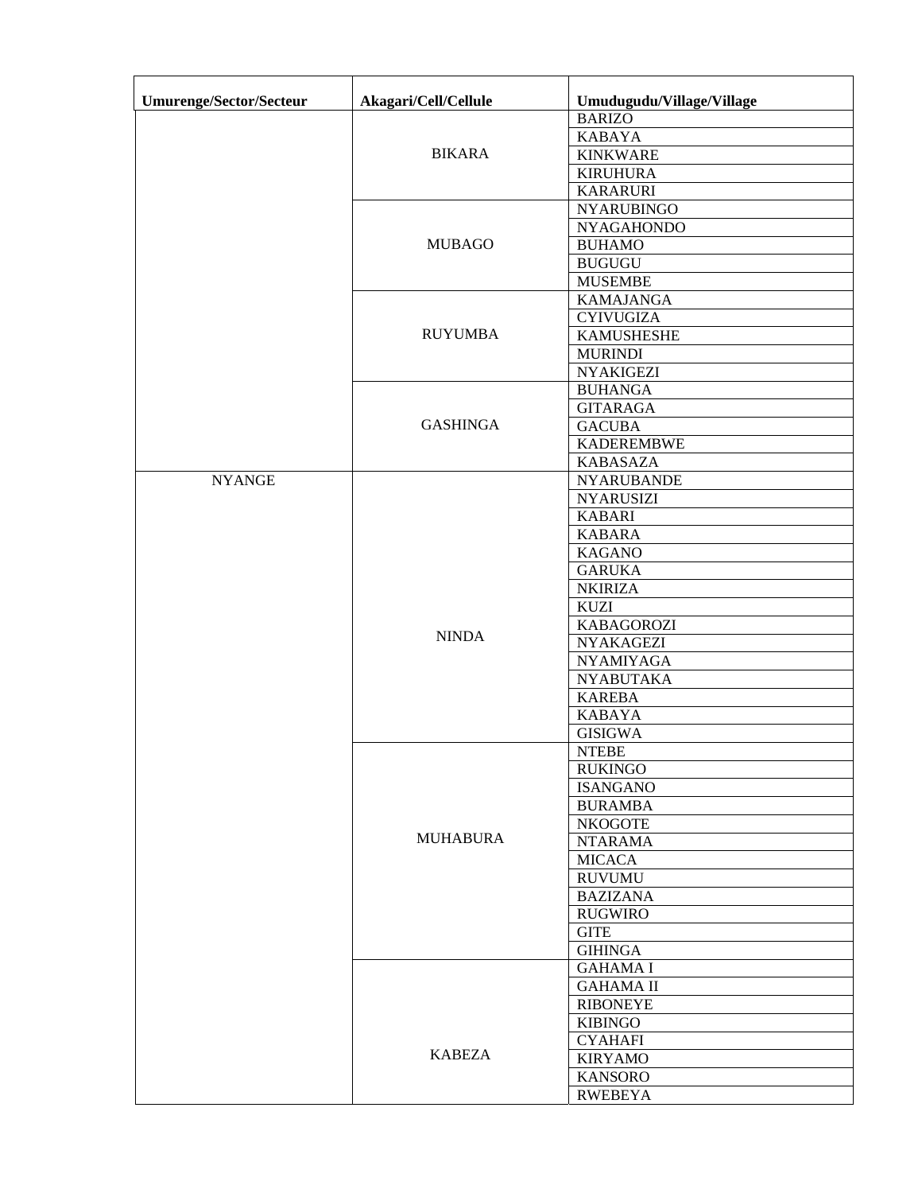| Umurenge/Sector/Secteur | Akagari/Cell/Cellule | Umudugudu/Village/Village |
|---|---|---|
| NYANGE | BIKARA | BARIZO |
| | | KABAYA |
| | | KINKWARE |
| | | KIRUHURA |
| | | KARARURI |
| | MUBAGO | NYARUBINGO |
| | | NYAGAHONDO |
| | | BUHAMO |
| | | BUGUGU |
| | | MUSEMBE |
| | RUYUMBA | KAMAJANGA |
| | | CYIVUGIZA |
| | | KAMUSHESHE |
| | | MURINDI |
| | | NYAKIGEZI |
| | GASHINGA | BUHANGA |
| | | GITARAGA |
| | | GACUBA |
| | | KADEREMBWE |
| | | KABASAZA |
| | NINDA | NYARUBANDE |
| | | NYARUSIZI |
| | | KABARI |
| | | KABARA |
| | | KAGANO |
| | | GARUKA |
| | | NKIRIZA |
| | | KUZI |
| | | KABAGOROZI |
| | | NYAKAGEZI |
| | | NYAMIYAGA |
| | | NYABUTAKA |
| | | KAREBA |
| | | KABAYA |
| | | GISIGWA |
| | MUHABURA | NTEBE |
| | | RUKINGO |
| | | ISANGANO |
| | | BURAMBA |
| | | NKOGOTE |
| | | NTARAMA |
| | | MICACA |
| | | RUVUMU |
| | | BAZIZANA |
| | | RUGWIRO |
| | | GITE |
| | | GIHINGA |
| | KABEZA | GAHAMA I |
| | | GAHAMA II |
| | | RIBONEYE |
| | | KIBINGO |
| | | CYAHAFI |
| | | KIRYAMO |
| | | KANSORO |
| | | RWEBEYA |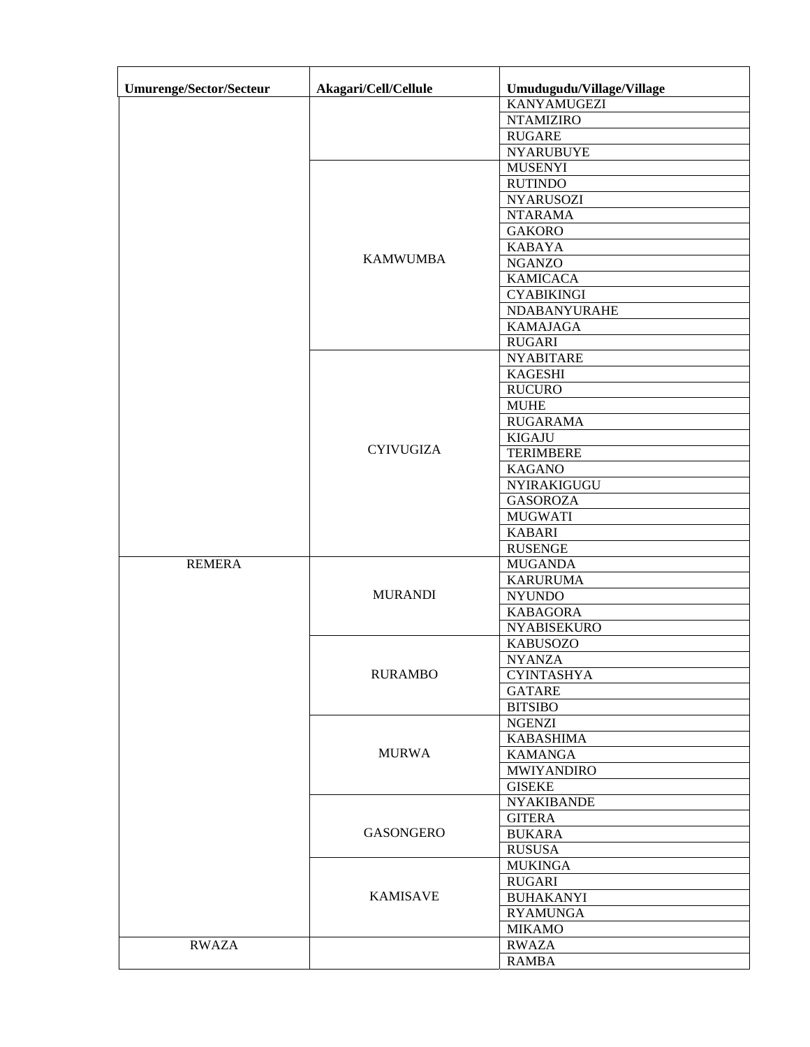| Umurenge/Sector/Secteur | Akagari/Cell/Cellule | Umudugudu/Village/Village |
| --- | --- | --- |
| | | KANYAMUGEZI |
| | | NTAMIZIRO |
| | | RUGARE |
| | | NYARUBUYE |
| | KAMWUMBA | MUSENYI |
| | | RUTINDO |
| | | NYARUSOZI |
| | | NTARAMA |
| | | GAKORO |
| | | KABAYA |
| | | NGANZO |
| | | KAMICACA |
| | | CYABIKINGI |
| | | NDABANYURAHE |
| | | KAMAJAGA |
| | | RUGARI |
| | CYIVUGIZA | NYABITARE |
| | | KAGESHI |
| | | RUCURO |
| | | MUHE |
| | | RUGARAMA |
| | | KIGAJU |
| | | TERIMBERE |
| | | KAGANO |
| | | NYIRAKIGUGU |
| | | GASOROZA |
| | | MUGWATI |
| | | KABARI |
| | | RUSENGE |
| REMERA | MURANDI | MUGANDA |
| | | KARURUMA |
| | | NYUNDO |
| | | KABAGORA |
| | | NYABISEKURO |
| | RURAMBO | KABUSOZO |
| | | NYANZA |
| | | CYINTASHYA |
| | | GATARE |
| | | BITSIBO |
| | MURWA | NGENZI |
| | | KABASHIMA |
| | | KAMANGA |
| | | MWIYANDIRO |
| | | GISEKE |
| | GASONGERO | NYAKIBANDE |
| | | GITERA |
| | | BUKARA |
| | | RUSUSA |
| | KAMISAVE | MUKINGA |
| | | RUGARI |
| | | BUHAKANYI |
| | | RYAMUNGA |
| | | MIKAMO |
| RWAZA | | RWAZA |
| | | RAMBA |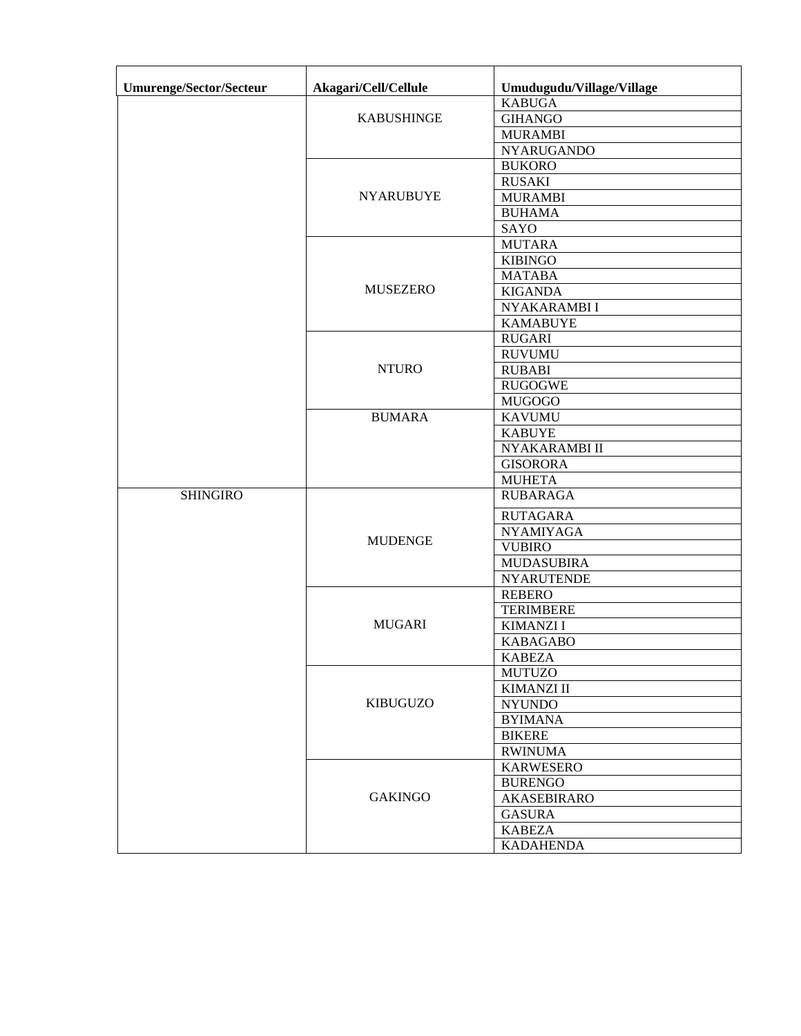| Umurenge/Sector/Secteur | Akagari/Cell/Cellule | Umudugudu/Village/Village |
| --- | --- | --- |
| | KABUSHINGE | KABUGA |
| | | GIHANGO |
| | | MURAMBI |
| | | NYARUGANDO |
| | NYARUBUYE | BUKORO |
| | | RUSAKI |
| | | MURAMBI |
| | | BUHAMA |
| | | SAYO |
| | MUSEZERO | MUTARA |
| | | KIBINGO |
| | | MATABA |
| | | KIGANDA |
| | | NYAKARAMBI I |
| | | KAMABUYE |
| | NTURO | RUGARI |
| | | RUVUMU |
| | | RUBABI |
| | | RUGOGWE |
| | | MUGOGO |
| | BUMARA | KAVUMU |
| | | KABUYE |
| | | NYAKARAMBI II |
| | | GISORORA |
| | | MUHETA |
| SHINGIRO | MUDENGE | RUBARAGA |
| | | RUTAGARA |
| | | NYAMIYAGA |
| | | VUBIRO |
| | | MUDASUBIRA |
| | | NYARUTENDE |
| | MUGARI | REBERO |
| | | TERIMBERE |
| | | KIMANZI I |
| | | KABAGABO |
| | | KABEZA |
| | KIBUGUZO | MUTUZO |
| | | KIMANZI II |
| | | NYUNDO |
| | | BYIMANA |
| | | BIKERE |
| | | RWINUMA |
| | GAKINGO | KARWESERO |
| | | BURENGO |
| | | AKASEBIRARO |
| | | GASURA |
| | | KABEZA |
| | | KADAHENDA |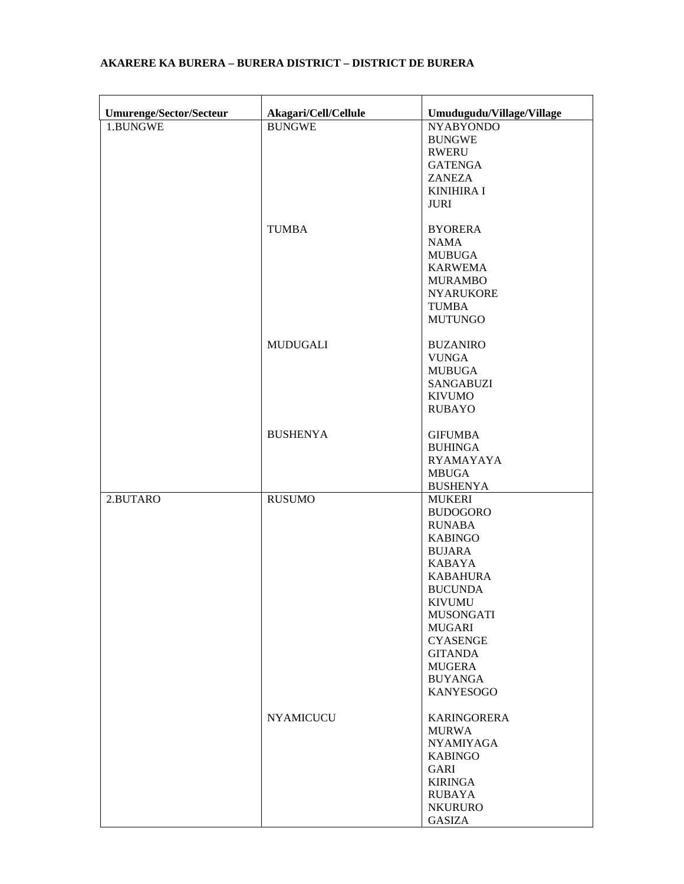**AKARERE KA BURERA – BURERA DISTRICT – DISTRICT DE BURERA**

| Umurenge/Sector/Secteur | Akagari/Cell/Cellule | Umudugudu/Village/Village |
|---|---|---|
| 1.BUNGWE | BUNGWE | NYABYONDO<br>BUNGWE<br>RWERU<br>GATENGA<br>ZANEZA<br>KINIHIRA I<br>JURI |
| | TUMBA | BYORERA<br>NAMA<br>MUBUGA<br>KARWEMA<br>MURAMBO<br>NYARUKORE<br>TUMBA<br>MUTUNGO |
| | MUDUGALI | BUZANIRO<br>VUNGA<br>MUBUGA<br>SANGABUZI<br>KIVUMO<br>RUBAYO |
| | BUSHENYA | GIFUMBA<br>BUHINGA<br>RYAMAYAYA<br>MBUGA<br>BUSHENYA |
| 2.BUTARO | RUSUMO | MUKERI<br>BUDOGORO<br>RUNABA<br>KABINGO<br>BUJARA<br>KABAYA<br>KABAHURA<br>BUCUNDA<br>KIVUMU<br>MUSONGATI<br>MUGARI<br>CYASENGE<br>GITANDA<br>MUGERA<br>BUYANGA<br>KANYESOGO |
| | NYAMICUCU | KARINGORERA<br>MURWA<br>NYAMIYAGA<br>KABINGO<br>GARI<br>KIRINGA<br>RUBAYA<br>NKURURO<br>GASIZA |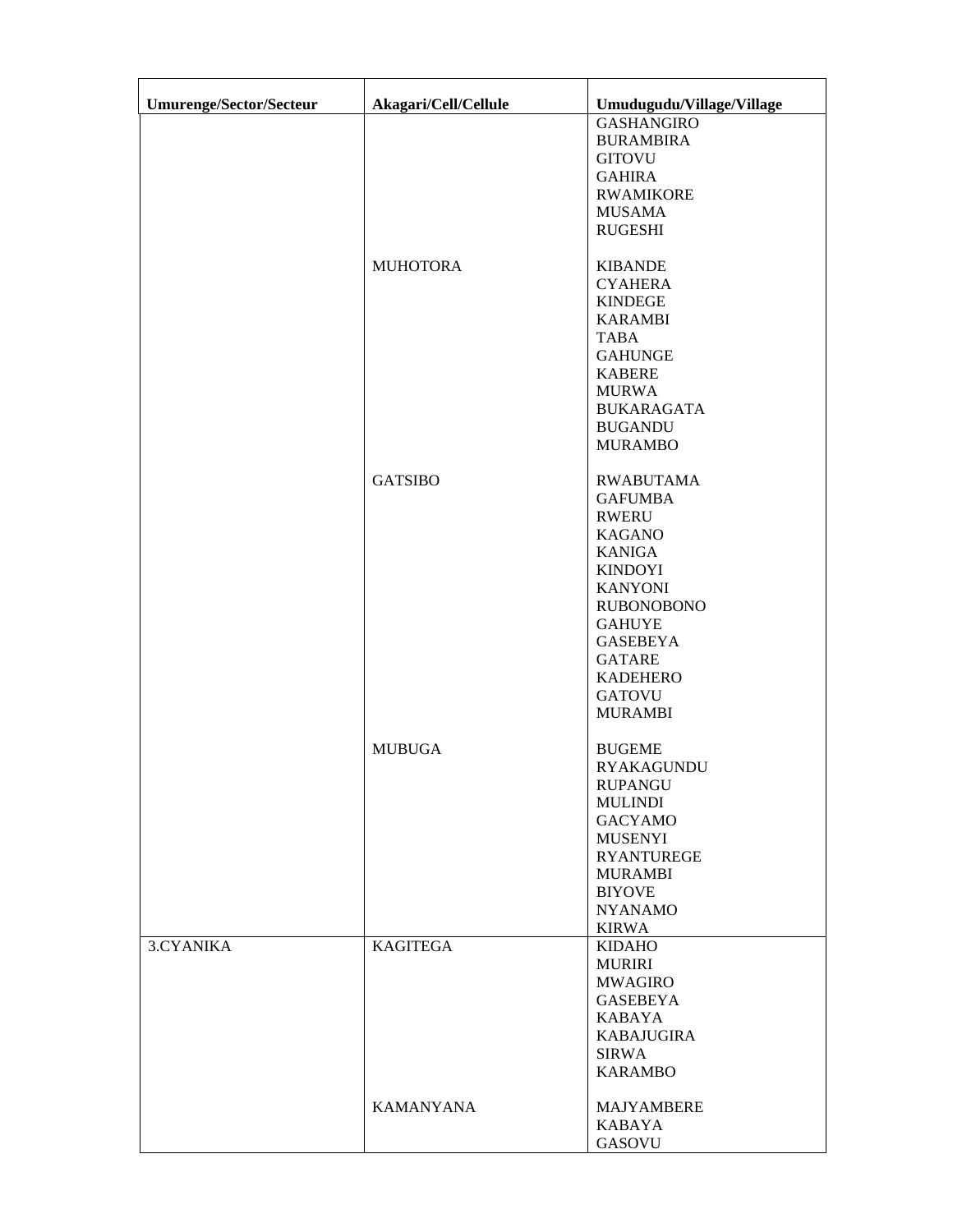| Umurenge/Sector/Secteur | Akagari/Cell/Cellule | Umudugudu/Village/Village |
|---|---|---|
| | | GASHANGIRO<br>BURAMBIRA<br>GITOVU<br>GAHIRA<br>RWAMIKORE<br>MUSAMA<br>RUGESHI |
| | MUHOTORA | KIBANDE<br>CYAHERA<br>KINDEGE<br>KARAMBI<br>TABA<br>GAHUNGE<br>KABERE<br>MURWA<br>BUKARAGATA<br>BUGANDU<br>MURAMBO |
| | GATSIBO | RWABUTAMA<br>GAFUMBA<br>RWERU<br>KAGANO<br>KANIGA<br>KINDOYI<br>KANYONI<br>RUBONOBONO<br>GAHUYE<br>GASEBEYA<br>GATARE<br>KADEHERO<br>GATOVU<br>MURAMBI |
| | MUBUGA | BUGEME<br>RYAKAGUNDU<br>RUPANGU<br>MULINDI<br>GACYAMO<br>MUSENYI<br>RYANTUREGE<br>MURAMBI<br>BIYOVE<br>NYANAMO<br>KIRWA |
| 3.CYANIKA | KAGITEGA | KIDAHO<br>MURIRI<br>MWAGIRO<br>GASEBEYA<br>KABAYA<br>KABAJUGIRA<br>SIRWA<br>KARAMBO |
| | KAMANYANA | MAJYAMBERE<br>KABAYA<br>GASOVU |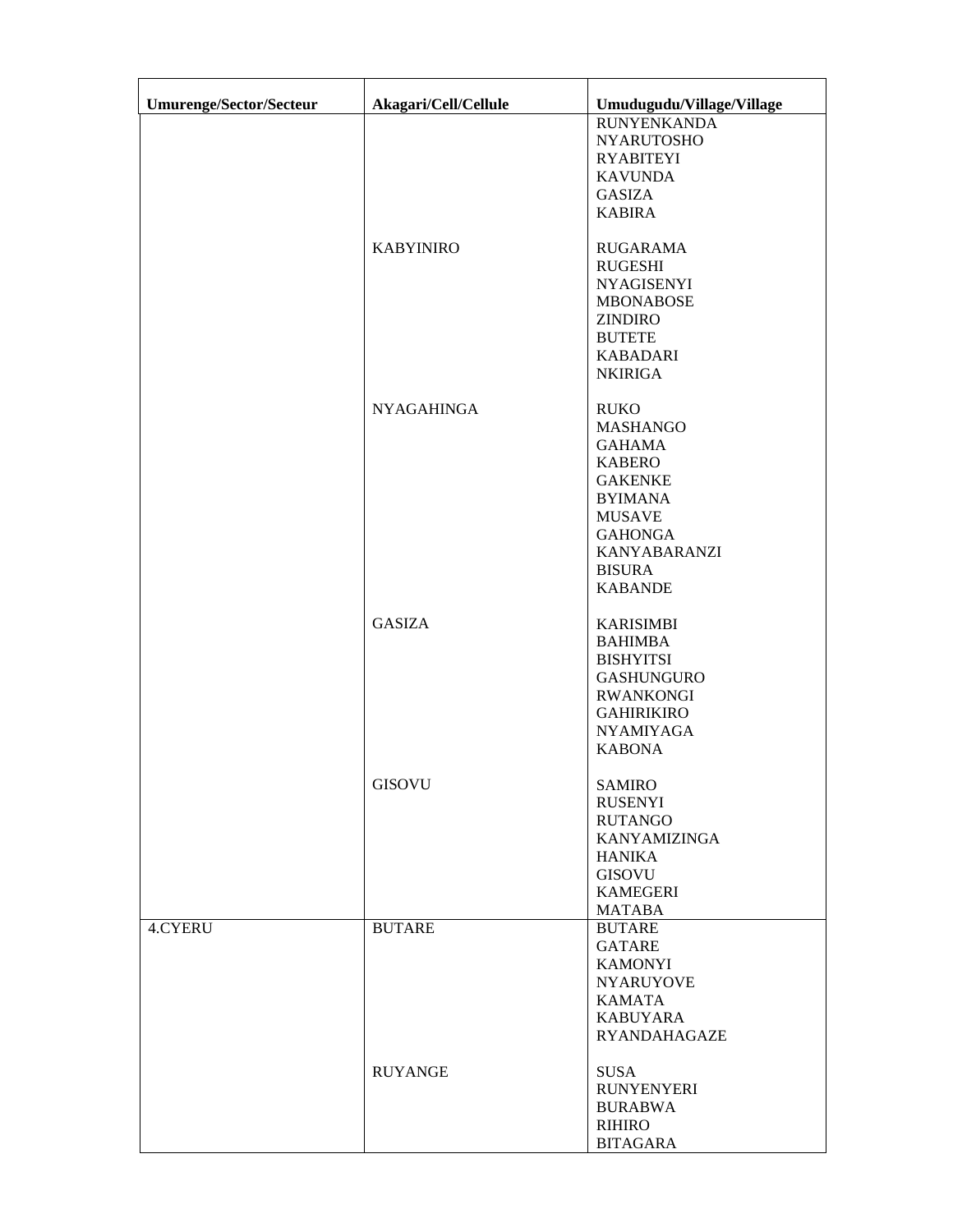| Umurenge/Sector/Secteur | Akagari/Cell/Cellule | Umudugudu/Village/Village |
|---|---|---|
| | | RUNYENKANDA |
| | | NYARUTOSHO |
| | | RYABITEYI |
| | | KAVUNDA |
| | | GASIZA |
| | | KABIRA |
| | KABYINIRO | RUGARAMA |
| | | RUGESHI |
| | | NYAGISENYI |
| | | MBONABOSE |
| | | ZINDIRO |
| | | BUTETE |
| | | KABADARI |
| | | NKIRIGA |
| | NYAGAHINGA | RUKO |
| | | MASHANGO |
| | | GAHAMA |
| | | KABERO |
| | | GAKENKE |
| | | BYIMANA |
| | | MUSAVE |
| | | GAHONGA |
| | | KANYABARANZI |
| | | BISURA |
| | | KABANDE |
| | GASIZA | KARISIMBI |
| | | BAHIMBA |
| | | BISHYITSI |
| | | GASHUNGURO |
| | | RWANKONGI |
| | | GAHIRIKIRO |
| | | NYAMIYAGA |
| | | KABONA |
| | GISOVU | SAMIRO |
| | | RUSENYI |
| | | RUTANGO |
| | | KANYAMIZINGA |
| | | HANIKA |
| | | GISOVU |
| | | KAMEGERI |
| | | MATABA |
| 4.CYERU | BUTARE | BUTARE |
| | | GATARE |
| | | KAMONYI |
| | | NYARUYOVE |
| | | KAMATA |
| | | KABUYARA |
| | | RYANDAHAGAZE |
| | RUYANGE | SUSA |
| | | RUNYENYERI |
| | | BURABWA |
| | | RIHIRO |
| | | BITAGARA |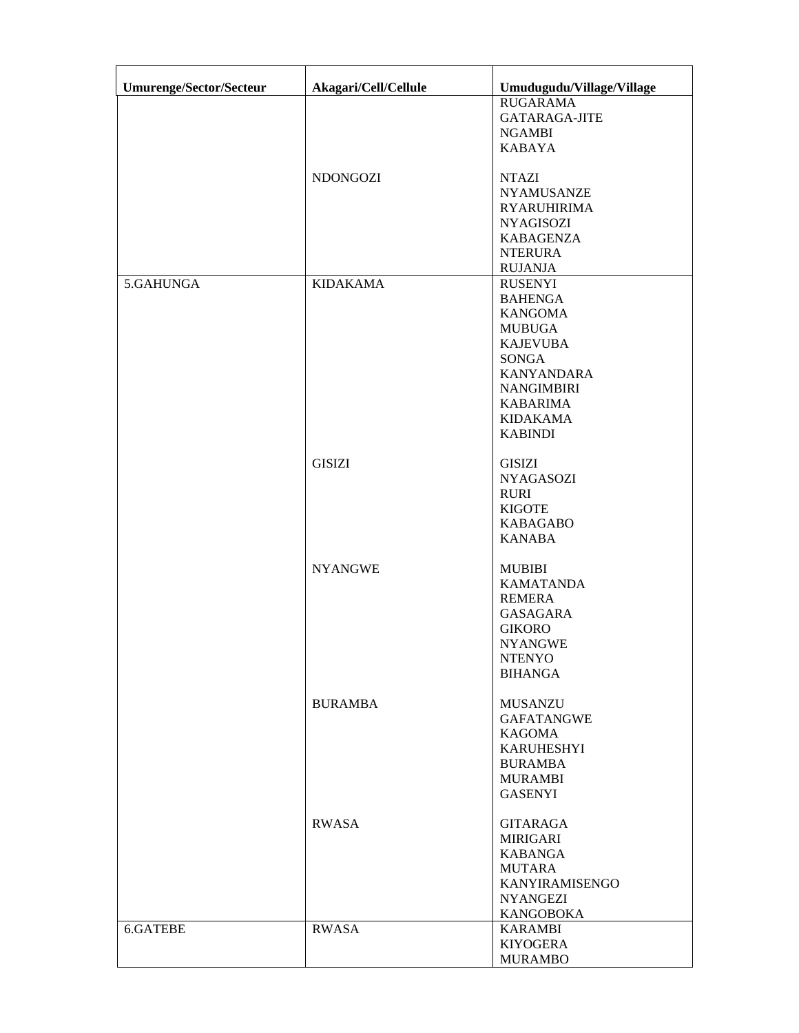| Umurenge/Sector/Secteur | Akagari/Cell/Cellule | Umudugudu/Village/Village |
|---|---|---|
| | | RUGARAMA |
| | | GATARAGA-JITE |
| | | NGAMBI |
| | | KABAYA |
| | NDONGOZI | NTAZI |
| | | NYAMUSANZE |
| | | RYARUHIRIMA |
| | | NYAGISOZI |
| | | KABAGENZA |
| | | NTERURA |
| | | RUJANJA |
| 5.GAHUNGA | KIDAKAMA | RUSENYI |
| | | BAHENGA |
| | | KANGOMA |
| | | MUBUGA |
| | | KAJEVUBA |
| | | SONGA |
| | | KANYANDARA |
| | | NANGIMBIRI |
| | | KABARIMA |
| | | KIDAKAMA |
| | | KABINDI |
| | GISIZI | GISIZI |
| | | NYAGASOZI |
| | | RURI |
| | | KIGOTE |
| | | KABAGABO |
| | | KANABA |
| | NYANGWE | MUBIBI |
| | | KAMATANDA |
| | | REMERA |
| | | GASAGARA |
| | | GIKORO |
| | | NYANGWE |
| | | NTENYO |
| | | BIHANGA |
| | BURAMBA | MUSANZU |
| | | GAFATANGWE |
| | | KAGOMA |
| | | KARUHESHYI |
| | | BURAMBA |
| | | MURAMBI |
| | | GASENYI |
| | RWASA | GITARAGA |
| | | MIRIGARI |
| | | KABANGA |
| | | MUTARA |
| | | KANYIRAMISENGO |
| | | NYANGEZI |
| | | KANGOBOKA |
| 6.GATEBE | RWASA | KARAMBI |
| | | KIYOGERA |
| | | MURAMBO |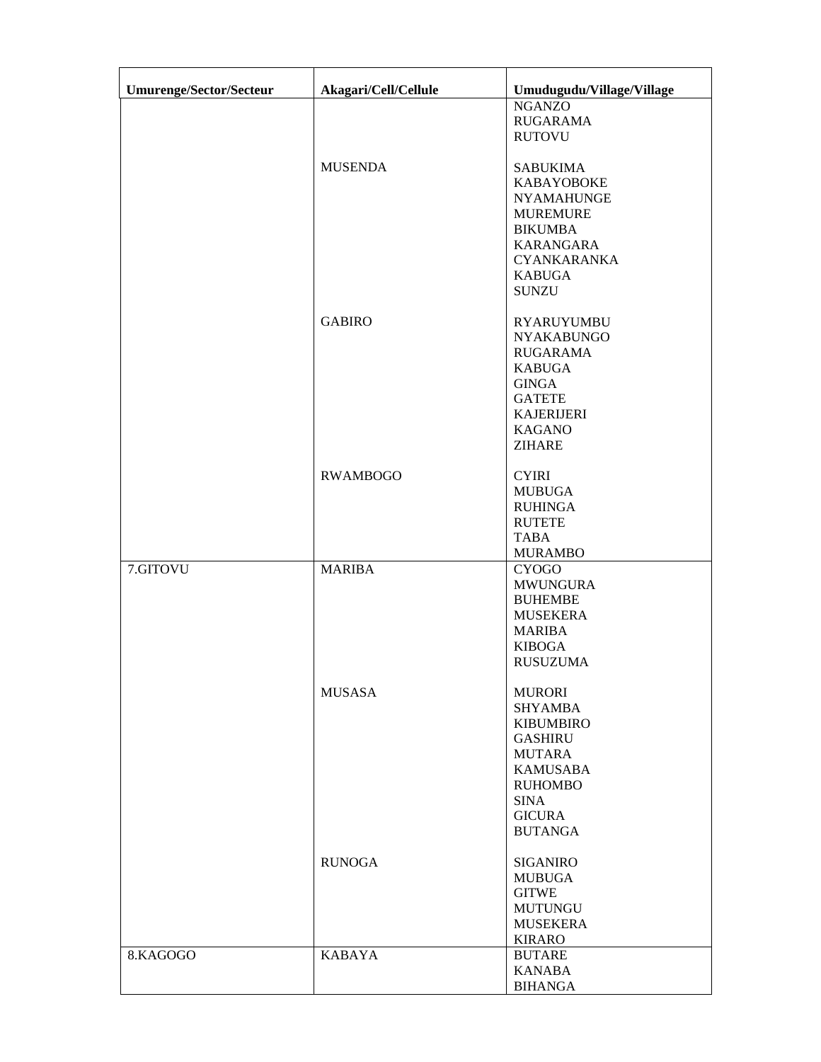| Umurenge/Sector/Secteur | Akagari/Cell/Cellule | Umudugudu/Village/Village |
| --- | --- | --- |
| | | NGANZO |
| | | RUGARAMA |
| | | RUTOVU |
| | MUSENDA | SABUKIMA |
| | | KABAYOBOKE |
| | | NYAMAHUNGE |
| | | MUREMURE |
| | | BIKUMBA |
| | | KARANGARA |
| | | CYANKARANKA |
| | | KABUGA |
| | | SUNZU |
| | GABIRO | RYARUYUMBU |
| | | NYAKABUNGO |
| | | RUGARAMA |
| | | KABUGA |
| | | GINGA |
| | | GATETE |
| | | KAJERIJERI |
| | | KAGANO |
| | | ZIHARE |
| | RWAMBOGO | CYIRI |
| | | MUBUGA |
| | | RUHINGA |
| | | RUTETE |
| | | TABA |
| | | MURAMBO |
| 7.GITOVU | MARIBA | CYOGO |
| | | MWUNGURA |
| | | BUHEMBE |
| | | MUSEKERA |
| | | MARIBA |
| | | KIBOGA |
| | | RUSUZUMA |
| | MUSASA | MURORI |
| | | SHYAMBA |
| | | KIBUMBIRO |
| | | GASHIRU |
| | | MUTARA |
| | | KAMUSABA |
| | | RUHOMBO |
| | | SINA |
| | | GICURA |
| | | BUTANGA |
| | RUNOGA | SIGANIRO |
| | | MUBUGA |
| | | GITWE |
| | | MUTUNGU |
| | | MUSEKERA |
| | | KIRARO |
| 8.KAGOGO | KABAYA | BUTARE |
| | | KANABA |
| | | BIHANGA |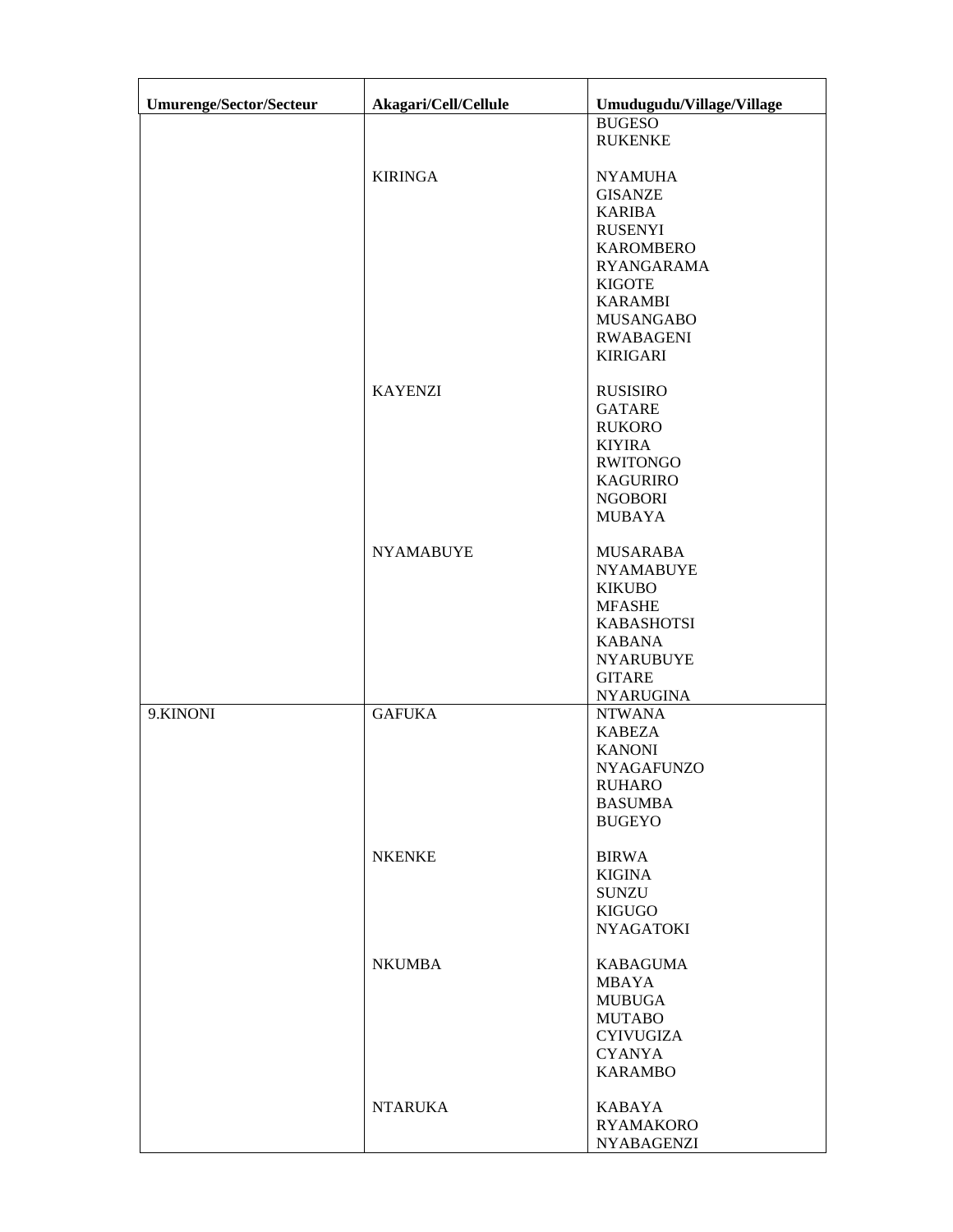| Umurenge/Sector/Secteur | Akagari/Cell/Cellule | Umudugudu/Village/Village |
|---|---|---|
| | | BUGESO<br>RUKENKE |
| | KIRINGA | NYAMUHA<br>GISANZE<br>KARIBA<br>RUSENYI<br>KAROMBERO<br>RYANGARAMA<br>KIGOTE<br>KARAMBI<br>MUSANGABO<br>RWABAGENI<br>KIRIGARI |
| | KAYENZI | RUSISIRO<br>GATARE<br>RUKORO<br>KIYIRA<br>RWITONGO<br>KAGURIRO<br>NGOBORI<br>MUBAYA |
| | NYAMABUYE | MUSARABA<br>NYAMABUYE<br>KIKUBO<br>MFASHE<br>KABASHOTSI<br>KABANA<br>NYARUBUYE<br>GITARE<br>NYARUGINA |
| 9.KINONI | GAFUKA | NTWANA<br>KABEZA<br>KANONI<br>NYAGAFUNZO<br>RUHARO<br>BASUMBA<br>BUGEYO |
| | NKENKE | BIRWA<br>KIGINA<br>SUNZU<br>KIGUGO<br>NYAGATOKI |
| | NKUMBA | KABAGUMA<br>MBAYA<br>MUBUGA<br>MUTABO<br>CYIVUGIZA<br>CYANYA<br>KARAMBO |
| | NTARUKA | KABAYA<br>RYAMAKORO<br>NYABAGENZI |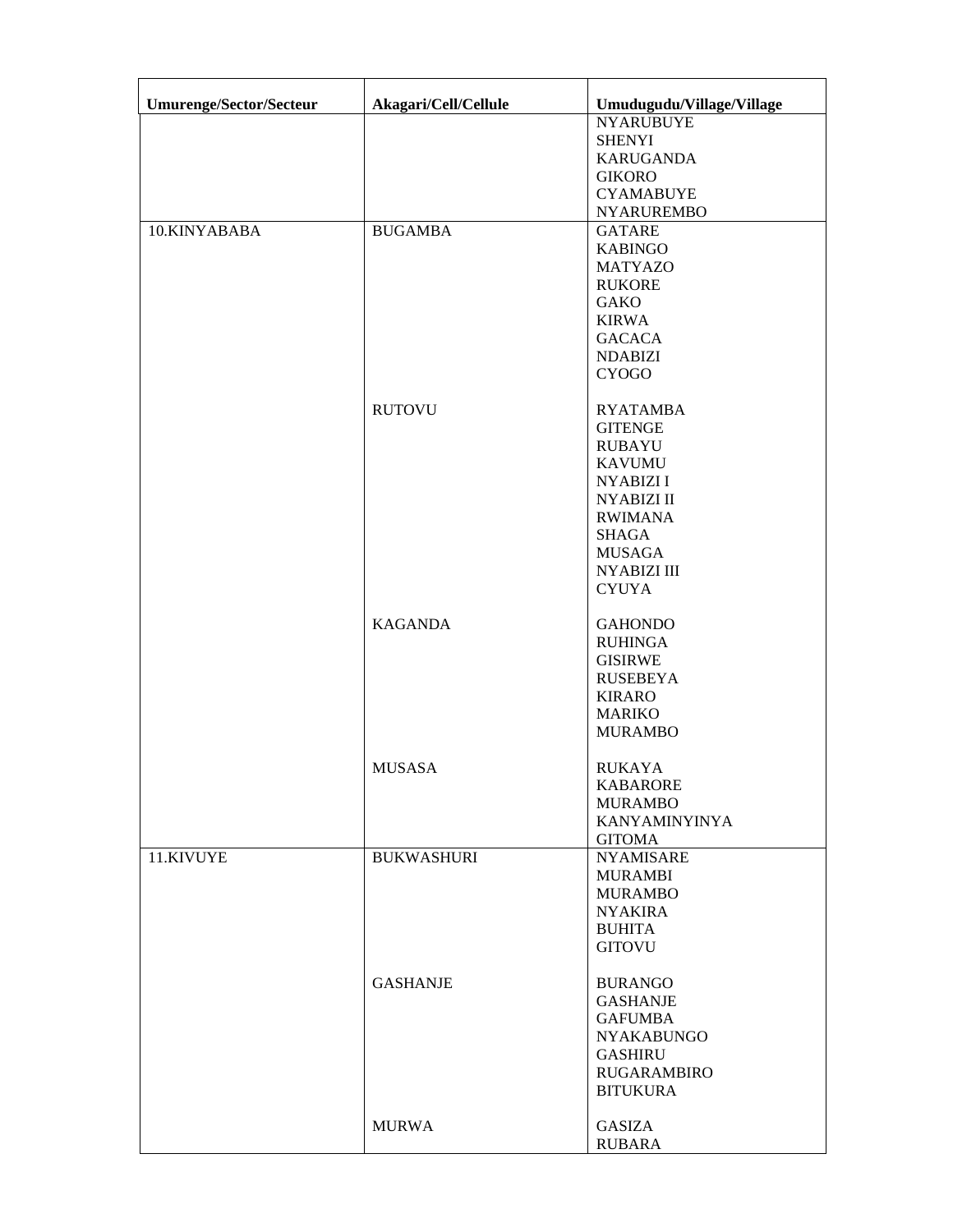| Umurenge/Sector/Secteur | Akagari/Cell/Cellule | Umudugudu/Village/Village |
|---|---|---|
| | | NYARUBUYE<br>SHENYI<br>KARUGANDA<br>GIKORO<br>CYAMABUYE<br>NYARUREMBO |
| 10.KINYABABA | BUGAMBA | GATARE<br>KABINGO<br>MATYAZO<br>RUKORE<br>GAKO<br>KIRWA<br>GACACA<br>NDABIZI<br>CYOGO |
| | RUTOVU | RYATAMBA<br>GITENGE<br>RUBAYU<br>KAVUMU<br>NYABIZI I<br>NYABIZI II<br>RWIMANA<br>SHAGA<br>MUSAGA<br>NYABIZI III<br>CYUYA |
| | KAGANDA | GAHONDO<br>RUHINGA<br>GISIRWE<br>RUSEBEYA<br>KIRARO<br>MARIKO<br>MURAMBO |
| | MUSASA | RUKAYA<br>KABARORE<br>MURAMBO<br>KANYAMINYINYA<br>GITOMA |
| 11.KIVUYE | BUKWASHURI | NYAMISARE<br>MURAMBI<br>MURAMBO<br>NYAKIRA<br>BUHITA<br>GITOVU |
| | GASHANJE | BURANGO<br>GASHANJE<br>GAFUMBA<br>NYAKABUNGO<br>GASHIRU<br>RUGARAMBIRO<br>BITUKURA |
| | MURWA | GASIZA<br>RUBARA |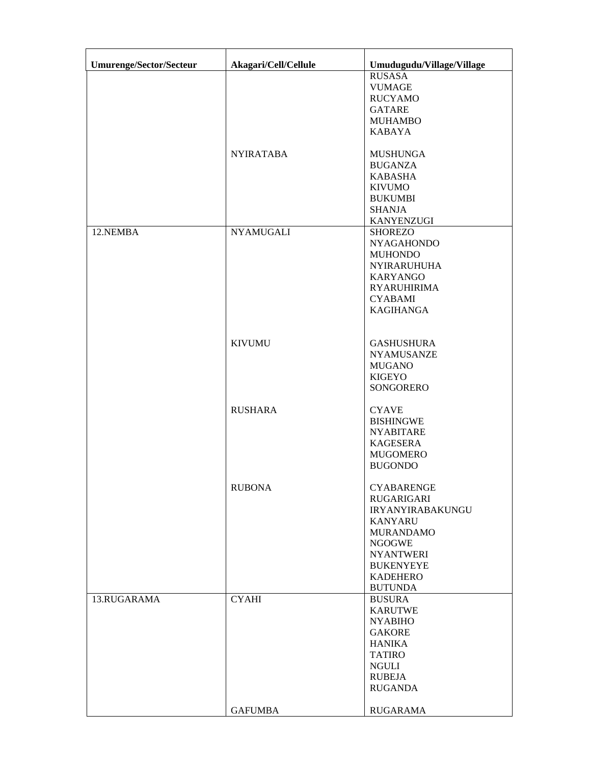| Umurenge/Sector/Secteur | Akagari/Cell/Cellule | Umudugudu/Village/Village |
| --- | --- | --- |
| | | RUSASA |
| | | VUMAGE |
| | | RUCYAMO |
| | | GATARE |
| | | MUHAMBO |
| | | KABAYA |
| | NYIRATABA | MUSHUNGA |
| | | BUGANZA |
| | | KABASHA |
| | | KIVUMO |
| | | BUKUMBI |
| | | SHANJA |
| | | KANYENZUGI |
| 12.NEMBA | NYAMUGALI | SHOREZO |
| | | NYAGAHONDO |
| | | MUHONDO |
| | | NYIRARUHUHA |
| | | KARYANGO |
| | | RYARUHIRIMA |
| | | CYABAMI |
| | | KAGIHANGA |
| | KIVUMU | GASHUSHURA |
| | | NYAMUSANZE |
| | | MUGANO |
| | | KIGEYO |
| | | SONGORERO |
| | RUSHARA | CYAVE |
| | | BISHINGWE |
| | | NYABITARE |
| | | KAGESERA |
| | | MUGOMERO |
| | | BUGONDO |
| | RUBONA | CYABARENGE |
| | | RUGARIGARI |
| | | IRYANYIRABAKUNGU |
| | | KANYARU |
| | | MURANDAMO |
| | | NGOGWE |
| | | NYANTWERI |
| | | BUKENYEYE |
| | | KADEHERO |
| | | BUTUNDA |
| 13.RUGARAMA | CYAHI | BUSURA |
| | | KARUTWE |
| | | NYABIHO |
| | | GAKORE |
| | | HANIKA |
| | | TATIRO |
| | | NGULI |
| | | RUBEJA |
| | | RUGANDA |
| | GAFUMBA | RUGARAMA |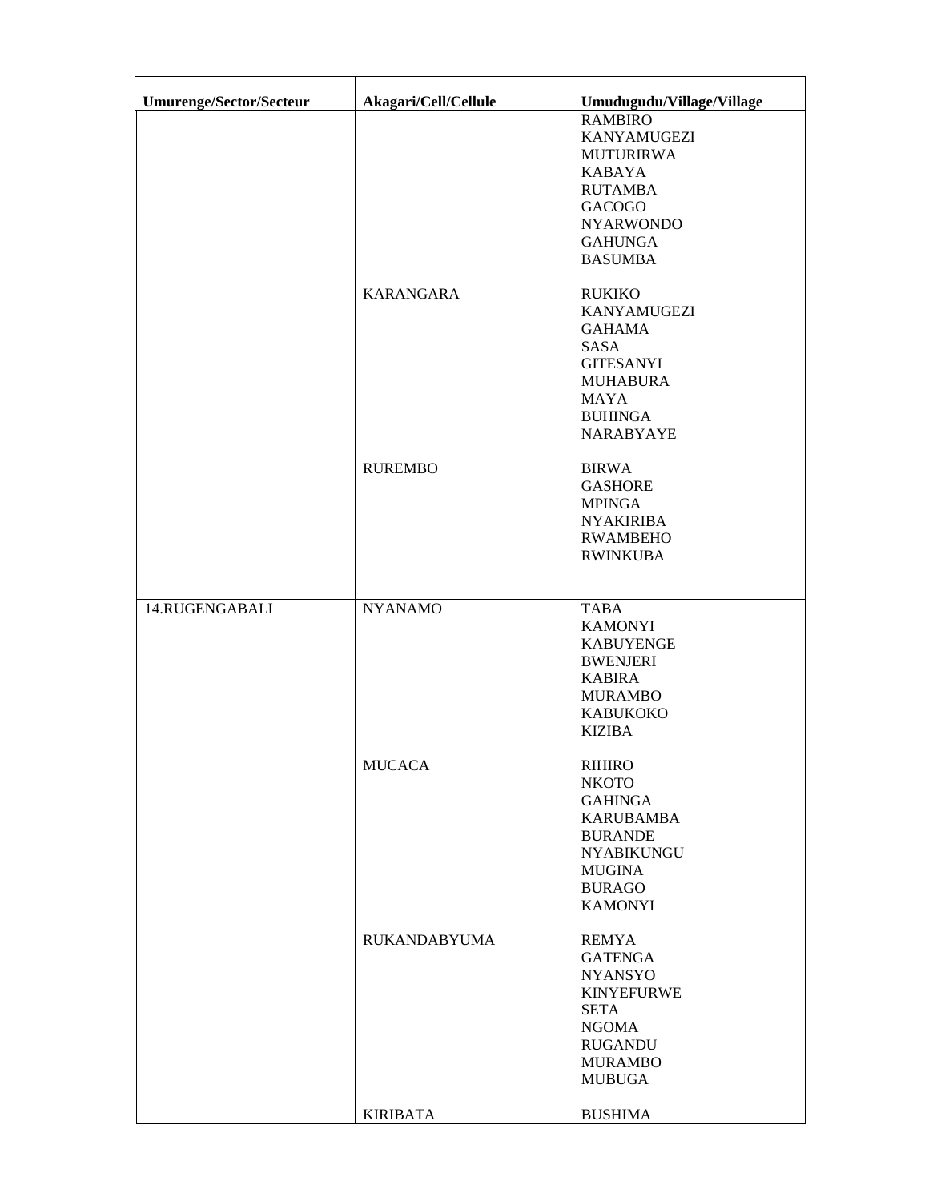| Umurenge/Sector/Secteur | Akagari/Cell/Cellule | Umudugudu/Village/Village |
|---|---|---|
| | | RAMBIRO |
| | | KANYAMUGEZI |
| | | MUTURIRWA |
| | | KABAYA |
| | | RUTAMBA |
| | | GACOGO |
| | | NYARWONDO |
| | | GAHUNGA |
| | | BASUMBA |
| | KARANGARA | RUKIKO |
| | | KANYAMUGEZI |
| | | GAHAMA |
| | | SASA |
| | | GITESANYI |
| | | MUHABURA |
| | | MAYA |
| | | BUHINGA |
| | | NARABYAYE |
| | RUREMBO | BIRWA |
| | | GASHORE |
| | | MPINGA |
| | | NYAKIRIBA |
| | | RWAMBEHO |
| | | RWINKUBA |
| 14.RUGENGABALI | NYANAMO | TABA |
| | | KAMONYI |
| | | KABUYENGE |
| | | BWENJERI |
| | | KABIRA |
| | | MURAMBO |
| | | KABUKOKO |
| | | KIZIBA |
| | MUCACA | RIHIRO |
| | | NKOTO |
| | | GAHINGA |
| | | KARUBAMBA |
| | | BURANDE |
| | | NYABIKUNGU |
| | | MUGINA |
| | | BURAGO |
| | | KAMONYI |
| | RUKANDABYUMA | REMYA |
| | | GATENGA |
| | | NYANSYO |
| | | KINYEFURWE |
| | | SETA |
| | | NGOMA |
| | | RUGANDU |
| | | MURAMBO |
| | | MUBUGA |
| | KIRIBATA | BUSHIMA |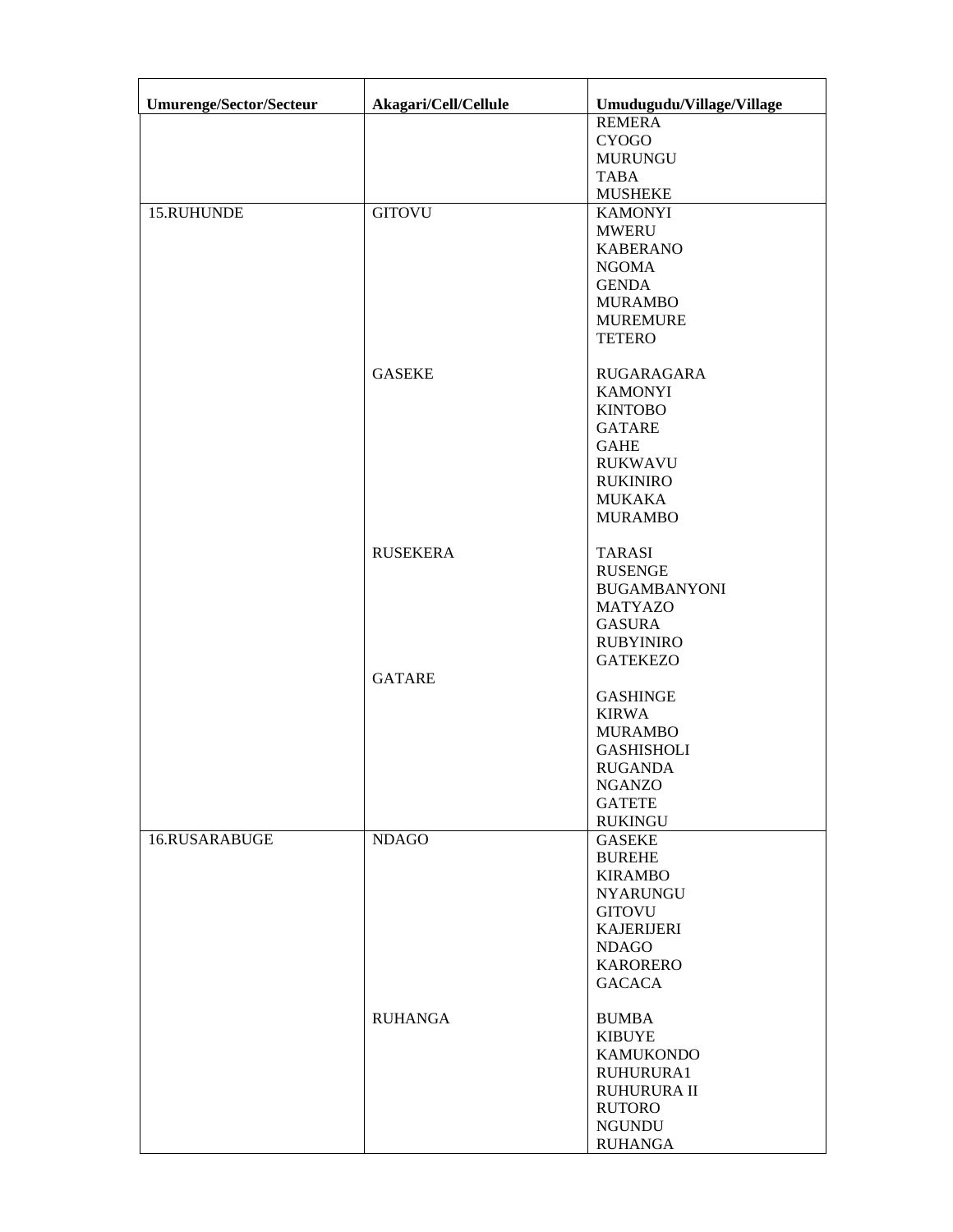| Umurenge/Sector/Secteur | Akagari/Cell/Cellule | Umudugudu/Village/Village |
| --- | --- | --- |
| | | REMERA<br>CYOGO<br>MURUNGU<br>TABA<br>MUSHEKE |
| 15.RUHUNDE | GITOVU | KAMONYI<br>MWERU<br>KABERANO<br>NGOMA<br>GENDA<br>MURAMBO<br>MUREMURE<br>TETERO |
| | GASEKE | RUGARAGARA<br>KAMONYI<br>KINTOBO<br>GATARE<br>GAHE<br>RUKWAVU<br>RUKINIRO<br>MUKAKA<br>MURAMBO |
| | RUSEKERA | TARASI<br>RUSENGE<br>BUGAMBANYONI<br>MATYAZO<br>GASURA<br>RUBYINIRO<br>GATEKEZO |
| | GATARE | GASHINGE<br>KIRWA<br>MURAMBO<br>GASHISHOLI<br>RUGANDA<br>NGANZO<br>GATETE<br>RUKINGU |
| 16.RUSARABUGE | NDAGO | GASEKE<br>BUREHE<br>KIRAMBO<br>NYARUNGU<br>GITOVU<br>KAJERIJERI<br>NDAGO<br>KARORERO<br>GACACA |
| | RUHANGA | BUMBA<br>KIBUYE<br>KAMUKONDO<br>RUHURURA1<br>RUHURURA II<br>RUTORO<br>NGUNDU<br>RUHANGA |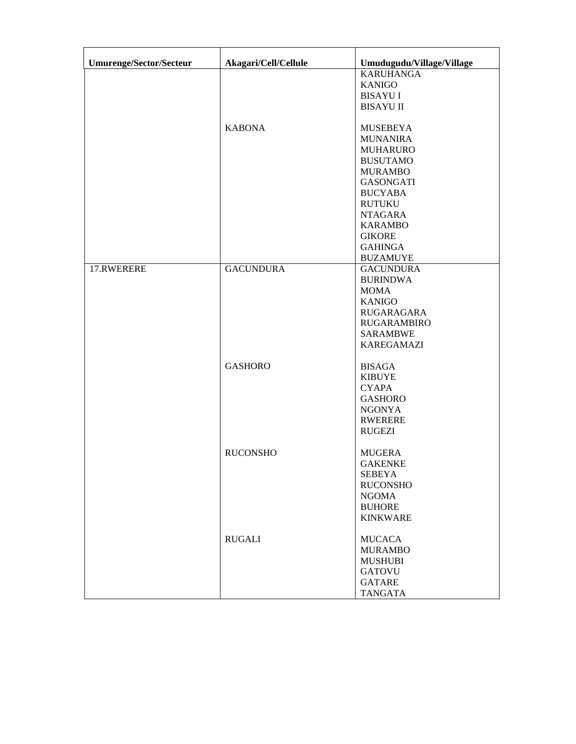| Umurenge/Sector/Secteur | Akagari/Cell/Cellule | Umudugudu/Village/Village |
|---|---|---|
| | | KARUHANGA |
| | | KANIGO |
| | | BISAYU I |
| | | BISAYU II |
| | KABONA | MUSEBEYA |
| | | MUNANIRA |
| | | MUHARURO |
| | | BUSUTAMO |
| | | MURAMBO |
| | | GASONGATI |
| | | BUCYABA |
| | | RUTUKU |
| | | NTAGARA |
| | | KARAMBO |
| | | GIKORE |
| | | GAHINGA |
| | | BUZAMUYE |
| 17.RWERERE | GACUNDURA | GACUNDURA |
| | | BURINDWA |
| | | MOMA |
| | | KANIGO |
| | | RUGARAGARA |
| | | RUGARAMBIRO |
| | | SARAMBWE |
| | | KAREGAMAZI |
| | GASHORO | BISAGA |
| | | KIBUYE |
| | | CYAPA |
| | | GASHORO |
| | | NGONYA |
| | | RWERERE |
| | | RUGEZI |
| | RUCONSHO | MUGERA |
| | | GAKENKE |
| | | SEBEYA |
| | | RUCONSHO |
| | | NGOMA |
| | | BUHORE |
| | | KINKWARE |
| | RUGALI | MUCACA |
| | | MURAMBO |
| | | MUSHUBI |
| | | GATOVU |
| | | GATARE |
| | | TANGATA |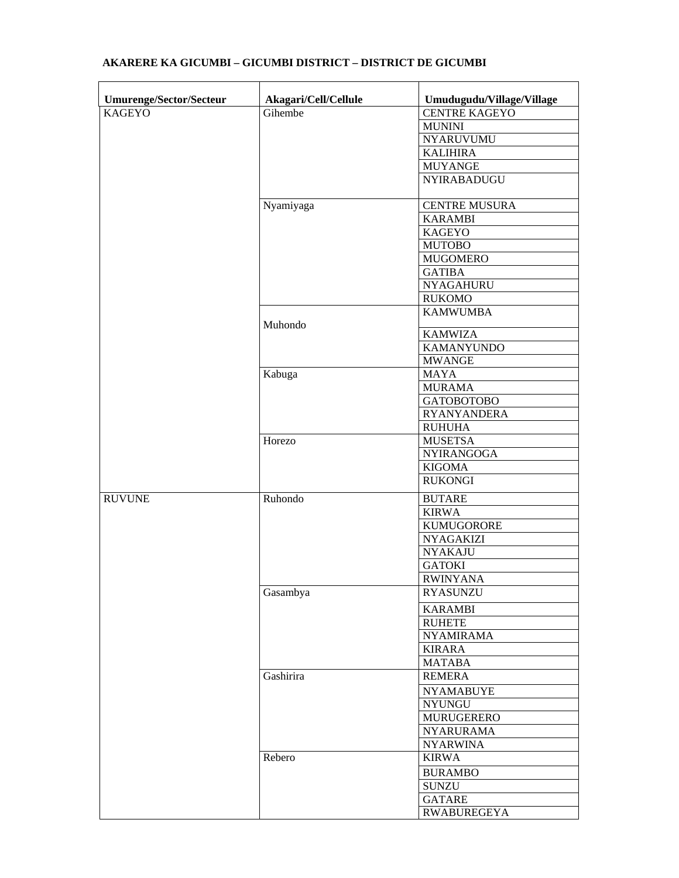**AKARERE KA GICUMBI – GICUMBI DISTRICT – DISTRICT DE GICUMBI**

| Umurenge/Sector/Secteur | Akagari/Cell/Cellule | Umudugudu/Village/Village |
|---|---|---|
| KAGEYO | Gihembe | CENTRE KAGEYO |
| | | MUNINI |
| | | NYARUVUMU |
| | | KALIHIRA |
| | | MUYANGE |
| | | NYIRABADUGU |
| | Nyamiyaga | CENTRE MUSURA |
| | | KARAMBI |
| | | KAGEYO |
| | | MUTOBO |
| | | MUGOMERO |
| | | GATIBA |
| | | NYAGAHURU |
| | | RUKOMO |
| | Muhondo | KAMWUMBA |
| | | KAMWIZA |
| | | KAMANYUNDO |
| | | MWANGE |
| | Kabuga | MAYA |
| | | MURAMA |
| | | GATOBOTOBO |
| | | RYANYANDERA |
| | | RUHUHA |
| | Horezo | MUSETSA |
| | | NYIRANGOGA |
| | | KIGOMA |
| | | RUKONGI |
| RUVUNE | Ruhondo | BUTARE |
| | | KIRWA |
| | | KUMUGORORE |
| | | NYAGAKIZI |
| | | NYAKAJU |
| | | GATOKI |
| | | RWINYANA |
| | Gasambya | RYASUNZU |
| | | KARAMBI |
| | | RUHETE |
| | | NYAMIRAMA |
| | | KIRARA |
| | | MATABA |
| | Gashirira | REMERA |
| | | NYAMABUYE |
| | | NYUNGU |
| | | MURUGERERO |
| | | NYARURAMA |
| | | NYARWINA |
| | Rebero | KIRWA |
| | | BURAMBO |
| | | SUNZU |
| | | GATARE |
| | | RWABUREGEYA |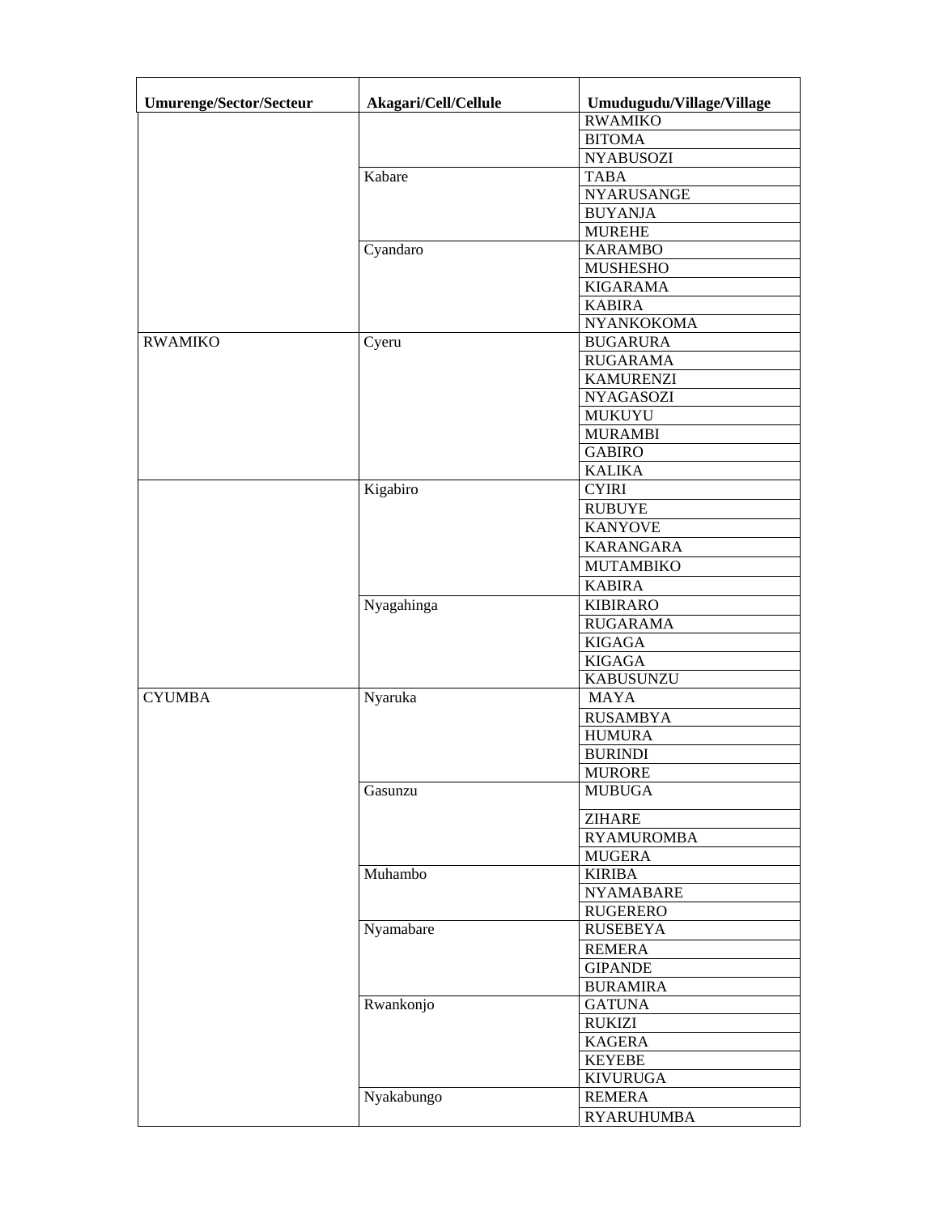| Umurenge/Sector/Secteur | Akagari/Cell/Cellule | Umudugudu/Village/Village |
|---|---|---|
| | | RWAMIKO |
| | | BITOMA |
| | | NYABUSOZI |
| | Kabare | TABA |
| | | NYARUSANGE |
| | | BUYANJA |
| | | MUREHE |
| | Cyandaro | KARAMBO |
| | | MUSHESHO |
| | | KIGARAMA |
| | | KABIRA |
| | | NYANKOKOMA |
| RWAMIKO | Cyeru | BUGARURA |
| | | RUGARAMA |
| | | KAMURENZI |
| | | NYAGASOZI |
| | | MUKUYU |
| | | MURAMBI |
| | | GABIRO |
| | | KALIKA |
| | Kigabiro | CYIRI |
| | | RUBUYE |
| | | KANYOVE |
| | | KARANGARA |
| | | MUTAMBIKO |
| | | KABIRA |
| | Nyagahinga | KIBIRARO |
| | | RUGARAMA |
| | | KIGAGA |
| | | KIGAGA |
| | | KABUSUNZU |
| CYUMBA | Nyaruka | MAYA |
| | | RUSAMBYA |
| | | HUMURA |
| | | BURINDI |
| | | MURORE |
| | Gasunzu | MUBUGA |
| | | ZIHARE |
| | | RYAMUROMBA |
| | | MUGERA |
| | Muhambo | KIRIBA |
| | | NYAMABARE |
| | | RUGERERO |
| | Nyamabare | RUSEBEYA |
| | | REMERA |
| | | GIPANDE |
| | | BURAMIRA |
| | Rwankonjo | GATUNA |
| | | RUKIZI |
| | | KAGERA |
| | | KEYEBE |
| | | KIVURUGA |
| | Nyakabungo | REMERA |
| | | RYARUHUMBA |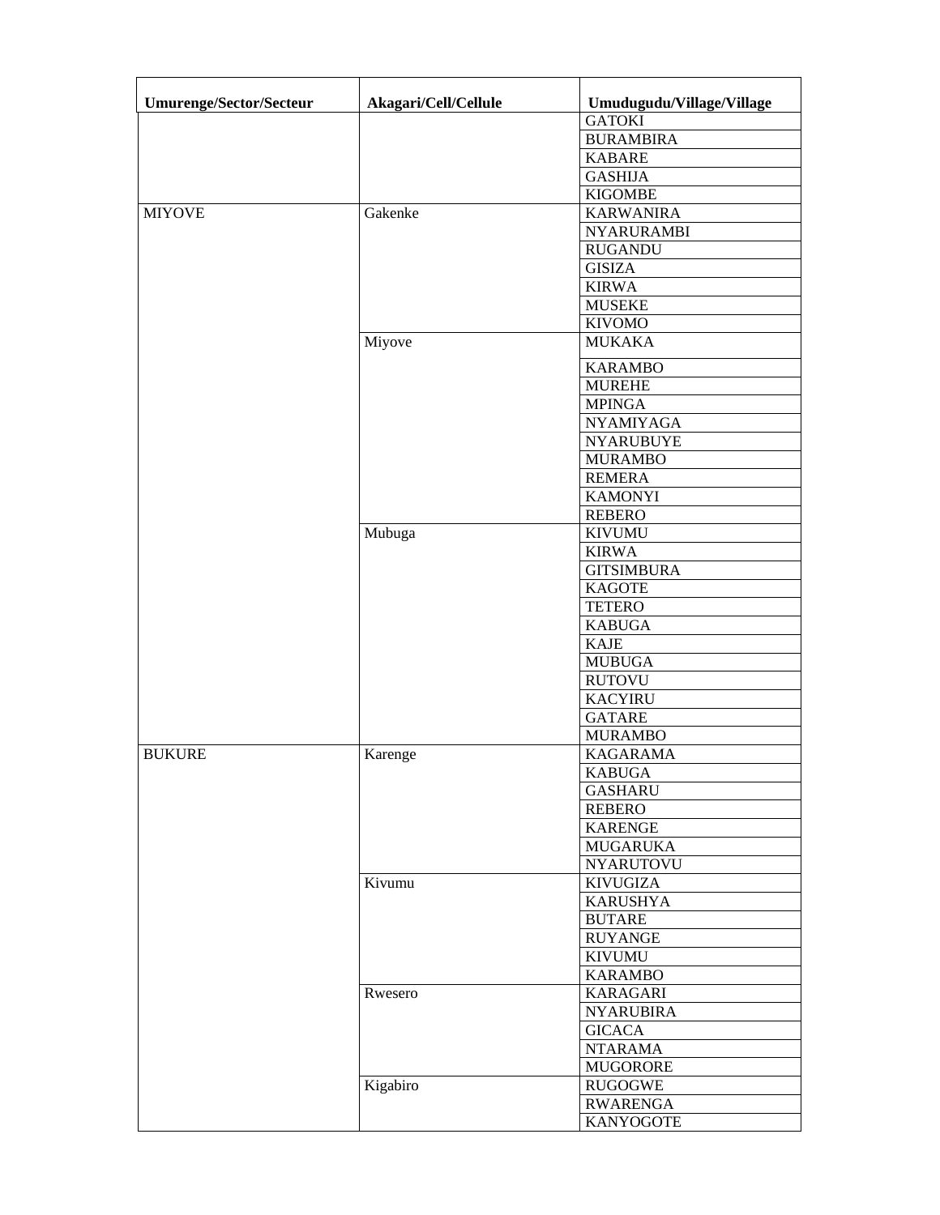| Umurenge/Sector/Secteur | Akagari/Cell/Cellule | Umudugudu/Village/Village |
|---|---|---|
| | | GATOKI |
| | | BURAMBIRA |
| | | KABARE |
| | | GASHIJA |
| | | KIGOMBE |
| MIYOVE | Gakenke | KARWANIRA |
| | | NYARURAMBI |
| | | RUGANDU |
| | | GISIZA |
| | | KIRWA |
| | | MUSEKE |
| | | KIVOMO |
| | Miyove | MUKAKA |
| | | KARAMBO |
| | | MUREHE |
| | | MPINGA |
| | | NYAMIYAGA |
| | | NYARUBUYE |
| | | MURAMBO |
| | | REMERA |
| | | KAMONYI |
| | | REBERO |
| | Mubuga | KIVUMU |
| | | KIRWA |
| | | GITSIMBURA |
| | | KAGOTE |
| | | TETERO |
| | | KABUGA |
| | | KAJE |
| | | MUBUGA |
| | | RUTOVU |
| | | KACYIRU |
| | | GATARE |
| | | MURAMBO |
| BUKURE | Karenge | KAGARAMA |
| | | KABUGA |
| | | GASHARU |
| | | REBERO |
| | | KARENGE |
| | | MUGARUKA |
| | | NYARUTOVU |
| | Kivumu | KIVUGIZA |
| | | KARUSHYA |
| | | BUTARE |
| | | RUYANGE |
| | | KIVUMU |
| | | KARAMBO |
| | Rwesero | KARAGARI |
| | | NYARUBIRA |
| | | GICACA |
| | | NTARAMA |
| | | MUGORORE |
| | Kigabiro | RUGOGWE |
| | | RWARENGA |
| | | KANYOGOTE |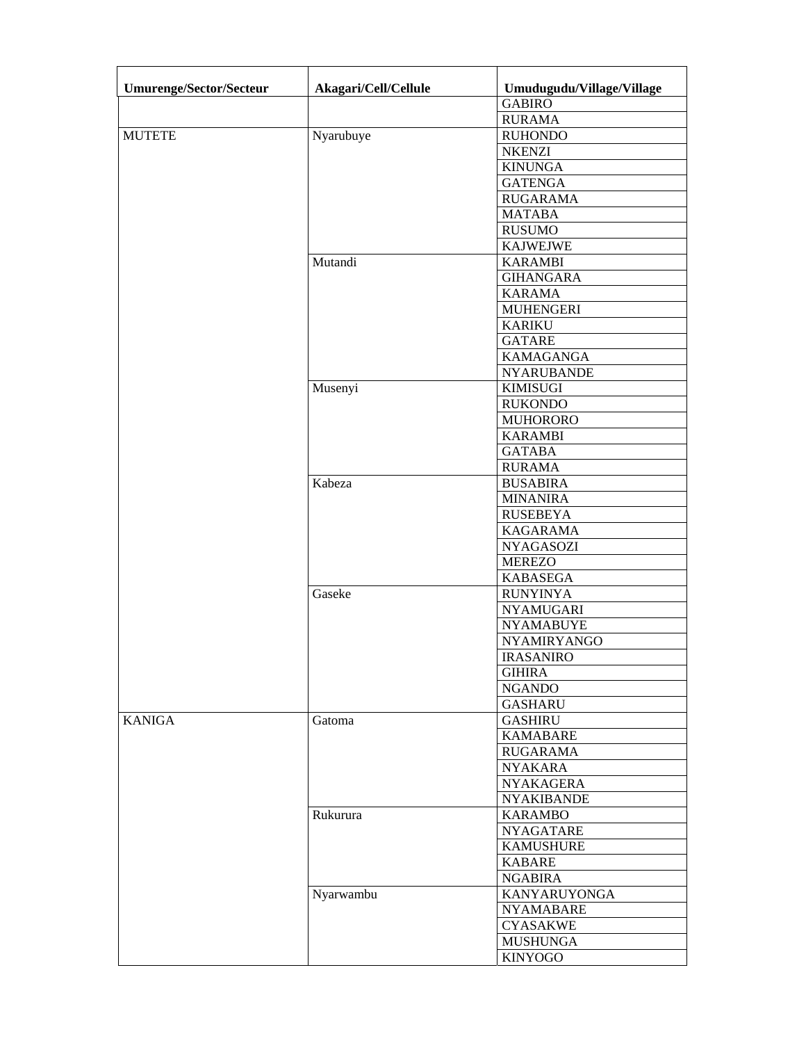| Umurenge/Sector/Secteur | Akagari/Cell/Cellule | Umudugudu/Village/Village |
|---|---|---|
| | | GABIRO |
| | | RURAMA |
| MUTETE | Nyarubuye | RUHONDO |
| | | NKENZI |
| | | KINUNGA |
| | | GATENGA |
| | | RUGARAMA |
| | | MATABA |
| | | RUSUMO |
| | | KAJWEJWE |
| | Mutandi | KARAMBI |
| | | GIHANGARA |
| | | KARAMA |
| | | MUHENGERI |
| | | KARIKU |
| | | GATARE |
| | | KAMAGANGA |
| | | NYARUBANDE |
| | Musenyi | KIMISUGI |
| | | RUKONDO |
| | | MUHORORO |
| | | KARAMBI |
| | | GATABA |
| | | RURAMA |
| | Kabeza | BUSABIRA |
| | | MINANIRA |
| | | RUSEBEYA |
| | | KAGARAMA |
| | | NYAGASOZI |
| | | MEREZO |
| | | KABASEGA |
| | Gaseke | RUNYINYA |
| | | NYAMUGARI |
| | | NYAMABUYE |
| | | NYAMIRYANGO |
| | | IRASANIRO |
| | | GIHIRA |
| | | NGANDO |
| | | GASHARU |
| KANIGA | Gatoma | GASHIRU |
| | | KAMABARE |
| | | RUGARAMA |
| | | NYAKARA |
| | | NYAKAGERA |
| | | NYAKIBANDE |
| | Rukurura | KARAMBO |
| | | NYAGATARE |
| | | KAMUSHURE |
| | | KABARE |
| | | NGABIRA |
| | Nyarwambu | KANYARUYONGA |
| | | NYAMABARE |
| | | CYASAKWE |
| | | MUSHUNGA |
| | | KINYOGO |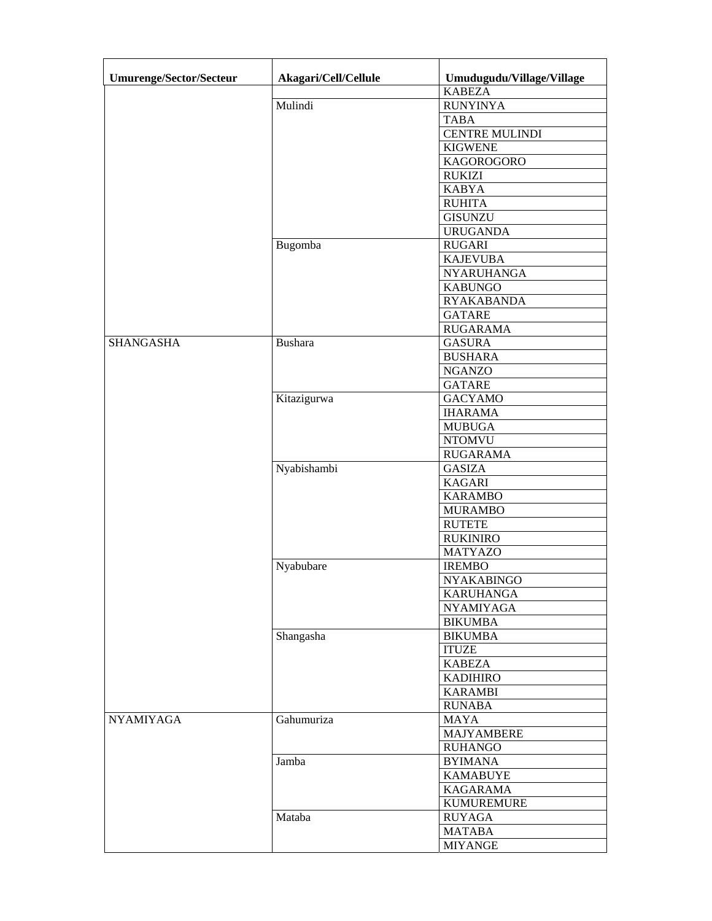| Umurenge/Sector/Secteur | Akagari/Cell/Cellule | Umudugudu/Village/Village |
|---|---|---|
| | | KABEZA |
| | Mulindi | RUNYINYA |
| | | TABA |
| | | CENTRE MULINDI |
| | | KIGWENE |
| | | KAGOROGORO |
| | | RUKIZI |
| | | KABYA |
| | | RUHITA |
| | | GISUNZU |
| | | URUGANDA |
| | Bugomba | RUGARI |
| | | KAJEVUBA |
| | | NYARUHANGA |
| | | KABUNGO |
| | | RYAKABANDA |
| | | GATARE |
| | | RUGARAMA |
| SHANGASHA | Bushara | GASURA |
| | | BUSHARA |
| | | NGANZO |
| | | GATARE |
| | Kitazigurwa | GACYAMO |
| | | IHARAMA |
| | | MUBUGA |
| | | NTOMVU |
| | | RUGARAMA |
| | Nyabishambi | GASIZA |
| | | KAGARI |
| | | KARAMBO |
| | | MURAMBO |
| | | RUTETE |
| | | RUKINIRO |
| | | MATYAZO |
| | Nyabubare | IREMBO |
| | | NYAKABINGO |
| | | KARUHANGA |
| | | NYAMIYAGA |
| | | BIKUMBA |
| | Shangasha | BIKUMBA |
| | | ITUZE |
| | | KABEZA |
| | | KADIHIRO |
| | | KARAMBI |
| | | RUNABA |
| NYAMIYAGA | Gahumuriza | MAYA |
| | | MAJYAMBERE |
| | | RUHANGO |
| | Jamba | BYIMANA |
| | | KAMABUYE |
| | | KAGARAMA |
| | | KUMUREMURE |
| | Mataba | RUYAGA |
| | | MATABA |
| | | MIYANGE |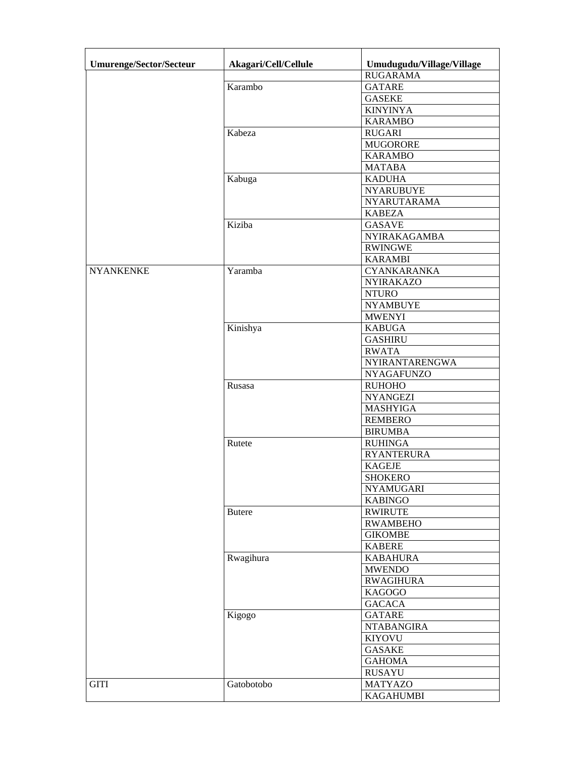| Umurenge/Sector/Secteur | Akagari/Cell/Cellule | Umudugudu/Village/Village |
|---|---|---|
| | | RUGARAMA |
| | Karambo | GATARE |
| | | GASEKE |
| | | KINYINYA |
| | | KARAMBO |
| | Kabeza | RUGARI |
| | | MUGORORE |
| | | KARAMBO |
| | | MATABA |
| | Kabuga | KADUHA |
| | | NYARUBUYE |
| | | NYARUTARAMA |
| | | KABEZA |
| | Kiziba | GASAVE |
| | | NYIRAKAGAMBA |
| | | RWINGWE |
| | | KARAMBI |
| NYANKENKE | Yaramba | CYANKARANKA |
| | | NYIRAKAZO |
| | | NTURO |
| | | NYAMBUYE |
| | | MWENYI |
| | Kinishya | KABUGA |
| | | GASHIRU |
| | | RWATA |
| | | NYIRANTARENGWA |
| | | NYAGAFUNZO |
| | Rusasa | RUHOHO |
| | | NYANGEZI |
| | | MASHYIGA |
| | | REMBERO |
| | | BIRUMBA |
| | Rutete | RUHINGA |
| | | RYANTERURA |
| | | KAGEJE |
| | | SHOKERO |
| | | NYAMUGARI |
| | | KABINGO |
| | Butere | RWIRUTE |
| | | RWAMBEHO |
| | | GIKOMBE |
| | | KABERE |
| | Rwagihura | KABAHURA |
| | | MWENDO |
| | | RWAGIHURA |
| | | KAGOGO |
| | | GACACA |
| | Kigogo | GATARE |
| | | NTABANGIRA |
| | | KIYOVU |
| | | GASAKE |
| | | GAHOMA |
| | | RUSAYU |
| GITI | Gatobotobo | MATYAZO |
| | | KAGAHUMBI |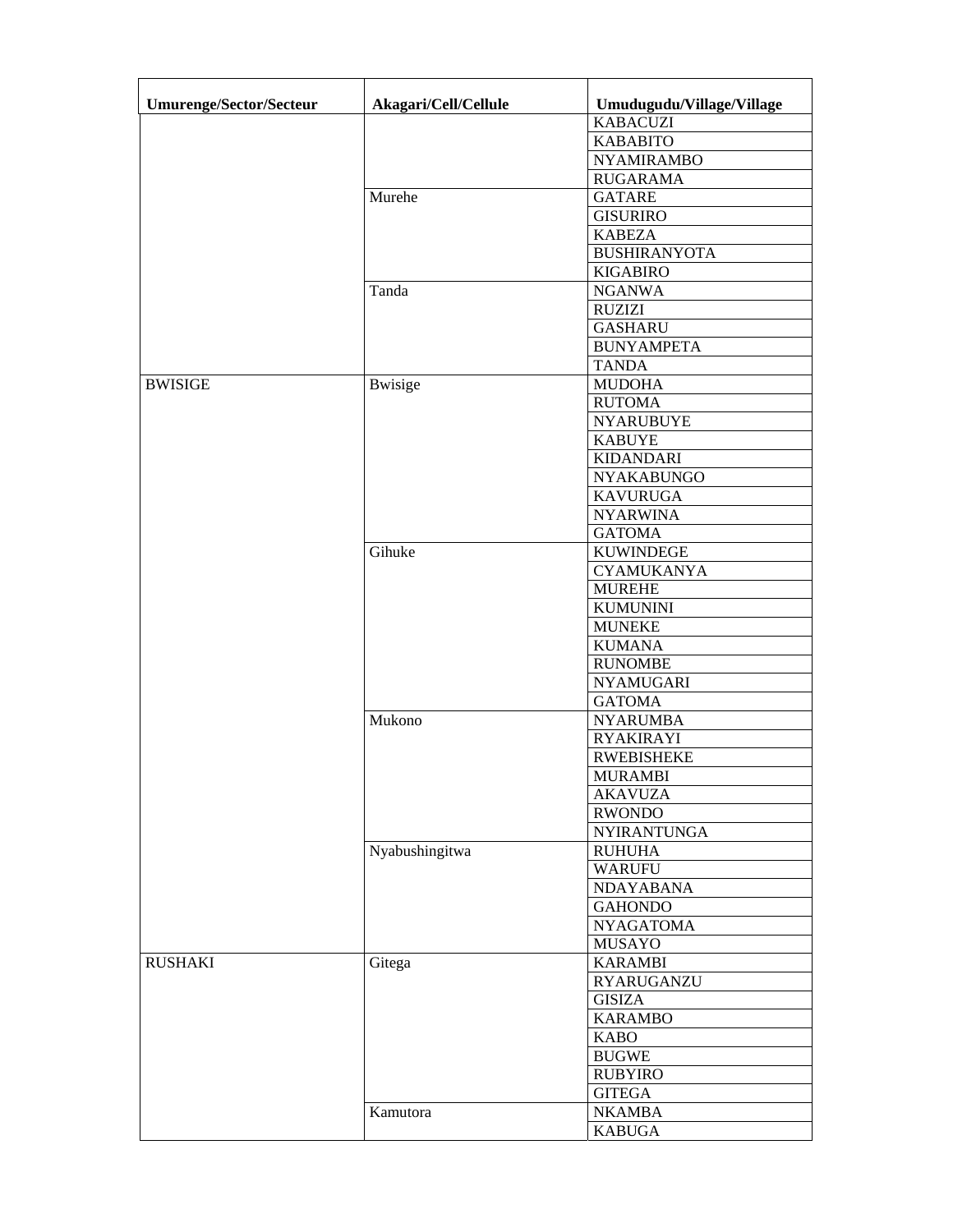| Umurenge/Sector/Secteur | Akagari/Cell/Cellule | Umudugudu/Village/Village |
|---|---|---|
| | | KABACUZI |
| | | KABABITO |
| | | NYAMIRAMBO |
| | | RUGARAMA |
| | Murehe | GATARE |
| | | GISURIRO |
| | | KABEZA |
| | | BUSHIRANYOTA |
| | | KIGABIRO |
| | Tanda | NGANWA |
| | | RUZIZI |
| | | GASHARU |
| | | BUNYAMPETA |
| | | TANDA |
| BWISIGE | Bwisige | MUDOHA |
| | | RUTOMA |
| | | NYARUBUYE |
| | | KABUYE |
| | | KIDANDARI |
| | | NYAKABUNGO |
| | | KAVURUGA |
| | | NYARWINA |
| | | GATOMA |
| | Gihuke | KUWINDEGE |
| | | CYAMUKANYA |
| | | MUREHE |
| | | KUMUNINI |
| | | MUNEKE |
| | | KUMANA |
| | | RUNOMBE |
| | | NYAMUGARI |
| | | GATOMA |
| | Mukono | NYARUMBA |
| | | RYAKIRAYI |
| | | RWEBISHEKE |
| | | MURAMBI |
| | | AKAVUZA |
| | | RWONDO |
| | | NYIRANTUNGA |
| | Nyabushingitwa | RUHUHA |
| | | WARUFU |
| | | NDAYABANA |
| | | GAHONDO |
| | | NYAGATOMA |
| | | MUSAYO |
| RUSHAKI | Gitega | KARAMBI |
| | | RYARUGANZU |
| | | GISIZA |
| | | KARAMBO |
| | | KABO |
| | | BUGWE |
| | | RUBYIRO |
| | | GITEGA |
| | Kamutora | NKAMBA |
| | | KABUGA |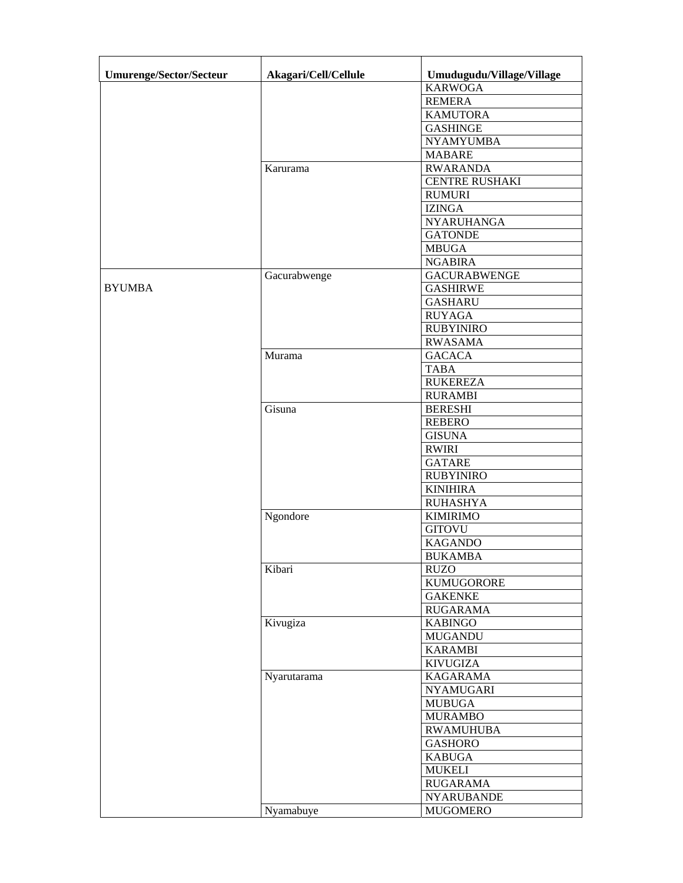| Umurenge/Sector/Secteur | Akagari/Cell/Cellule | Umudugudu/Village/Village |
|---|---|---|
| | | KARWOGA |
| | | REMERA |
| | | KAMUTORA |
| | | GASHINGE |
| | | NYAMYUMBA |
| | | MABARE |
| | Karurama | RWARANDA |
| | | CENTRE RUSHAKI |
| | | RUMURI |
| | | IZINGA |
| | | NYARUHANGA |
| | | GATONDE |
| | | MBUGA |
| | | NGABIRA |
| BYUMBA | Gacurabwenge | GACURABWENGE |
| | | GASHIRWE |
| | | GASHARU |
| | | RUYAGA |
| | | RUBYINIRO |
| | | RWASAMA |
| | Murama | GACACA |
| | | TABA |
| | | RUKEREZA |
| | | RURAMBI |
| | Gisuna | BERESHI |
| | | REBERO |
| | | GISUNA |
| | | RWIRI |
| | | GATARE |
| | | RUBYINIRO |
| | | KINIHIRA |
| | | RUHASHYA |
| | Ngondore | KIMIRIMO |
| | | GITOVU |
| | | KAGANDO |
| | | BUKAMBA |
| | Kibari | RUZO |
| | | KUMUGORORE |
| | | GAKENKE |
| | | RUGARAMA |
| | Kivugiza | KABINGO |
| | | MUGANDU |
| | | KARAMBI |
| | | KIVUGIZA |
| | Nyarutarama | KAGARAMA |
| | | NYAMUGARI |
| | | MUBUGA |
| | | MURAMBO |
| | | RWAMUHUBA |
| | | GASHORO |
| | | KABUGA |
| | | MUKELI |
| | | RUGARAMA |
| | | NYARUBANDE |
| | Nyamabuye | MUGOMERO |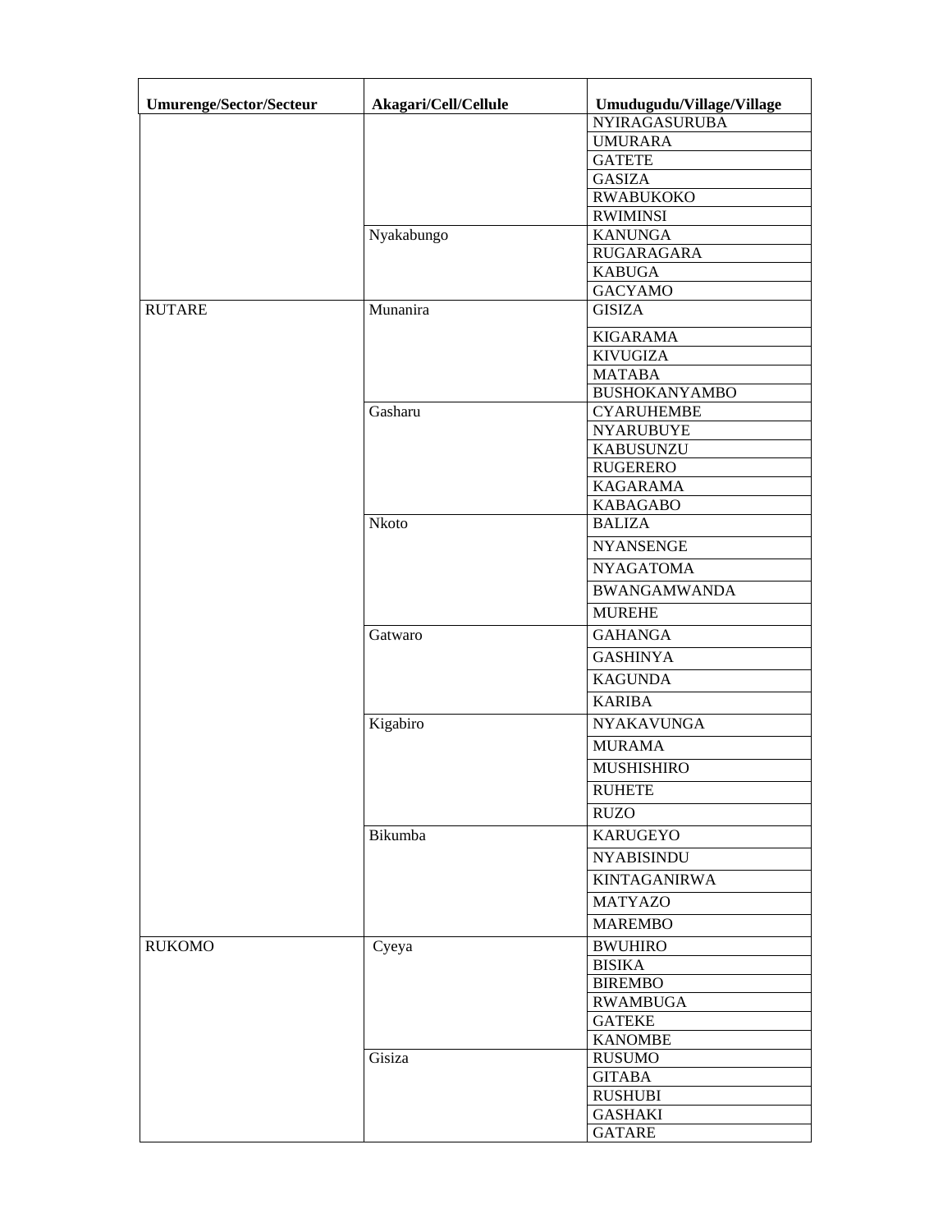| Umurenge/Sector/Secteur | Akagari/Cell/Cellule | Umudugudu/Village/Village |
|---|---|---|
| | | NYIRAGASURUBA |
| | | UMURARA |
| | | GATETE |
| | | GASIZA |
| | | RWABUKOKO |
| | | RWIMINSI |
| | Nyakabungo | KANUNGA |
| | | RUGARAGARA |
| | | KABUGA |
| | | GACYAMO |
| RUTARE | Munanira | GISIZA |
| | | KIGARAMA |
| | | KIVUGIZA |
| | | MATABA |
| | | BUSHOKANYAMBO |
| | Gasharu | CYARUHEMBE |
| | | NYARUBUYE |
| | | KABUSUNZU |
| | | RUGERERO |
| | | KAGARAMA |
| | | KABAGABO |
| | Nkoto | BALIZA |
| | | NYANSENGE |
| | | NYAGATOMA |
| | | BWANGAMWANDA |
| | | MUREHE |
| | Gatwaro | GAHANGA |
| | | GASHINYA |
| | | KAGUNDA |
| | | KARIBA |
| | Kigabiro | NYAKAVUNGA |
| | | MURAMA |
| | | MUSHISHIRO |
| | | RUHETE |
| | | RUZO |
| | Bikumba | KARUGEYO |
| | | NYABISINDU |
| | | KINTAGANIRWA |
| | | MATYAZO |
| | | MAREMBO |
| RUKOMO | Cyeya | BWUHIRO |
| | | BISIKA |
| | | BIREMBO |
| | | RWAMBUGA |
| | | GATEKE |
| | | KANOMBE |
| | Gisiza | RUSUMO |
| | | GITABA |
| | | RUSHUBI |
| | | GASHAKI |
| | | GATARE |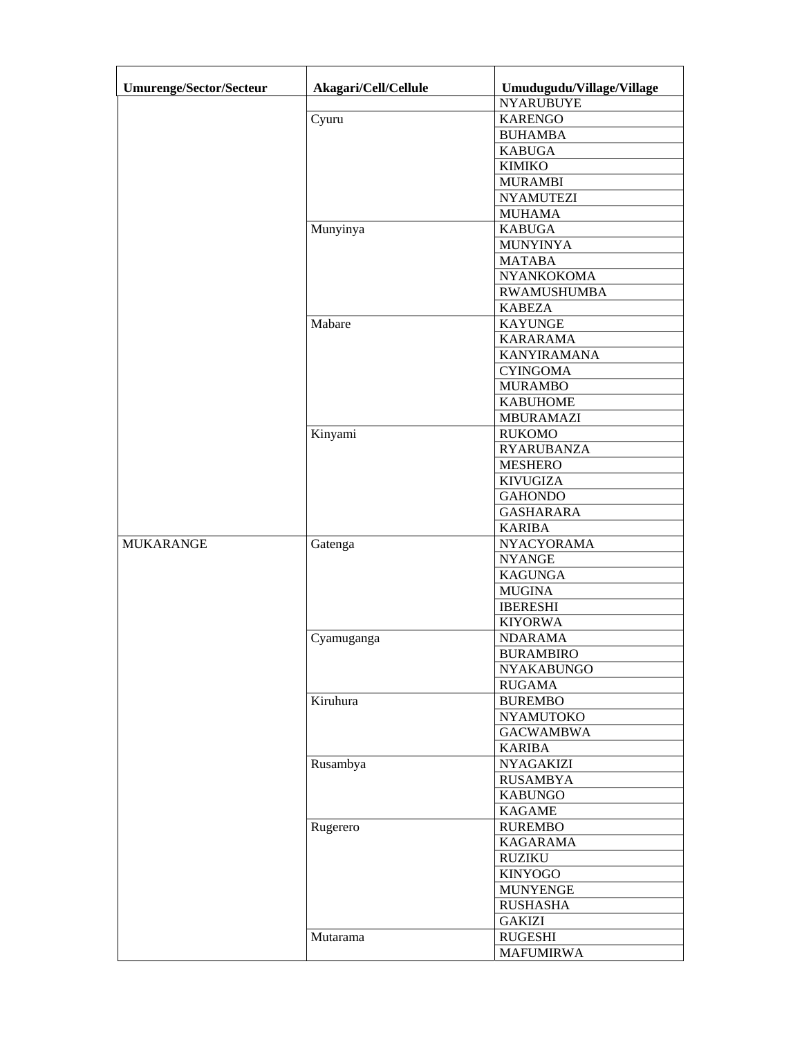| Umurenge/Sector/Secteur | Akagari/Cell/Cellule | Umudugudu/Village/Village |
|---|---|---|
| | | NYARUBUYE |
| | Cyuru | KARENGO |
| | | BUHAMBA |
| | | KABUGA |
| | | KIMIKO |
| | | MURAMBI |
| | | NYAMUTEZI |
| | | MUHAMA |
| | Munyinya | KABUGA |
| | | MUNYINYA |
| | | MATABA |
| | | NYANKOKOMA |
| | | RWAMUSHUMBA |
| | | KABEZA |
| | Mabare | KAYUNGE |
| | | KARARAMA |
| | | KANYIRAMANA |
| | | CYINGOMA |
| | | MURAMBO |
| | | KABUHOME |
| | | MBURAMAZI |
| | Kinyami | RUKOMO |
| | | RYARUBANZA |
| | | MESHERO |
| | | KIVUGIZA |
| | | GAHONDO |
| | | GASHARARA |
| | | KARIBA |
| MUKARANGE | Gatenga | NYACYORAMA |
| | | NYANGE |
| | | KAGUNGA |
| | | MUGINA |
| | | IBERESHI |
| | | KIYORWA |
| | Cyamuganga | NDARAMA |
| | | BURAMBIRO |
| | | NYAKABUNGO |
| | | RUGAMA |
| | Kiruhura | BUREMBO |
| | | NYAMUTOKO |
| | | GACWAMBWA |
| | | KARIBA |
| | Rusambya | NYAGAKIZI |
| | | RUSAMBYA |
| | | KABUNGO |
| | | KAGAME |
| | Rugerero | RUREMBO |
| | | KAGARAMA |
| | | RUZIKU |
| | | KINYOGO |
| | | MUNYENGE |
| | | RUSHASHA |
| | | GAKIZI |
| | Mutarama | RUGESHI |
| | | MAFUMIRWA |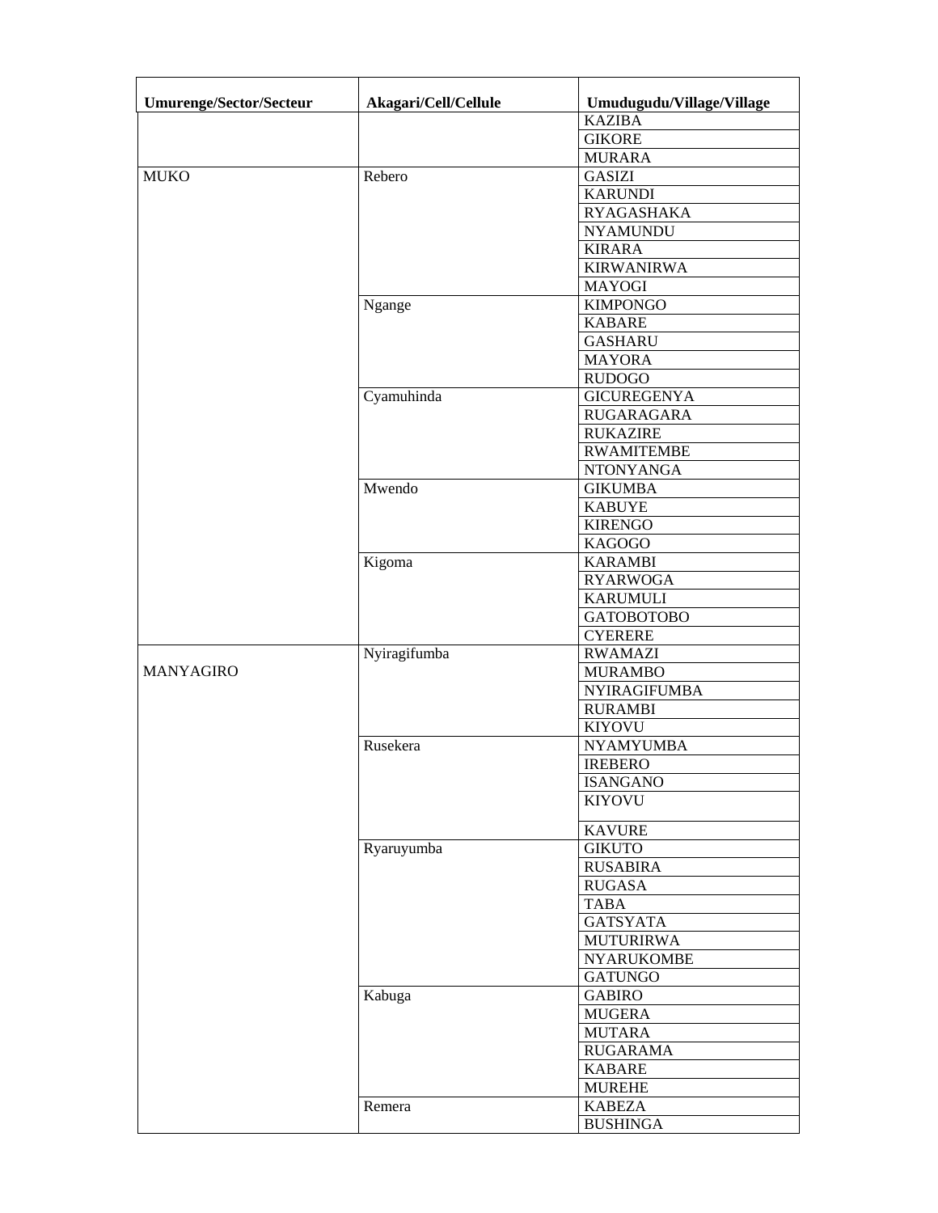| Umurenge/Sector/Secteur | Akagari/Cell/Cellule | Umudugudu/Village/Village |
|---|---|---|
| | | KAZIBA |
| | | GIKORE |
| | | MURARA |
| MUKO | Rebero | GASIZI |
| | | KARUNDI |
| | | RYAGASHAKA |
| | | NYAMUNDU |
| | | KIRARA |
| | | KIRWANIRWA |
| | | MAYOGI |
| | Ngange | KIMPONGO |
| | | KABARE |
| | | GASHARU |
| | | MAYORA |
| | | RUDOGO |
| | Cyamuhinda | GICUREGENYA |
| | | RUGARAGARA |
| | | RUKAZIRE |
| | | RWAMITEMBE |
| | | NTONYANGA |
| | Mwendo | GIKUMBA |
| | | KABUYE |
| | | KIRENGO |
| | | KAGOGO |
| | Kigoma | KARAMBI |
| | | RYARWOGA |
| | | KARUMULI |
| | | GATOBOTOBO |
| | | CYERERE |
| MANYAGIRO | Nyiragifumba | RWAMAZI |
| | | MURAMBO |
| | | NYIRAGIFUMBA |
| | | RURAMBI |
| | | KIYOVU |
| | Rusekera | NYAMYUMBA |
| | | IREBERO |
| | | ISANGANO |
| | | KIYOVU |
| | | KAVURE |
| | Ryaruyumba | GIKUTO |
| | | RUSABIRA |
| | | RUGASA |
| | | TABA |
| | | GATSYATA |
| | | MUTURIRWA |
| | | NYARUKOMBE |
| | | GATUNGO |
| | Kabuga | GABIRO |
| | | MUGERA |
| | | MUTARA |
| | | RUGARAMA |
| | | KABARE |
| | | MUREHE |
| | Remera | KABEZA |
| | | BUSHINGA |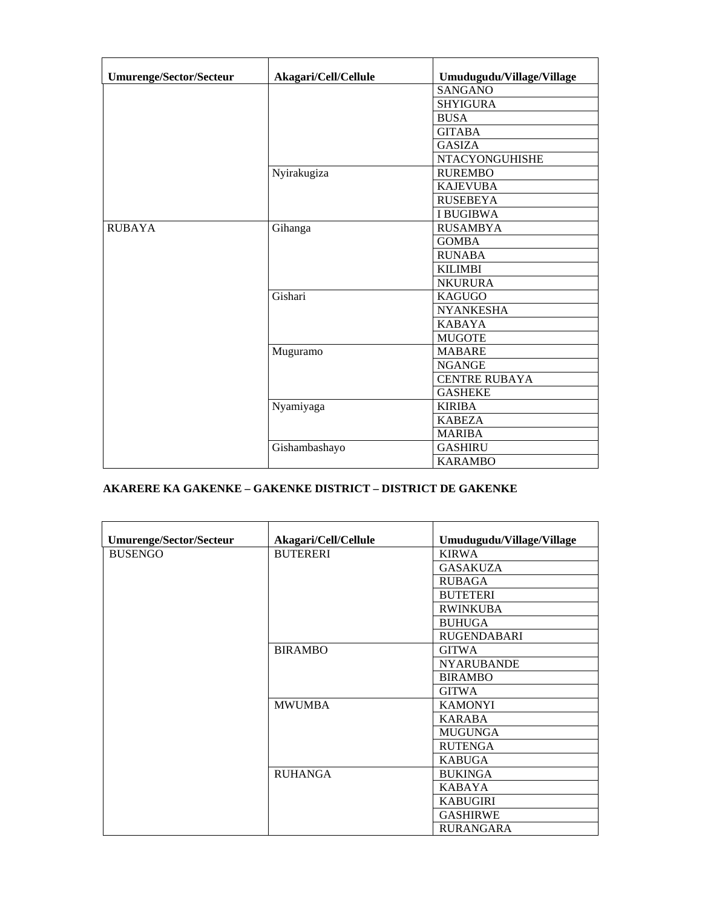| Umurenge/Sector/Secteur | Akagari/Cell/Cellule | Umudugudu/Village/Village |
|---|---|---|
| | | SANGANO |
| | | SHYIGURA |
| | | BUSA |
| | | GITABA |
| | | GASIZA |
| | | NTACYONGUHISHE |
| | Nyirakugiza | RUREMBO |
| | | KAJEVUBA |
| | | RUSEBEYA |
| | | I BUGIBWA |
| RUBAYA | Gihanga | RUSAMBYA |
| | | GOMBA |
| | | RUNABA |
| | | KILIMBI |
| | | NKURURA |
| | Gishari | KAGUGO |
| | | NYANKESHA |
| | | KABAYA |
| | | MUGOTE |
| | Muguramo | MABARE |
| | | NGANGE |
| | | CENTRE RUBAYA |
| | | GASHEKE |
| | Nyamiyaga | KIRIBA |
| | | KABEZA |
| | | MARIBA |
| | Gishambashayo | GASHIRU |
| | | KARAMBO |

**AKARERE KA GAKENKE – GAKENKE DISTRICT – DISTRICT DE GAKENKE**

| Umurenge/Sector/Secteur | Akagari/Cell/Cellule | Umudugudu/Village/Village |
|---|---|---|
| BUSENGO | BUTERERI | KIRWA |
| | | GASAKUZA |
| | | RUBAGA |
| | | BUTETERI |
| | | RWINKUBA |
| | | BUHUGA |
| | | RUGENDABARI |
| | BIRAMBO | GITWA |
| | | NYARUBANDE |
| | | BIRAMBO |
| | | GITWA |
| | MWUMBA | KAMONYI |
| | | KARABA |
| | | MUGUNGA |
| | | RUTENGA |
| | | KABUGA |
| | RUHANGA | BUKINGA |
| | | KABAYA |
| | | KABUGIRI |
| | | GASHIRWE |
| | | RURANGARA |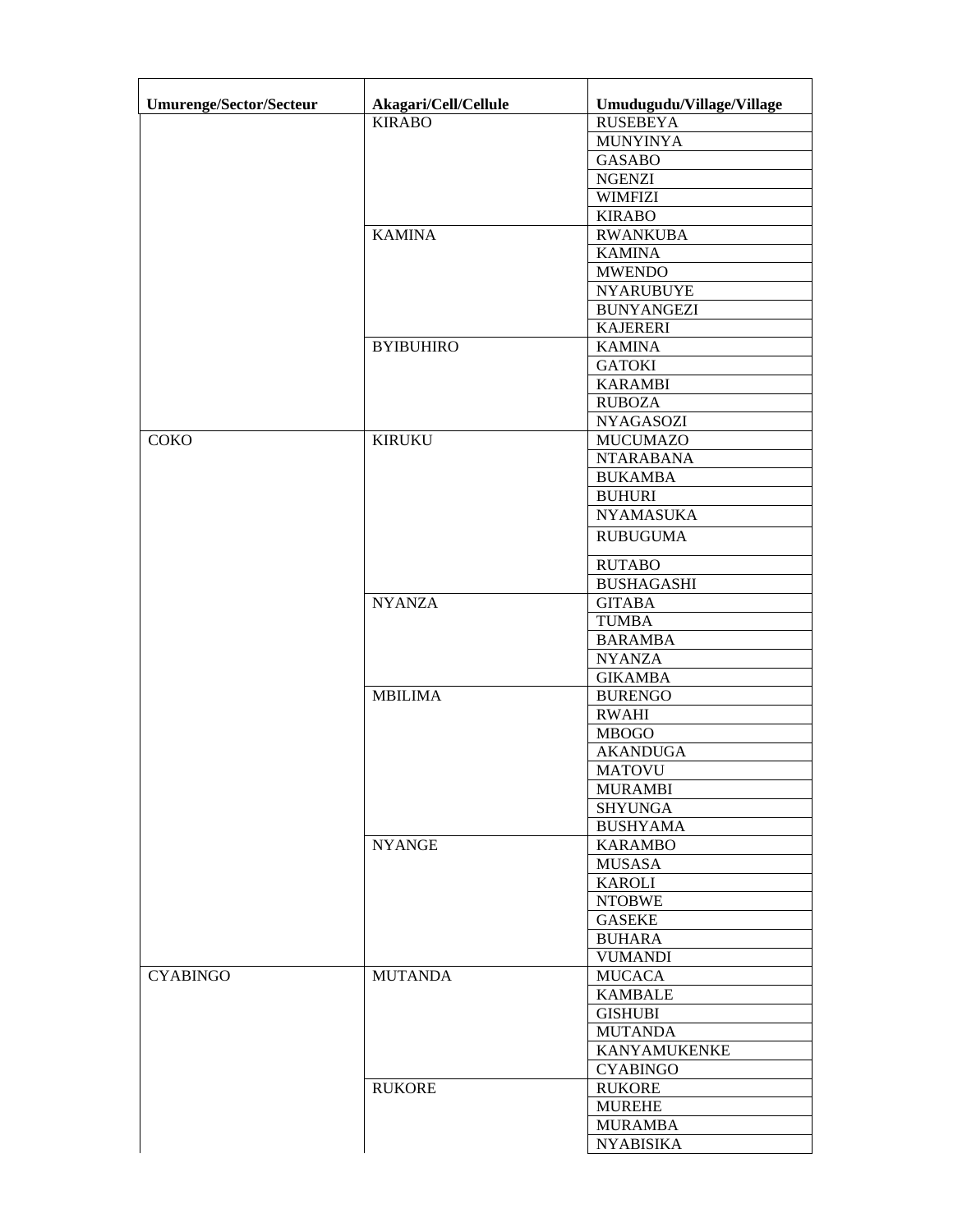| Umurenge/Sector/Secteur | Akagari/Cell/Cellule | Umudugudu/Village/Village |
|---|---|---|
| | KIRABO | RUSEBEYA |
| | | MUNYINYA |
| | | GASABO |
| | | NGENZI |
| | | WIMFIZI |
| | | KIRABO |
| | KAMINA | RWANKUBA |
| | | KAMINA |
| | | MWENDO |
| | | NYARUBUYE |
| | | BUNYANGEZI |
| | | KAJERERI |
| | BYIBUHIRO | KAMINA |
| | | GATOKI |
| | | KARAMBI |
| | | RUBOZA |
| | | NYAGASOZI |
| COKO | KIRUKU | MUCUMAZO |
| | | NTARABANA |
| | | BUKAMBA |
| | | BUHURI |
| | | NYAMASUKA |
| | | RUBUGUMA |
| | | RUTABO |
| | | BUSHAGASHI |
| | NYANZA | GITABA |
| | | TUMBA |
| | | BARAMBA |
| | | NYANZA |
| | | GIKAMBA |
| | MBILIMA | BURENGO |
| | | RWAHI |
| | | MBOGO |
| | | AKANDUGA |
| | | MATOVU |
| | | MURAMBI |
| | | SHYUNGA |
| | | BUSHYAMA |
| | NYANGE | KARAMBO |
| | | MUSASA |
| | | KAROLI |
| | | NTOBWE |
| | | GASEKE |
| | | BUHARA |
| | | VUMANDI |
| CYABINGO | MUTANDA | MUCACA |
| | | KAMBALE |
| | | GISHUBI |
| | | MUTANDA |
| | | KANYAMUKENKE |
| | | CYABINGO |
| | RUKORE | RUKORE |
| | | MUREHE |
| | | MURAMBA |
| | | NYABISIKA |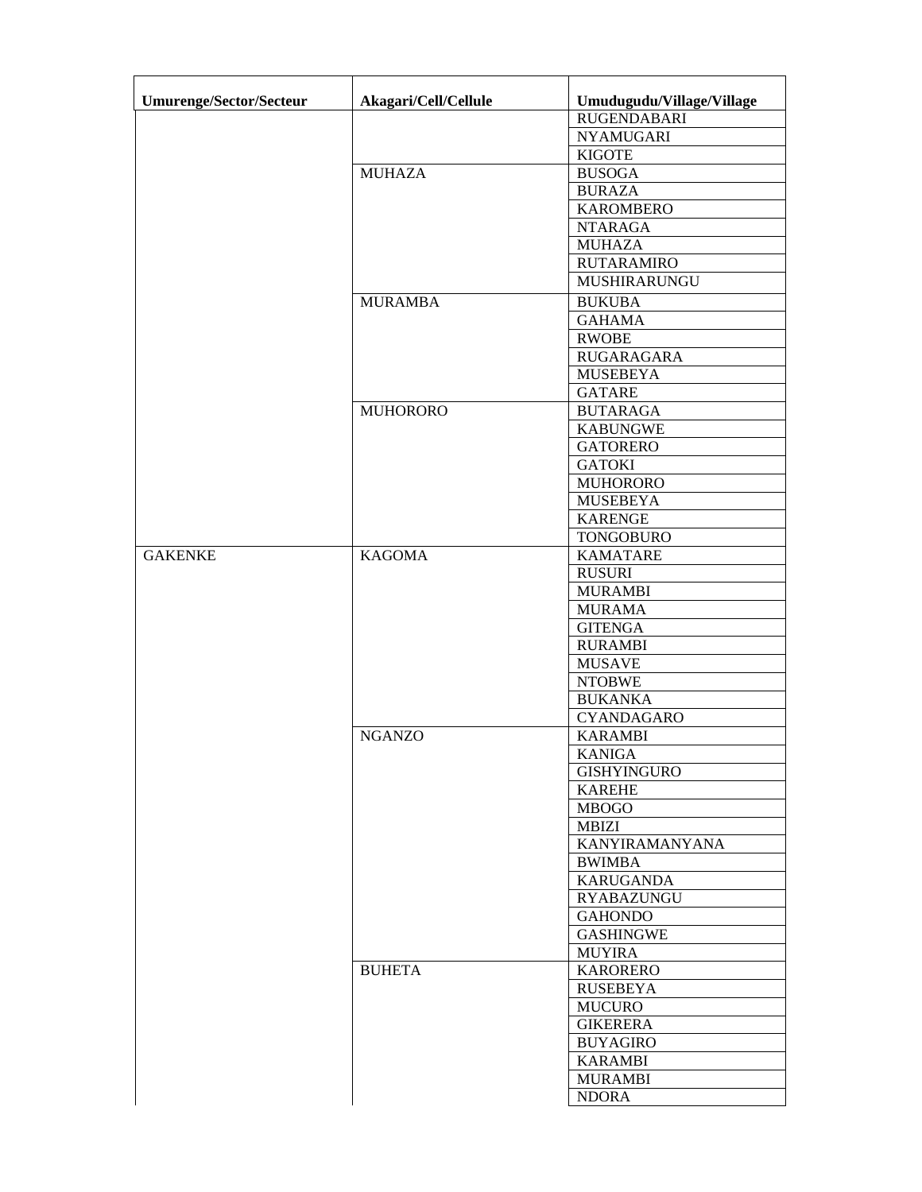| Umurenge/Sector/Secteur | Akagari/Cell/Cellule | Umudugudu/Village/Village |
|---|---|---|
| | | RUGENDABARI |
| | | NYAMUGARI |
| | | KIGOTE |
| | MUHAZA | BUSOGA |
| | | BURAZA |
| | | KAROMBERO |
| | | NTARAGA |
| | | MUHAZA |
| | | RUTARAMIRO |
| | | MUSHIRARUNGU |
| | MURAMBA | BUKUBA |
| | | GAHAMA |
| | | RWOBE |
| | | RUGARAGARA |
| | | MUSEBEYA |
| | | GATARE |
| | MUHORORO | BUTARAGA |
| | | KABUNGWE |
| | | GATORERO |
| | | GATOKI |
| | | MUHORORO |
| | | MUSEBEYA |
| | | KARENGE |
| | | TONGOBURO |
| GAKENKE | KAGOMA | KAMATARE |
| | | RUSURI |
| | | MURAMBI |
| | | MURAMA |
| | | GITENGA |
| | | RURAMBI |
| | | MUSAVE |
| | | NTOBWE |
| | | BUKANKA |
| | | CYANDAGARO |
| | NGANZO | KARAMBI |
| | | KANIGA |
| | | GISHYINGURO |
| | | KAREHE |
| | | MBOGO |
| | | MBIZI |
| | | KANYIRAMANYANA |
| | | BWIMBA |
| | | KARUGANDA |
| | | RYABAZUNGU |
| | | GAHONDO |
| | | GASHINGWE |
| | | MUYIRA |
| | BUHETA | KARORERO |
| | | RUSEBEYA |
| | | MUCURO |
| | | GIKERERA |
| | | BUYAGIRO |
| | | KARAMBI |
| | | MURAMBI |
| | | NDORA |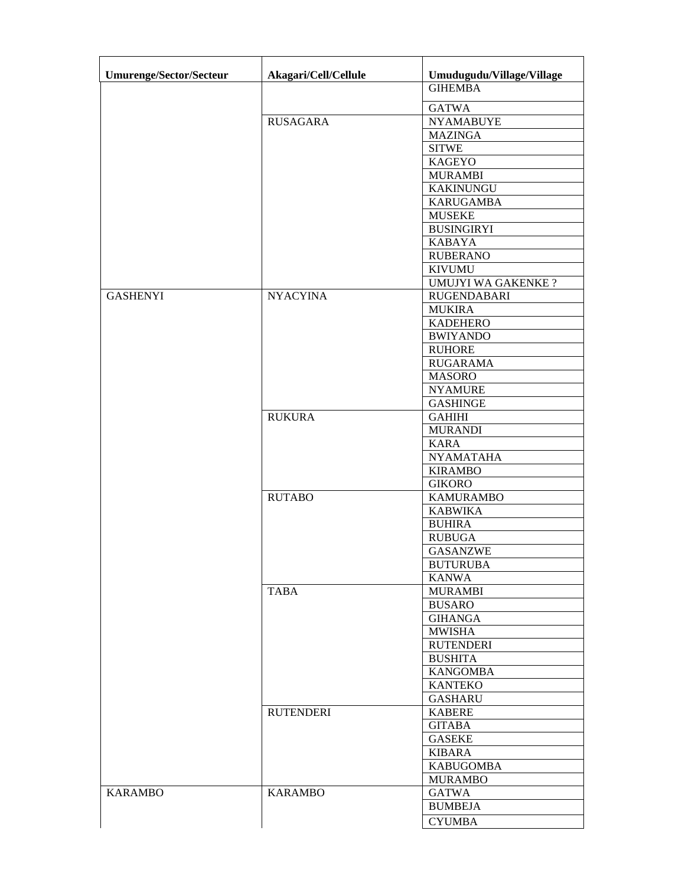| Umurenge/Sector/Secteur | Akagari/Cell/Cellule | Umudugudu/Village/Village |
|---|---|---|
| | | GIHEMBA |
| | | GATWA |
| | RUSAGARA | NYAMABUYE |
| | | MAZINGA |
| | | SITWE |
| | | KAGEYO |
| | | MURAMBI |
| | | KAKINUNGU |
| | | KARUGAMBA |
| | | MUSEKE |
| | | BUSINGIRYI |
| | | KABAYA |
| | | RUBERANO |
| | | KIVUMU |
| | | UMUJYI WA GAKENKE ? |
| GASHENYI | NYACYINA | RUGENDABARI |
| | | MUKIRA |
| | | KADEHERO |
| | | BWIYANDO |
| | | RUHORE |
| | | RUGARAMA |
| | | MASORO |
| | | NYAMURE |
| | | GASHINGE |
| | RUKURA | GAHIHI |
| | | MURANDI |
| | | KARA |
| | | NYAMATAHA |
| | | KIRAMBO |
| | | GIKORO |
| | RUTABO | KAMURAMBO |
| | | KABWIKA |
| | | BUHIRA |
| | | RUBUGA |
| | | GASANZWE |
| | | BUTURUBA |
| | | KANWA |
| | TABA | MURAMBI |
| | | BUSARO |
| | | GIHANGA |
| | | MWISHA |
| | | RUTENDERI |
| | | BUSHITA |
| | | KANGOMBA |
| | | KANTEKO |
| | | GASHARU |
| | RUTENDERI | KABERE |
| | | GITABA |
| | | GASEKE |
| | | KIBARA |
| | | KABUGOMBA |
| | | MURAMBO |
| KARAMBO | KARAMBO | GATWA |
| | | BUMBEJA |
| | | CYUMBA |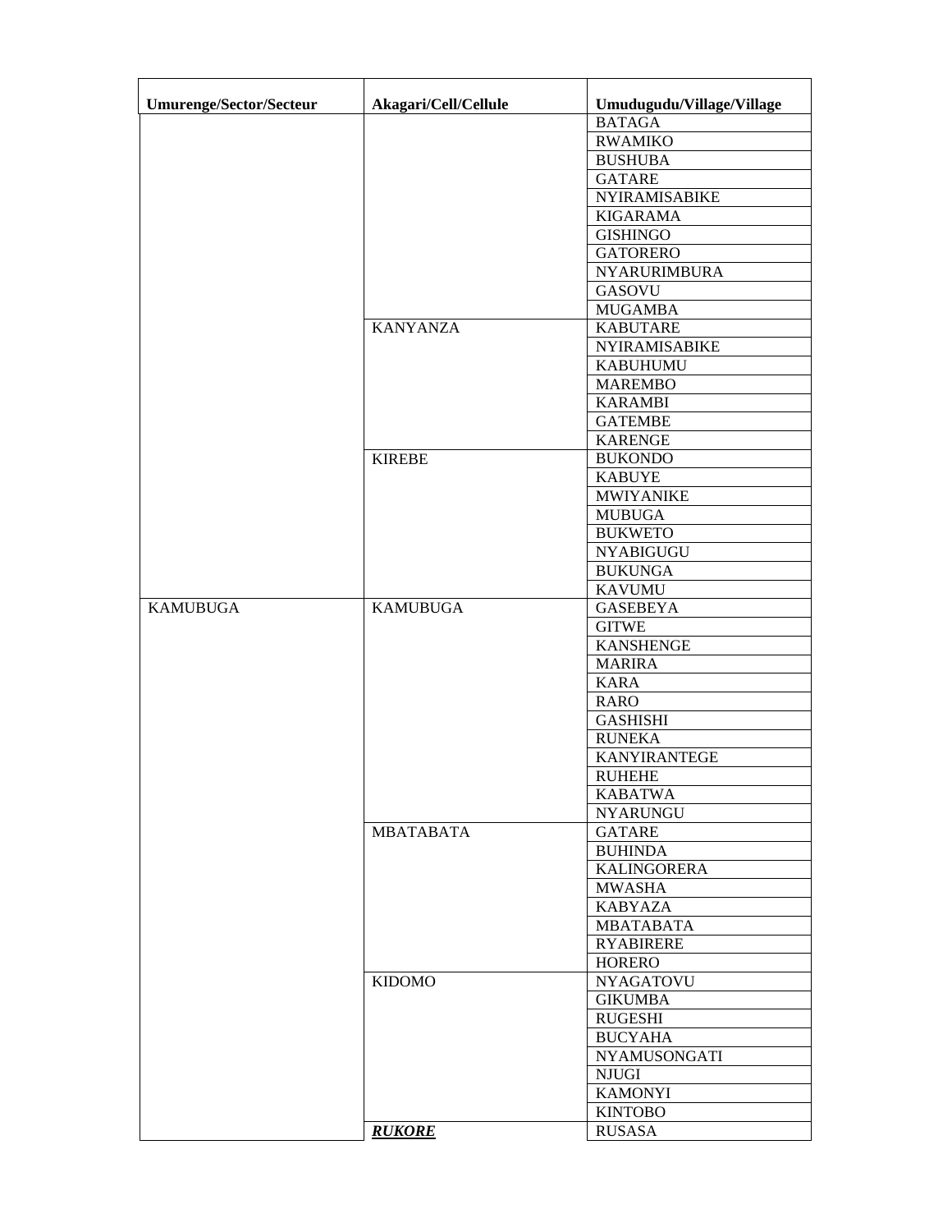| Umurenge/Sector/Secteur | Akagari/Cell/Cellule | Umudugudu/Village/Village |
|---|---|---|
| | | BATAGA |
| | | RWAMIKO |
| | | BUSHUBA |
| | | GATARE |
| | | NYIRAMISABIKE |
| | | KIGARAMA |
| | | GISHINGO |
| | | GATORERO |
| | | NYARURIMBURA |
| | | GASOVU |
| | | MUGAMBA |
| | KANYANZA | KABUTARE |
| | | NYIRAMISABIKE |
| | | KABUHUMU |
| | | MAREMBO |
| | | KARAMBI |
| | | GATEMBE |
| | | KARENGE |
| | KIREBE | BUKONDO |
| | | KABUYE |
| | | MWIYANIKE |
| | | MUBUGA |
| | | BUKWETO |
| | | NYABIGUGU |
| | | BUKUNGA |
| | | KAVUMU |
| KAMUBUGA | KAMUBUGA | GASEBEYA |
| | | GITWE |
| | | KANSHENGE |
| | | MARIRA |
| | | KARA |
| | | RARO |
| | | GASHISHI |
| | | RUNEKA |
| | | KANYIRANTEGE |
| | | RUHEHE |
| | | KABATWA |
| | | NYARUNGU |
| | MBATABATA | GATARE |
| | | BUHINDA |
| | | KALINGORERA |
| | | MWASHA |
| | | KABYAZA |
| | | MBATABATA |
| | | RYABIRERE |
| | | HORERO |
| | KIDOMO | NYAGATOVU |
| | | GIKUMBA |
| | | RUGESHI |
| | | BUCYAHA |
| | | NYAMUSONGATI |
| | | NJUGI |
| | | KAMONYI |
| | | KINTOBO |
| | ***RUKORE*** | RUSASA |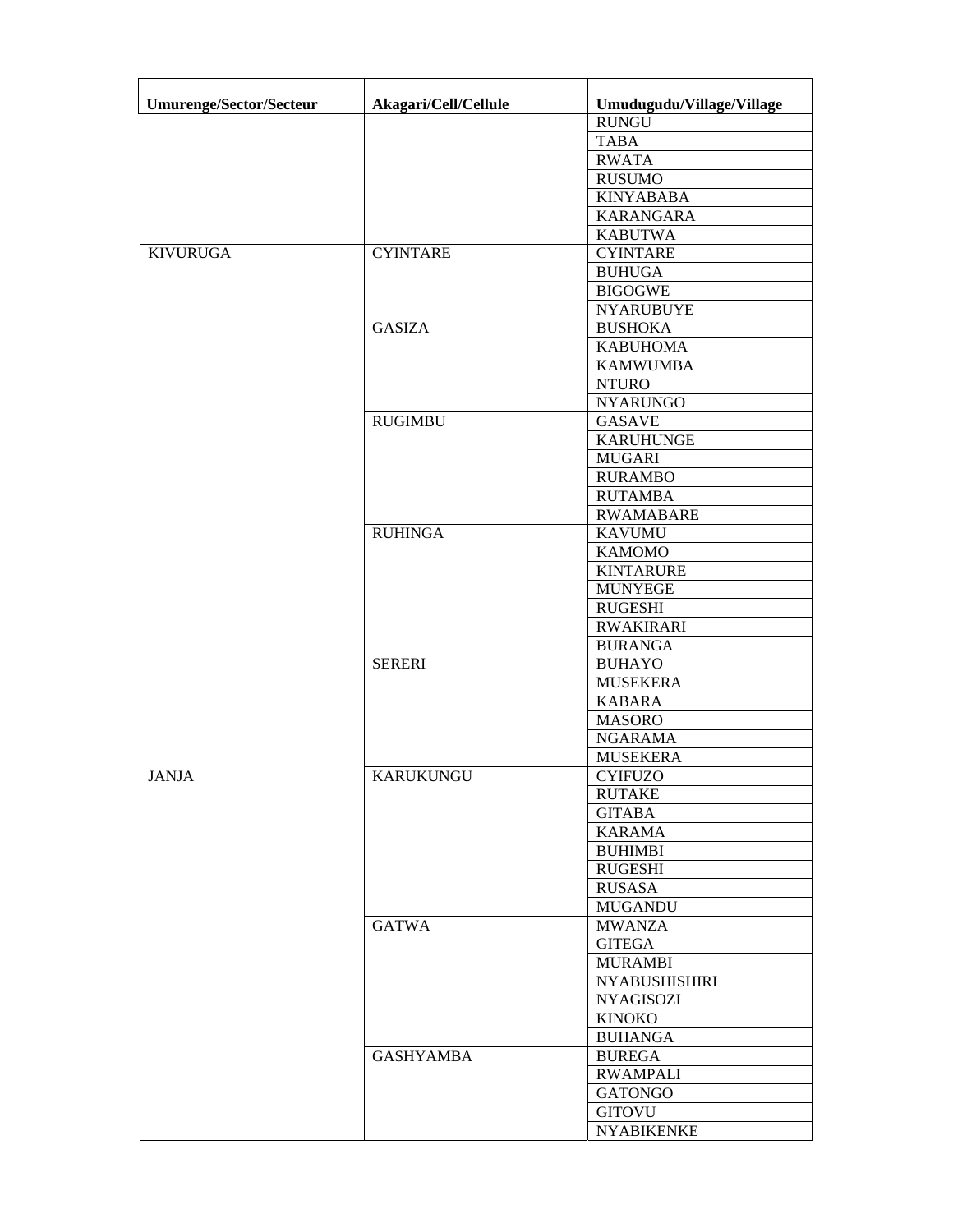| Umurenge/Sector/Secteur | Akagari/Cell/Cellule | Umudugudu/Village/Village |
|---|---|---|
| | | RUNGU |
| | | TABA |
| | | RWATA |
| | | RUSUMO |
| | | KINYABABA |
| | | KARANGARA |
| | | KABUTWA |
| KIVURUGA | CYINTARE | CYINTARE |
| | | BUHUGA |
| | | BIGOGWE |
| | | NYARUBUYE |
| | GASIZA | BUSHOKA |
| | | KABUHOMA |
| | | KAMWUMBA |
| | | NTURO |
| | | NYARUNGO |
| | RUGIMBU | GASAVE |
| | | KARUHUNGE |
| | | MUGARI |
| | | RURAMBO |
| | | RUTAMBA |
| | | RWAMABARE |
| | RUHINGA | KAVUMU |
| | | KAMOMO |
| | | KINTARURE |
| | | MUNYEGE |
| | | RUGESHI |
| | | RWAKIRARI |
| | | BURANGA |
| | SERERI | BUHAYO |
| | | MUSEKERA |
| | | KABARA |
| | | MASORO |
| | | NGARAMA |
| | | MUSEKERA |
| JANJA | KARUKUNGU | CYIFUZO |
| | | RUTAKE |
| | | GITABA |
| | | KARAMA |
| | | BUHIMBI |
| | | RUGESHI |
| | | RUSASA |
| | | MUGANDU |
| | GATWA | MWANZA |
| | | GITEGA |
| | | MURAMBI |
| | | NYABUSHISHIRI |
| | | NYAGISOZI |
| | | KINOKO |
| | | BUHANGA |
| | GASHYAMBA | BUREGA |
| | | RWAMPALI |
| | | GATONGO |
| | | GITOVU |
| | | NYABIKENKE |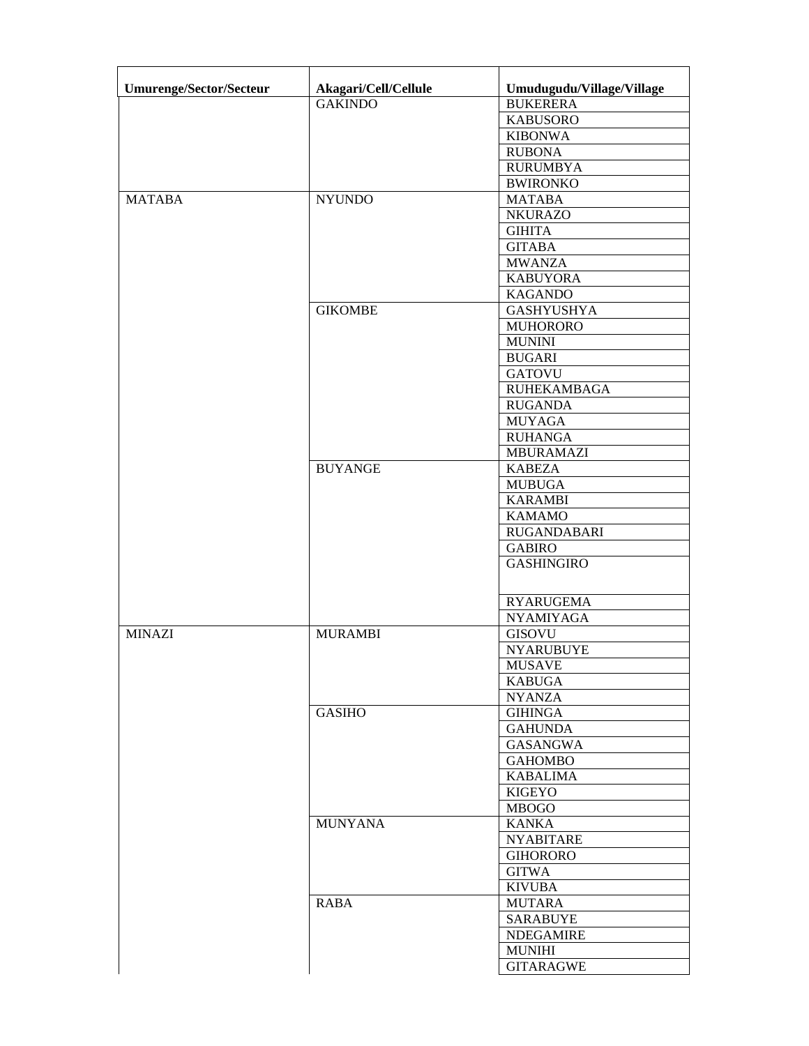| Umurenge/Sector/Secteur | Akagari/Cell/Cellule | Umudugudu/Village/Village |
|---|---|---|
| | GAKINDO | BUKERERA |
| | | KABUSORO |
| | | KIBONWA |
| | | RUBONA |
| | | RURUMBYA |
| | | BWIRONKO |
| MATABA | NYUNDO | MATABA |
| | | NKURAZO |
| | | GIHITA |
| | | GITABA |
| | | MWANZA |
| | | KABUYORA |
| | | KAGANDO |
| | GIKOMBE | GASHYUSHYA |
| | | MUHORORO |
| | | MUNINI |
| | | BUGARI |
| | | GATOVU |
| | | RUHEKAMBAGA |
| | | RUGANDA |
| | | MUYAGA |
| | | RUHANGA |
| | | MBURAMAZI |
| | BUYANGE | KABEZA |
| | | MUBUGA |
| | | KARAMBI |
| | | KAMAMO |
| | | RUGANDABARI |
| | | GABIRO |
| | | GASHINGIRO |
| | | RYARUGEMA |
| | | NYAMIYAGA |
| MINAZI | MURAMBI | GISOVU |
| | | NYARUBUYE |
| | | MUSAVE |
| | | KABUGA |
| | | NYANZA |
| | GASIHO | GIHINGA |
| | | GAHUNDA |
| | | GASANGWA |
| | | GAHOMBO |
| | | KABALIMA |
| | | KIGEYO |
| | | MBOGO |
| | MUNYANA | KANKA |
| | | NYABITARE |
| | | GIHORORO |
| | | GITWA |
| | | KIVUBA |
| | RABA | MUTARA |
| | | SARABUYE |
| | | NDEGAMIRE |
| | | MUNIHI |
| | | GITARAGWE |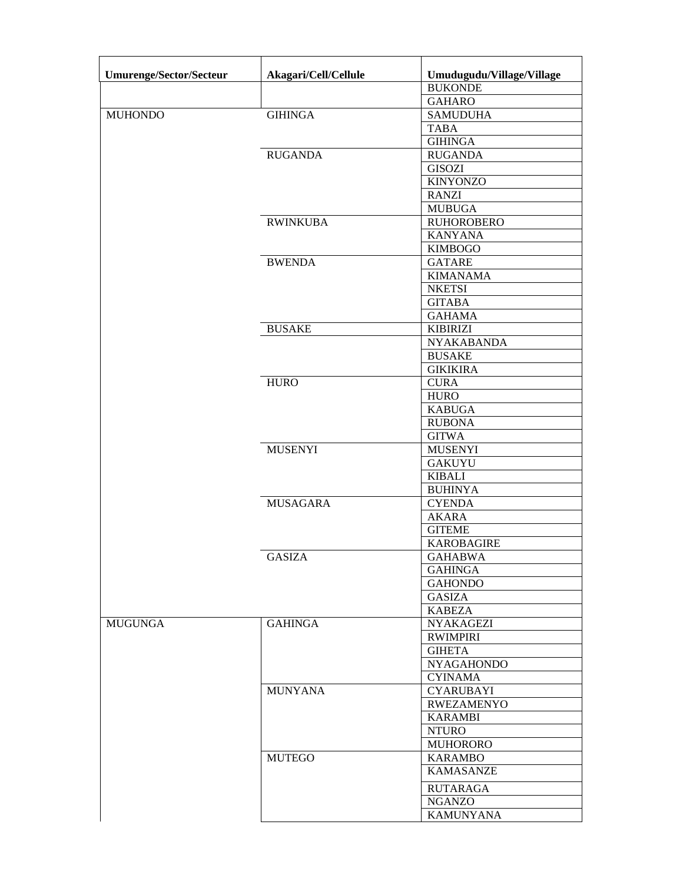| Umurenge/Sector/Secteur | Akagari/Cell/Cellule | Umudugudu/Village/Village |
|---|---|---|
| | | BUKONDE |
| | | GAHARO |
| MUHONDO | GIHINGA | SAMUDUHA |
| | | TABA |
| | | GIHINGA |
| | RUGANDA | RUGANDA |
| | | GISOZI |
| | | KINYONZO |
| | | RANZI |
| | | MUBUGA |
| | RWINKUBA | RUHOROBERO |
| | | KANYANA |
| | | KIMBOGO |
| | BWENDA | GATARE |
| | | KIMANAMA |
| | | NKETSI |
| | | GITABA |
| | | GAHAMA |
| | BUSAKE | KIBIRIZI |
| | | NYAKABANDA |
| | | BUSAKE |
| | | GIKIKIRA |
| | HURO | CURA |
| | | HURO |
| | | KABUGA |
| | | RUBONA |
| | | GITWA |
| | MUSENYI | MUSENYI |
| | | GAKUYU |
| | | KIBALI |
| | | BUHINYA |
| | MUSAGARA | CYENDA |
| | | AKARA |
| | | GITEME |
| | | KAROBAGIRE |
| | GASIZA | GAHABWA |
| | | GAHINGA |
| | | GAHONDO |
| | | GASIZA |
| | | KABEZA |
| MUGUNGA | GAHINGA | NYAKAGEZI |
| | | RWIMPIRI |
| | | GIHETA |
| | | NYAGAHONDO |
| | | CYINAMA |
| | MUNYANA | CYARUBAYI |
| | | RWEZAMENYO |
| | | KARAMBI |
| | | NTURO |
| | | MUHORORO |
| | MUTEGO | KARAMBO |
| | | KAMASANZE |
| | | RUTARAGA |
| | | NGANZO |
| | | KAMUNYANA |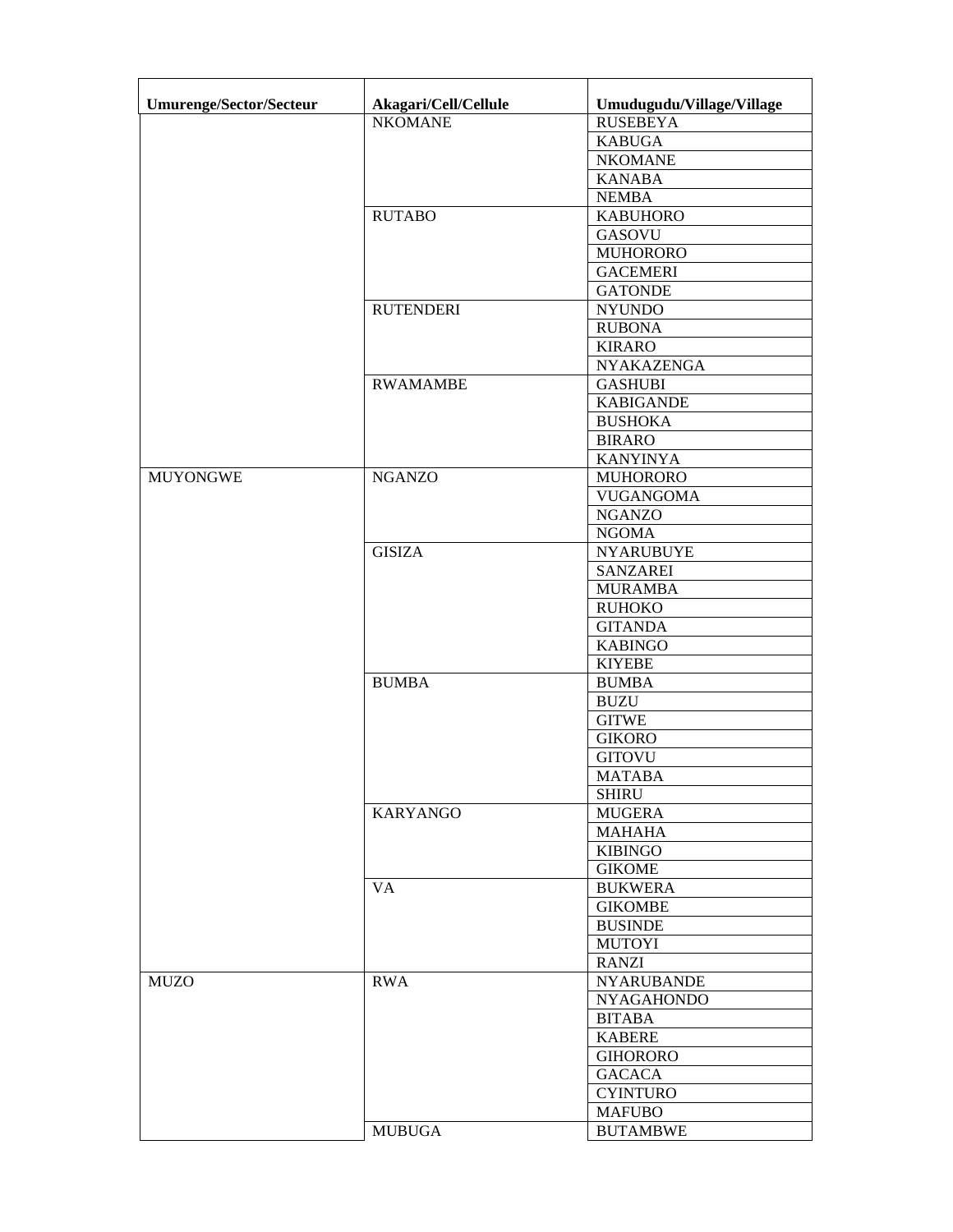| Umurenge/Sector/Secteur | Akagari/Cell/Cellule | Umudugudu/Village/Village |
|---|---|---|
| | NKOMANE | RUSEBEYA |
| | | KABUGA |
| | | NKOMANE |
| | | KANABA |
| | | NEMBA |
| | RUTABO | KABUHORO |
| | | GASOVU |
| | | MUHORORO |
| | | GACEMERI |
| | | GATONDE |
| | RUTENDERI | NYUNDO |
| | | RUBONA |
| | | KIRARO |
| | | NYAKAZENGA |
| | RWAMAMBE | GASHUBI |
| | | KABIGANDE |
| | | BUSHOKA |
| | | BIRARO |
| | | KANYINYA |
| MUYONGWE | NGANZO | MUHORORO |
| | | VUGANGOMA |
| | | NGANZO |
| | | NGOMA |
| | GISIZA | NYARUBUYE |
| | | SANZAREI |
| | | MURAMBA |
| | | RUHOKO |
| | | GITANDA |
| | | KABINGO |
| | | KIYEBE |
| | BUMBA | BUMBA |
| | | BUZU |
| | | GITWE |
| | | GIKORO |
| | | GITOVU |
| | | MATABA |
| | | SHIRU |
| | KARYANGO | MUGERA |
| | | MAHAHA |
| | | KIBINGO |
| | | GIKOME |
| | VA | BUKWERA |
| | | GIKOMBE |
| | | BUSINDE |
| | | MUTOYI |
| | | RANZI |
| MUZO | RWA | NYARUBANDE |
| | | NYAGAHONDO |
| | | BITABA |
| | | KABERE |
| | | GIHORORO |
| | | GACACA |
| | | CYINTURO |
| | | MAFUBO |
| | MUBUGA | BUTAMBWE |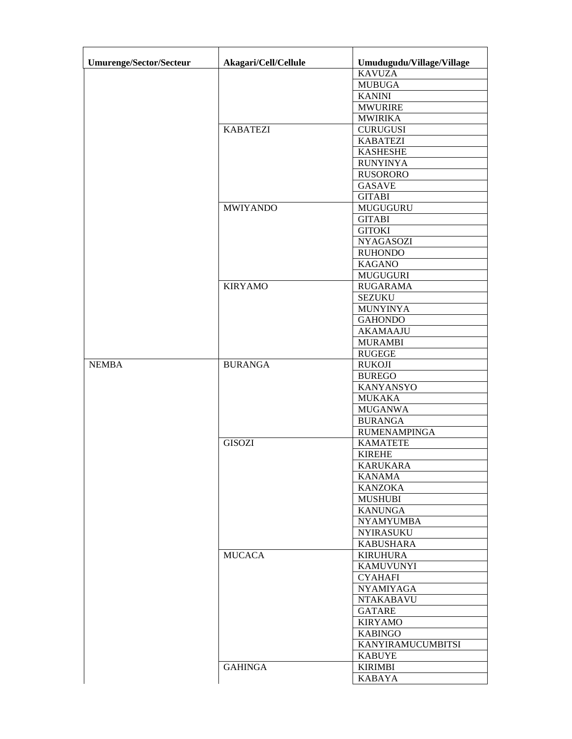| Umurenge/Sector/Secteur | Akagari/Cell/Cellule | Umudugudu/Village/Village |
|---|---|---|
| | | KAVUZA |
| | | MUBUGA |
| | | KANINI |
| | | MWURIRE |
| | | MWIRIKA |
| | KABATEZI | CURUGUSI |
| | | KABATEZI |
| | | KASHESHE |
| | | RUNYINYA |
| | | RUSORORO |
| | | GASAVE |
| | | GITABI |
| | MWIYANDO | MUGUGURU |
| | | GITABI |
| | | GITOKI |
| | | NYAGASOZI |
| | | RUHONDO |
| | | KAGANO |
| | | MUGUGURI |
| | KIRYAMO | RUGARAMA |
| | | SEZUKU |
| | | MUNYINYA |
| | | GAHONDO |
| | | AKAMAAJU |
| | | MURAMBI |
| | | RUGEGE |
| NEMBA | BURANGA | RUKOJI |
| | | BUREGO |
| | | KANYANSYO |
| | | MUKAKA |
| | | MUGANWA |
| | | BURANGA |
| | | RUMENAMPINGA |
| | GISOZI | KAMATETE |
| | | KIREHE |
| | | KARUKARA |
| | | KANAMA |
| | | KANZOKA |
| | | MUSHUBI |
| | | KANUNGA |
| | | NYAMYUMBA |
| | | NYIRASUKU |
| | | KABUSHARA |
| | MUCACA | KIRUHURA |
| | | KAMUVUNYI |
| | | CYAHAFI |
| | | NYAMIYAGA |
| | | NTAKABAVU |
| | | GATARE |
| | | KIRYAMO |
| | | KABINGO |
| | | KANYIRAMUCUMBITSI |
| | | KABUYE |
| | GAHINGA | KIRIMBI |
| | | KABAYA |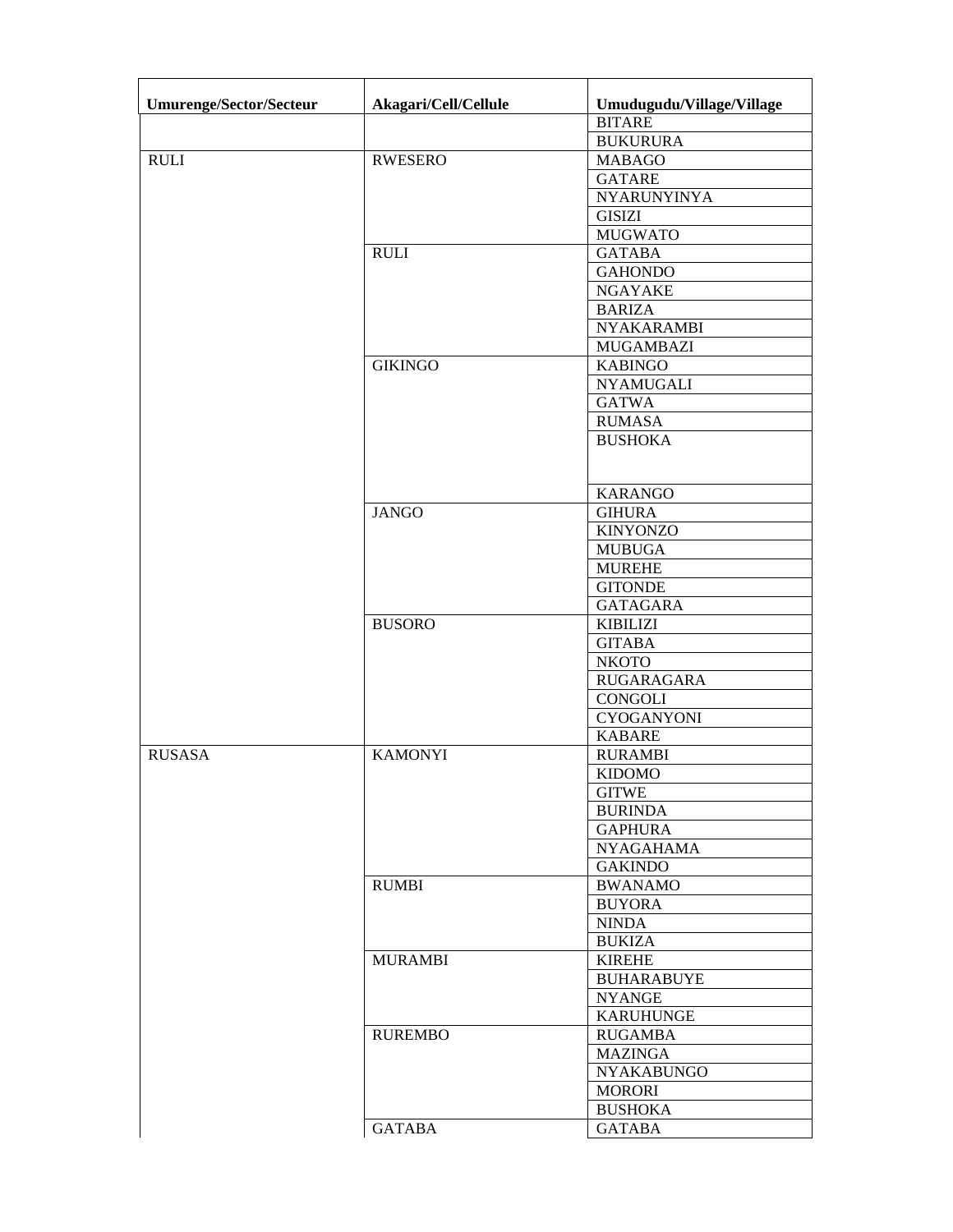| Umurenge/Sector/Secteur | Akagari/Cell/Cellule | Umudugudu/Village/Village |
|---|---|---|
| | | BITARE |
| | | BUKURURA |
| RULI | RWESERO | MABAGO |
| | | GATARE |
| | | NYARUNYINYA |
| | | GISIZI |
| | | MUGWATO |
| | RULI | GATABA |
| | | GAHONDO |
| | | NGAYAKE |
| | | BARIZA |
| | | NYAKARAMBI |
| | | MUGAMBAZI |
| | GIKINGO | KABINGO |
| | | NYAMUGALI |
| | | GATWA |
| | | RUMASA |
| | | BUSHOKA |
| | | KARANGO |
| | JANGO | GIHURA |
| | | KINYONZO |
| | | MUBUGA |
| | | MUREHE |
| | | GITONDE |
| | | GATAGARA |
| | BUSORO | KIBILIZI |
| | | GITABA |
| | | NKOTO |
| | | RUGARAGARA |
| | | CONGOLI |
| | | CYOGANYONI |
| | | KABARE |
| RUSASA | KAMONYI | RURAMBI |
| | | KIDOMO |
| | | GITWE |
| | | BURINDA |
| | | GAPHURA |
| | | NYAGAHAMA |
| | | GAKINDO |
| | RUMBI | BWANAMO |
| | | BUYORA |
| | | NINDA |
| | | BUKIZA |
| | MURAMBI | KIREHE |
| | | BUHARABUYE |
| | | NYANGE |
| | | KARUHUNGE |
| | RUREMBO | RUGAMBA |
| | | MAZINGA |
| | | NYAKABUNGO |
| | | MORORI |
| | | BUSHOKA |
| | GATABA | GATABA |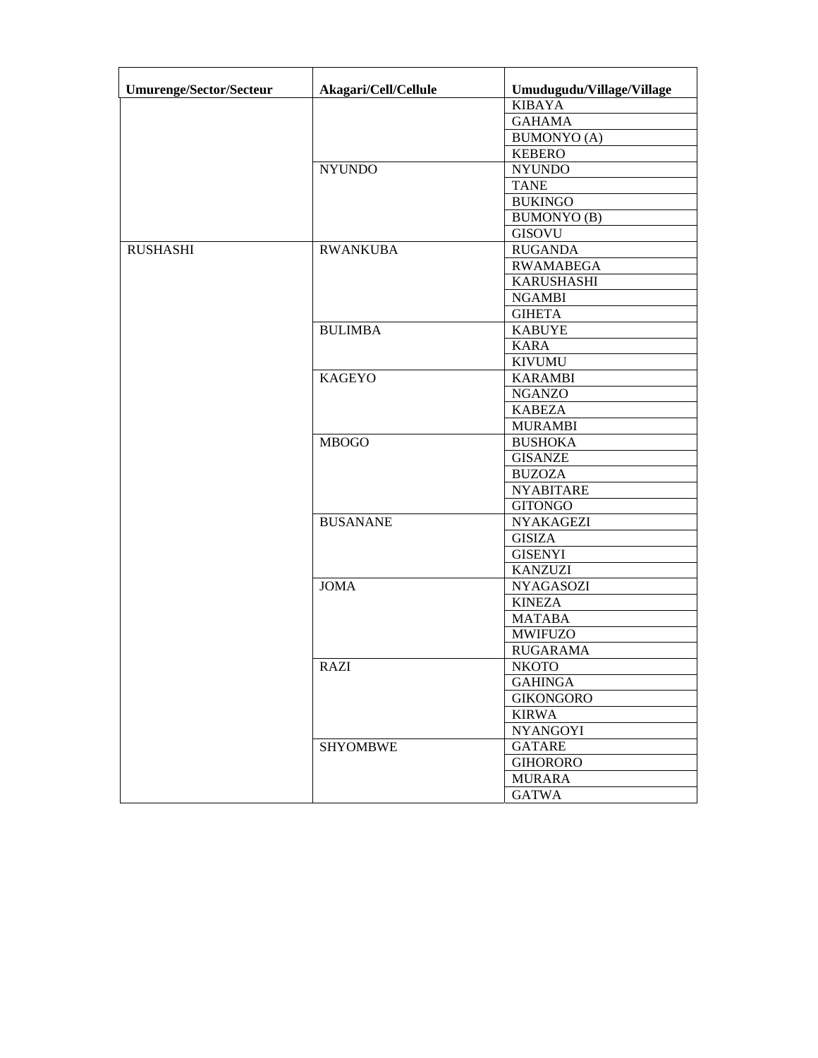| Umurenge/Sector/Secteur | Akagari/Cell/Cellule | Umudugudu/Village/Village |
|---|---|---|
| | | KIBAYA |
| | | GAHAMA |
| | | BUMONYO (A) |
| | | KEBERO |
| | NYUNDO | NYUNDO |
| | | TANE |
| | | BUKINGO |
| | | BUMONYO (B) |
| | | GISOVU |
| RUSHASHI | RWANKUBA | RUGANDA |
| | | RWAMABEGA |
| | | KARUSHASHI |
| | | NGAMBI |
| | | GIHETA |
| | BULIMBA | KABUYE |
| | | KARA |
| | | KIVUMU |
| | KAGEYO | KARAMBI |
| | | NGANZO |
| | | KABEZA |
| | | MURAMBI |
| | MBOGO | BUSHOKA |
| | | GISANZE |
| | | BUZOZA |
| | | NYABITARE |
| | | GITONGO |
| | BUSANANE | NYAKAGEZI |
| | | GISIZA |
| | | GISENYI |
| | | KANZUZI |
| | JOMA | NYAGASOZI |
| | | KINEZA |
| | | MATABA |
| | | MWIFUZO |
| | | RUGARAMA |
| | RAZI | NKOTO |
| | | GAHINGA |
| | | GIKONGORO |
| | | KIRWA |
| | | NYANGOYI |
| | SHYOMBWE | GATARE |
| | | GIHORORO |
| | | MURARA |
| | | GATWA |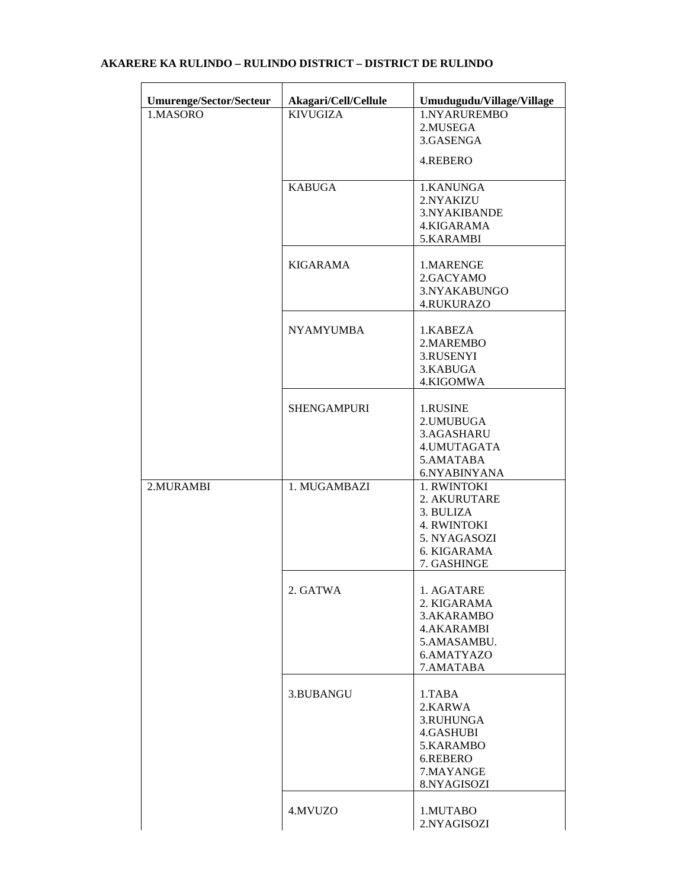**AKARERE KA RULINDO – RULINDO DISTRICT – DISTRICT DE RULINDO**

| Umurenge/Sector/Secteur | Akagari/Cell/Cellule | Umudugudu/Village/Village |
|---|---|---|
| 1.MASORO | KIVUGIZA | 1.NYARUREMBO<br>2.MUSEGA<br>3.GASENGA<br>4.REBERO |
| | KABUGA | 1.KANUNGA<br>2.NYAKIZU<br>3.NYAKIBANDE<br>4.KIGARAMA<br>5.KARAMBI |
| | KIGARAMA | 1.MARENGE<br>2.GACYAMO<br>3.NYAKABUNGO<br>4.RUKURAZO |
| | NYAMYUMBA | 1.KABEZA<br>2.MAREMBO<br>3.RUSENYI<br>3.KABUGA<br>4.KIGOMWA |
| | SHENGAMPURI | 1.RUSINE<br>2.UMUBUGA<br>3.AGASHARU<br>4.UMUTAGATA<br>5.AMATABA<br>6.NYABINYANA |
| 2.MURAMBI | 1. MUGAMBAZI | 1. RWINTOKI<br>2. AKURUTARE<br>3. BULIZA<br>4. RWINTOKI<br>5. NYAGASOZI<br>6. KIGARAMA<br>7. GASHINGE |
| | 2. GATWA | 1. AGATARE<br>2. KIGARAMA<br>3.AKARAMBO<br>4.AKARAMBI<br>5.AMASAMBU.<br>6.AMATYAZO<br>7.AMATABA |
| | 3.BUBANGU | 1.TABA<br>2.KARWA<br>3.RUHUNGA<br>4.GASHUBI<br>5.KARAMBO<br>6.REBERO<br>7.MAYANGE<br>8.NYAGISOZI |
| | 4.MVUZO | 1.MUTABO<br>2.NYAGISOZI |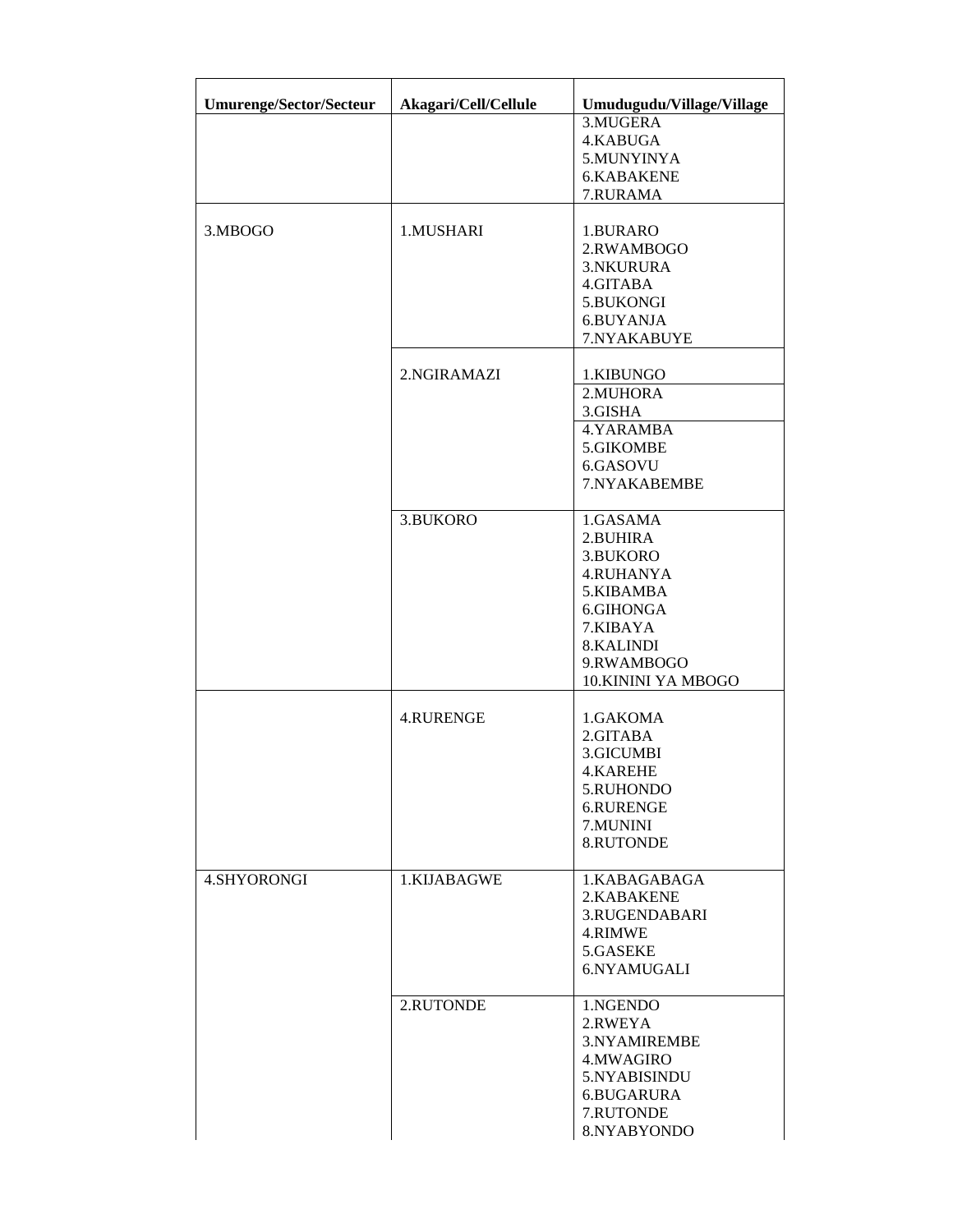| Umurenge/Sector/Secteur | Akagari/Cell/Cellule | Umudugudu/Village/Village |
|---|---|---|
| | | 3.MUGERA<br>4.KABUGA<br>5.MUNYINYA<br>6.KABAKENE<br>7.RURAMA |
| 3.MBOGO | 1.MUSHARI | 1.BURARO<br>2.RWAMBOGO<br>3.NKURURA<br>4.GITABA<br>5.BUKONGI<br>6.BUYANJA<br>7.NYAKABUYE |
| | 2.NGIRAMAZI | 1.KIBUNGO<br>2.MUHORA<br>3.GISHA<br>4.YARAMBA<br>5.GIKOMBE<br>6.GASOVU<br>7.NYAKABEMBE |
| | 3.BUKORO | 1.GASAMA<br>2.BUHIRA<br>3.BUKORO<br>4.RUHANYA<br>5.KIBAMBA<br>6.GIHONGA<br>7.KIBAYA<br>8.KALINDI<br>9.RWAMBOGO<br>10.KININI YA MBOGO |
| | 4.RURENGE | 1.GAKOMA<br>2.GITABA<br>3.GICUMBI<br>4.KAREHE<br>5.RUHONDO<br>6.RURENGE<br>7.MUNINI<br>8.RUTONDE |
| 4.SHYORONGI | 1.KIJABAGWE | 1.KABAGABAGA<br>2.KABAKENE<br>3.RUGENDABARI<br>4.RIMWE<br>5.GASEKE<br>6.NYAMUGALI |
| | 2.RUTONDE | 1.NGENDO<br>2.RWEYA<br>3.NYAMIREMBE<br>4.MWAGIRO<br>5.NYABISINDU<br>6.BUGARURA<br>7.RUTONDE<br>8.NYABYONDO |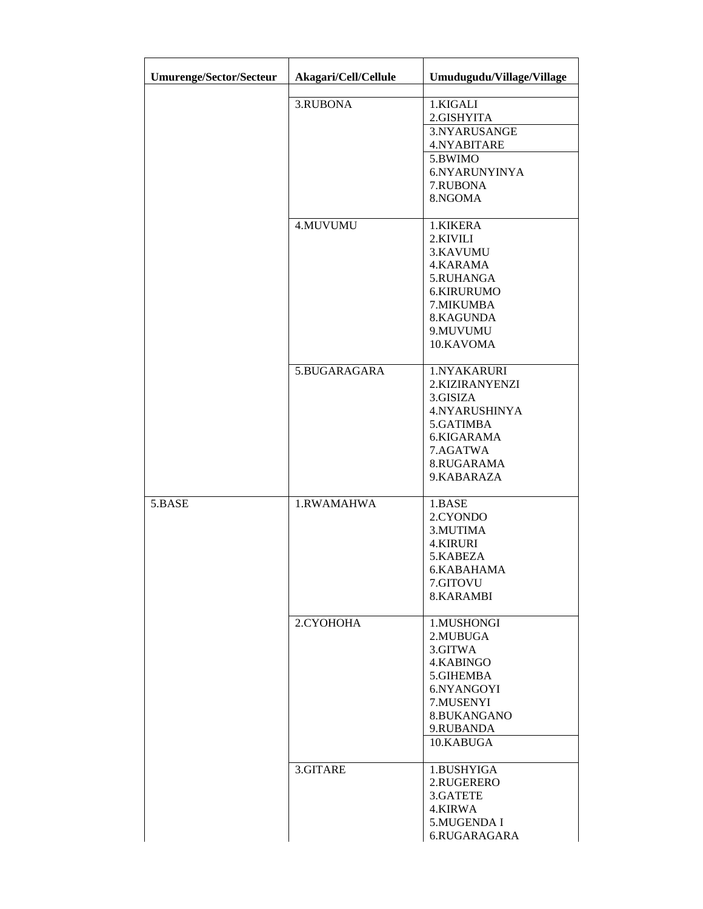| Umurenge/Sector/Secteur | Akagari/Cell/Cellule | Umudugudu/Village/Village |
|---|---|---|
| | | |
| | 3.RUBONA | 1.KIGALI<br>2.GISHYITA<br>3.NYARUSANGE<br>4.NYABITARE<br>5.BWIMO<br>6.NYARUNYINYA<br>7.RUBONA<br>8.NGOMA |
| | 4.MUVUMU | 1.KIKERA<br>2.KIVILI<br>3.KAVUMU<br>4.KARAMA<br>5.RUHANGA<br>6.KIRURUMO<br>7.MIKUMBA<br>8.KAGUNDA<br>9.MUVUMU<br>10.KAVOMA |
| | 5.BUGARAGARA | 1.NYAKARURI<br>2.KIZIRANYENZI<br>3.GISIZA<br>4.NYARUSHINYA<br>5.GATIMBA<br>6.KIGARAMA<br>7.AGATWA<br>8.RUGARAMA<br>9.KABARAZA |
| 5.BASE | 1.RWAMAHWA | 1.BASE<br>2.CYONDO<br>3.MUTIMA<br>4.KIRURI<br>5.KABEZA<br>6.KABAHAMA<br>7.GITOVU<br>8.KARAMBI |
| | 2.CYOHOHA | 1.MUSHONGI<br>2.MUBUGA<br>3.GITWA<br>4.KABINGO<br>5.GIHEMBA<br>6.NYANGOYI<br>7.MUSENYI<br>8.BUKANGANO<br>9.RUBANDA<br>10.KABUGA |
| | 3.GITARE | 1.BUSHYIGA<br>2.RUGERERO<br>3.GATETE<br>4.KIRWA<br>5.MUGENDA I<br>6.RUGARAGARA |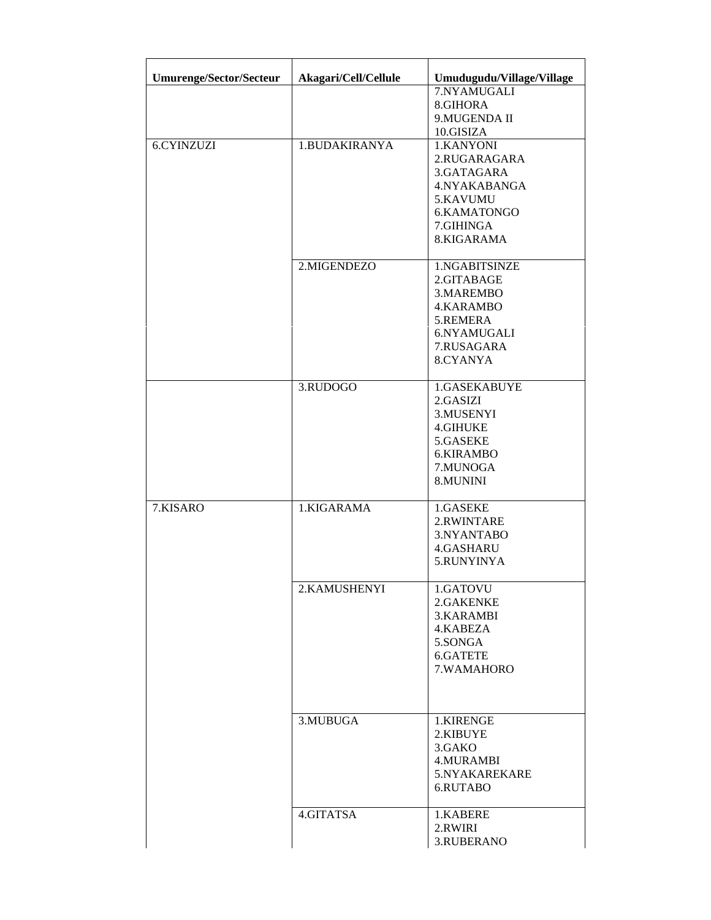| Umurenge/Sector/Secteur | Akagari/Cell/Cellule | Umudugudu/Village/Village |
|---|---|---|
| | | 7.NYAMUGALI<br>8.GIHORA<br>9.MUGENDA II<br>10.GISIZA |
| 6.CYINZUZI | 1.BUDAKIRANYA | 1.KANYONI<br>2.RUGARAGARA<br>3.GATAGARA<br>4.NYAKABANGA<br>5.KAVUMU<br>6.KAMATONGO<br>7.GIHINGA<br>8.KIGARAMA |
| | 2.MIGENDEZO | 1.NGABITSINZE<br>2.GITABAGE<br>3.MAREMBO<br>4.KARAMBO<br>5.REMERA<br>6.NYAMUGALI<br>7.RUSAGARA<br>8.CYANYA |
| | 3.RUDOGO | 1.GASEKABUYE<br>2.GASIZI<br>3.MUSENYI<br>4.GIHUKE<br>5.GASEKE<br>6.KIRAMBO<br>7.MUNOGA<br>8.MUNINI |
| 7.KISARO | 1.KIGARAMA | 1.GASEKE<br>2.RWINTARE<br>3.NYANTABO<br>4.GASHARU<br>5.RUNYINYA |
| | 2.KAMUSHENYI | 1.GATOVU<br>2.GAKENKE<br>3.KARAMBI<br>4.KABEZA<br>5.SONGA<br>6.GATETE<br>7.WAMAHORO |
| | 3.MUBUGA | 1.KIRENGE<br>2.KIBUYE<br>3.GAKO<br>4.MURAMBI<br>5.NYAKAREKARE<br>6.RUTABO |
| | 4.GITATSA | 1.KABERE<br>2.RWIRI<br>3.RUBERANO |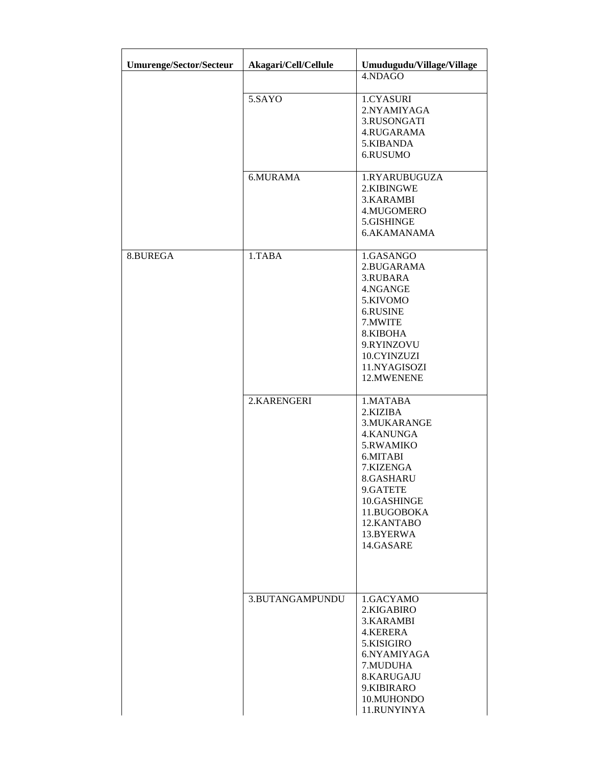| Umurenge/Sector/Secteur | Akagari/Cell/Cellule | Umudugudu/Village/Village |
|---|---|---|
| | | 4.NDAGO |
| | 5.SAYO | 1.CYASURI<br>2.NYAMIYAGA<br>3.RUSONGATI<br>4.RUGARAMA<br>5.KIBANDA<br>6.RUSUMO |
| | 6.MURAMA | 1.RYARUBUGUZA<br>2.KIBINGWE<br>3.KARAMBI<br>4.MUGOMERO<br>5.GISHINGE<br>6.AKAMANAMA |
| 8.BUREGA | 1.TABA | 1.GASANGO<br>2.BUGARAMA<br>3.RUBARA<br>4.NGANGE<br>5.KIVOMO<br>6.RUSINE<br>7.MWITE<br>8.KIBOHA<br>9.RYINZOVU<br>10.CYINZUZI<br>11.NYAGISOZI<br>12.MWENENE |
| | 2.KARENGERI | 1.MATABA<br>2.KIZIBA<br>3.MUKARANGE<br>4.KANUNGA<br>5.RWAMIKO<br>6.MITABI<br>7.KIZENGA<br>8.GASHARU<br>9.GATETE<br>10.GASHINGE<br>11.BUGOBOKA<br>12.KANTABO<br>13.BYERWA<br>14.GASARE |
| | 3.BUTANGAMPUNDU | 1.GACYAMO<br>2.KIGABIRO<br>3.KARAMBI<br>4.KERERA<br>5.KISIGIRO<br>6.NYAMIYAGA<br>7.MUDUHA<br>8.KARUGAJU<br>9.KIBIRARO<br>10.MUHONDO<br>11.RUNYINYA |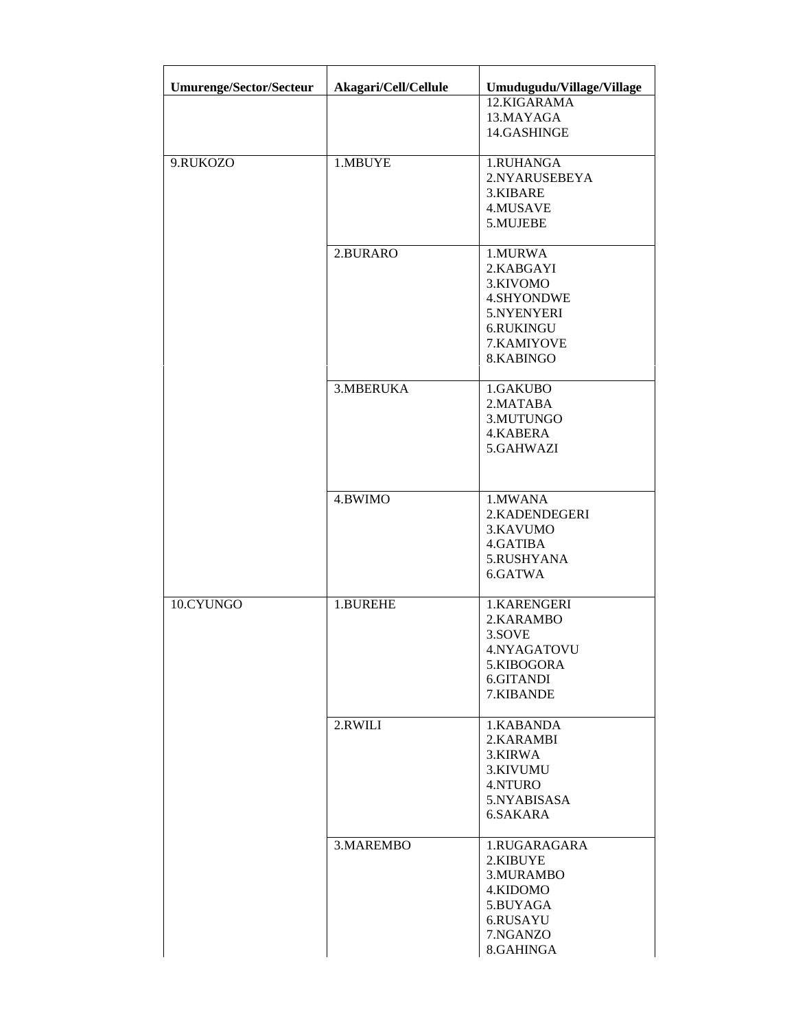| Umurenge/Sector/Secteur | Akagari/Cell/Cellule | Umudugudu/Village/Village |
|---|---|---|
| | | 12.KIGARAMA<br>13.MAYAGA<br>14.GASHINGE |
| 9.RUKOZO | 1.MBUYE | 1.RUHANGA<br>2.NYARUSEBEYA<br>3.KIBARE<br>4.MUSAVE<br>5.MUJEBE |
| | 2.BURARO | 1.MURWA<br>2.KABGAYI<br>3.KIVOMO<br>4.SHYONDWE<br>5.NYENYERI<br>6.RUKINGU<br>7.KAMIYOVE<br>8.KABINGO |
| | 3.MBERUKA | 1.GAKUBO<br>2.MATABA<br>3.MUTUNGO<br>4.KABERA<br>5.GAHWAZI |
| | 4.BWIMO | 1.MWANA<br>2.KADENDEGERI<br>3.KAVUMO<br>4.GATIBA<br>5.RUSHYANA<br>6.GATWA |
| 10.CYUNGO | 1.BUREHE | 1.KARENGERI<br>2.KARAMBO<br>3.SOVE<br>4.NYAGATOVU<br>5.KIBOGORA<br>6.GITANDI<br>7.KIBANDE |
| | 2.RWILI | 1.KABANDA<br>2.KARAMBI<br>3.KIRWA<br>3.KIVUMU<br>4.NTURO<br>5.NYABISASA<br>6.SAKARA |
| | 3.MAREMBO | 1.RUGARAGARA<br>2.KIBUYE<br>3.MURAMBO<br>4.KIDOMO<br>5.BUYAGA<br>6.RUSAYU<br>7.NGANZO<br>8.GAHINGA |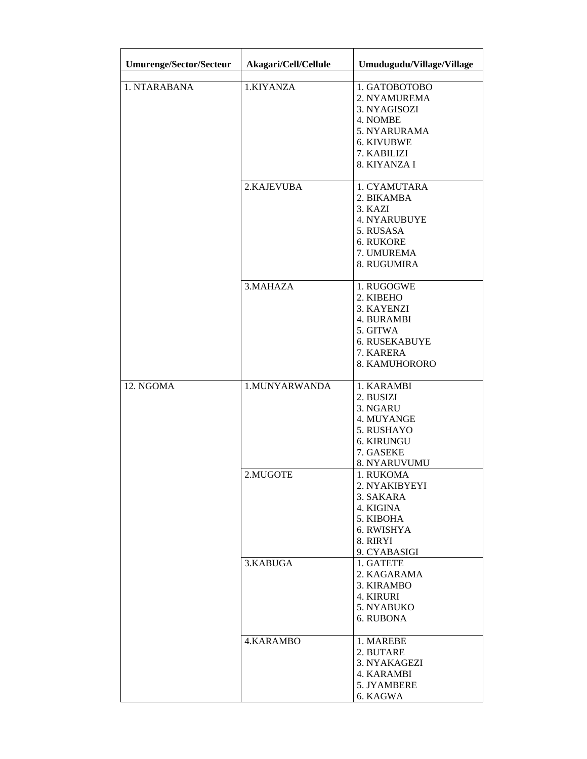| Umurenge/Sector/Secteur | Akagari/Cell/Cellule | Umudugudu/Village/Village |
|---|---|---|
| | | |
| 1. NTARABANA | 1.KIYANZA | 1. GATOBOTOBO<br>2. NYAMUREMA<br>3. NYAGISOZI<br>4. NOMBE<br>5. NYARURAMA<br>6. KIVUBWE<br>7. KABILIZI<br>8. KIYANZA I |
| | 2.KAJEVUBA | 1. CYAMUTARA<br>2. BIKAMBA<br>3. KAZI<br>4. NYARUBUYE<br>5. RUSASA<br>6. RUKORE<br>7. UMUREMA<br>8. RUGUMIRA |
| | 3.MAHAZA | 1. RUGOGWE<br>2. KIBEHO<br>3. KAYENZI<br>4. BURAMBI<br>5. GITWA<br>6. RUSEKABUYE<br>7. KARERA<br>8. KAMUHORORO |
| 12. NGOMA | 1.MUNYARWANDA | 1. KARAMBI<br>2. BUSIZI<br>3. NGARU<br>4. MUYANGE<br>5. RUSHAYO<br>6. KIRUNGU<br>7. GASEKE<br>8. NYARUVUMU |
| | 2.MUGOTE | 1. RUKOMA<br>2. NYAKIBYEYI<br>3. SAKARA<br>4. KIGINA<br>5. KIBOHA<br>6. RWISHYA<br>8. RIRYI<br>9. CYABASIGI |
| | 3.KABUGA | 1. GATETE<br>2. KAGARAMA<br>3. KIRAMBO<br>4. KIRURI<br>5. NYABUKO<br>6. RUBONA |
| | 4.KARAMBO | 1. MAREBE<br>2. BUTARE<br>3. NYAKAGEZI<br>4. KARAMBI<br>5. JYAMBERE<br>6. KAGWA |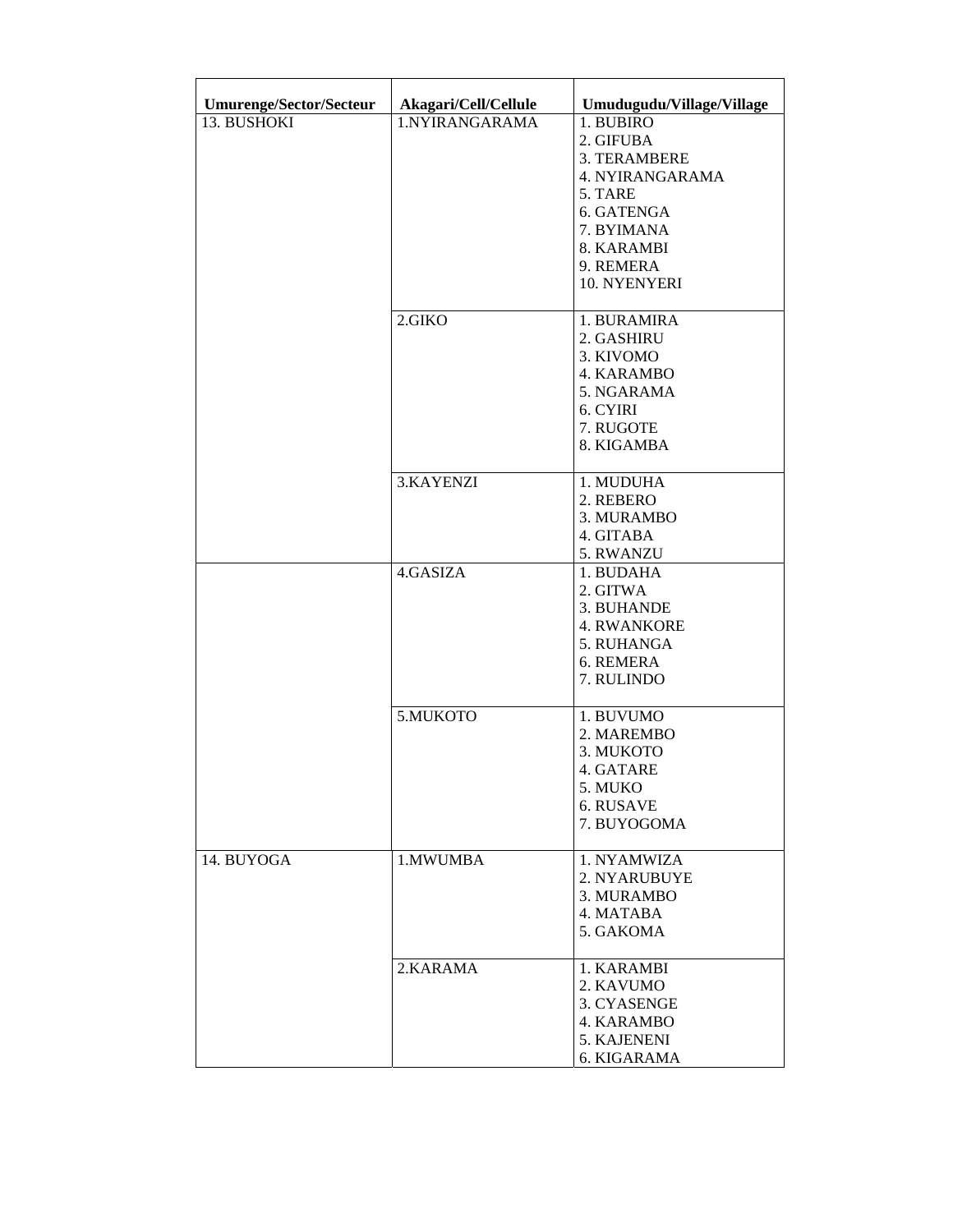| Umurenge/Sector/Secteur | Akagari/Cell/Cellule | Umudugudu/Village/Village |
| --- | --- | --- |
| 13. BUSHOKI | 1.NYIRANGARAMA | 1. BUBIRO<br>2. GIFUBA<br>3. TERAMBERE<br>4. NYIRANGARAMA<br>5. TARE<br>6. GATENGA<br>7. BYIMANA<br>8. KARAMBI<br>9. REMERA<br>10. NYENYERI |
| | 2.GIKO | 1. BURAMIRA<br>2. GASHIRU<br>3. KIVOMO<br>4. KARAMBO<br>5. NGARAMA<br>6. CYIRI<br>7. RUGOTE<br>8. KIGAMBA |
| | 3.KAYENZI | 1. MUDUHA<br>2. REBERO<br>3. MURAMBO<br>4. GITABA<br>5. RWANZU |
| | 4.GASIZA | 1. BUDAHA<br>2. GITWA<br>3. BUHANDE<br>4. RWANKORE<br>5. RUHANGA<br>6. REMERA<br>7. RULINDO |
| | 5.MUKOTO | 1. BUVUMO<br>2. MAREMBO<br>3. MUKOTO<br>4. GATARE<br>5. MUKO<br>6. RUSAVE<br>7. BUYOGOMA |
| 14. BUYOGA | 1.MWUMBA | 1. NYAMWIZA<br>2. NYARUBUYE<br>3. MURAMBO<br>4. MATABA<br>5. GAKOMA |
| | 2.KARAMA | 1. KARAMBI<br>2. KAVUMO<br>3. CYASENGE<br>4. KARAMBO<br>5. KAJENENI<br>6. KIGARAMA |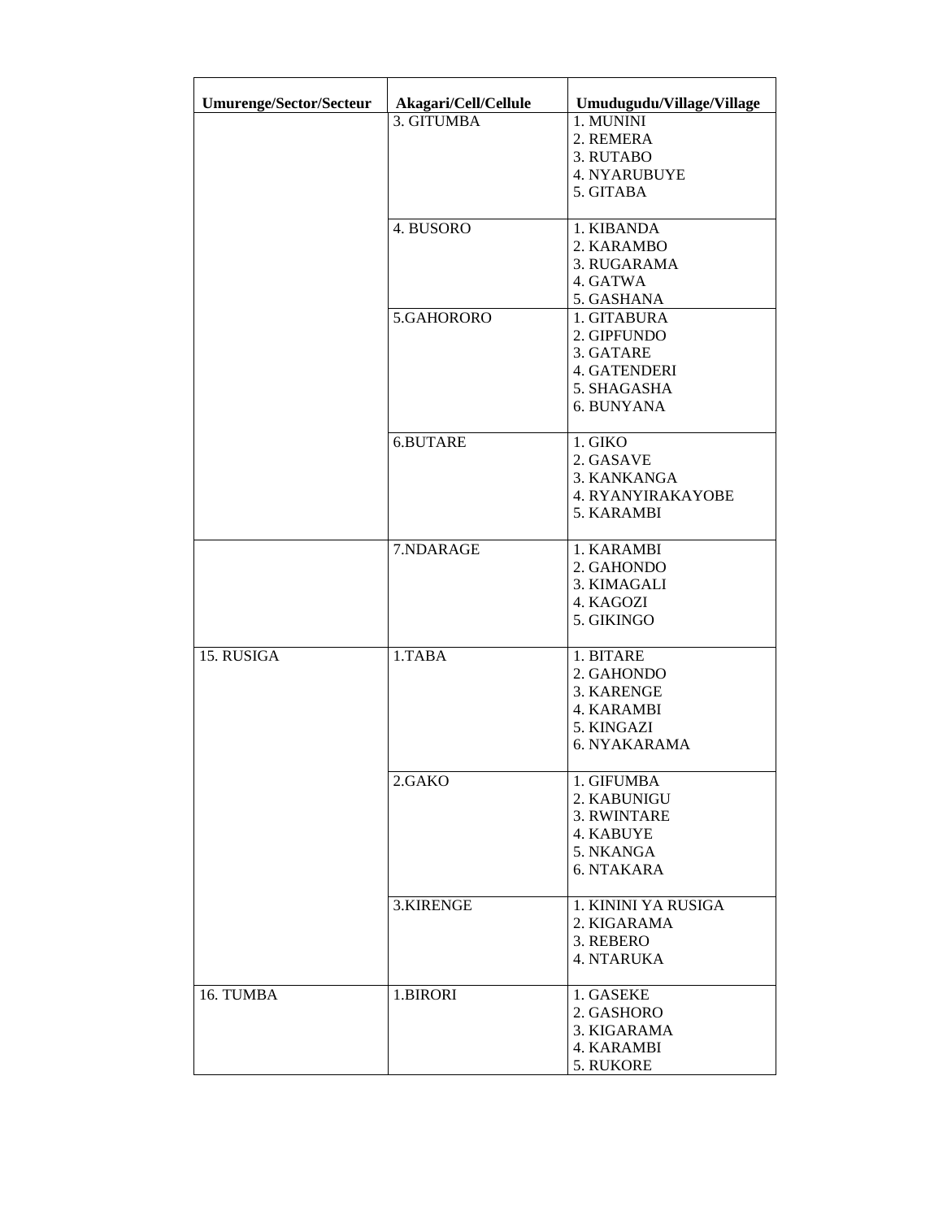| Umurenge/Sector/Secteur | Akagari/Cell/Cellule | Umudugudu/Village/Village |
|---|---|---|
| | 3. GITUMBA | 1. MUNINI<br>2. REMERA<br>3. RUTABO<br>4. NYARUBUYE<br>5. GITABA |
| | 4. BUSORO | 1. KIBANDA<br>2. KARAMBO<br>3. RUGARAMA<br>4. GATWA<br>5. GASHANA |
| | 5.GAHORORO | 1. GITABURA<br>2. GIPFUNDO<br>3. GATARE<br>4. GATENDERI<br>5. SHAGASHA<br>6. BUNYANA |
| | 6.BUTARE | 1. GIKO<br>2. GASAVE<br>3. KANKANGA<br>4. RYANYIRAKAYOBE<br>5. KARAMBI |
| | 7.NDARAGE | 1. KARAMBI<br>2. GAHONDO<br>3. KIMAGALI<br>4. KAGOZI<br>5. GIKINGO |
| 15. RUSIGA | 1.TABA | 1. BITARE<br>2. GAHONDO<br>3. KARENGE<br>4. KARAMBI<br>5. KINGAZI<br>6. NYAKARAMA |
| | 2.GAKO | 1. GIFUMBA<br>2. KABUNIGU<br>3. RWINTARE<br>4. KABUYE<br>5. NKANGA<br>6. NTAKARA |
| | 3.KIRENGE | 1. KININI YA RUSIGA<br>2. KIGARAMA<br>3. REBERO<br>4. NTARUKA |
| 16. TUMBA | 1.BIRORI | 1. GASEKE<br>2. GASHORO<br>3. KIGARAMA<br>4. KARAMBI<br>5. RUKORE |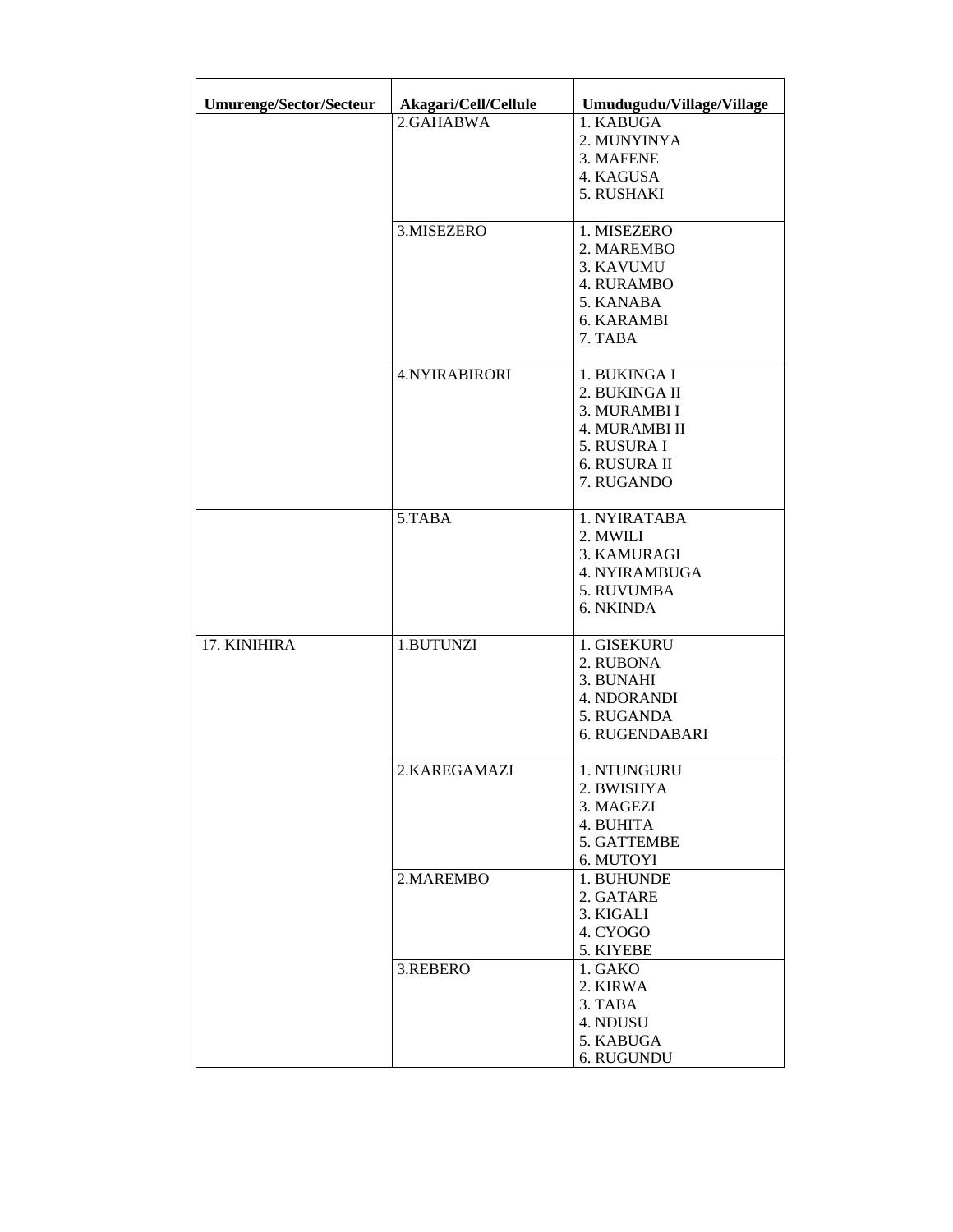| Umurenge/Sector/Secteur | Akagari/Cell/Cellule | Umudugudu/Village/Village |
|---|---|---|
| | 2.GAHABWA | 1. KABUGA<br>2. MUNYINYA<br>3. MAFENE<br>4. KAGUSA<br>5. RUSHAKI |
| | 3.MISEZERO | 1. MISEZERO<br>2. MAREMBO<br>3. KAVUMU<br>4. RURAMBO<br>5. KANABA<br>6. KARAMBI<br>7. TABA |
| | 4.NYIRABIRORI | 1. BUKINGA I<br>2. BUKINGA II<br>3. MURAMBI I<br>4. MURAMBI II<br>5. RUSURA I<br>6. RUSURA II<br>7. RUGANDO |
| | 5.TABA | 1. NYIRATABA<br>2. MWILI<br>3. KAMURAGI<br>4. NYIRAMBUGA<br>5. RUVUMBA<br>6. NKINDA |
| 17. KINIHIRA | 1.BUTUNZI | 1. GISEKURU<br>2. RUBONA<br>3. BUNAHI<br>4. NDORANDI<br>5. RUGANDA<br>6. RUGENDABARI |
| | 2.KAREGAMAZI | 1. NTUNGURU<br>2. BWISHYA<br>3. MAGEZI<br>4. BUHITA<br>5. GATTEMBE<br>6. MUTOYI |
| | 2.MAREMBO | 1. BUHUNDE<br>2. GATARE<br>3. KIGALI<br>4. CYOGO<br>5. KIYEBE |
| | 3.REBERO | 1. GAKO<br>2. KIRWA<br>3. TABA<br>4. NDUSU<br>5. KABUGA<br>6. RUGUNDU |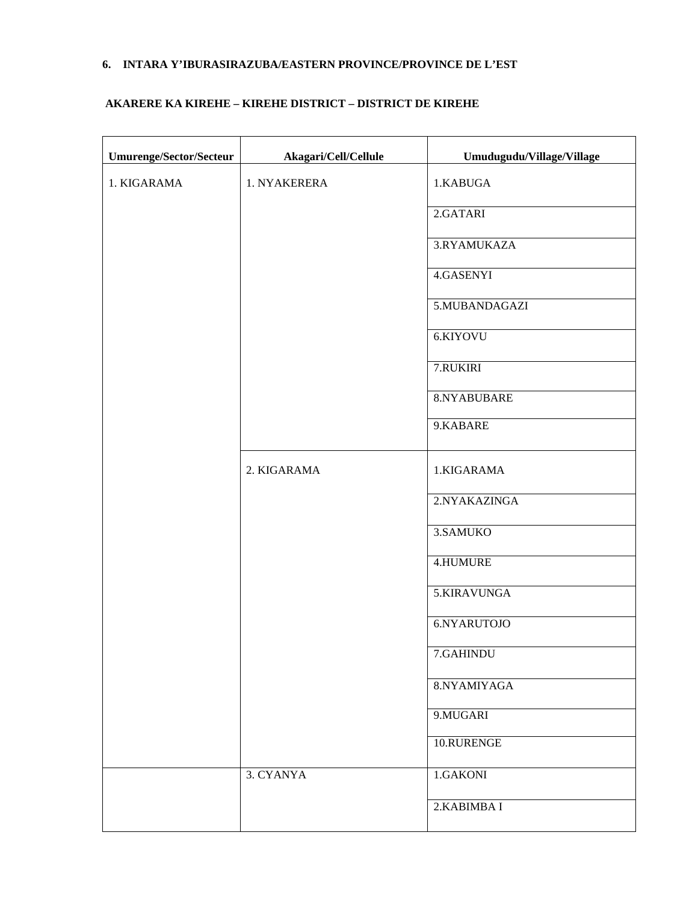6. **INTARA Y'IBURASIRAZUBA/EASTERN PROVINCE/PROVINCE DE L'EST**

**AKARERE KA KIREHE – KIREHE DISTRICT – DISTRICT DE KIREHE**

| Umurenge/Sector/Secteur | Akagari/Cell/Cellule | Umudugudu/Village/Village |
|---|---|---|
| 1. KIGARAMA | 1. NYAKERERA | 1.KABUGA |
| | | 2.GATARI |
| | | 3.RYAMUKAZA |
| | | 4.GASENYI |
| | | 5.MUBANDAGAZI |
| | | 6.KIYOVU |
| | | 7.RUKIRI |
| | | 8.NYABUBARE |
| | | 9.KABARE |
| | 2. KIGARAMA | 1.KIGARAMA |
| | | 2.NYAKAZINGA |
| | | 3.SAMUKO |
| | | 4.HUMURE |
| | | 5.KIRAVUNGA |
| | | 6.NYARUTOJO |
| | | 7.GAHINDU |
| | | 8.NYAMIYAGA |
| | | 9.MUGARI |
| | | 10.RURENGE |
| | 3. CYANYA | 1.GAKONI |
| | | 2.KABIMBA I |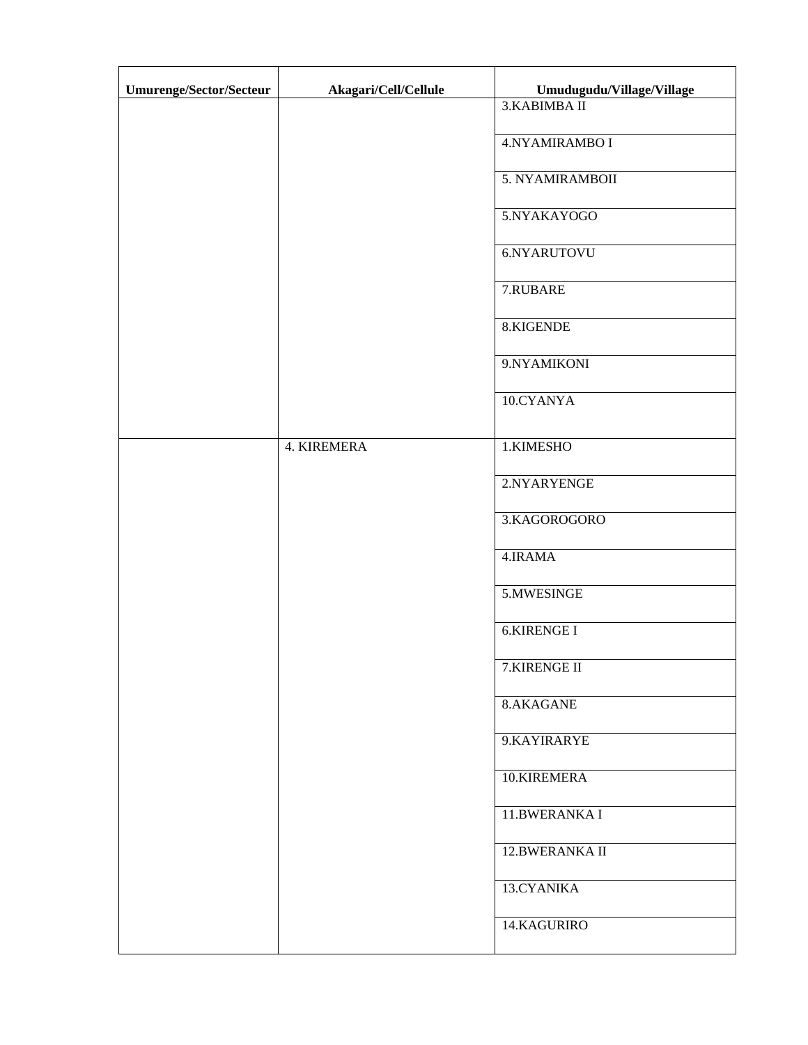| Umurenge/Sector/Secteur | Akagari/Cell/Cellule | Umudugudu/Village/Village |
|---|---|---|
| | | 3.KABIMBA II |
| | | 4.NYAMIRAMBO I |
| | | 5. NYAMIRAMBOII |
| | | 5.NYAKAYOGO |
| | | 6.NYARUTOVU |
| | | 7.RUBARE |
| | | 8.KIGENDE |
| | | 9.NYAMIKONI |
| | | 10.CYANYA |
| | 4. KIREMERA | 1.KIMESHO |
| | | 2.NYARYENGE |
| | | 3.KAGOROGORO |
| | | 4.IRAMA |
| | | 5.MWESINGE |
| | | 6.KIRENGE I |
| | | 7.KIRENGE II |
| | | 8.AKAGANE |
| | | 9.KAYIRARYE |
| | | 10.KIREMERA |
| | | 11.BWERANKA I |
| | | 12.BWERANKA II |
| | | 13.CYANIKA |
| | | 14.KAGURIRO |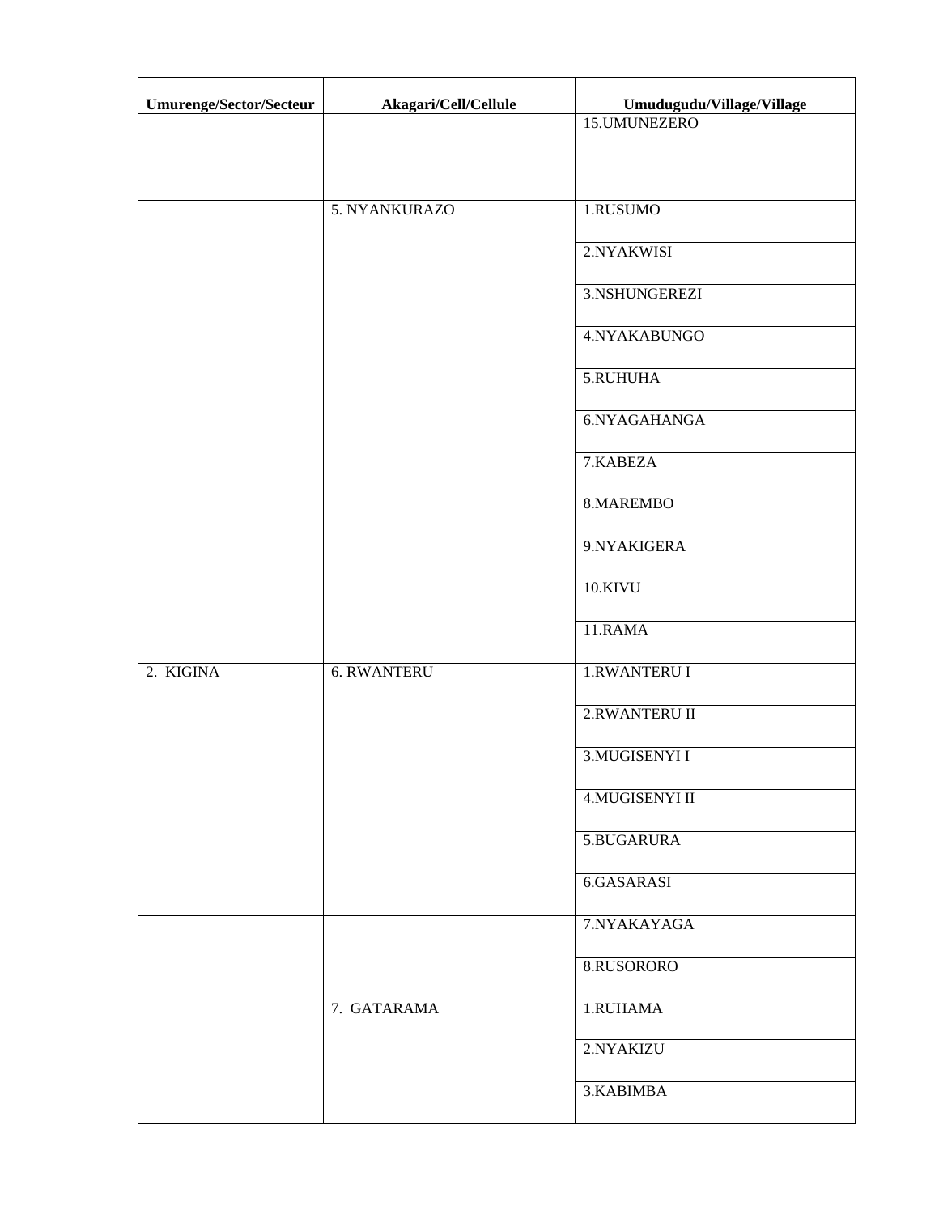| Umurenge/Sector/Secteur | Akagari/Cell/Cellule | Umudugudu/Village/Village |
|---|---|---|
| | | 15.UMUNEZERO |
| | 5. NYANKURAZO | 1.RUSUMO |
| | | 2.NYAKWISI |
| | | 3.NSHUNGEREZI |
| | | 4.NYAKABUNGO |
| | | 5.RUHUHA |
| | | 6.NYAGAHANGA |
| | | 7.KABEZA |
| | | 8.MAREMBO |
| | | 9.NYAKIGERA |
| | | 10.KIVU |
| | | 11.RAMA |
| 2. KIGINA | 6. RWANTERU | 1.RWANTERU I |
| | | 2.RWANTERU II |
| | | 3.MUGISENYI I |
| | | 4.MUGISENYI II |
| | | 5.BUGARURA |
| | | 6.GASARASI |
| | | 7.NYAKAYAGA |
| | | 8.RUSORORO |
| | 7. GATARAMA | 1.RUHAMA |
| | | 2.NYAKIZU |
| | | 3.KABIMBA |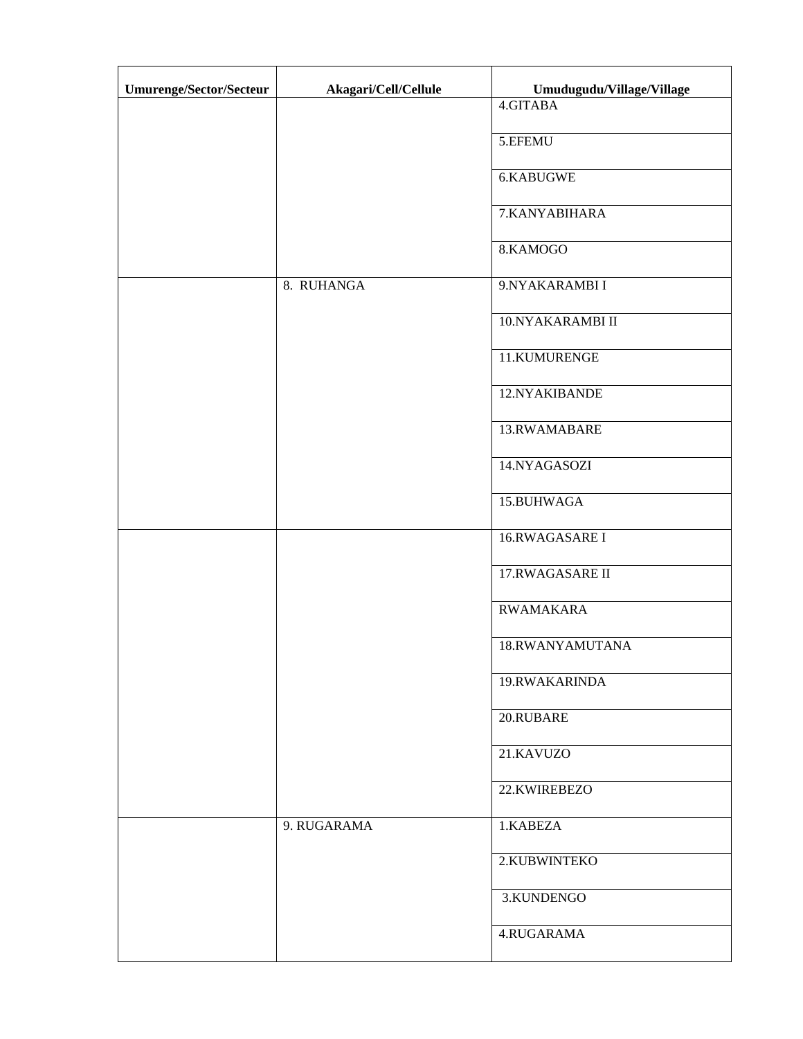| Umurenge/Sector/Secteur | Akagari/Cell/Cellule | Umudugudu/Village/Village |
|---|---|---|
| | | 4.GITABA |
| | | 5.EFEMU |
| | | 6.KABUGWE |
| | | 7.KANYABIHARA |
| | | 8.KAMOGO |
| | 8. RUHANGA | 9.NYAKARAMBI I |
| | | 10.NYAKARAMBI II |
| | | 11.KUMURENGE |
| | | 12.NYAKIBANDE |
| | | 13.RWAMABARE |
| | | 14.NYAGASOZI |
| | | 15.BUHWAGA |
| | | 16.RWAGASARE I |
| | | 17.RWAGASARE II |
| | | RWAMAKARA |
| | | 18.RWANYAMUTANA |
| | | 19.RWAKARINDA |
| | | 20.RUBARE |
| | | 21.KAVUZO |
| | | 22.KWIREBEZO |
| | 9. RUGARAMA | 1.KABEZA |
| | | 2.KUBWINTEKO |
| | | 3.KUNDENGO |
| | | 4.RUGARAMA |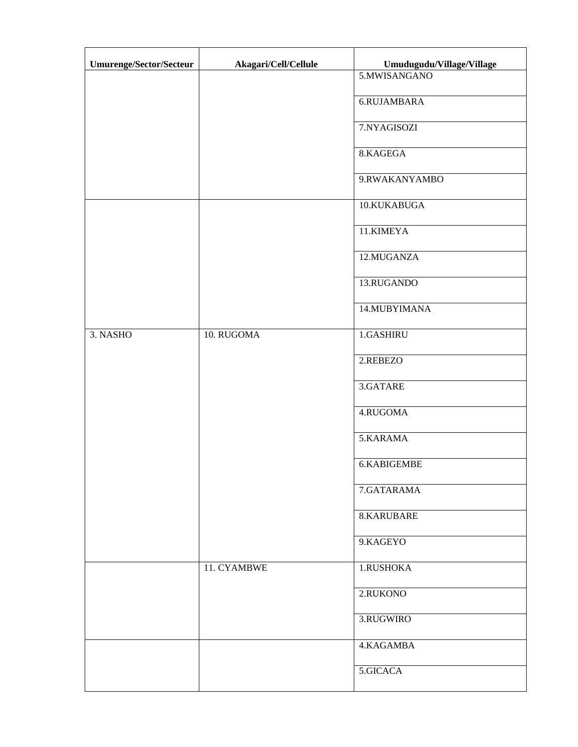| Umurenge/Sector/Secteur | Akagari/Cell/Cellule | Umudugudu/Village/Village |
|---|---|---|
| | | 5.MWISANGANO |
| | | 6.RUJAMBARA |
| | | 7.NYAGISOZI |
| | | 8.KAGEGA |
| | | 9.RWAKANYAMBO |
| | | 10.KUKABUGA |
| | | 11.KIMEYA |
| | | 12.MUGANZA |
| | | 13.RUGANDO |
| | | 14.MUBYIMANA |
| 3. NASHO | 10. RUGOMA | 1.GASHIRU |
| | | 2.REBEZO |
| | | 3.GATARE |
| | | 4.RUGOMA |
| | | 5.KARAMA |
| | | 6.KABIGEMBE |
| | | 7.GATARAMA |
| | | 8.KARUBARE |
| | | 9.KAGEYO |
| | 11. CYAMBWE | 1.RUSHOKA |
| | | 2.RUKONO |
| | | 3.RUGWIRO |
| | | 4.KAGAMBA |
| | | 5.GICACA |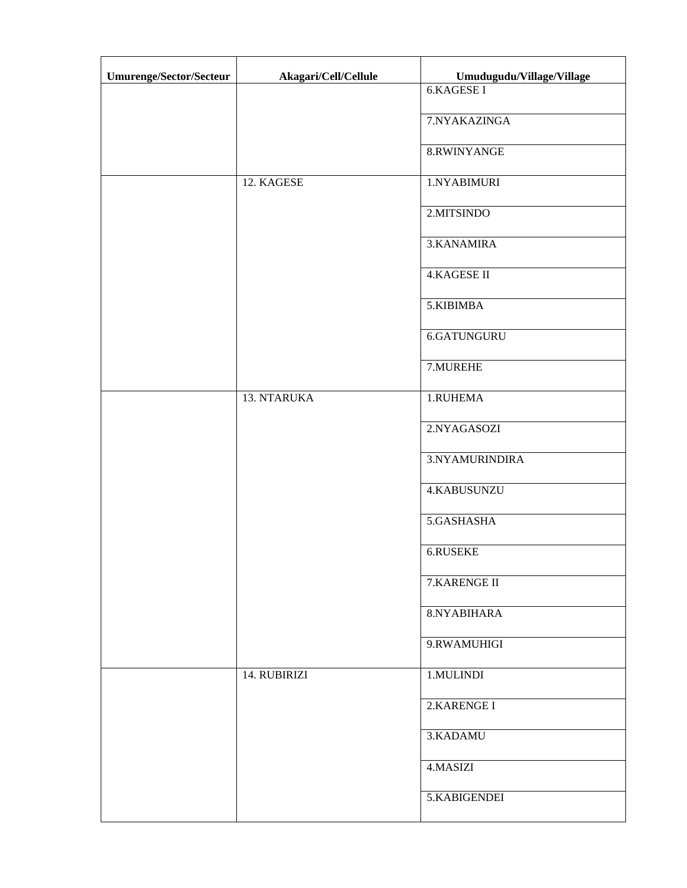| Umurenge/Sector/Secteur | Akagari/Cell/Cellule | Umudugudu/Village/Village |
|---|---|---|
| | | 6.KAGESE I |
| | | 7.NYAKAZINGA |
| | | 8.RWINYANGE |
| | 12. KAGESE | 1.NYABIMURI |
| | | 2.MITSINDO |
| | | 3.KANAMIRA |
| | | 4.KAGESE II |
| | | 5.KIBIMBA |
| | | 6.GATUNGURU |
| | | 7.MUREHE |
| | 13. NTARUKA | 1.RUHEMA |
| | | 2.NYAGASOZI |
| | | 3.NYAMURINDIRA |
| | | 4.KABUSUNZU |
| | | 5.GASHASHA |
| | | 6.RUSEKE |
| | | 7.KARENGE II |
| | | 8.NYABIHARA |
| | | 9.RWAMUHIGI |
| | 14. RUBIRIZI | 1.MULINDI |
| | | 2.KARENGE I |
| | | 3.KADAMU |
| | | 4.MASIZI |
| | | 5.KABIGENDEI |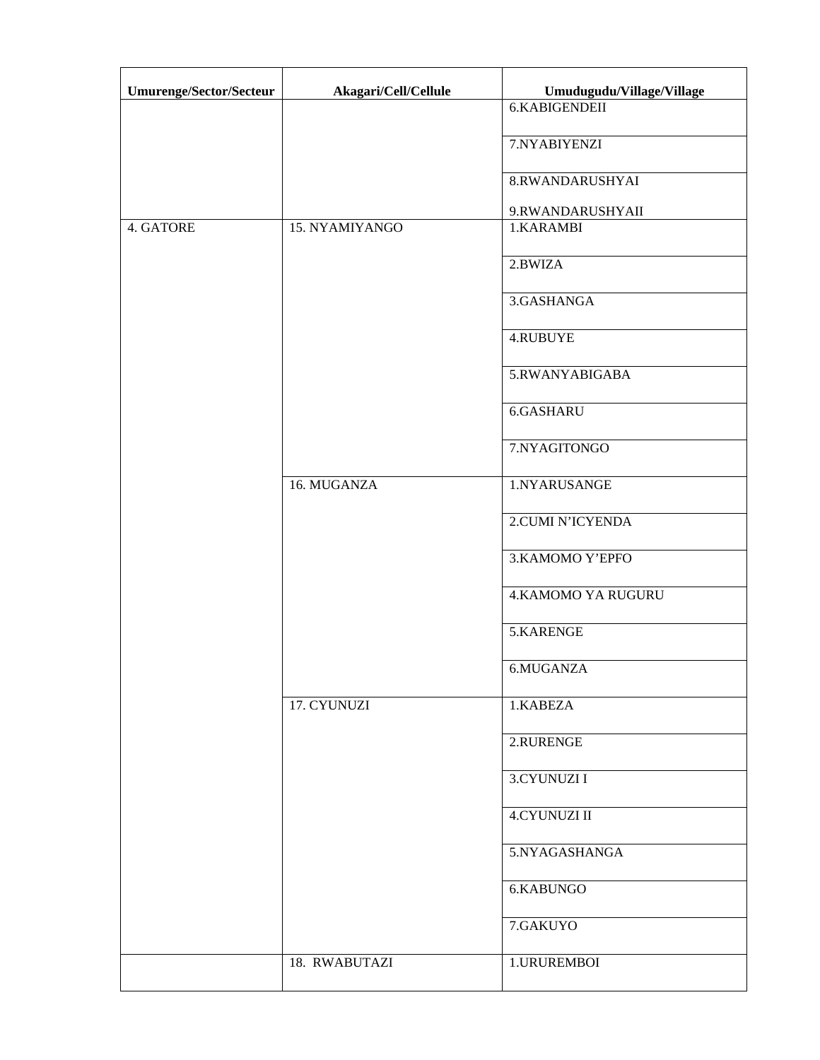| Umurenge/Sector/Secteur | Akagari/Cell/Cellule | Umudugudu/Village/Village |
|---|---|---|
| | | 6.KABIGENDEII |
| | | 7.NYABIYENZI |
| | | 8.RWANDARUSHYAI<br>9.RWANDARUSHYAII |
| 4. GATORE | 15. NYAMIYANGO | 1.KARAMBI |
| | | 2.BWIZA |
| | | 3.GASHANGA |
| | | 4.RUBUYE |
| | | 5.RWANYABIGABA |
| | | 6.GASHARU |
| | | 7.NYAGITONGO |
| | 16. MUGANZA | 1.NYARUSANGE |
| | | 2.CUMI N'ICYENDA |
| | | 3.KAMOMO Y'EPFO |
| | | 4.KAMOMO YA RUGURU |
| | | 5.KARENGE |
| | | 6.MUGANZA |
| | 17. CYUNUZI | 1.KABEZA |
| | | 2.RURENGE |
| | | 3.CYUNUZI I |
| | | 4.CYUNUZI II |
| | | 5.NYAGASHANGA |
| | | 6.KABUNGO |
| | | 7.GAKUYO |
| | 18. RWABUTAZI | 1.URUREMBOI |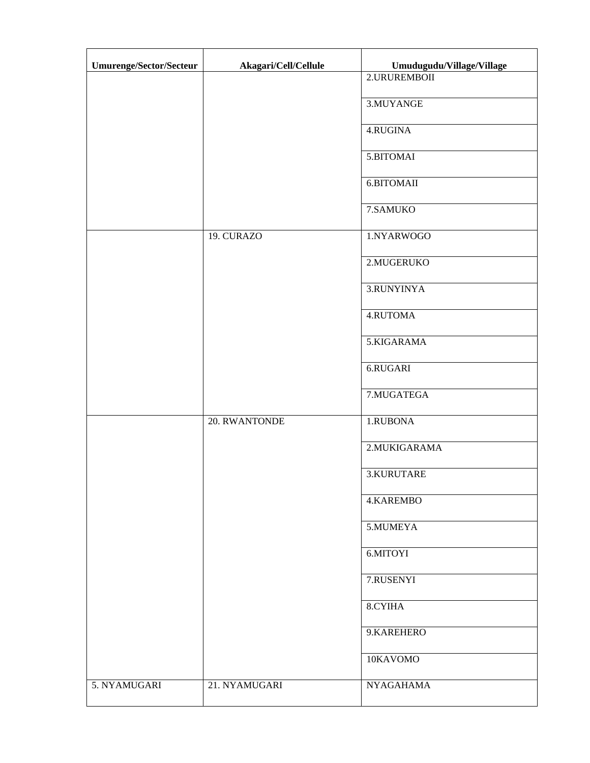| Umurenge/Sector/Secteur | Akagari/Cell/Cellule | Umudugudu/Village/Village |
|---|---|---|
| | | 2.URUREMBOII |
| | | 3.MUYANGE |
| | | 4.RUGINA |
| | | 5.BITOMAI |
| | | 6.BITOMAII |
| | | 7.SAMUKO |
| | 19. CURAZO | 1.NYARWOGO |
| | | 2.MUGERUKO |
| | | 3.RUNYINYA |
| | | 4.RUTOMA |
| | | 5.KIGARAMA |
| | | 6.RUGARI |
| | | 7.MUGATEGA |
| | 20. RWANTONDE | 1.RUBONA |
| | | 2.MUKIGARAMA |
| | | 3.KURUTARE |
| | | 4.KAREMBO |
| | | 5.MUMEYA |
| | | 6.MITOYI |
| | | 7.RUSENYI |
| | | 8.CYIHA |
| | | 9.KAREHERO |
| | | 10KAVOMO |
| 5. NYAMUGARI | 21. NYAMUGARI | NYAGAHAMA |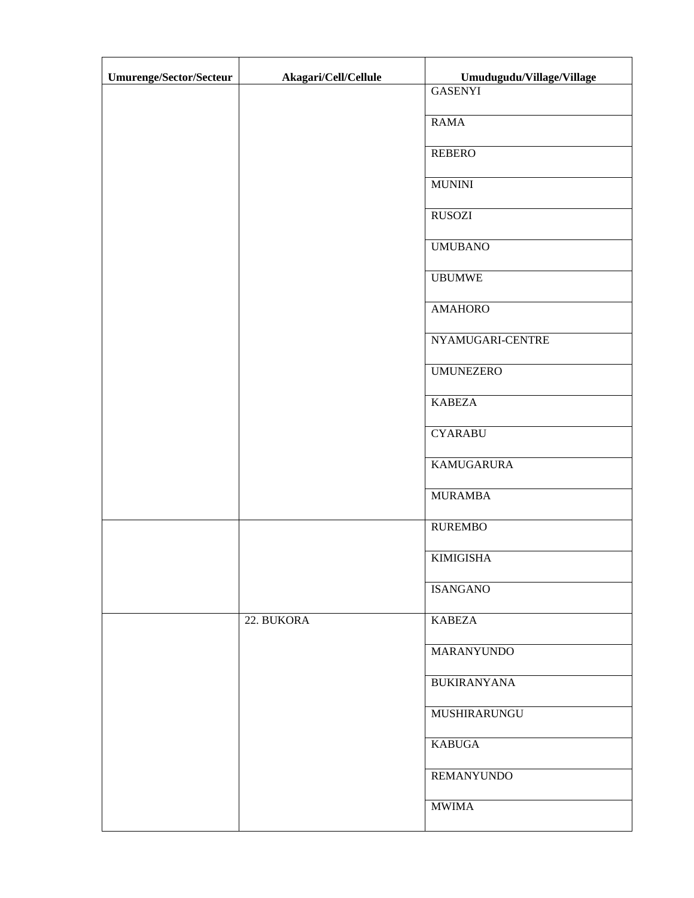| Umurenge/Sector/Secteur | Akagari/Cell/Cellule | Umudugudu/Village/Village |
|---|---|---|
| | | GASENYI |
| | | RAMA |
| | | REBERO |
| | | MUNINI |
| | | RUSOZI |
| | | UMUBANO |
| | | UBUMWE |
| | | AMAHORO |
| | | NYAMUGARI-CENTRE |
| | | UMUNEZERO |
| | | KABEZA |
| | | CYARABU |
| | | KAMUGARURA |
| | | MURAMBA |
| | | RUREMBO |
| | | KIMIGISHA |
| | | ISANGANO |
| | 22. BUKORA | KABEZA |
| | | MARANYUNDO |
| | | BUKIRANYANA |
| | | MUSHIRARUNGU |
| | | KABUGA |
| | | REMANYUNDO |
| | | MWIMA |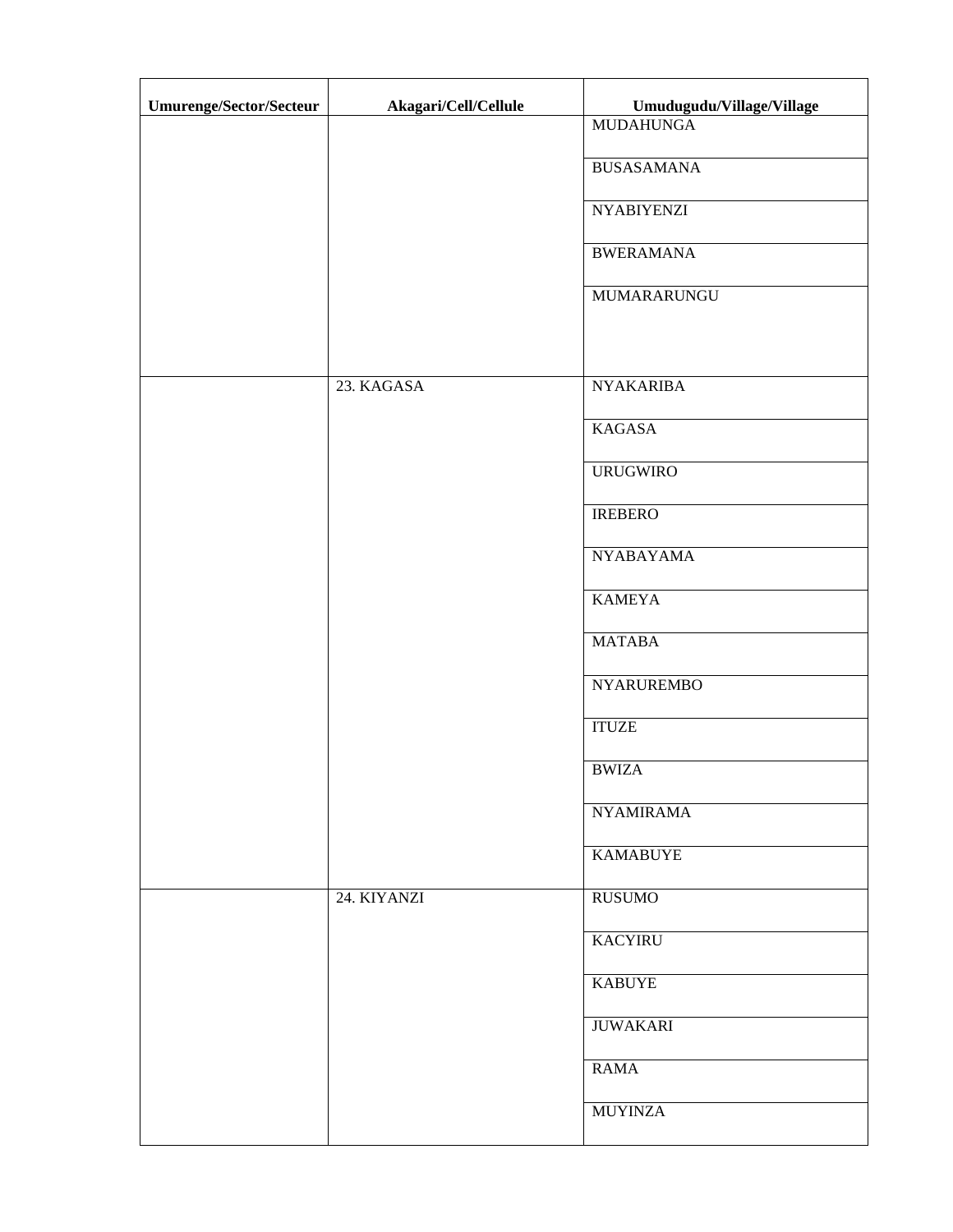| Umurenge/Sector/Secteur | Akagari/Cell/Cellule | Umudugudu/Village/Village |
|---|---|---|
| | | MUDAHUNGA |
| | | BUSASAMANA |
| | | NYABIYENZI |
| | | BWERAMANA |
| | | MUMARARUNGU |
| | 23. KAGASA | NYAKARIBA |
| | | KAGASA |
| | | URUGWIRO |
| | | IREBERO |
| | | NYABAYAMA |
| | | KAMEYA |
| | | MATABA |
| | | NYARUREMBO |
| | | ITUZE |
| | | BWIZA |
| | | NYAMIRAMA |
| | | KAMABUYE |
| | 24. KIYANZI | RUSUMO |
| | | KACYIRU |
| | | KABUYE |
| | | JUWAKARI |
| | | RAMA |
| | | MUYINZA |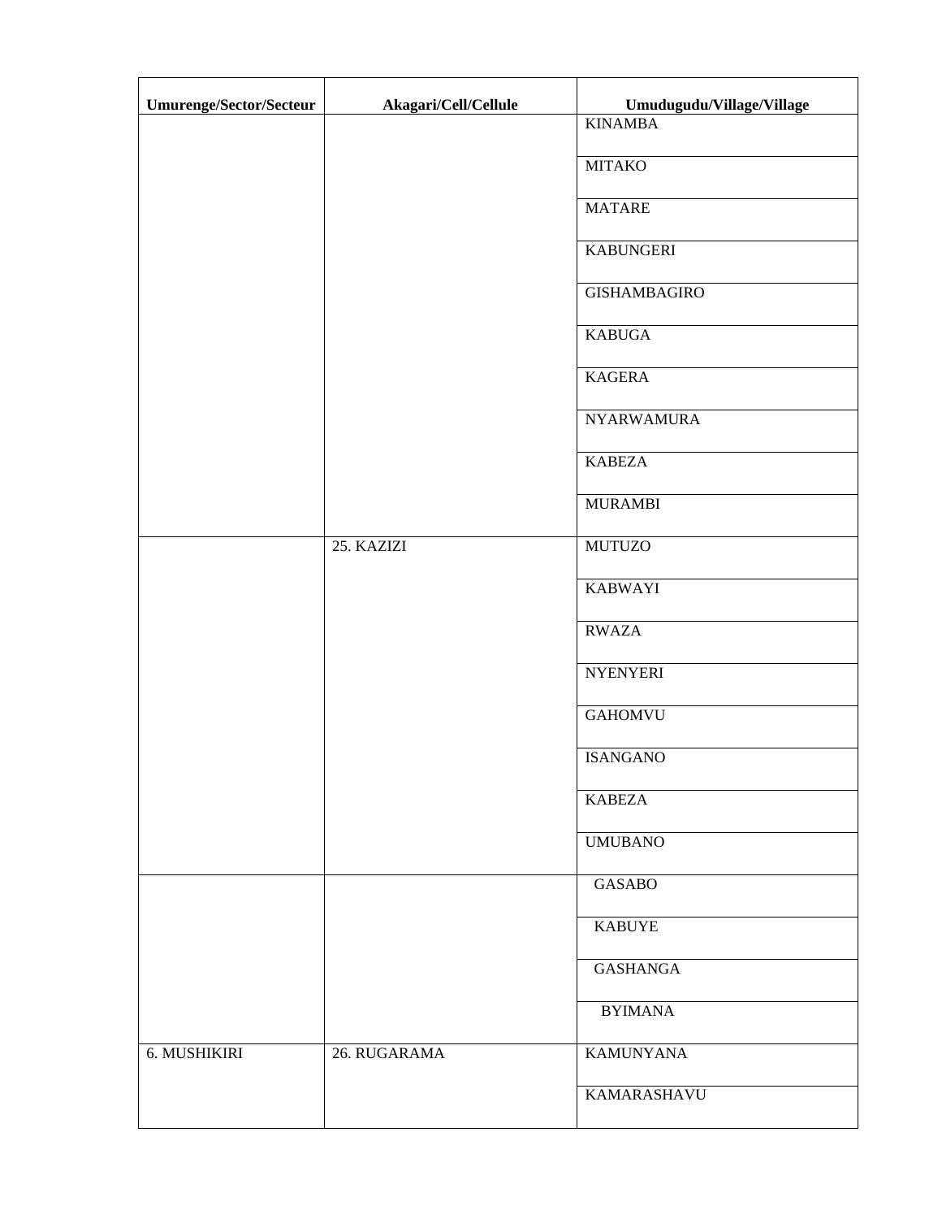| Umurenge/Sector/Secteur | Akagari/Cell/Cellule | Umudugudu/Village/Village |
|---|---|---|
| | | KINAMBA |
| | | MITAKO |
| | | MATARE |
| | | KABUNGERI |
| | | GISHAMBAGIRO |
| | | KABUGA |
| | | KAGERA |
| | | NYARWAMURA |
| | | KABEZA |
| | | MURAMBI |
| | 25. KAZIZI | MUTUZO |
| | | KABWAYI |
| | | RWAZA |
| | | NYENYERI |
| | | GAHOMVU |
| | | ISANGANO |
| | | KABEZA |
| | | UMUBANO |
| | | GASABO |
| | | KABUYE |
| | | GASHANGA |
| | | BYIMANA |
| 6. MUSHIKIRI | 26. RUGARAMA | KAMUNYANA |
| | | KAMARASHAVU |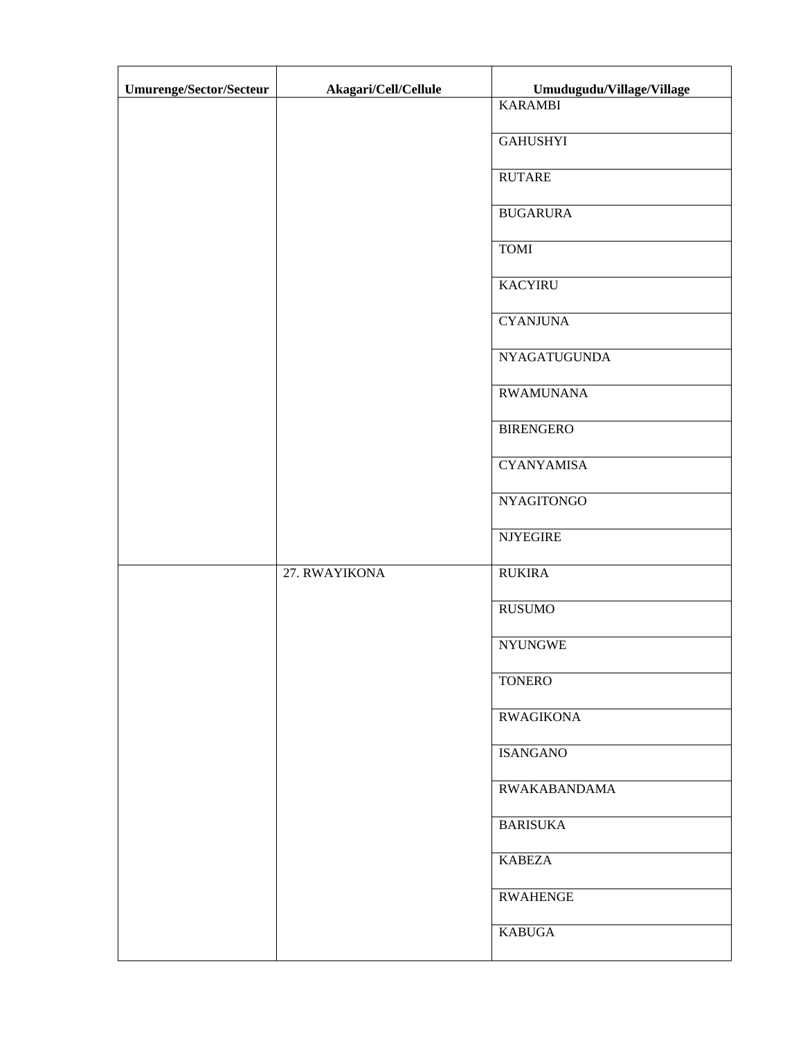| Umurenge/Sector/Secteur | Akagari/Cell/Cellule | Umudugudu/Village/Village |
| --- | --- | --- |
| | | KARAMBI |
| | | GAHUSHYI |
| | | RUTARE |
| | | BUGARURA |
| | | TOMI |
| | | KACYIRU |
| | | CYANJUNA |
| | | NYAGATUGUNDA |
| | | RWAMUNANA |
| | | BIRENGERO |
| | | CYANYAMISA |
| | | NYAGITONGO |
| | | NJYEGIRE |
| | 27. RWAYIKONA | RUKIRA |
| | | RUSUMO |
| | | NYUNGWE |
| | | TONERO |
| | | RWAGIKONA |
| | | ISANGANO |
| | | RWAKABANDAMA |
| | | BARISUKA |
| | | KABEZA |
| | | RWAHENGE |
| | | KABUGA |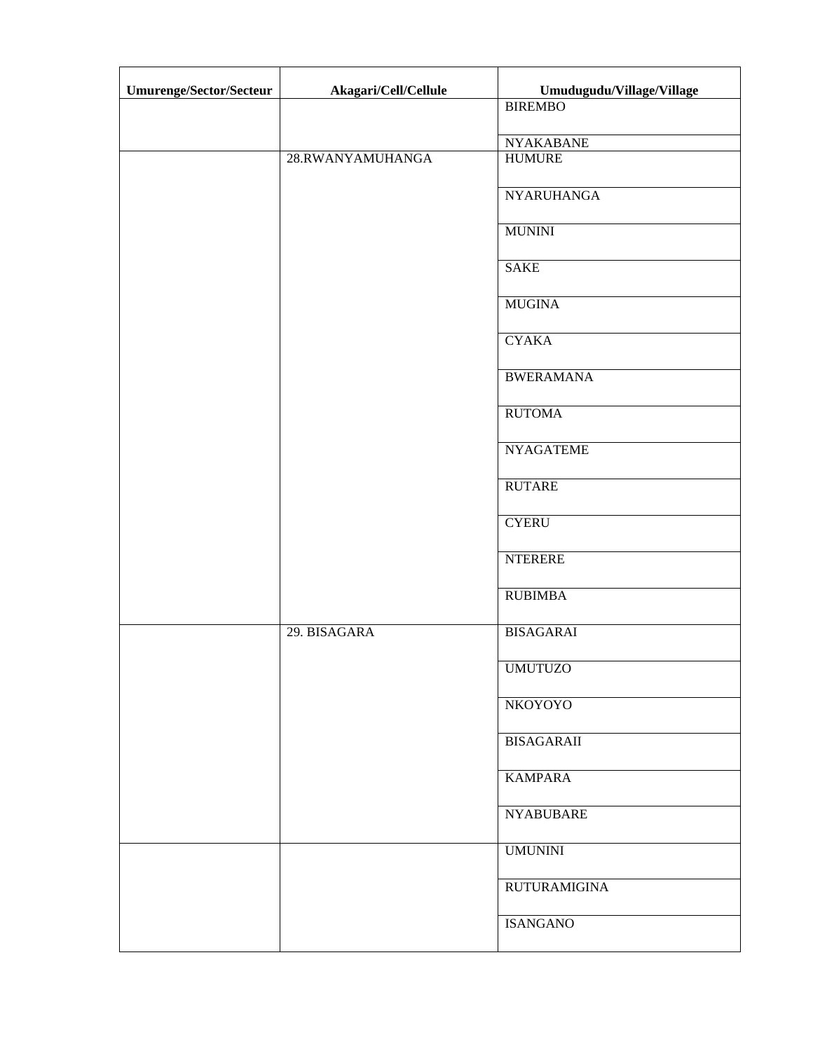| Umurenge/Sector/Secteur | Akagari/Cell/Cellule | Umudugudu/Village/Village |
|---|---|---|
| | | BIREMBO |
| | | NYAKABANE |
| | 28.RWANYAMUHANGA | HUMURE |
| | | NYARUHANGA |
| | | MUNINI |
| | | SAKE |
| | | MUGINA |
| | | CYAKA |
| | | BWERAMANA |
| | | RUTOMA |
| | | NYAGATEME |
| | | RUTARE |
| | | CYERU |
| | | NTERERE |
| | | RUBIMBA |
| | 29. BISAGARA | BISAGARAI |
| | | UMUTUZO |
| | | NKOYOYO |
| | | BISAGARAII |
| | | KAMPARA |
| | | NYABUBARE |
| | | UMUNINI |
| | | RUTURAMIGINA |
| | | ISANGANO |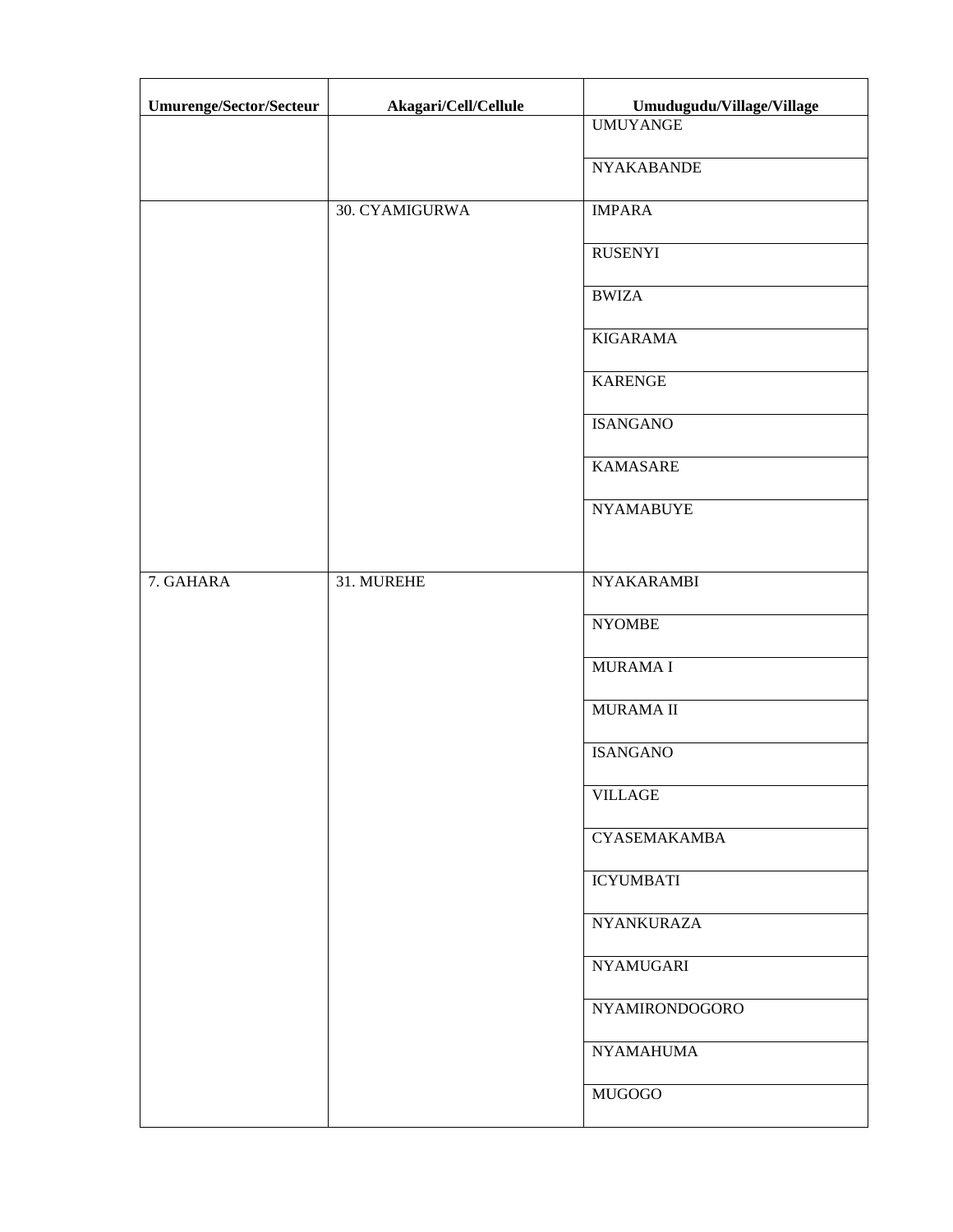| Umurenge/Sector/Secteur | Akagari/Cell/Cellule | Umudugudu/Village/Village |
|---|---|---|
| | | UMUYANGE |
| | | NYAKABANDE |
| | 30. CYAMIGURWA | IMPARA |
| | | RUSENYI |
| | | BWIZA |
| | | KIGARAMA |
| | | KARENGE |
| | | ISANGANO |
| | | KAMASARE |
| | | NYAMABUYE |
| 7. GAHARA | 31. MUREHE | NYAKARAMBI |
| | | NYOMBE |
| | | MURAMA I |
| | | MURAMA II |
| | | ISANGANO |
| | | VILLAGE |
| | | CYASEMAKAMBA |
| | | ICYUMBATI |
| | | NYANKURAZA |
| | | NYAMUGARI |
| | | NYAMIRONDOGORO |
| | | NYAMAHUMA |
| | | MUGOGO |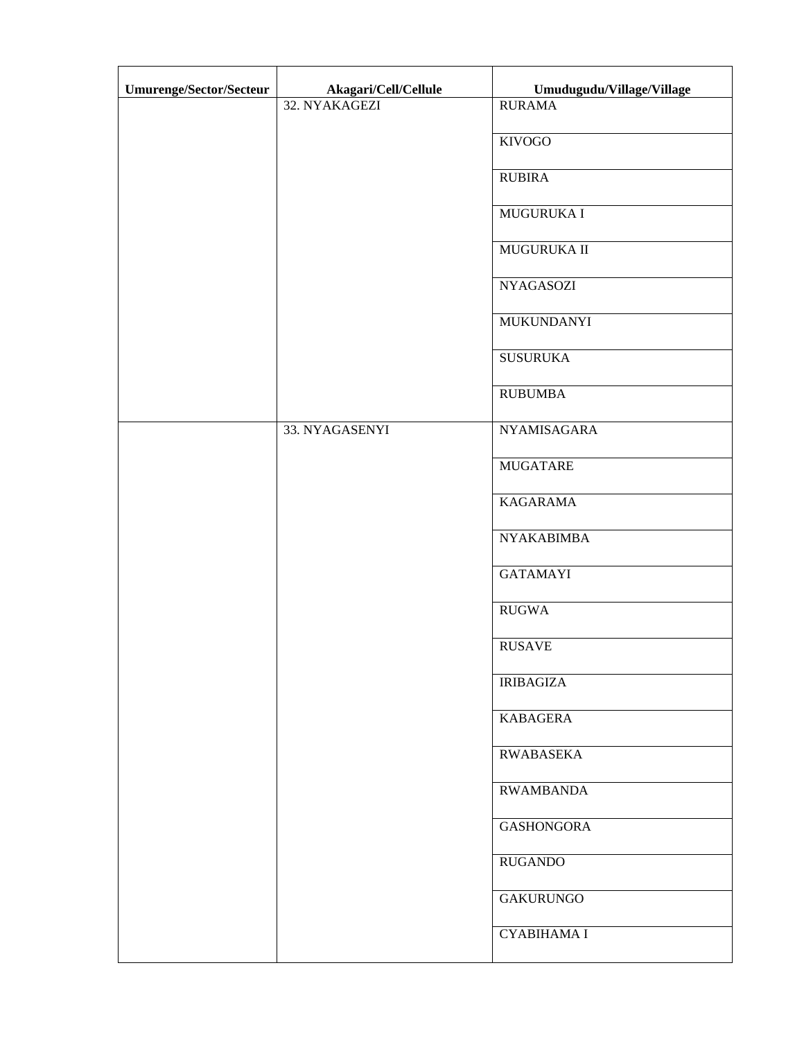| Umurenge/Sector/Secteur | Akagari/Cell/Cellule | Umudugudu/Village/Village |
|---|---|---|
| | 32. NYAKAGEZI | RURAMA |
| | | KIVOGO |
| | | RUBIRA |
| | | MUGURUKA I |
| | | MUGURUKA II |
| | | NYAGASOZI |
| | | MUKUNDANYI |
| | | SUSURUKA |
| | | RUBUMBA |
| | 33. NYAGASENYI | NYAMISAGARA |
| | | MUGATARE |
| | | KAGARAMA |
| | | NYAKABIMBA |
| | | GATAMAYI |
| | | RUGWA |
| | | RUSAVE |
| | | IRIBAGIZA |
| | | KABAGERA |
| | | RWABASEKA |
| | | RWAMBANDA |
| | | GASHONGORA |
| | | RUGANDO |
| | | GAKURUNGO |
| | | CYABIHAMA I |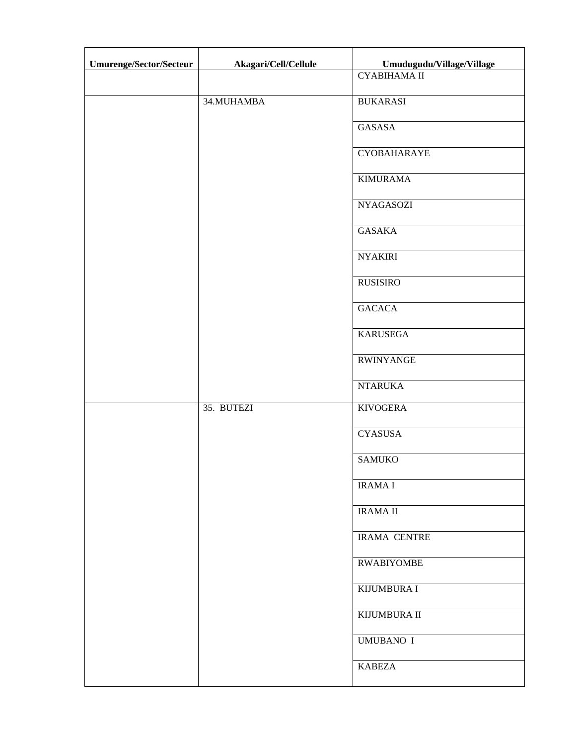| Umurenge/Sector/Secteur | Akagari/Cell/Cellule | Umudugudu/Village/Village |
|---|---|---|
| | | CYABIHAMA II |
| | 34.MUHAMBA | BUKARASI |
| | | GASASA |
| | | CYOBAHARAYE |
| | | KIMURAMA |
| | | NYAGASOZI |
| | | GASAKA |
| | | NYAKIRI |
| | | RUSISIRO |
| | | GACACA |
| | | KARUSEGA |
| | | RWINYANGE |
| | | NTARUKA |
| | 35. BUTEZI | KIVOGERA |
| | | CYASUSA |
| | | SAMUKO |
| | | IRAMA I |
| | | IRAMA II |
| | | IRAMA CENTRE |
| | | RWABIYOMBE |
| | | KIJUMBURA I |
| | | KIJUMBURA II |
| | | UMUBANO I |
| | | KABEZA |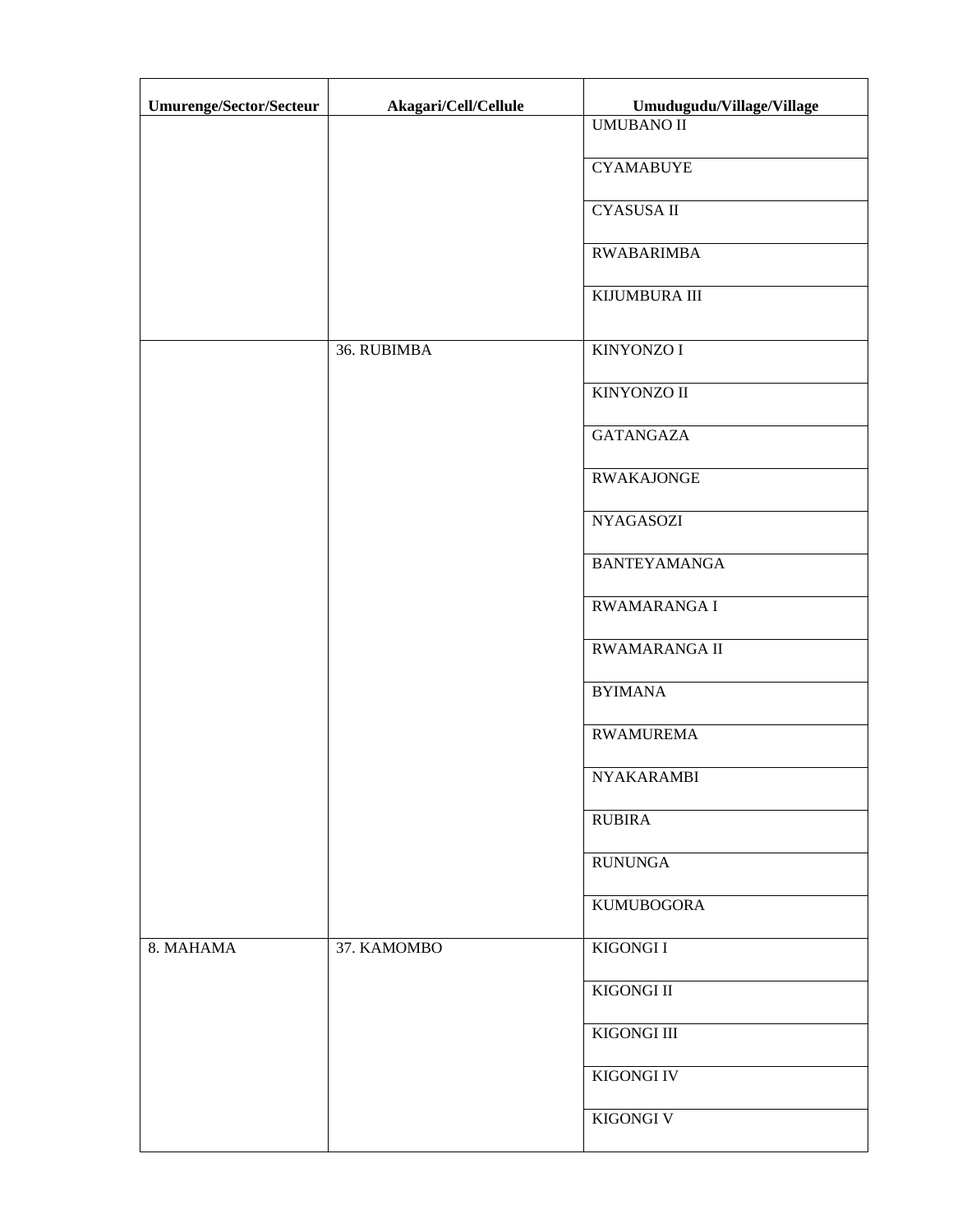| Umurenge/Sector/Secteur | Akagari/Cell/Cellule | Umudugudu/Village/Village |
|---|---|---|
| | | UMUBANO II |
| | | CYAMABUYE |
| | | CYASUSA II |
| | | RWABARIMBA |
| | | KIJUMBURA III |
| | 36. RUBIMBA | KINYONZO I |
| | | KINYONZO II |
| | | GATANGAZA |
| | | RWAKAJONGE |
| | | NYAGASOZI |
| | | BANTEYAMANGA |
| | | RWAMARANGA I |
| | | RWAMARANGA II |
| | | BYIMANA |
| | | RWAMUREMA |
| | | NYAKARAMBI |
| | | RUBIRA |
| | | RUNUNGA |
| | | KUMUBOGORA |
| 8. MAHAMA | 37. KAMOMBO | KIGONGI I |
| | | KIGONGI II |
| | | KIGONGI III |
| | | KIGONGI IV |
| | | KIGONGI V |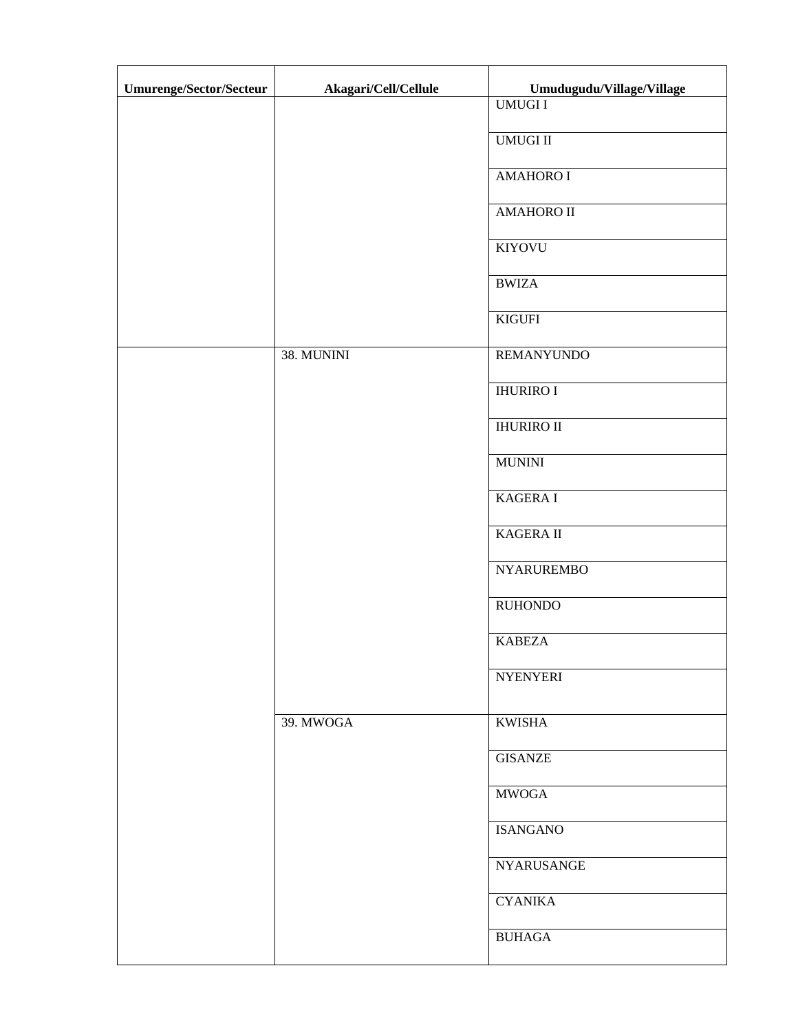| Umurenge/Sector/Secteur | Akagari/Cell/Cellule | Umudugudu/Village/Village |
|---|---|---|
| | | UMUGI I |
| | | UMUGI II |
| | | AMAHORO I |
| | | AMAHORO II |
| | | KIYOVU |
| | | BWIZA |
| | | KIGUFI |
| | 38. MUNINI | REMANYUNDO |
| | | IHURIRO I |
| | | IHURIRO II |
| | | MUNINI |
| | | KAGERA I |
| | | KAGERA II |
| | | NYARUREMBO |
| | | RUHONDO |
| | | KABEZA |
| | | NYENYERI |
| | 39. MWOGA | KWISHA |
| | | GISANZE |
| | | MWOGA |
| | | ISANGANO |
| | | NYARUSANGE |
| | | CYANIKA |
| | | BUHAGA |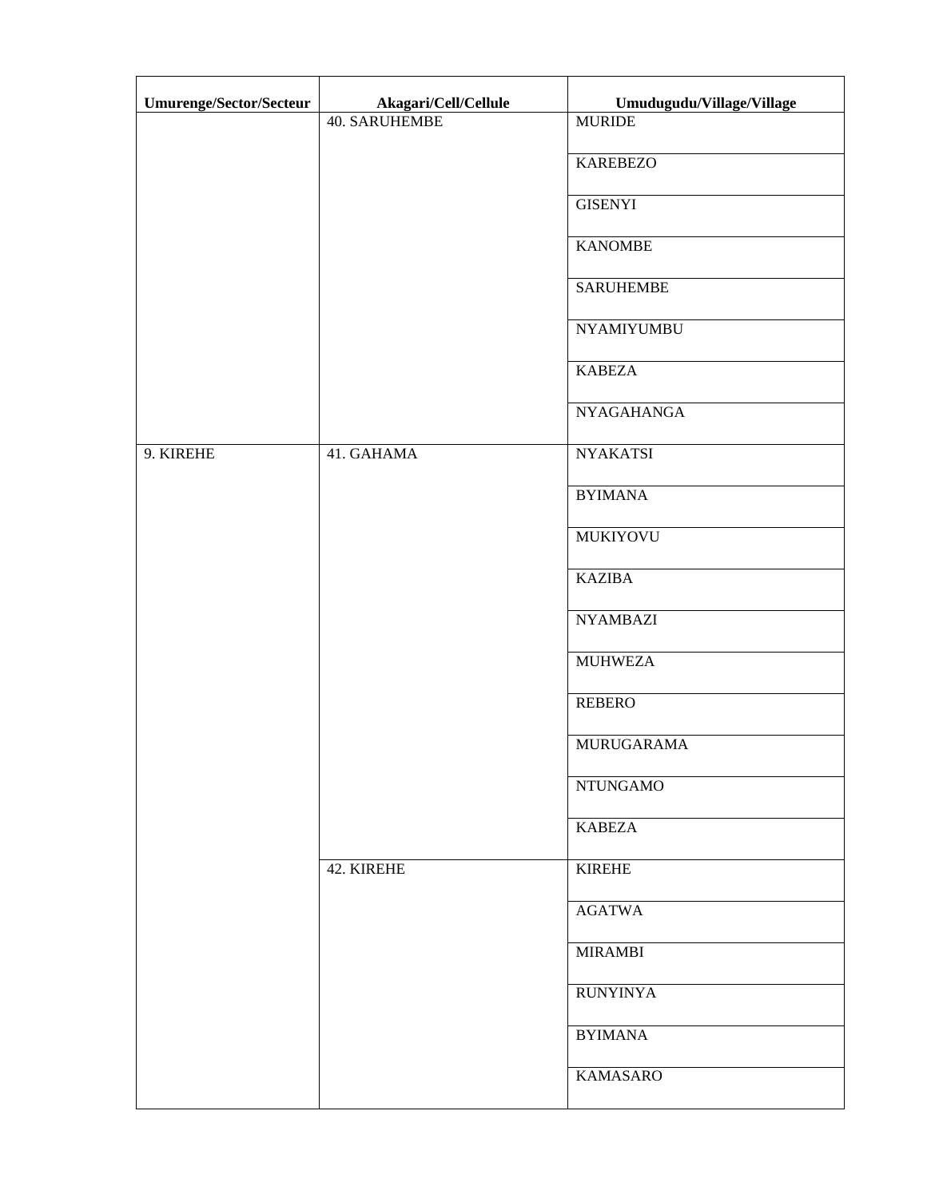| Umurenge/Sector/Secteur | Akagari/Cell/Cellule | Umudugudu/Village/Village |
|---|---|---|
| | 40. SARUHEMBE | MURIDE |
| | | KAREBEZO |
| | | GISENYI |
| | | KANOMBE |
| | | SARUHEMBE |
| | | NYAMIYUMBU |
| | | KABEZA |
| | | NYAGAHANGA |
| 9. KIREHE | 41. GAHAMA | NYAKATSI |
| | | BYIMANA |
| | | MUKIYOVU |
| | | KAZIBA |
| | | NYAMBAZI |
| | | MUHWEZA |
| | | REBERO |
| | | MURUGARAMA |
| | | NTUNGAMO |
| | | KABEZA |
| | 42. KIREHE | KIREHE |
| | | AGATWA |
| | | MIRAMBI |
| | | RUNYINYA |
| | | BYIMANA |
| | | KAMASARO |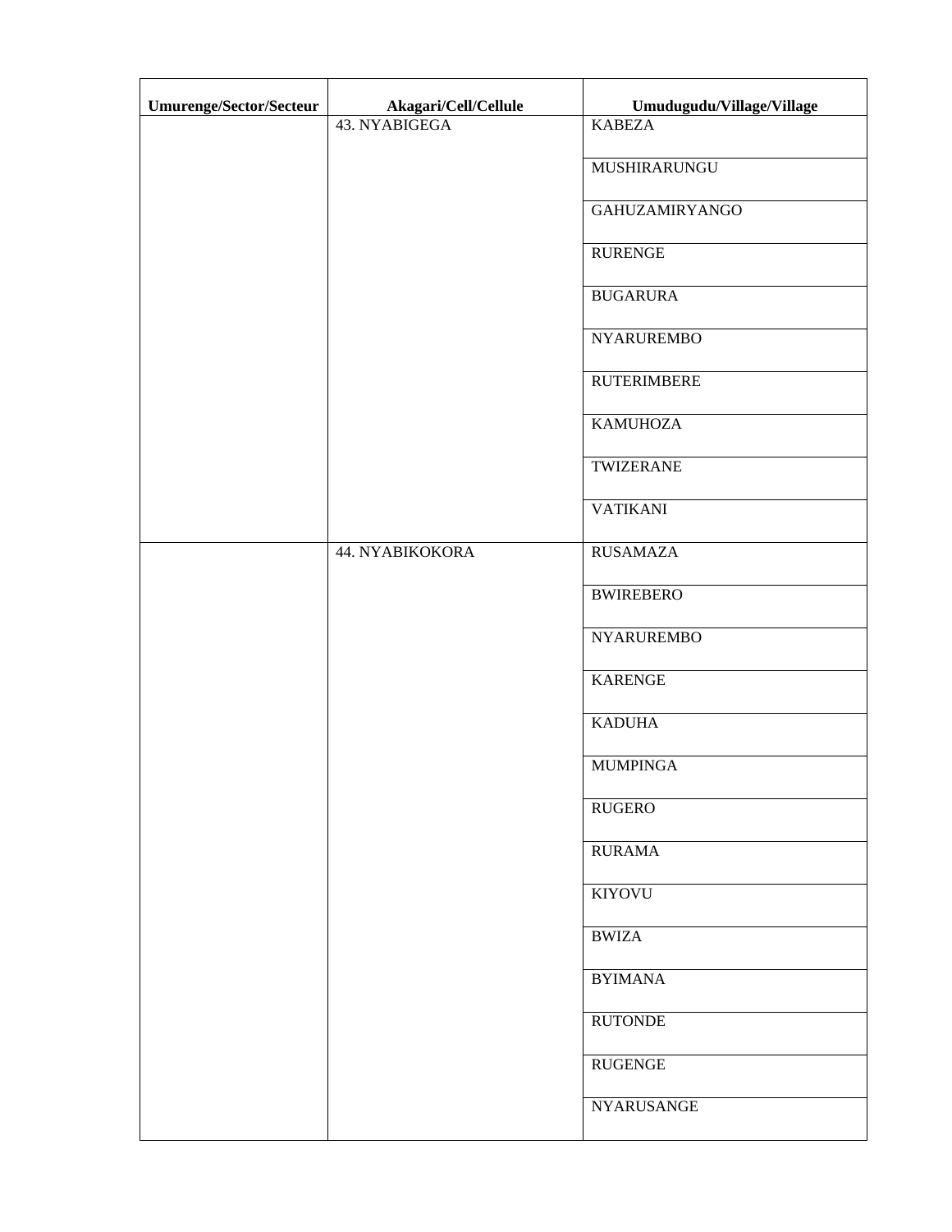| Umurenge/Sector/Secteur | Akagari/Cell/Cellule | Umudugudu/Village/Village |
|---|---|---|
| | 43. NYABIGEGA | KABEZA |
| | | MUSHIRARUNGU |
| | | GAHUZAMIRYANGO |
| | | RURENGE |
| | | BUGARURA |
| | | NYARUREMBO |
| | | RUTERIMBERE |
| | | KAMUHOZA |
| | | TWIZERANE |
| | | VATIKANI |
| | 44. NYABIKOKORA | RUSAMAZA |
| | | BWIREBERO |
| | | NYARUREMBO |
| | | KARENGE |
| | | KADUHA |
| | | MUMPINGA |
| | | RUGERO |
| | | RURAMA |
| | | KIYOVU |
| | | BWIZA |
| | | BYIMANA |
| | | RUTONDE |
| | | RUGENGE |
| | | NYARUSANGE |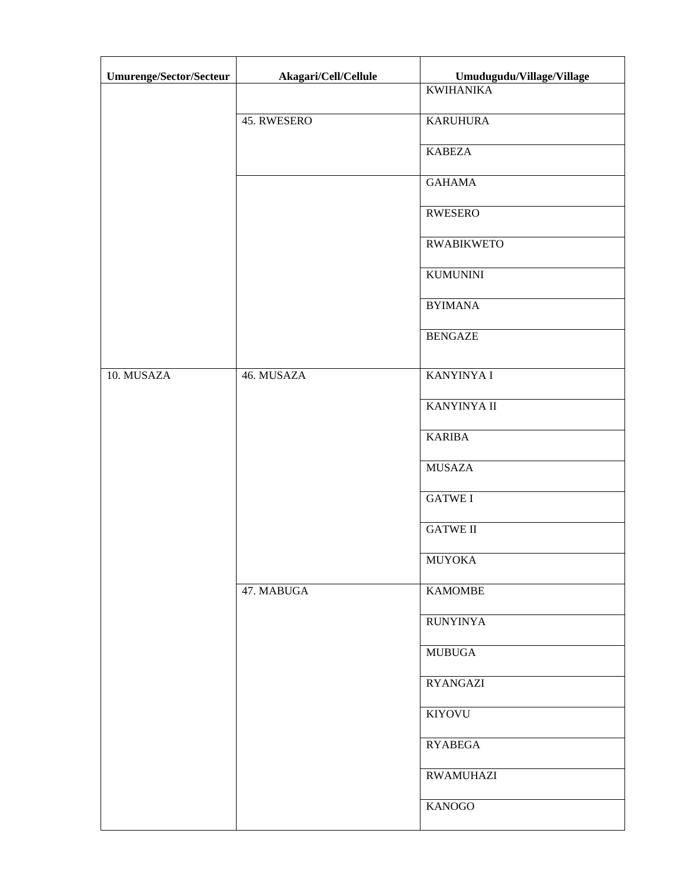| Umurenge/Sector/Secteur | Akagari/Cell/Cellule | Umudugudu/Village/Village |
|---|---|---|
| | | KWIHANIKA |
| | 45. RWESERO | KARUHURA |
| | | KABEZA |
| | | GAHAMA |
| | | RWESERO |
| | | RWABIKWETO |
| | | KUMUNINI |
| | | BYIMANA |
| | | BENGAZE |
| 10. MUSAZA | 46. MUSAZA | KANYINYA I |
| | | KANYINYA II |
| | | KARIBA |
| | | MUSAZA |
| | | GATWE I |
| | | GATWE II |
| | | MUYOKA |
| | 47. MABUGA | KAMOMBE |
| | | RUNYINYA |
| | | MUBUGA |
| | | RYANGAZI |
| | | KIYOVU |
| | | RYABEGA |
| | | RWAMUHAZI |
| | | KANOGO |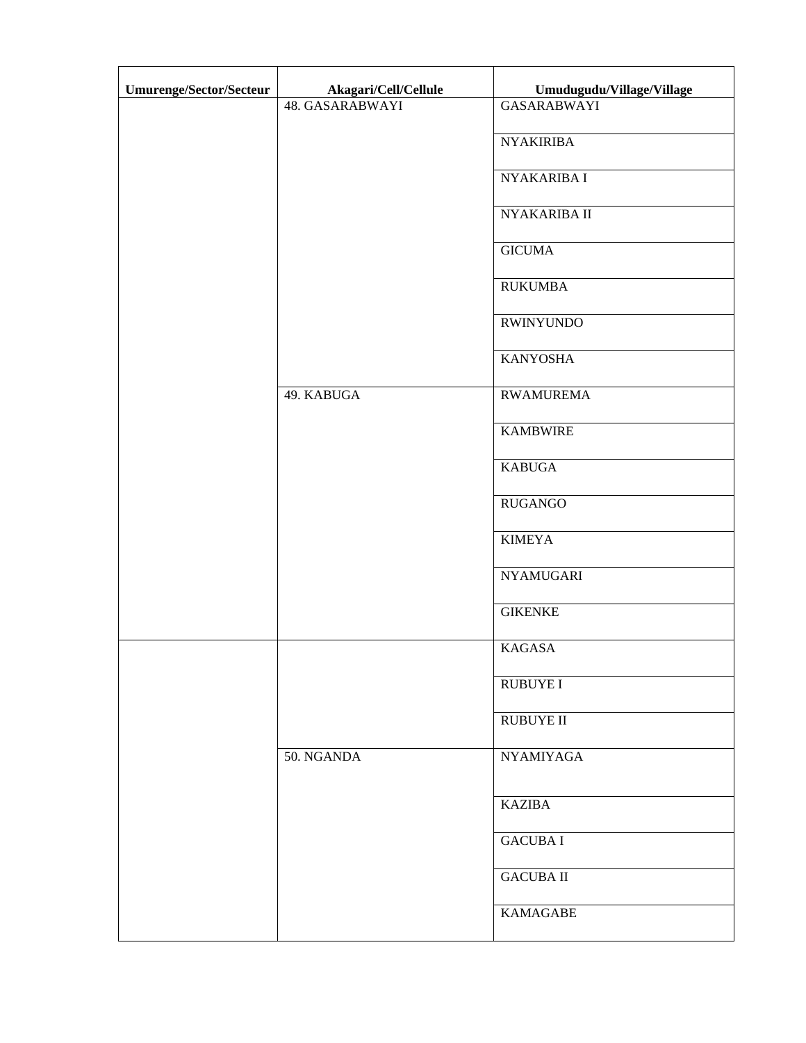| Umurenge/Sector/Secteur | Akagari/Cell/Cellule | Umudugudu/Village/Village |
|---|---|---|
| | 48. GASARABWAYI | GASARABWAYI |
| | | NYAKIRIBA |
| | | NYAKARIBA I |
| | | NYAKARIBA II |
| | | GICUMA |
| | | RUKUMBA |
| | | RWINYUNDO |
| | | KANYOSHA |
| | 49. KABUGA | RWAMUREMA |
| | | KAMBWIRE |
| | | KABUGA |
| | | RUGANGO |
| | | KIMEYA |
| | | NYAMUGARI |
| | | GIKENKE |
| | | KAGASA |
| | | RUBUYE I |
| | | RUBUYE II |
| | 50. NGANDA | NYAMIYAGA |
| | | KAZIBA |
| | | GACUBA I |
| | | GACUBA II |
| | | KAMAGABE |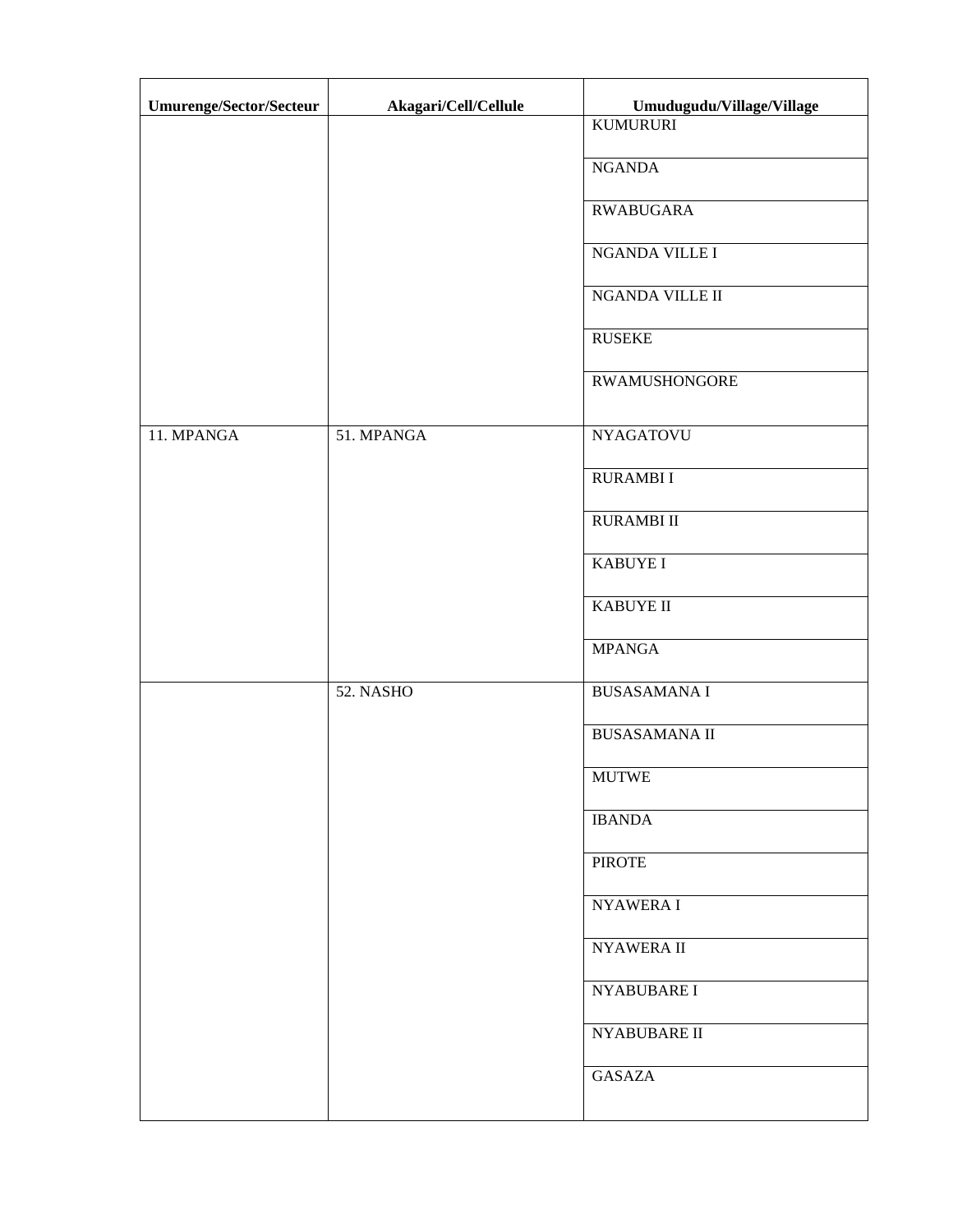| Umurenge/Sector/Secteur | Akagari/Cell/Cellule | Umudugudu/Village/Village |
|---|---|---|
| | | KUMURURI |
| | | NGANDA |
| | | RWABUGARA |
| | | NGANDA VILLE I |
| | | NGANDA VILLE II |
| | | RUSEKE |
| | | RWAMUSHONGORE |
| 11. MPANGA | 51. MPANGA | NYAGATOVU |
| | | RURAMBI I |
| | | RURAMBI II |
| | | KABUYE I |
| | | KABUYE II |
| | | MPANGA |
| | 52. NASHO | BUSASAMANA I |
| | | BUSASAMANA II |
| | | MUTWE |
| | | IBANDA |
| | | PIROTE |
| | | NYAWERA I |
| | | NYAWERA II |
| | | NYABUBARE I |
| | | NYABUBARE II |
| | | GASAZA |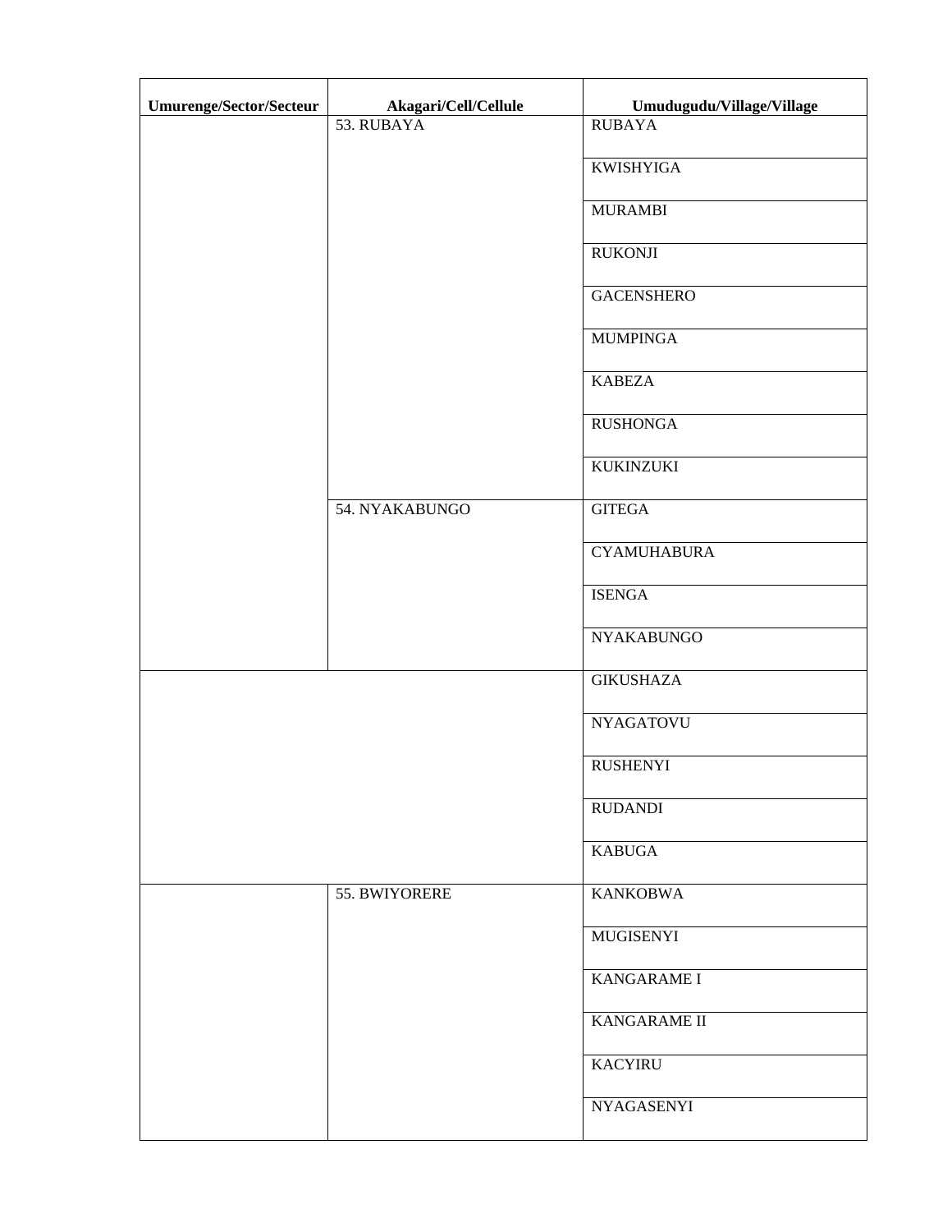| Umurenge/Sector/Secteur | Akagari/Cell/Cellule | Umudugudu/Village/Village |
|---|---|---|
| | 53. RUBAYA | RUBAYA |
| | | KWISHYIGA |
| | | MURAMBI |
| | | RUKONJI |
| | | GACENSHERO |
| | | MUMPINGA |
| | | KABEZA |
| | | RUSHONGA |
| | | KUKINZUKI |
| | 54. NYAKABUNGO | GITEGA |
| | | CYAMUHABURA |
| | | ISENGA |
| | | NYAKABUNGO |
| | | GIKUSHAZA |
| | | NYAGATOVU |
| | | RUSHENYI |
| | | RUDANDI |
| | | KABUGA |
| | 55. BWIYORERE | KANKOBWA |
| | | MUGISENYI |
| | | KANGARAME I |
| | | KANGARAME II |
| | | KACYIRU |
| | | NYAGASENYI |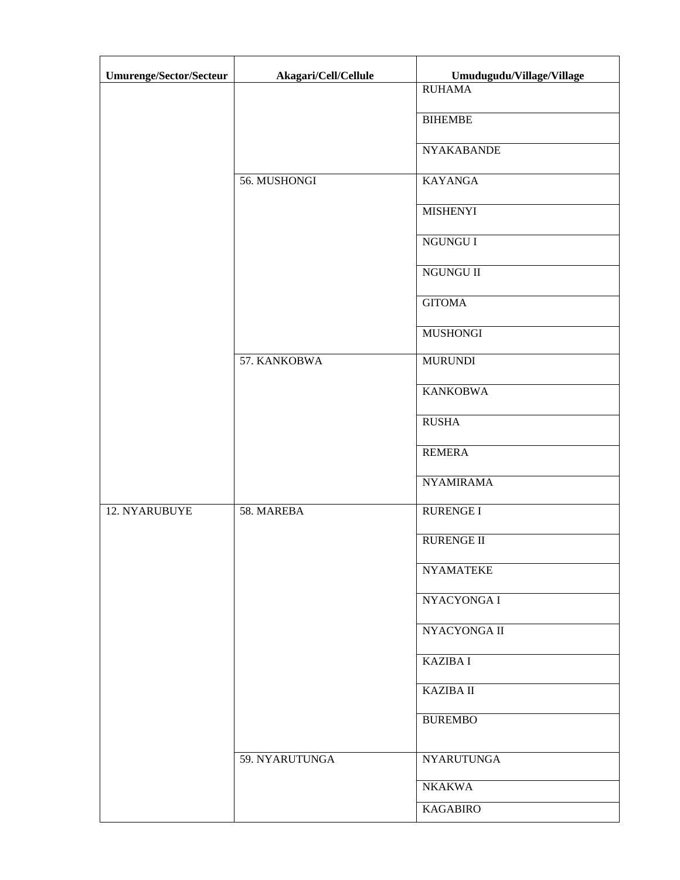| Umurenge/Sector/Secteur | Akagari/Cell/Cellule | Umudugudu/Village/Village |
|---|---|---|
| | | RUHAMA |
| | | BIHEMBE |
| | | NYAKABANDE |
| | 56. MUSHONGI | KAYANGA |
| | | MISHENYI |
| | | NGUNGU I |
| | | NGUNGU II |
| | | GITOMA |
| | | MUSHONGI |
| | 57. KANKOBWA | MURUNDI |
| | | KANKOBWA |
| | | RUSHA |
| | | REMERA |
| | | NYAMIRAMA |
| 12. NYARUBUYE | 58. MAREBA | RURENGE I |
| | | RURENGE II |
| | | NYAMATEKE |
| | | NYACYONGA I |
| | | NYACYONGA II |
| | | KAZIBA I |
| | | KAZIBA II |
| | | BUREMBO |
| | 59. NYARUTUNGA | NYARUTUNGA |
| | | NKAKWA |
| | | KAGABIRO |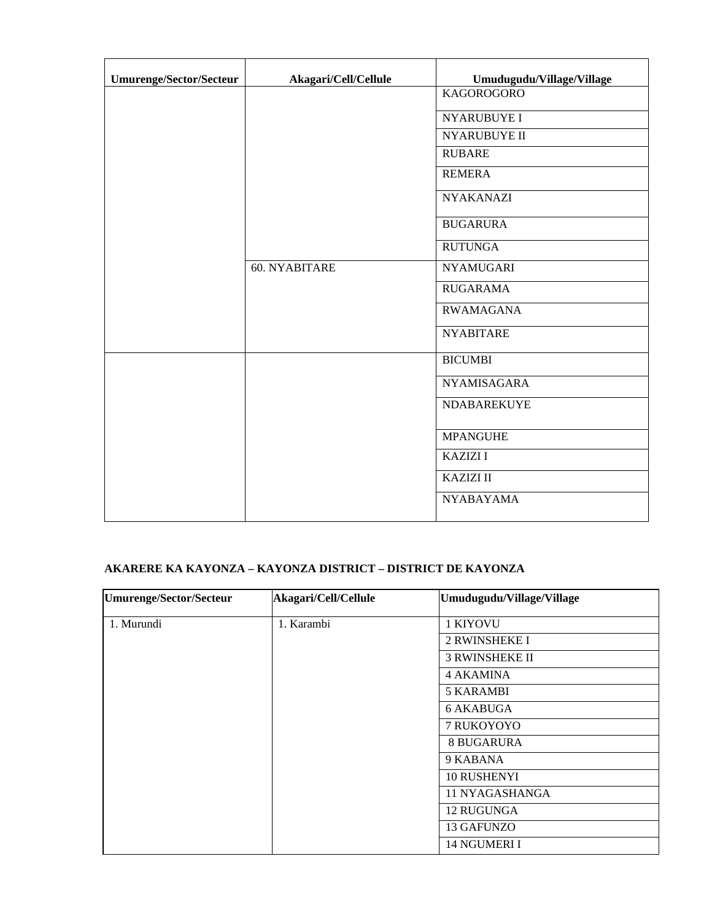| Umurenge/Sector/Secteur | Akagari/Cell/Cellule | Umudugudu/Village/Village |
| --- | --- | --- |
| | | KAGOROGORO |
| | | NYARUBUYE I |
| | | NYARUBUYE II |
| | | RUBARE |
| | | REMERA |
| | | NYAKANAZI |
| | | BUGARURA |
| | | RUTUNGA |
| | 60. NYABITARE | NYAMUGARI |
| | | RUGARAMA |
| | | RWAMAGANA |
| | | NYABITARE |
| | | BICUMBI |
| | | NYAMISAGARA |
| | | NDABAREKUYE |
| | | MPANGUHE |
| | | KAZIZI I |
| | | KAZIZI II |
| | | NYABAYAMA |

**AKARERE KA KAYONZA – KAYONZA DISTRICT – DISTRICT DE KAYONZA**

| Umurenge/Sector/Secteur | Akagari/Cell/Cellule | Umudugudu/Village/Village |
| --- | --- | --- |
| 1. Murundi | 1. Karambi | 1 KIYOVU |
| | | 2 RWINSHEKE I |
| | | 3 RWINSHEKE II |
| | | 4 AKAMINA |
| | | 5 KARAMBI |
| | | 6 AKABUGA |
| | | 7 RUKOYOYO |
| | | 8 BUGARURA |
| | | 9 KABANA |
| | | 10 RUSHENYI |
| | | 11 NYAGASHANGA |
| | | 12 RUGUNGA |
| | | 13 GAFUNZO |
| | | 14 NGUMERI I |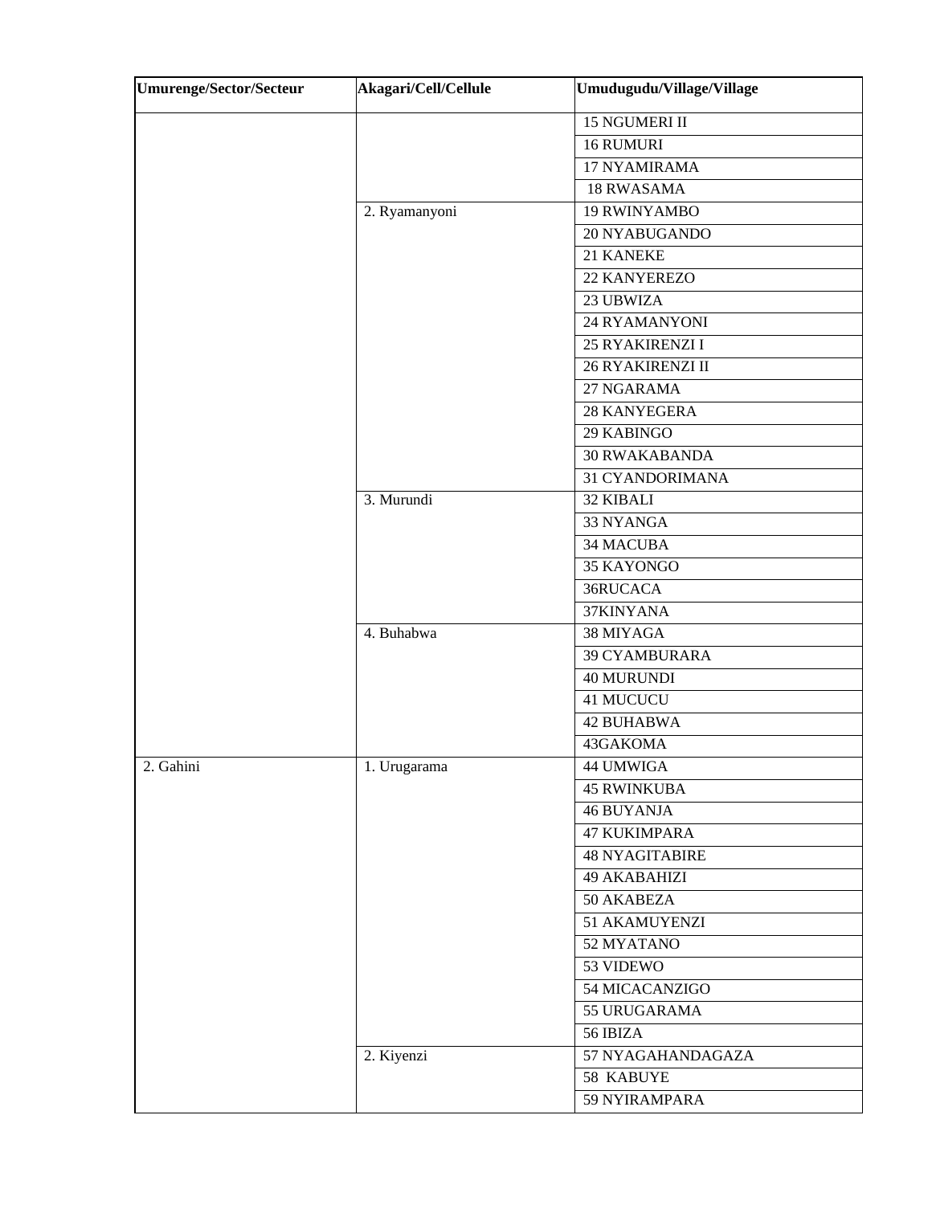| Umurenge/Sector/Secteur | Akagari/Cell/Cellule | Umudugudu/Village/Village |
|---|---|---|
| | | 15 NGUMERI II |
| | | 16 RUMURI |
| | | 17 NYAMIRAMA |
| | | 18 RWASAMA |
| | 2. Ryamanyoni | 19 RWINYAMBO |
| | | 20 NYABUGANDO |
| | | 21 KANEKE |
| | | 22 KANYEREZO |
| | | 23 UBWIZA |
| | | 24 RYAMANYONI |
| | | 25 RYAKIRENZI I |
| | | 26 RYAKIRENZI II |
| | | 27 NGARAMA |
| | | 28 KANYEGERA |
| | | 29 KABINGO |
| | | 30 RWAKABANDA |
| | | 31 CYANDORIMANA |
| | 3. Murundi | 32 KIBALI |
| | | 33 NYANGA |
| | | 34 MACUBA |
| | | 35 KAYONGO |
| | | 36RUCACA |
| | | 37KINYANA |
| | 4. Buhabwa | 38 MIYAGA |
| | | 39 CYAMBURARA |
| | | 40 MURUNDI |
| | | 41 MUCUCU |
| | | 42 BUHABWA |
| | | 43GAKOMA |
| 2. Gahini | 1. Urugarama | 44 UMWIGA |
| | | 45 RWINKUBA |
| | | 46 BUYANJA |
| | | 47 KUKIMPARA |
| | | 48 NYAGITABIRE |
| | | 49 AKABAHIZI |
| | | 50 AKABEZA |
| | | 51 AKAMUYENZI |
| | | 52 MYATANO |
| | | 53 VIDEWO |
| | | 54 MICACANZIGO |
| | | 55 URUGARAMA |
| | | 56 IBIZA |
| | 2. Kiyenzi | 57 NYAGAHANDAGAZA |
| | | 58 KABUYE |
| | | 59 NYIRAMPARA |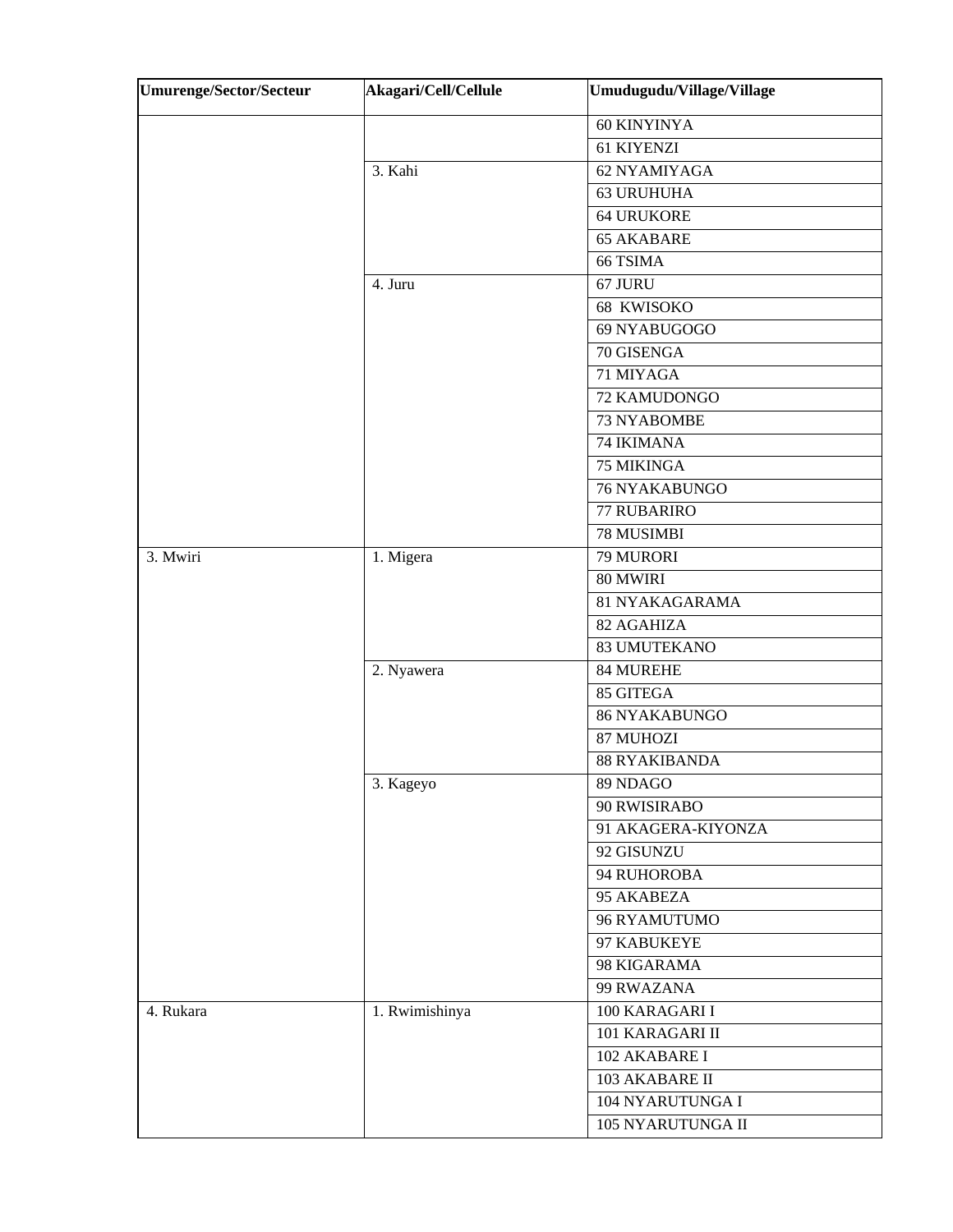| Umurenge/Sector/Secteur | Akagari/Cell/Cellule | Umudugudu/Village/Village |
|---|---|---|
| | | 60 KINYINYA |
| | | 61 KIYENZI |
| | 3. Kahi | 62 NYAMIYAGA |
| | | 63 URUHUHA |
| | | 64 URUKORE |
| | | 65 AKABARE |
| | | 66 TSIMA |
| | 4. Juru | 67 JURU |
| | | 68 KWISOKO |
| | | 69 NYABUGOGO |
| | | 70 GISENGA |
| | | 71 MIYAGA |
| | | 72 KAMUDONGO |
| | | 73 NYABOMBE |
| | | 74 IKIMANA |
| | | 75 MIKINGA |
| | | 76 NYAKABUNGO |
| | | 77 RUBARIRO |
| | | 78 MUSIMBI |
| 3. Mwiri | 1. Migera | 79 MURORI |
| | | 80 MWIRI |
| | | 81 NYAKAGARAMA |
| | | 82 AGAHIZA |
| | | 83 UMUTEKANO |
| | 2. Nyawera | 84 MUREHE |
| | | 85 GITEGA |
| | | 86 NYAKABUNGO |
| | | 87 MUHOZI |
| | | 88 RYAKIBANDA |
| | 3. Kageyo | 89 NDAGO |
| | | 90 RWISIRABO |
| | | 91 AKAGERA-KIYONZA |
| | | 92 GISUNZU |
| | | 94 RUHOROBA |
| | | 95 AKABEZA |
| | | 96 RYAMUTUMO |
| | | 97 KABUKEYE |
| | | 98 KIGARAMA |
| | | 99 RWAZANA |
| 4. Rukara | 1. Rwimishinya | 100 KARAGARI I |
| | | 101 KARAGARI II |
| | | 102 AKABARE I |
| | | 103 AKABARE II |
| | | 104 NYARUTUNGA I |
| | | 105 NYARUTUNGA II |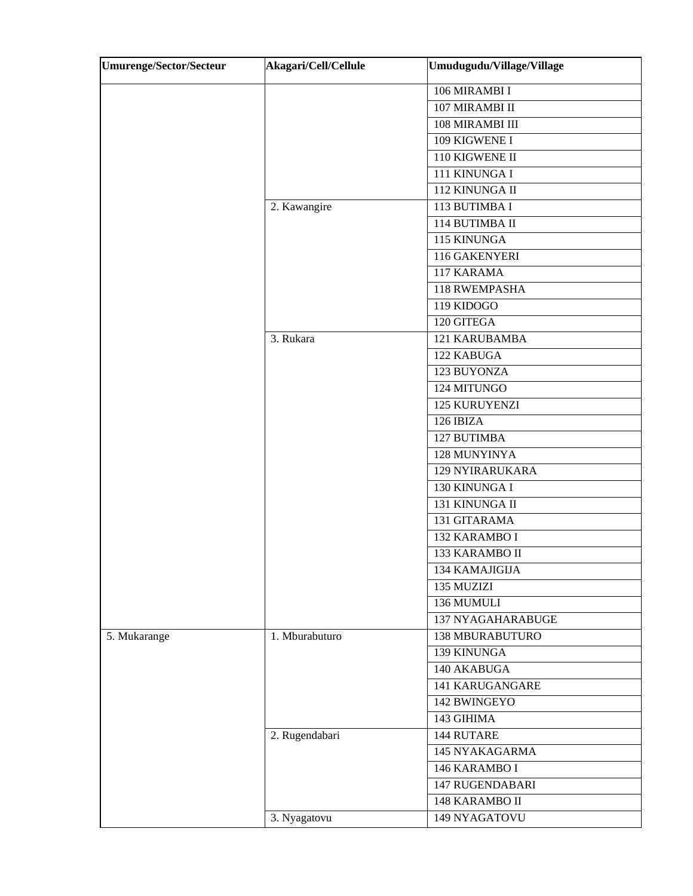| Umurenge/Sector/Secteur | Akagari/Cell/Cellule | Umudugudu/Village/Village |
| --- | --- | --- |
| | | 106 MIRAMBI I |
| | | 107 MIRAMBI II |
| | | 108 MIRAMBI III |
| | | 109 KIGWENE I |
| | | 110 KIGWENE II |
| | | 111 KINUNGA I |
| | | 112 KINUNGA II |
| | 2. Kawangire | 113 BUTIMBA I |
| | | 114 BUTIMBA II |
| | | 115 KINUNGA |
| | | 116 GAKENYERI |
| | | 117 KARAMA |
| | | 118 RWEMPASHA |
| | | 119 KIDOGO |
| | | 120 GITEGA |
| | 3. Rukara | 121 KARUBAMBA |
| | | 122 KABUGA |
| | | 123 BUYONZA |
| | | 124 MITUNGO |
| | | 125 KURUYENZI |
| | | 126 IBIZA |
| | | 127 BUTIMBA |
| | | 128 MUNYINYA |
| | | 129 NYIRARUKARA |
| | | 130 KINUNGA I |
| | | 131 KINUNGA II |
| | | 131 GITARAMA |
| | | 132 KARAMBO I |
| | | 133 KARAMBO II |
| | | 134 KAMAJIGIJA |
| | | 135 MUZIZI |
| | | 136 MUMULI |
| | | 137 NYAGAHARABUGE |
| 5. Mukarange | 1. Mburabuturo | 138 MBURABUTURO |
| | | 139 KINUNGA |
| | | 140 AKABUGA |
| | | 141 KARUGANGARE |
| | | 142 BWINGEYO |
| | | 143 GIHIMA |
| | 2. Rugendabari | 144 RUTARE |
| | | 145 NYAKAGARMA |
| | | 146 KARAMBO I |
| | | 147 RUGENDABARI |
| | | 148 KARAMBO II |
| | 3. Nyagatovu | 149 NYAGATOVU |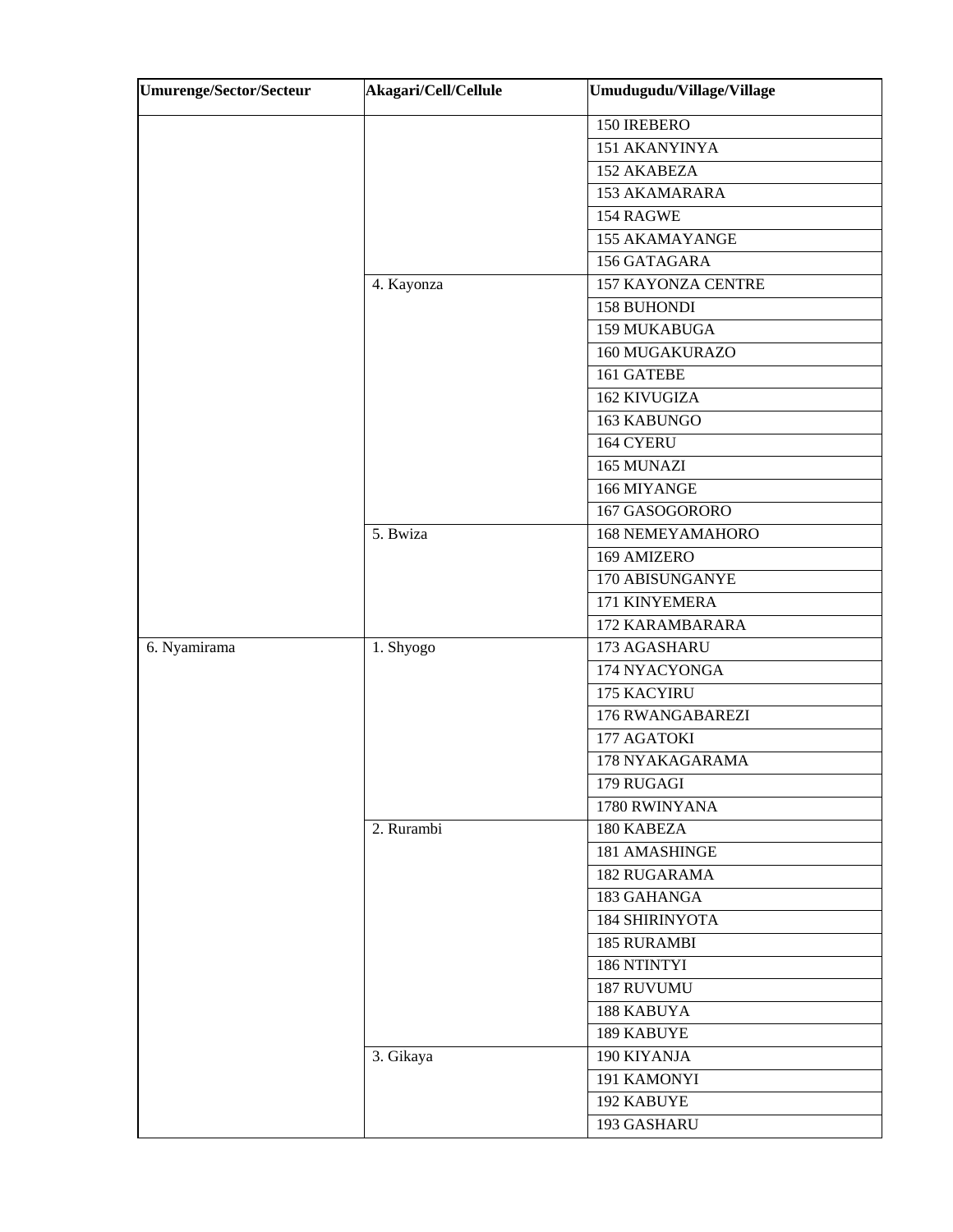| Umurenge/Sector/Secteur | Akagari/Cell/Cellule | Umudugudu/Village/Village |
|---|---|---|
| | | 150 IREBERO |
| | | 151 AKANYINYA |
| | | 152 AKABEZA |
| | | 153 AKAMARARA |
| | | 154 RAGWE |
| | | 155 AKAMAYANGE |
| | | 156 GATAGARA |
| | 4. Kayonza | 157 KAYONZA CENTRE |
| | | 158 BUHONDI |
| | | 159 MUKABUGA |
| | | 160 MUGAKURAZO |
| | | 161 GATEBE |
| | | 162 KIVUGIZA |
| | | 163 KABUNGO |
| | | 164 CYERU |
| | | 165 MUNAZI |
| | | 166 MIYANGE |
| | | 167 GASOGORORO |
| | 5. Bwiza | 168 NEMEYAMAHORO |
| | | 169 AMIZERO |
| | | 170 ABISUNGANYE |
| | | 171 KINYEMERA |
| | | 172 KARAMBARARA |
| 6. Nyamirama | 1. Shyogo | 173 AGASHARU |
| | | 174 NYACYONGA |
| | | 175 KACYIRU |
| | | 176 RWANGABAREZI |
| | | 177 AGATOKI |
| | | 178 NYAKAGARAMA |
| | | 179 RUGAGI |
| | | 1780 RWINYANA |
| | 2. Rurambi | 180 KABEZA |
| | | 181 AMASHINGE |
| | | 182 RUGARAMA |
| | | 183 GAHANGA |
| | | 184 SHIRINYOTA |
| | | 185 RURAMBI |
| | | 186 NTINTYI |
| | | 187 RUVUMU |
| | | 188 KABUYA |
| | | 189 KABUYE |
| | 3. Gikaya | 190 KIYANJA |
| | | 191 KAMONYI |
| | | 192 KABUYE |
| | | 193 GASHARU |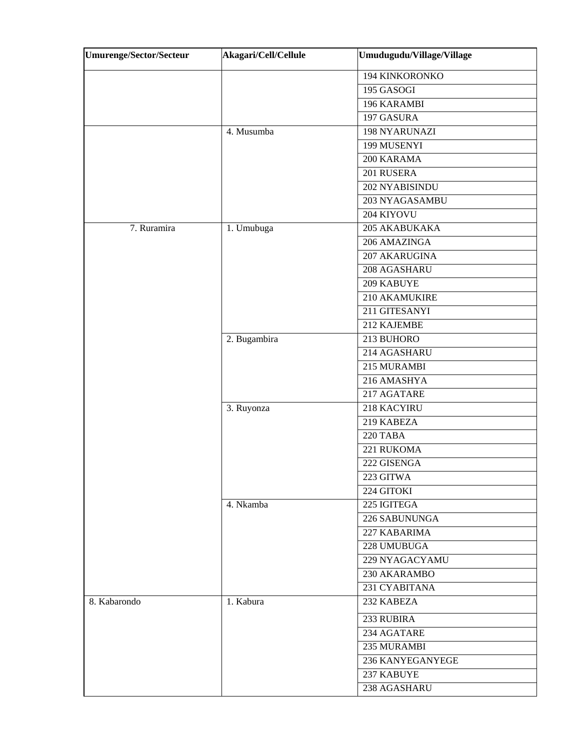| Umurenge/Sector/Secteur | Akagari/Cell/Cellule | Umudugudu/Village/Village |
|---|---|---|
| | | 194 KINKORONKO |
| | | 195 GASOGI |
| | | 196 KARAMBI |
| | | 197 GASURA |
| | 4. Musumba | 198 NYARUNAZI |
| | | 199 MUSENYI |
| | | 200 KARAMA |
| | | 201 RUSERA |
| | | 202 NYABISINDU |
| | | 203 NYAGASAMBU |
| | | 204 KIYOVU |
| 7. Ruramira | 1. Umubuga | 205 AKABUKAKA |
| | | 206 AMAZINGA |
| | | 207 AKARUGINA |
| | | 208 AGASHARU |
| | | 209 KABUYE |
| | | 210 AKAMUKIRE |
| | | 211 GITESANYI |
| | | 212 KAJEMBE |
| | 2. Bugambira | 213 BUHORO |
| | | 214 AGASHARU |
| | | 215 MURAMBI |
| | | 216 AMASHYA |
| | | 217 AGATARE |
| | 3. Ruyonza | 218 KACYIRU |
| | | 219 KABEZA |
| | | 220 TABA |
| | | 221 RUKOMA |
| | | 222 GISENGA |
| | | 223 GITWA |
| | | 224 GITOKI |
| | 4. Nkamba | 225 IGITEGA |
| | | 226 SABUNUNGA |
| | | 227 KABARIMA |
| | | 228 UMUBUGA |
| | | 229 NYAGACYAMU |
| | | 230 AKARAMBO |
| | | 231 CYABITANA |
| 8. Kabarondo | 1. Kabura | 232 KABEZA |
| | | 233 RUBIRA |
| | | 234 AGATARE |
| | | 235 MURAMBI |
| | | 236 KANYEGANYEGE |
| | | 237 KABUYE |
| | | 238 AGASHARU |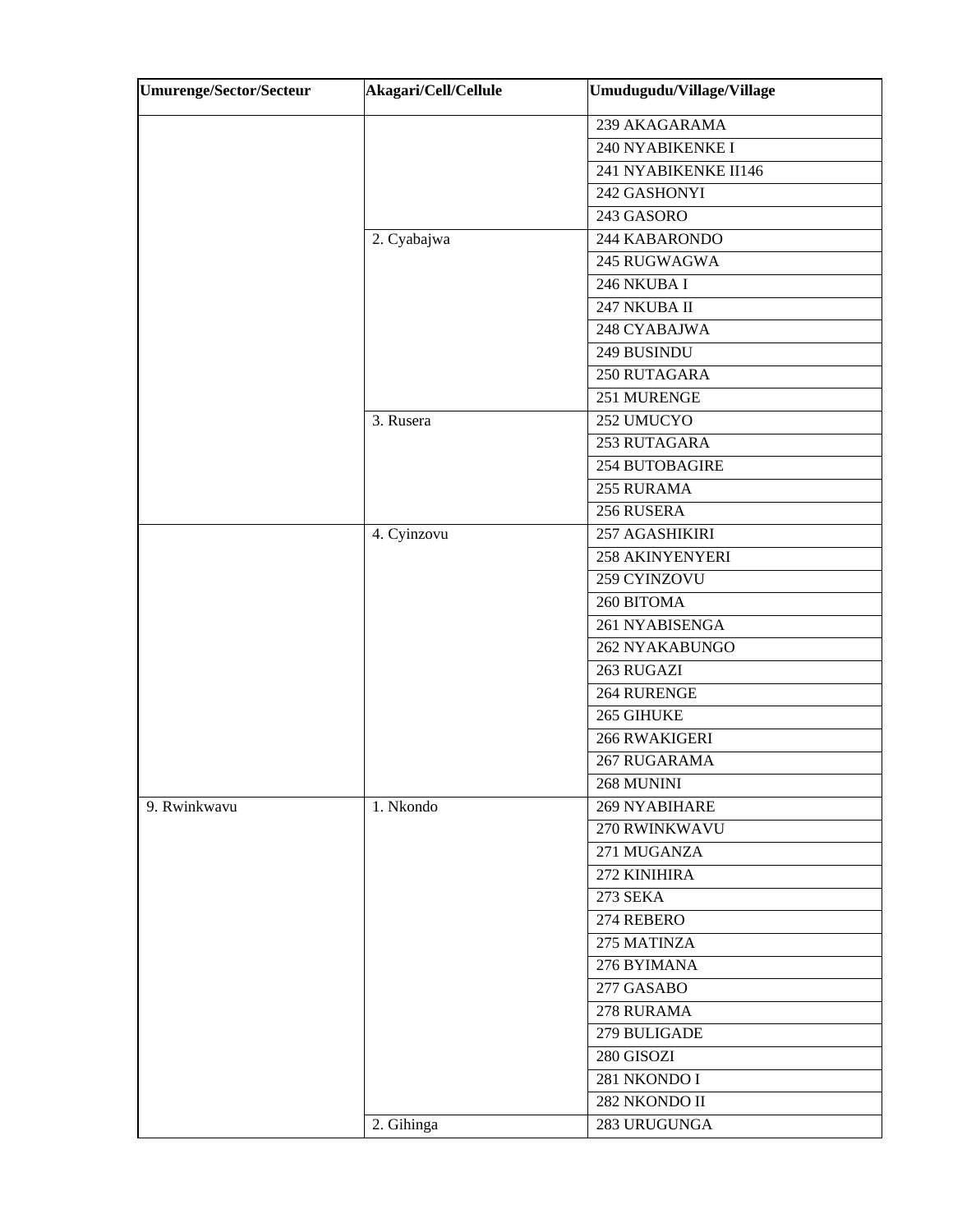| Umurenge/Sector/Secteur | Akagari/Cell/Cellule | Umudugudu/Village/Village |
|---|---|---|
| | | 239 AKAGARAMA |
| | | 240 NYABIKENKE I |
| | | 241 NYABIKENKE II146 |
| | | 242 GASHONYI |
| | | 243 GASORO |
| | 2. Cyabajwa | 244 KABARONDO |
| | | 245 RUGWAGWA |
| | | 246 NKUBA I |
| | | 247 NKUBA II |
| | | 248 CYABAJWA |
| | | 249 BUSINDU |
| | | 250 RUTAGARA |
| | | 251 MURENGE |
| | 3. Rusera | 252 UMUCYO |
| | | 253 RUTAGARA |
| | | 254 BUTOBAGIRE |
| | | 255 RURAMA |
| | | 256 RUSERA |
| | 4. Cyinzovu | 257 AGASHIKIRI |
| | | 258 AKINYENYERI |
| | | 259 CYINZOVU |
| | | 260 BITOMA |
| | | 261 NYABISENGA |
| | | 262 NYAKABUNGO |
| | | 263 RUGAZI |
| | | 264 RURENGE |
| | | 265 GIHUKE |
| | | 266 RWAKIGERI |
| | | 267 RUGARAMA |
| | | 268 MUNINI |
| 9. Rwinkwavu | 1. Nkondo | 269 NYABIHARE |
| | | 270 RWINKWAVU |
| | | 271 MUGANZA |
| | | 272 KINIHIRA |
| | | 273 SEKA |
| | | 274 REBERO |
| | | 275 MATINZA |
| | | 276 BYIMANA |
| | | 277 GASABO |
| | | 278 RURAMA |
| | | 279 BULIGADE |
| | | 280 GISOZI |
| | | 281 NKONDO I |
| | | 282 NKONDO II |
| | 2. Gihinga | 283 URUGUNGA |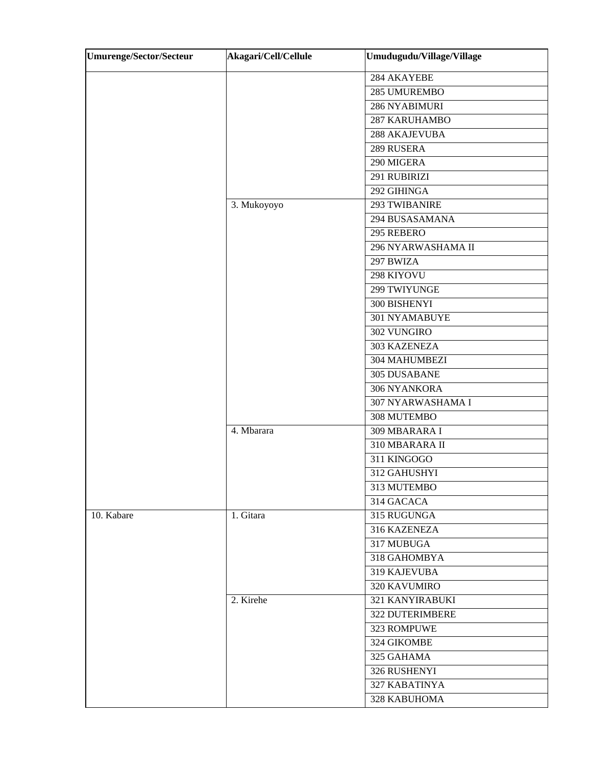| Umurenge/Sector/Secteur | Akagari/Cell/Cellule | Umudugudu/Village/Village |
|---|---|---|
| | | 284 AKAYEBE |
| | | 285 UMUREMBO |
| | | 286 NYABIMURI |
| | | 287 KARUHAMBO |
| | | 288 AKAJEVUBA |
| | | 289 RUSERA |
| | | 290 MIGERA |
| | | 291 RUBIRIZI |
| | | 292 GIHINGA |
| | 3. Mukoyoyo | 293 TWIBANIRE |
| | | 294 BUSASAMANA |
| | | 295 REBERO |
| | | 296 NYARWASHAMA II |
| | | 297 BWIZA |
| | | 298 KIYOVU |
| | | 299 TWIYUNGE |
| | | 300 BISHENYI |
| | | 301 NYAMABUYE |
| | | 302 VUNGIRO |
| | | 303 KAZENEZA |
| | | 304 MAHUMBEZI |
| | | 305 DUSABANE |
| | | 306 NYANKORA |
| | | 307 NYARWASHAMA I |
| | | 308 MUTEMBO |
| | 4. Mbarara | 309 MBARARA I |
| | | 310 MBARARA II |
| | | 311 KINGOGO |
| | | 312 GAHUSHYI |
| | | 313 MUTEMBO |
| | | 314 GACACA |
| 10. Kabare | 1. Gitara | 315 RUGUNGA |
| | | 316 KAZENEZA |
| | | 317 MUBUGA |
| | | 318 GAHOMBYA |
| | | 319 KAJEVUBA |
| | | 320 KAVUMIRO |
| | 2. Kirehe | 321 KANYIRABUKI |
| | | 322 DUTERIMBERE |
| | | 323 ROMPUWE |
| | | 324 GIKOMBE |
| | | 325 GAHAMA |
| | | 326 RUSHENYI |
| | | 327 KABATINYA |
| | | 328 KABUHOMA |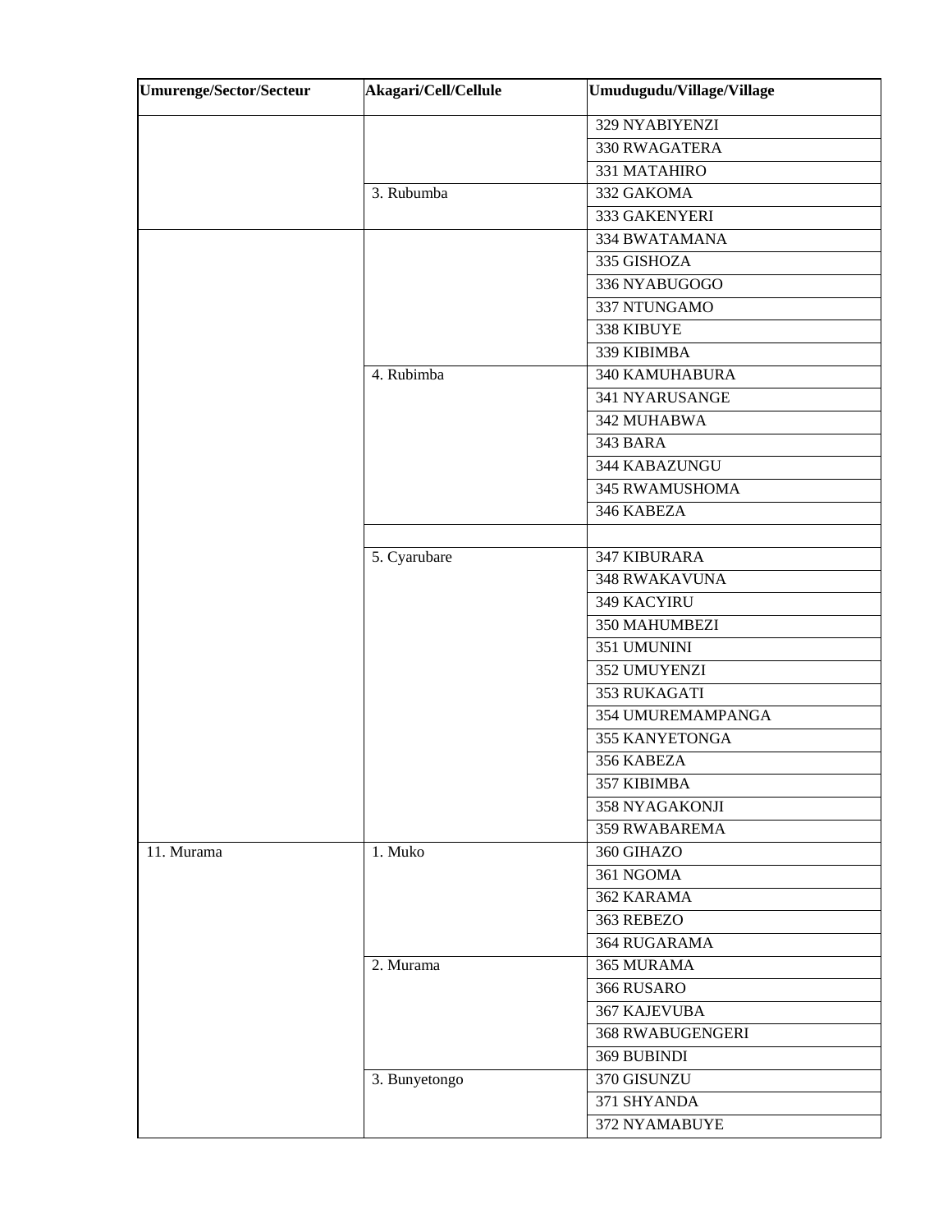| Umurenge/Sector/Secteur | Akagari/Cell/Cellule | Umudugudu/Village/Village |
| --- | --- | --- |
| | | 329 NYABIYENZI |
| | | 330 RWAGATERA |
| | | 331 MATAHIRO |
| | 3. Rubumba | 332 GAKOMA |
| | | 333 GAKENYERI |
| | | 334 BWATAMANA |
| | | 335 GISHOZA |
| | | 336 NYABUGOGO |
| | | 337 NTUNGAMO |
| | | 338 KIBUYE |
| | | 339 KIBIMBA |
| | 4. Rubimba | 340 KAMUHABURA |
| | | 341 NYARUSANGE |
| | | 342 MUHABWA |
| | | 343 BARA |
| | | 344 KABAZUNGU |
| | | 345 RWAMUSHOMA |
| | | 346 KABEZA |
| | | |
| | 5. Cyarubare | 347 KIBURARA |
| | | 348 RWAKAVUNA |
| | | 349 KACYIRU |
| | | 350 MAHUMBEZI |
| | | 351 UMUNINI |
| | | 352 UMUYENZI |
| | | 353 RUKAGATI |
| | | 354 UMUREMAMPANGA |
| | | 355 KANYETONGA |
| | | 356 KABEZA |
| | | 357 KIBIMBA |
| | | 358 NYAGAKONJI |
| | | 359 RWABAREMA |
| 11. Murama | 1. Muko | 360 GIHAZO |
| | | 361 NGOMA |
| | | 362 KARAMA |
| | | 363 REBEZO |
| | | 364 RUGARAMA |
| | 2. Murama | 365 MURAMA |
| | | 366 RUSARO |
| | | 367 KAJEVUBA |
| | | 368 RWABUGENGERI |
| | | 369 BUBINDI |
| | 3. Bunyetongo | 370 GISUNZU |
| | | 371 SHYANDA |
| | | 372 NYAMABUYE |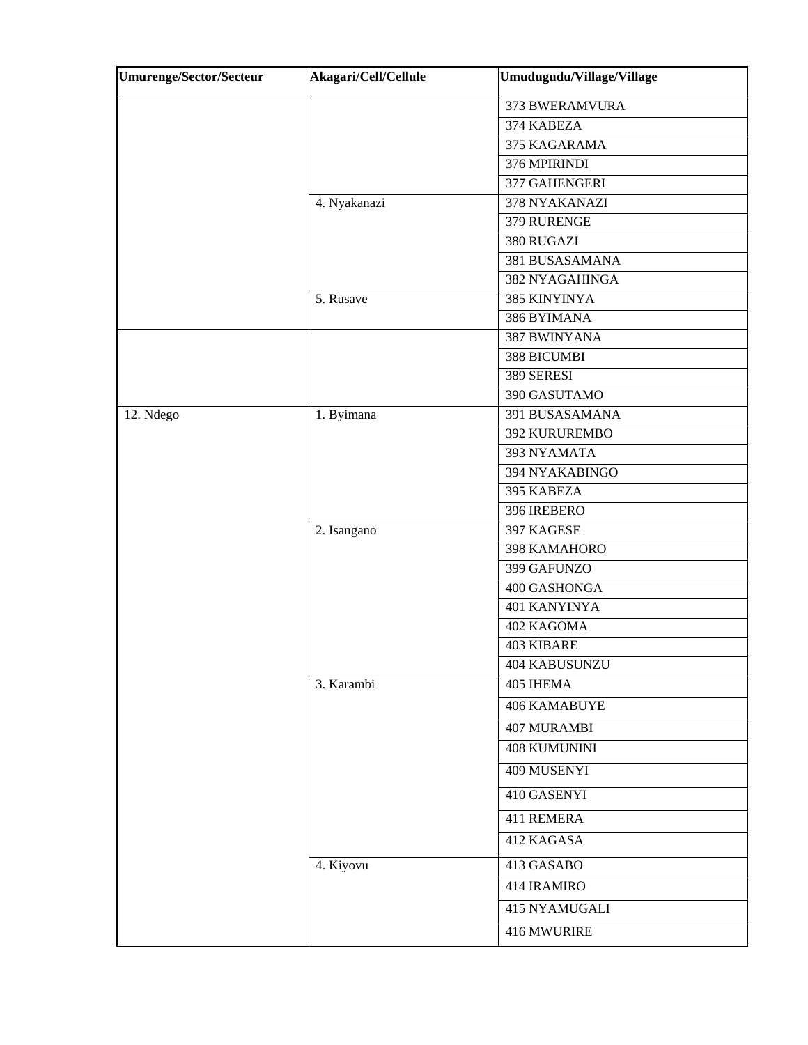| Umurenge/Sector/Secteur | Akagari/Cell/Cellule | Umudugudu/Village/Village |
|---|---|---|
| | | 373 BWERAMVURA |
| | | 374 KABEZA |
| | | 375 KAGARAMA |
| | | 376 MPIRINDI |
| | | 377 GAHENGERI |
| | 4. Nyakanazi | 378 NYAKANAZI |
| | | 379 RURENGE |
| | | 380 RUGAZI |
| | | 381 BUSASAMANA |
| | | 382 NYAGAHINGA |
| | 5. Rusave | 385 KINYINYA |
| | | 386 BYIMANA |
| | | 387 BWINYANA |
| | | 388 BICUMBI |
| | | 389 SERESI |
| | | 390 GASUTAMO |
| 12. Ndego | 1. Byimana | 391 BUSASAMANA |
| | | 392 KURUREMBO |
| | | 393 NYAMATA |
| | | 394 NYAKABINGO |
| | | 395 KABEZA |
| | | 396 IREBERO |
| | 2. Isangano | 397 KAGESE |
| | | 398 KAMAHORO |
| | | 399 GAFUNZO |
| | | 400 GASHONGA |
| | | 401 KANYINYA |
| | | 402 KAGOMA |
| | | 403 KIBARE |
| | | 404 KABUSUNZU |
| | 3. Karambi | 405 IHEMA |
| | | 406 KAMABUYE |
| | | 407 MURAMBI |
| | | 408 KUMUNINI |
| | | 409 MUSENYI |
| | | 410 GASENYI |
| | | 411 REMERA |
| | | 412 KAGASA |
| | 4. Kiyovu | 413 GASABO |
| | | 414 IRAMIRO |
| | | 415 NYAMUGALI |
| | | 416 MWURIRE |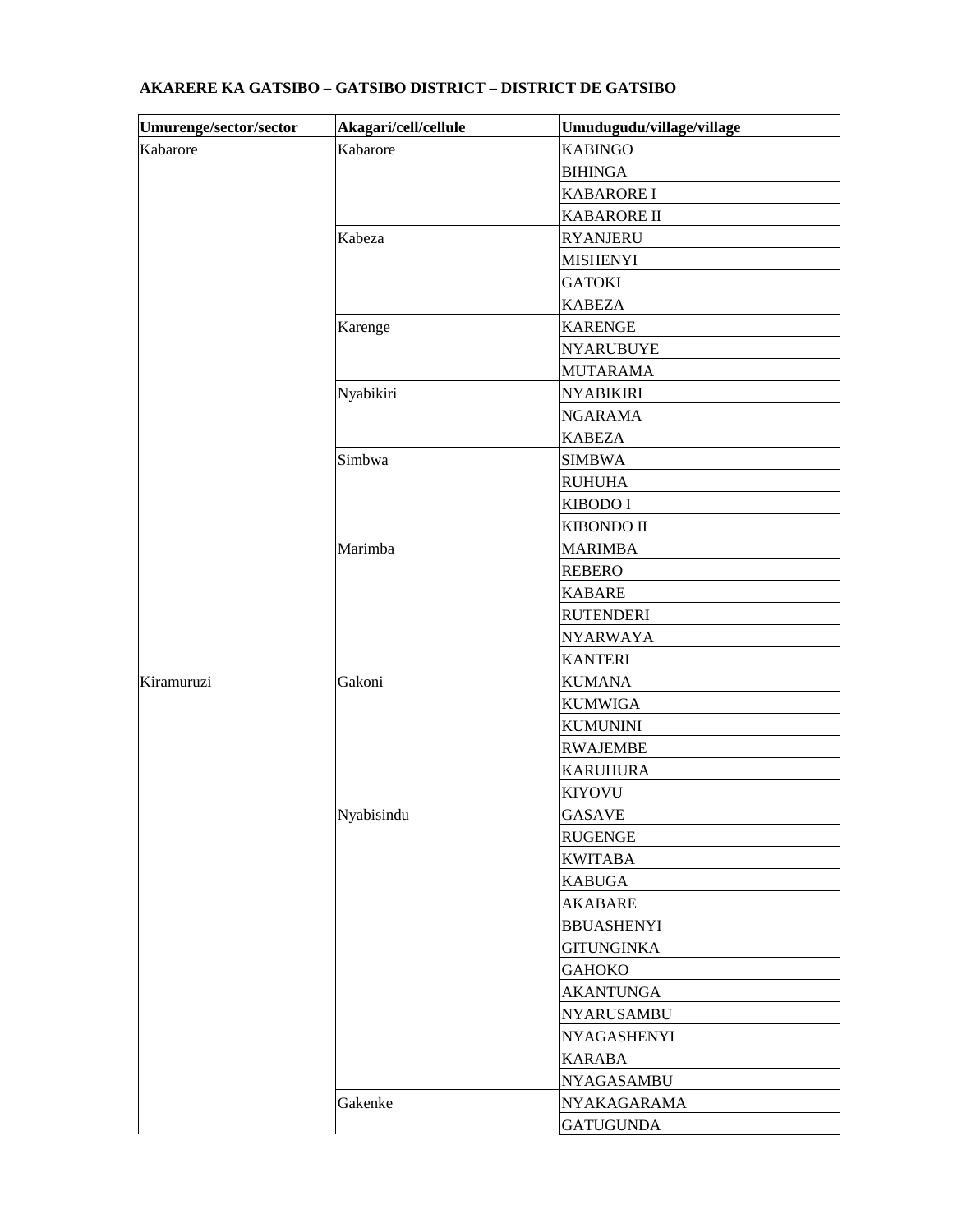**AKARERE KA GATSIBO – GATSIBO DISTRICT – DISTRICT DE GATSIBO**

| Umurenge/sector/sector | Akagari/cell/cellule | Umudugudu/village/village |
|---|---|---|
| Kabarore | Kabarore | KABINGO |
| | | BIHINGA |
| | | KABARORE I |
| | | KABARORE II |
| | Kabeza | RYANJERU |
| | | MISHENYI |
| | | GATOKI |
| | | KABEZA |
| | Karenge | KARENGE |
| | | NYARUBUYE |
| | | MUTARAMA |
| | Nyabikiri | NYABIKIRI |
| | | NGARAMA |
| | | KABEZA |
| | Simbwa | SIMBWA |
| | | RUHUHA |
| | | KIBODO I |
| | | KIBONDO II |
| | Marimba | MARIMBA |
| | | REBERO |
| | | KABARE |
| | | RUTENDERI |
| | | NYARWAYA |
| | | KANTERI |
| Kiramuruzi | Gakoni | KUMANA |
| | | KUMWIGA |
| | | KUMUNINI |
| | | RWAJEMBE |
| | | KARUHURA |
| | | KIYOVU |
| | Nyabisindu | GASAVE |
| | | RUGENGE |
| | | KWITABA |
| | | KABUGA |
| | | AKABARE |
| | | BBUASHENYI |
| | | GITUNGINKA |
| | | GAHOKO |
| | | AKANTUNGA |
| | | NYARUSAMBU |
| | | NYAGASHENYI |
| | | KARABA |
| | | NYAGASAMBU |
| | Gakenke | NYAKAGARAMA |
| | | GATUGUNDA |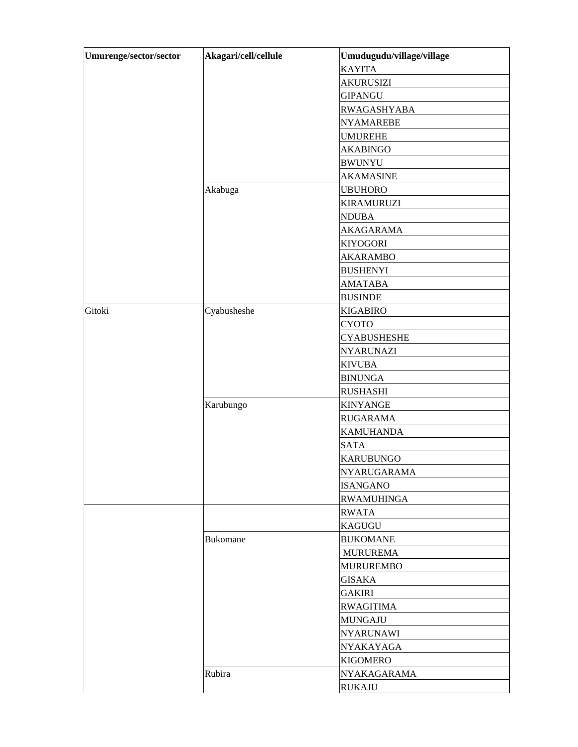| Umurenge/sector/sector | Akagari/cell/cellule | Umudugudu/village/village |
|---|---|---|
| | | KAYITA |
| | | AKURUSIZI |
| | | GIPANGU |
| | | RWAGASHYABA |
| | | NYAMAREBE |
| | | UMUREHE |
| | | AKABINGO |
| | | BWUNYU |
| | | AKAMASINE |
| | Akabuga | UBUHORO |
| | | KIRAMURUZI |
| | | NDUBA |
| | | AKAGARAMA |
| | | KIYOGORI |
| | | AKARAMBO |
| | | BUSHENYI |
| | | AMATABA |
| | | BUSINDE |
| Gitoki | Cyabusheshe | KIGABIRO |
| | | CYOTO |
| | | CYABUSHESHE |
| | | NYARUNAZI |
| | | KIVUBA |
| | | BINUNGA |
| | | RUSHASHI |
| | Karubungo | KINYANGE |
| | | RUGARAMA |
| | | KAMUHANDA |
| | | SATA |
| | | KARUBUNGO |
| | | NYARUGARAMA |
| | | ISANGANO |
| | | RWAMUHINGA |
| | | RWATA |
| | | KAGUGU |
| | Bukomane | BUKOMANE |
| | | MURUREMA |
| | | MURUREMBO |
| | | GISAKA |
| | | GAKIRI |
| | | RWAGITIMA |
| | | MUNGAJU |
| | | NYARUNAWI |
| | | NYAKAYAGA |
| | | KIGOMERO |
| | Rubira | NYAKAGARAMA |
| | | RUKAJU |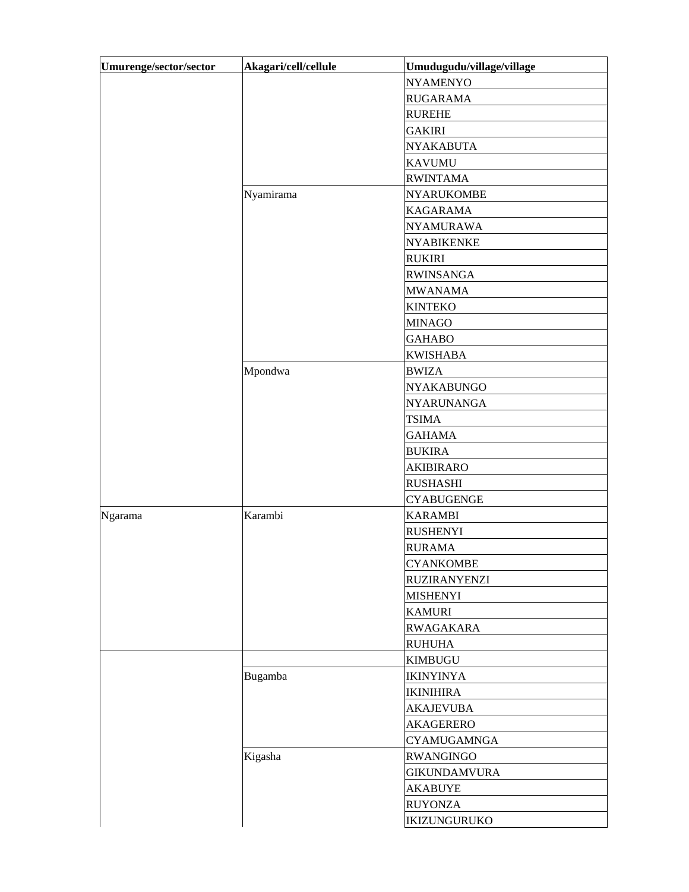| Umurenge/sector/sector | Akagari/cell/cellule | Umudugudu/village/village |
| --- | --- | --- |
| | | NYAMENYO |
| | | RUGARAMA |
| | | RUREHE |
| | | GAKIRI |
| | | NYAKABUTA |
| | | KAVUMU |
| | | RWINTAMA |
| | Nyamirama | NYARUKOMBE |
| | | KAGARAMA |
| | | NYAMURAWA |
| | | NYABIKENKE |
| | | RUKIRI |
| | | RWINSANGA |
| | | MWANAMA |
| | | KINTEKO |
| | | MINAGO |
| | | GAHABO |
| | | KWISHABA |
| | Mpondwa | BWIZA |
| | | NYAKABUNGO |
| | | NYARUNANGA |
| | | TSIMA |
| | | GAHAMA |
| | | BUKIRA |
| | | AKIBIRARO |
| | | RUSHASHI |
| | | CYABUGENGE |
| Ngarama | Karambi | KARAMBI |
| | | RUSHENYI |
| | | RURAMA |
| | | CYANKOMBE |
| | | RUZIRANYENZI |
| | | MISHENYI |
| | | KAMURI |
| | | RWAGAKARA |
| | | RUHUHA |
| | | KIMBUGU |
| | Bugamba | IKINYINYA |
| | | IKINIHIRA |
| | | AKAJEVUBA |
| | | AKAGERERO |
| | | CYAMUGAMNGA |
| | Kigasha | RWANGINGO |
| | | GIKUNDAMVURA |
| | | AKABUYE |
| | | RUYONZA |
| | | IKIZUNGURUKO |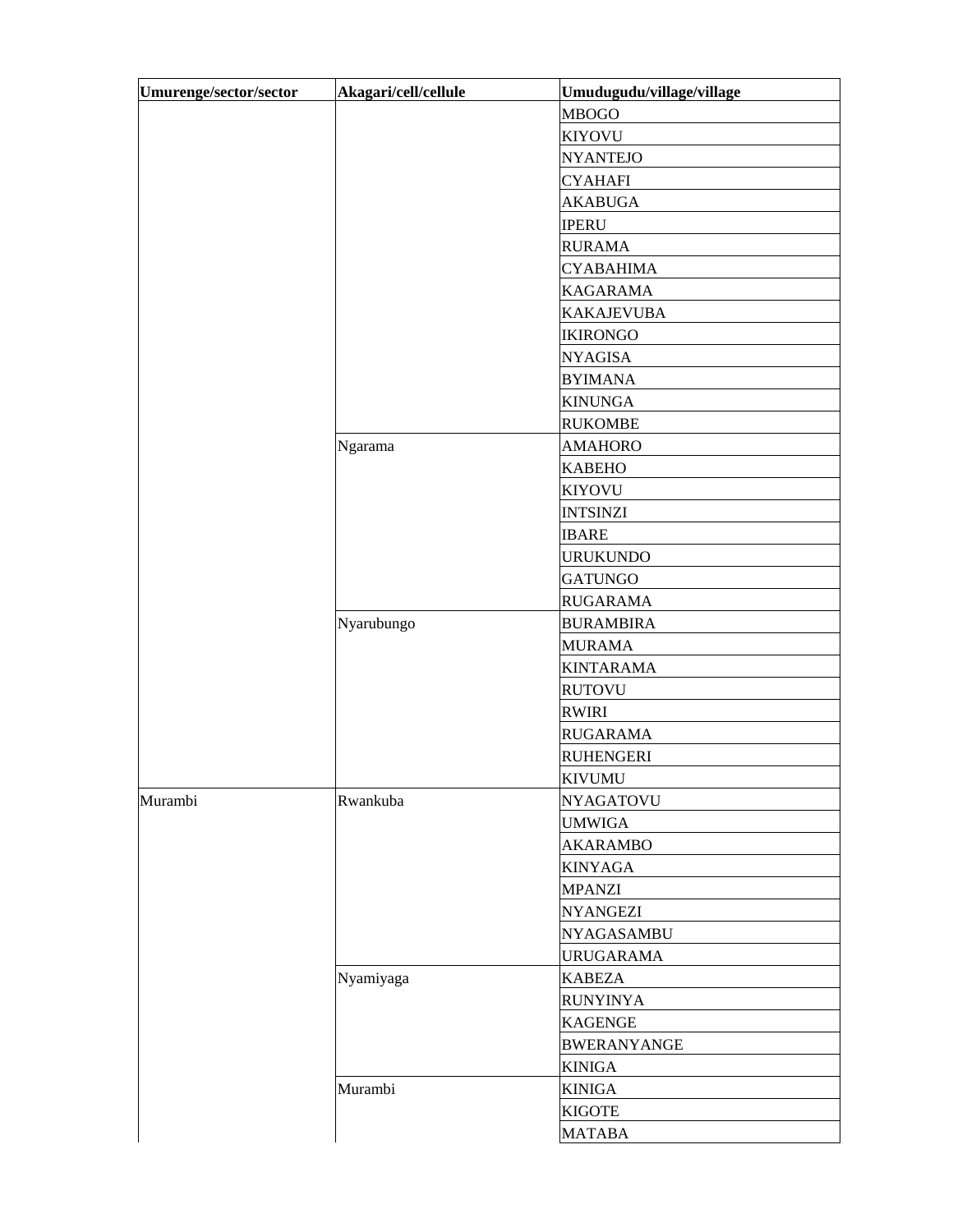| Umurenge/sector/sector | Akagari/cell/cellule | Umudugudu/village/village |
|---|---|---|
| | | MBOGO |
| | | KIYOVU |
| | | NYANTEJO |
| | | CYAHAFI |
| | | AKABUGA |
| | | IPERU |
| | | RURAMA |
| | | CYABAHIMA |
| | | KAGARAMA |
| | | KAKAJEVUBA |
| | | IKIRONGO |
| | | NYAGISA |
| | | BYIMANA |
| | | KINUNGA |
| | | RUKOMBE |
| | Ngarama | AMAHORO |
| | | KABEHO |
| | | KIYOVU |
| | | INTSINZI |
| | | IBARE |
| | | URUKUNDO |
| | | GATUNGO |
| | | RUGARAMA |
| | Nyarubungo | BURAMBIRA |
| | | MURAMA |
| | | KINTARAMA |
| | | RUTOVU |
| | | RWIRI |
| | | RUGARAMA |
| | | RUHENGERI |
| | | KIVUMU |
| Murambi | Rwankuba | NYAGATOVU |
| | | UMWIGA |
| | | AKARAMBO |
| | | KINYAGA |
| | | MPANZI |
| | | NYANGEZI |
| | | NYAGASAMBU |
| | | URUGARAMA |
| | Nyamiyaga | KABEZA |
| | | RUNYINYA |
| | | KAGENGE |
| | | BWERANYANGE |
| | | KINIGA |
| | Murambi | KINIGA |
| | | KIGOTE |
| | | MATABA |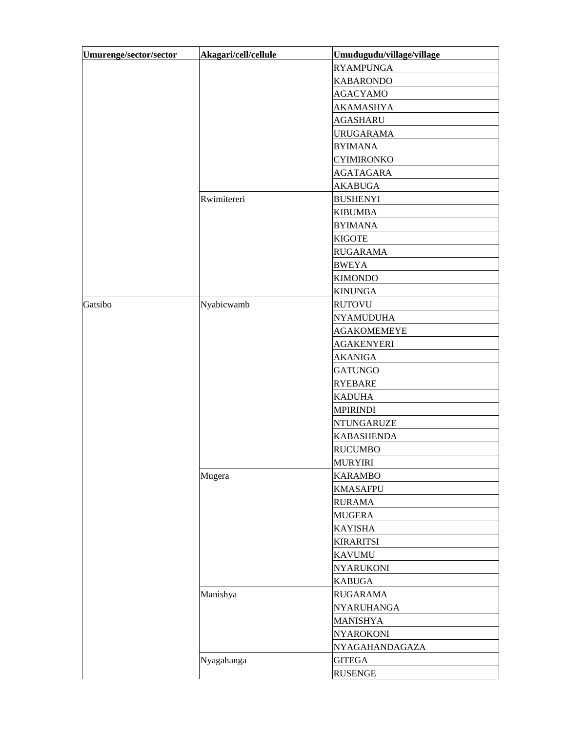| Umurenge/sector/sector | Akagari/cell/cellule | Umudugudu/village/village |
| --- | --- | --- |
| | | RYAMPUNGA |
| | | KABARONDO |
| | | AGACYAMO |
| | | AKAMASHYA |
| | | AGASHARU |
| | | URUGARAMA |
| | | BYIMANA |
| | | CYIMIRONKO |
| | | AGATAGARA |
| | | AKABUGA |
| | Rwimitereri | BUSHENYI |
| | | KIBUMBA |
| | | BYIMANA |
| | | KIGOTE |
| | | RUGARAMA |
| | | BWEYA |
| | | KIMONDO |
| | | KINUNGA |
| Gatsibo | Nyabicwamb | RUTOVU |
| | | NYAMUDUHA |
| | | AGAKOMEMEYE |
| | | AGAKENYERI |
| | | AKANIGA |
| | | GATUNGO |
| | | RYEBARE |
| | | KADUHA |
| | | MPIRINDI |
| | | NTUNGARUZE |
| | | KABASHENDA |
| | | RUCUMBO |
| | | MURYIRI |
| | Mugera | KARAMBO |
| | | KMASAFPU |
| | | RURAMA |
| | | MUGERA |
| | | KAYISHA |
| | | KIRARITSI |
| | | KAVUMU |
| | | NYARUKONI |
| | | KABUGA |
| | Manishya | RUGARAMA |
| | | NYARUHANGA |
| | | MANISHYA |
| | | NYAROKONI |
| | | NYAGAHANDAGAZA |
| | Nyagahanga | GITEGA |
| | | RUSENGE |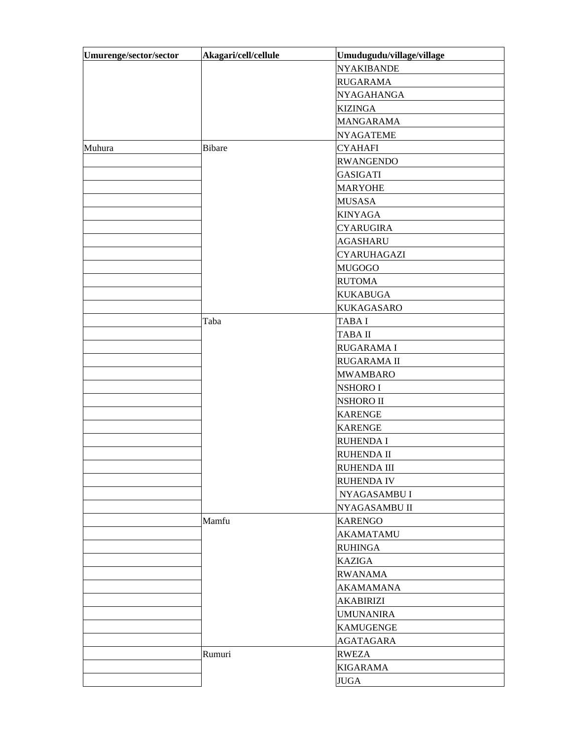| Umurenge/sector/sector | Akagari/cell/cellule | Umudugudu/village/village |
|---|---|---|
| | | NYAKIBANDE |
| | | RUGARAMA |
| | | NYAGAHANGA |
| | | KIZINGA |
| | | MANGARAMA |
| | | NYAGATEME |
| Muhura | Bibare | CYAHAFI |
| | | RWANGENDO |
| | | GASIGATI |
| | | MARYOHE |
| | | MUSASA |
| | | KINYAGA |
| | | CYARUGIRA |
| | | AGASHARU |
| | | CYARUHAGAZI |
| | | MUGOGO |
| | | RUTOMA |
| | | KUKABUGA |
| | | KUKAGASARO |
| | Taba | TABA I |
| | | TABA II |
| | | RUGARAMA I |
| | | RUGARAMA II |
| | | MWAMBARO |
| | | NSHORO I |
| | | NSHORO II |
| | | KARENGE |
| | | KARENGE |
| | | RUHENDA I |
| | | RUHENDA II |
| | | RUHENDA III |
| | | RUHENDA IV |
| | | NYAGASAMBU I |
| | | NYAGASAMBU II |
| | Mamfu | KARENGO |
| | | AKAMATAMU |
| | | RUHINGA |
| | | KAZIGA |
| | | RWANAMA |
| | | AKAMAMANA |
| | | AKABIRIZI |
| | | UMUNANIRA |
| | | KAMUGENGE |
| | | AGATAGARA |
| | Rumuri | RWEZA |
| | | KIGARAMA |
| | | JUGA |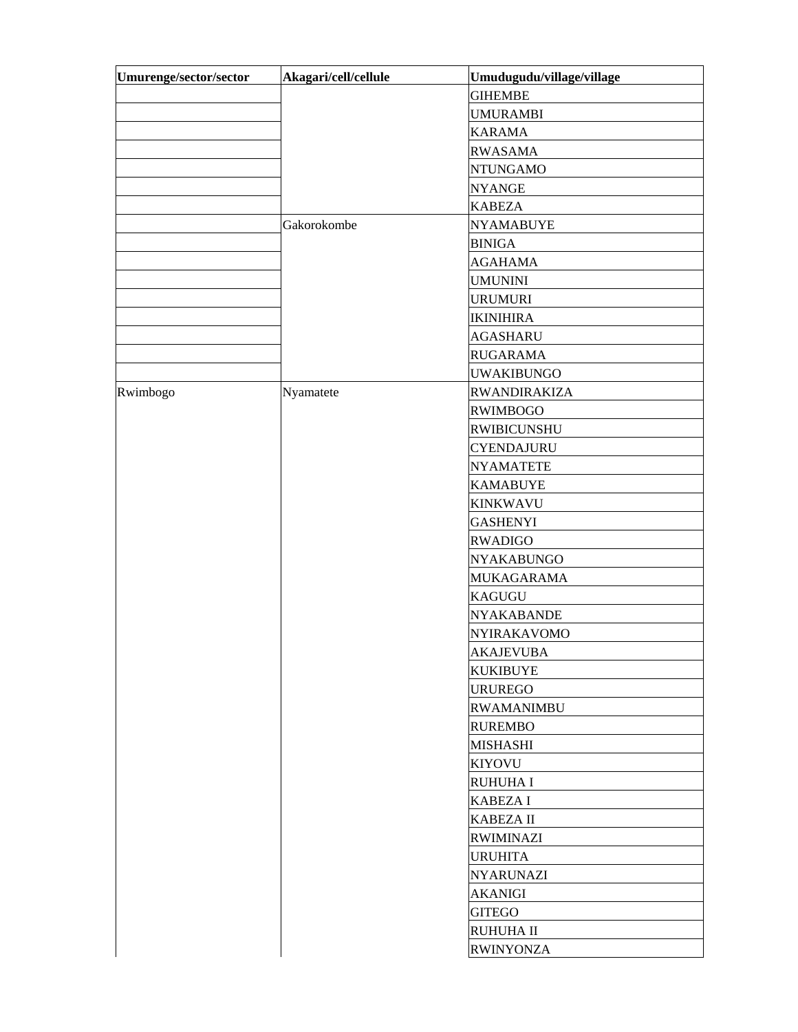| Umurenge/sector/sector | Akagari/cell/cellule | Umudugudu/village/village |
|---|---|---|
| | | GIHEMBE |
| | | UMURAMBI |
| | | KARAMA |
| | | RWASAMA |
| | | NTUNGAMO |
| | | NYANGE |
| | | KABEZA |
| | Gakorokombe | NYAMABUYE |
| | | BINIGA |
| | | AGAHAMA |
| | | UMUNINI |
| | | URUMURI |
| | | IKINIHIRA |
| | | AGASHARU |
| | | RUGARAMA |
| | | UWAKIBUNGO |
| Rwimbogo | Nyamatete | RWANDIRAKIZA |
| | | RWIMBOGO |
| | | RWIBICUNSHU |
| | | CYENDAJURU |
| | | NYAMATETE |
| | | KAMABUYE |
| | | KINKWAVU |
| | | GASHENYI |
| | | RWADIGO |
| | | NYAKABUNGO |
| | | MUKAGARAMA |
| | | KAGUGU |
| | | NYAKABANDE |
| | | NYIRAKAVOMO |
| | | AKAJEVUBA |
| | | KUKIBUYE |
| | | URUREGO |
| | | RWAMANIMBU |
| | | RUREMBO |
| | | MISHASHI |
| | | KIYOVU |
| | | RUHUHA I |
| | | KABEZA I |
| | | KABEZA II |
| | | RWIMINAZI |
| | | URUHITA |
| | | NYARUNAZI |
| | | AKANIGI |
| | | GITEGO |
| | | RUHUHA II |
| | | RWINYONZA |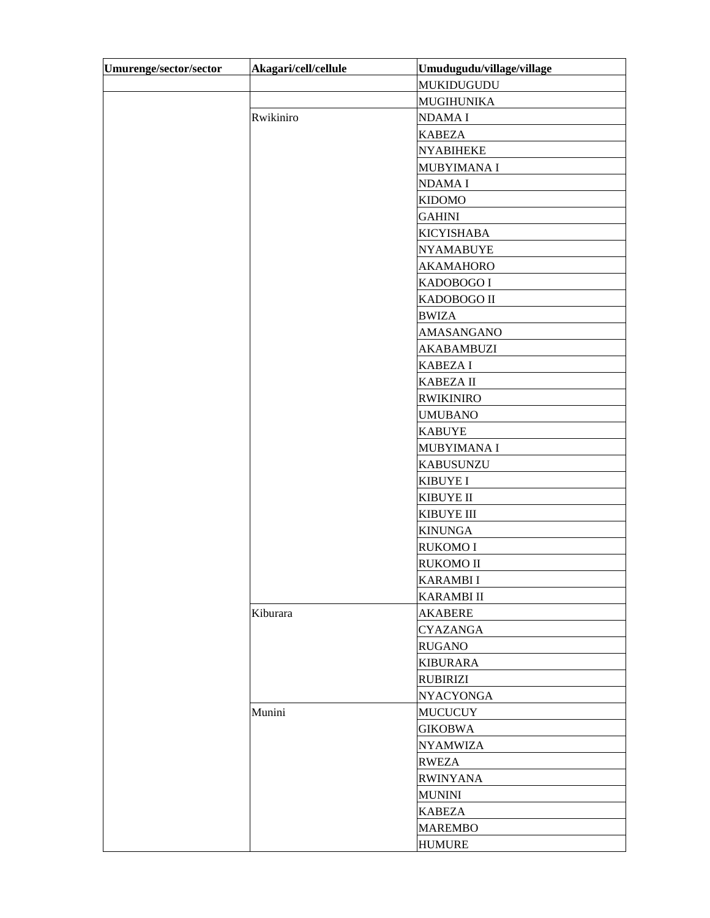| Umurenge/sector/sector | Akagari/cell/cellule | Umudugudu/village/village |
| --- | --- | --- |
| | | MUKIDUGUDU |
| | | MUGIHUNIKA |
| | Rwikiniro | NDAMA I |
| | | KABEZA |
| | | NYABIHEKE |
| | | MUBYIMANA I |
| | | NDAMA I |
| | | KIDOMO |
| | | GAHINI |
| | | KICYISHABA |
| | | NYAMABUYE |
| | | AKAMAHORO |
| | | KADOBOGO I |
| | | KADOBOGO II |
| | | BWIZA |
| | | AMASANGANO |
| | | AKABAMBUZI |
| | | KABEZA I |
| | | KABEZA II |
| | | RWIKINIRO |
| | | UMUBANO |
| | | KABUYE |
| | | MUBYIMANA I |
| | | KABUSUNZU |
| | | KIBUYE I |
| | | KIBUYE II |
| | | KIBUYE III |
| | | KINUNGA |
| | | RUKOMO I |
| | | RUKOMO II |
| | | KARAMBI I |
| | | KARAMBI II |
| | Kiburara | AKABERE |
| | | CYAZANGA |
| | | RUGANO |
| | | KIBURARA |
| | | RUBIRIZI |
| | | NYACYONGA |
| | Munini | MUCUCUY |
| | | GIKOBWA |
| | | NYAMWIZA |
| | | RWEZA |
| | | RWINYANA |
| | | MUNINI |
| | | KABEZA |
| | | MAREMBO |
| | | HUMURE |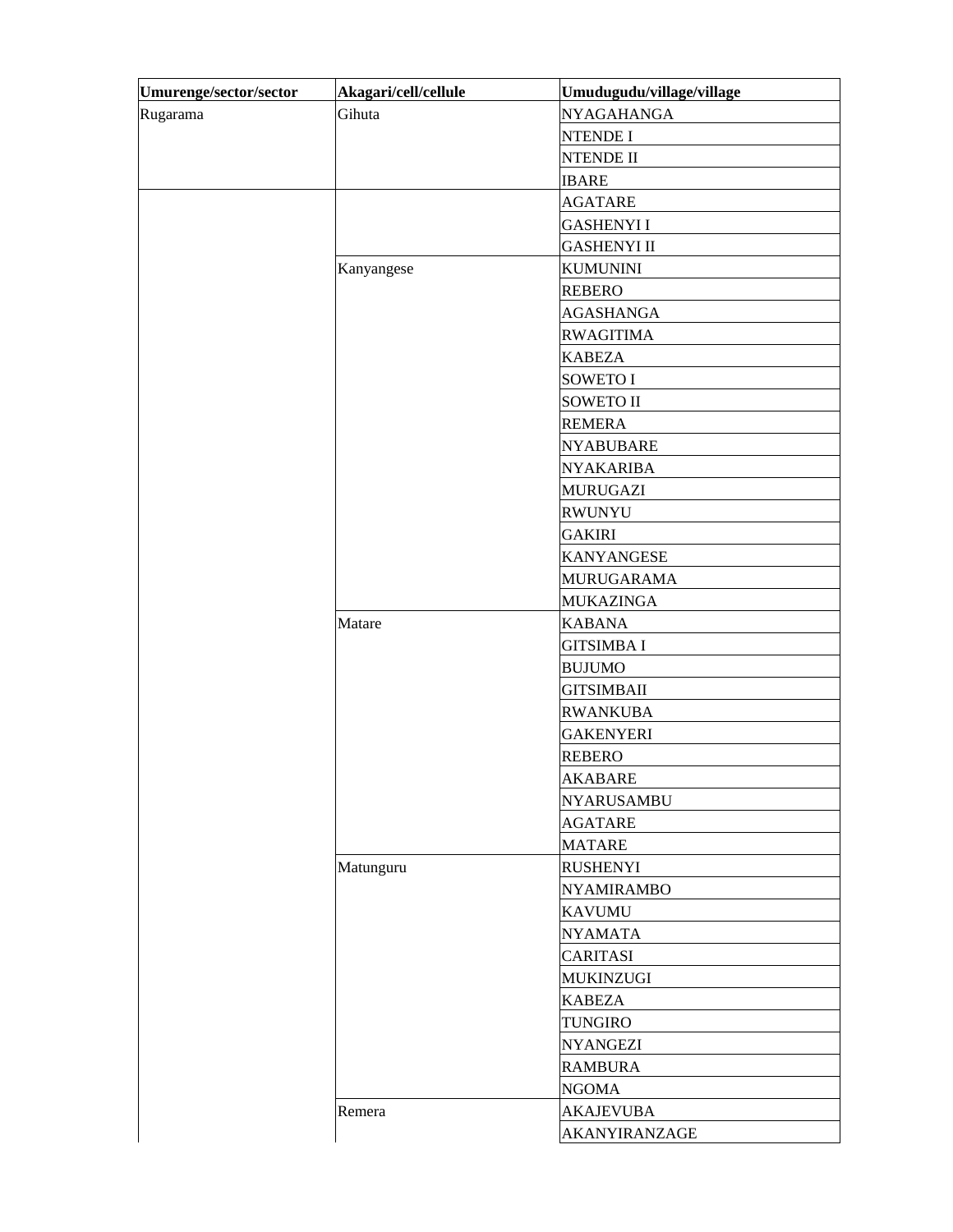| Umurenge/sector/sector | Akagari/cell/cellule | Umudugudu/village/village |
|---|---|---|
| Rugarama | Gihuta | NYAGAHANGA |
| | | NTENDE I |
| | | NTENDE II |
| | | IBARE |
| | | AGATARE |
| | | GASHENYI I |
| | | GASHENYI II |
| | Kanyangese | KUMUNINI |
| | | REBERO |
| | | AGASHANGA |
| | | RWAGITIMA |
| | | KABEZA |
| | | SOWETO I |
| | | SOWETO II |
| | | REMERA |
| | | NYABUBARE |
| | | NYAKARIBA |
| | | MURUGAZI |
| | | RWUNYU |
| | | GAKIRI |
| | | KANYANGESE |
| | | MURUGARAMA |
| | | MUKAZINGA |
| | Matare | KABANA |
| | | GITSIMBA I |
| | | BUJUMO |
| | | GITSIMBAII |
| | | RWANKUBA |
| | | GAKENYERI |
| | | REBERO |
| | | AKABARE |
| | | NYARUSAMBU |
| | | AGATARE |
| | | MATARE |
| | Matunguru | RUSHENYI |
| | | NYAMIRAMBO |
| | | KAVUMU |
| | | NYAMATA |
| | | CARITASI |
| | | MUKINZUGI |
| | | KABEZA |
| | | TUNGIRO |
| | | NYANGEZI |
| | | RAMBURA |
| | | NGOMA |
| | Remera | AKAJEVUBA |
| | | AKANYIRANZAGE |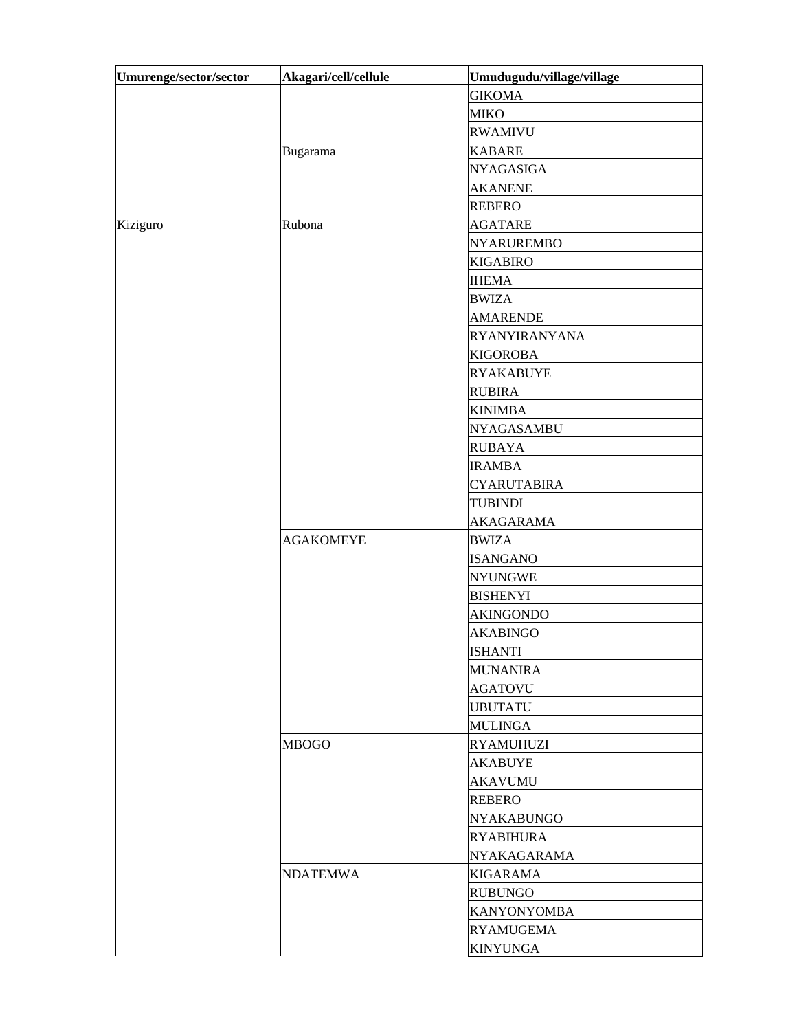| Umurenge/sector/sector | Akagari/cell/cellule | Umudugudu/village/village |
|---|---|---|
| | | GIKOMA |
| | | MIKO |
| | | RWAMIVU |
| | Bugarama | KABARE |
| | | NYAGASIGA |
| | | AKANENE |
| | | REBERO |
| Kiziguro | Rubona | AGATARE |
| | | NYARUREMBO |
| | | KIGABIRO |
| | | IHEMA |
| | | BWIZA |
| | | AMARENDE |
| | | RYANYIRANYANA |
| | | KIGOROBA |
| | | RYAKABUYE |
| | | RUBIRA |
| | | KINIMBA |
| | | NYAGASAMBU |
| | | RUBAYA |
| | | IRAMBA |
| | | CYARUTABIRA |
| | | TUBINDI |
| | | AKAGARAMA |
| | AGAKOMEYE | BWIZA |
| | | ISANGANO |
| | | NYUNGWE |
| | | BISHENYI |
| | | AKINGONDO |
| | | AKABINGO |
| | | ISHANTI |
| | | MUNANIRA |
| | | AGATOVU |
| | | UBUTATU |
| | | MULINGA |
| | MBOGO | RYAMUHUZI |
| | | AKABUYE |
| | | AKAVUMU |
| | | REBERO |
| | | NYAKABUNGO |
| | | RYABIHURA |
| | | NYAKAGARAMA |
| | NDATEMWA | KIGARAMA |
| | | RUBUNGO |
| | | KANYONYOMBA |
| | | RYAMUGEMA |
| | | KINYUNGA |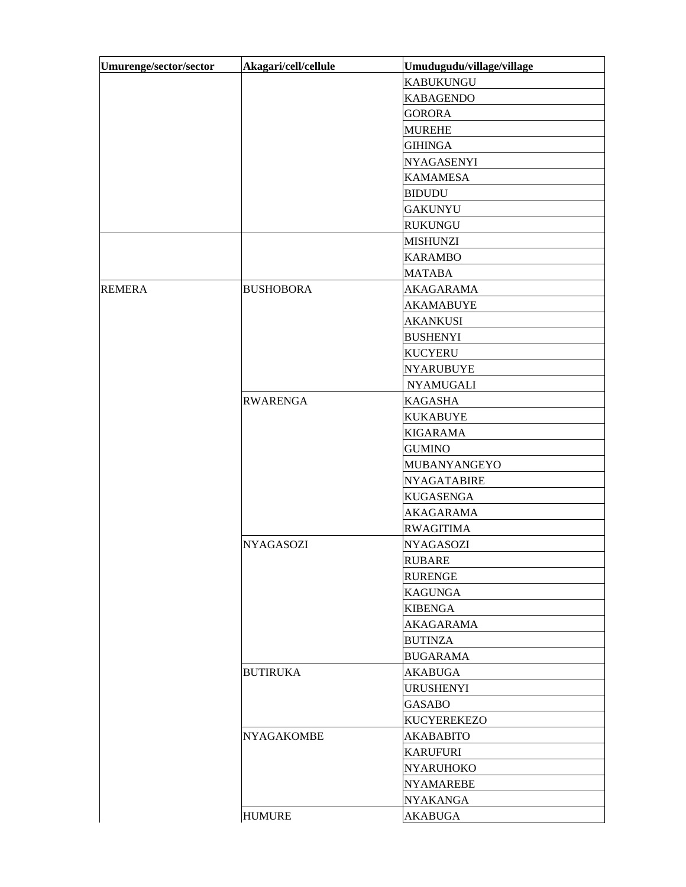| Umurenge/sector/sector | Akagari/cell/cellule | Umudugudu/village/village |
|---|---|---|
| | | KABUKUNGU |
| | | KABAGENDO |
| | | GORORA |
| | | MUREHE |
| | | GIHINGA |
| | | NYAGASENYI |
| | | KAMAMESA |
| | | BIDUDU |
| | | GAKUNYU |
| | | RUKUNGU |
| | | MISHUNZI |
| | | KARAMBO |
| | | MATABA |
| REMERA | BUSHOBORA | AKAGARAMA |
| | | AKAMABUYE |
| | | AKANKUSI |
| | | BUSHENYI |
| | | KUCYERU |
| | | NYARUBUYE |
| | | NYAMUGALI |
| | RWARENGA | KAGASHA |
| | | KUKABUYE |
| | | KIGARAMA |
| | | GUMINO |
| | | MUBANYANGEYO |
| | | NYAGATABIRE |
| | | KUGASENGA |
| | | AKAGARAMA |
| | | RWAGITIMA |
| | NYAGASOZI | NYAGASOZI |
| | | RUBARE |
| | | RURENGE |
| | | KAGUNGA |
| | | KIBENGA |
| | | AKAGARAMA |
| | | BUTINZA |
| | | BUGARAMA |
| | BUTIRUKA | AKABUGA |
| | | URUSHENYI |
| | | GASABO |
| | | KUCYEREKEZO |
| | NYAGAKOMBE | AKABABITO |
| | | KARUFURI |
| | | NYARUHOKO |
| | | NYAMAREBE |
| | | NYAKANGA |
| | HUMURE | AKABUGA |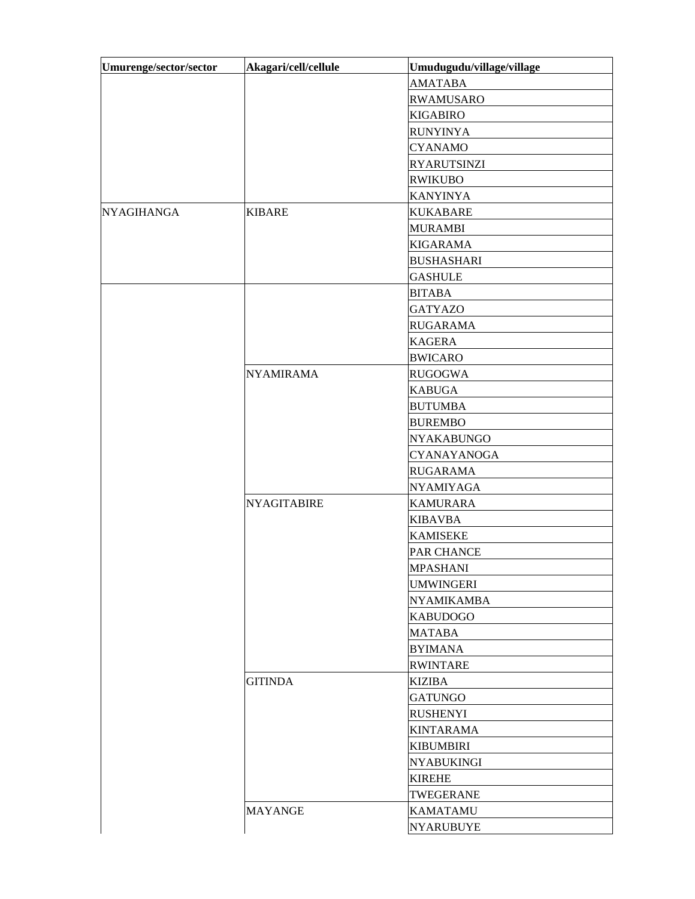| Umurenge/sector/sector | Akagari/cell/cellule | Umudugudu/village/village |
|---|---|---|
| | | AMATABA |
| | | RWAMUSARO |
| | | KIGABIRO |
| | | RUNYINYA |
| | | CYANAMO |
| | | RYARUTSINZI |
| | | RWIKUBO |
| | | KANYINYA |
| NYAGIHANGA | KIBARE | KUKABARE |
| | | MURAMBI |
| | | KIGARAMA |
| | | BUSHASHARI |
| | | GASHULE |
| | | BITABA |
| | | GATYAZO |
| | | RUGARAMA |
| | | KAGERA |
| | | BWICARO |
| | NYAMIRAMA | RUGOGWA |
| | | KABUGA |
| | | BUTUMBA |
| | | BUREMBO |
| | | NYAKABUNGO |
| | | CYANAYANOGA |
| | | RUGARAMA |
| | | NYAMIYAGA |
| | NYAGITABIRE | KAMURARA |
| | | KIBAVBA |
| | | KAMISEKE |
| | | PAR CHANCE |
| | | MPASHANI |
| | | UMWINGERI |
| | | NYAMIKAMBA |
| | | KABUDOGO |
| | | MATABA |
| | | BYIMANA |
| | | RWINTARE |
| | GITINDA | KIZIBA |
| | | GATUNGO |
| | | RUSHENYI |
| | | KINTARAMA |
| | | KIBUMBIRI |
| | | NYABUKINGI |
| | | KIREHE |
| | | TWEGERANE |
| | MAYANGE | KAMATAMU |
| | | NYARUBUYE |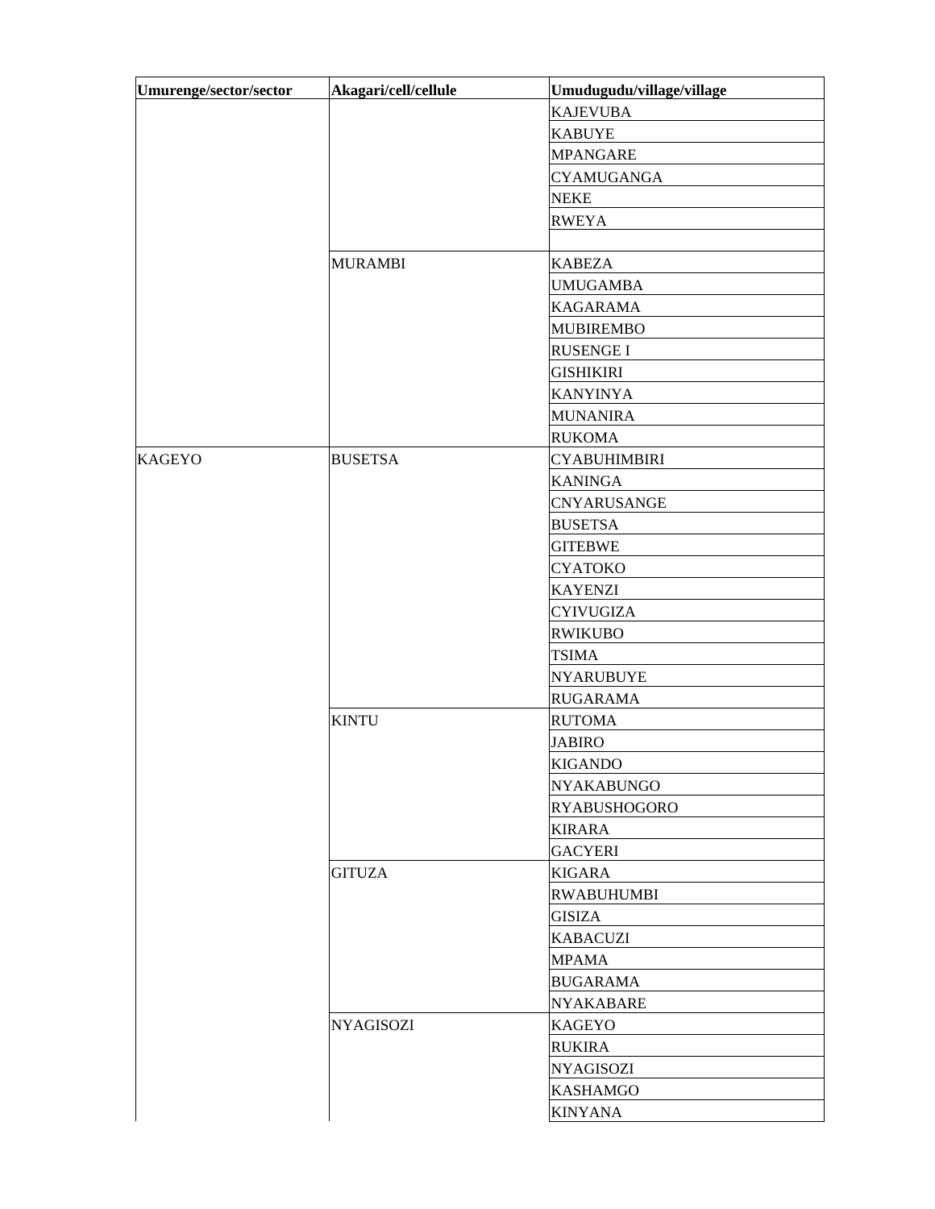| Umurenge/sector/sector | Akagari/cell/cellule | Umudugudu/village/village |
|---|---|---|
| | | KAJEVUBA |
| | | KABUYE |
| | | MPANGARE |
| | | CYAMUGANGA |
| | | NEKE |
| | | RWEYA |
| | | |
| | MURAMBI | KABEZA |
| | | UMUGAMBA |
| | | KAGARAMA |
| | | MUBIREMBO |
| | | RUSENGE I |
| | | GISHIKIRI |
| | | KANYINYA |
| | | MUNANIRA |
| | | RUKOMA |
| KAGEYO | BUSETSA | CYABUHIMBIRI |
| | | KANINGA |
| | | CNYARUSANGE |
| | | BUSETSA |
| | | GITEBWE |
| | | CYATOKO |
| | | KAYENZI |
| | | CYIVUGIZA |
| | | RWIKUBO |
| | | TSIMA |
| | | NYARUBUYE |
| | | RUGARAMA |
| | KINTU | RUTOMA |
| | | JABIRO |
| | | KIGANDO |
| | | NYAKABUNGO |
| | | RYABUSHOGORO |
| | | KIRARA |
| | | GACYERI |
| | GITUZA | KIGARA |
| | | RWABUHUMBI |
| | | GISIZA |
| | | KABACUZI |
| | | MPAMA |
| | | BUGARAMA |
| | | NYAKABARE |
| | NYAGISOZI | KAGEYO |
| | | RUKIRA |
| | | NYAGISOZI |
| | | KASHAMGO |
| | | KINYANA |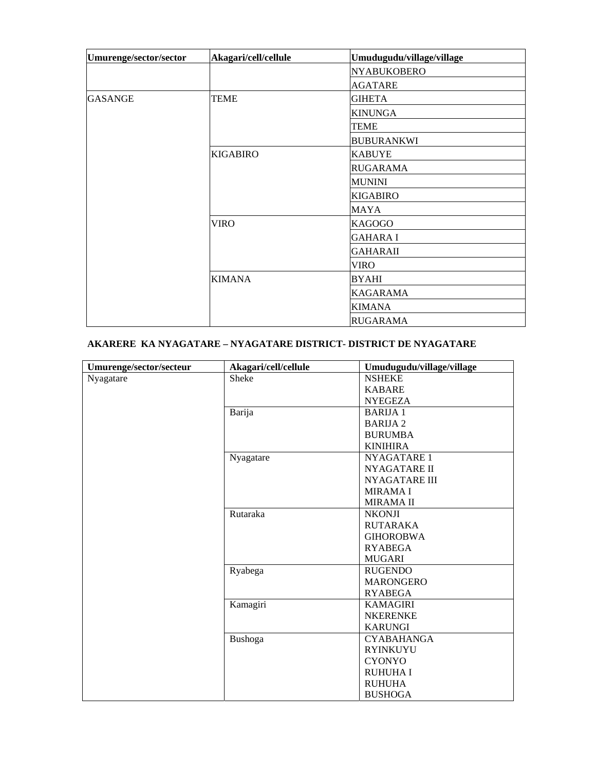| Umurenge/sector/sector | Akagari/cell/cellule | Umudugudu/village/village |
| --- | --- | --- |
| | | NYABUKOBERO |
| | | AGATARE |
| GASANGE | TEME | GIHETA |
| | | KINUNGA |
| | | TEME |
| | | BUBURANKWI |
| | KIGABIRO | KABUYE |
| | | RUGARAMA |
| | | MUNINI |
| | | KIGABIRO |
| | | MAYA |
| | VIRO | KAGOGO |
| | | GAHARA I |
| | | GAHARAII |
| | | VIRO |
| | KIMANA | BYAHI |
| | | KAGARAMA |
| | | KIMANA |
| | | RUGARAMA |

**AKARERE KA NYAGATARE – NYAGATARE DISTRICT- DISTRICT DE NYAGATARE**

| Umurenge/sector/secteur | Akagari/cell/cellule | Umudugudu/village/village |
| --- | --- | --- |
| Nyagatare | Sheke | NSHEKE |
| | | KABARE |
| | | NYEGEZA |
| | Barija | BARIJA 1 |
| | | BARIJA 2 |
| | | BURUMBA |
| | | KINIHIRA |
| | Nyagatare | NYAGATARE 1 |
| | | NYAGATARE II |
| | | NYAGATARE III |
| | | MIRAMA I |
| | | MIRAMA II |
| | Rutaraka | NKONJI |
| | | RUTARAKA |
| | | GIHOROBWA |
| | | RYABEGA |
| | | MUGARI |
| | Ryabega | RUGENDO |
| | | MARONGERO |
| | | RYABEGA |
| | Kamagiri | KAMAGIRI |
| | | NKERENKE |
| | | KARUNGI |
| | Bushoga | CYABAHANGA |
| | | RYINKUYU |
| | | CYONYO |
| | | RUHUHA I |
| | | RUHUHA |
| | | BUSHOGA |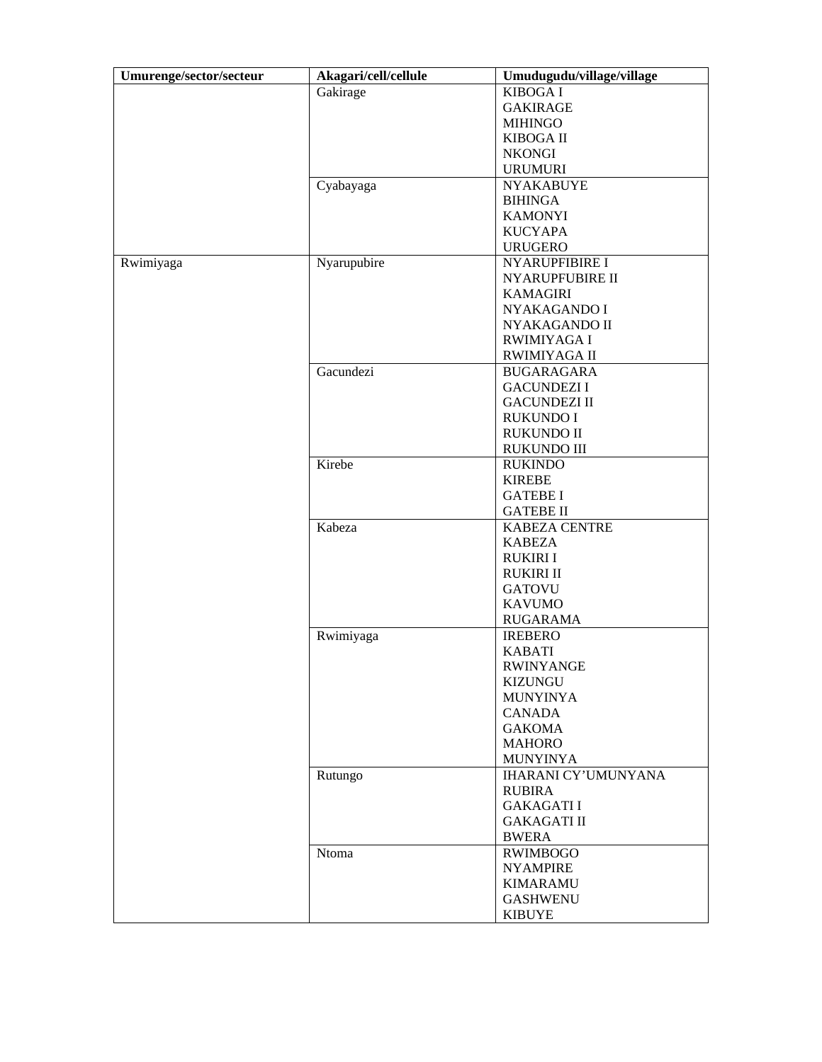| Umurenge/sector/secteur | Akagari/cell/cellule | Umudugudu/village/village |
|---|---|---|
| | Gakirage | KIBOGA I<br>GAKIRAGE<br>MIHINGO<br>KIBOGA II<br>NKONGI<br>URUMURI |
| | Cyabayaga | NYAKABUYE<br>BIHINGA<br>KAMONYI<br>KUCYAPA<br>URUGERO |
| Rwimiyaga | Nyarupubire | NYARUPFIBIRE I<br>NYARUPFUBIRE II<br>KAMAGIRI<br>NYAKAGANDO I<br>NYAKAGANDO II<br>RWIMIYAGA I<br>RWIMIYAGA II |
| | Gacundezi | BUGARAGARA<br>GACUNDEZI I<br>GACUNDEZI II<br>RUKUNDO I<br>RUKUNDO II<br>RUKUNDO III |
| | Kirebe | RUKINDO<br>KIREBE<br>GATEBE I<br>GATEBE II |
| | Kabeza | KABEZA CENTRE<br>KABEZA<br>RUKIRI I<br>RUKIRI II<br>GATOVU<br>KAVUMO<br>RUGARAMA |
| | Rwimiyaga | IREBERO<br>KABATI<br>RWINYANGE<br>KIZUNGU<br>MUNYINYA<br>CANADA<br>GAKOMA<br>MAHORO<br>MUNYINYA |
| | Rutungo | IHARANI CY'UMUNYANA<br>RUBIRA<br>GAKAGATI I<br>GAKAGATI II<br>BWERA |
| | Ntoma | RWIMBOGO<br>NYAMPIRE<br>KIMARAMU<br>GASHWENU<br>KIBUYE |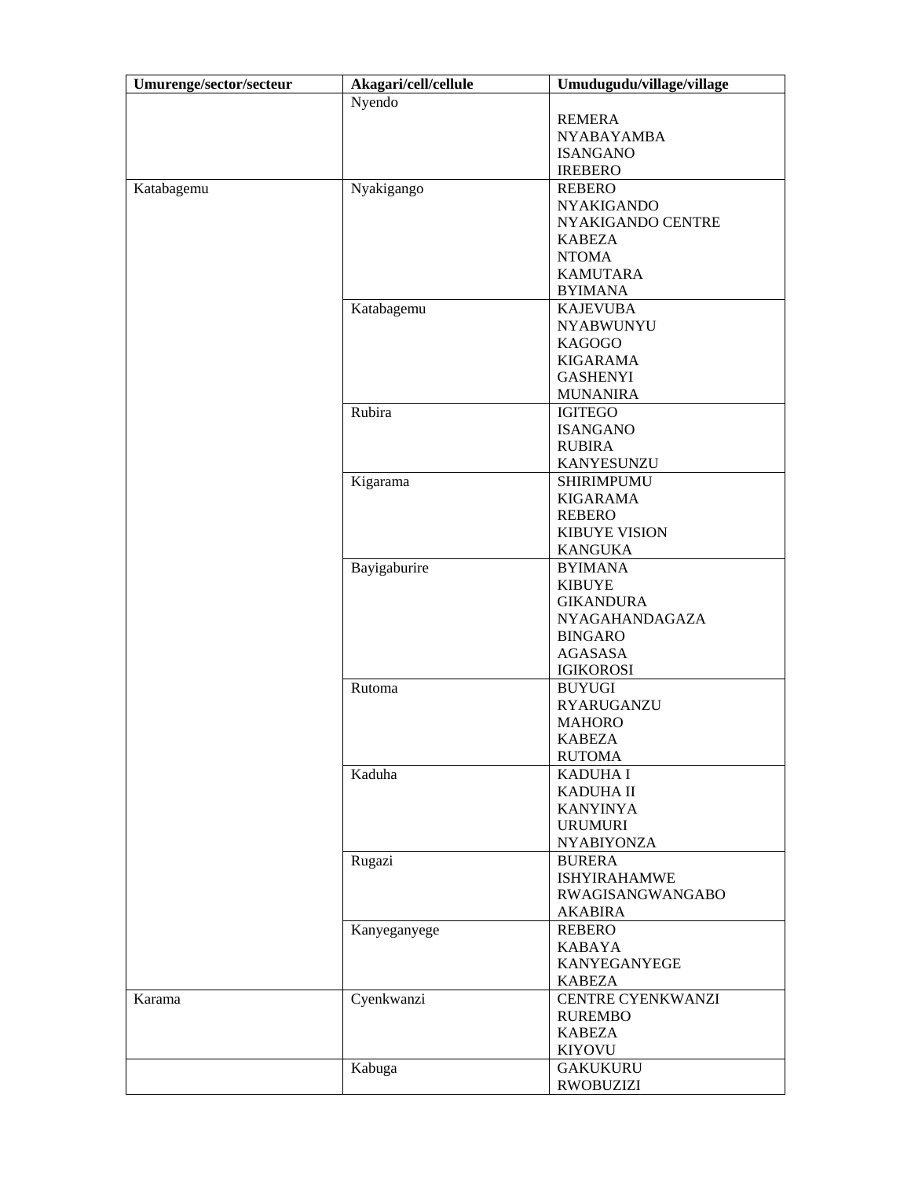| Umurenge/sector/secteur | Akagari/cell/cellule | Umudugudu/village/village |
|---|---|---|
| | Nyendo | REMERA<br>NYABAYAMBA<br>ISANGANO<br>IREBERO |
| Katabagemu | Nyakigango | REBERO<br>NYAKIGANDO<br>NYAKIGANDO CENTRE<br>KABEZA<br>NTOMA<br>KAMUTARA<br>BYIMANA |
| | Katabagemu | KAJEVUBA<br>NYABWUNYU<br>KAGOGO<br>KIGARAMA<br>GASHENYI<br>MUNANIRA |
| | Rubira | IGITEGO<br>ISANGANO<br>RUBIRA<br>KANYESUNZU |
| | Kigarama | SHIRIMPUMU<br>KIGARAMA<br>REBERO<br>KIBUYE VISION<br>KANGUKA |
| | Bayigaburire | BYIMANA<br>KIBUYE<br>GIKANDURA<br>NYAGAHANDAGAZA<br>BINGARO<br>AGASASA<br>IGIKOROSI |
| | Rutoma | BUYUGI<br>RYARUGANZU<br>MAHORO<br>KABEZA<br>RUTOMA |
| | Kaduha | KADUHA I<br>KADUHA II<br>KANYINYA<br>URUMURI<br>NYABIYONZA |
| | Rugazi | BURERA<br>ISHYIRAHAMWE<br>RWAGISANGWANGABO<br>AKABIRA |
| | Kanyeganyege | REBERO<br>KABAYA<br>KANYEGANYEGE<br>KABEZA |
| Karama | Cyenkwanzi | CENTRE CYENKWANZI<br>RUREMBO<br>KABEZA<br>KIYOVU |
| | Kabuga | GAKUKURU<br>RWOBUZIZI |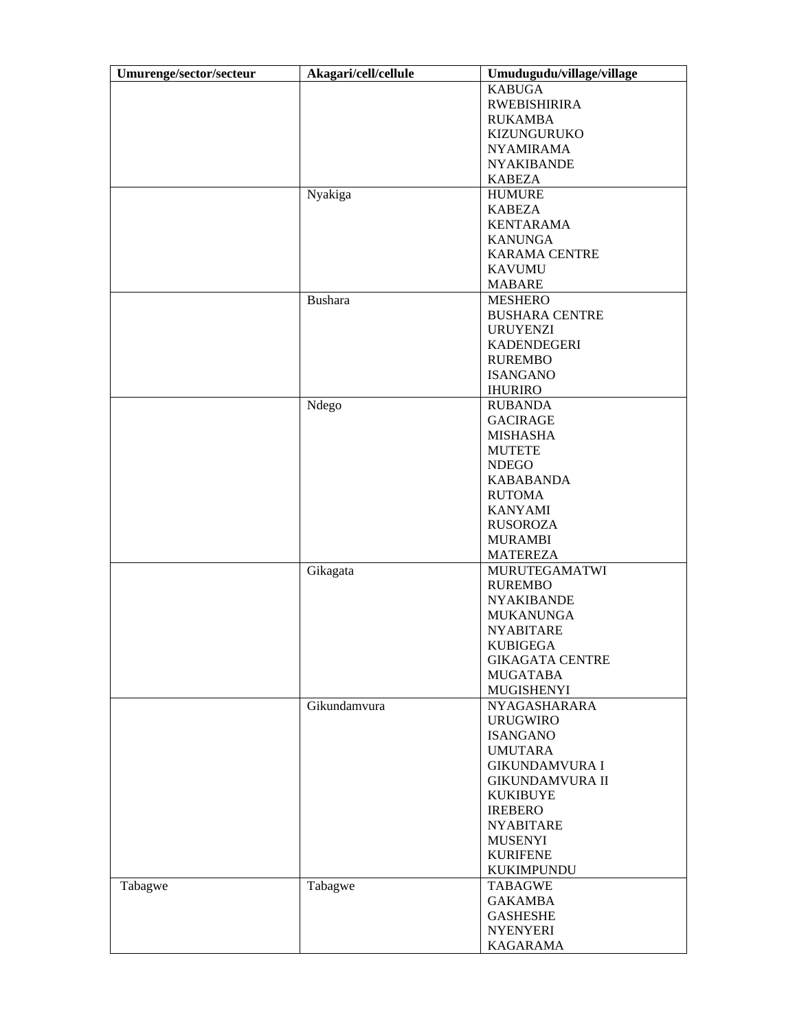| Umurenge/sector/secteur | Akagari/cell/cellule | Umudugudu/village/village |
|---|---|---|
| | | KABUGA<br>RWEBISHIRIRA<br>RUKAMBA<br>KIZUNGURUKO<br>NYAMIRAMA<br>NYAKIBANDE<br>KABEZA |
| | Nyakiga | HUMURE<br>KABEZA<br>KENTARAMA<br>KANUNGA<br>KARAMA CENTRE<br>KAVUMU<br>MABARE |
| | Bushara | MESHERO<br>BUSHARA CENTRE<br>URUYENZI<br>KADENDEGERI<br>RUREMBO<br>ISANGANO<br>IHURIRO |
| | Ndego | RUBANDA<br>GACIRAGE<br>MISHASHA<br>MUTETE<br>NDEGO<br>KABABANDA<br>RUTOMA<br>KANYAMI<br>RUSOROZA<br>MURAMBI<br>MATEREZA |
| | Gikagata | MURUTEGAMATWI<br>RUREMBO<br>NYAKIBANDE<br>MUKANUNGA<br>NYABITARE<br>KUBIGEGA<br>GIKAGATA CENTRE<br>MUGATABA<br>MUGISHENYI |
| | Gikundamvura | NYAGASHARARA<br>URUGWIRO<br>ISANGANO<br>UMUTARA<br>GIKUNDAMVURA I<br>GIKUNDAMVURA II<br>KUKIBUYE<br>IREBERO<br>NYABITARE<br>MUSENYI<br>KURIFENE<br>KUKIMPUNDU |
| Tabagwe | Tabagwe | TABAGWE<br>GAKAMBA<br>GASHESHE<br>NYENYERI<br>KAGARAMA |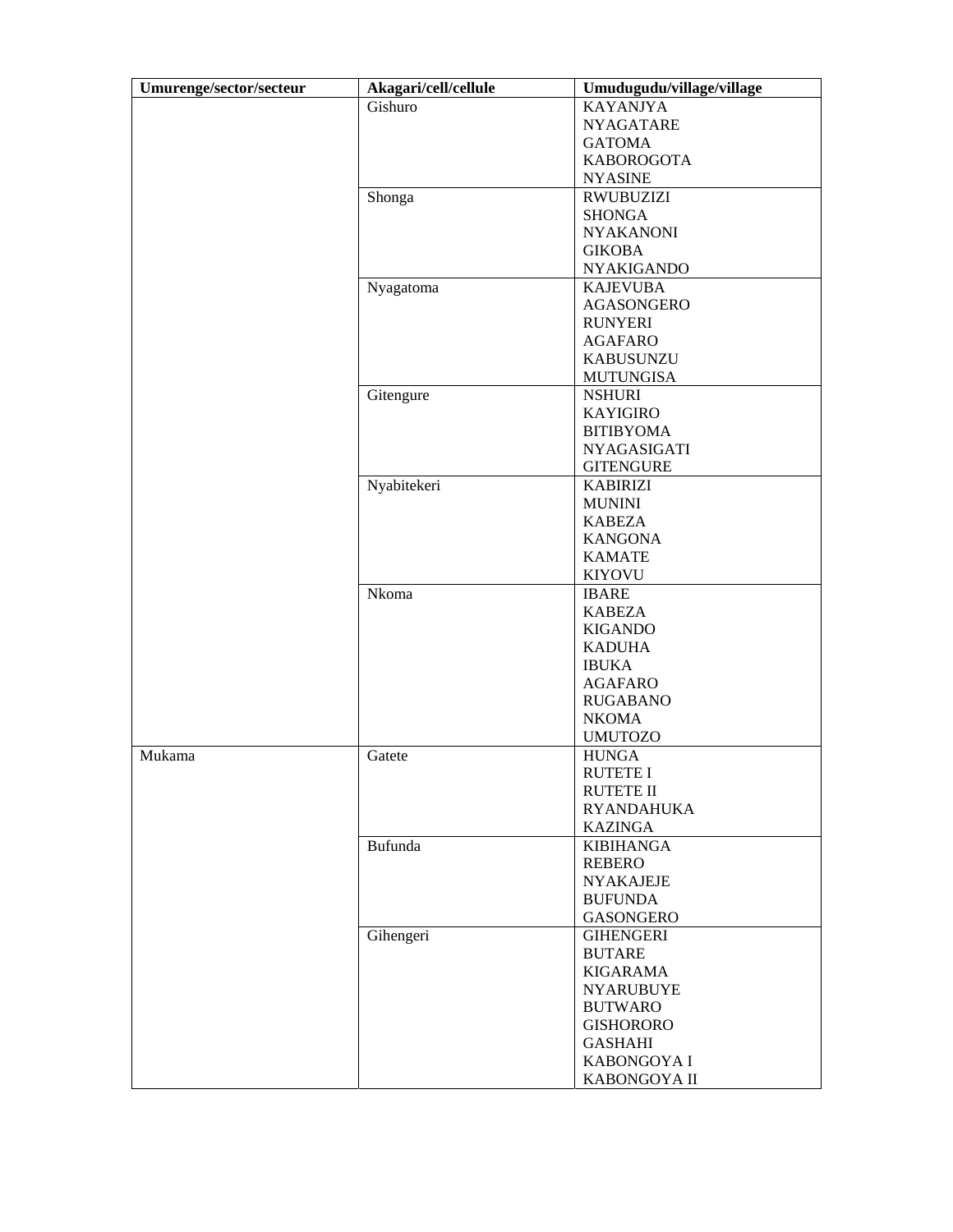| Umurenge/sector/secteur | Akagari/cell/cellule | Umudugudu/village/village |
|---|---|---|
| | Gishuro | KAYANJYA<br>NYAGATARE<br>GATOMA<br>KABOROGOTA<br>NYASINE |
| | Shonga | RWUBUZIZI<br>SHONGA<br>NYAKANONI<br>GIKOBA<br>NYAKIGANDO |
| | Nyagatoma | KAJEVUBA<br>AGASONGERO<br>RUNYERI<br>AGAFARO<br>KABUSUNZU<br>MUTUNGISA |
| | Gitengure | NSHURI<br>KAYIGIRO<br>BITIBYOMA<br>NYAGASIGATI<br>GITENGURE |
| | Nyabitekeri | KABIRIZI<br>MUNINI<br>KABEZA<br>KANGONA<br>KAMATE<br>KIYOVU |
| | Nkoma | IBARE<br>KABEZA<br>KIGANDO<br>KADUHA<br>IBUKA<br>AGAFARO<br>RUGABANO<br>NKOMA<br>UMUTOZO |
| Mukama | Gatete | HUNGA<br>RUTETE I<br>RUTETE II<br>RYANDAHUKA<br>KAZINGA |
| | Bufunda | KIBIHANGA<br>REBERO<br>NYAKAJEJE<br>BUFUNDA<br>GASONGERO |
| | Gihengeri | GIHENGERI<br>BUTARE<br>KIGARAMA<br>NYARUBUYE<br>BUTWARO<br>GISHORORO<br>GASHAHI<br>KABONGOYA I<br>KABONGOYA II |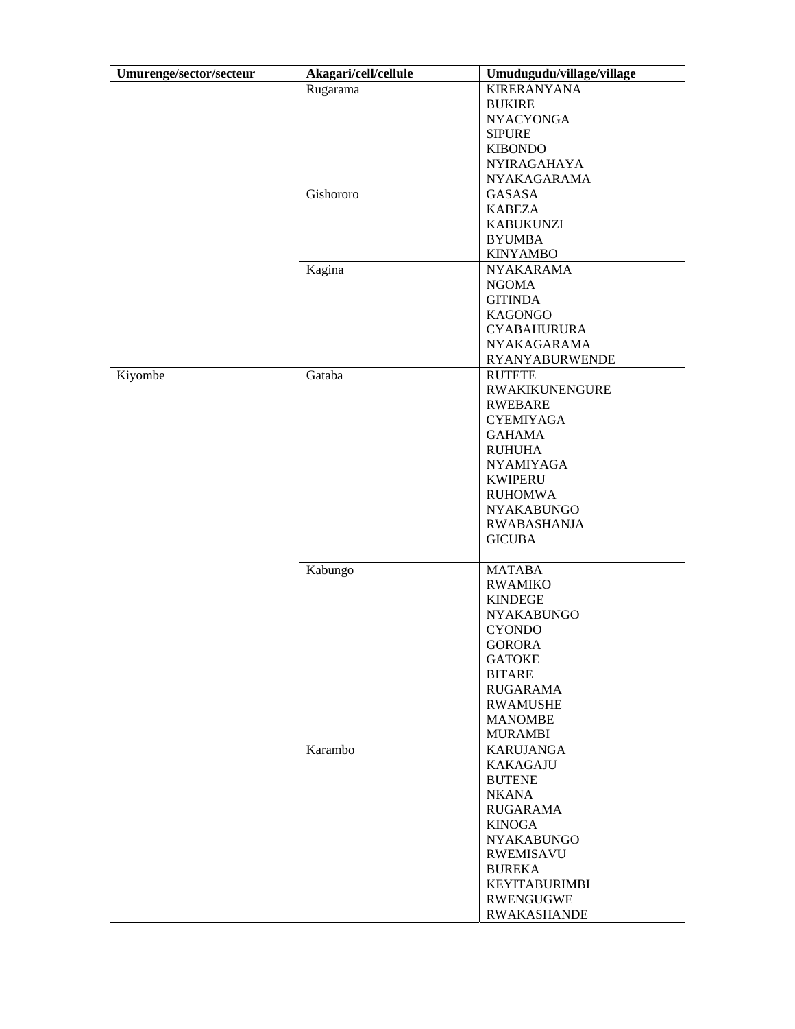| Umurenge/sector/secteur | Akagari/cell/cellule | Umudugudu/village/village |
|---|---|---|
| | Rugarama | KIRERANYANA<br>BUKIRE<br>NYACYONGA<br>SIPURE<br>KIBONDO<br>NYIRAGAHAYA<br>NYAKAGARAMA |
| | Gishororo | GASASA<br>KABEZA<br>KABUKUNZI<br>BYUMBA<br>KINYAMBO |
| | Kagina | NYAKARAMA<br>NGOMA<br>GITINDA<br>KAGONGO<br>CYABAHURURA<br>NYAKAGARAMA<br>RYANYABURWENDE |
| Kiyombe | Gataba | RUTETE<br>RWAKIKUNENGURE<br>RWEBARE<br>CYEMIYAGA<br>GAHAMA<br>RUHUHA<br>NYAMIYAGA<br>KWIPERU<br>RUHOMWA<br>NYAKABUNGO<br>RWABASHANJA<br>GICUBA |
| | Kabungo | MATABA<br>RWAMIKO<br>KINDEGE<br>NYAKABUNGO<br>CYONDO<br>GORORA<br>GATOKE<br>BITARE<br>RUGARAMA<br>RWAMUSHE<br>MANOMBE<br>MURAMBI |
| | Karambo | KARUJANGA<br>KAKAGAJU<br>BUTENE<br>NKANA<br>RUGARAMA<br>KINOGA<br>NYAKABUNGO<br>RWEMISAVU<br>BUREKA<br>KEYITABURIMBI<br>RWENGUGWE<br>RWAKASHANDE |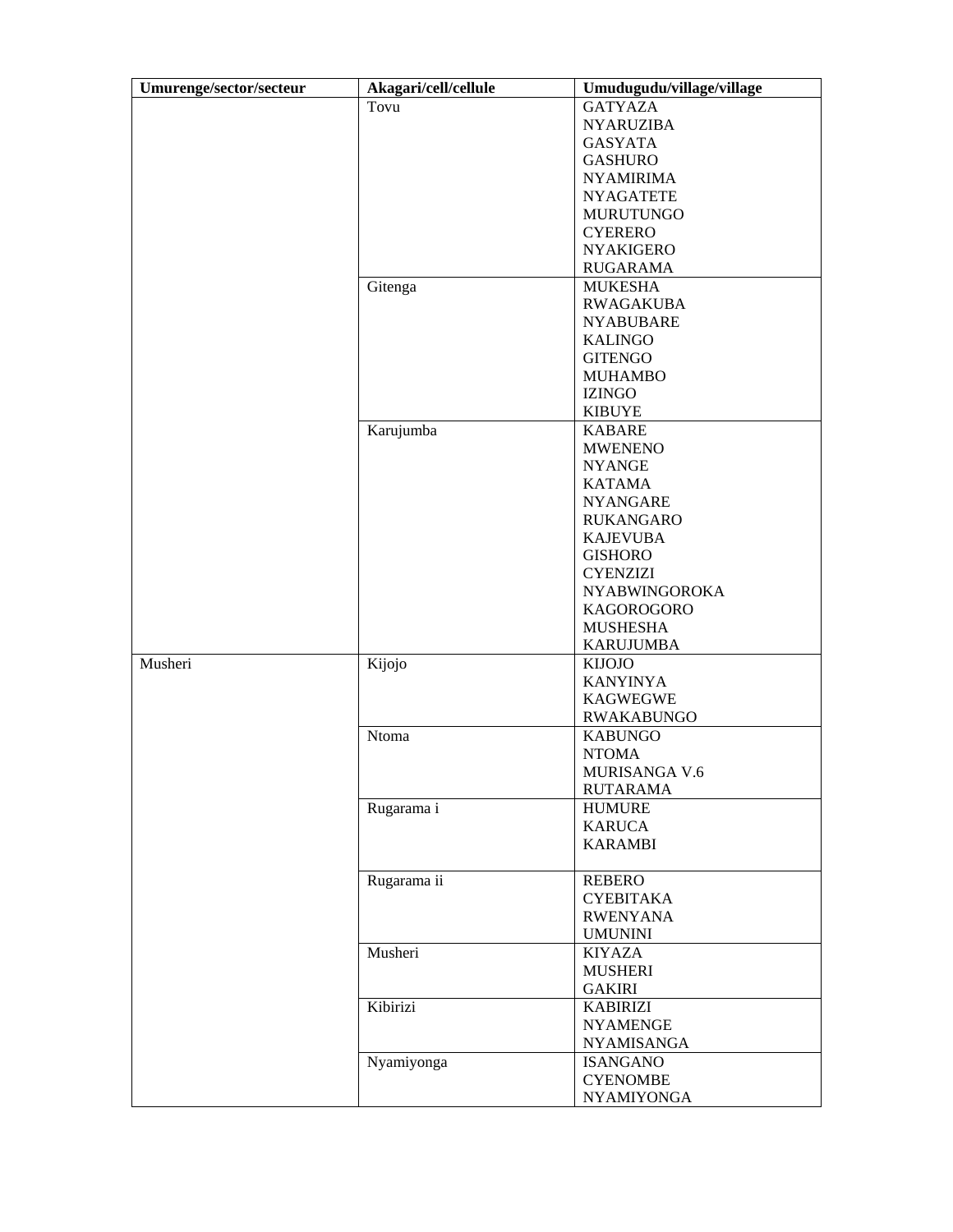| Umurenge/sector/secteur | Akagari/cell/cellule | Umudugudu/village/village |
|---|---|---|
| | Tovu | GATYAZA<br>NYARUZIBA<br>GASYATA<br>GASHURO<br>NYAMIRIMA<br>NYAGATETE<br>MURUTUNGO<br>CYERERO<br>NYAKIGERO<br>RUGARAMA |
| | Gitenga | MUKESHA<br>RWAGAKUBA<br>NYABUBARE<br>KALINGO<br>GITENGO<br>MUHAMBO<br>IZINGO<br>KIBUYE |
| | Karujumba | KABARE<br>MWENENO<br>NYANGE<br>KATAMA<br>NYANGARE<br>RUKANGARO<br>KAJEVUBA<br>GISHORO<br>CYENZIZI<br>NYABWINGOROKA<br>KAGOROGORO<br>MUSHESHA<br>KARUJUMBA |
| Musheri | Kijojo | KIJOJO<br>KANYINYA<br>KAGWEGWE<br>RWAKABUNGO |
| | Ntoma | KABUNGO<br>NTOMA<br>MURISANGA V.6<br>RUTARAMA |
| | Rugarama i | HUMURE<br>KARUCA<br>KARAMBI |
| | Rugarama ii | REBERO<br>CYEBITAKA<br>RWENYANA<br>UMUNINI |
| | Musheri | KIYAZA<br>MUSHERI<br>GAKIRI |
| | Kibirizi | KABIRIZI<br>NYAMENGE<br>NYAMISANGA |
| | Nyamiyonga | ISANGANO<br>CYENOMBE<br>NYAMIYONGA |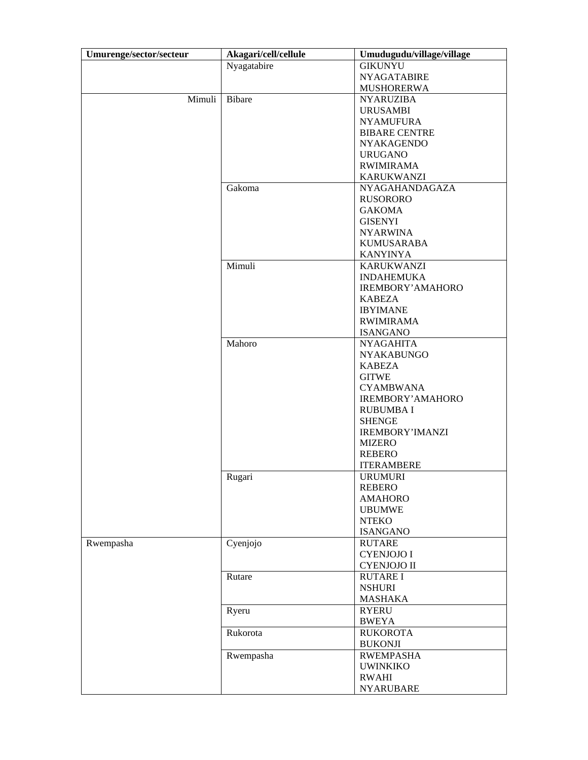| Umurenge/sector/secteur | Akagari/cell/cellule | Umudugudu/village/village |
|---|---|---|
| | Nyagatabire | GIKUNYU<br>NYAGATABIRE<br>MUSHORERWA |
| Mimuli | Bibare | NYARUZIBA<br>URUSAMBI<br>NYAMUFURA<br>BIBARE CENTRE<br>NYAKAGENDO<br>URUGANO<br>RWIMIRAMA<br>KARUKWANZI |
| | Gakoma | NYAGAHANDAGAZA<br>RUSORORO<br>GAKOMA<br>GISENYI<br>NYARWINA<br>KUMUSARABA<br>KANYINYA |
| | Mimuli | KARUKWANZI<br>INDAHEMUKA<br>IREMBORY'AMAHORO<br>KABEZA<br>IBYIMANE<br>RWIMIRAMA<br>ISANGANO |
| | Mahoro | NYAGAHITA<br>NYAKABUNGO<br>KABEZA<br>GITWE<br>CYAMBWANA<br>IREMBORY'AMAHORO<br>RUBUMBA I<br>SHENGE<br>IREMBORY'IMANZI<br>MIZERO<br>REBERO<br>ITERAMBERE |
| | Rugari | URUMURI<br>REBERO<br>AMAHORO<br>UBUMWE<br>NTEKO<br>ISANGANO |
| Rwempasha | Cyenjojo | RUTARE<br>CYENJOJO I<br>CYENJOJO II |
| | Rutare | RUTARE I<br>NSHURI<br>MASHAKA |
| | Ryeru | RYERU<br>BWEYA |
| | Rukorota | RUKOROTA<br>BUKONJI |
| | Rwempasha | RWEMPASHA<br>UWINKIKO<br>RWAHI<br>NYARUBARE |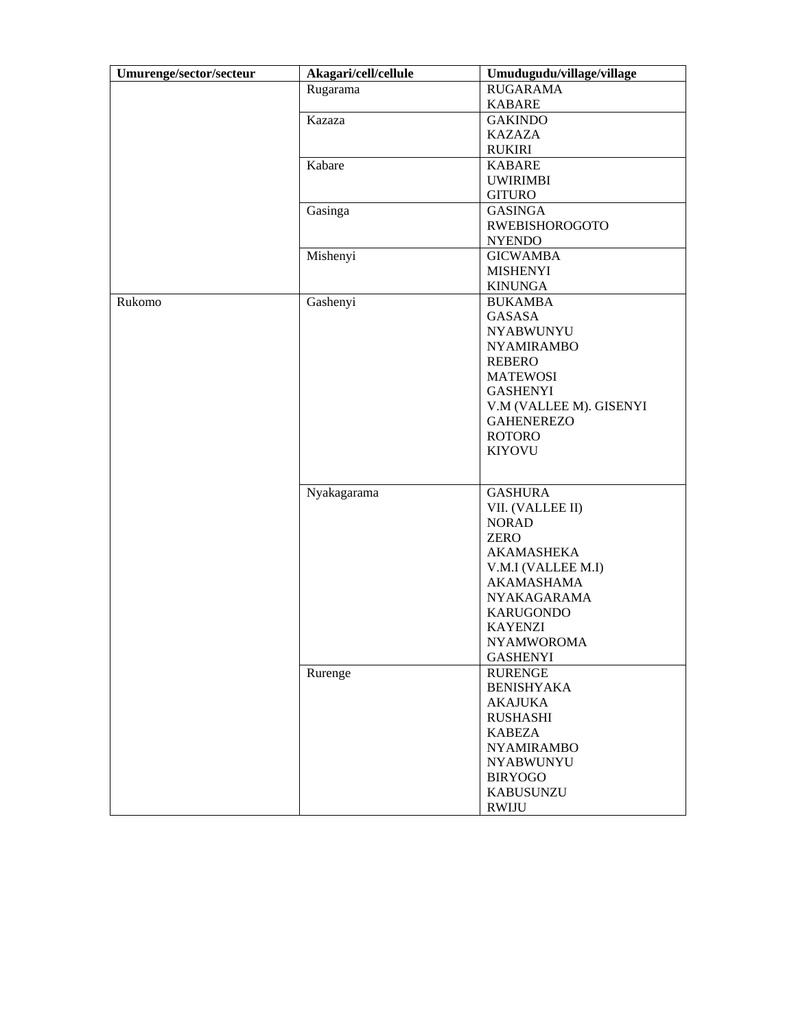| Umurenge/sector/secteur | Akagari/cell/cellule | Umudugudu/village/village |
|---|---|---|
| | Rugarama | RUGARAMA<br>KABARE |
| | Kazaza | GAKINDO<br>KAZAZA<br>RUKIRI |
| | Kabare | KABARE<br>UWIRIMBI<br>GITURO |
| | Gasinga | GASINGA<br>RWEBISHOROGOTO<br>NYENDO |
| | Mishenyi | GICWAMBA<br>MISHENYI<br>KINUNGA |
| Rukomo | Gashenyi | BUKAMBA<br>GASASA<br>NYABWUNYU<br>NYAMIRAMBO<br>REBERO<br>MATEWOSI<br>GASHENYI<br>V.M (VALLEE M). GISENYI<br>GAHENEREZO<br>ROTORO<br>KIYOVU |
| | Nyakagarama | GASHURA<br>VII. (VALLEE II)<br>NORAD<br>ZERO<br>AKAMASHEKA<br>V.M.I (VALLEE M.I)<br>AKAMASHAMA<br>NYAKAGARAMA<br>KARUGONDO<br>KAYENZI<br>NYAMWOROMA<br>GASHENYI |
| | Rurenge | RURENGE<br>BENISHYAKA<br>AKAJUKA<br>RUSHASHI<br>KABEZA<br>NYAMIRAMBO<br>NYABWUNYU<br>BIRYOGO<br>KABUSUNZU<br>RWIJU |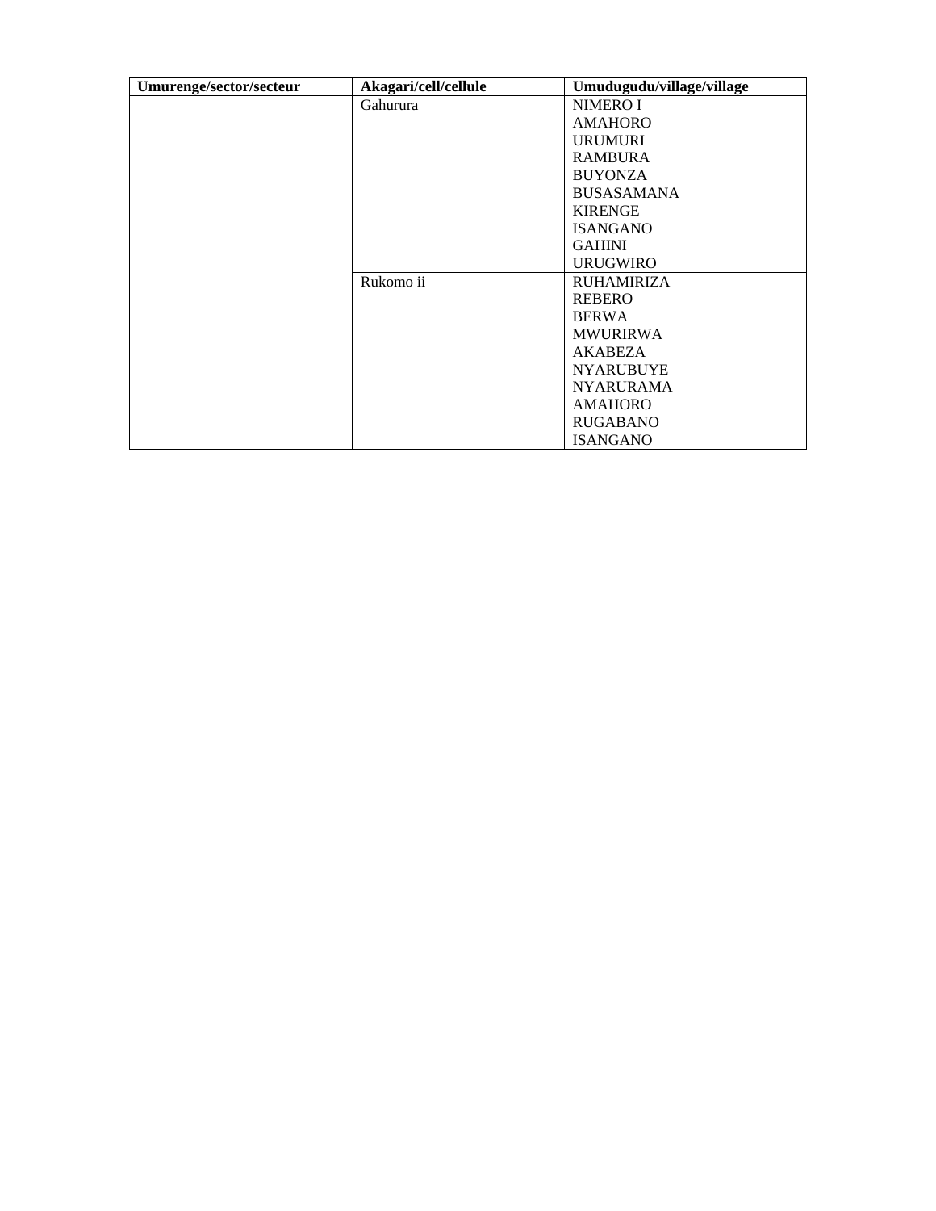| Umurenge/sector/secteur | Akagari/cell/cellule | Umudugudu/village/village |
|---|---|---|
| | Gahurura | NIMERO I |
| | | AMAHORO |
| | | URUMURI |
| | | RAMBURA |
| | | BUYONZA |
| | | BUSASAMANA |
| | | KIRENGE |
| | | ISANGANO |
| | | GAHINI |
| | | URUGWIRO |
| | Rukomo ii | RUHAMIRIZA |
| | | REBERO |
| | | BERWA |
| | | MWURIRWA |
| | | AKABEZA |
| | | NYARUBUYE |
| | | NYARURAMA |
| | | AMAHORO |
| | | RUGABANO |
| | | ISANGANO |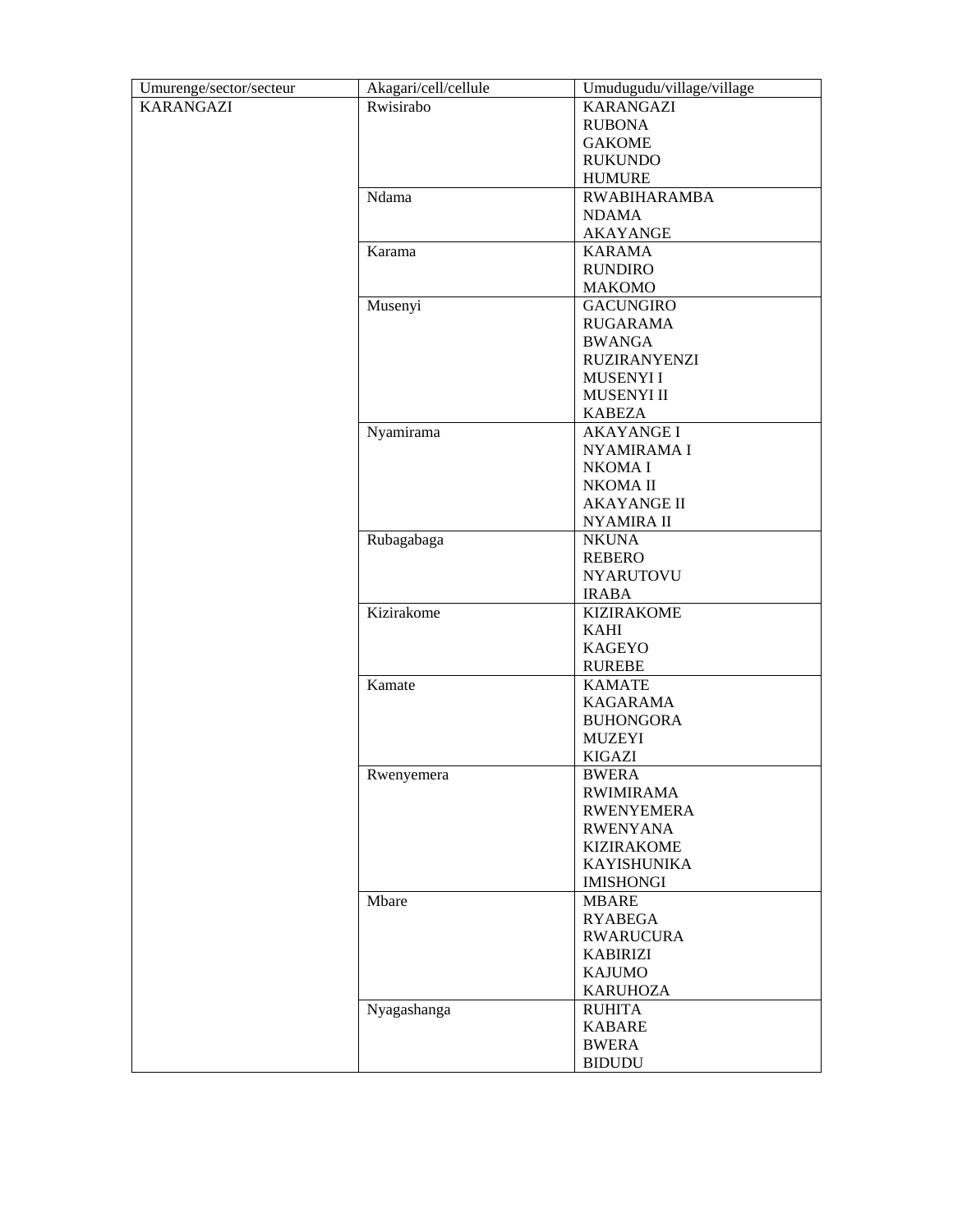| Umurenge/sector/secteur | Akagari/cell/cellule | Umudugudu/village/village |
|---|---|---|
| KARANGAZI | Rwisirabo | KARANGAZI |
| | | RUBONA |
| | | GAKOME |
| | | RUKUNDO |
| | | HUMURE |
| | Ndama | RWABIHARAMBA |
| | | NDAMA |
| | | AKAYANGE |
| | Karama | KARAMA |
| | | RUNDIRO |
| | | MAKOMO |
| | Musenyi | GACUNGIRO |
| | | RUGARAMA |
| | | BWANGA |
| | | RUZIRANYENZI |
| | | MUSENYI I |
| | | MUSENYI II |
| | | KABEZA |
| | Nyamirama | AKAYANGE I |
| | | NYAMIRAMA I |
| | | NKOMA I |
| | | NKOMA II |
| | | AKAYANGE II |
| | | NYAMIRA II |
| | Rubagabaga | NKUNA |
| | | REBERO |
| | | NYARUTOVU |
| | | IRABA |
| | Kizirakome | KIZIRAKOME |
| | | KAHI |
| | | KAGEYO |
| | | RUREBE |
| | Kamate | KAMATE |
| | | KAGARAMA |
| | | BUHONGORA |
| | | MUZEYI |
| | | KIGAZI |
| | Rwenyemera | BWERA |
| | | RWIMIRAMA |
| | | RWENYEMERA |
| | | RWENYANA |
| | | KIZIRAKOME |
| | | KAYISHUNIKA |
| | | IMISHONGI |
| | Mbare | MBARE |
| | | RYABEGA |
| | | RWARUCURA |
| | | KABIRIZI |
| | | KAJUMO |
| | | KARUHOZA |
| | Nyagashanga | RUHITA |
| | | KABARE |
| | | BWERA |
| | | BIDUDU |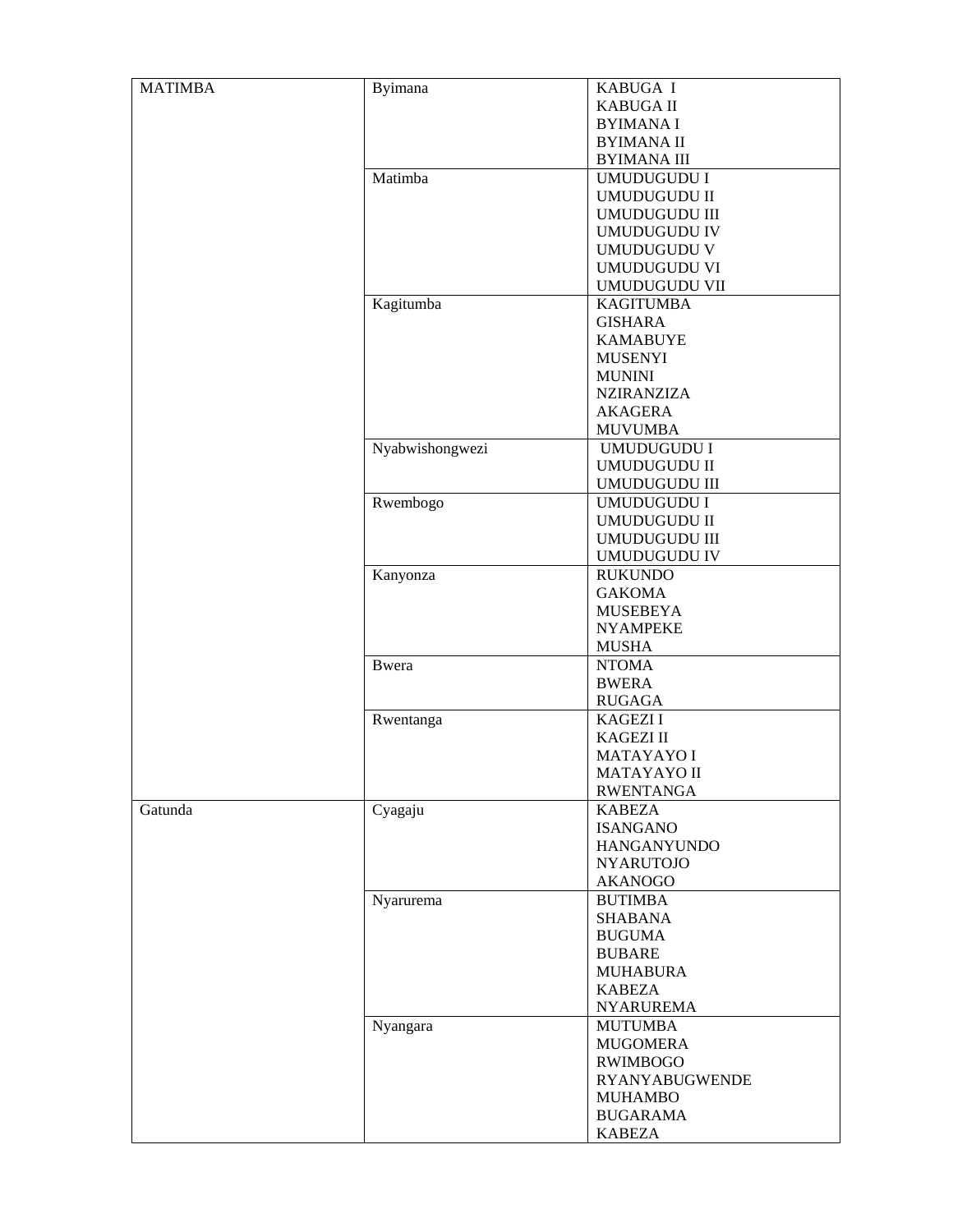| | | |
|---|---|---|
| MATIMBA | Byimana | KABUGA I<br>KABUGA II<br>BYIMANA I<br>BYIMANA II<br>BYIMANA III |
| | Matimba | UMUDUGUDU I<br>UMUDUGUDU II<br>UMUDUGUDU III<br>UMUDUGUDU IV<br>UMUDUGUDU V<br>UMUDUGUDU VI<br>UMUDUGUDU VII |
| | Kagitumba | KAGITUMBA<br>GISHARA<br>KAMABUYE<br>MUSENYI<br>MUNINI<br>NZIRANZIZA<br>AKAGERA<br>MUVUMBA |
| | Nyabwishongwezi | UMUDUGUDU I<br>UMUDUGUDU II<br>UMUDUGUDU III |
| | Rwembogo | UMUDUGUDU I<br>UMUDUGUDU II<br>UMUDUGUDU III<br>UMUDUGUDU IV |
| | Kanyonza | RUKUNDO<br>GAKOMA<br>MUSEBEYA<br>NYAMPEKE<br>MUSHA |
| | Bwera | NTOMA<br>BWERA<br>RUGAGA |
| | Rwentanga | KAGEZI I<br>KAGEZI II<br>MATAYAYO I<br>MATAYAYO II<br>RWENTANGA |
| Gatunda | Cyagaju | KABEZA<br>ISANGANO<br>HANGANYUNDO<br>NYARUTOJO<br>AKANOGO |
| | Nyarurema | BUTIMBA<br>SHABANA<br>BUGUMA<br>BUBARE<br>MUHABURA<br>KABEZA<br>NYARUREMA |
| | Nyangara | MUTUMBA<br>MUGOMERA<br>RWIMBOGO<br>RYANYABUGWENDE<br>MUHAMBO<br>BUGARAMA<br>KABEZA |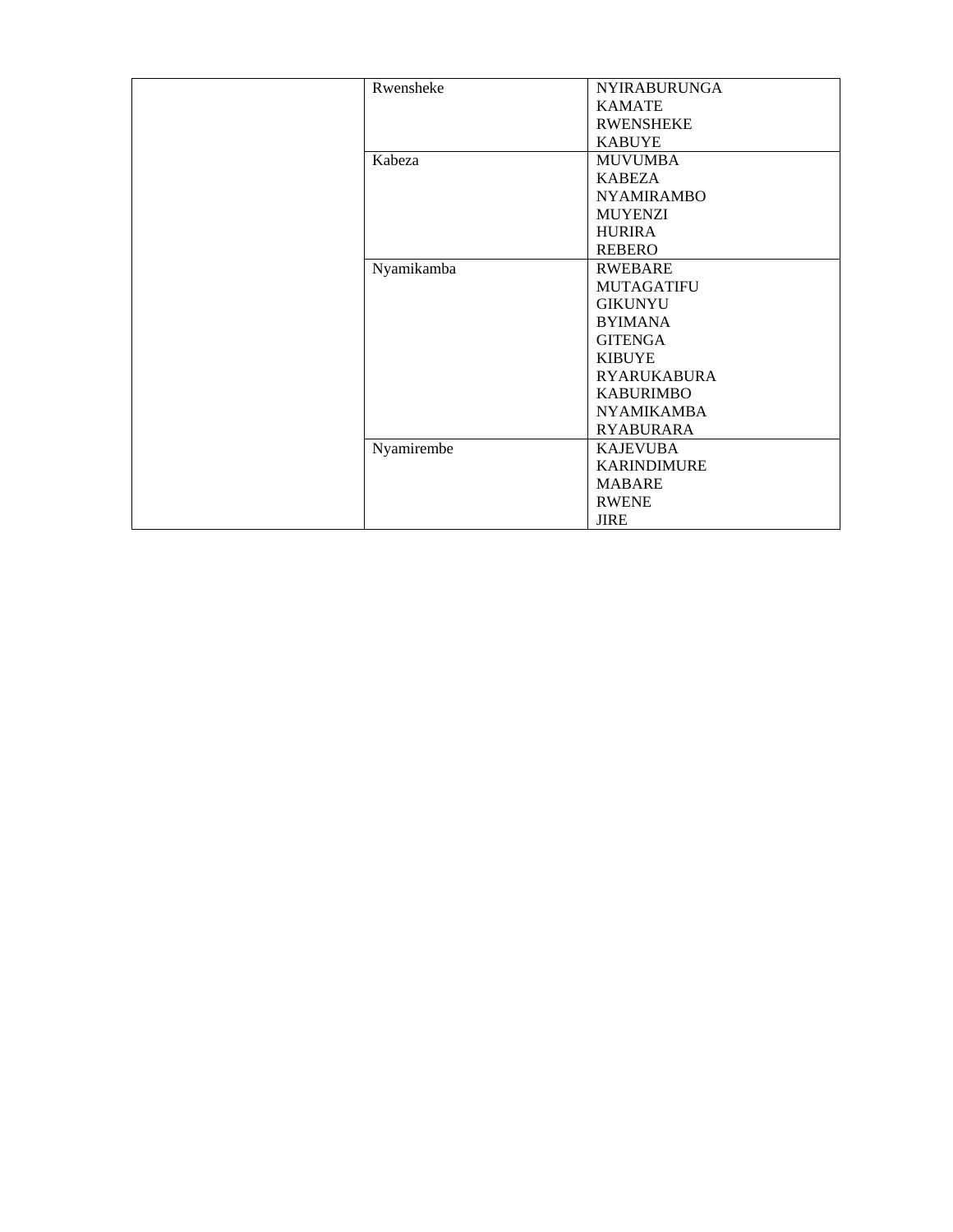| | | |
|---|---|---|
| | Rwensheke | NYIRABURUNGA<br>KAMATE<br>RWENSHEKE<br>KABUYE |
| | Kabeza | MUVUMBA<br>KABEZA<br>NYAMIRAMBO<br>MUYENZI<br>HURIRA<br>REBERO |
| | Nyamikamba | RWEBARE<br>MUTAGATIFU<br>GIKUNYU<br>BYIMANA<br>GITENGA<br>KIBUYE<br>RYARUKABURA<br>KABURIMBO<br>NYAMIKAMBA<br>RYABURARA |
| | Nyamirembe | KAJEVUBA<br>KARINDIMURE<br>MABARE<br>RWENE<br>JIRE |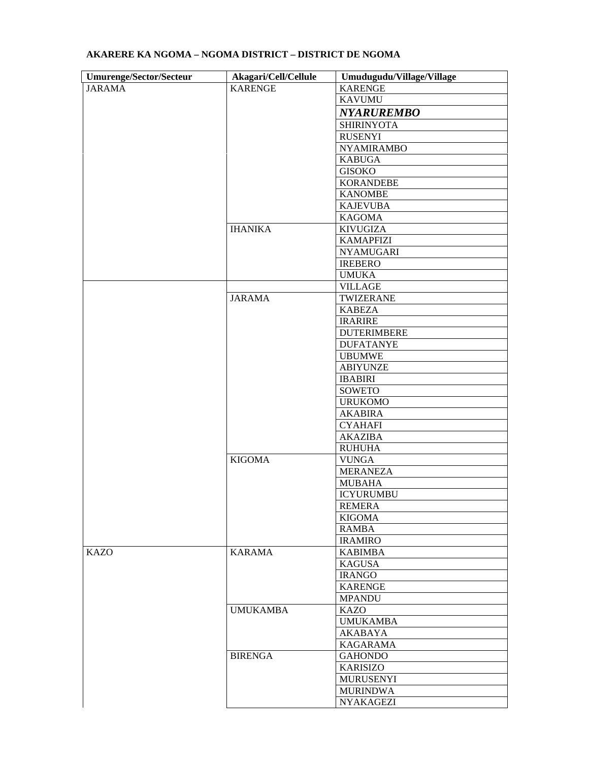**AKARERE KA NGOMA – NGOMA DISTRICT – DISTRICT DE NGOMA**

| Umurenge/Sector/Secteur | Akagari/Cell/Cellule | Umudugudu/Village/Village |
|---|---|---|
| JARAMA | KARENGE | KARENGE |
| | | KAVUMU |
| | | ***NYARUREMBO*** |
| | | SHIRINYOTA |
| | | RUSENYI |
| | | NYAMIRAMBO |
| | | KABUGA |
| | | GISOKO |
| | | KORANDEBE |
| | | KANOMBE |
| | | KAJEVUBA |
| | | KAGOMA |
| | IHANIKA | KIVUGIZA |
| | | KAMAPFIZI |
| | | NYAMUGARI |
| | | IREBERO |
| | | UMUKA |
| | | VILLAGE |
| | JARAMA | TWIZERANE |
| | | KABEZA |
| | | IRARIRE |
| | | DUTERIMBERE |
| | | DUFATANYE |
| | | UBUMWE |
| | | ABIYUNZE |
| | | IBABIRI |
| | | SOWETO |
| | | URUKOMO |
| | | AKABIRA |
| | | CYAHAFI |
| | | AKAZIBA |
| | | RUHUHA |
| | KIGOMA | VUNGA |
| | | MERANEZA |
| | | MUBAHA |
| | | ICYURUMBU |
| | | REMERA |
| | | KIGOMA |
| | | RAMBA |
| | | IRAMIRO |
| KAZO | KARAMA | KABIMBA |
| | | KAGUSA |
| | | IRANGO |
| | | KARENGE |
| | | MPANDU |
| | UMUKAMBA | KAZO |
| | | UMUKAMBA |
| | | AKABAYA |
| | | KAGARAMA |
| | BIRENGA | GAHONDO |
| | | KARISIZO |
| | | MURUSENYI |
| | | MURINDWA |
| | | NYAKAGEZI |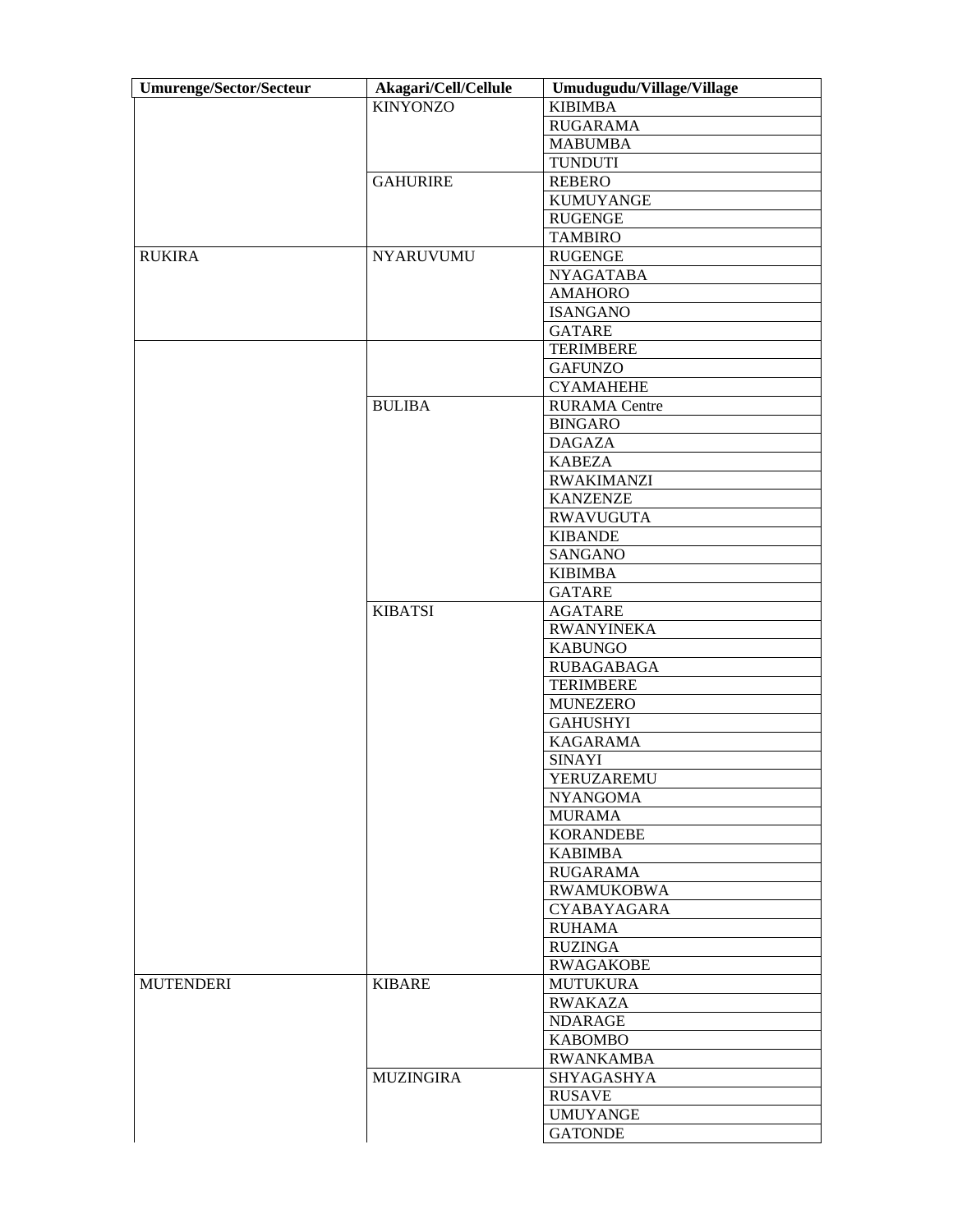| Umurenge/Sector/Secteur | Akagari/Cell/Cellule | Umudugudu/Village/Village |
|---|---|---|
| | KINYONZO | KIBIMBA |
| | | RUGARAMA |
| | | MABUMBA |
| | | TUNDUTI |
| | GAHURIRE | REBERO |
| | | KUMUYANGE |
| | | RUGENGE |
| | | TAMBIRO |
| RUKIRA | NYARUVUMU | RUGENGE |
| | | NYAGATABA |
| | | AMAHORO |
| | | ISANGANO |
| | | GATARE |
| | | TERIMBERE |
| | | GAFUNZO |
| | | CYAMAHEHE |
| | BULIBA | RURAMA Centre |
| | | BINGARO |
| | | DAGAZA |
| | | KABEZA |
| | | RWAKIMANZI |
| | | KANZENZE |
| | | RWAVUGUTA |
| | | KIBANDE |
| | | SANGANO |
| | | KIBIMBA |
| | | GATARE |
| | KIBATSI | AGATARE |
| | | RWANYINEKA |
| | | KABUNGO |
| | | RUBAGABAGA |
| | | TERIMBERE |
| | | MUNEZERO |
| | | GAHUSHYI |
| | | KAGARAMA |
| | | SINAYI |
| | | YERUZAREMU |
| | | NYANGOMA |
| | | MURAMA |
| | | KORANDEBE |
| | | KABIMBA |
| | | RUGARAMA |
| | | RWAMUKOBWA |
| | | CYABAYAGARA |
| | | RUHAMA |
| | | RUZINGA |
| | | RWAGAKOBE |
| MUTENDERI | KIBARE | MUTUKURA |
| | | RWAKAZA |
| | | NDARAGE |
| | | KABOMBO |
| | | RWANKAMBA |
| | MUZINGIRA | SHYAGASHYA |
| | | RUSAVE |
| | | UMUYANGE |
| | | GATONDE |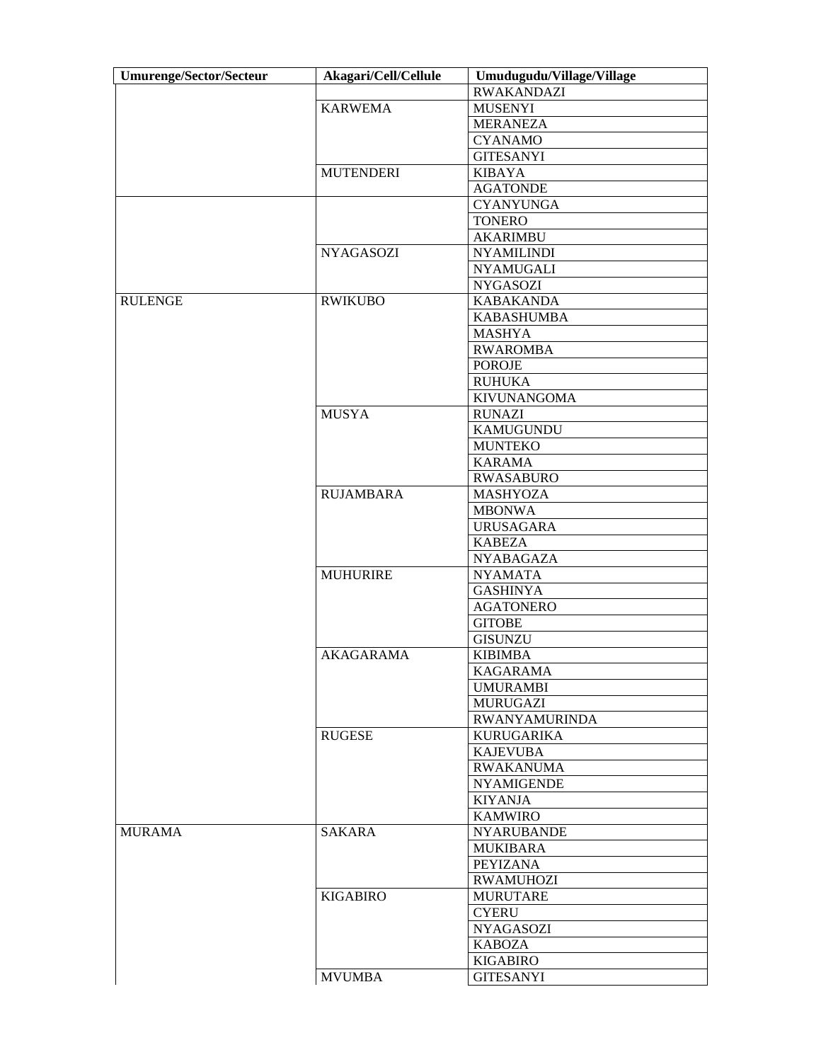| Umurenge/Sector/Secteur | Akagari/Cell/Cellule | Umudugudu/Village/Village |
|---|---|---|
| | | RWAKANDAZI |
| | KARWEMA | MUSENYI |
| | | MERANEZA |
| | | CYANAMO |
| | | GITESANYI |
| | MUTENDERI | KIBAYA |
| | | AGATONDE |
| | | CYANYUNGA |
| | | TONERO |
| | | AKARIMBU |
| | NYAGASOZI | NYAMILINDI |
| | | NYAMUGALI |
| | | NYGASOZI |
| RULENGE | RWIKUBO | KABAKANDA |
| | | KABASHUMBA |
| | | MASHYA |
| | | RWAROMBA |
| | | POROJE |
| | | RUHUKA |
| | | KIVUNANGOMA |
| | MUSYA | RUNAZI |
| | | KAMUGUNDU |
| | | MUNTEKO |
| | | KARAMA |
| | | RWASABURO |
| | RUJAMBARA | MASHYOZA |
| | | MBONWA |
| | | URUSAGARA |
| | | KABEZA |
| | | NYABAGAZA |
| | MUHURIRE | NYAMATA |
| | | GASHINYA |
| | | AGATONERO |
| | | GITOBE |
| | | GISUNZU |
| | AKAGARAMA | KIBIMBA |
| | | KAGARAMA |
| | | UMURAMBI |
| | | MURUGAZI |
| | | RWANYAMURINDA |
| | RUGESE | KURUGARIKA |
| | | KAJEVUBA |
| | | RWAKANUMA |
| | | NYAMIGENDE |
| | | KIYANJA |
| | | KAMWIRO |
| MURAMA | SAKARA | NYARUBANDE |
| | | MUKIBARA |
| | | PEYIZANA |
| | | RWAMUHOZI |
| | KIGABIRO | MURUTARE |
| | | CYERU |
| | | NYAGASOZI |
| | | KABOZA |
| | | KIGABIRO |
| | MVUMBA | GITESANYI |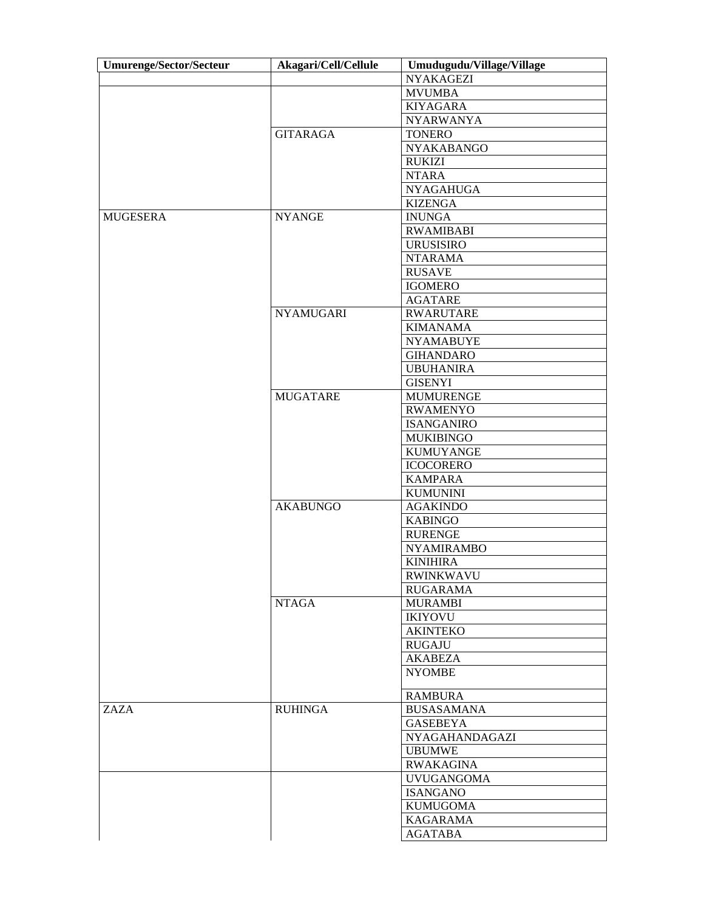| Umurenge/Sector/Secteur | Akagari/Cell/Cellule | Umudugudu/Village/Village |
|---|---|---|
| | | NYAKAGEZI |
| | | MVUMBA |
| | | KIYAGARA |
| | | NYARWANYA |
| | GITARAGA | TONERO |
| | | NYAKABANGO |
| | | RUKIZI |
| | | NTARA |
| | | NYAGAHUGA |
| | | KIZENGA |
| MUGESERA | NYANGE | INUNGA |
| | | RWAMIBABI |
| | | URUSISIRO |
| | | NTARAMA |
| | | RUSAVE |
| | | IGOMERO |
| | | AGATARE |
| | NYAMUGARI | RWARUTARE |
| | | KIMANAMA |
| | | NYAMABUYE |
| | | GIHANDARO |
| | | UBUHANIRA |
| | | GISENYI |
| | MUGATARE | MUMURENGE |
| | | RWAMENYO |
| | | ISANGANIRO |
| | | MUKIBINGO |
| | | KUMUYANGE |
| | | ICOCORERO |
| | | KAMPARA |
| | | KUMUNINI |
| | AKABUNGO | AGAKINDO |
| | | KABINGO |
| | | RURENGE |
| | | NYAMIRAMBO |
| | | KINIHIRA |
| | | RWINKWAVU |
| | | RUGARAMA |
| | NTAGA | MURAMBI |
| | | IKIYOVU |
| | | AKINTEKO |
| | | RUGAJU |
| | | AKABEZA |
| | | NYOMBE |
| | | RAMBURA |
| ZAZA | RUHINGA | BUSASAMANA |
| | | GASEBEYA |
| | | NYAGAHANDAGAZI |
| | | UBUMWE |
| | | RWAKAGINA |
| | | UVUGANGOMA |
| | | ISANGANO |
| | | KUMUGOMA |
| | | KAGARAMA |
| | | AGATABA |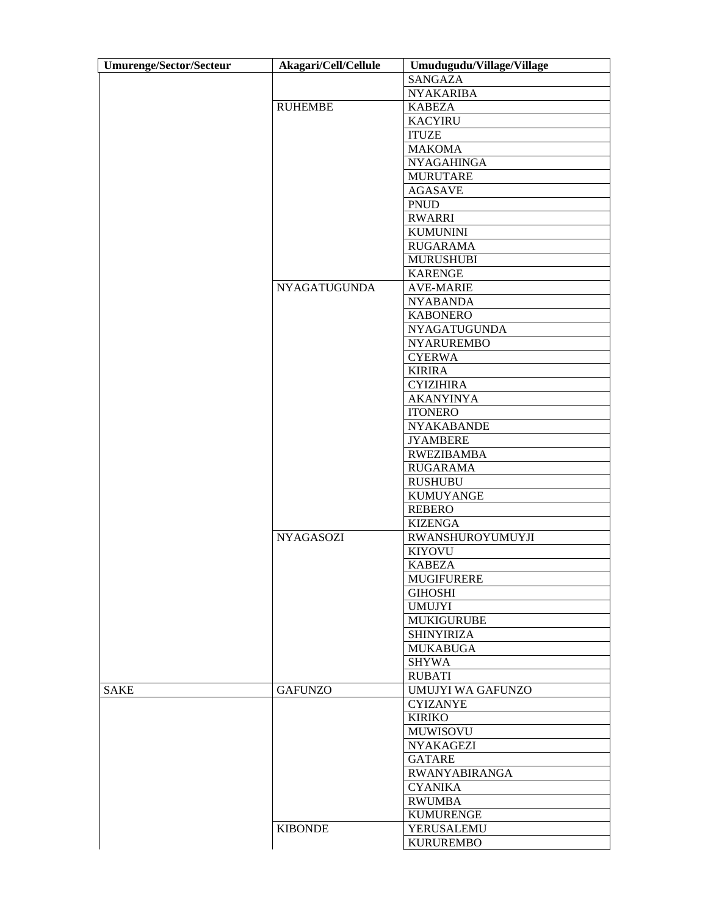| Umurenge/Sector/Secteur | Akagari/Cell/Cellule | Umudugudu/Village/Village |
| --- | --- | --- |
| | | SANGAZA |
| | | NYAKARIBA |
| | RUHEMBE | KABEZA |
| | | KACYIRU |
| | | ITUZE |
| | | MAKOMA |
| | | NYAGAHINGA |
| | | MURUTARE |
| | | AGASAVE |
| | | PNUD |
| | | RWARRI |
| | | KUMUNINI |
| | | RUGARAMA |
| | | MURUSHUBI |
| | | KARENGE |
| | NYAGATUGUNDA | AVE-MARIE |
| | | NYABANDA |
| | | KABONERO |
| | | NYAGATUGUNDA |
| | | NYARUREMBO |
| | | CYERWA |
| | | KIRIRA |
| | | CYIZIHIRA |
| | | AKANYINYA |
| | | ITONERO |
| | | NYAKABANDE |
| | | JYAMBERE |
| | | RWEZIBAMBA |
| | | RUGARAMA |
| | | RUSHUBU |
| | | KUMUYANGE |
| | | REBERO |
| | | KIZENGA |
| | NYAGASOZI | RWANSHUROYUMUYJI |
| | | KIYOVU |
| | | KABEZA |
| | | MUGIFURERE |
| | | GIHOSHI |
| | | UMUJYI |
| | | MUKIGURUBE |
| | | SHINYIRIZA |
| | | MUKABUGA |
| | | SHYWA |
| | | RUBATI |
| SAKE | GAFUNZO | UMUJYI WA GAFUNZO |
| | | CYIZANYE |
| | | KIRIKO |
| | | MUWISOVU |
| | | NYAKAGEZI |
| | | GATARE |
| | | RWANYABIRANGA |
| | | CYANIKA |
| | | RWUMBA |
| | | KUMURENGE |
| | KIBONDE | YERUSALEMU |
| | | KURUREMBO |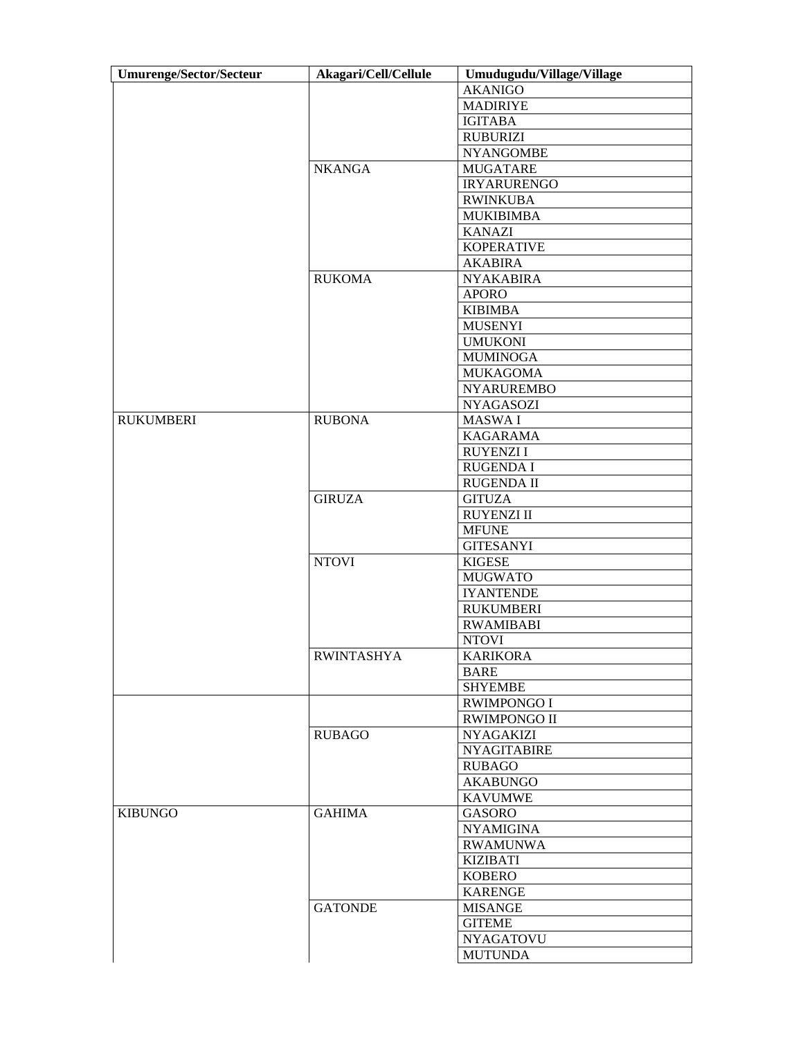| Umurenge/Sector/Secteur | Akagari/Cell/Cellule | Umudugudu/Village/Village |
|---|---|---|
| | | AKANIGO |
| | | MADIRIYE |
| | | IGITABA |
| | | RUBURIZI |
| | | NYANGOMBE |
| | NKANGA | MUGATARE |
| | | IRYARURENGO |
| | | RWINKUBA |
| | | MUKIBIMBA |
| | | KANAZI |
| | | KOPERATIVE |
| | | AKABIRA |
| | RUKOMA | NYAKABIRA |
| | | APORO |
| | | KIBIMBA |
| | | MUSENYI |
| | | UMUKONI |
| | | MUMINOGA |
| | | MUKAGOMA |
| | | NYARUREMBO |
| | | NYAGASOZI |
| RUKUMBERI | RUBONA | MASWA I |
| | | KAGARAMA |
| | | RUYENZI I |
| | | RUGENDA I |
| | | RUGENDA II |
| | GIRUZA | GITUZA |
| | | RUYENZI II |
| | | MFUNE |
| | | GITESANYI |
| | NTOVI | KIGESE |
| | | MUGWATO |
| | | IYANTENDE |
| | | RUKUMBERI |
| | | RWAMIBABI |
| | | NTOVI |
| | RWINTASHYA | KARIKORA |
| | | BARE |
| | | SHYEMBE |
| | | RWIMPONGO I |
| | | RWIMPONGO II |
| | RUBAGO | NYAGAKIZI |
| | | NYAGITABIRE |
| | | RUBAGO |
| | | AKABUNGO |
| | | KAVUMWE |
| KIBUNGO | GAHIMA | GASORO |
| | | NYAMIGINA |
| | | RWAMUNWA |
| | | KIZIBATI |
| | | KOBERO |
| | | KARENGE |
| | GATONDE | MISANGE |
| | | GITEME |
| | | NYAGATOVU |
| | | MUTUNDA |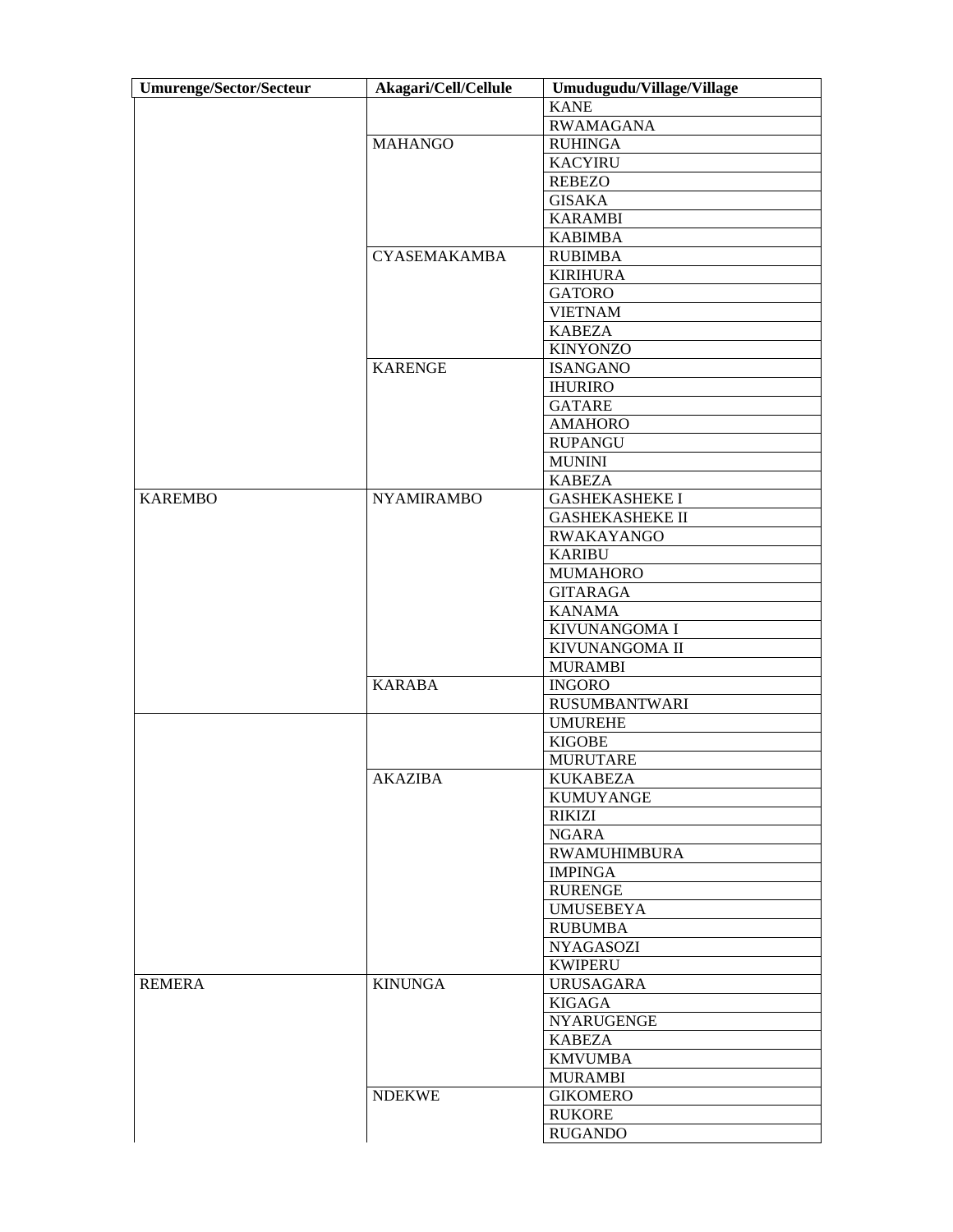| Umurenge/Sector/Secteur | Akagari/Cell/Cellule | Umudugudu/Village/Village |
|---|---|---|
| | | KANE |
| | | RWAMAGANA |
| | MAHANGO | RUHINGA |
| | | KACYIRU |
| | | REBEZO |
| | | GISAKA |
| | | KARAMBI |
| | | KABIMBA |
| | CYASEMAKAMBA | RUBIMBA |
| | | KIRIHURA |
| | | GATORO |
| | | VIETNAM |
| | | KABEZA |
| | | KINYONZO |
| | KARENGE | ISANGANO |
| | | IHURIRO |
| | | GATARE |
| | | AMAHORO |
| | | RUPANGU |
| | | MUNINI |
| | | KABEZA |
| KAREMBO | NYAMIRAMBO | GASHEKASHEKE I |
| | | GASHEKASHEKE II |
| | | RWAKAYANGO |
| | | KARIBU |
| | | MUMAHORO |
| | | GITARAGA |
| | | KANAMA |
| | | KIVUNANGOMA I |
| | | KIVUNANGOMA II |
| | | MURAMBI |
| | KARABA | INGORO |
| | | RUSUMBANTWARI |
| | | UMUREHE |
| | | KIGOBE |
| | | MURUTARE |
| | AKAZIBA | KUKABEZA |
| | | KUMUYANGE |
| | | RIKIZI |
| | | NGARA |
| | | RWAMUHIMBURA |
| | | IMPINGA |
| | | RURENGE |
| | | UMUSEBEYA |
| | | RUBUMBA |
| | | NYAGASOZI |
| | | KWIPERU |
| REMERA | KINUNGA | URUSAGARA |
| | | KIGAGA |
| | | NYARUGENGE |
| | | KABEZA |
| | | KMVUMBA |
| | | MURAMBI |
| | NDEKWE | GIKOMERO |
| | | RUKORE |
| | | RUGANDO |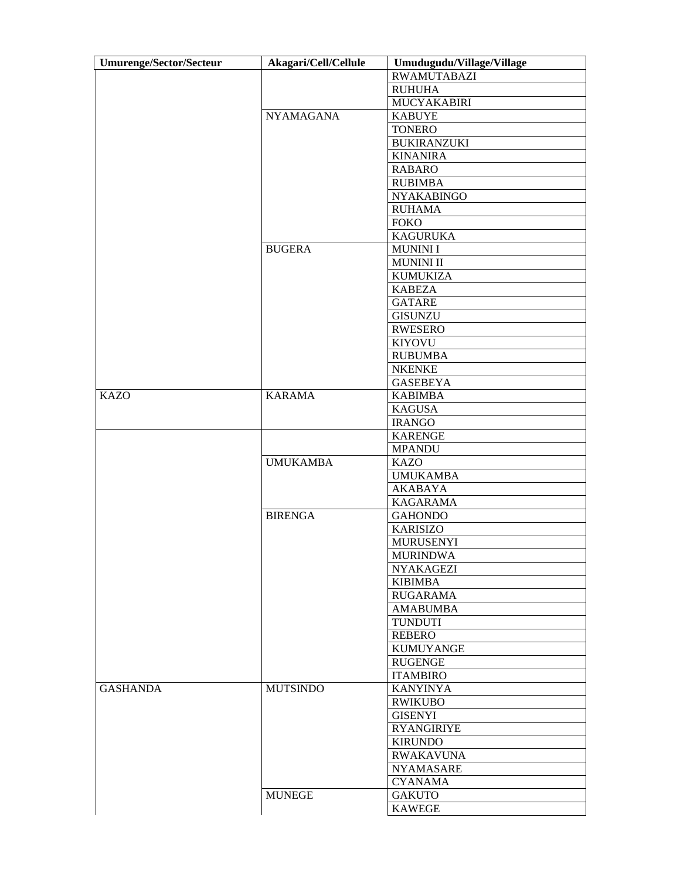| Umurenge/Sector/Secteur | Akagari/Cell/Cellule | Umudugudu/Village/Village |
|---|---|---|
| | | RWAMUTABAZI |
| | | RUHUHA |
| | | MUCYAKABIRI |
| | NYAMAGANA | KABUYE |
| | | TONERO |
| | | BUKIRANZUKI |
| | | KINANIRA |
| | | RABARO |
| | | RUBIMBA |
| | | NYAKABINGO |
| | | RUHAMA |
| | | FOKO |
| | | KAGURUKA |
| | BUGERA | MUNINI I |
| | | MUNINI II |
| | | KUMUKIZA |
| | | KABEZA |
| | | GATARE |
| | | GISUNZU |
| | | RWESERO |
| | | KIYOVU |
| | | RUBUMBA |
| | | NKENKE |
| | | GASEBEYA |
| KAZO | KARAMA | KABIMBA |
| | | KAGUSA |
| | | IRANGO |
| | | KARENGE |
| | | MPANDU |
| | UMUKAMBA | KAZO |
| | | UMUKAMBA |
| | | AKABAYA |
| | | KAGARAMA |
| | BIRENGA | GAHONDO |
| | | KARISIZO |
| | | MURUSENYI |
| | | MURINDWA |
| | | NYAKAGEZI |
| | | KIBIMBA |
| | | RUGARAMA |
| | | AMABUMBA |
| | | TUNDUTI |
| | | REBERO |
| | | KUMUYANGE |
| | | RUGENGE |
| | | ITAMBIRO |
| GASHANDA | MUTSINDO | KANYINYA |
| | | RWIKUBO |
| | | GISENYI |
| | | RYANGIRIYE |
| | | KIRUNDO |
| | | RWAKAVUNA |
| | | NYAMASARE |
| | | CYANAMA |
| | MUNEGE | GAKUTO |
| | | KAWEGE |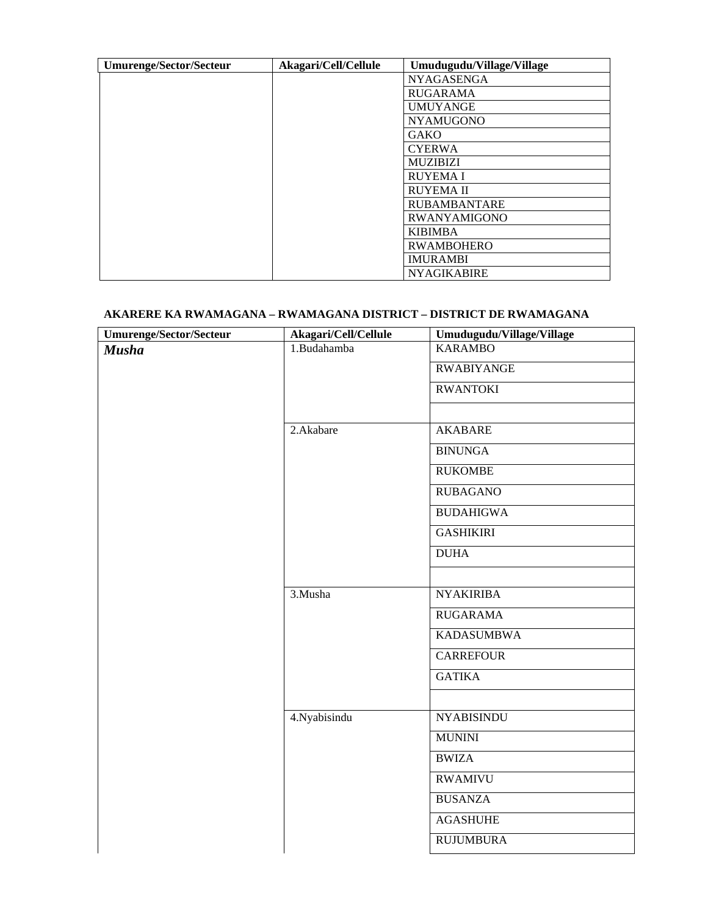| Umurenge/Sector/Secteur | Akagari/Cell/Cellule | Umudugudu/Village/Village |
|---|---|---|
| | | NYAGASENGA |
| | | RUGARAMA |
| | | UMUYANGE |
| | | NYAMUGONO |
| | | GAKO |
| | | CYERWA |
| | | MUZIBIZI |
| | | RUYEMA I |
| | | RUYEMA II |
| | | RUBAMBANTARE |
| | | RWANYAMIGONO |
| | | KIBIMBA |
| | | RWAMBOHERO |
| | | IMURAMBI |
| | | NYAGIKABIRE |

**AKARERE KA RWAMAGANA – RWAMAGANA DISTRICT – DISTRICT DE RWAMAGANA**

| Umurenge/Sector/Secteur | Akagari/Cell/Cellule | Umudugudu/Village/Village |
|---|---|---|
| ***Musha*** | 1.Budahamba | KARAMBO |
| | | RWABIYANGE |
| | | RWANTOKI |
| | | |
| | 2.Akabare | AKABARE |
| | | BINUNGA |
| | | RUKOMBE |
| | | RUBAGANO |
| | | BUDAHIGWA |
| | | GASHIKIRI |
| | | DUHA |
| | | |
| | 3.Musha | NYAKIRIBA |
| | | RUGARAMA |
| | | KADASUMBWA |
| | | CARREFOUR |
| | | GATIKA |
| | | |
| | 4.Nyabisindu | NYABISINDU |
| | | MUNINI |
| | | BWIZA |
| | | RWAMIVU |
| | | BUSANZA |
| | | AGASHUHE |
| | | RUJUMBURA |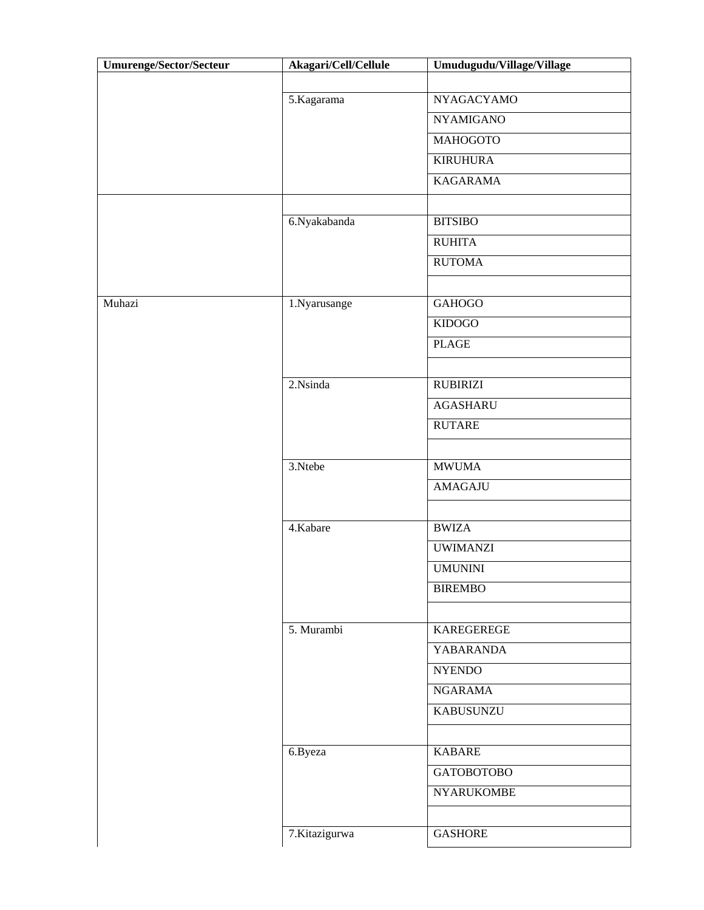| Umurenge/Sector/Secteur | Akagari/Cell/Cellule | Umudugudu/Village/Village |
|---|---|---|
| | | |
| | 5.Kagarama | NYAGACYAMO |
| | | NYAMIGANO |
| | | MAHOGOTO |
| | | KIRUHURA |
| | | KAGARAMA |
| | | |
| | 6.Nyakabanda | BITSIBO |
| | | RUHITA |
| | | RUTOMA |
| | | |
| Muhazi | 1.Nyarusange | GAHOGO |
| | | KIDOGO |
| | | PLAGE |
| | | |
| | 2.Nsinda | RUBIRIZI |
| | | AGASHARU |
| | | RUTARE |
| | | |
| | 3.Ntebe | MWUMA |
| | | AMAGAJU |
| | | |
| | 4.Kabare | BWIZA |
| | | UWIMANZI |
| | | UMUNINI |
| | | BIREMBO |
| | | |
| | 5. Murambi | KAREGEREGE |
| | | YABARANDA |
| | | NYENDO |
| | | NGARAMA |
| | | KABUSUNZU |
| | | |
| | 6.Byeza | KABARE |
| | | GATOBOTOBO |
| | | NYARUKOMBE |
| | | |
| | 7.Kitazigurwa | GASHORE |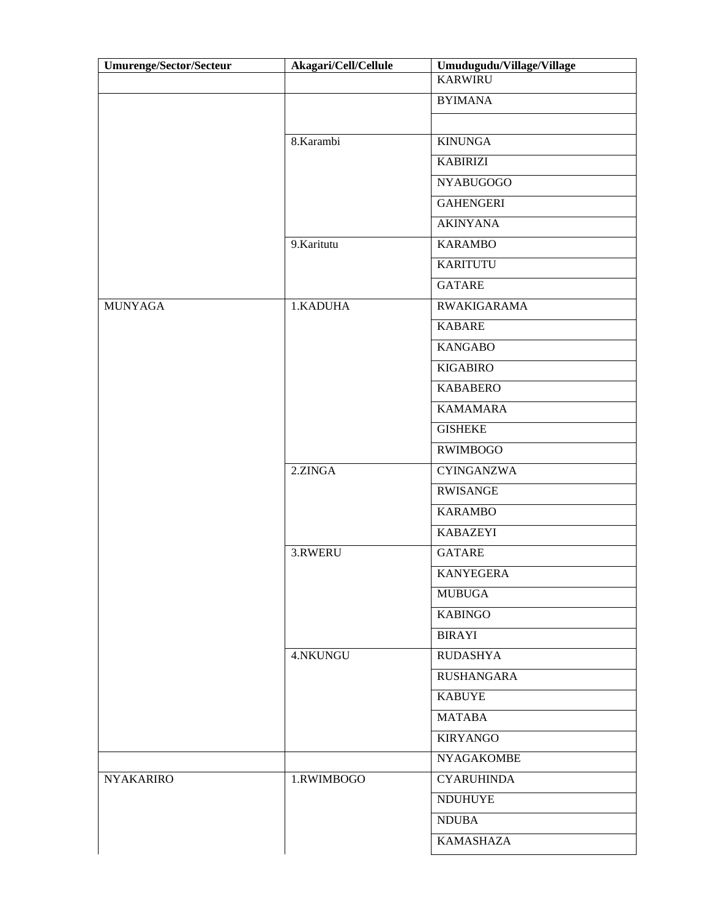| Umurenge/Sector/Secteur | Akagari/Cell/Cellule | Umudugudu/Village/Village |
|---|---|---|
| | | KARWIRU |
| | | BYIMANA |
| | | |
| | 8.Karambi | KINUNGA |
| | | KABIRIZI |
| | | NYABUGOGO |
| | | GAHENGERI |
| | | AKINYANA |
| | 9.Karitutu | KARAMBO |
| | | KARITUTU |
| | | GATARE |
| MUNYAGA | 1.KADUHA | RWAKIGARAMA |
| | | KABARE |
| | | KANGABO |
| | | KIGABIRO |
| | | KABABERO |
| | | KAMAMARA |
| | | GISHEKE |
| | | RWIMBOGO |
| | 2.ZINGA | CYINGANZWA |
| | | RWISANGE |
| | | KARAMBO |
| | | KABAZEYI |
| | 3.RWERU | GATARE |
| | | KANYEGERA |
| | | MUBUGA |
| | | KABINGO |
| | | BIRAYI |
| | 4.NKUNGU | RUDASHYA |
| | | RUSHANGARA |
| | | KABUYE |
| | | MATABA |
| | | KIRYANGO |
| | | NYAGAKOMBE |
| NYAKARIRO | 1.RWIMBOGO | CYARUHINDA |
| | | NDUHUYE |
| | | NDUBA |
| | | KAMASHAZA |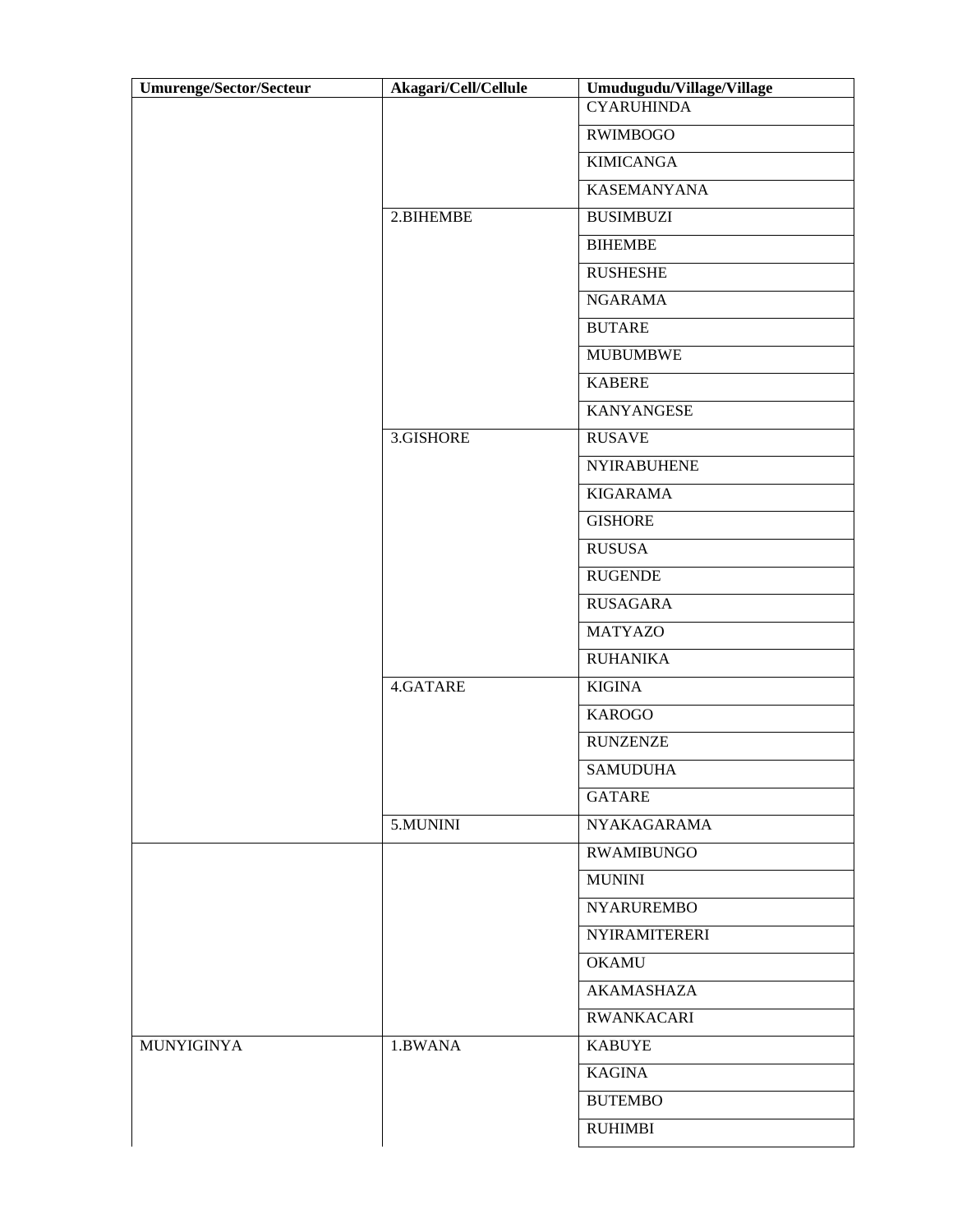| Umurenge/Sector/Secteur | Akagari/Cell/Cellule | Umudugudu/Village/Village |
|---|---|---|
| | | CYARUHINDA |
| | | RWIMBOGO |
| | | KIMICANGA |
| | | KASEMANYANA |
| | 2.BIHEMBE | BUSIMBUZI |
| | | BIHEMBE |
| | | RUSHESHE |
| | | NGARAMA |
| | | BUTARE |
| | | MUBUMBWE |
| | | KABERE |
| | | KANYANGESE |
| | 3.GISHORE | RUSAVE |
| | | NYIRABUHENE |
| | | KIGARAMA |
| | | GISHORE |
| | | RUSUSA |
| | | RUGENDE |
| | | RUSAGARA |
| | | MATYAZO |
| | | RUHANIKA |
| | 4.GATARE | KIGINA |
| | | KAROGO |
| | | RUNZENZE |
| | | SAMUDUHA |
| | | GATARE |
| | 5.MUNINI | NYAKAGARAMA |
| | | RWAMIBUNGO |
| | | MUNINI |
| | | NYARUREMBO |
| | | NYIRAMITERERI |
| | | OKAMU |
| | | AKAMASHAZA |
| | | RWANKACARI |
| MUNYIGINYA | 1.BWANA | KABUYE |
| | | KAGINA |
| | | BUTEMBO |
| | | RUHIMBI |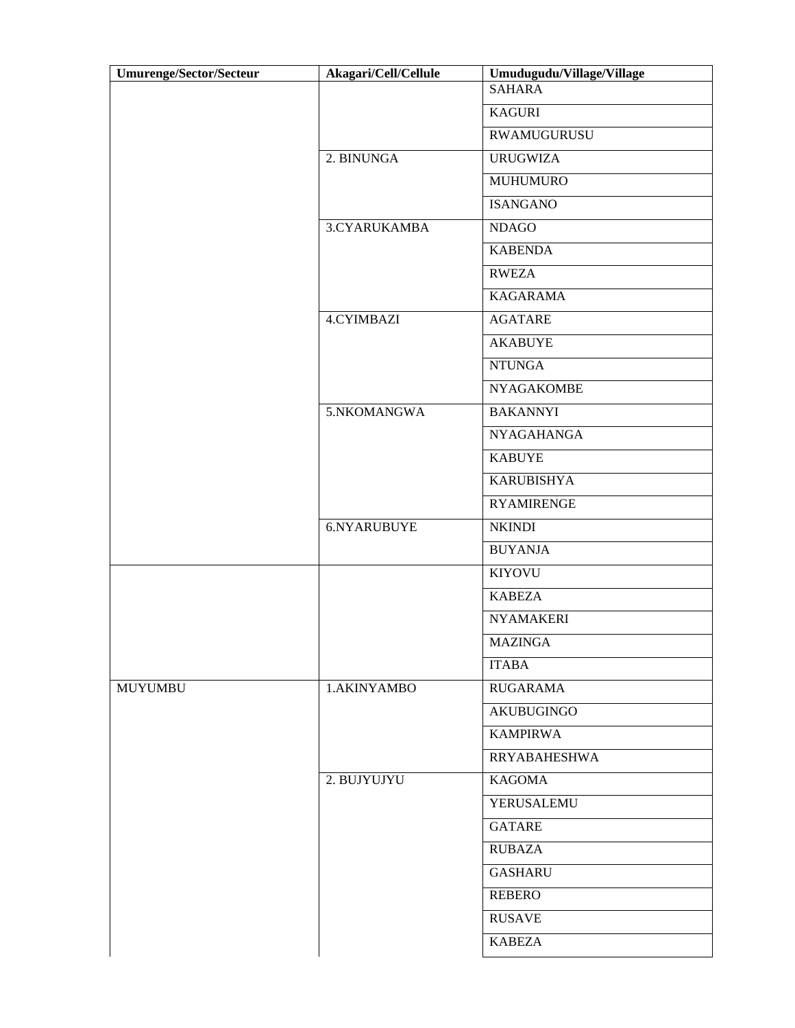| Umurenge/Sector/Secteur | Akagari/Cell/Cellule | Umudugudu/Village/Village |
|---|---|---|
| | | SAHARA |
| | | KAGURI |
| | | RWAMUGURUSU |
| | 2. BINUNGA | URUGWIZA |
| | | MUHUMURO |
| | | ISANGANO |
| | 3.CYARUKAMBA | NDAGO |
| | | KABENDA |
| | | RWEZA |
| | | KAGARAMA |
| | 4.CYIMBAZI | AGATARE |
| | | AKABUYE |
| | | NTUNGA |
| | | NYAGAKOMBE |
| | 5.NKOMANGWA | BAKANNYI |
| | | NYAGAHANGA |
| | | KABUYE |
| | | KARUBISHYA |
| | | RYAMIRENGE |
| | 6.NYARUBUYE | NKINDI |
| | | BUYANJA |
| | | KIYOVU |
| | | KABEZA |
| | | NYAMAKERI |
| | | MAZINGA |
| | | ITABA |
| MUYUMBU | 1.AKINYAMBO | RUGARAMA |
| | | AKUBUGINGO |
| | | KAMPIRWA |
| | | RRYABAHESHWA |
| | 2. BUJYUJYU | KAGOMA |
| | | YERUSALEMU |
| | | GATARE |
| | | RUBAZA |
| | | GASHARU |
| | | REBERO |
| | | RUSAVE |
| | | KABEZA |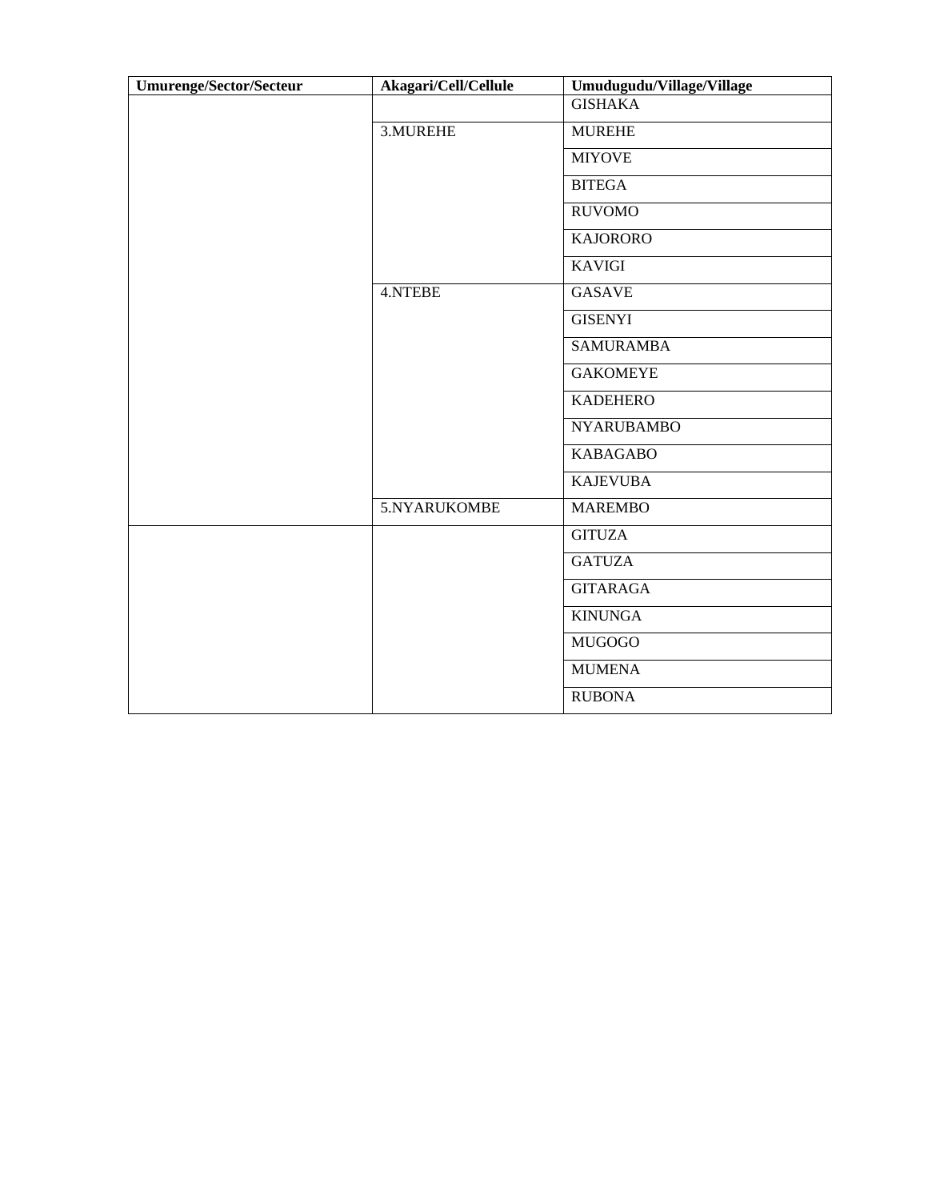| Umurenge/Sector/Secteur | Akagari/Cell/Cellule | Umudugudu/Village/Village |
|---|---|---|
| | | GISHAKA |
| | 3.MUREHE | MUREHE |
| | | MIYOVE |
| | | BITEGA |
| | | RUVOMO |
| | | KAJORORO |
| | | KAVIGI |
| | 4.NTEBE | GASAVE |
| | | GISENYI |
| | | SAMURAMBA |
| | | GAKOMEYE |
| | | KADEHERO |
| | | NYARUBAMBO |
| | | KABAGABO |
| | | KAJEVUBA |
| | 5.NYARUKOMBE | MAREMBO |
| | | GITUZA |
| | | GATUZA |
| | | GITARAGA |
| | | KINUNGA |
| | | MUGOGO |
| | | MUMENA |
| | | RUBONA |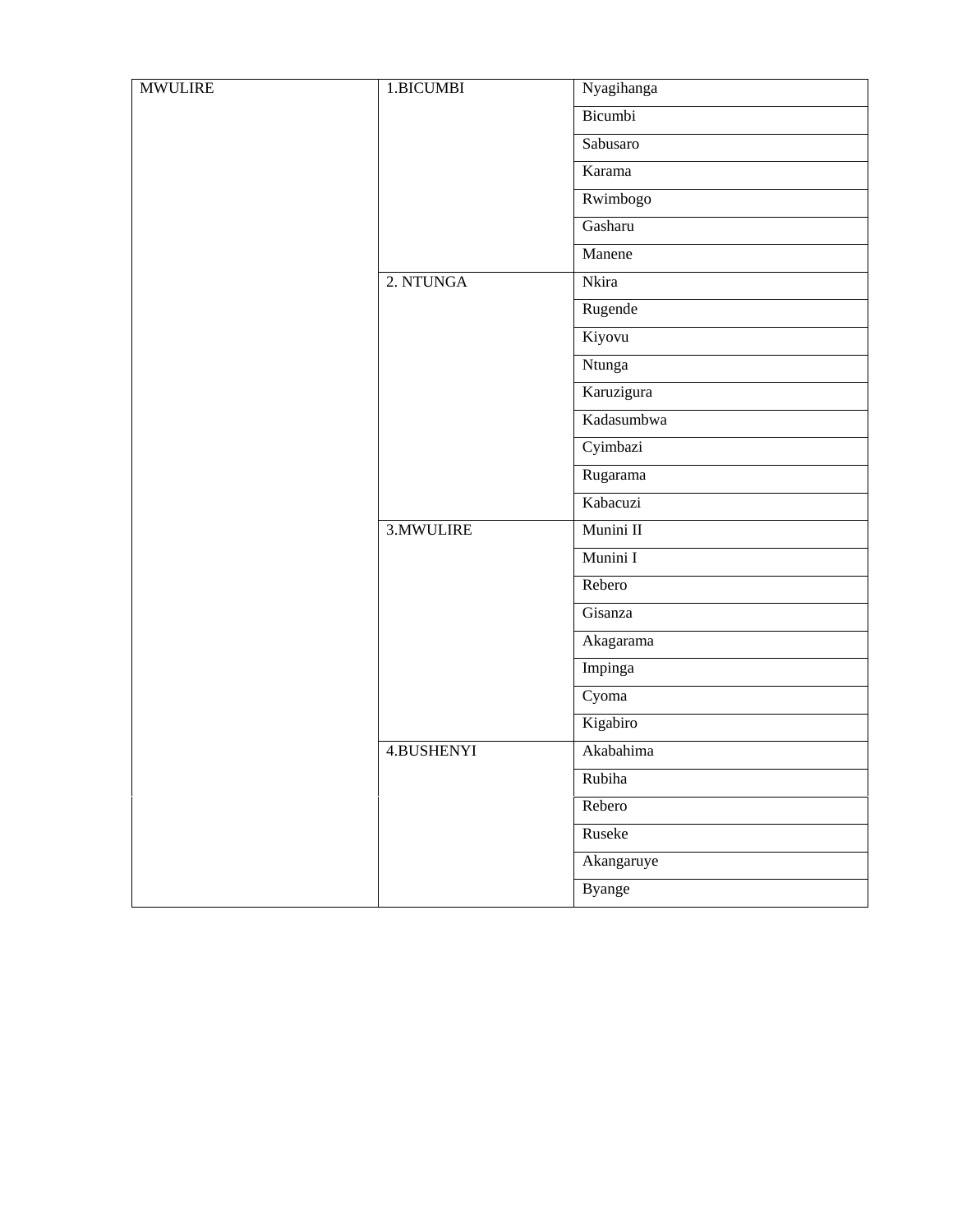| MWULIRE | 1.BICUMBI | Nyagihanga |
| --- | --- | --- |
| | | Bicumbi |
| | | Sabusaro |
| | | Karama |
| | | Rwimbogo |
| | | Gasharu |
| | | Manene |
| | 2. NTUNGA | Nkira |
| | | Rugende |
| | | Kiyovu |
| | | Ntunga |
| | | Karuzigura |
| | | Kadasumbwa |
| | | Cyimbazi |
| | | Rugarama |
| | | Kabacuzi |
| | 3.MWULIRE | Munini II |
| | | Munini I |
| | | Rebero |
| | | Gisanza |
| | | Akagarama |
| | | Impinga |
| | | Cyoma |
| | | Kigabiro |
| | 4.BUSHENYI | Akabahima |
| | | Rubiha |
| | | Rebero |
| | | Ruseke |
| | | Akangaruye |
| | | Byange |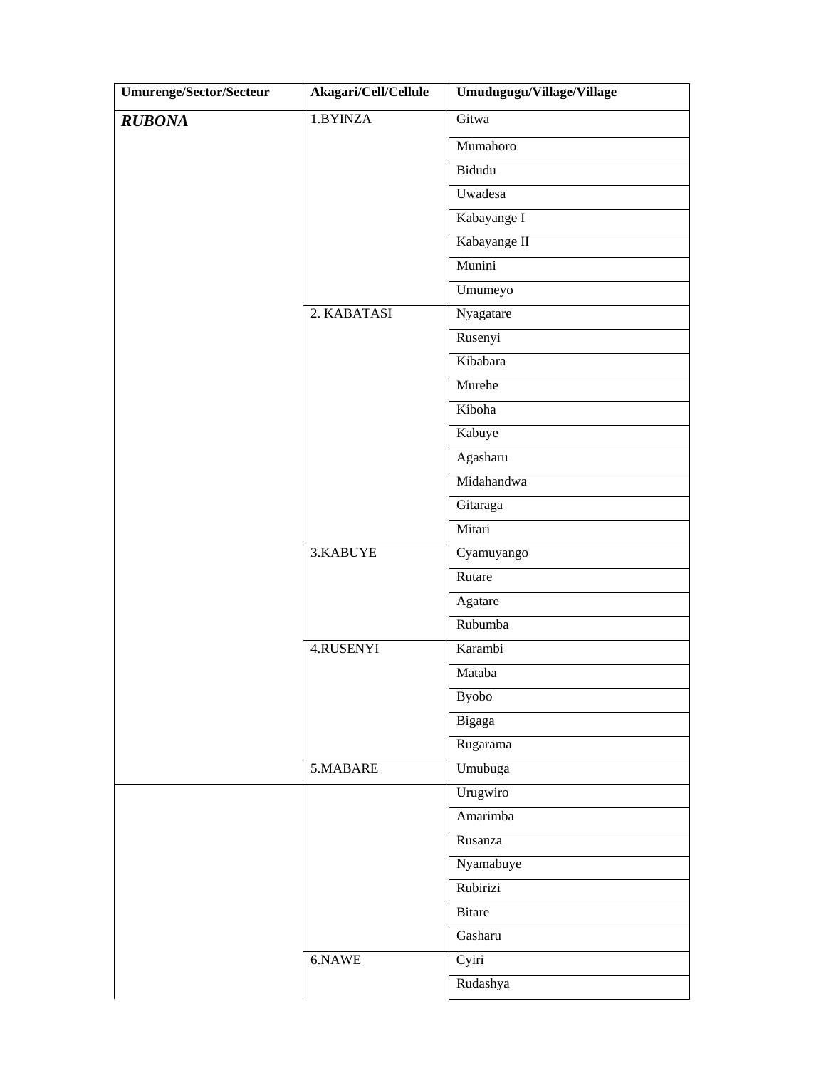| Umurenge/Sector/Secteur | Akagari/Cell/Cellule | Umudugugu/Village/Village |
|---|---|---|
| ***RUBONA*** | 1.BYINZA | Gitwa |
| | | Mumahoro |
| | | Bidudu |
| | | Uwadesa |
| | | Kabayange I |
| | | Kabayange II |
| | | Munini |
| | | Umumeyo |
| | 2. KABATASI | Nyagatare |
| | | Rusenyi |
| | | Kibabara |
| | | Murehe |
| | | Kiboha |
| | | Kabuye |
| | | Agasharu |
| | | Midahandwa |
| | | Gitaraga |
| | | Mitari |
| | 3.KABUYE | Cyamuyango |
| | | Rutare |
| | | Agatare |
| | | Rubumba |
| | 4.RUSENYI | Karambi |
| | | Mataba |
| | | Byobo |
| | | Bigaga |
| | | Rugarama |
| | 5.MABARE | Umubuga |
| | | Urugwiro |
| | | Amarimba |
| | | Rusanza |
| | | Nyamabuye |
| | | Rubirizi |
| | | Bitare |
| | | Gasharu |
| | 6.NAWE | Cyiri |
| | | Rudashya |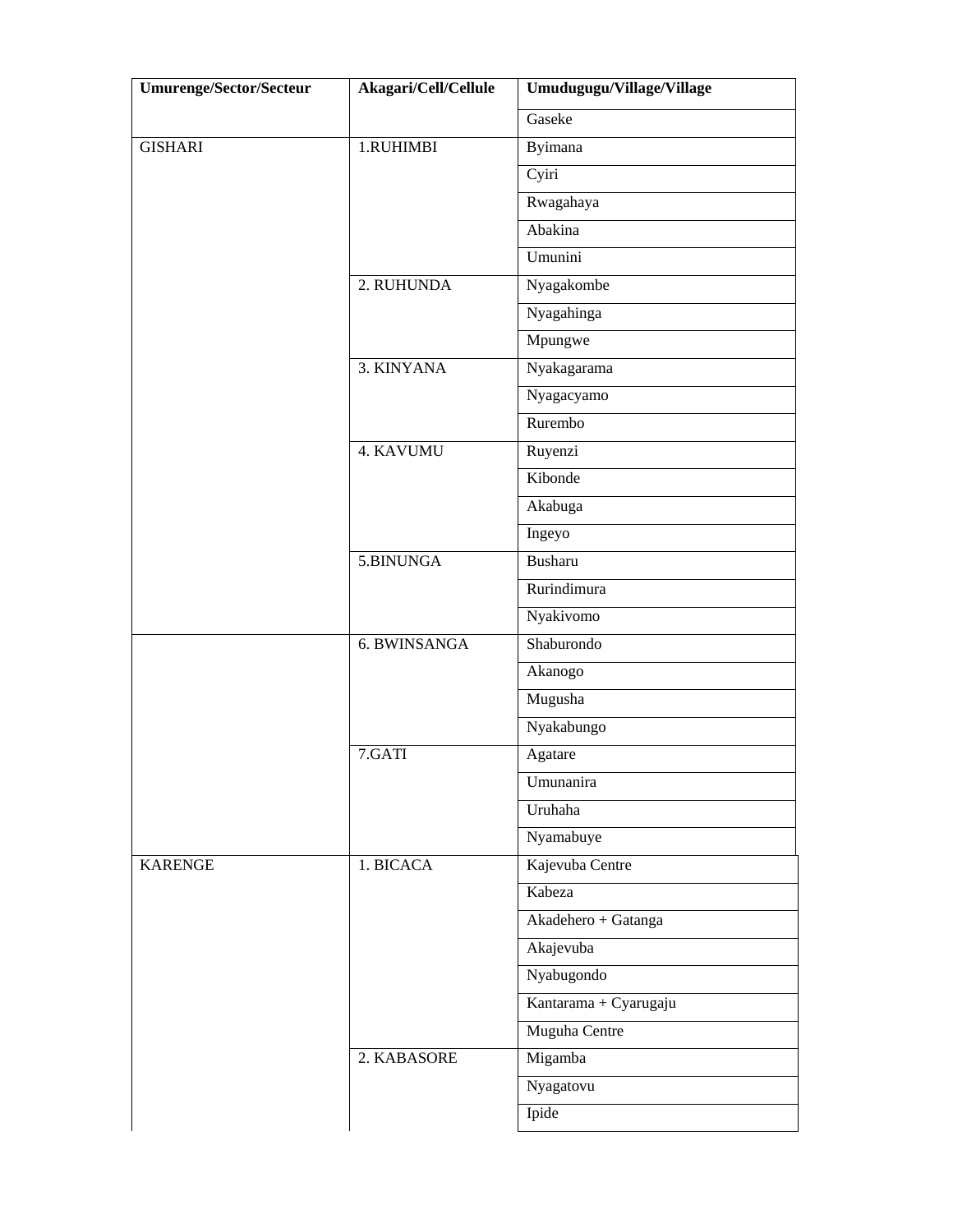| Umurenge/Sector/Secteur | Akagari/Cell/Cellule | Umudugugu/Village/Village |
|---|---|---|
| | | Gaseke |
| GISHARI | 1.RUHIMBI | Byimana |
| | | Cyiri |
| | | Rwagahaya |
| | | Abakina |
| | | Umunini |
| | 2. RUHUNDA | Nyagakombe |
| | | Nyagahinga |
| | | Mpungwe |
| | 3. KINYANA | Nyakagarama |
| | | Nyagacyamo |
| | | Rurembo |
| | 4. KAVUMU | Ruyenzi |
| | | Kibonde |
| | | Akabuga |
| | | Ingeyo |
| | 5.BINUNGA | Busharu |
| | | Rurindimura |
| | | Nyakivomo |
| | 6. BWINSANGA | Shaburondo |
| | | Akanogo |
| | | Mugusha |
| | | Nyakabungo |
| | 7.GATI | Agatare |
| | | Umunanira |
| | | Uruhaha |
| | | Nyamabuye |
| KARENGE | 1. BICACA | Kajevuba Centre |
| | | Kabeza |
| | | Akadehero + Gatanga |
| | | Akajevuba |
| | | Nyabugondo |
| | | Kantarama + Cyarugaju |
| | | Muguha Centre |
| | 2. KABASORE | Migamba |
| | | Nyagatovu |
| | | Ipide |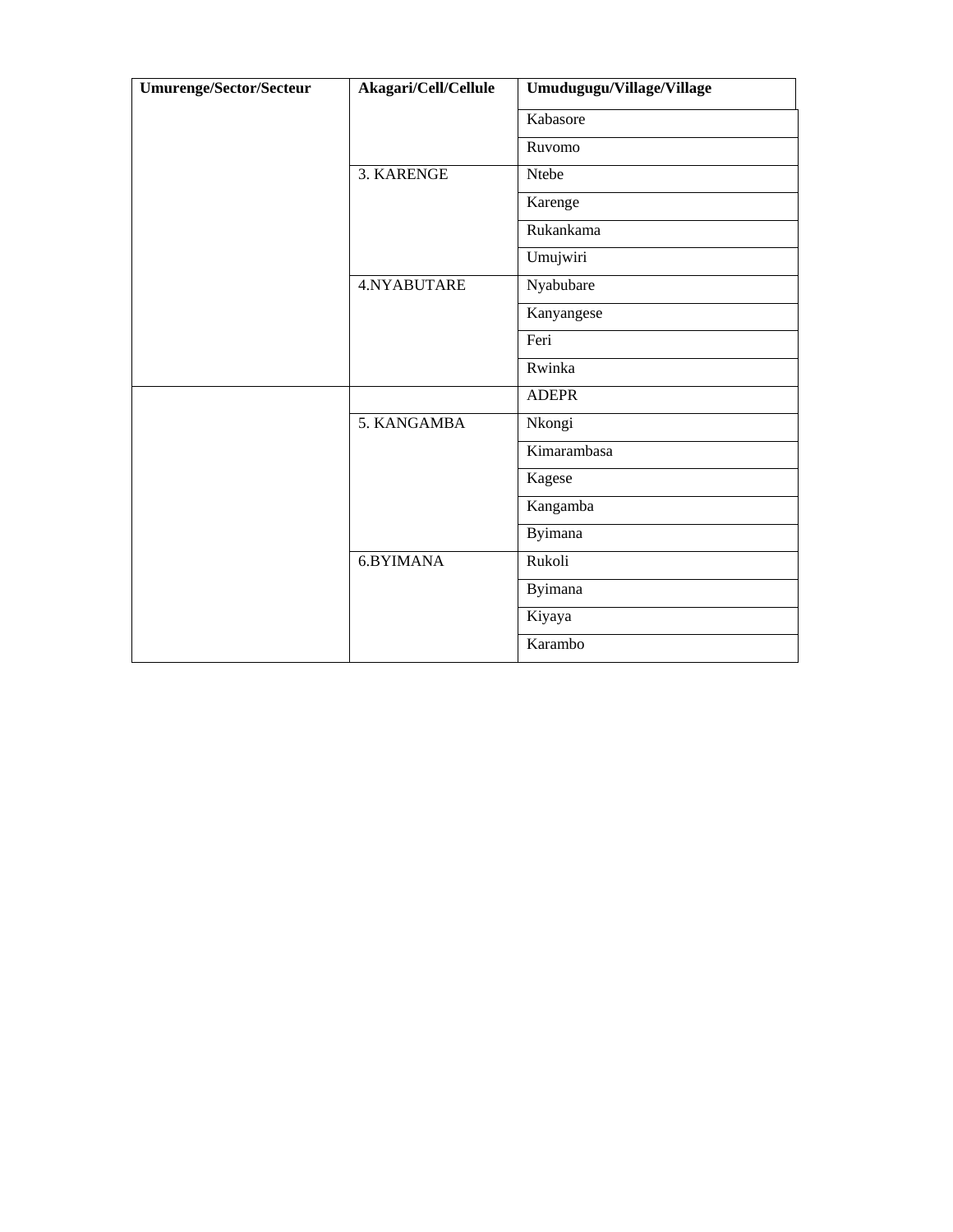| Umurenge/Sector/Secteur | Akagari/Cell/Cellule | Umudugugu/Village/Village |
|---|---|---|
| | | Kabasore |
| | | Ruvomo |
| | 3. KARENGE | Ntebe |
| | | Karenge |
| | | Rukankama |
| | | Umujwiri |
| | 4.NYABUTARE | Nyabubare |
| | | Kanyangese |
| | | Feri |
| | | Rwinka |
| | | ADEPR |
| | 5. KANGAMBA | Nkongi |
| | | Kimarambasa |
| | | Kagese |
| | | Kangamba |
| | | Byimana |
| | 6.BYIMANA | Rukoli |
| | | Byimana |
| | | Kiyaya |
| | | Karambo |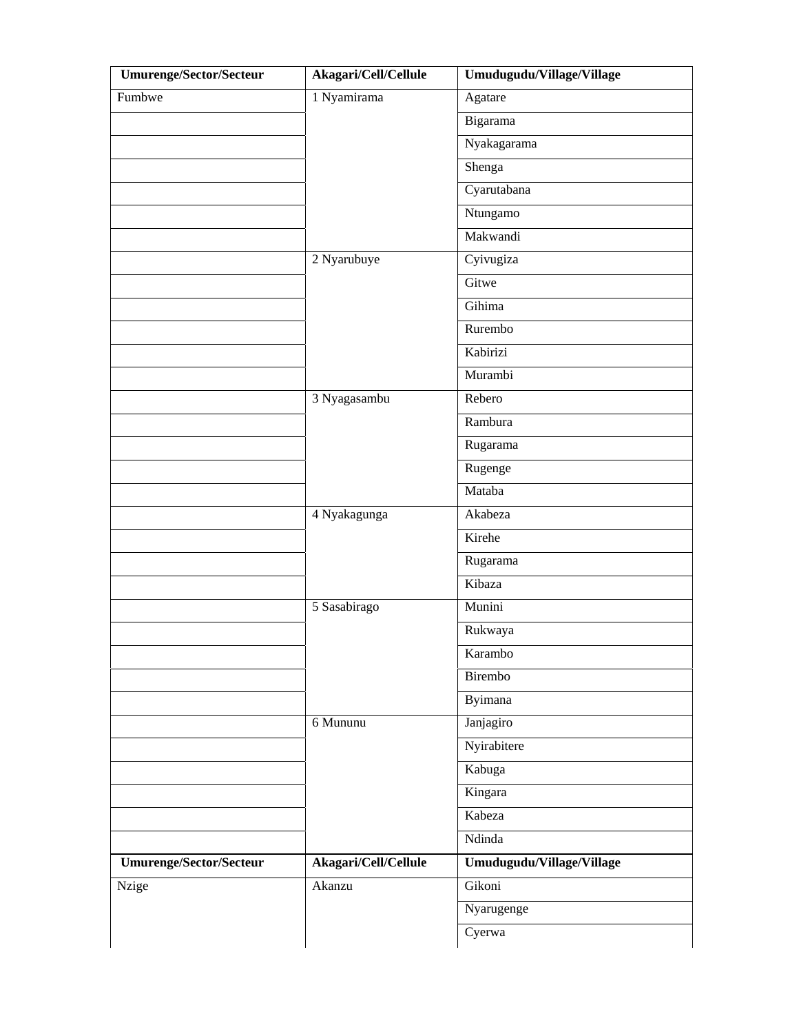| Umurenge/Sector/Secteur | Akagari/Cell/Cellule | Umudugudu/Village/Village |
|---|---|---|
| Fumbwe | 1 Nyamirama | Agatare |
| | | Bigarama |
| | | Nyakagarama |
| | | Shenga |
| | | Cyarutabana |
| | | Ntungamo |
| | | Makwandi |
| | 2 Nyarubuye | Cyivugiza |
| | | Gitwe |
| | | Gihima |
| | | Rurembo |
| | | Kabirizi |
| | | Murambi |
| | 3 Nyagasambu | Rebero |
| | | Rambura |
| | | Rugarama |
| | | Rugenge |
| | | Mataba |
| | 4 Nyakagunga | Akabeza |
| | | Kirehe |
| | | Rugarama |
| | | Kibaza |
| | 5 Sasabirago | Munini |
| | | Rukwaya |
| | | Karambo |
| | | Birembo |
| | | Byimana |
| | 6 Mununu | Janjagiro |
| | | Nyirabitere |
| | | Kabuga |
| | | Kingara |
| | | Kabeza |
| | | Ndinda |

| Umurenge/Sector/Secteur | Akagari/Cell/Cellule | Umudugudu/Village/Village |
|---|---|---|
| Nzige | Akanzu | Gikoni |
| | | Nyarugenge |
| | | Cyerwa |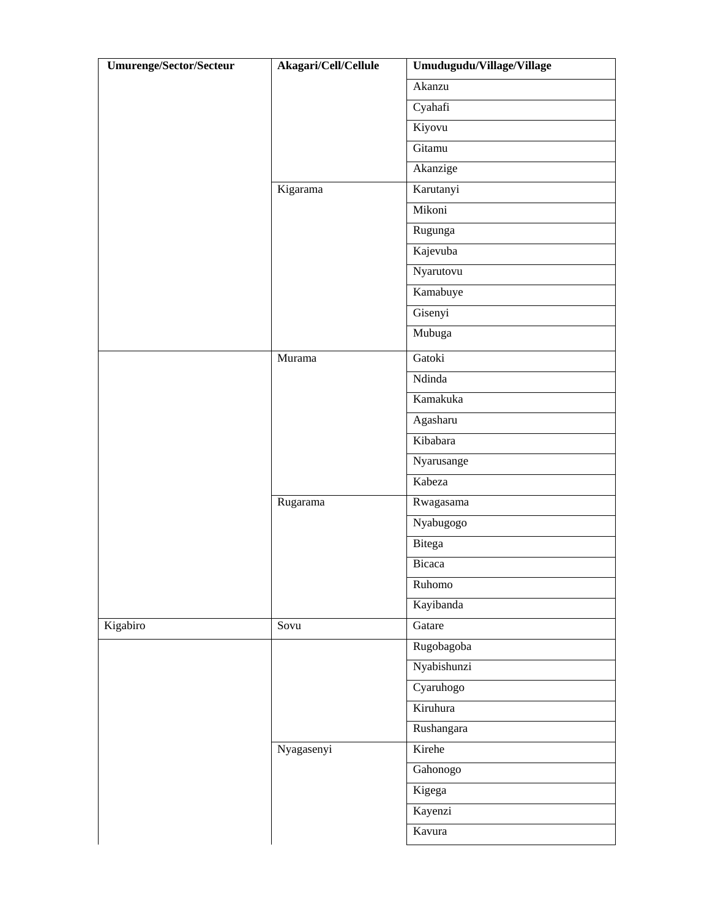| Umurenge/Sector/Secteur | Akagari/Cell/Cellule | Umudugudu/Village/Village |
|---|---|---|
| | | Akanzu |
| | | Cyahafi |
| | | Kiyovu |
| | | Gitamu |
| | | Akanzige |
| | Kigarama | Karutanyi |
| | | Mikoni |
| | | Rugunga |
| | | Kajevuba |
| | | Nyarutovu |
| | | Kamabuye |
| | | Gisenyi |
| | | Mubuga |
| | Murama | Gatoki |
| | | Ndinda |
| | | Kamakuka |
| | | Agasharu |
| | | Kibabara |
| | | Nyarusange |
| | | Kabeza |
| | Rugarama | Rwagasama |
| | | Nyabugogo |
| | | Bitega |
| | | Bicaca |
| | | Ruhomo |
| | | Kayibanda |
| Kigabiro | Sovu | Gatare |
| | | Rugobagoba |
| | | Nyabishunzi |
| | | Cyaruhogo |
| | | Kiruhura |
| | | Rushangara |
| | Nyagasenyi | Kirehe |
| | | Gahonogo |
| | | Kigega |
| | | Kayenzi |
| | | Kavura |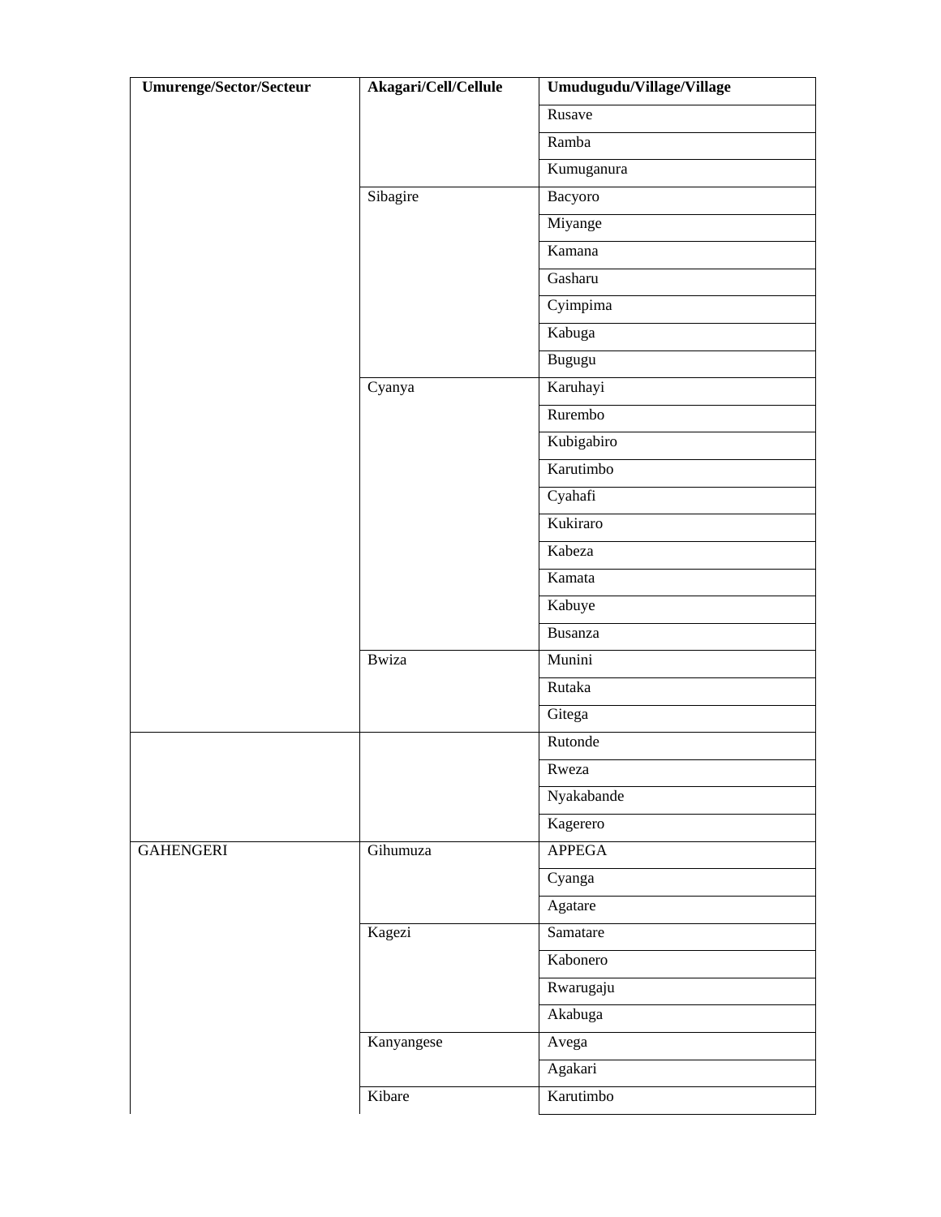| Umurenge/Sector/Secteur | Akagari/Cell/Cellule | Umudugudu/Village/Village |
|---|---|---|
| | | Rusave |
| | | Ramba |
| | | Kumuganura |
| | Sibagire | Bacyoro |
| | | Miyange |
| | | Kamana |
| | | Gasharu |
| | | Cyimpima |
| | | Kabuga |
| | | Bugugu |
| | Cyanya | Karuhayi |
| | | Rurembo |
| | | Kubigabiro |
| | | Karutimbo |
| | | Cyahafi |
| | | Kukiraro |
| | | Kabeza |
| | | Kamata |
| | | Kabuye |
| | | Busanza |
| | Bwiza | Munini |
| | | Rutaka |
| | | Gitega |
| | | Rutonde |
| | | Rweza |
| | | Nyakabande |
| | | Kagerero |
| GAHENGERI | Gihumuza | APPEGA |
| | | Cyanga |
| | | Agatare |
| | Kagezi | Samatare |
| | | Kabonero |
| | | Rwarugaju |
| | | Akabuga |
| | Kanyangese | Avega |
| | | Agakari |
| | Kibare | Karutimbo |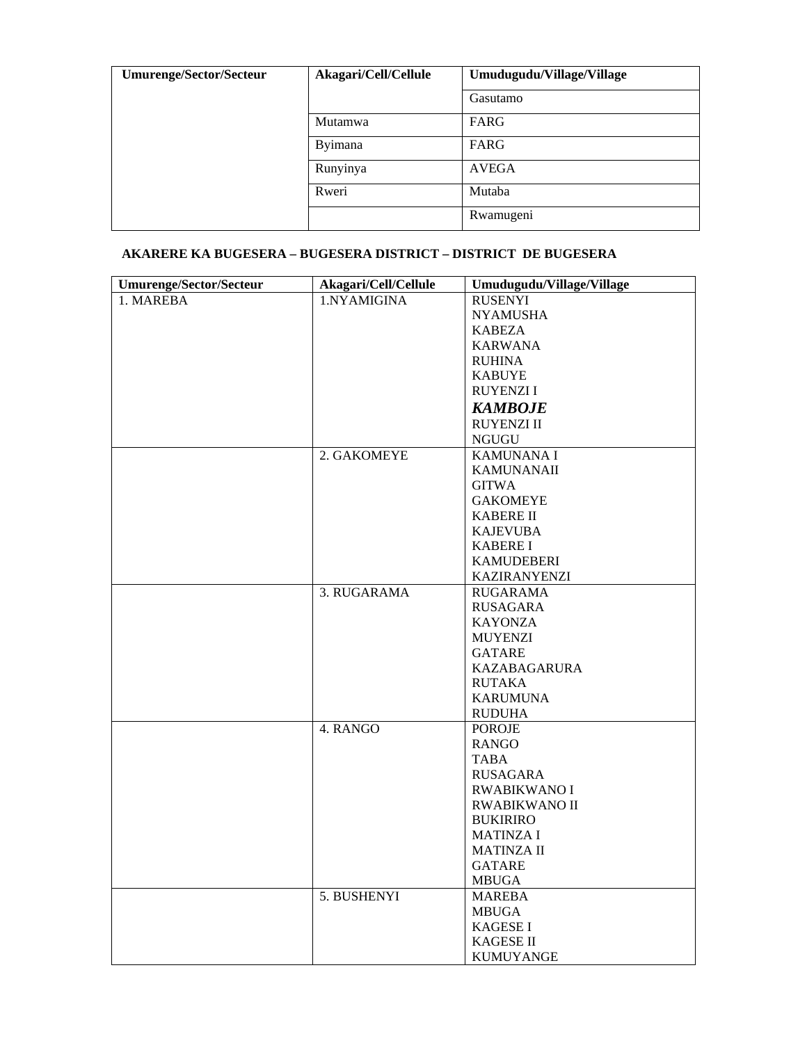| Umurenge/Sector/Secteur | Akagari/Cell/Cellule | Umudugudu/Village/Village |
|---|---|---|
| | | Gasutamo |
| | Mutamwa | FARG |
| | Byimana | FARG |
| | Runyinya | AVEGA |
| | Rweri | Mutaba |
| | | Rwamugeni |

### AKARERE KA BUGESERA – BUGESERA DISTRICT – DISTRICT DE BUGESERA

| Umurenge/Sector/Secteur | Akagari/Cell/Cellule | Umudugudu/Village/Village |
|---|---|---|
| 1. MAREBA | 1.NYAMIGINA | RUSENYI<br>NYAMUSHA<br>KABEZA<br>KARWANA<br>RUHINA<br>KABUYE<br>RUYENZI I<br>***KAMBOJE***<br>RUYENZI II<br>NGUGU |
| | 2. GAKOMEYE | KAMUNANA I<br>KAMUNANAII<br>GITWA<br>GAKOMEYE<br>KABERE II<br>KAJEVUBA<br>KABERE I<br>KAMUDEBERI<br>KAZIRANYENZI |
| | 3. RUGARAMA | RUGARAMA<br>RUSAGARA<br>KAYONZA<br>MUYENZI<br>GATARE<br>KAZABAGARURA<br>RUTAKA<br>KARUMUNA<br>RUDUHA |
| | 4. RANGO | POROJE<br>RANGO<br>TABA<br>RUSAGARA<br>RWABIKWANO I<br>RWABIKWANO II<br>BUKIRIRO<br>MATINZA I<br>MATINZA II<br>GATARE<br>MBUGA |
| | 5. BUSHENYI | MAREBA<br>MBUGA<br>KAGESE I<br>KAGESE II<br>KUMUYANGE |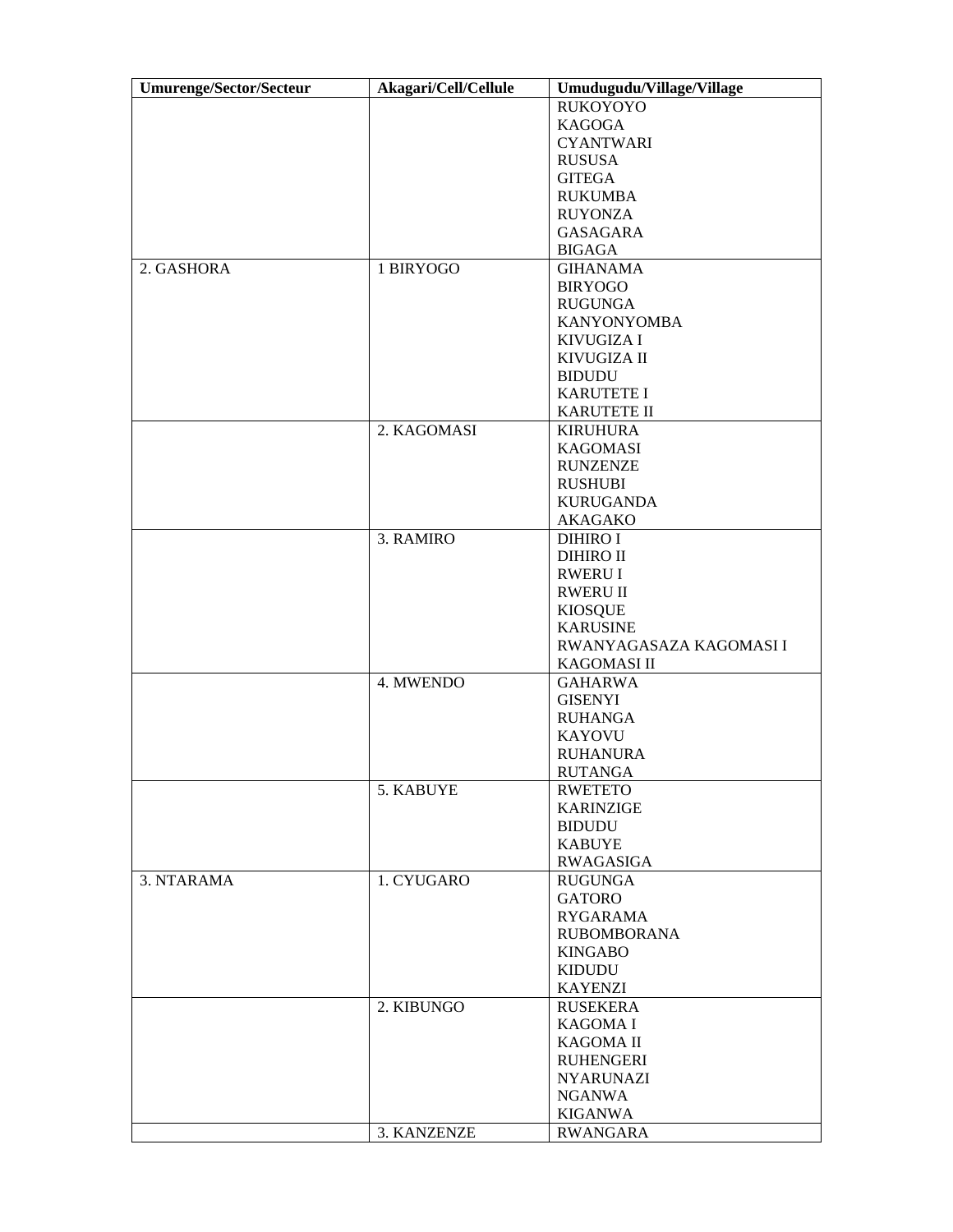| Umurenge/Sector/Secteur | Akagari/Cell/Cellule | Umudugudu/Village/Village |
|---|---|---|
| | | RUKOYOYO<br>KAGOGA<br>CYANTWARI<br>RUSUSA<br>GITEGA<br>RUKUMBA<br>RUYONZA<br>GASAGARA<br>BIGAGA |
| 2. GASHORA | 1 BIRYOGO | GIHANAMA<br>BIRYOGO<br>RUGUNGA<br>KANYONYOMBA<br>KIVUGIZA I<br>KIVUGIZA II<br>BIDUDU<br>KARUTETE I<br>KARUTETE II |
| | 2. KAGOMASI | KIRUHURA<br>KAGOMASI<br>RUNZENZE<br>RUSHUBI<br>KURUGANDA<br>AKAGAKO |
| | 3. RAMIRO | DIHIRO I<br>DIHIRO II<br>RWERU I<br>RWERU II<br>KIOSQUE<br>KARUSINE<br>RWANYAGASAZA KAGOMASI I<br>KAGOMASI II |
| | 4. MWENDO | GAHARWA<br>GISENYI<br>RUHANGA<br>KAYOVU<br>RUHANURA<br>RUTANGA |
| | 5. KABUYE | RWETETO<br>KARINZIGE<br>BIDUDU<br>KABUYE<br>RWAGASIGA |
| 3. NTARAMA | 1. CYUGARO | RUGUNGA<br>GATORO<br>RYGARAMA<br>RUBOMBORANA<br>KINGABO<br>KIDUDU<br>KAYENZI |
| | 2. KIBUNGO | RUSEKERA<br>KAGOMA I<br>KAGOMA II<br>RUHENGERI<br>NYARUNAZI<br>NGANWA<br>KIGANWA |
| | 3. KANZENZE | RWANGARA |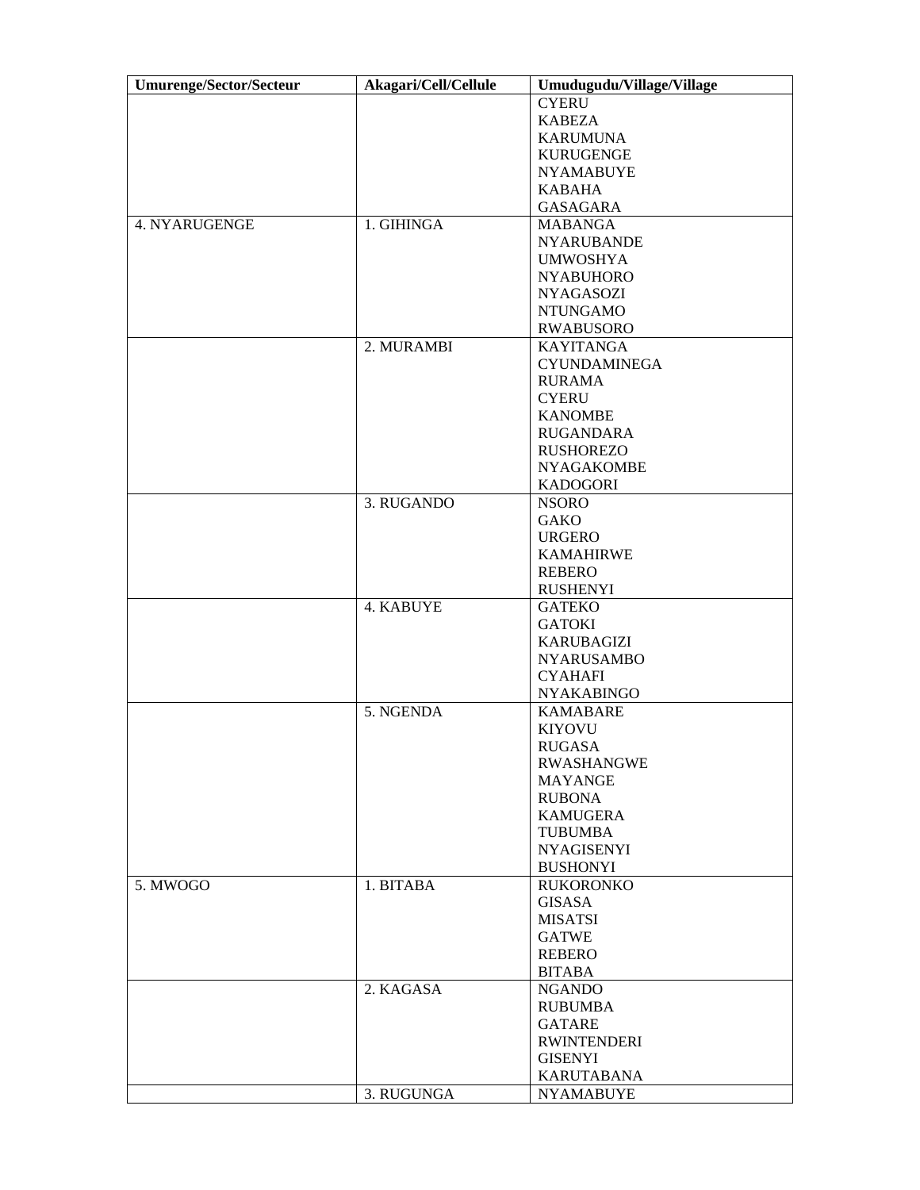| Umurenge/Sector/Secteur | Akagari/Cell/Cellule | Umudugudu/Village/Village |
|---|---|---|
| | | CYERU |
| | | KABEZA |
| | | KARUMUNA |
| | | KURUGENGE |
| | | NYAMABUYE |
| | | KABAHA |
| | | GASAGARA |
| 4. NYARUGENGE | 1. GIHINGA | MABANGA |
| | | NYARUBANDE |
| | | UMWOSHYA |
| | | NYABUHORO |
| | | NYAGASOZI |
| | | NTUNGAMO |
| | | RWABUSORO |
| | 2. MURAMBI | KAYITANGA |
| | | CYUNDAMINEGA |
| | | RURAMA |
| | | CYERU |
| | | KANOMBE |
| | | RUGANDARA |
| | | RUSHOREZO |
| | | NYAGAKOMBE |
| | | KADOGORI |
| | 3. RUGANDO | NSORO |
| | | GAKO |
| | | URGERO |
| | | KAMAHIRWE |
| | | REBERO |
| | | RUSHENYI |
| | 4. KABUYE | GATEKO |
| | | GATOKI |
| | | KARUBAGIZI |
| | | NYARUSAMBO |
| | | CYAHAFI |
| | | NYAKABINGO |
| | 5. NGENDA | KAMABARE |
| | | KIYOVU |
| | | RUGASA |
| | | RWASHANGWE |
| | | MAYANGE |
| | | RUBONA |
| | | KAMUGERA |
| | | TUBUMBA |
| | | NYAGISENYI |
| | | BUSHONYI |
| 5. MWOGO | 1. BITABA | RUKORONKO |
| | | GISASA |
| | | MISATSI |
| | | GATWE |
| | | REBERO |
| | | BITABA |
| | 2. KAGASA | NGANDO |
| | | RUBUMBA |
| | | GATARE |
| | | RWINTENDERI |
| | | GISENYI |
| | | KARUTABANA |
| | 3. RUGUNGA | NYAMABUYE |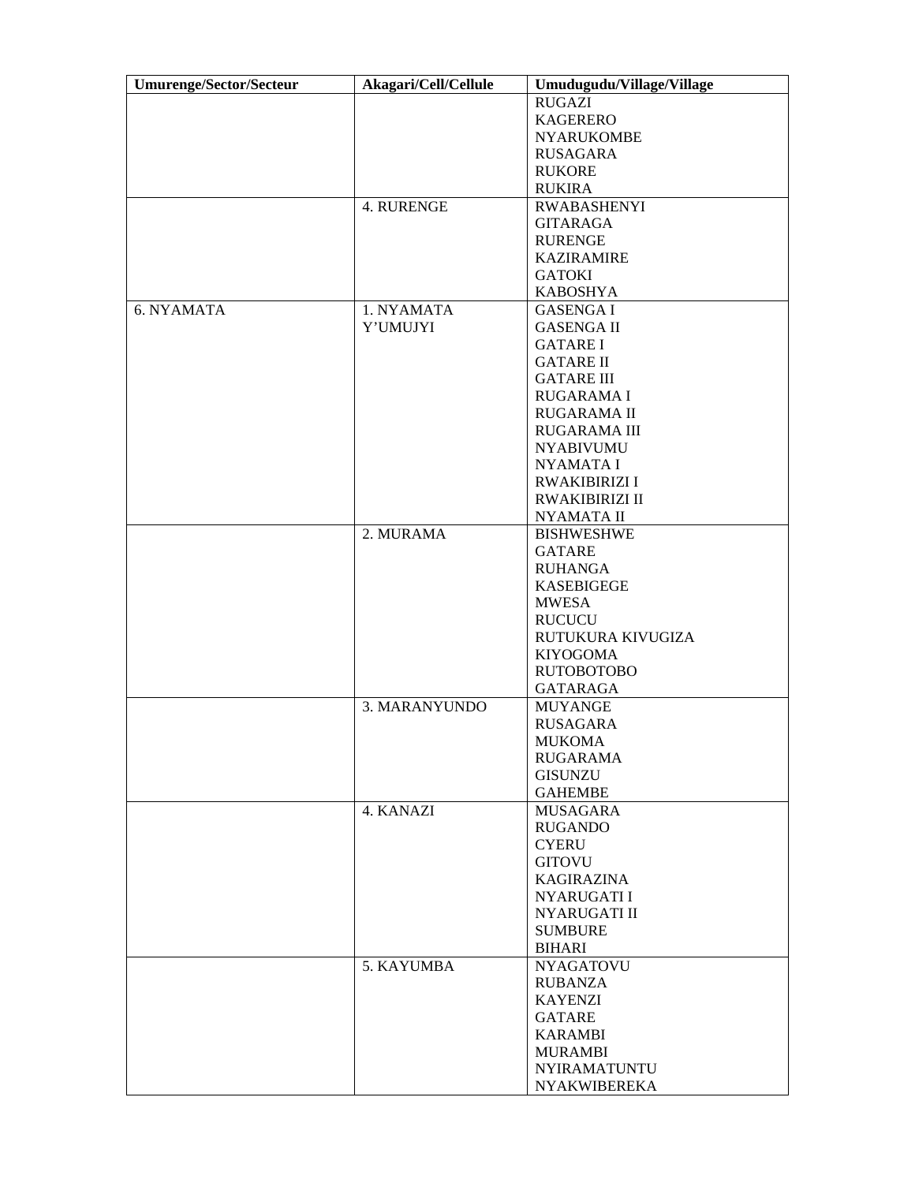| Umurenge/Sector/Secteur | Akagari/Cell/Cellule | Umudugudu/Village/Village |
|---|---|---|
| | | RUGAZI<br>KAGERERO<br>NYARUKOMBE<br>RUSAGARA<br>RUKORE<br>RUKIRA |
| | 4. RURENGE | RWABASHENYI<br>GITARAGA<br>RURENGE<br>KAZIRAMIRE<br>GATOKI<br>KABOSHYA |
| 6. NYAMATA | 1. NYAMATA Y'UMUJYI | GASENGA I<br>GASENGA II<br>GATARE I<br>GATARE II<br>GATARE III<br>RUGARAMA I<br>RUGARAMA II<br>RUGARAMA III<br>NYABIVUMU<br>NYAMATA I<br>RWAKIBIRIZI I<br>RWAKIBIRIZI II<br>NYAMATA II |
| | 2. MURAMA | BISHWESHWE<br>GATARE<br>RUHANGA<br>KASEBIGEGE<br>MWESA<br>RUCUCU<br>RUTUKURA KIVUGIZA<br>KIYOGOMA<br>RUTOBOTOBO<br>GATARAGA |
| | 3. MARANYUNDO | MUYANGE<br>RUSAGARA<br>MUKOMA<br>RUGARAMA<br>GISUNZU<br>GAHEMBE |
| | 4. KANAZI | MUSAGARA<br>RUGANDO<br>CYERU<br>GITOVU<br>KAGIRAZINA<br>NYARUGATI I<br>NYARUGATI II<br>SUMBURE<br>BIHARI |
| | 5. KAYUMBA | NYAGATOVU<br>RUBANZA<br>KAYENZI<br>GATARE<br>KARAMBI<br>MURAMBI<br>NYIRAMATUNTU<br>NYAKWIBEREKA |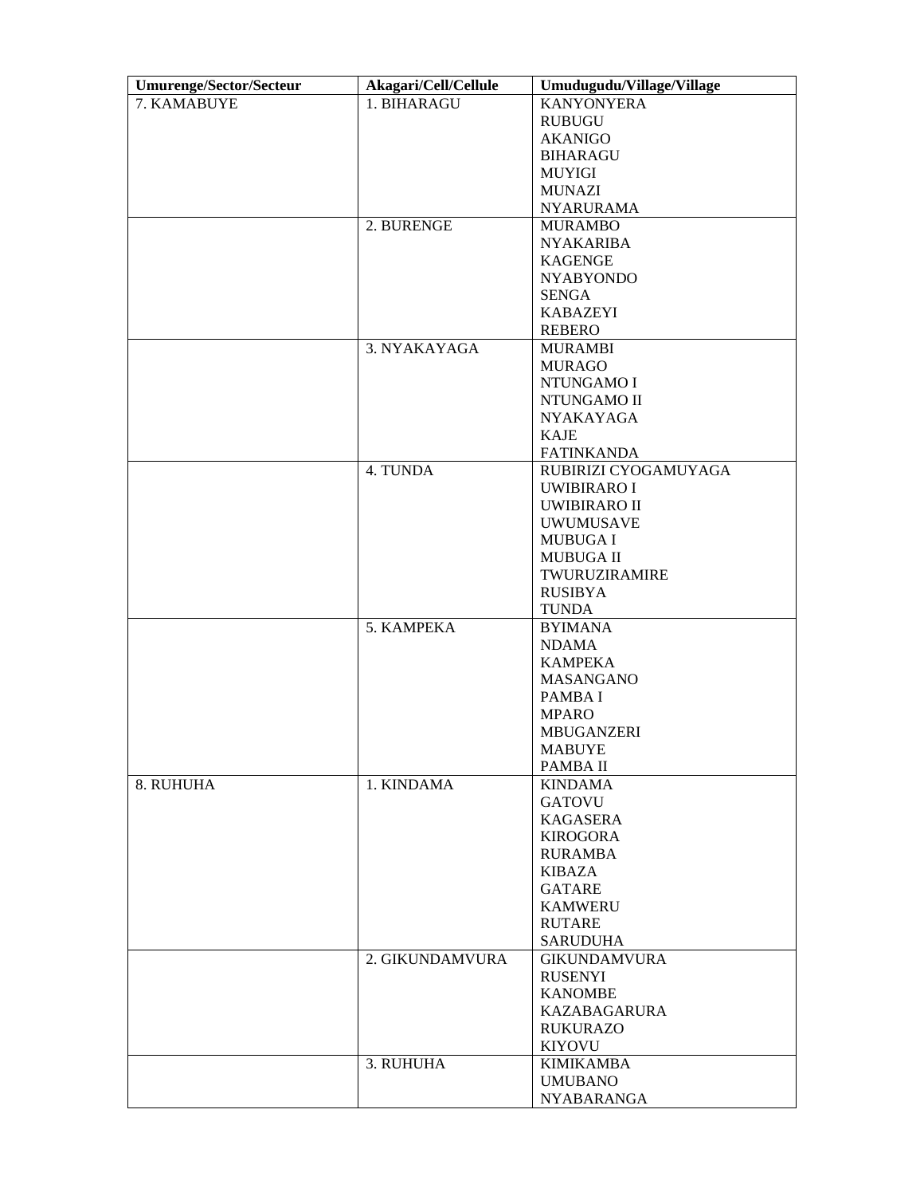| Umurenge/Sector/Secteur | Akagari/Cell/Cellule | Umudugudu/Village/Village |
|---|---|---|
| 7. KAMABUYE | 1. BIHARAGU | KANYONYERA<br>RUBUGU<br>AKANIGO<br>BIHARAGU<br>MUYIGI<br>MUNAZI<br>NYARURAMA |
| | 2. BURENGE | MURAMBO<br>NYAKARIBA<br>KAGENGE<br>NYABYONDO<br>SENGA<br>KABAZEYI<br>REBERO |
| | 3. NYAKAYAGA | MURAMBI<br>MURAGO<br>NTUNGAMO I<br>NTUNGAMO II<br>NYAKAYAGA<br>KAJE<br>FATINKANDA |
| | 4. TUNDA | RUBIRIZI CYOGAMUYAGA<br>UWIBIRARO I<br>UWIBIRARO II<br>UWUMUSAVE<br>MUBUGA I<br>MUBUGA II<br>TWURUZIRAMIRE<br>RUSIBYA<br>TUNDA |
| | 5. KAMPEKA | BYIMANA<br>NDAMA<br>KAMPEKA<br>MASANGANO<br>PAMBA I<br>MPARO<br>MBUGANZERI<br>MABUYE<br>PAMBA II |
| 8. RUHUHA | 1. KINDAMA | KINDAMA<br>GATOVU<br>KAGASERA<br>KIROGORA<br>RURAMBA<br>KIBAZA<br>GATARE<br>KAMWERU<br>RUTARE<br>SARUDUHA |
| | 2. GIKUNDAMVURA | GIKUNDAMVURA<br>RUSENYI<br>KANOMBE<br>KAZABAGARURA<br>RUKURAZO<br>KIYOVU |
| | 3. RUHUHA | KIMIKAMBA<br>UMUBANO<br>NYABARANGA |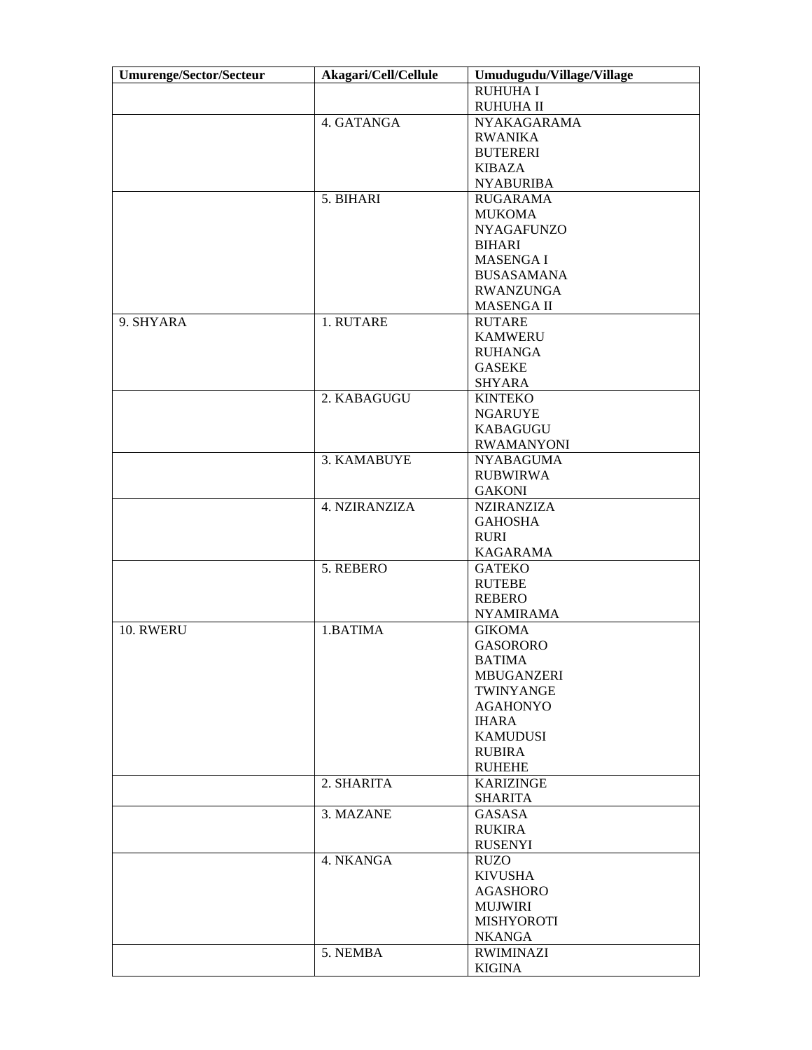| Umurenge/Sector/Secteur | Akagari/Cell/Cellule | Umudugudu/Village/Village |
|---|---|---|
| | | RUHUHA I<br>RUHUHA II |
| | 4. GATANGA | NYAKAGARAMA<br>RWANIKA<br>BUTERERI<br>KIBAZA<br>NYABURIBA |
| | 5. BIHARI | RUGARAMA<br>MUKOMA<br>NYAGAFUNZO<br>BIHARI<br>MASENGA I<br>BUSASAMANA<br>RWANZUNGA<br>MASENGA II |
| 9. SHYARA | 1. RUTARE | RUTARE<br>KAMWERU<br>RUHANGA<br>GASEKE<br>SHYARA |
| | 2. KABAGUGU | KINTEKO<br>NGARUYE<br>KABAGUGU<br>RWAMANYONI |
| | 3. KAMABUYE | NYABAGUMA<br>RUBWIRWA<br>GAKONI |
| | 4. NZIRANZIZA | NZIRANZIZA<br>GAHOSHA<br>RURI<br>KAGARAMA |
| | 5. REBERO | GATEKO<br>RUTEBE<br>REBERO<br>NYAMIRAMA |
| 10. RWERU | 1.BATIMA | GIKOMA<br>GASORORO<br>BATIMA<br>MBUGANZERI<br>TWINYANGE<br>AGAHONYO<br>IHARA<br>KAMUDUSI<br>RUBIRA<br>RUHEHE |
| | 2. SHARITA | KARIZINGE<br>SHARITA |
| | 3. MAZANE | GASASA<br>RUKIRA<br>RUSENYI |
| | 4. NKANGA | RUZO<br>KIVUSHA<br>AGASHORO<br>MUJWIRI<br>MISHYOROTI<br>NKANGA |
| | 5. NEMBA | RWIMINAZI<br>KIGINA |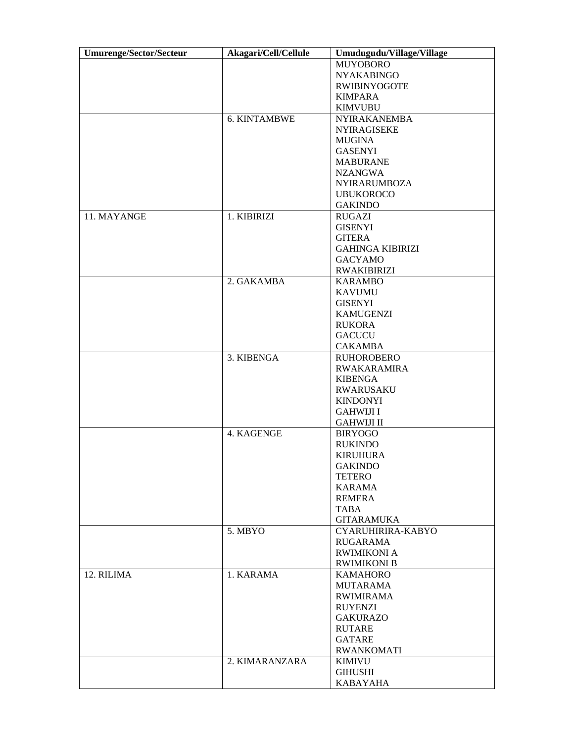| Umurenge/Sector/Secteur | Akagari/Cell/Cellule | Umudugudu/Village/Village |
|---|---|---|
| | | MUYOBORO<br>NYAKABINGO<br>RWIBINYOGOTE<br>KIMPARA<br>KIMVUBU |
| | 6. KINTAMBWE | NYIRAKANEMBA<br>NYIRAGISEKE<br>MUGINA<br>GASENYI<br>MABURANE<br>NZANGWA<br>NYIRARUMBOZA<br>UBUKOROCO<br>GAKINDO |
| 11. MAYANGE | 1. KIBIRIZI | RUGAZI<br>GISENYI<br>GITERA<br>GAHINGA KIBIRIZI<br>GACYAMO<br>RWAKIBIRIZI |
| | 2. GAKAMBA | KARAMBO<br>KAVUMU<br>GISENYI<br>KAMUGENZI<br>RUKORA<br>GACUCU<br>CAKAMBA |
| | 3. KIBENGA | RUHOROBERO<br>RWAKARAMIRA<br>KIBENGA<br>RWARUSAKU<br>KINDONYI<br>GAHWIJI I<br>GAHWIJI II |
| | 4. KAGENGE | BIRYOGO<br>RUKINDO<br>KIRUHURA<br>GAKINDO<br>TETERO<br>KARAMA<br>REMERA<br>TABA<br>GITARAMUKA |
| | 5. MBYO | CYARUHIRIRA-KABYO<br>RUGARAMA<br>RWIMIKONI A<br>RWIMIKONI B |
| 12. RILIMA | 1. KARAMA | KAMAHORO<br>MUTARAMA<br>RWIMIRAMA<br>RUYENZI<br>GAKURAZO<br>RUTARE<br>GATARE<br>RWANKOMATI |
| | 2. KIMARANZARA | KIMIVU<br>GIHUSHI<br>KABAYAHA |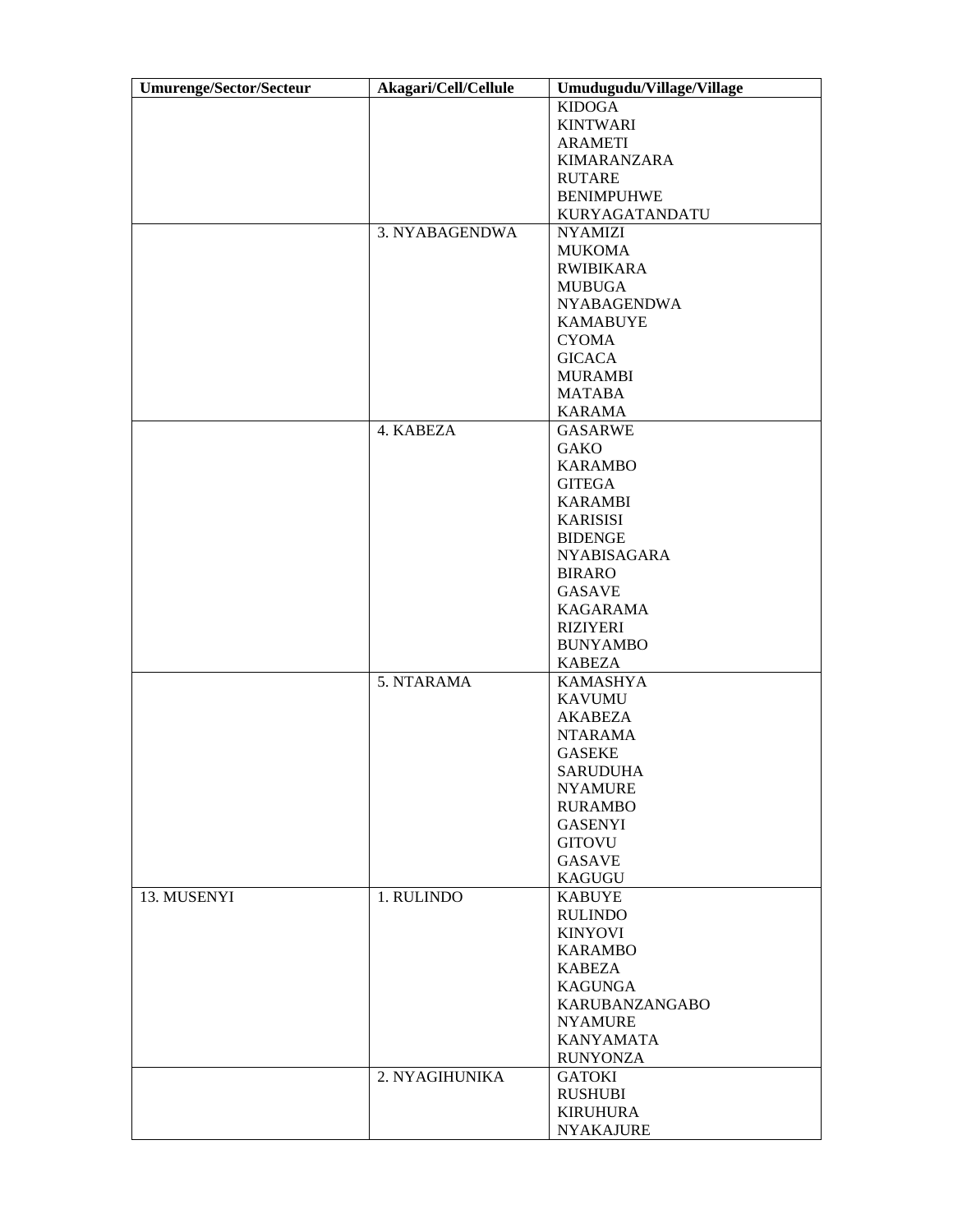| Umurenge/Sector/Secteur | Akagari/Cell/Cellule | Umudugudu/Village/Village |
|---|---|---|
| | | KIDOGA<br>KINTWARI<br>ARAMETI<br>KIMARANZARA<br>RUTARE<br>BENIMPUHWE<br>KURYAGATANDATU |
| | 3. NYABAGENDWA | NYAMIZI<br>MUKOMA<br>RWIBIKARA<br>MUBUGA<br>NYABAGENDWA<br>KAMABUYE<br>CYOMA<br>GICACA<br>MURAMBI<br>MATABA<br>KARAMA |
| | 4. KABEZA | GASARWE<br>GAKO<br>KARAMBO<br>GITEGA<br>KARAMBI<br>KARISISI<br>BIDENGE<br>NYABISAGARA<br>BIRARO<br>GASAVE<br>KAGARAMA<br>RIZIYERI<br>BUNYAMBO<br>KABEZA |
| | 5. NTARAMA | KAMASHYA<br>KAVUMU<br>AKABEZA<br>NTARAMA<br>GASEKE<br>SARUDUHA<br>NYAMURE<br>RURAMBO<br>GASENYI<br>GITOVU<br>GASAVE<br>KAGUGU |
| 13. MUSENYI | 1. RULINDO | KABUYE<br>RULINDO<br>KINYOVI<br>KARAMBO<br>KABEZA<br>KAGUNGA<br>KARUBANZANGABO<br>NYAMURE<br>KANYAMATA<br>RUNYONZA |
| | 2. NYAGIHUNIKA | GATOKI<br>RUSHUBI<br>KIRUHURA<br>NYAKAJURE |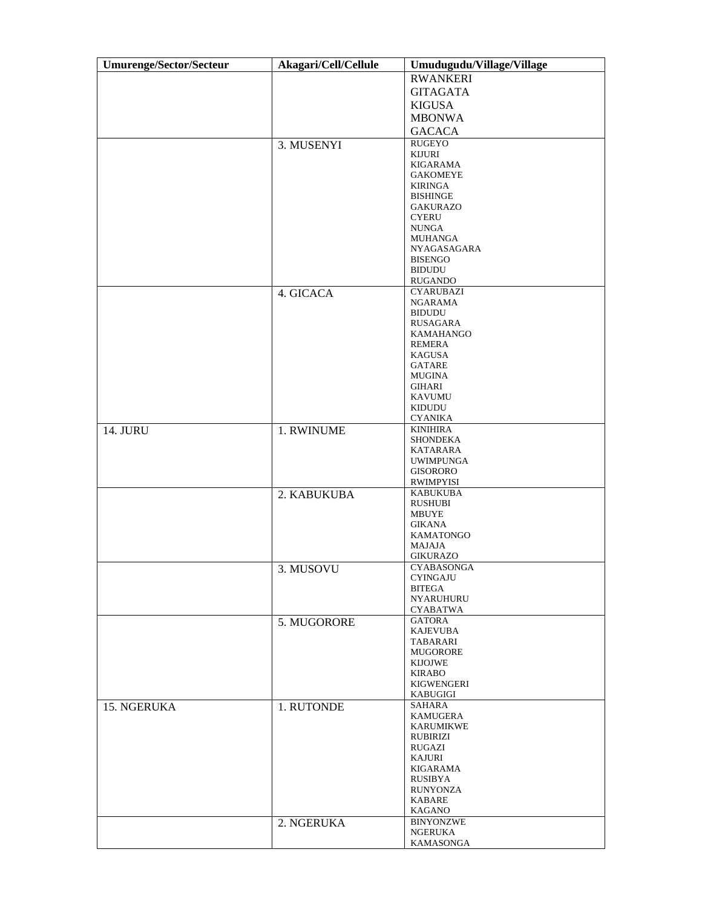| Umurenge/Sector/Secteur | Akagari/Cell/Cellule | Umudugudu/Village/Village |
|---|---|---|
| | | RWANKERI<br>GITAGATA<br>KIGUSA<br>MBONWA<br>GACACA |
| | 3. MUSENYI | RUGEYO<br>KIJURI<br>KIGARAMA<br>GAKOMEYE<br>KIRINGA<br>BISHINGE<br>GAKURAZO<br>CYERU<br>NUNGA<br>MUHANGA<br>NYAGASAGARA<br>BISENGO<br>BIDUDU<br>RUGANDO |
| | 4. GICACA | CYARUBAZI<br>NGARAMA<br>BIDUDU<br>RUSAGARA<br>KAMAHANGO<br>REMERA<br>KAGUSA<br>GATARE<br>MUGINA<br>GIHARI<br>KAVUMU<br>KIDUDU<br>CYANIKA |
| 14. JURU | 1. RWINUME | KINIHIRA<br>SHONDEKA<br>KATARARA<br>UWIMPUNGA<br>GISORORO<br>RWIMPYISI |
| | 2. KABUKUBA | KABUKUBA<br>RUSHUBI<br>MBUYE<br>GIKANA<br>KAMATONGO<br>MAJAJA<br>GIKURAZO |
| | 3. MUSOVU | CYABASONGA<br>CYINGAJU<br>BITEGA<br>NYARUHURU<br>CYABATWA |
| | 5. MUGORORE | GATORA<br>KAJEVUBA<br>TABARARI<br>MUGORORE<br>KIJOJWE<br>KIRABO<br>KIGWENGERI<br>KABUGIGI |
| 15. NGERUKA | 1. RUTONDE | SAHARA<br>KAMUGERA<br>KARUMIKWE<br>RUBIRIZI<br>RUGAZI<br>KAJURI<br>KIGARAMA<br>RUSIBYA<br>RUNYONZA<br>KABARE<br>KAGANO |
| | 2. NGERUKA | BINYONZWE<br>NGERUKA<br>KAMASONGA |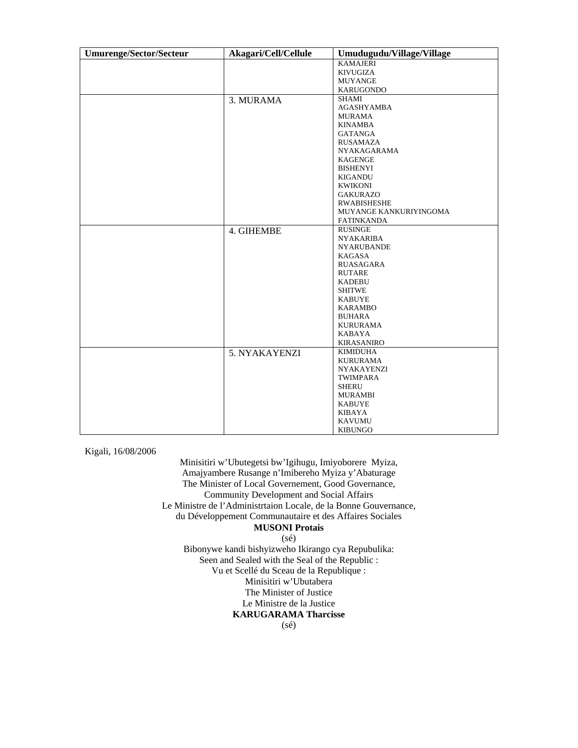| Umurenge/Sector/Secteur | Akagari/Cell/Cellule | Umudugudu/Village/Village |
|---|---|---|
| | | KAMAJERI<br>KIVUGIZA<br>MUYANGE<br>KARUGONDO |
| | 3. MURAMA | SHAMI<br>AGASHYAMBA<br>MURAMA<br>KINAMBA<br>GATANGA<br>RUSAMAZA<br>NYAKAGARAMA<br>KAGENGE<br>BISHENYI<br>KIGANDU<br>KWIKONI<br>GAKURAZO<br>RWABISHESHE<br>MUYANGE KANKURIYINGOMA<br>FATINKANDA |
| | 4. GIHEMBE | RUSINGE<br>NYAKARIBA<br>NYARUBANDE<br>KAGASA<br>RUASAGARA<br>RUTARE<br>KADEBU<br>SHITWE<br>KABUYE<br>KARAMBO<br>BUHARA<br>KURURAMA<br>KABAYA<br>KIRASANIRO |
| | 5. NYAKAYENZI | KIMIDUHA<br>KURURAMA<br>NYAKAYENZI<br>TWIMPARA<br>SHERU<br>MURAMBI<br>KABUYE<br>KIBAYA<br>KAVUMU<br>KIBUNGO |

Kigali, 16/08/2006

Minisitiri w'Ubutegetsi bw'Igihugu, Imiyoborere Myiza,
Amajyambere Rusange n'Imibereho Myiza y'Abaturage
The Minister of Local Governement, Good Governance,
Community Development and Social Affairs
Le Ministre de l'Administrtaion Locale, de la Bonne Gouvernance,
du Développement Communautaire et des Affaires Sociales
**MUSONI Protais**
(sé)

Bibonywe kandi bishyizweho Ikirango cya Repubulika:
Seen and Sealed with the Seal of the Republic :
Vu et Scellé du Sceau de la Republique :
Minisitiri w'Ubutabera
The Minister of Justice
Le Ministre de la Justice
**KARUGARAMA Tharcisse**
(sé)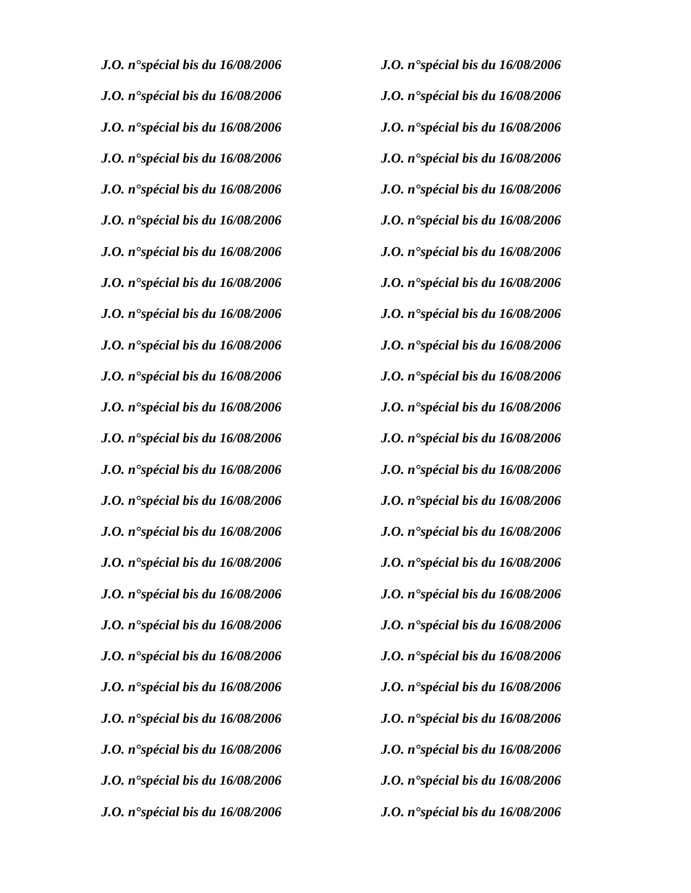***J.O. n°spécial bis du 16/08/2006***

***J.O. n°spécial bis du 16/08/2006***

***J.O. n°spécial bis du 16/08/2006***

***J.O. n°spécial bis du 16/08/2006***

***J.O. n°spécial bis du 16/08/2006***

***J.O. n°spécial bis du 16/08/2006***

***J.O. n°spécial bis du 16/08/2006***

***J.O. n°spécial bis du 16/08/2006***

***J.O. n°spécial bis du 16/08/2006***

***J.O. n°spécial bis du 16/08/2006***

***J.O. n°spécial bis du 16/08/2006***

***J.O. n°spécial bis du 16/08/2006***

***J.O. n°spécial bis du 16/08/2006***

***J.O. n°spécial bis du 16/08/2006***

***J.O. n°spécial bis du 16/08/2006***

***J.O. n°spécial bis du 16/08/2006***

***J.O. n°spécial bis du 16/08/2006***

***J.O. n°spécial bis du 16/08/2006***

***J.O. n°spécial bis du 16/08/2006***

***J.O. n°spécial bis du 16/08/2006***

***J.O. n°spécial bis du 16/08/2006***

***J.O. n°spécial bis du 16/08/2006***

***J.O. n°spécial bis du 16/08/2006***

***J.O. n°spécial bis du 16/08/2006***

***J.O. n°spécial bis du 16/08/2006***

***J.O. n°spécial bis du 16/08/2006***

***J.O. n°spécial bis du 16/08/2006***

***J.O. n°spécial bis du 16/08/2006***

***J.O. n°spécial bis du 16/08/2006***

***J.O. n°spécial bis du 16/08/2006***

***J.O. n°spécial bis du 16/08/2006***

***J.O. n°spécial bis du 16/08/2006***

***J.O. n°spécial bis du 16/08/2006***

***J.O. n°spécial bis du 16/08/2006***

***J.O. n°spécial bis du 16/08/2006***

***J.O. n°spécial bis du 16/08/2006***

***J.O. n°spécial bis du 16/08/2006***

***J.O. n°spécial bis du 16/08/2006***

***J.O. n°spécial bis du 16/08/2006***

***J.O. n°spécial bis du 16/08/2006***

***J.O. n°spécial bis du 16/08/2006***

***J.O. n°spécial bis du 16/08/2006***

***J.O. n°spécial bis du 16/08/2006***

***J.O. n°spécial bis du 16/08/2006***

***J.O. n°spécial bis du 16/08/2006***

***J.O. n°spécial bis du 16/08/2006***

***J.O. n°spécial bis du 16/08/2006***

***J.O. n°spécial bis du 16/08/2006***

***J.O. n°spécial bis du 16/08/2006***

***J.O. n°spécial bis du 16/08/2006***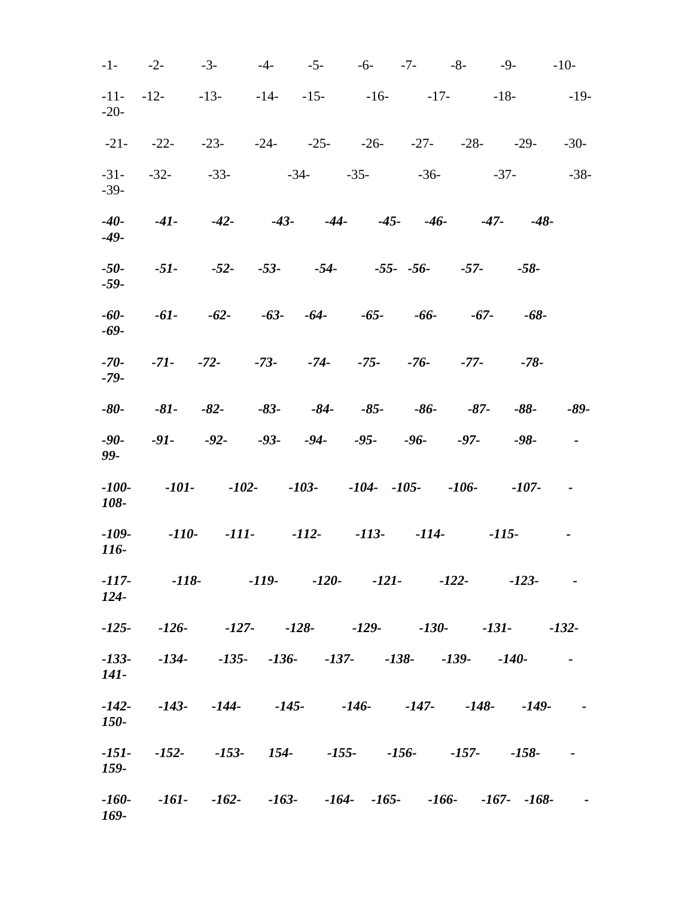-1- -2- -3- -4- -5- -6- -7- -8- -9- -10-

-11- -12- -13- -14- -15- -16- -17- -18- -19- -20-

-21- -22- -23- -24- -25- -26- -27- -28- -29- -30-

-31- -32- -33- -34- -35- -36- -37- -38- -39-

***-40- -41- -42- -43- -44- -45- -46- -47- -48- -49-***

***-50- -51- -52- -53- -54- -55- -56- -57- -58- -59-***

***-60- -61- -62- -63- -64- -65- -66- -67- -68- -69-***

***-70- -71- -72- -73- -74- -75- -76- -77- -78- -79-***

***-80- -81- -82- -83- -84- -85- -86- -87- -88- -89-***

***-90- -91- -92- -93- -94- -95- -96- -97- -98- -99-***

***-100- -101- -102- -103- -104- -105- -106- -107- -108-***

***-109- -110- -111- -112- -113- -114- -115- -116-***

***-117- -118- -119- -120- -121- -122- -123- -124-***

***-125- -126- -127- -128- -129- -130- -131- -132-***

***-133- -134- -135- -136- -137- -138- -139- -140- -141-***

***-142- -143- -144- -145- -146- -147- -148- -149- -150-***

***-151- -152- -153- 154- -155- -156- -157- -158- -159-***

***-160- -161- -162- -163- -164- -165- -166- -167- -168- -169-***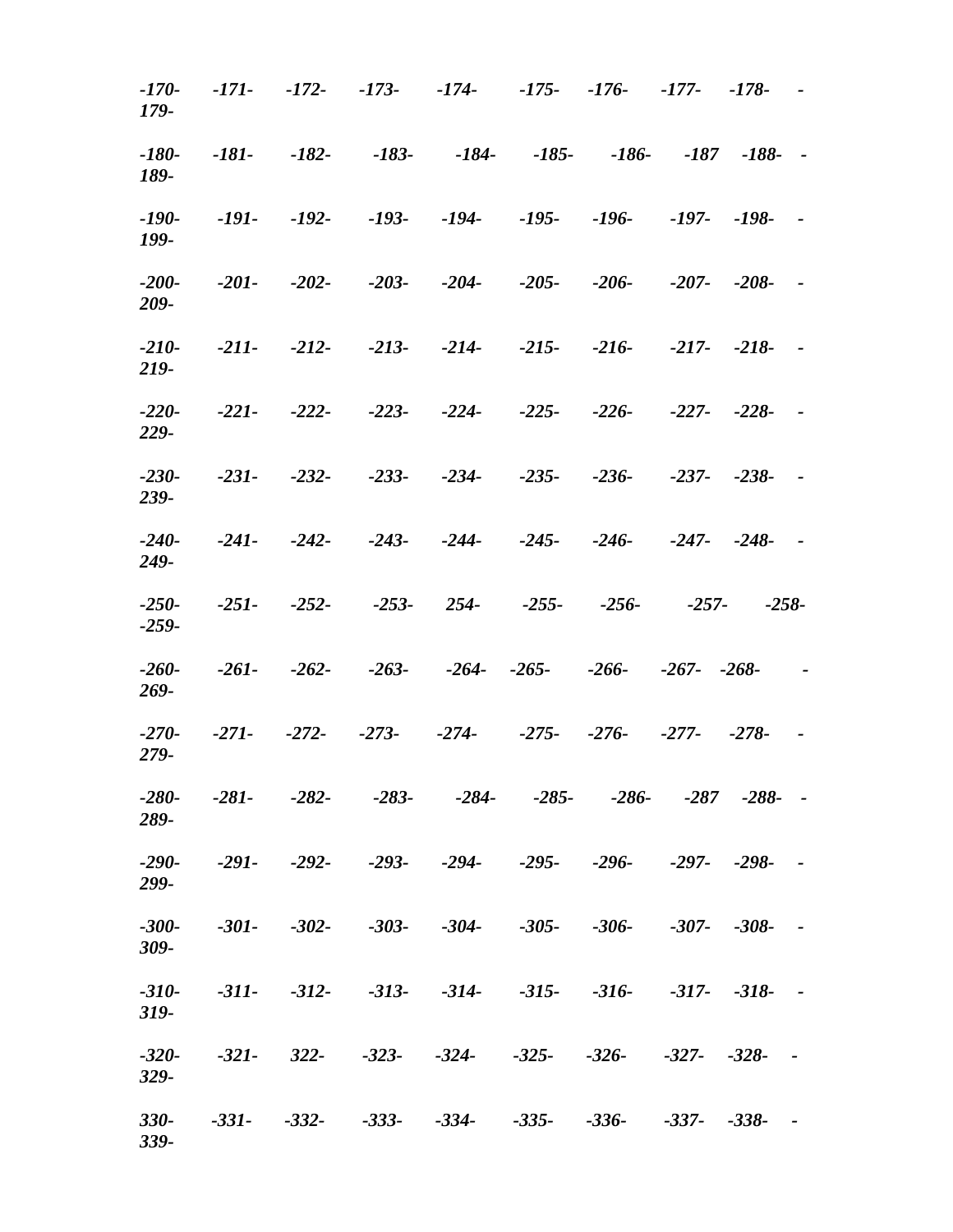*-170- -171- -172- -173- -174- -175- -176- -177- -178- -179-*

*-180- -181- -182- -183- -184- -185- -186- -187 -188- -189-*

*-190- -191- -192- -193- -194- -195- -196- -197- -198- -199-*

*-200- -201- -202- -203- -204- -205- -206- -207- -208- -209-*

*-210- -211- -212- -213- -214- -215- -216- -217- -218- -219-*

*-220- -221- -222- -223- -224- -225- -226- -227- -228- -229-*

*-230- -231- -232- -233- -234- -235- -236- -237- -238- -239-*

*-240- -241- -242- -243- -244- -245- -246- -247- -248- -249-*

*-250- -251- -252- -253- 254- -255- -256- -257- -258- -259-*

*-260- -261- -262- -263- -264- -265- -266- -267- -268- -269-*

*-270- -271- -272- -273- -274- -275- -276- -277- -278- -279-*

*-280- -281- -282- -283- -284- -285- -286- -287 -288- -289-*

*-290- -291- -292- -293- -294- -295- -296- -297- -298- -299-*

*-300- -301- -302- -303- -304- -305- -306- -307- -308- -309-*

*-310- -311- -312- -313- -314- -315- -316- -317- -318- -319-*

*-320- -321- 322- -323- -324- -325- -326- -327- -328- -329-*

*330- -331- -332- -333- -334- -335- -336- -337- -338- -339-*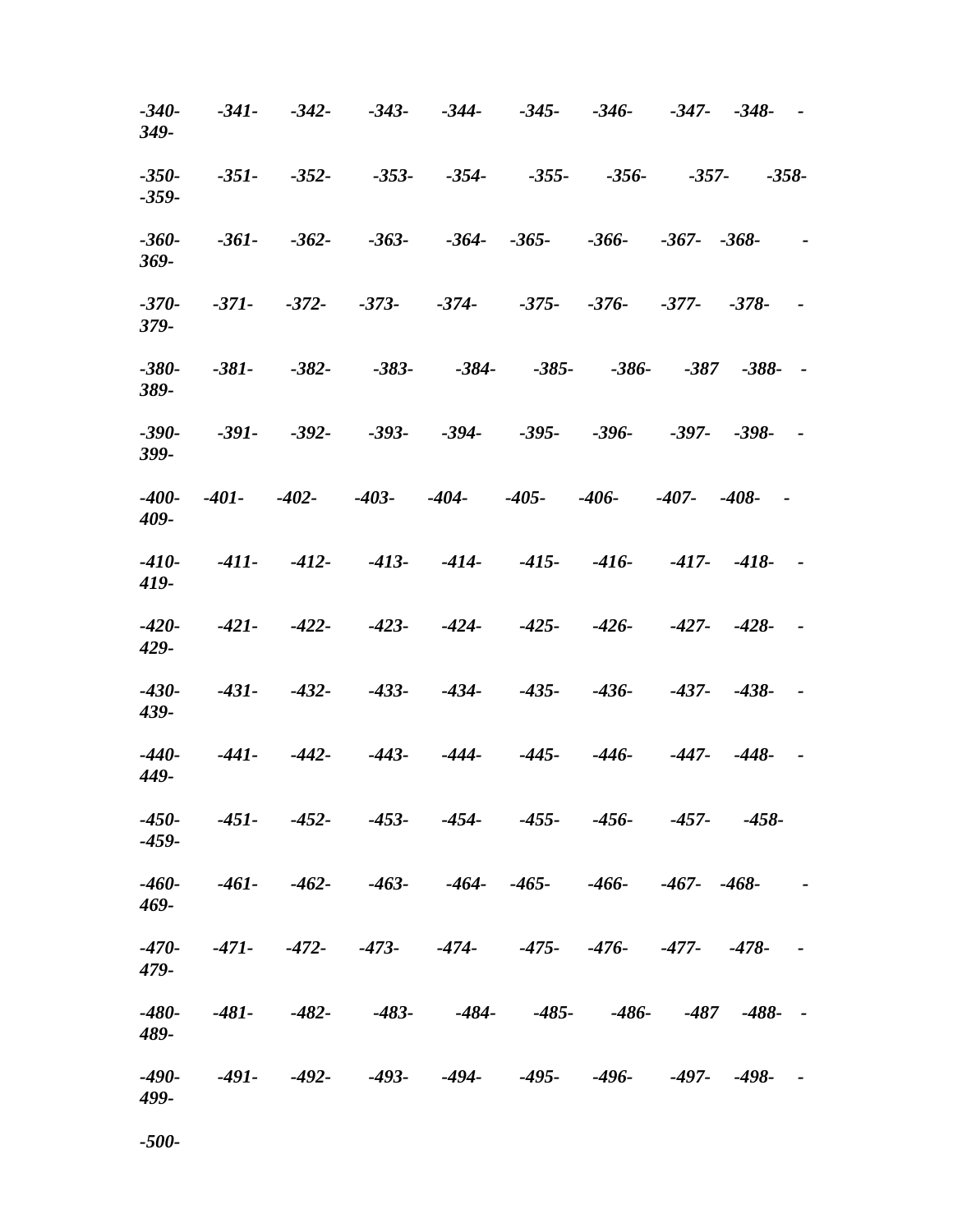***-340- -341- -342- -343- -344- -345- -346- -347- -348- -349-***

***-350- -351- -352- -353- -354- -355- -356- -357- -358- -359-***

***-360- -361- -362- -363- -364- -365- -366- -367- -368- -369-***

***-370- -371- -372- -373- -374- -375- -376- -377- -378- -379-***

***-380- -381- -382- -383- -384- -385- -386- -387 -388- -389-***

***-390- -391- -392- -393- -394- -395- -396- -397- -398- -399-***

***-400- -401- -402- -403- -404- -405- -406- -407- -408- -409-***

***-410- -411- -412- -413- -414- -415- -416- -417- -418- -419-***

***-420- -421- -422- -423- -424- -425- -426- -427- -428- -429-***

***-430- -431- -432- -433- -434- -435- -436- -437- -438- -439-***

***-440- -441- -442- -443- -444- -445- -446- -447- -448- -449-***

***-450- -451- -452- -453- -454- -455- -456- -457- -458- -459-***

***-460- -461- -462- -463- -464- -465- -466- -467- -468- -469-***

***-470- -471- -472- -473- -474- -475- -476- -477- -478- -479-***

***-480- -481- -482- -483- -484- -485- -486- -487 -488- -489-***

***-490- -491- -492- -493- -494- -495- -496- -497- -498- -499-***

***-500-***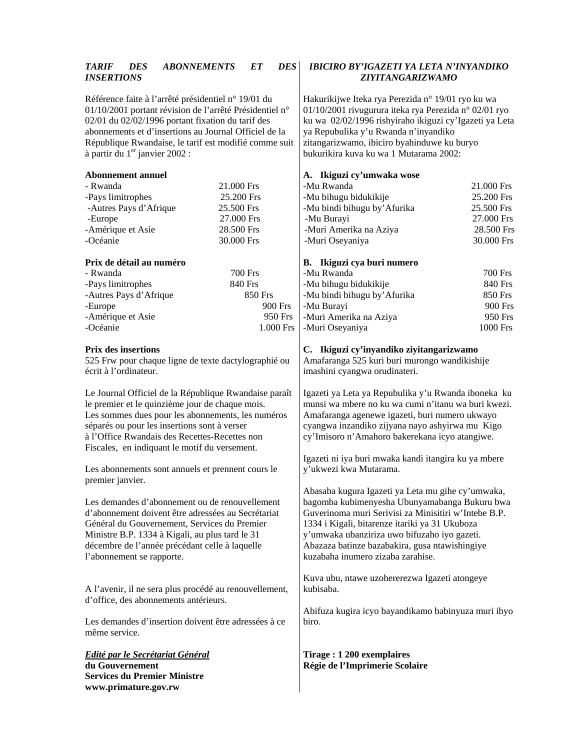***TARIF DES ABONNEMENTS ET DES INSERTIONS***

Référence faite à l'arrêté présidentiel n° 19/01 du 01/10/2001 portant révision de l'arrêté Présidentiel n° 02/01 du 02/02/1996 portant fixation du tarif des abonnements et d'insertions au Journal Officiel de la République Rwandaise, le tarif est modifié comme suit à partir du 1er janvier 2002 :

**Abonnement annuel**

| | |
|---|---|
| - Rwanda | 21.000 Frs |
| -Pays limitrophes | 25.200 Frs |
| -Autres Pays d'Afrique | 25.500 Frs |
| -Europe | 27.000 Frs |
| -Amérique et Asie | 28.500 Frs |
| -Océanie | 30.000 Frs |

**Prix de détail au numéro**

| | |
|---|---|
| - Rwanda | 700 Frs |
| -Pays limitrophes | 840 Frs |
| -Autres Pays d'Afrique | 850 Frs |
| -Europe | 900 Frs |
| -Amérique et Asie | 950 Frs |
| -Océanie | 1.000 Frs |

**Prix des insertions**

525 Frw pour chaque ligne de texte dactylographié ou écrit à l'ordinateur.

Le Journal Officiel de la République Rwandaise paraît le premier et le quinzième jour de chaque mois.
Les sommes dues pour les abonnements, les numéros séparés ou pour les insertions sont à verser à l'Office Rwandais des Recettes-Recettes non Fiscales, en indiquant le motif du versement.

Les abonnements sont annuels et prennent cours le premier janvier.

Les demandes d'abonnement ou de renouvellement d'abonnement doivent être adressées au Secrétariat Général du Gouvernement, Services du Premier Ministre B.P. 1334 à Kigali, au plus tard le 31 décembre de l'année précédant celle à laquelle l'abonnement se rapporte.

A l'avenir, il ne sera plus procédé au renouvellement, d'office, des abonnements antérieurs.

Les demandes d'insertion doivent être adressées à ce même service.

***Edité par le Secrétariat Général***
**du Gouvernement**
**Services du Premier Ministre**
**www.primature.gov.rw**

***IBICIRO BY'IGAZETI YA LETA N'INYANDIKO ZIYITANGARIZWAMO***

Hakurikijwe Iteka rya Perezida n° 19/01 ryo ku wa 01/10/2001 rivugurura iteka rya Perezida n° 02/01 ryo ku wa 02/02/1996 rishyiraho ikiguzi cy'Igazeti ya Leta ya Repubulika y'u Rwanda n'inyandiko zitangarizwamo, ibiciro byahinduwe ku buryo bukurikira kuva ku wa 1 Mutarama 2002:

**A. Ikiguzi cy'umwaka wose**

| | |
|---|---|
| -Mu Rwanda | 21.000 Frs |
| -Mu bihugu bidukikije | 25.200 Frs |
| -Mu bindi bihugu by'Afurika | 25.500 Frs |
| -Mu Burayi | 27.000 Frs |
| -Muri Amerika na Aziya | 28.500 Frs |
| -Muri Oseyaniya | 30.000 Frs |

**B. Ikiguzi cya buri numero**

| | |
|---|---|
| -Mu Rwanda | 700 Frs |
| -Mu bihugu bidukikije | 840 Frs |
| -Mu bindi bihugu by'Afurika | 850 Frs |
| -Mu Burayi | 900 Frs |
| -Muri Amerika na Aziya | 950 Frs |
| -Muri Oseyaniya | 1000 Frs |

**C. Ikiguzi cy'inyandiko ziyitangarizwamo**

Amafaranga 525 kuri buri murongo wandikishije imashini cyangwa orudinateri.

Igazeti ya Leta ya Repubulika y'u Rwanda iboneka ku munsi wa mbere no ku wa cumi n'itanu wa buri kwezi. Amafaranga agenewe igazeti, buri numero ukwayo cyangwa inzandiko zijyana nayo ashyirwa mu Kigo cy'Imisoro n'Amahoro bakerekana icyo atangiwe.

Igazeti ni iya buri mwaka kandi itangira ku ya mbere y'ukwezi kwa Mutarama.

Abasaba kugura Igazeti ya Leta mu gihe cy'umwaka, bagomba kubimenyesha Ubunyamabanga Bukuru bwa Guverinoma muri Serivisi za Minisitiri w'Intebe B.P. 1334 i Kigali, bitarenze itariki ya 31 Ukuboza y'umwaka ubanziriza uwo bifuzaho iyo gazeti. Abazaza batinze bazabakira, gusa ntawishingiye kuzabaha inumero zizaba zarahise.

Kuva ubu, ntawe uzohererezwa Igazeti atongeye kubisaba.

Abifuza kugira icyo bayandikamo babinyuza muri ibyo biro.

**Tirage : 1 200 exemplaires**
**Régie de l'Imprimerie Scolaire**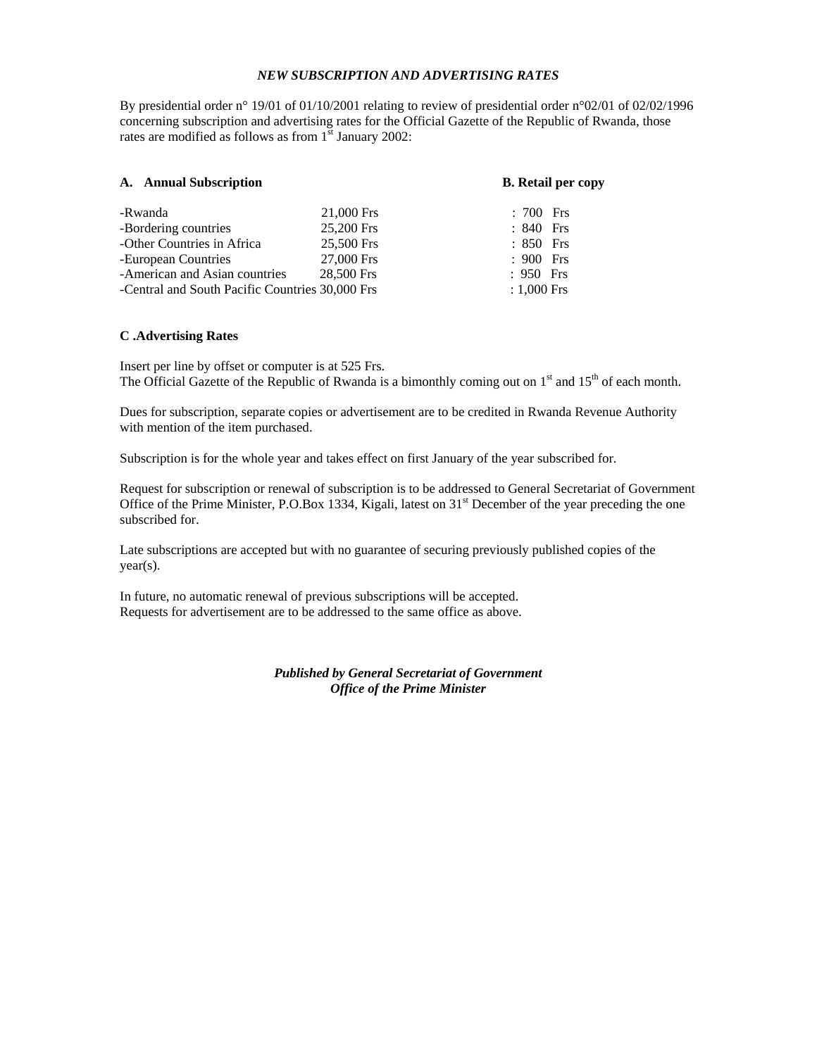***NEW SUBSCRIPTION AND ADVERTISING RATES***

By presidential order n° 19/01 of 01/10/2001 relating to review of presidential order n°02/01 of 02/02/1996 concerning subscription and advertising rates for the Official Gazette of the Republic of Rwanda, those rates are modified as follows as from 1st January 2002:

| A. Annual Subscription | | B. Retail per copy |
|---|---|---|
| -Rwanda | 21,000 Frs | : 700 Frs |
| -Bordering countries | 25,200 Frs | : 840 Frs |
| -Other Countries in Africa | 25,500 Frs | : 850 Frs |
| -European Countries | 27,000 Frs | : 900 Frs |
| -American and Asian countries | 28,500 Frs | : 950 Frs |
| -Central and South Pacific Countries | 30,000 Frs | : 1,000 Frs |

**C .Advertising Rates**

Insert per line by offset or computer is at 525 Frs.
The Official Gazette of the Republic of Rwanda is a bimonthly coming out on 1st and 15th of each month.

Dues for subscription, separate copies or advertisement are to be credited in Rwanda Revenue Authority with mention of the item purchased.

Subscription is for the whole year and takes effect on first January of the year subscribed for.

Request for subscription or renewal of subscription is to be addressed to General Secretariat of Government Office of the Prime Minister, P.O.Box 1334, Kigali, latest on 31st December of the year preceding the one subscribed for.

Late subscriptions are accepted but with no guarantee of securing previously published copies of the year(s).

In future, no automatic renewal of previous subscriptions will be accepted.
Requests for advertisement are to be addressed to the same office as above.

***Published by General Secretariat of Government***
***Office of the Prime Minister***